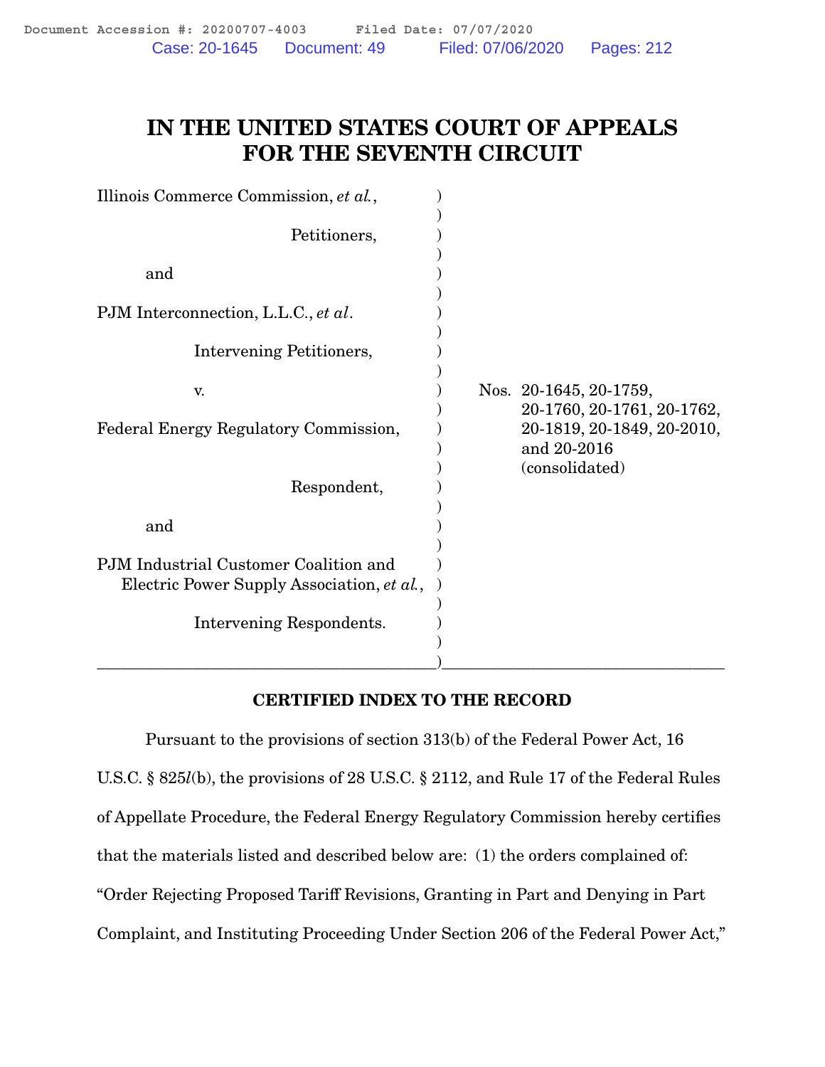Document Accession #: 20200707-4003 Filed Date: 07/07/2020

Case: 20-1645 Document: 49 Filed: 07/06/2020 Pages: 212

# IN THE UNITED STATES COURT OF APPEALS FOR THE SEVENTH CIRCUIT

| | |
|---|---|
| Illinois Commerce Commission, *et al.*, | |
| Petitioners, | |
| and | |
| PJM Interconnection, L.L.C., *et al*. | |
| Intervening Petitioners, | |
| v. | Nos. 20-1645, 20-1759, 20-1760, 20-1761, 20-1762, 20-1819, 20-1849, 20-2010, and 20-2016 (consolidated) |
| Federal Energy Regulatory Commission, | |
| Respondent, | |
| and | |
| PJM Industrial Customer Coalition and Electric Power Supply Association, *et al.*, | |
| Intervening Respondents. | |

**CERTIFIED INDEX TO THE RECORD**

Pursuant to the provisions of section 313(b) of the Federal Power Act, 16 U.S.C. § 825*l*(b), the provisions of 28 U.S.C. § 2112, and Rule 17 of the Federal Rules of Appellate Procedure, the Federal Energy Regulatory Commission hereby certifies that the materials listed and described below are: (1) the orders complained of: "Order Rejecting Proposed Tariff Revisions, Granting in Part and Denying in Part Complaint, and Instituting Proceeding Under Section 206 of the Federal Power Act,"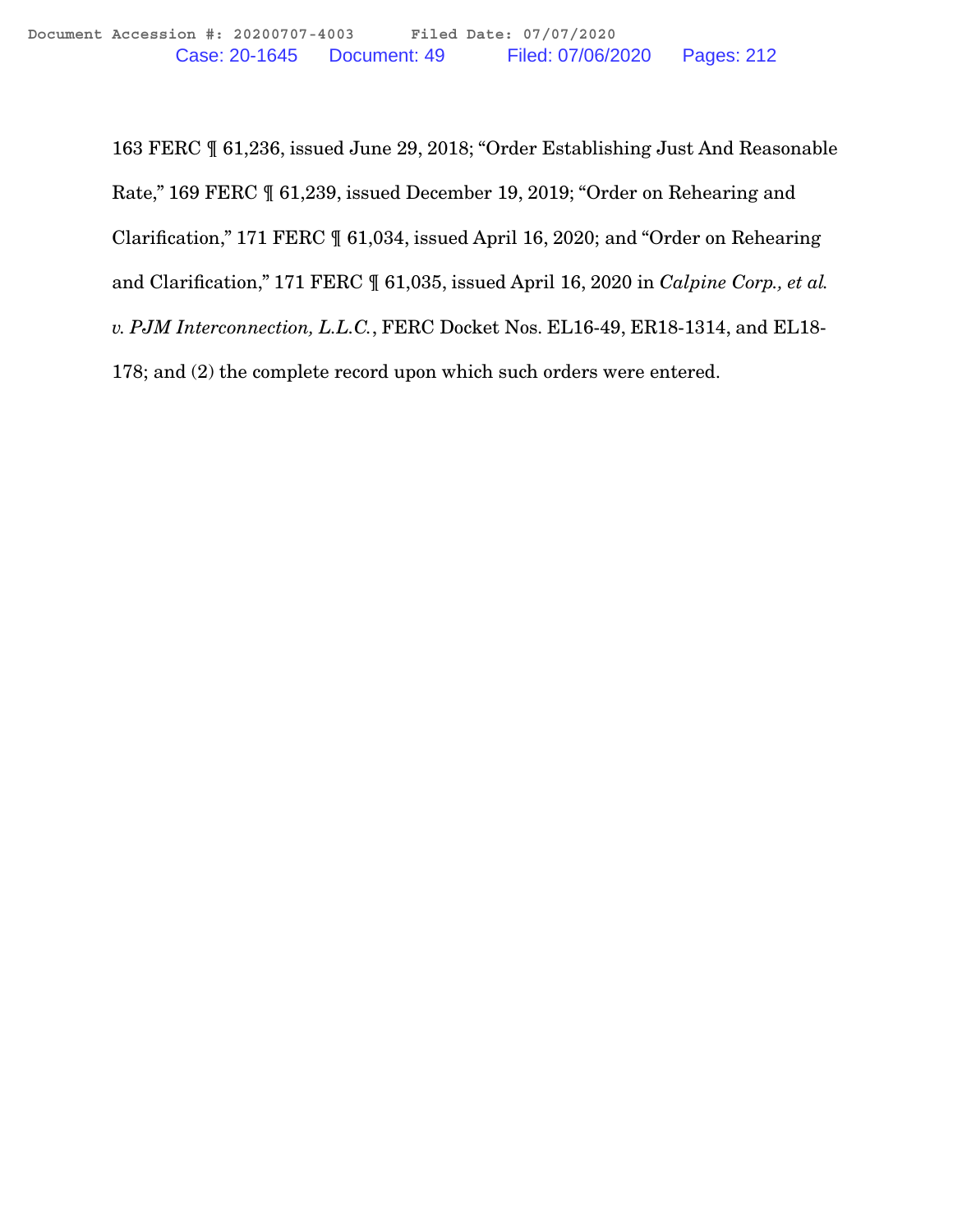163 FERC ¶ 61,236, issued June 29, 2018; "Order Establishing Just And Reasonable Rate," 169 FERC ¶ 61,239, issued December 19, 2019; "Order on Rehearing and Clarification," 171 FERC ¶ 61,034, issued April 16, 2020; and "Order on Rehearing and Clarification," 171 FERC ¶ 61,035, issued April 16, 2020 in *Calpine Corp., et al. v. PJM Interconnection, L.L.C.*, FERC Docket Nos. EL16-49, ER18-1314, and EL18-178; and (2) the complete record upon which such orders were entered.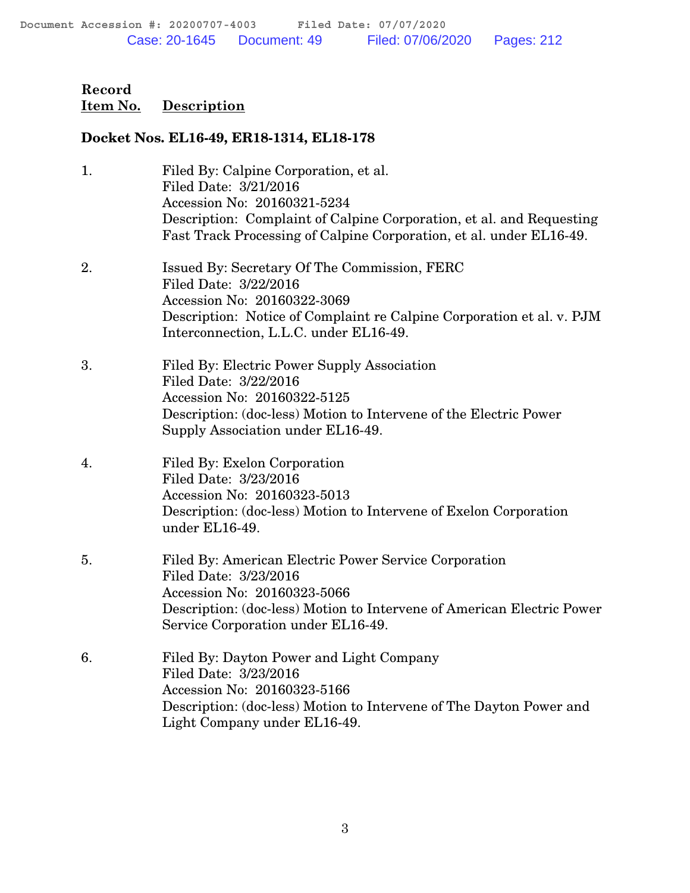**Record Item No.** **Description**

**Docket Nos. EL16-49, ER18-1314, EL18-178**

1. Filed By: Calpine Corporation, et al.
   Filed Date: 3/21/2016
   Accession No: 20160321-5234
   Description: Complaint of Calpine Corporation, et al. and Requesting Fast Track Processing of Calpine Corporation, et al. under EL16-49.

2. Issued By: Secretary Of The Commission, FERC
   Filed Date: 3/22/2016
   Accession No: 20160322-3069
   Description: Notice of Complaint re Calpine Corporation et al. v. PJM Interconnection, L.L.C. under EL16-49.

3. Filed By: Electric Power Supply Association
   Filed Date: 3/22/2016
   Accession No: 20160322-5125
   Description: (doc-less) Motion to Intervene of the Electric Power Supply Association under EL16-49.

4. Filed By: Exelon Corporation
   Filed Date: 3/23/2016
   Accession No: 20160323-5013
   Description: (doc-less) Motion to Intervene of Exelon Corporation under EL16-49.

5. Filed By: American Electric Power Service Corporation
   Filed Date: 3/23/2016
   Accession No: 20160323-5066
   Description: (doc-less) Motion to Intervene of American Electric Power Service Corporation under EL16-49.

6. Filed By: Dayton Power and Light Company
   Filed Date: 3/23/2016
   Accession No: 20160323-5166
   Description: (doc-less) Motion to Intervene of The Dayton Power and Light Company under EL16-49.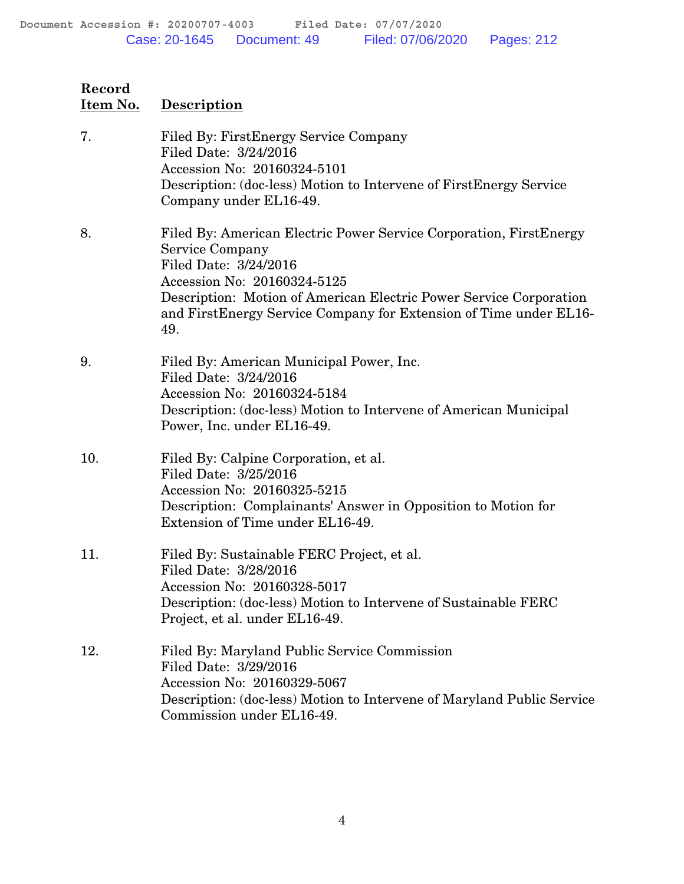| Record Item No. | Description |
|---|---|
| 7. | Filed By: FirstEnergy Service Company<br>Filed Date: 3/24/2016<br>Accession No: 20160324-5101<br>Description: (doc-less) Motion to Intervene of FirstEnergy Service Company under EL16-49. |
| 8. | Filed By: American Electric Power Service Corporation, FirstEnergy Service Company<br>Filed Date: 3/24/2016<br>Accession No: 20160324-5125<br>Description: Motion of American Electric Power Service Corporation and FirstEnergy Service Company for Extension of Time under EL16-49. |
| 9. | Filed By: American Municipal Power, Inc.<br>Filed Date: 3/24/2016<br>Accession No: 20160324-5184<br>Description: (doc-less) Motion to Intervene of American Municipal Power, Inc. under EL16-49. |
| 10. | Filed By: Calpine Corporation, et al.<br>Filed Date: 3/25/2016<br>Accession No: 20160325-5215<br>Description: Complainants' Answer in Opposition to Motion for Extension of Time under EL16-49. |
| 11. | Filed By: Sustainable FERC Project, et al.<br>Filed Date: 3/28/2016<br>Accession No: 20160328-5017<br>Description: (doc-less) Motion to Intervene of Sustainable FERC Project, et al. under EL16-49. |
| 12. | Filed By: Maryland Public Service Commission<br>Filed Date: 3/29/2016<br>Accession No: 20160329-5067<br>Description: (doc-less) Motion to Intervene of Maryland Public Service Commission under EL16-49. |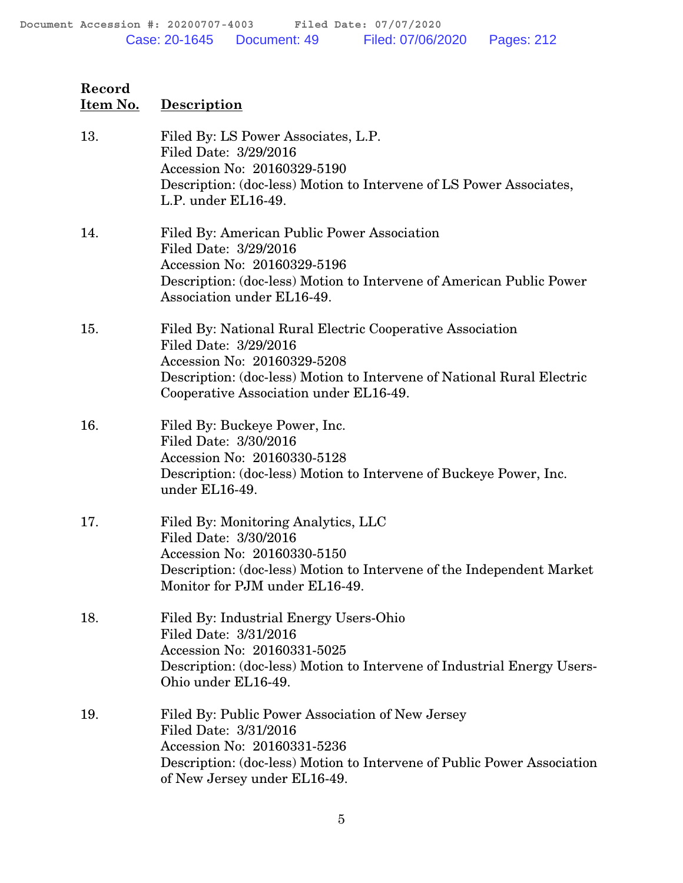| Record Item No. | Description |
|---|---|
| 13. | Filed By: LS Power Associates, L.P.<br>Filed Date: 3/29/2016<br>Accession No: 20160329-5190<br>Description: (doc-less) Motion to Intervene of LS Power Associates, L.P. under EL16-49. |
| 14. | Filed By: American Public Power Association<br>Filed Date: 3/29/2016<br>Accession No: 20160329-5196<br>Description: (doc-less) Motion to Intervene of American Public Power Association under EL16-49. |
| 15. | Filed By: National Rural Electric Cooperative Association<br>Filed Date: 3/29/2016<br>Accession No: 20160329-5208<br>Description: (doc-less) Motion to Intervene of National Rural Electric Cooperative Association under EL16-49. |
| 16. | Filed By: Buckeye Power, Inc.<br>Filed Date: 3/30/2016<br>Accession No: 20160330-5128<br>Description: (doc-less) Motion to Intervene of Buckeye Power, Inc. under EL16-49. |
| 17. | Filed By: Monitoring Analytics, LLC<br>Filed Date: 3/30/2016<br>Accession No: 20160330-5150<br>Description: (doc-less) Motion to Intervene of the Independent Market Monitor for PJM under EL16-49. |
| 18. | Filed By: Industrial Energy Users-Ohio<br>Filed Date: 3/31/2016<br>Accession No: 20160331-5025<br>Description: (doc-less) Motion to Intervene of Industrial Energy Users-Ohio under EL16-49. |
| 19. | Filed By: Public Power Association of New Jersey<br>Filed Date: 3/31/2016<br>Accession No: 20160331-5236<br>Description: (doc-less) Motion to Intervene of Public Power Association of New Jersey under EL16-49. |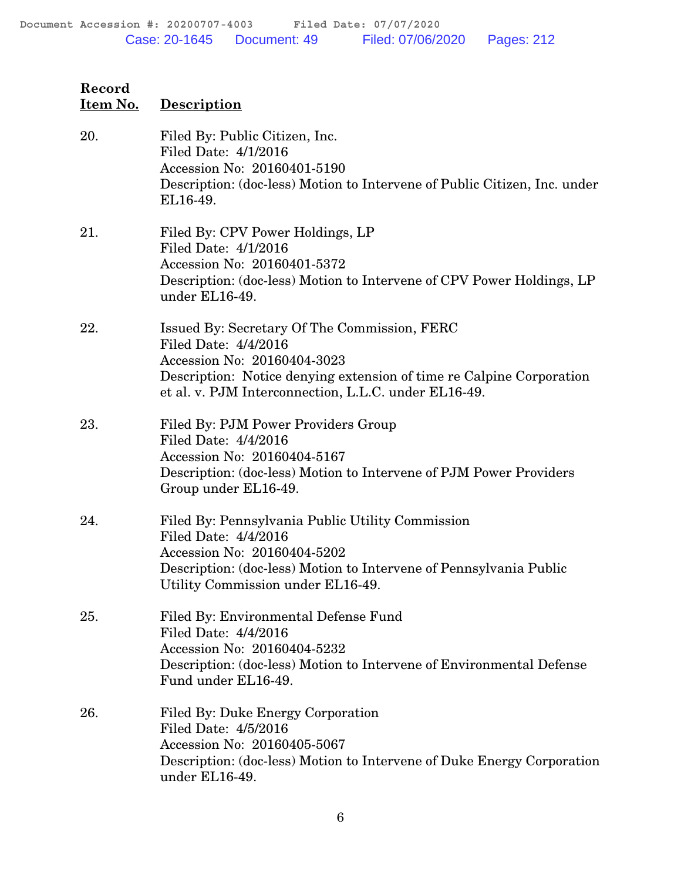| Record Item No. | Description |
|---|---|
| 20. | Filed By: Public Citizen, Inc.<br>Filed Date: 4/1/2016<br>Accession No: 20160401-5190<br>Description: (doc-less) Motion to Intervene of Public Citizen, Inc. under EL16-49. |
| 21. | Filed By: CPV Power Holdings, LP<br>Filed Date: 4/1/2016<br>Accession No: 20160401-5372<br>Description: (doc-less) Motion to Intervene of CPV Power Holdings, LP under EL16-49. |
| 22. | Issued By: Secretary Of The Commission, FERC<br>Filed Date: 4/4/2016<br>Accession No: 20160404-3023<br>Description: Notice denying extension of time re Calpine Corporation et al. v. PJM Interconnection, L.L.C. under EL16-49. |
| 23. | Filed By: PJM Power Providers Group<br>Filed Date: 4/4/2016<br>Accession No: 20160404-5167<br>Description: (doc-less) Motion to Intervene of PJM Power Providers Group under EL16-49. |
| 24. | Filed By: Pennsylvania Public Utility Commission<br>Filed Date: 4/4/2016<br>Accession No: 20160404-5202<br>Description: (doc-less) Motion to Intervene of Pennsylvania Public Utility Commission under EL16-49. |
| 25. | Filed By: Environmental Defense Fund<br>Filed Date: 4/4/2016<br>Accession No: 20160404-5232<br>Description: (doc-less) Motion to Intervene of Environmental Defense Fund under EL16-49. |
| 26. | Filed By: Duke Energy Corporation<br>Filed Date: 4/5/2016<br>Accession No: 20160405-5067<br>Description: (doc-less) Motion to Intervene of Duke Energy Corporation under EL16-49. |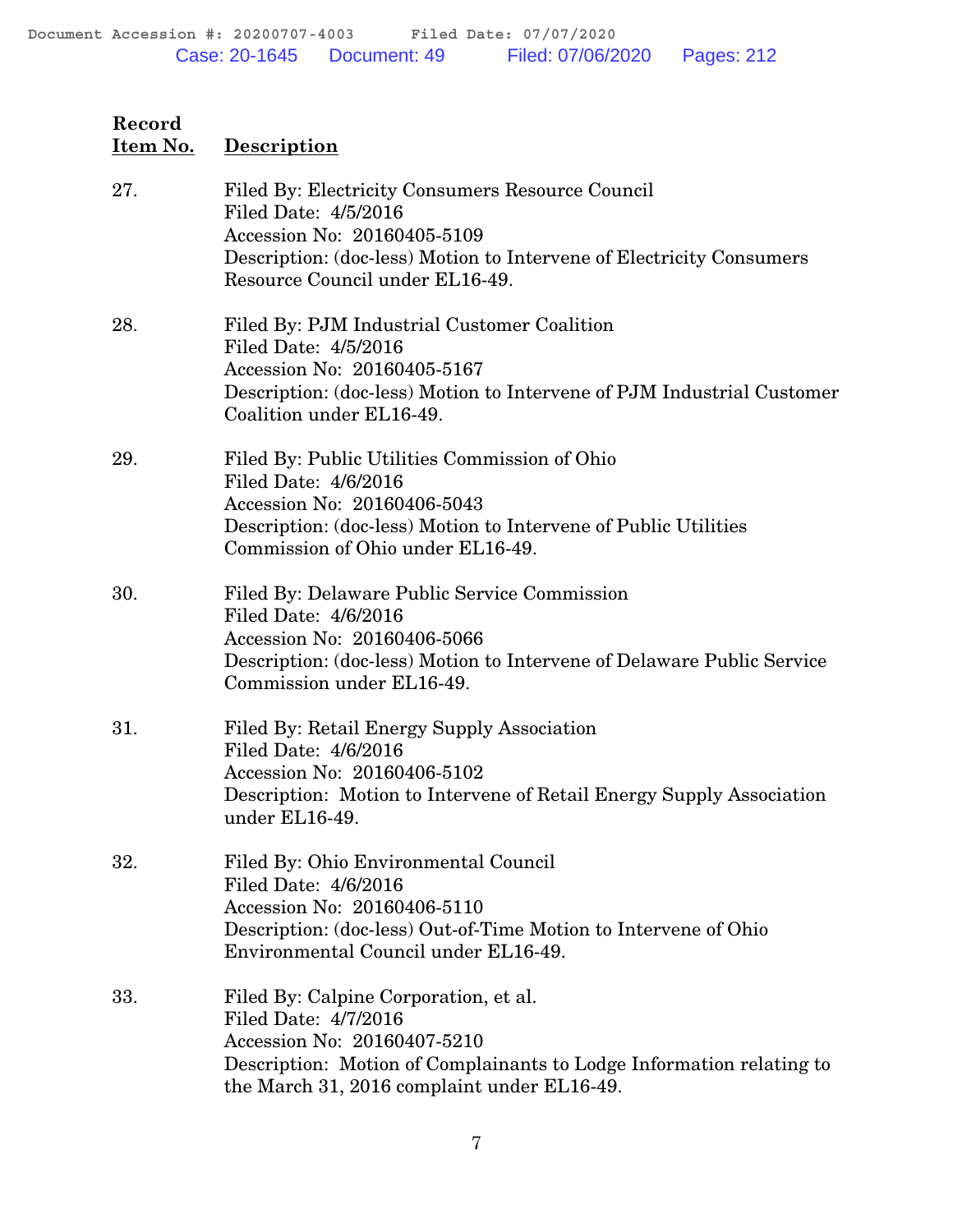| Record Item No. | Description |
|---|---|
| 27. | Filed By: Electricity Consumers Resource Council<br>Filed Date: 4/5/2016<br>Accession No: 20160405-5109<br>Description: (doc-less) Motion to Intervene of Electricity Consumers Resource Council under EL16-49. |
| 28. | Filed By: PJM Industrial Customer Coalition<br>Filed Date: 4/5/2016<br>Accession No: 20160405-5167<br>Description: (doc-less) Motion to Intervene of PJM Industrial Customer Coalition under EL16-49. |
| 29. | Filed By: Public Utilities Commission of Ohio<br>Filed Date: 4/6/2016<br>Accession No: 20160406-5043<br>Description: (doc-less) Motion to Intervene of Public Utilities Commission of Ohio under EL16-49. |
| 30. | Filed By: Delaware Public Service Commission<br>Filed Date: 4/6/2016<br>Accession No: 20160406-5066<br>Description: (doc-less) Motion to Intervene of Delaware Public Service Commission under EL16-49. |
| 31. | Filed By: Retail Energy Supply Association<br>Filed Date: 4/6/2016<br>Accession No: 20160406-5102<br>Description: Motion to Intervene of Retail Energy Supply Association under EL16-49. |
| 32. | Filed By: Ohio Environmental Council<br>Filed Date: 4/6/2016<br>Accession No: 20160406-5110<br>Description: (doc-less) Out-of-Time Motion to Intervene of Ohio Environmental Council under EL16-49. |
| 33. | Filed By: Calpine Corporation, et al.<br>Filed Date: 4/7/2016<br>Accession No: 20160407-5210<br>Description: Motion of Complainants to Lodge Information relating to the March 31, 2016 complaint under EL16-49. |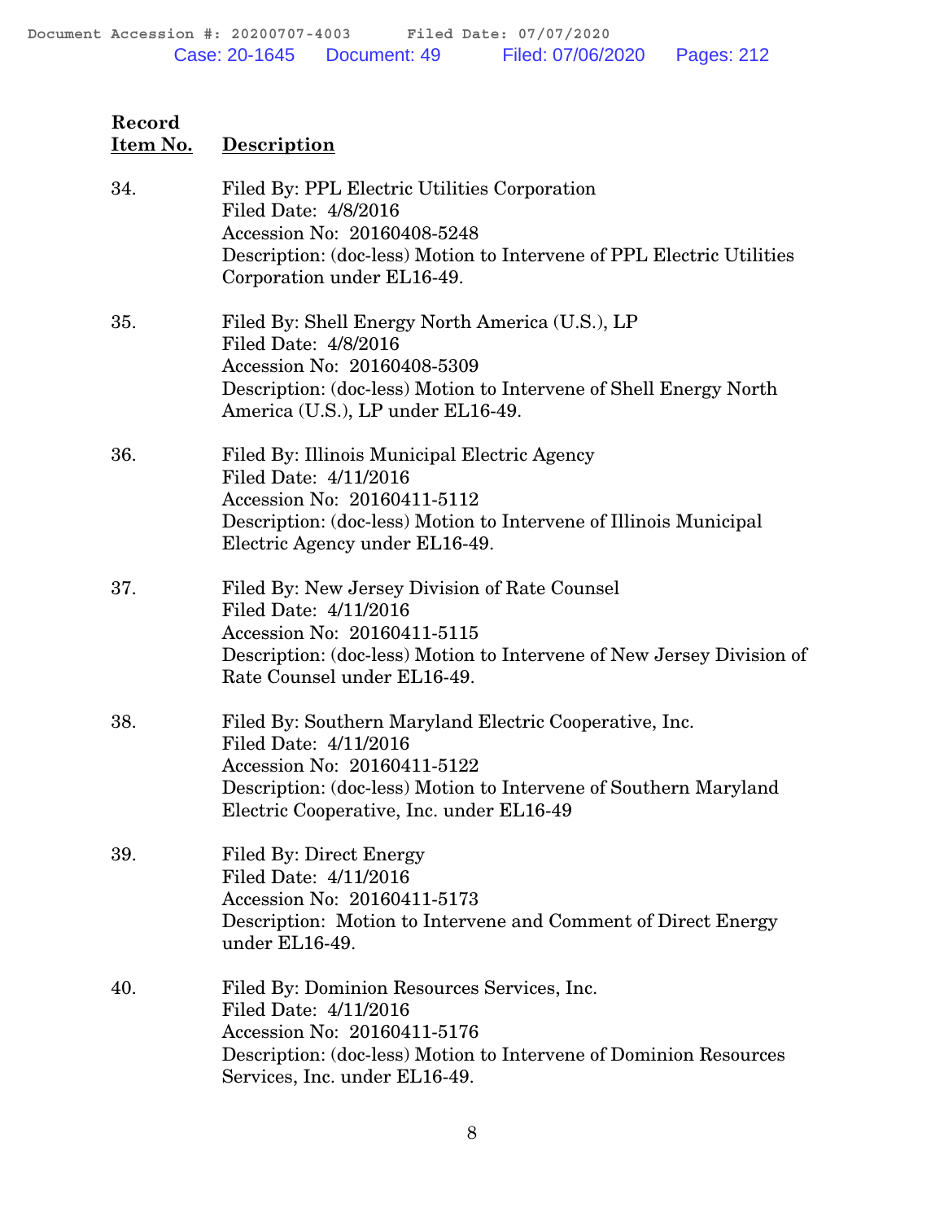| Record Item No. | Description |
|---|---|
| 34. | Filed By: PPL Electric Utilities Corporation<br>Filed Date: 4/8/2016<br>Accession No: 20160408-5248<br>Description: (doc-less) Motion to Intervene of PPL Electric Utilities Corporation under EL16-49. |
| 35. | Filed By: Shell Energy North America (U.S.), LP<br>Filed Date: 4/8/2016<br>Accession No: 20160408-5309<br>Description: (doc-less) Motion to Intervene of Shell Energy North America (U.S.), LP under EL16-49. |
| 36. | Filed By: Illinois Municipal Electric Agency<br>Filed Date: 4/11/2016<br>Accession No: 20160411-5112<br>Description: (doc-less) Motion to Intervene of Illinois Municipal Electric Agency under EL16-49. |
| 37. | Filed By: New Jersey Division of Rate Counsel<br>Filed Date: 4/11/2016<br>Accession No: 20160411-5115<br>Description: (doc-less) Motion to Intervene of New Jersey Division of Rate Counsel under EL16-49. |
| 38. | Filed By: Southern Maryland Electric Cooperative, Inc.<br>Filed Date: 4/11/2016<br>Accession No: 20160411-5122<br>Description: (doc-less) Motion to Intervene of Southern Maryland Electric Cooperative, Inc. under EL16-49 |
| 39. | Filed By: Direct Energy<br>Filed Date: 4/11/2016<br>Accession No: 20160411-5173<br>Description: Motion to Intervene and Comment of Direct Energy under EL16-49. |
| 40. | Filed By: Dominion Resources Services, Inc.<br>Filed Date: 4/11/2016<br>Accession No: 20160411-5176<br>Description: (doc-less) Motion to Intervene of Dominion Resources Services, Inc. under EL16-49. |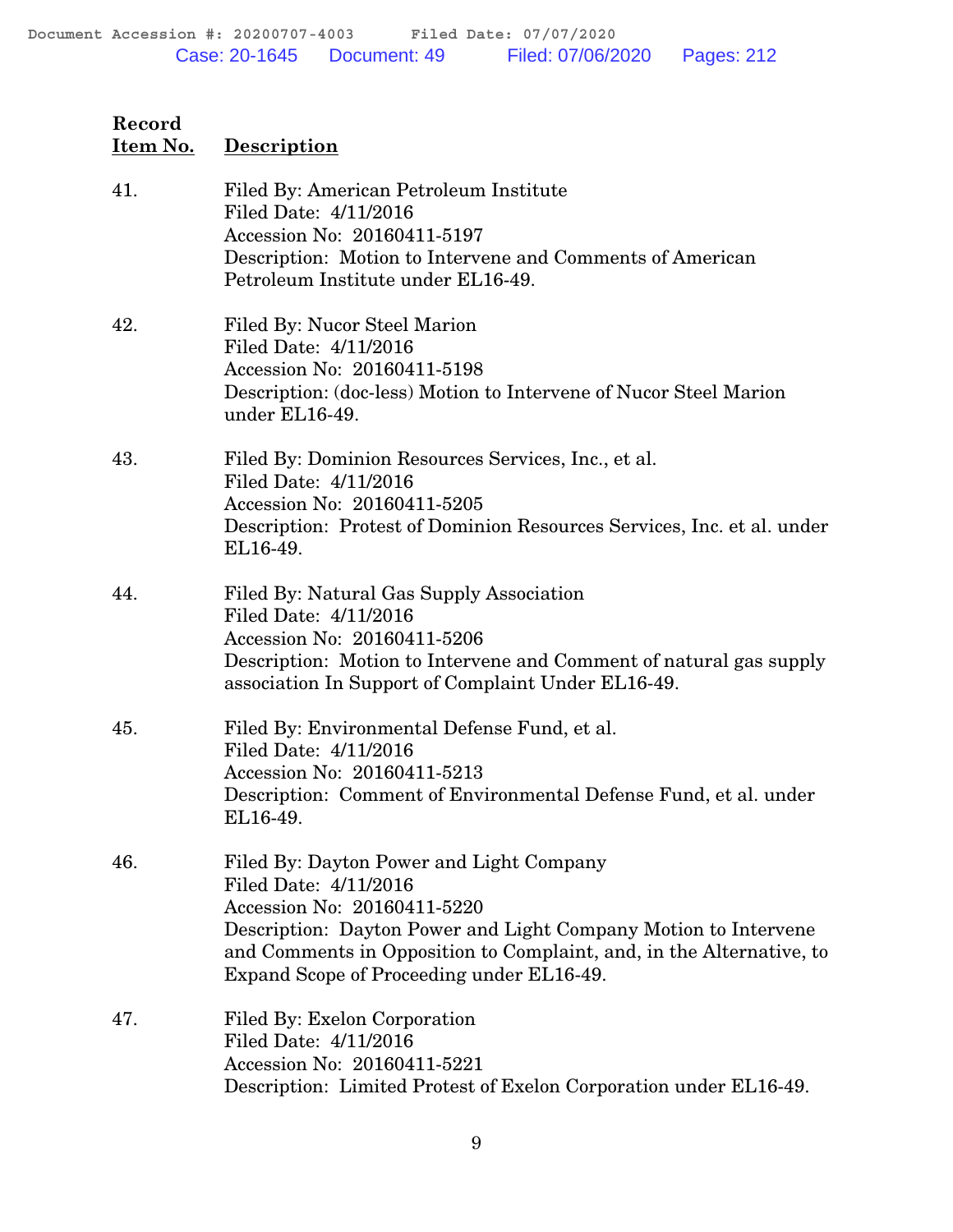| Record Item No. | Description |
|---|---|
| 41. | Filed By: American Petroleum Institute<br>Filed Date: 4/11/2016<br>Accession No: 20160411-5197<br>Description: Motion to Intervene and Comments of American Petroleum Institute under EL16-49. |
| 42. | Filed By: Nucor Steel Marion<br>Filed Date: 4/11/2016<br>Accession No: 20160411-5198<br>Description: (doc-less) Motion to Intervene of Nucor Steel Marion under EL16-49. |
| 43. | Filed By: Dominion Resources Services, Inc., et al.<br>Filed Date: 4/11/2016<br>Accession No: 20160411-5205<br>Description: Protest of Dominion Resources Services, Inc. et al. under EL16-49. |
| 44. | Filed By: Natural Gas Supply Association<br>Filed Date: 4/11/2016<br>Accession No: 20160411-5206<br>Description: Motion to Intervene and Comment of natural gas supply association In Support of Complaint Under EL16-49. |
| 45. | Filed By: Environmental Defense Fund, et al.<br>Filed Date: 4/11/2016<br>Accession No: 20160411-5213<br>Description: Comment of Environmental Defense Fund, et al. under EL16-49. |
| 46. | Filed By: Dayton Power and Light Company<br>Filed Date: 4/11/2016<br>Accession No: 20160411-5220<br>Description: Dayton Power and Light Company Motion to Intervene and Comments in Opposition to Complaint, and, in the Alternative, to Expand Scope of Proceeding under EL16-49. |
| 47. | Filed By: Exelon Corporation<br>Filed Date: 4/11/2016<br>Accession No: 20160411-5221<br>Description: Limited Protest of Exelon Corporation under EL16-49. |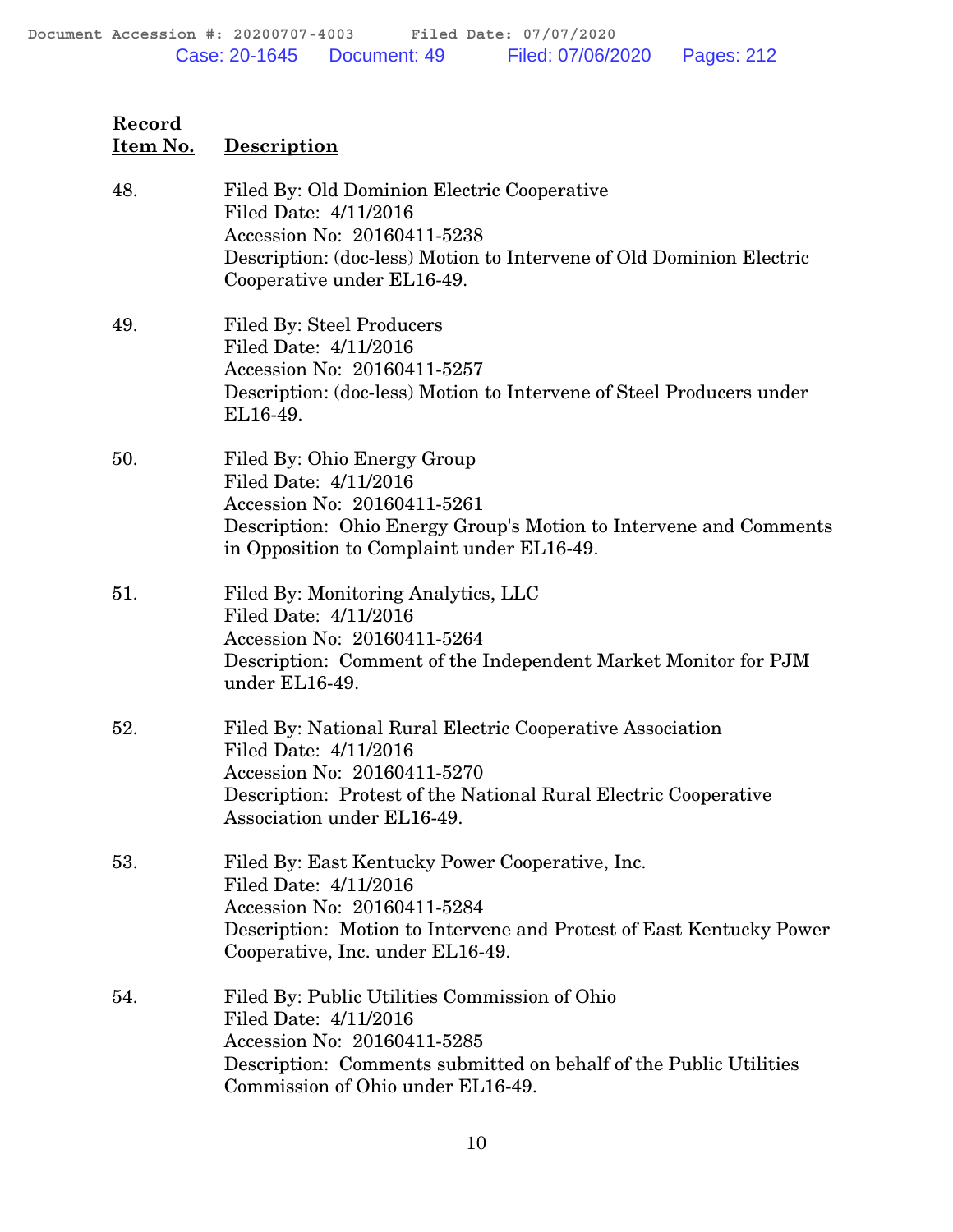| Record Item No. | Description |
|---|---|
| 48. | Filed By: Old Dominion Electric Cooperative<br>Filed Date: 4/11/2016<br>Accession No: 20160411-5238<br>Description: (doc-less) Motion to Intervene of Old Dominion Electric Cooperative under EL16-49. |
| 49. | Filed By: Steel Producers<br>Filed Date: 4/11/2016<br>Accession No: 20160411-5257<br>Description: (doc-less) Motion to Intervene of Steel Producers under EL16-49. |
| 50. | Filed By: Ohio Energy Group<br>Filed Date: 4/11/2016<br>Accession No: 20160411-5261<br>Description: Ohio Energy Group's Motion to Intervene and Comments in Opposition to Complaint under EL16-49. |
| 51. | Filed By: Monitoring Analytics, LLC<br>Filed Date: 4/11/2016<br>Accession No: 20160411-5264<br>Description: Comment of the Independent Market Monitor for PJM under EL16-49. |
| 52. | Filed By: National Rural Electric Cooperative Association<br>Filed Date: 4/11/2016<br>Accession No: 20160411-5270<br>Description: Protest of the National Rural Electric Cooperative Association under EL16-49. |
| 53. | Filed By: East Kentucky Power Cooperative, Inc.<br>Filed Date: 4/11/2016<br>Accession No: 20160411-5284<br>Description: Motion to Intervene and Protest of East Kentucky Power Cooperative, Inc. under EL16-49. |
| 54. | Filed By: Public Utilities Commission of Ohio<br>Filed Date: 4/11/2016<br>Accession No: 20160411-5285<br>Description: Comments submitted on behalf of the Public Utilities Commission of Ohio under EL16-49. |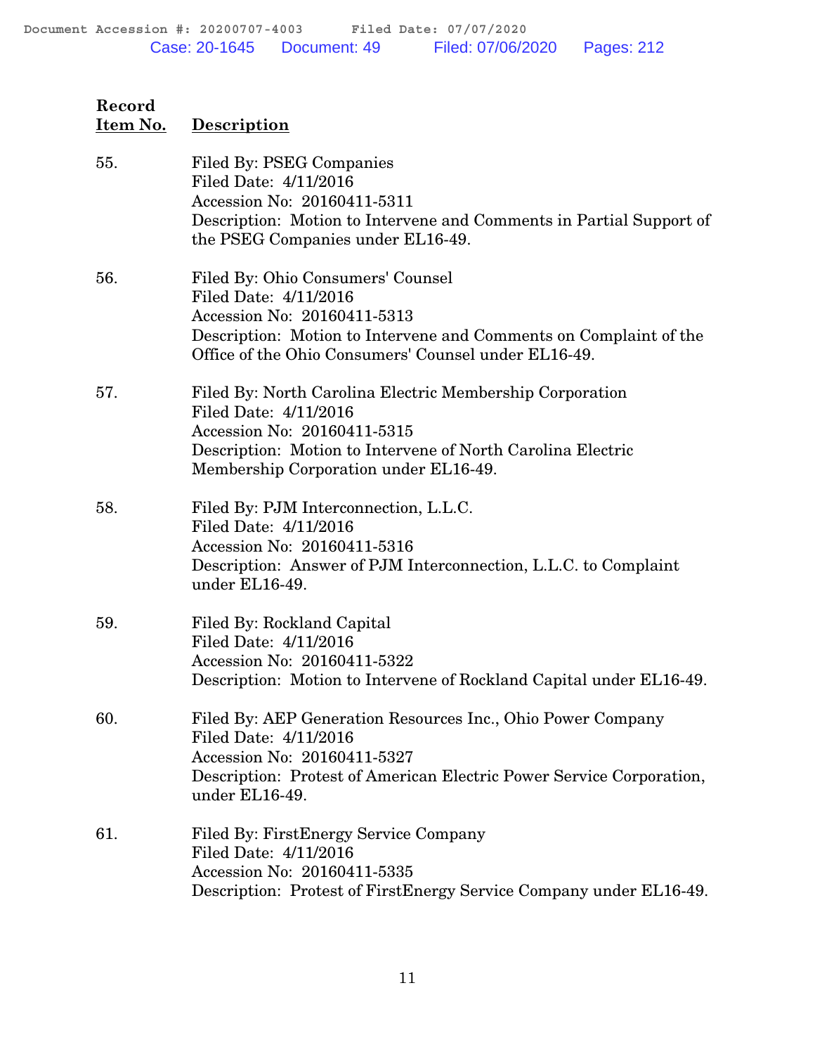| Record Item No. | Description |
|---|---|
| 55. | Filed By: PSEG Companies<br>Filed Date: 4/11/2016<br>Accession No: 20160411-5311<br>Description: Motion to Intervene and Comments in Partial Support of the PSEG Companies under EL16-49. |
| 56. | Filed By: Ohio Consumers' Counsel<br>Filed Date: 4/11/2016<br>Accession No: 20160411-5313<br>Description: Motion to Intervene and Comments on Complaint of the Office of the Ohio Consumers' Counsel under EL16-49. |
| 57. | Filed By: North Carolina Electric Membership Corporation<br>Filed Date: 4/11/2016<br>Accession No: 20160411-5315<br>Description: Motion to Intervene of North Carolina Electric Membership Corporation under EL16-49. |
| 58. | Filed By: PJM Interconnection, L.L.C.<br>Filed Date: 4/11/2016<br>Accession No: 20160411-5316<br>Description: Answer of PJM Interconnection, L.L.C. to Complaint under EL16-49. |
| 59. | Filed By: Rockland Capital<br>Filed Date: 4/11/2016<br>Accession No: 20160411-5322<br>Description: Motion to Intervene of Rockland Capital under EL16-49. |
| 60. | Filed By: AEP Generation Resources Inc., Ohio Power Company<br>Filed Date: 4/11/2016<br>Accession No: 20160411-5327<br>Description: Protest of American Electric Power Service Corporation, under EL16-49. |
| 61. | Filed By: FirstEnergy Service Company<br>Filed Date: 4/11/2016<br>Accession No: 20160411-5335<br>Description: Protest of FirstEnergy Service Company under EL16-49. |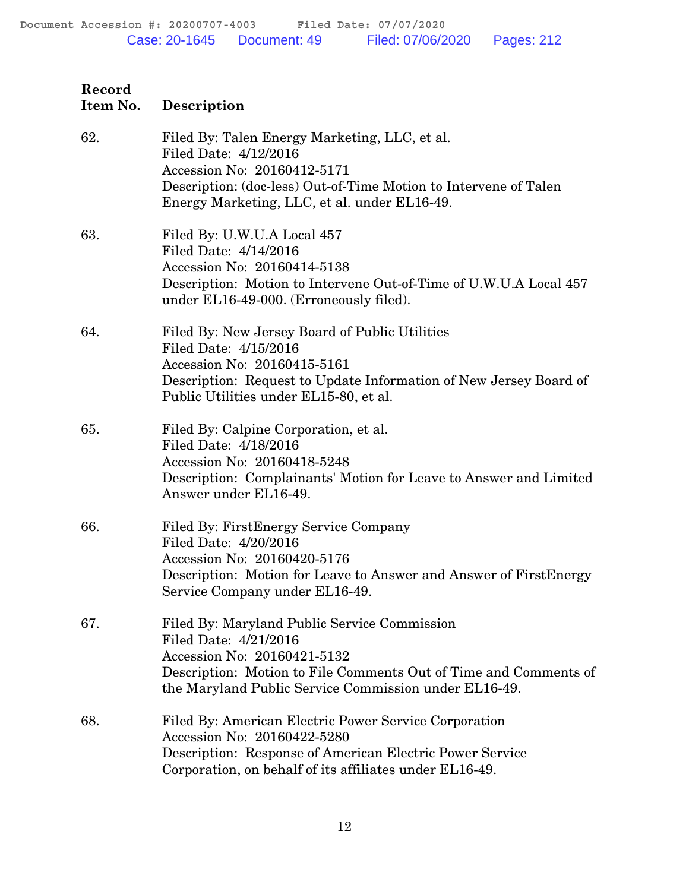| Record Item No. | Description |
|---|---|
| 62. | Filed By: Talen Energy Marketing, LLC, et al.<br>Filed Date: 4/12/2016<br>Accession No: 20160412-5171<br>Description: (doc-less) Out-of-Time Motion to Intervene of Talen Energy Marketing, LLC, et al. under EL16-49. |
| 63. | Filed By: U.W.U.A Local 457<br>Filed Date: 4/14/2016<br>Accession No: 20160414-5138<br>Description: Motion to Intervene Out-of-Time of U.W.U.A Local 457 under EL16-49-000. (Erroneously filed). |
| 64. | Filed By: New Jersey Board of Public Utilities<br>Filed Date: 4/15/2016<br>Accession No: 20160415-5161<br>Description: Request to Update Information of New Jersey Board of Public Utilities under EL15-80, et al. |
| 65. | Filed By: Calpine Corporation, et al.<br>Filed Date: 4/18/2016<br>Accession No: 20160418-5248<br>Description: Complainants' Motion for Leave to Answer and Limited Answer under EL16-49. |
| 66. | Filed By: FirstEnergy Service Company<br>Filed Date: 4/20/2016<br>Accession No: 20160420-5176<br>Description: Motion for Leave to Answer and Answer of FirstEnergy Service Company under EL16-49. |
| 67. | Filed By: Maryland Public Service Commission<br>Filed Date: 4/21/2016<br>Accession No: 20160421-5132<br>Description: Motion to File Comments Out of Time and Comments of the Maryland Public Service Commission under EL16-49. |
| 68. | Filed By: American Electric Power Service Corporation<br>Accession No: 20160422-5280<br>Description: Response of American Electric Power Service Corporation, on behalf of its affiliates under EL16-49. |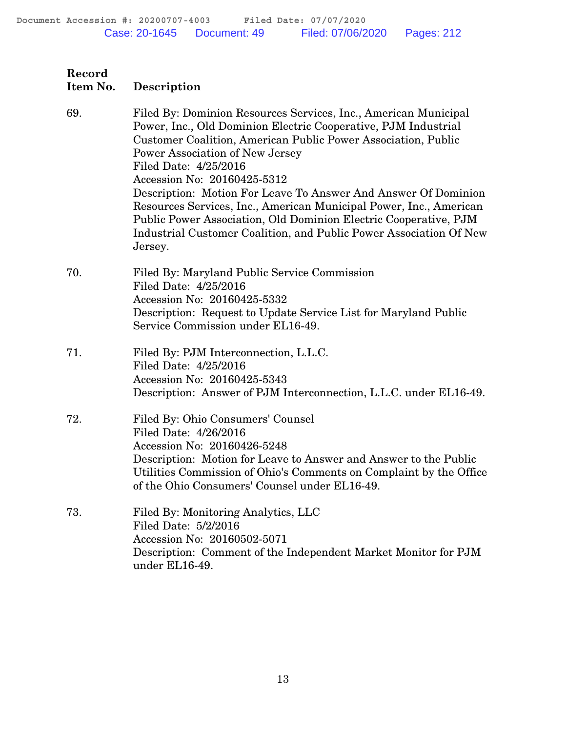| Record Item No. | Description |
|---|---|
| 69. | Filed By: Dominion Resources Services, Inc., American Municipal Power, Inc., Old Dominion Electric Cooperative, PJM Industrial Customer Coalition, American Public Power Association, Public Power Association of New Jersey<br>Filed Date: 4/25/2016<br>Accession No: 20160425-5312<br>Description: Motion For Leave To Answer And Answer Of Dominion Resources Services, Inc., American Municipal Power, Inc., American Public Power Association, Old Dominion Electric Cooperative, PJM Industrial Customer Coalition, and Public Power Association Of New Jersey. |
| 70. | Filed By: Maryland Public Service Commission<br>Filed Date: 4/25/2016<br>Accession No: 20160425-5332<br>Description: Request to Update Service List for Maryland Public Service Commission under EL16-49. |
| 71. | Filed By: PJM Interconnection, L.L.C.<br>Filed Date: 4/25/2016<br>Accession No: 20160425-5343<br>Description: Answer of PJM Interconnection, L.L.C. under EL16-49. |
| 72. | Filed By: Ohio Consumers' Counsel<br>Filed Date: 4/26/2016<br>Accession No: 20160426-5248<br>Description: Motion for Leave to Answer and Answer to the Public Utilities Commission of Ohio's Comments on Complaint by the Office of the Ohio Consumers' Counsel under EL16-49. |
| 73. | Filed By: Monitoring Analytics, LLC<br>Filed Date: 5/2/2016<br>Accession No: 20160502-5071<br>Description: Comment of the Independent Market Monitor for PJM under EL16-49. |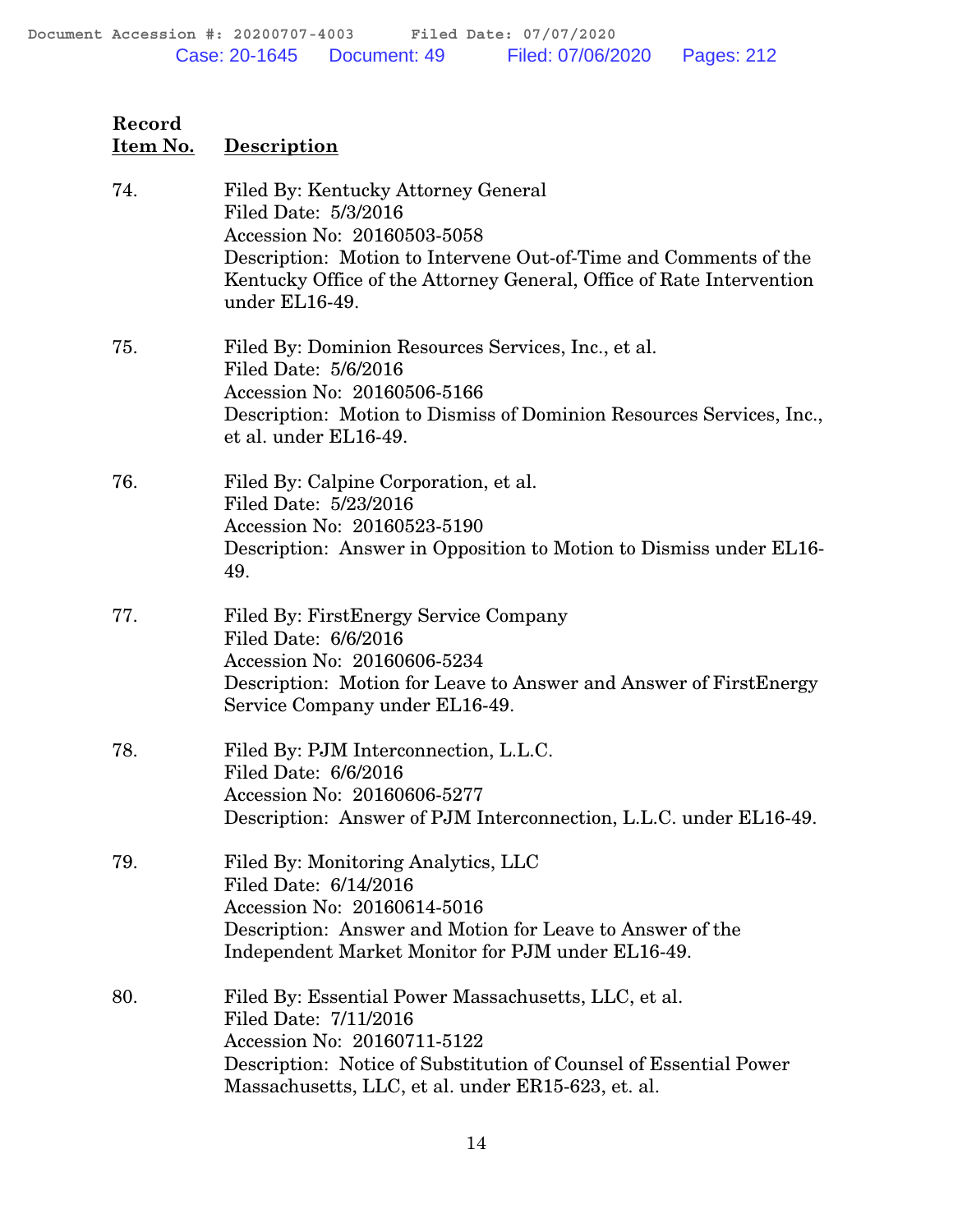| Record Item No. | Description |
|---|---|
| 74. | Filed By: Kentucky Attorney General<br>Filed Date: 5/3/2016<br>Accession No: 20160503-5058<br>Description: Motion to Intervene Out-of-Time and Comments of the Kentucky Office of the Attorney General, Office of Rate Intervention under EL16-49. |
| 75. | Filed By: Dominion Resources Services, Inc., et al.<br>Filed Date: 5/6/2016<br>Accession No: 20160506-5166<br>Description: Motion to Dismiss of Dominion Resources Services, Inc., et al. under EL16-49. |
| 76. | Filed By: Calpine Corporation, et al.<br>Filed Date: 5/23/2016<br>Accession No: 20160523-5190<br>Description: Answer in Opposition to Motion to Dismiss under EL16-49. |
| 77. | Filed By: FirstEnergy Service Company<br>Filed Date: 6/6/2016<br>Accession No: 20160606-5234<br>Description: Motion for Leave to Answer and Answer of FirstEnergy Service Company under EL16-49. |
| 78. | Filed By: PJM Interconnection, L.L.C.<br>Filed Date: 6/6/2016<br>Accession No: 20160606-5277<br>Description: Answer of PJM Interconnection, L.L.C. under EL16-49. |
| 79. | Filed By: Monitoring Analytics, LLC<br>Filed Date: 6/14/2016<br>Accession No: 20160614-5016<br>Description: Answer and Motion for Leave to Answer of the Independent Market Monitor for PJM under EL16-49. |
| 80. | Filed By: Essential Power Massachusetts, LLC, et al.<br>Filed Date: 7/11/2016<br>Accession No: 20160711-5122<br>Description: Notice of Substitution of Counsel of Essential Power Massachusetts, LLC, et al. under ER15-623, et. al. |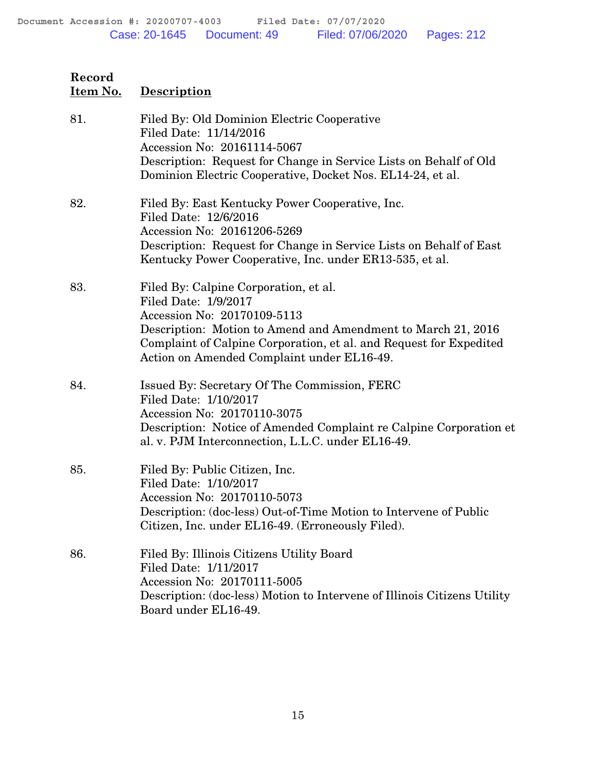| Record Item No. | Description |
|---|---|
| 81. | Filed By: Old Dominion Electric Cooperative<br>Filed Date: 11/14/2016<br>Accession No: 20161114-5067<br>Description: Request for Change in Service Lists on Behalf of Old Dominion Electric Cooperative, Docket Nos. EL14-24, et al. |
| 82. | Filed By: East Kentucky Power Cooperative, Inc.<br>Filed Date: 12/6/2016<br>Accession No: 20161206-5269<br>Description: Request for Change in Service Lists on Behalf of East Kentucky Power Cooperative, Inc. under ER13-535, et al. |
| 83. | Filed By: Calpine Corporation, et al.<br>Filed Date: 1/9/2017<br>Accession No: 20170109-5113<br>Description: Motion to Amend and Amendment to March 21, 2016 Complaint of Calpine Corporation, et al. and Request for Expedited Action on Amended Complaint under EL16-49. |
| 84. | Issued By: Secretary Of The Commission, FERC<br>Filed Date: 1/10/2017<br>Accession No: 20170110-3075<br>Description: Notice of Amended Complaint re Calpine Corporation et al. v. PJM Interconnection, L.L.C. under EL16-49. |
| 85. | Filed By: Public Citizen, Inc.<br>Filed Date: 1/10/2017<br>Accession No: 20170110-5073<br>Description: (doc-less) Out-of-Time Motion to Intervene of Public Citizen, Inc. under EL16-49. (Erroneously Filed). |
| 86. | Filed By: Illinois Citizens Utility Board<br>Filed Date: 1/11/2017<br>Accession No: 20170111-5005<br>Description: (doc-less) Motion to Intervene of Illinois Citizens Utility Board under EL16-49. |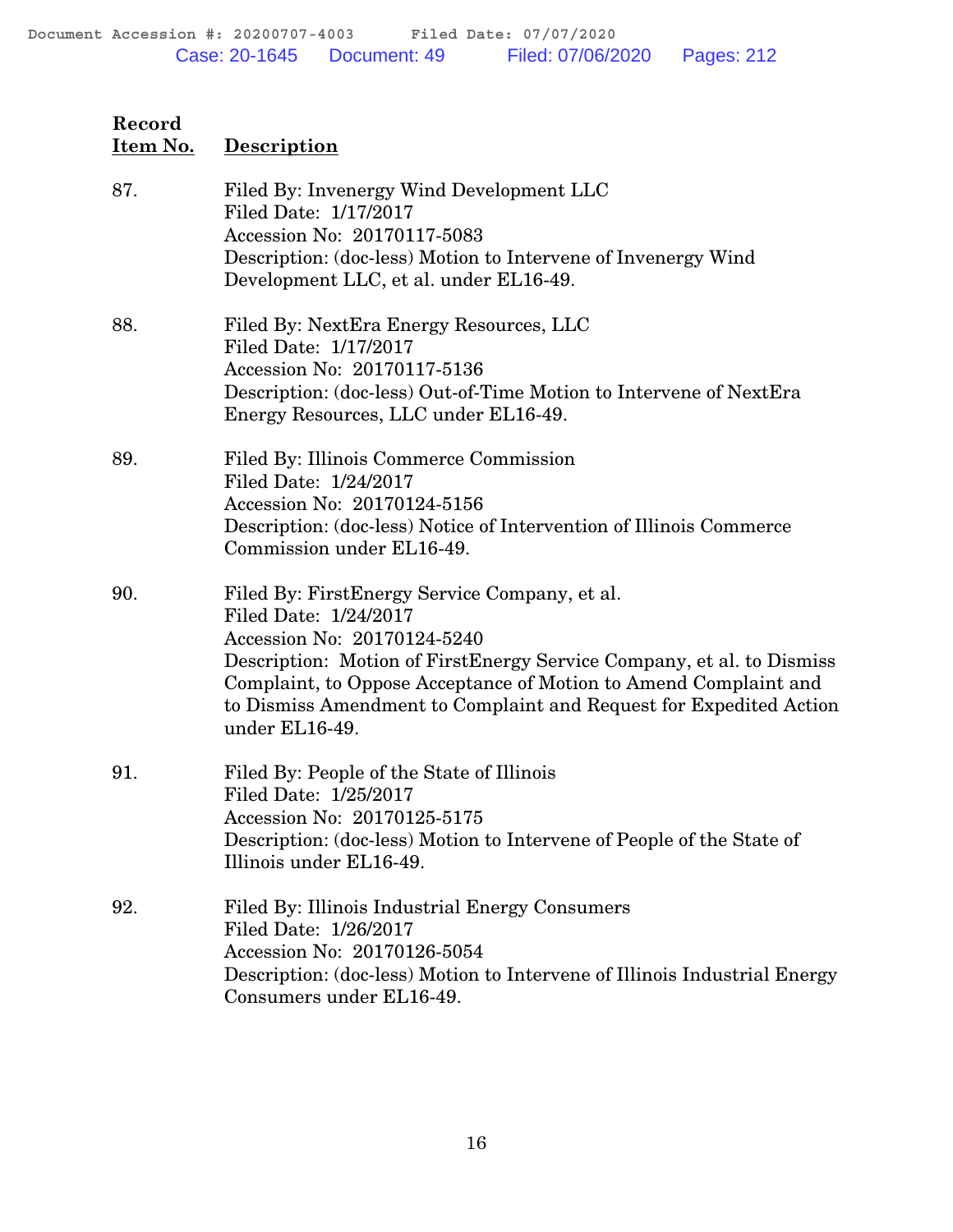| Record Item No. | Description |
|---|---|
| 87. | Filed By: Invenergy Wind Development LLC<br>Filed Date: 1/17/2017<br>Accession No: 20170117-5083<br>Description: (doc-less) Motion to Intervene of Invenergy Wind Development LLC, et al. under EL16-49. |
| 88. | Filed By: NextEra Energy Resources, LLC<br>Filed Date: 1/17/2017<br>Accession No: 20170117-5136<br>Description: (doc-less) Out-of-Time Motion to Intervene of NextEra Energy Resources, LLC under EL16-49. |
| 89. | Filed By: Illinois Commerce Commission<br>Filed Date: 1/24/2017<br>Accession No: 20170124-5156<br>Description: (doc-less) Notice of Intervention of Illinois Commerce Commission under EL16-49. |
| 90. | Filed By: FirstEnergy Service Company, et al.<br>Filed Date: 1/24/2017<br>Accession No: 20170124-5240<br>Description: Motion of FirstEnergy Service Company, et al. to Dismiss Complaint, to Oppose Acceptance of Motion to Amend Complaint and to Dismiss Amendment to Complaint and Request for Expedited Action under EL16-49. |
| 91. | Filed By: People of the State of Illinois<br>Filed Date: 1/25/2017<br>Accession No: 20170125-5175<br>Description: (doc-less) Motion to Intervene of People of the State of Illinois under EL16-49. |
| 92. | Filed By: Illinois Industrial Energy Consumers<br>Filed Date: 1/26/2017<br>Accession No: 20170126-5054<br>Description: (doc-less) Motion to Intervene of Illinois Industrial Energy Consumers under EL16-49. |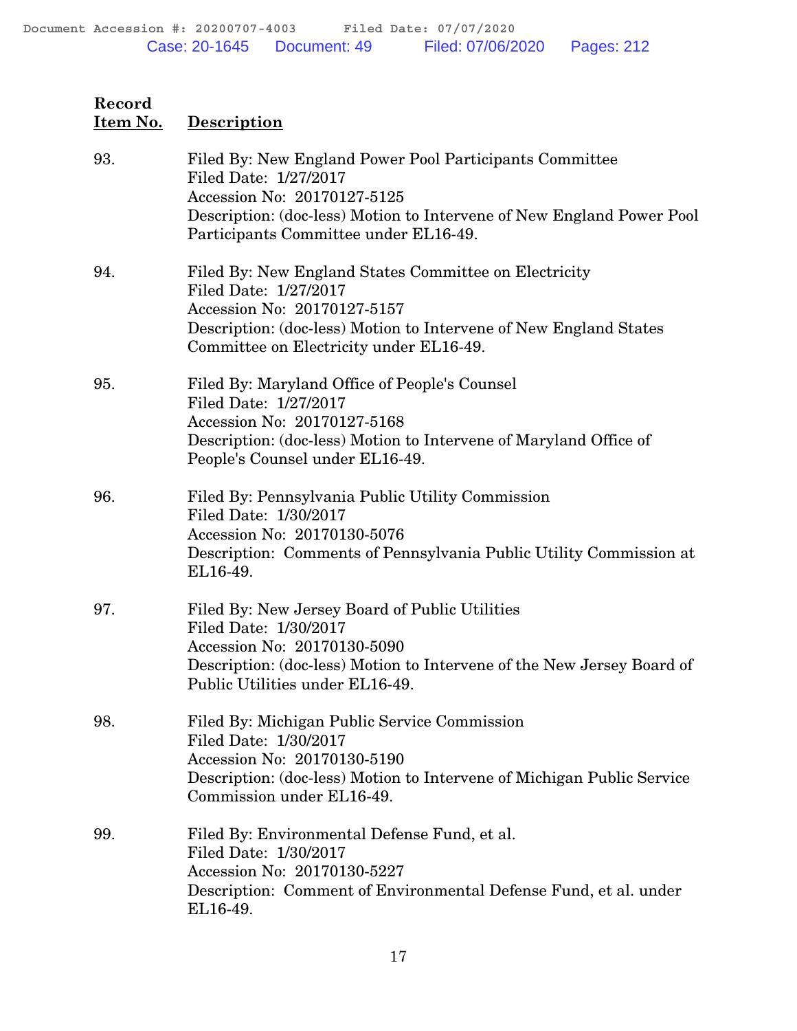| Record Item No. | Description |
|---|---|
| 93. | Filed By: New England Power Pool Participants Committee<br>Filed Date: 1/27/2017<br>Accession No: 20170127-5125<br>Description: (doc-less) Motion to Intervene of New England Power Pool Participants Committee under EL16-49. |
| 94. | Filed By: New England States Committee on Electricity<br>Filed Date: 1/27/2017<br>Accession No: 20170127-5157<br>Description: (doc-less) Motion to Intervene of New England States Committee on Electricity under EL16-49. |
| 95. | Filed By: Maryland Office of People's Counsel<br>Filed Date: 1/27/2017<br>Accession No: 20170127-5168<br>Description: (doc-less) Motion to Intervene of Maryland Office of People's Counsel under EL16-49. |
| 96. | Filed By: Pennsylvania Public Utility Commission<br>Filed Date: 1/30/2017<br>Accession No: 20170130-5076<br>Description: Comments of Pennsylvania Public Utility Commission at EL16-49. |
| 97. | Filed By: New Jersey Board of Public Utilities<br>Filed Date: 1/30/2017<br>Accession No: 20170130-5090<br>Description: (doc-less) Motion to Intervene of the New Jersey Board of Public Utilities under EL16-49. |
| 98. | Filed By: Michigan Public Service Commission<br>Filed Date: 1/30/2017<br>Accession No: 20170130-5190<br>Description: (doc-less) Motion to Intervene of Michigan Public Service Commission under EL16-49. |
| 99. | Filed By: Environmental Defense Fund, et al.<br>Filed Date: 1/30/2017<br>Accession No: 20170130-5227<br>Description: Comment of Environmental Defense Fund, et al. under EL16-49. |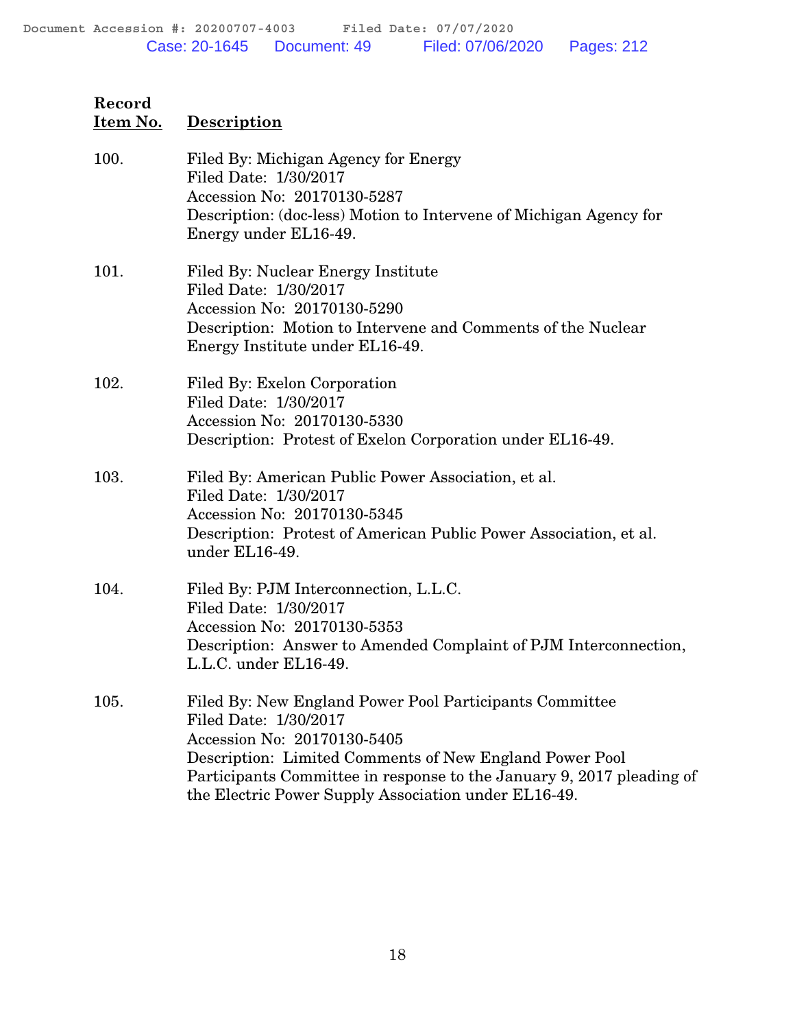| Record Item No. | Description |
|---|---|
| 100. | Filed By: Michigan Agency for Energy<br>Filed Date: 1/30/2017<br>Accession No: 20170130-5287<br>Description: (doc-less) Motion to Intervene of Michigan Agency for Energy under EL16-49. |
| 101. | Filed By: Nuclear Energy Institute<br>Filed Date: 1/30/2017<br>Accession No: 20170130-5290<br>Description: Motion to Intervene and Comments of the Nuclear Energy Institute under EL16-49. |
| 102. | Filed By: Exelon Corporation<br>Filed Date: 1/30/2017<br>Accession No: 20170130-5330<br>Description: Protest of Exelon Corporation under EL16-49. |
| 103. | Filed By: American Public Power Association, et al.<br>Filed Date: 1/30/2017<br>Accession No: 20170130-5345<br>Description: Protest of American Public Power Association, et al. under EL16-49. |
| 104. | Filed By: PJM Interconnection, L.L.C.<br>Filed Date: 1/30/2017<br>Accession No: 20170130-5353<br>Description: Answer to Amended Complaint of PJM Interconnection, L.L.C. under EL16-49. |
| 105. | Filed By: New England Power Pool Participants Committee<br>Filed Date: 1/30/2017<br>Accession No: 20170130-5405<br>Description: Limited Comments of New England Power Pool Participants Committee in response to the January 9, 2017 pleading of the Electric Power Supply Association under EL16-49. |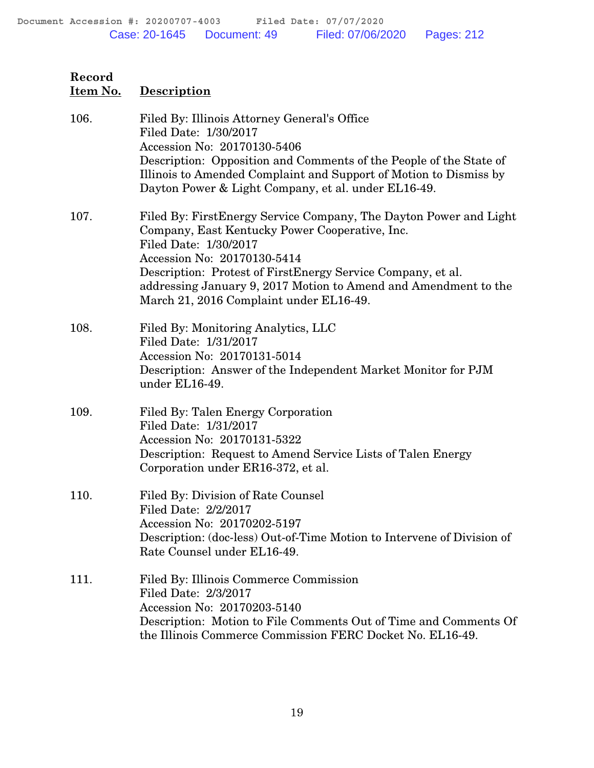| Record Item No. | Description |
|---|---|
| 106. | Filed By: Illinois Attorney General's Office<br>Filed Date: 1/30/2017<br>Accession No: 20170130-5406<br>Description: Opposition and Comments of the People of the State of Illinois to Amended Complaint and Support of Motion to Dismiss by Dayton Power & Light Company, et al. under EL16-49. |
| 107. | Filed By: FirstEnergy Service Company, The Dayton Power and Light Company, East Kentucky Power Cooperative, Inc.<br>Filed Date: 1/30/2017<br>Accession No: 20170130-5414<br>Description: Protest of FirstEnergy Service Company, et al. addressing January 9, 2017 Motion to Amend and Amendment to the March 21, 2016 Complaint under EL16-49. |
| 108. | Filed By: Monitoring Analytics, LLC<br>Filed Date: 1/31/2017<br>Accession No: 20170131-5014<br>Description: Answer of the Independent Market Monitor for PJM under EL16-49. |
| 109. | Filed By: Talen Energy Corporation<br>Filed Date: 1/31/2017<br>Accession No: 20170131-5322<br>Description: Request to Amend Service Lists of Talen Energy Corporation under ER16-372, et al. |
| 110. | Filed By: Division of Rate Counsel<br>Filed Date: 2/2/2017<br>Accession No: 20170202-5197<br>Description: (doc-less) Out-of-Time Motion to Intervene of Division of Rate Counsel under EL16-49. |
| 111. | Filed By: Illinois Commerce Commission<br>Filed Date: 2/3/2017<br>Accession No: 20170203-5140<br>Description: Motion to File Comments Out of Time and Comments Of the Illinois Commerce Commission FERC Docket No. EL16-49. |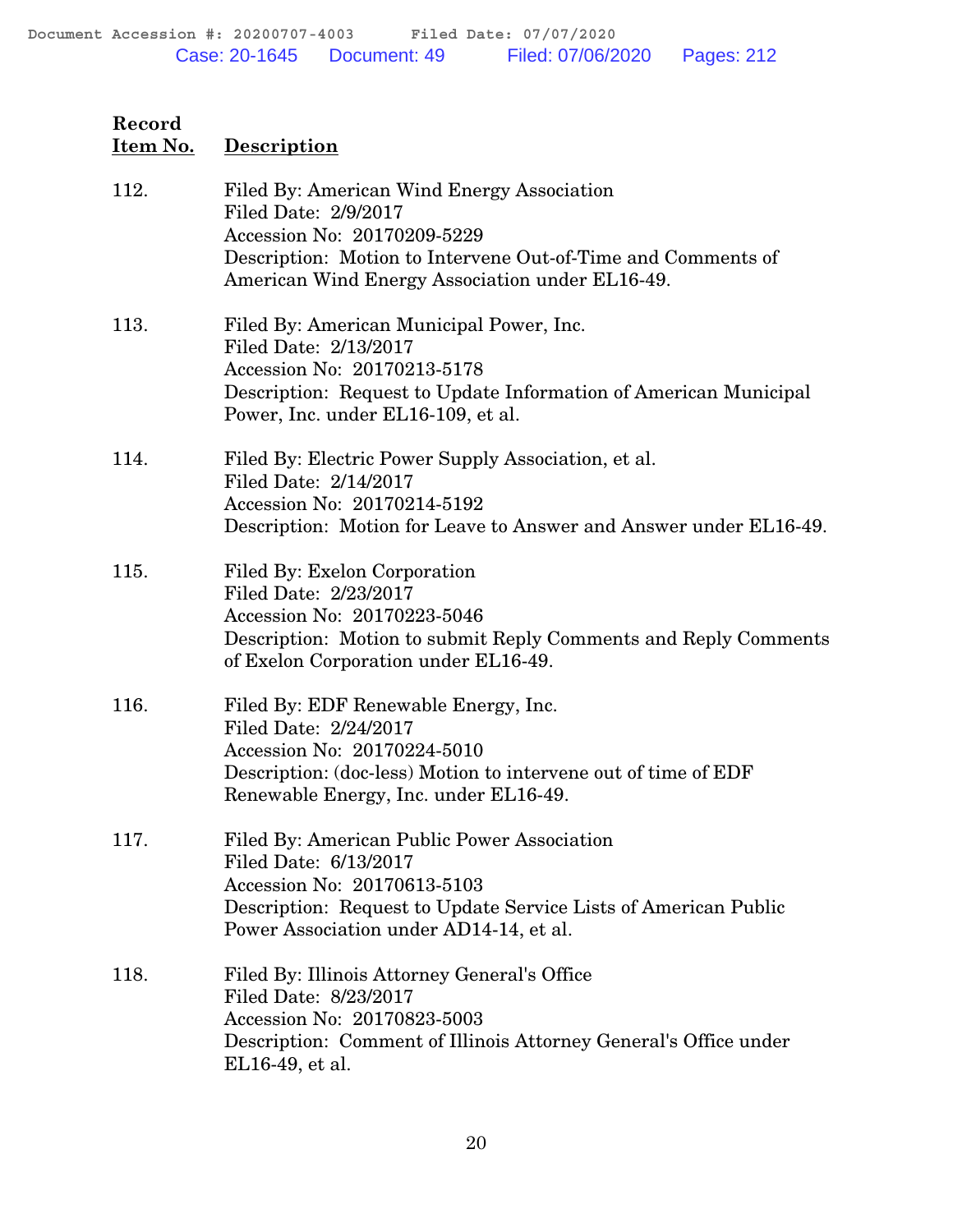| Record Item No. | Description |
|---|---|
| 112. | Filed By: American Wind Energy Association<br>Filed Date: 2/9/2017<br>Accession No: 20170209-5229<br>Description: Motion to Intervene Out-of-Time and Comments of American Wind Energy Association under EL16-49. |
| 113. | Filed By: American Municipal Power, Inc.<br>Filed Date: 2/13/2017<br>Accession No: 20170213-5178<br>Description: Request to Update Information of American Municipal Power, Inc. under EL16-109, et al. |
| 114. | Filed By: Electric Power Supply Association, et al.<br>Filed Date: 2/14/2017<br>Accession No: 20170214-5192<br>Description: Motion for Leave to Answer and Answer under EL16-49. |
| 115. | Filed By: Exelon Corporation<br>Filed Date: 2/23/2017<br>Accession No: 20170223-5046<br>Description: Motion to submit Reply Comments and Reply Comments of Exelon Corporation under EL16-49. |
| 116. | Filed By: EDF Renewable Energy, Inc.<br>Filed Date: 2/24/2017<br>Accession No: 20170224-5010<br>Description: (doc-less) Motion to intervene out of time of EDF Renewable Energy, Inc. under EL16-49. |
| 117. | Filed By: American Public Power Association<br>Filed Date: 6/13/2017<br>Accession No: 20170613-5103<br>Description: Request to Update Service Lists of American Public Power Association under AD14-14, et al. |
| 118. | Filed By: Illinois Attorney General's Office<br>Filed Date: 8/23/2017<br>Accession No: 20170823-5003<br>Description: Comment of Illinois Attorney General's Office under EL16-49, et al. |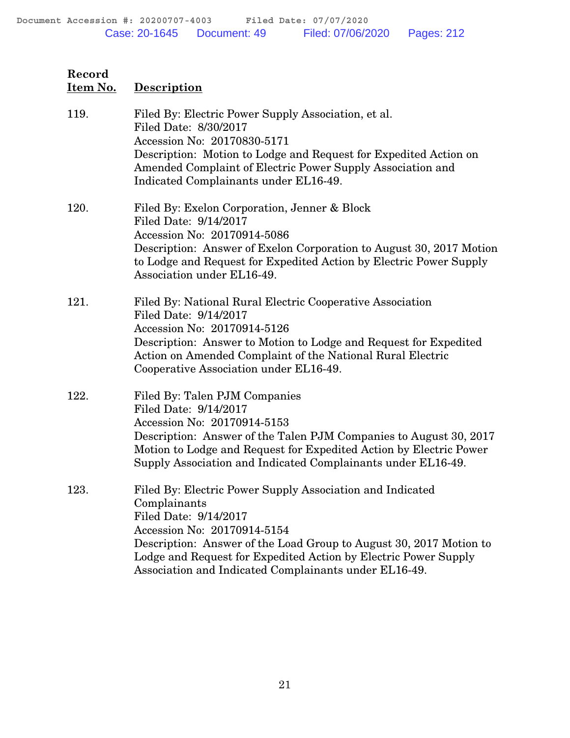| Record Item No. | Description |
|---|---|
| 119. | Filed By: Electric Power Supply Association, et al.<br>Filed Date: 8/30/2017<br>Accession No: 20170830-5171<br>Description: Motion to Lodge and Request for Expedited Action on Amended Complaint of Electric Power Supply Association and Indicated Complainants under EL16-49. |
| 120. | Filed By: Exelon Corporation, Jenner & Block<br>Filed Date: 9/14/2017<br>Accession No: 20170914-5086<br>Description: Answer of Exelon Corporation to August 30, 2017 Motion to Lodge and Request for Expedited Action by Electric Power Supply Association under EL16-49. |
| 121. | Filed By: National Rural Electric Cooperative Association<br>Filed Date: 9/14/2017<br>Accession No: 20170914-5126<br>Description: Answer to Motion to Lodge and Request for Expedited Action on Amended Complaint of the National Rural Electric Cooperative Association under EL16-49. |
| 122. | Filed By: Talen PJM Companies<br>Filed Date: 9/14/2017<br>Accession No: 20170914-5153<br>Description: Answer of the Talen PJM Companies to August 30, 2017 Motion to Lodge and Request for Expedited Action by Electric Power Supply Association and Indicated Complainants under EL16-49. |
| 123. | Filed By: Electric Power Supply Association and Indicated Complainants<br>Filed Date: 9/14/2017<br>Accession No: 20170914-5154<br>Description: Answer of the Load Group to August 30, 2017 Motion to Lodge and Request for Expedited Action by Electric Power Supply Association and Indicated Complainants under EL16-49. |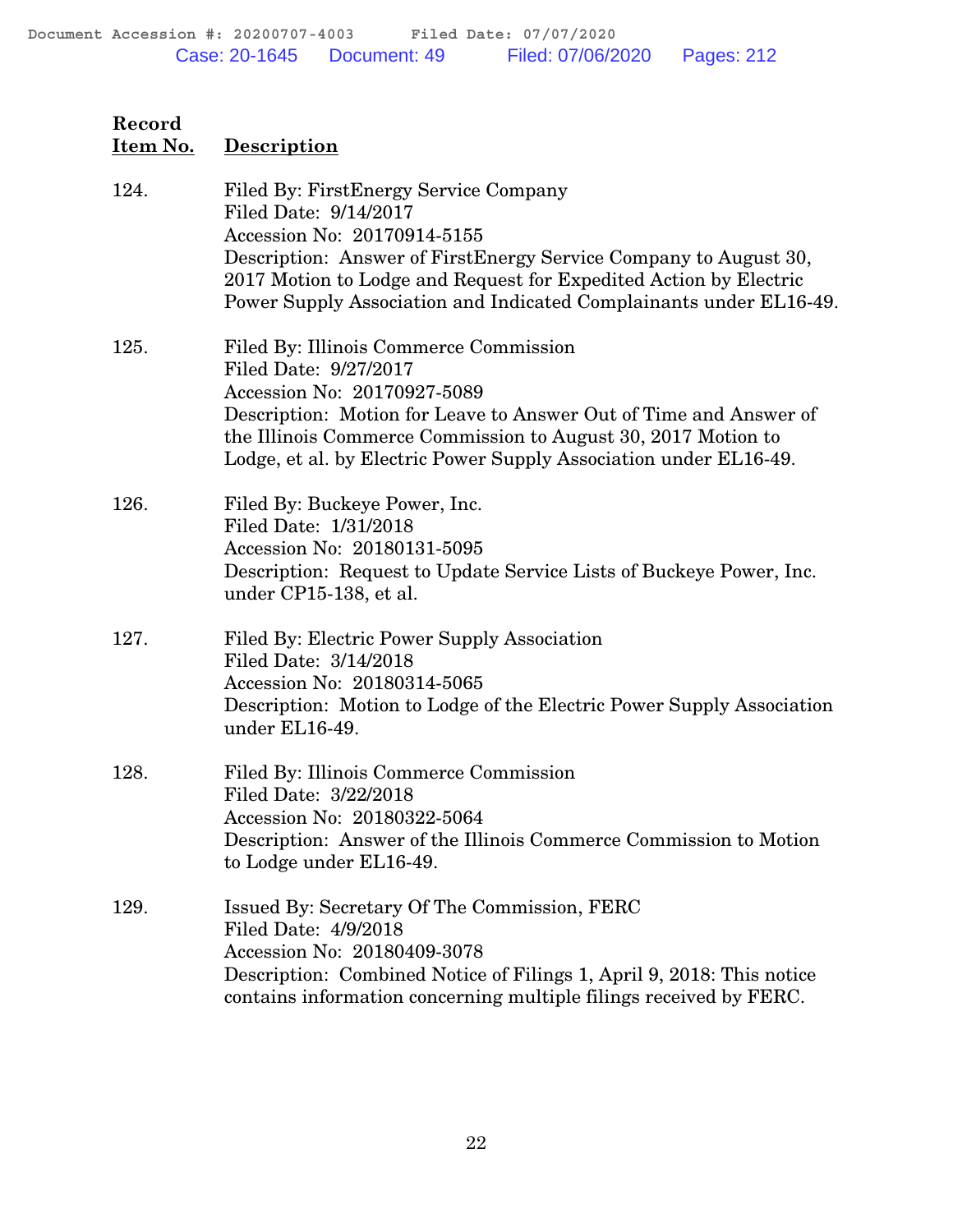| Record Item No. | Description |
|---|---|
| 124. | Filed By: FirstEnergy Service Company<br>Filed Date: 9/14/2017<br>Accession No: 20170914-5155<br>Description: Answer of FirstEnergy Service Company to August 30, 2017 Motion to Lodge and Request for Expedited Action by Electric Power Supply Association and Indicated Complainants under EL16-49. |
| 125. | Filed By: Illinois Commerce Commission<br>Filed Date: 9/27/2017<br>Accession No: 20170927-5089<br>Description: Motion for Leave to Answer Out of Time and Answer of the Illinois Commerce Commission to August 30, 2017 Motion to Lodge, et al. by Electric Power Supply Association under EL16-49. |
| 126. | Filed By: Buckeye Power, Inc.<br>Filed Date: 1/31/2018<br>Accession No: 20180131-5095<br>Description: Request to Update Service Lists of Buckeye Power, Inc. under CP15-138, et al. |
| 127. | Filed By: Electric Power Supply Association<br>Filed Date: 3/14/2018<br>Accession No: 20180314-5065<br>Description: Motion to Lodge of the Electric Power Supply Association under EL16-49. |
| 128. | Filed By: Illinois Commerce Commission<br>Filed Date: 3/22/2018<br>Accession No: 20180322-5064<br>Description: Answer of the Illinois Commerce Commission to Motion to Lodge under EL16-49. |
| 129. | Issued By: Secretary Of The Commission, FERC<br>Filed Date: 4/9/2018<br>Accession No: 20180409-3078<br>Description: Combined Notice of Filings 1, April 9, 2018: This notice contains information concerning multiple filings received by FERC. |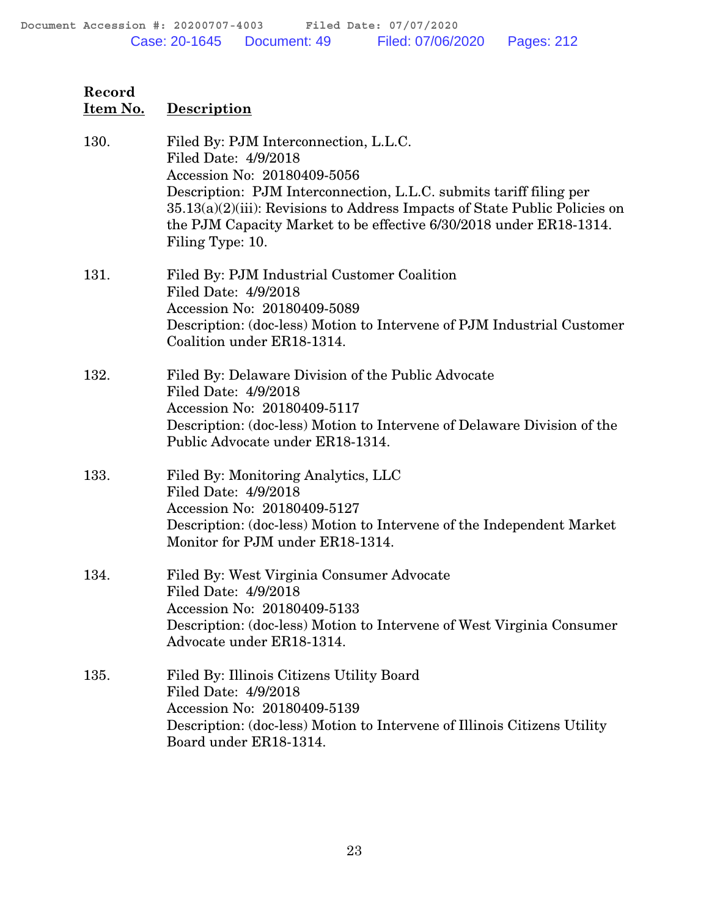| Record Item No. | Description |
|---|---|
| 130. | Filed By: PJM Interconnection, L.L.C.<br>Filed Date: 4/9/2018<br>Accession No: 20180409-5056<br>Description: PJM Interconnection, L.L.C. submits tariff filing per 35.13(a)(2)(iii): Revisions to Address Impacts of State Public Policies on the PJM Capacity Market to be effective 6/30/2018 under ER18-1314.<br>Filing Type: 10. |
| 131. | Filed By: PJM Industrial Customer Coalition<br>Filed Date: 4/9/2018<br>Accession No: 20180409-5089<br>Description: (doc-less) Motion to Intervene of PJM Industrial Customer Coalition under ER18-1314. |
| 132. | Filed By: Delaware Division of the Public Advocate<br>Filed Date: 4/9/2018<br>Accession No: 20180409-5117<br>Description: (doc-less) Motion to Intervene of Delaware Division of the Public Advocate under ER18-1314. |
| 133. | Filed By: Monitoring Analytics, LLC<br>Filed Date: 4/9/2018<br>Accession No: 20180409-5127<br>Description: (doc-less) Motion to Intervene of the Independent Market Monitor for PJM under ER18-1314. |
| 134. | Filed By: West Virginia Consumer Advocate<br>Filed Date: 4/9/2018<br>Accession No: 20180409-5133<br>Description: (doc-less) Motion to Intervene of West Virginia Consumer Advocate under ER18-1314. |
| 135. | Filed By: Illinois Citizens Utility Board<br>Filed Date: 4/9/2018<br>Accession No: 20180409-5139<br>Description: (doc-less) Motion to Intervene of Illinois Citizens Utility Board under ER18-1314. |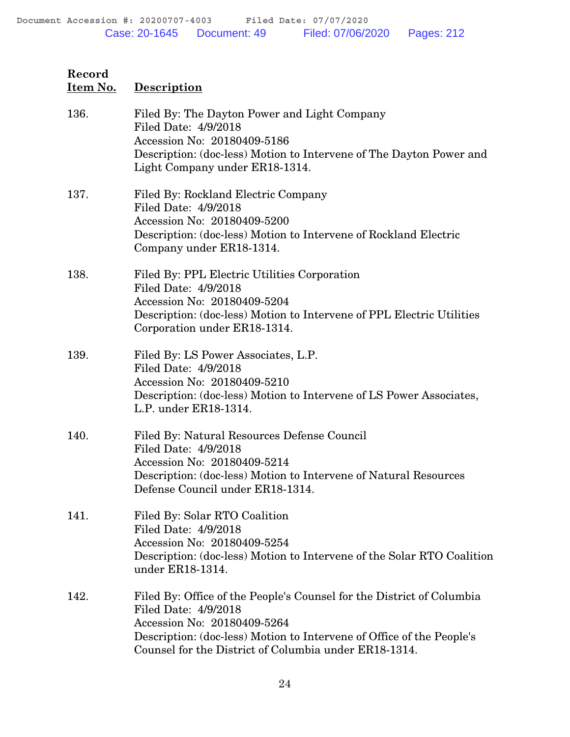| Record Item No. | Description |
|---|---|
| 136. | Filed By: The Dayton Power and Light Company<br>Filed Date: 4/9/2018<br>Accession No: 20180409-5186<br>Description: (doc-less) Motion to Intervene of The Dayton Power and Light Company under ER18-1314. |
| 137. | Filed By: Rockland Electric Company<br>Filed Date: 4/9/2018<br>Accession No: 20180409-5200<br>Description: (doc-less) Motion to Intervene of Rockland Electric Company under ER18-1314. |
| 138. | Filed By: PPL Electric Utilities Corporation<br>Filed Date: 4/9/2018<br>Accession No: 20180409-5204<br>Description: (doc-less) Motion to Intervene of PPL Electric Utilities Corporation under ER18-1314. |
| 139. | Filed By: LS Power Associates, L.P.<br>Filed Date: 4/9/2018<br>Accession No: 20180409-5210<br>Description: (doc-less) Motion to Intervene of LS Power Associates, L.P. under ER18-1314. |
| 140. | Filed By: Natural Resources Defense Council<br>Filed Date: 4/9/2018<br>Accession No: 20180409-5214<br>Description: (doc-less) Motion to Intervene of Natural Resources Defense Council under ER18-1314. |
| 141. | Filed By: Solar RTO Coalition<br>Filed Date: 4/9/2018<br>Accession No: 20180409-5254<br>Description: (doc-less) Motion to Intervene of the Solar RTO Coalition under ER18-1314. |
| 142. | Filed By: Office of the People's Counsel for the District of Columbia<br>Filed Date: 4/9/2018<br>Accession No: 20180409-5264<br>Description: (doc-less) Motion to Intervene of Office of the People's Counsel for the District of Columbia under ER18-1314. |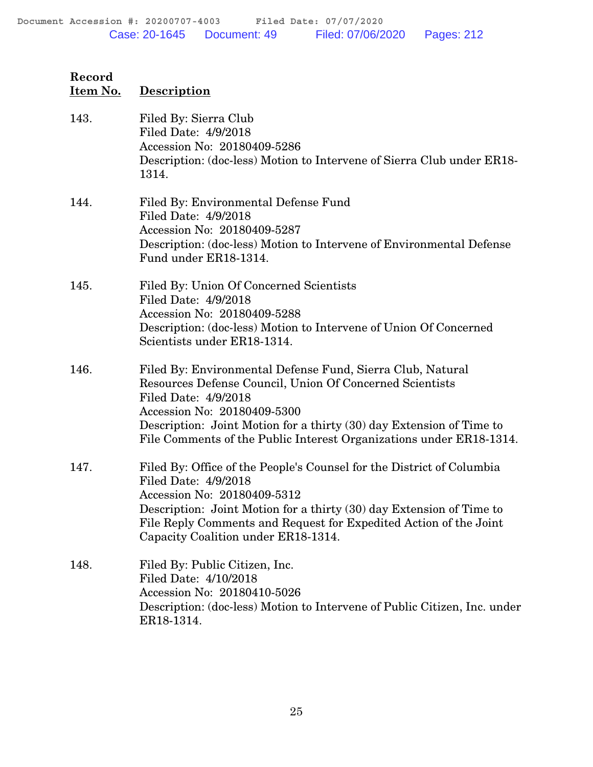| Record Item No. | Description |
|---|---|
| 143. | Filed By: Sierra Club<br>Filed Date: 4/9/2018<br>Accession No: 20180409-5286<br>Description: (doc-less) Motion to Intervene of Sierra Club under ER18-1314. |
| 144. | Filed By: Environmental Defense Fund<br>Filed Date: 4/9/2018<br>Accession No: 20180409-5287<br>Description: (doc-less) Motion to Intervene of Environmental Defense Fund under ER18-1314. |
| 145. | Filed By: Union Of Concerned Scientists<br>Filed Date: 4/9/2018<br>Accession No: 20180409-5288<br>Description: (doc-less) Motion to Intervene of Union Of Concerned Scientists under ER18-1314. |
| 146. | Filed By: Environmental Defense Fund, Sierra Club, Natural Resources Defense Council, Union Of Concerned Scientists<br>Filed Date: 4/9/2018<br>Accession No: 20180409-5300<br>Description: Joint Motion for a thirty (30) day Extension of Time to File Comments of the Public Interest Organizations under ER18-1314. |
| 147. | Filed By: Office of the People's Counsel for the District of Columbia<br>Filed Date: 4/9/2018<br>Accession No: 20180409-5312<br>Description: Joint Motion for a thirty (30) day Extension of Time to File Reply Comments and Request for Expedited Action of the Joint Capacity Coalition under ER18-1314. |
| 148. | Filed By: Public Citizen, Inc.<br>Filed Date: 4/10/2018<br>Accession No: 20180410-5026<br>Description: (doc-less) Motion to Intervene of Public Citizen, Inc. under ER18-1314. |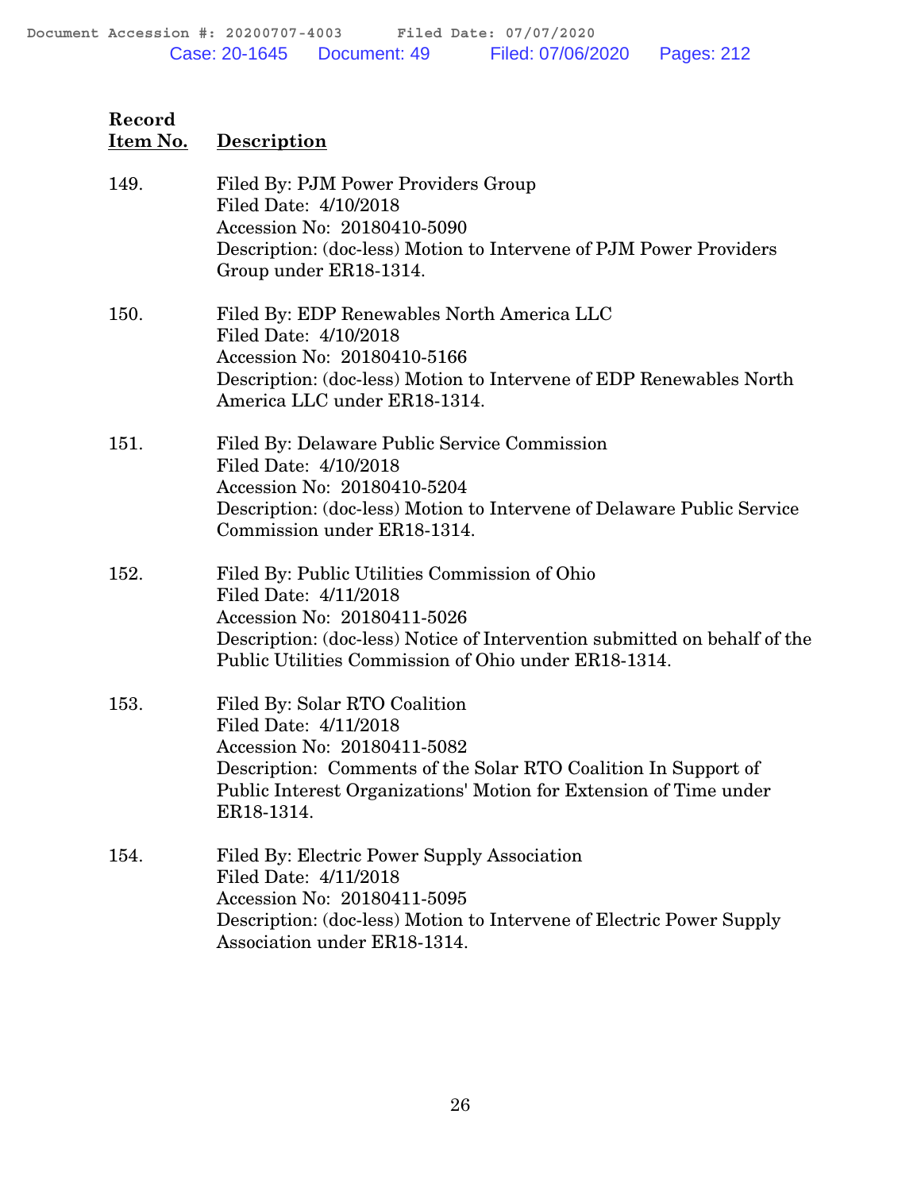| Record Item No. | Description |
|---|---|
| 149. | Filed By: PJM Power Providers Group<br>Filed Date: 4/10/2018<br>Accession No: 20180410-5090<br>Description: (doc-less) Motion to Intervene of PJM Power Providers Group under ER18-1314. |
| 150. | Filed By: EDP Renewables North America LLC<br>Filed Date: 4/10/2018<br>Accession No: 20180410-5166<br>Description: (doc-less) Motion to Intervene of EDP Renewables North America LLC under ER18-1314. |
| 151. | Filed By: Delaware Public Service Commission<br>Filed Date: 4/10/2018<br>Accession No: 20180410-5204<br>Description: (doc-less) Motion to Intervene of Delaware Public Service Commission under ER18-1314. |
| 152. | Filed By: Public Utilities Commission of Ohio<br>Filed Date: 4/11/2018<br>Accession No: 20180411-5026<br>Description: (doc-less) Notice of Intervention submitted on behalf of the Public Utilities Commission of Ohio under ER18-1314. |
| 153. | Filed By: Solar RTO Coalition<br>Filed Date: 4/11/2018<br>Accession No: 20180411-5082<br>Description: Comments of the Solar RTO Coalition In Support of Public Interest Organizations' Motion for Extension of Time under ER18-1314. |
| 154. | Filed By: Electric Power Supply Association<br>Filed Date: 4/11/2018<br>Accession No: 20180411-5095<br>Description: (doc-less) Motion to Intervene of Electric Power Supply Association under ER18-1314. |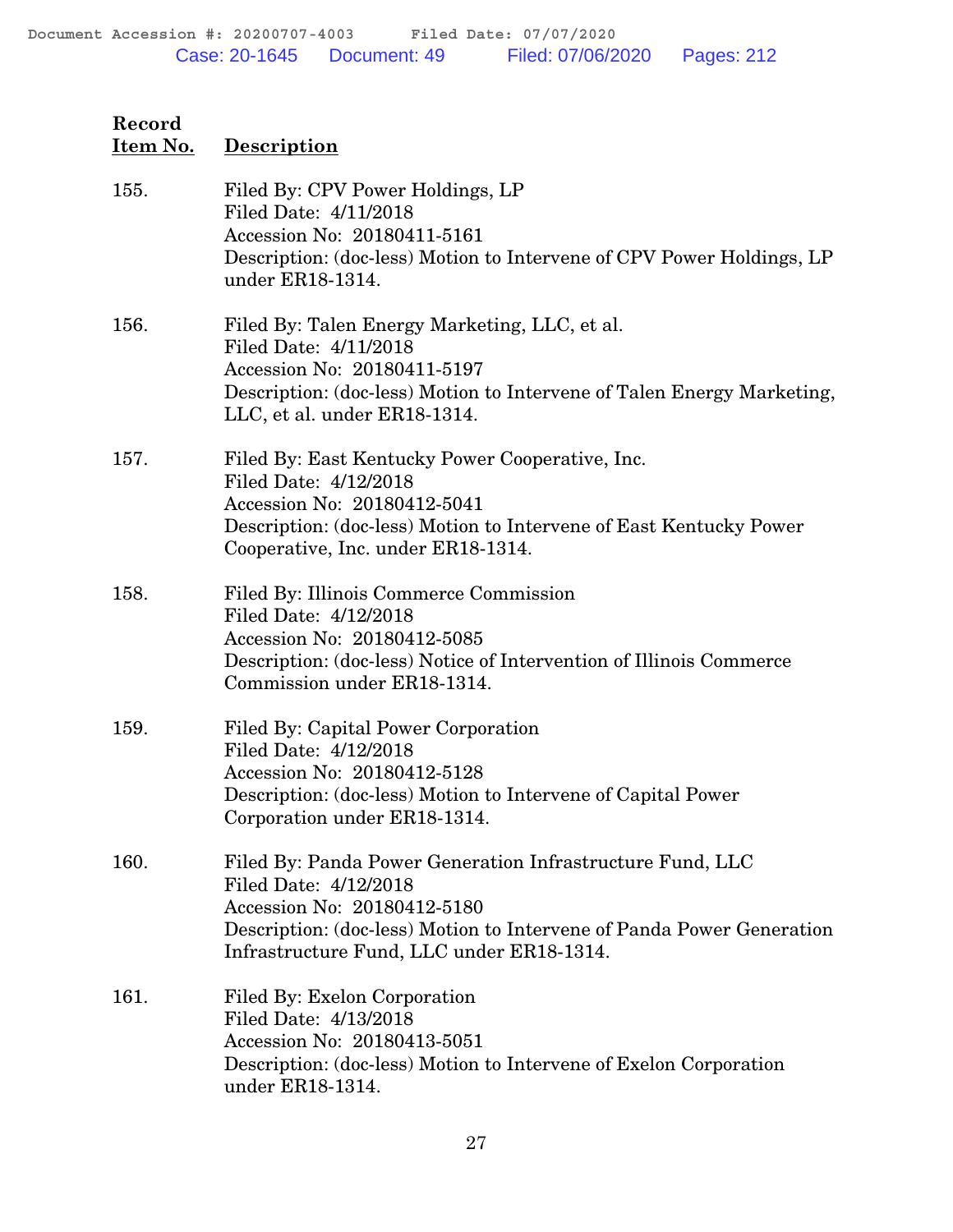| Record Item No. | Description |
|---|---|
| 155. | Filed By: CPV Power Holdings, LP<br>Filed Date: 4/11/2018<br>Accession No: 20180411-5161<br>Description: (doc-less) Motion to Intervene of CPV Power Holdings, LP under ER18-1314. |
| 156. | Filed By: Talen Energy Marketing, LLC, et al.<br>Filed Date: 4/11/2018<br>Accession No: 20180411-5197<br>Description: (doc-less) Motion to Intervene of Talen Energy Marketing, LLC, et al. under ER18-1314. |
| 157. | Filed By: East Kentucky Power Cooperative, Inc.<br>Filed Date: 4/12/2018<br>Accession No: 20180412-5041<br>Description: (doc-less) Motion to Intervene of East Kentucky Power Cooperative, Inc. under ER18-1314. |
| 158. | Filed By: Illinois Commerce Commission<br>Filed Date: 4/12/2018<br>Accession No: 20180412-5085<br>Description: (doc-less) Notice of Intervention of Illinois Commerce Commission under ER18-1314. |
| 159. | Filed By: Capital Power Corporation<br>Filed Date: 4/12/2018<br>Accession No: 20180412-5128<br>Description: (doc-less) Motion to Intervene of Capital Power Corporation under ER18-1314. |
| 160. | Filed By: Panda Power Generation Infrastructure Fund, LLC<br>Filed Date: 4/12/2018<br>Accession No: 20180412-5180<br>Description: (doc-less) Motion to Intervene of Panda Power Generation Infrastructure Fund, LLC under ER18-1314. |
| 161. | Filed By: Exelon Corporation<br>Filed Date: 4/13/2018<br>Accession No: 20180413-5051<br>Description: (doc-less) Motion to Intervene of Exelon Corporation under ER18-1314. |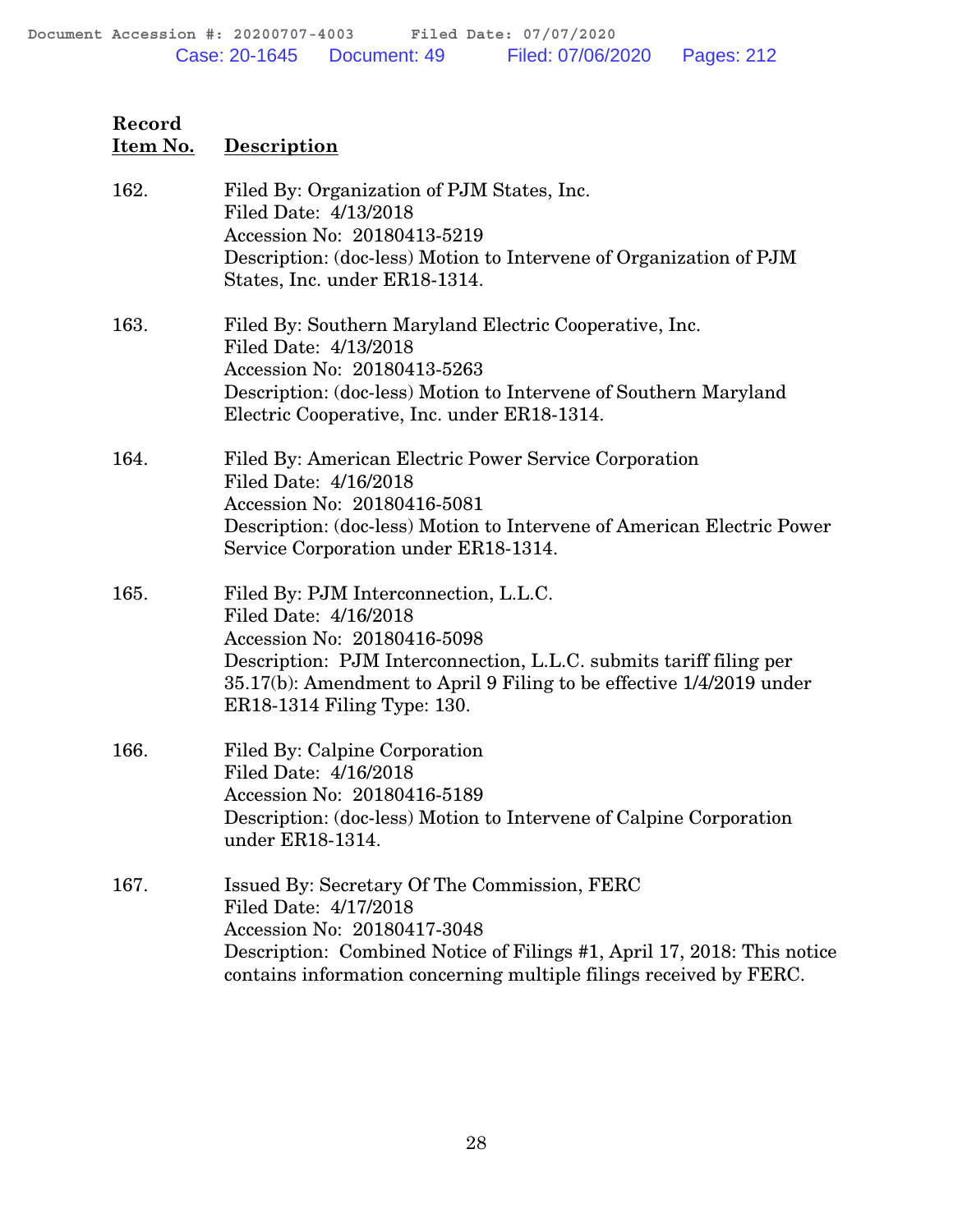| Record Item No. | Description |
|---|---|
| 162. | Filed By: Organization of PJM States, Inc.<br>Filed Date: 4/13/2018<br>Accession No: 20180413-5219<br>Description: (doc-less) Motion to Intervene of Organization of PJM States, Inc. under ER18-1314. |
| 163. | Filed By: Southern Maryland Electric Cooperative, Inc.<br>Filed Date: 4/13/2018<br>Accession No: 20180413-5263<br>Description: (doc-less) Motion to Intervene of Southern Maryland Electric Cooperative, Inc. under ER18-1314. |
| 164. | Filed By: American Electric Power Service Corporation<br>Filed Date: 4/16/2018<br>Accession No: 20180416-5081<br>Description: (doc-less) Motion to Intervene of American Electric Power Service Corporation under ER18-1314. |
| 165. | Filed By: PJM Interconnection, L.L.C.<br>Filed Date: 4/16/2018<br>Accession No: 20180416-5098<br>Description: PJM Interconnection, L.L.C. submits tariff filing per 35.17(b): Amendment to April 9 Filing to be effective 1/4/2019 under ER18-1314 Filing Type: 130. |
| 166. | Filed By: Calpine Corporation<br>Filed Date: 4/16/2018<br>Accession No: 20180416-5189<br>Description: (doc-less) Motion to Intervene of Calpine Corporation under ER18-1314. |
| 167. | Issued By: Secretary Of The Commission, FERC<br>Filed Date: 4/17/2018<br>Accession No: 20180417-3048<br>Description: Combined Notice of Filings #1, April 17, 2018: This notice contains information concerning multiple filings received by FERC. |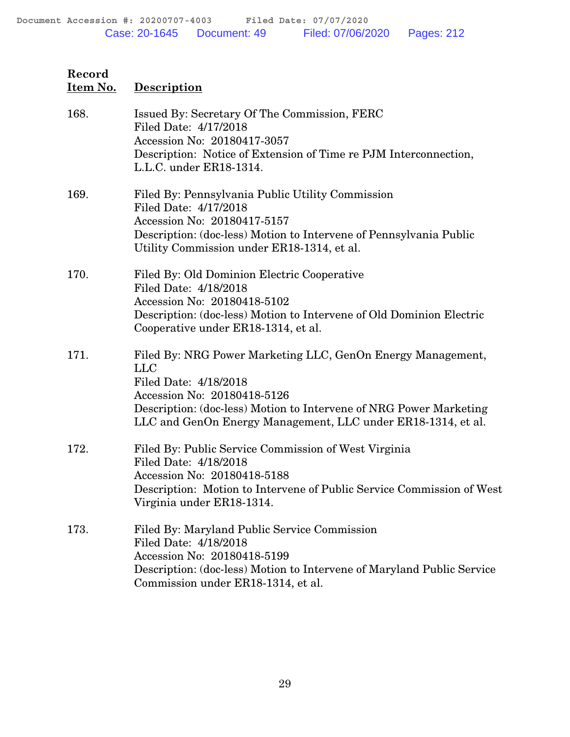| Record Item No. | Description |
|---|---|
| 168. | Issued By: Secretary Of The Commission, FERC<br>Filed Date: 4/17/2018<br>Accession No: 20180417-3057<br>Description: Notice of Extension of Time re PJM Interconnection, L.L.C. under ER18-1314. |
| 169. | Filed By: Pennsylvania Public Utility Commission<br>Filed Date: 4/17/2018<br>Accession No: 20180417-5157<br>Description: (doc-less) Motion to Intervene of Pennsylvania Public Utility Commission under ER18-1314, et al. |
| 170. | Filed By: Old Dominion Electric Cooperative<br>Filed Date: 4/18/2018<br>Accession No: 20180418-5102<br>Description: (doc-less) Motion to Intervene of Old Dominion Electric Cooperative under ER18-1314, et al. |
| 171. | Filed By: NRG Power Marketing LLC, GenOn Energy Management, LLC<br>Filed Date: 4/18/2018<br>Accession No: 20180418-5126<br>Description: (doc-less) Motion to Intervene of NRG Power Marketing LLC and GenOn Energy Management, LLC under ER18-1314, et al. |
| 172. | Filed By: Public Service Commission of West Virginia<br>Filed Date: 4/18/2018<br>Accession No: 20180418-5188<br>Description: Motion to Intervene of Public Service Commission of West Virginia under ER18-1314. |
| 173. | Filed By: Maryland Public Service Commission<br>Filed Date: 4/18/2018<br>Accession No: 20180418-5199<br>Description: (doc-less) Motion to Intervene of Maryland Public Service Commission under ER18-1314, et al. |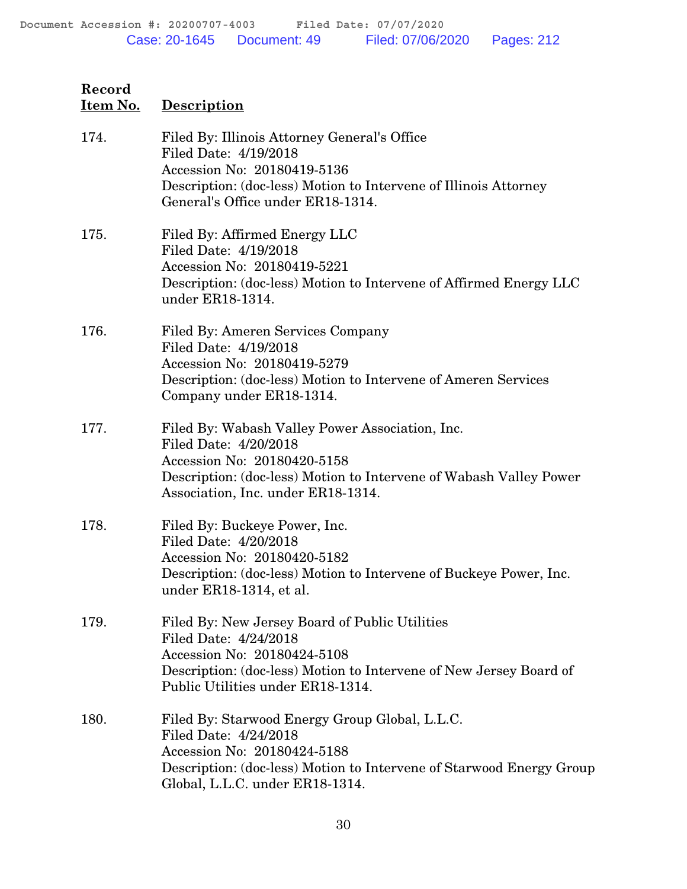| Record Item No. | Description |
|---|---|
| 174. | Filed By: Illinois Attorney General's Office<br>Filed Date: 4/19/2018<br>Accession No: 20180419-5136<br>Description: (doc-less) Motion to Intervene of Illinois Attorney General's Office under ER18-1314. |
| 175. | Filed By: Affirmed Energy LLC<br>Filed Date: 4/19/2018<br>Accession No: 20180419-5221<br>Description: (doc-less) Motion to Intervene of Affirmed Energy LLC under ER18-1314. |
| 176. | Filed By: Ameren Services Company<br>Filed Date: 4/19/2018<br>Accession No: 20180419-5279<br>Description: (doc-less) Motion to Intervene of Ameren Services Company under ER18-1314. |
| 177. | Filed By: Wabash Valley Power Association, Inc.<br>Filed Date: 4/20/2018<br>Accession No: 20180420-5158<br>Description: (doc-less) Motion to Intervene of Wabash Valley Power Association, Inc. under ER18-1314. |
| 178. | Filed By: Buckeye Power, Inc.<br>Filed Date: 4/20/2018<br>Accession No: 20180420-5182<br>Description: (doc-less) Motion to Intervene of Buckeye Power, Inc. under ER18-1314, et al. |
| 179. | Filed By: New Jersey Board of Public Utilities<br>Filed Date: 4/24/2018<br>Accession No: 20180424-5108<br>Description: (doc-less) Motion to Intervene of New Jersey Board of Public Utilities under ER18-1314. |
| 180. | Filed By: Starwood Energy Group Global, L.L.C.<br>Filed Date: 4/24/2018<br>Accession No: 20180424-5188<br>Description: (doc-less) Motion to Intervene of Starwood Energy Group Global, L.L.C. under ER18-1314. |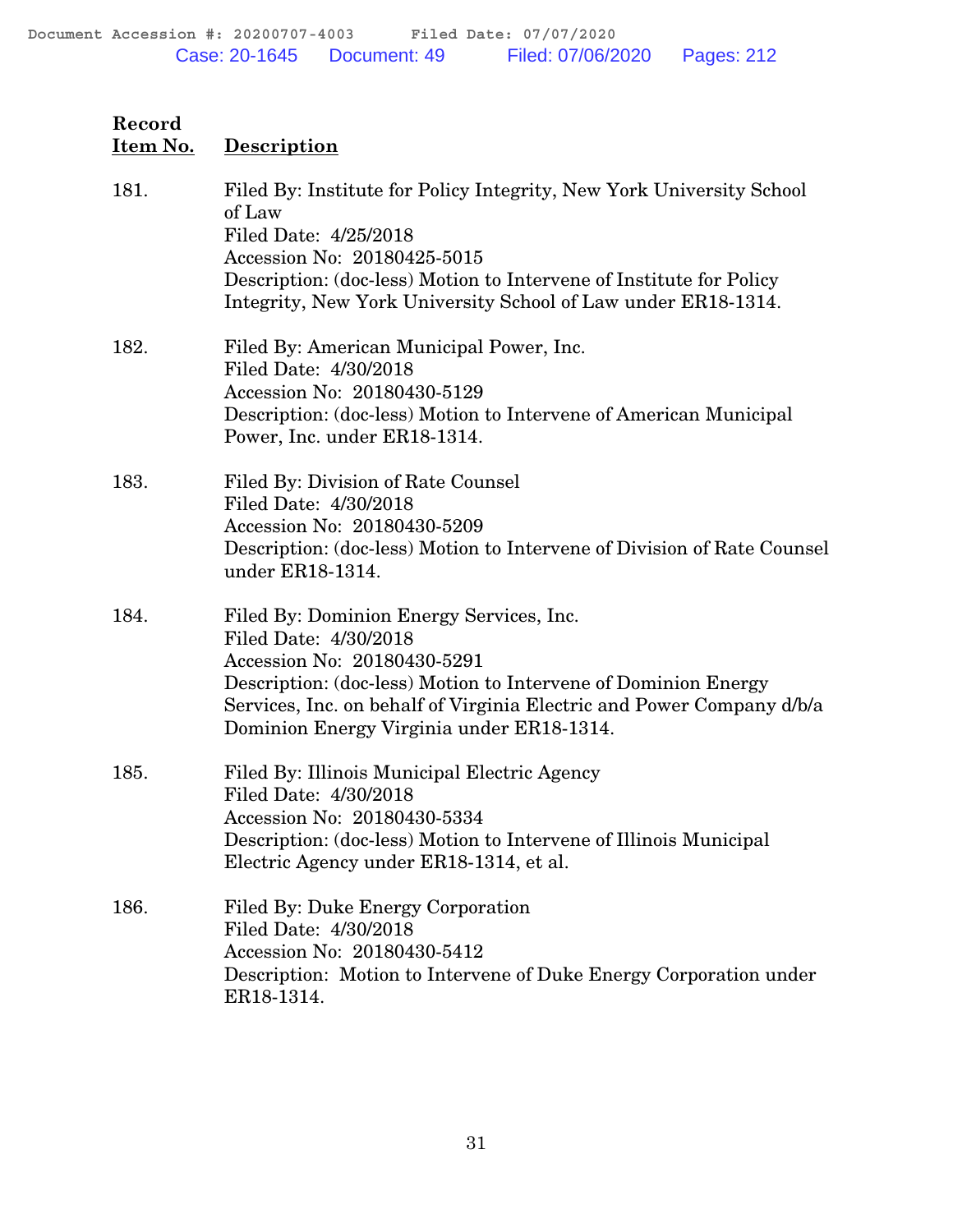| Record Item No. | Description |
|---|---|
| 181. | Filed By: Institute for Policy Integrity, New York University School of Law<br>Filed Date: 4/25/2018<br>Accession No: 20180425-5015<br>Description: (doc-less) Motion to Intervene of Institute for Policy Integrity, New York University School of Law under ER18-1314. |
| 182. | Filed By: American Municipal Power, Inc.<br>Filed Date: 4/30/2018<br>Accession No: 20180430-5129<br>Description: (doc-less) Motion to Intervene of American Municipal Power, Inc. under ER18-1314. |
| 183. | Filed By: Division of Rate Counsel<br>Filed Date: 4/30/2018<br>Accession No: 20180430-5209<br>Description: (doc-less) Motion to Intervene of Division of Rate Counsel under ER18-1314. |
| 184. | Filed By: Dominion Energy Services, Inc.<br>Filed Date: 4/30/2018<br>Accession No: 20180430-5291<br>Description: (doc-less) Motion to Intervene of Dominion Energy Services, Inc. on behalf of Virginia Electric and Power Company d/b/a Dominion Energy Virginia under ER18-1314. |
| 185. | Filed By: Illinois Municipal Electric Agency<br>Filed Date: 4/30/2018<br>Accession No: 20180430-5334<br>Description: (doc-less) Motion to Intervene of Illinois Municipal Electric Agency under ER18-1314, et al. |
| 186. | Filed By: Duke Energy Corporation<br>Filed Date: 4/30/2018<br>Accession No: 20180430-5412<br>Description: Motion to Intervene of Duke Energy Corporation under ER18-1314. |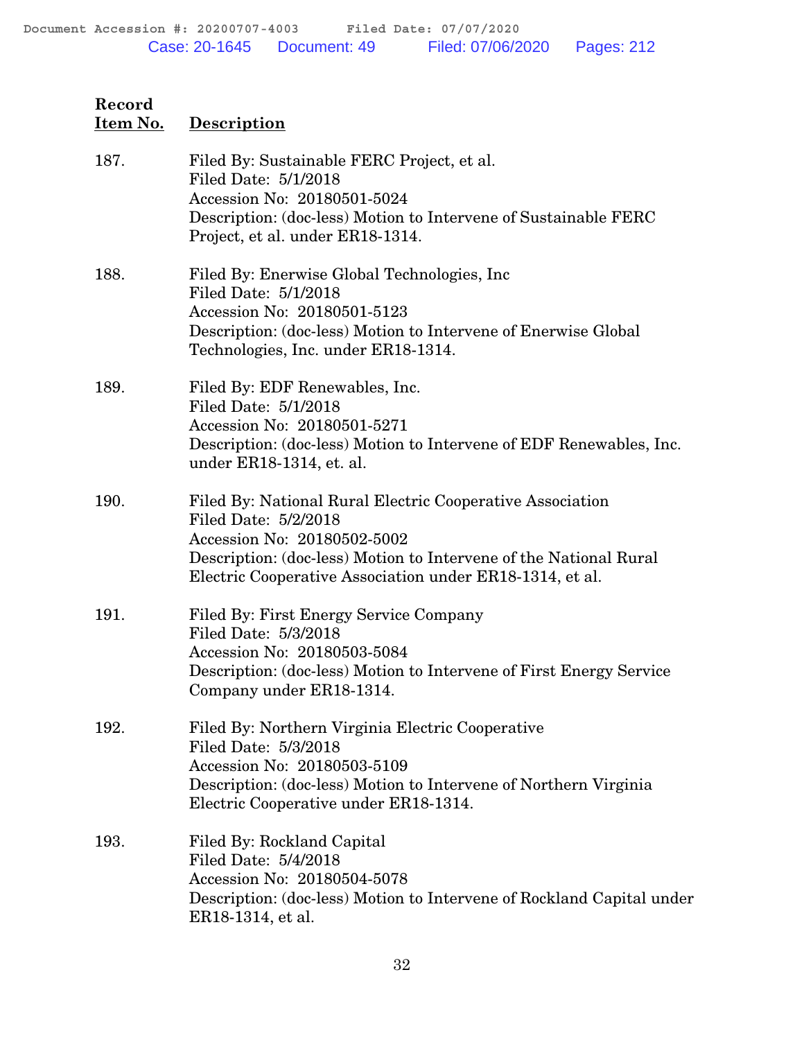| Record Item No. | Description |
|---|---|
| 187. | Filed By: Sustainable FERC Project, et al.<br>Filed Date: 5/1/2018<br>Accession No: 20180501-5024<br>Description: (doc-less) Motion to Intervene of Sustainable FERC Project, et al. under ER18-1314. |
| 188. | Filed By: Enerwise Global Technologies, Inc<br>Filed Date: 5/1/2018<br>Accession No: 20180501-5123<br>Description: (doc-less) Motion to Intervene of Enerwise Global Technologies, Inc. under ER18-1314. |
| 189. | Filed By: EDF Renewables, Inc.<br>Filed Date: 5/1/2018<br>Accession No: 20180501-5271<br>Description: (doc-less) Motion to Intervene of EDF Renewables, Inc. under ER18-1314, et. al. |
| 190. | Filed By: National Rural Electric Cooperative Association<br>Filed Date: 5/2/2018<br>Accession No: 20180502-5002<br>Description: (doc-less) Motion to Intervene of the National Rural Electric Cooperative Association under ER18-1314, et al. |
| 191. | Filed By: First Energy Service Company<br>Filed Date: 5/3/2018<br>Accession No: 20180503-5084<br>Description: (doc-less) Motion to Intervene of First Energy Service Company under ER18-1314. |
| 192. | Filed By: Northern Virginia Electric Cooperative<br>Filed Date: 5/3/2018<br>Accession No: 20180503-5109<br>Description: (doc-less) Motion to Intervene of Northern Virginia Electric Cooperative under ER18-1314. |
| 193. | Filed By: Rockland Capital<br>Filed Date: 5/4/2018<br>Accession No: 20180504-5078<br>Description: (doc-less) Motion to Intervene of Rockland Capital under ER18-1314, et al. |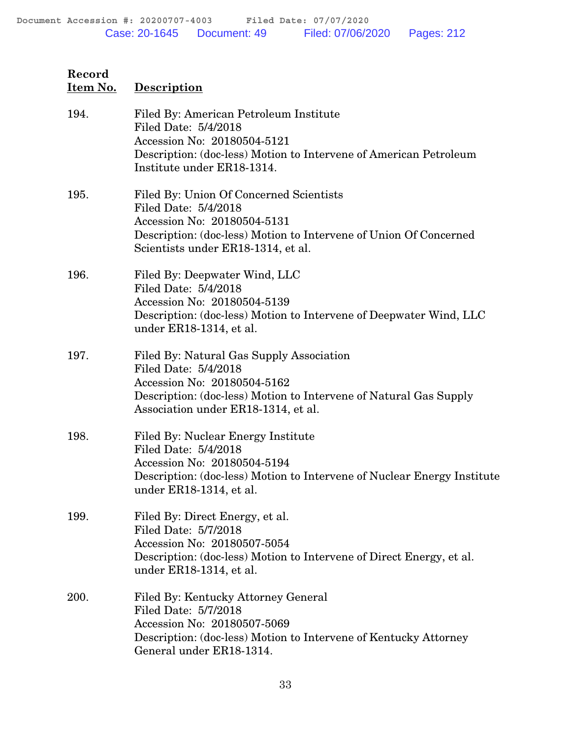| Record Item No. | Description |
|---|---|
| 194. | Filed By: American Petroleum Institute<br>Filed Date: 5/4/2018<br>Accession No: 20180504-5121<br>Description: (doc-less) Motion to Intervene of American Petroleum Institute under ER18-1314. |
| 195. | Filed By: Union Of Concerned Scientists<br>Filed Date: 5/4/2018<br>Accession No: 20180504-5131<br>Description: (doc-less) Motion to Intervene of Union Of Concerned Scientists under ER18-1314, et al. |
| 196. | Filed By: Deepwater Wind, LLC<br>Filed Date: 5/4/2018<br>Accession No: 20180504-5139<br>Description: (doc-less) Motion to Intervene of Deepwater Wind, LLC under ER18-1314, et al. |
| 197. | Filed By: Natural Gas Supply Association<br>Filed Date: 5/4/2018<br>Accession No: 20180504-5162<br>Description: (doc-less) Motion to Intervene of Natural Gas Supply Association under ER18-1314, et al. |
| 198. | Filed By: Nuclear Energy Institute<br>Filed Date: 5/4/2018<br>Accession No: 20180504-5194<br>Description: (doc-less) Motion to Intervene of Nuclear Energy Institute under ER18-1314, et al. |
| 199. | Filed By: Direct Energy, et al.<br>Filed Date: 5/7/2018<br>Accession No: 20180507-5054<br>Description: (doc-less) Motion to Intervene of Direct Energy, et al. under ER18-1314, et al. |
| 200. | Filed By: Kentucky Attorney General<br>Filed Date: 5/7/2018<br>Accession No: 20180507-5069<br>Description: (doc-less) Motion to Intervene of Kentucky Attorney General under ER18-1314. |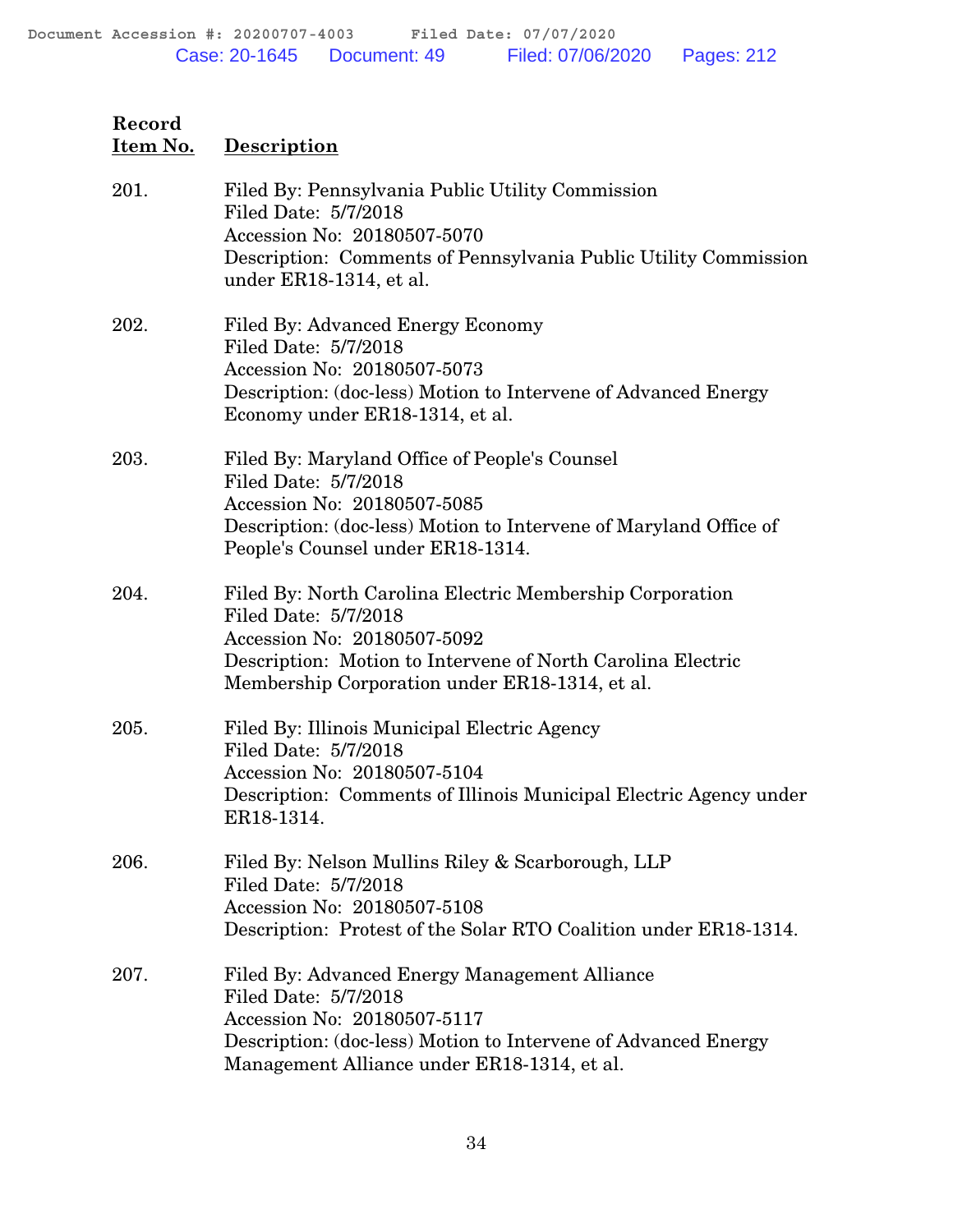| Record Item No. | Description |
|---|---|
| 201. | Filed By: Pennsylvania Public Utility Commission<br>Filed Date: 5/7/2018<br>Accession No: 20180507-5070<br>Description: Comments of Pennsylvania Public Utility Commission under ER18-1314, et al. |
| 202. | Filed By: Advanced Energy Economy<br>Filed Date: 5/7/2018<br>Accession No: 20180507-5073<br>Description: (doc-less) Motion to Intervene of Advanced Energy Economy under ER18-1314, et al. |
| 203. | Filed By: Maryland Office of People's Counsel<br>Filed Date: 5/7/2018<br>Accession No: 20180507-5085<br>Description: (doc-less) Motion to Intervene of Maryland Office of People's Counsel under ER18-1314. |
| 204. | Filed By: North Carolina Electric Membership Corporation<br>Filed Date: 5/7/2018<br>Accession No: 20180507-5092<br>Description: Motion to Intervene of North Carolina Electric Membership Corporation under ER18-1314, et al. |
| 205. | Filed By: Illinois Municipal Electric Agency<br>Filed Date: 5/7/2018<br>Accession No: 20180507-5104<br>Description: Comments of Illinois Municipal Electric Agency under ER18-1314. |
| 206. | Filed By: Nelson Mullins Riley & Scarborough, LLP<br>Filed Date: 5/7/2018<br>Accession No: 20180507-5108<br>Description: Protest of the Solar RTO Coalition under ER18-1314. |
| 207. | Filed By: Advanced Energy Management Alliance<br>Filed Date: 5/7/2018<br>Accession No: 20180507-5117<br>Description: (doc-less) Motion to Intervene of Advanced Energy Management Alliance under ER18-1314, et al. |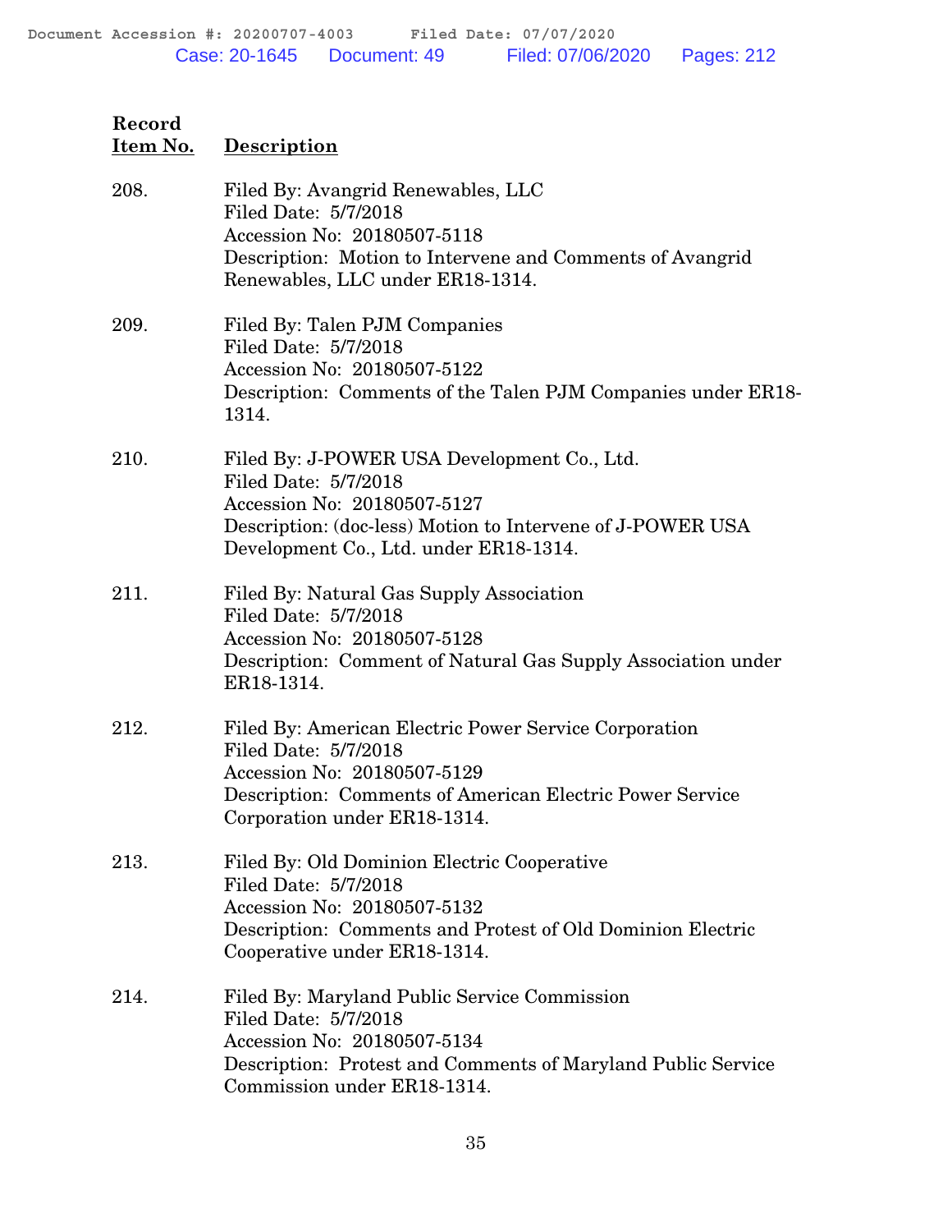| Record Item No. | Description |
|---|---|
| 208. | Filed By: Avangrid Renewables, LLC<br>Filed Date: 5/7/2018<br>Accession No: 20180507-5118<br>Description: Motion to Intervene and Comments of Avangrid Renewables, LLC under ER18-1314. |
| 209. | Filed By: Talen PJM Companies<br>Filed Date: 5/7/2018<br>Accession No: 20180507-5122<br>Description: Comments of the Talen PJM Companies under ER18-1314. |
| 210. | Filed By: J-POWER USA Development Co., Ltd.<br>Filed Date: 5/7/2018<br>Accession No: 20180507-5127<br>Description: (doc-less) Motion to Intervene of J-POWER USA Development Co., Ltd. under ER18-1314. |
| 211. | Filed By: Natural Gas Supply Association<br>Filed Date: 5/7/2018<br>Accession No: 20180507-5128<br>Description: Comment of Natural Gas Supply Association under ER18-1314. |
| 212. | Filed By: American Electric Power Service Corporation<br>Filed Date: 5/7/2018<br>Accession No: 20180507-5129<br>Description: Comments of American Electric Power Service Corporation under ER18-1314. |
| 213. | Filed By: Old Dominion Electric Cooperative<br>Filed Date: 5/7/2018<br>Accession No: 20180507-5132<br>Description: Comments and Protest of Old Dominion Electric Cooperative under ER18-1314. |
| 214. | Filed By: Maryland Public Service Commission<br>Filed Date: 5/7/2018<br>Accession No: 20180507-5134<br>Description: Protest and Comments of Maryland Public Service Commission under ER18-1314. |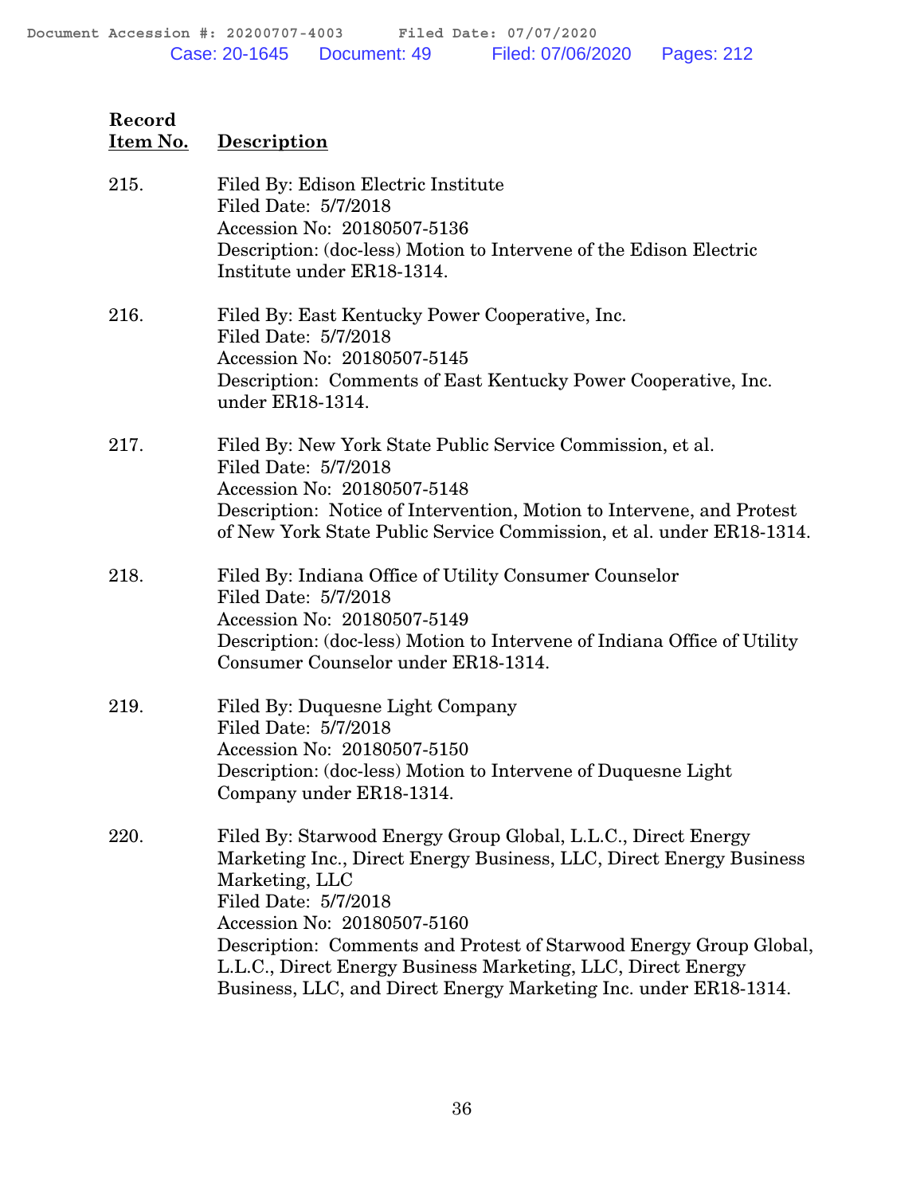| Record Item No. | Description |
| --- | --- |
| 215. | Filed By: Edison Electric Institute<br>Filed Date: 5/7/2018<br>Accession No: 20180507-5136<br>Description: (doc-less) Motion to Intervene of the Edison Electric Institute under ER18-1314. |
| 216. | Filed By: East Kentucky Power Cooperative, Inc.<br>Filed Date: 5/7/2018<br>Accession No: 20180507-5145<br>Description: Comments of East Kentucky Power Cooperative, Inc. under ER18-1314. |
| 217. | Filed By: New York State Public Service Commission, et al.<br>Filed Date: 5/7/2018<br>Accession No: 20180507-5148<br>Description: Notice of Intervention, Motion to Intervene, and Protest of New York State Public Service Commission, et al. under ER18-1314. |
| 218. | Filed By: Indiana Office of Utility Consumer Counselor<br>Filed Date: 5/7/2018<br>Accession No: 20180507-5149<br>Description: (doc-less) Motion to Intervene of Indiana Office of Utility Consumer Counselor under ER18-1314. |
| 219. | Filed By: Duquesne Light Company<br>Filed Date: 5/7/2018<br>Accession No: 20180507-5150<br>Description: (doc-less) Motion to Intervene of Duquesne Light Company under ER18-1314. |
| 220. | Filed By: Starwood Energy Group Global, L.L.C., Direct Energy Marketing Inc., Direct Energy Business, LLC, Direct Energy Business Marketing, LLC<br>Filed Date: 5/7/2018<br>Accession No: 20180507-5160<br>Description: Comments and Protest of Starwood Energy Group Global, L.L.C., Direct Energy Business Marketing, LLC, Direct Energy Business, LLC, and Direct Energy Marketing Inc. under ER18-1314. |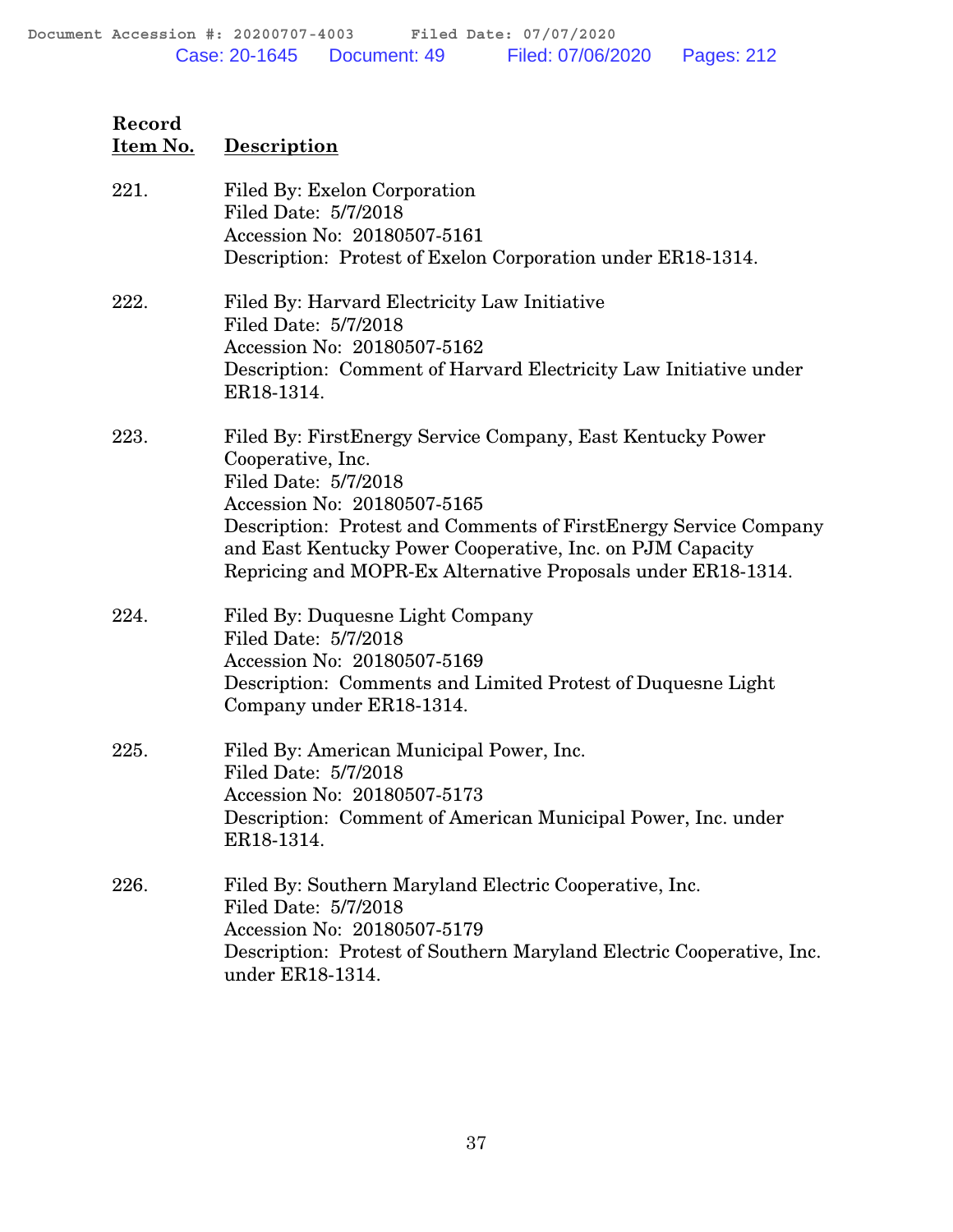| Record Item No. | Description |
|---|---|
| 221. | Filed By: Exelon Corporation<br>Filed Date: 5/7/2018<br>Accession No: 20180507-5161<br>Description: Protest of Exelon Corporation under ER18-1314. |
| 222. | Filed By: Harvard Electricity Law Initiative<br>Filed Date: 5/7/2018<br>Accession No: 20180507-5162<br>Description: Comment of Harvard Electricity Law Initiative under ER18-1314. |
| 223. | Filed By: FirstEnergy Service Company, East Kentucky Power Cooperative, Inc.<br>Filed Date: 5/7/2018<br>Accession No: 20180507-5165<br>Description: Protest and Comments of FirstEnergy Service Company and East Kentucky Power Cooperative, Inc. on PJM Capacity Repricing and MOPR-Ex Alternative Proposals under ER18-1314. |
| 224. | Filed By: Duquesne Light Company<br>Filed Date: 5/7/2018<br>Accession No: 20180507-5169<br>Description: Comments and Limited Protest of Duquesne Light Company under ER18-1314. |
| 225. | Filed By: American Municipal Power, Inc.<br>Filed Date: 5/7/2018<br>Accession No: 20180507-5173<br>Description: Comment of American Municipal Power, Inc. under ER18-1314. |
| 226. | Filed By: Southern Maryland Electric Cooperative, Inc.<br>Filed Date: 5/7/2018<br>Accession No: 20180507-5179<br>Description: Protest of Southern Maryland Electric Cooperative, Inc. under ER18-1314. |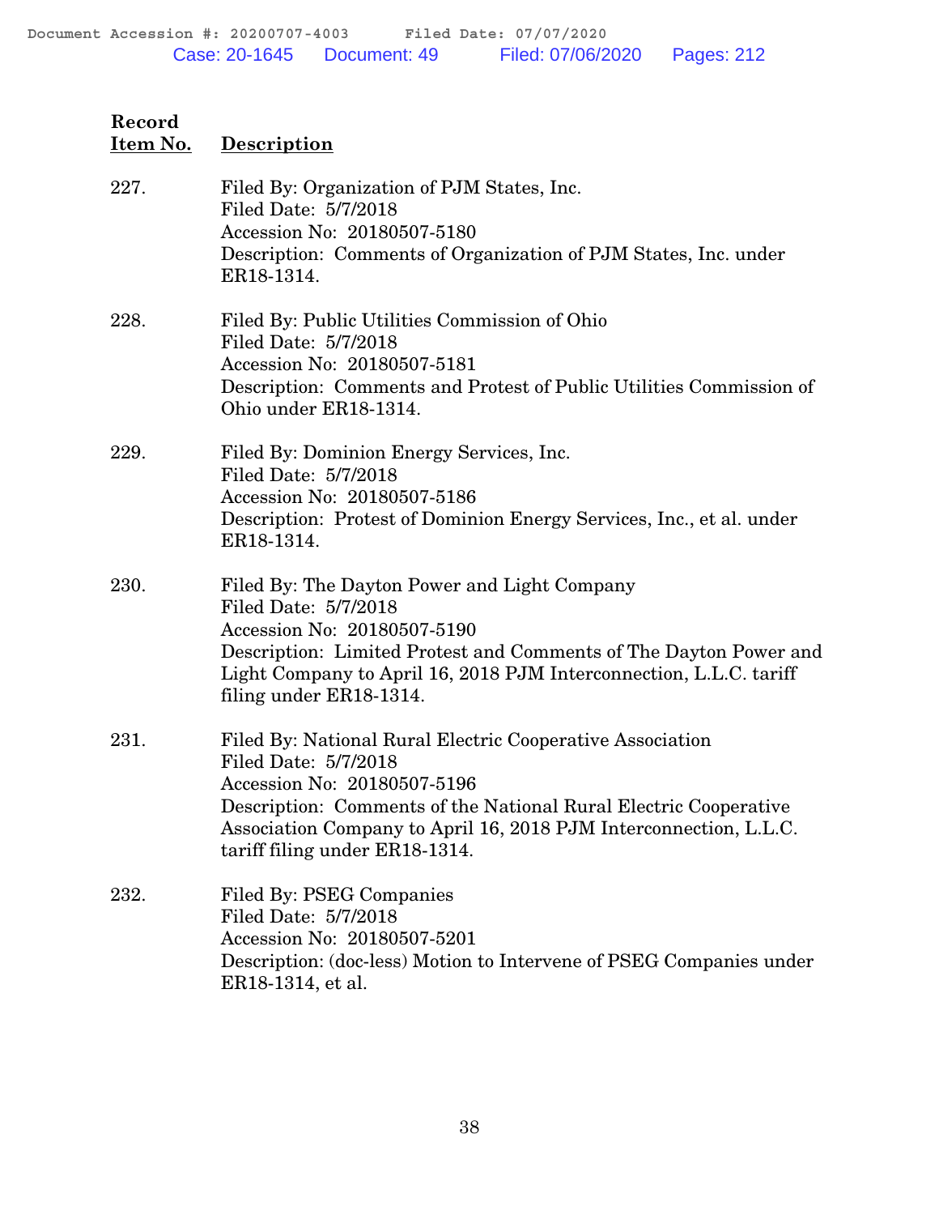| Record Item No. | Description |
|---|---|
| 227. | Filed By: Organization of PJM States, Inc.<br>Filed Date: 5/7/2018<br>Accession No: 20180507-5180<br>Description: Comments of Organization of PJM States, Inc. under ER18-1314. |
| 228. | Filed By: Public Utilities Commission of Ohio<br>Filed Date: 5/7/2018<br>Accession No: 20180507-5181<br>Description: Comments and Protest of Public Utilities Commission of Ohio under ER18-1314. |
| 229. | Filed By: Dominion Energy Services, Inc.<br>Filed Date: 5/7/2018<br>Accession No: 20180507-5186<br>Description: Protest of Dominion Energy Services, Inc., et al. under ER18-1314. |
| 230. | Filed By: The Dayton Power and Light Company<br>Filed Date: 5/7/2018<br>Accession No: 20180507-5190<br>Description: Limited Protest and Comments of The Dayton Power and Light Company to April 16, 2018 PJM Interconnection, L.L.C. tariff filing under ER18-1314. |
| 231. | Filed By: National Rural Electric Cooperative Association<br>Filed Date: 5/7/2018<br>Accession No: 20180507-5196<br>Description: Comments of the National Rural Electric Cooperative Association Company to April 16, 2018 PJM Interconnection, L.L.C. tariff filing under ER18-1314. |
| 232. | Filed By: PSEG Companies<br>Filed Date: 5/7/2018<br>Accession No: 20180507-5201<br>Description: (doc-less) Motion to Intervene of PSEG Companies under ER18-1314, et al. |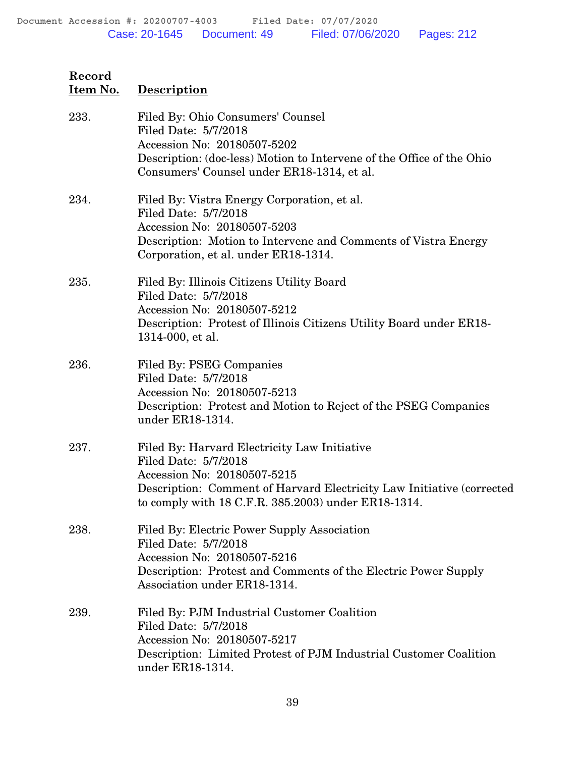| Record Item No. | Description |
|---|---|
| 233. | Filed By: Ohio Consumers' Counsel<br>Filed Date: 5/7/2018<br>Accession No: 20180507-5202<br>Description: (doc-less) Motion to Intervene of the Office of the Ohio Consumers' Counsel under ER18-1314, et al. |
| 234. | Filed By: Vistra Energy Corporation, et al.<br>Filed Date: 5/7/2018<br>Accession No: 20180507-5203<br>Description: Motion to Intervene and Comments of Vistra Energy Corporation, et al. under ER18-1314. |
| 235. | Filed By: Illinois Citizens Utility Board<br>Filed Date: 5/7/2018<br>Accession No: 20180507-5212<br>Description: Protest of Illinois Citizens Utility Board under ER18-1314-000, et al. |
| 236. | Filed By: PSEG Companies<br>Filed Date: 5/7/2018<br>Accession No: 20180507-5213<br>Description: Protest and Motion to Reject of the PSEG Companies under ER18-1314. |
| 237. | Filed By: Harvard Electricity Law Initiative<br>Filed Date: 5/7/2018<br>Accession No: 20180507-5215<br>Description: Comment of Harvard Electricity Law Initiative (corrected to comply with 18 C.F.R. 385.2003) under ER18-1314. |
| 238. | Filed By: Electric Power Supply Association<br>Filed Date: 5/7/2018<br>Accession No: 20180507-5216<br>Description: Protest and Comments of the Electric Power Supply Association under ER18-1314. |
| 239. | Filed By: PJM Industrial Customer Coalition<br>Filed Date: 5/7/2018<br>Accession No: 20180507-5217<br>Description: Limited Protest of PJM Industrial Customer Coalition under ER18-1314. |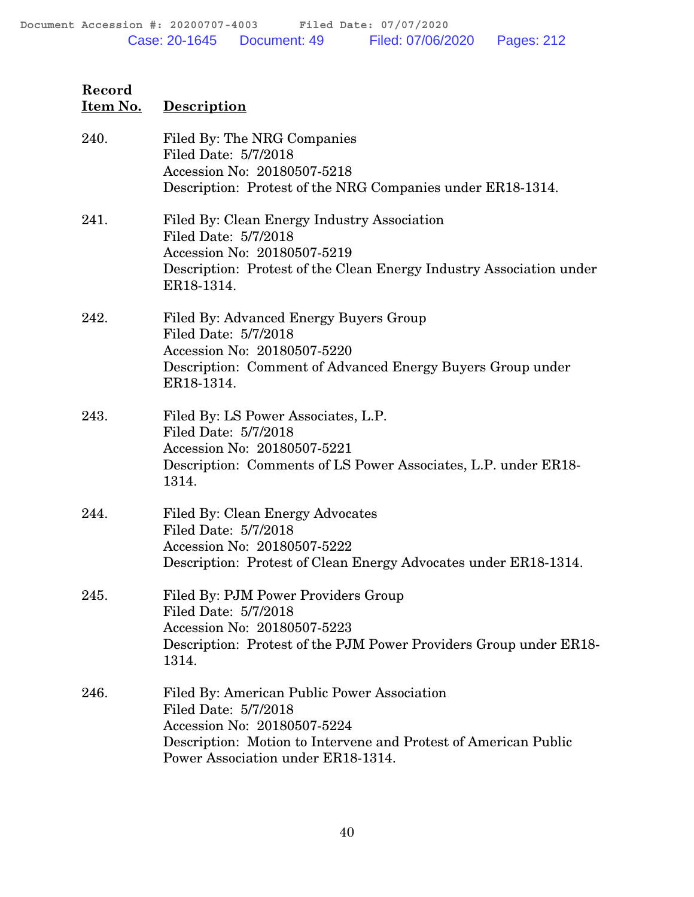| Record Item No. | Description |
|---|---|
| 240. | Filed By: The NRG Companies<br>Filed Date: 5/7/2018<br>Accession No: 20180507-5218<br>Description: Protest of the NRG Companies under ER18-1314. |
| 241. | Filed By: Clean Energy Industry Association<br>Filed Date: 5/7/2018<br>Accession No: 20180507-5219<br>Description: Protest of the Clean Energy Industry Association under ER18-1314. |
| 242. | Filed By: Advanced Energy Buyers Group<br>Filed Date: 5/7/2018<br>Accession No: 20180507-5220<br>Description: Comment of Advanced Energy Buyers Group under ER18-1314. |
| 243. | Filed By: LS Power Associates, L.P.<br>Filed Date: 5/7/2018<br>Accession No: 20180507-5221<br>Description: Comments of LS Power Associates, L.P. under ER18-1314. |
| 244. | Filed By: Clean Energy Advocates<br>Filed Date: 5/7/2018<br>Accession No: 20180507-5222<br>Description: Protest of Clean Energy Advocates under ER18-1314. |
| 245. | Filed By: PJM Power Providers Group<br>Filed Date: 5/7/2018<br>Accession No: 20180507-5223<br>Description: Protest of the PJM Power Providers Group under ER18-1314. |
| 246. | Filed By: American Public Power Association<br>Filed Date: 5/7/2018<br>Accession No: 20180507-5224<br>Description: Motion to Intervene and Protest of American Public Power Association under ER18-1314. |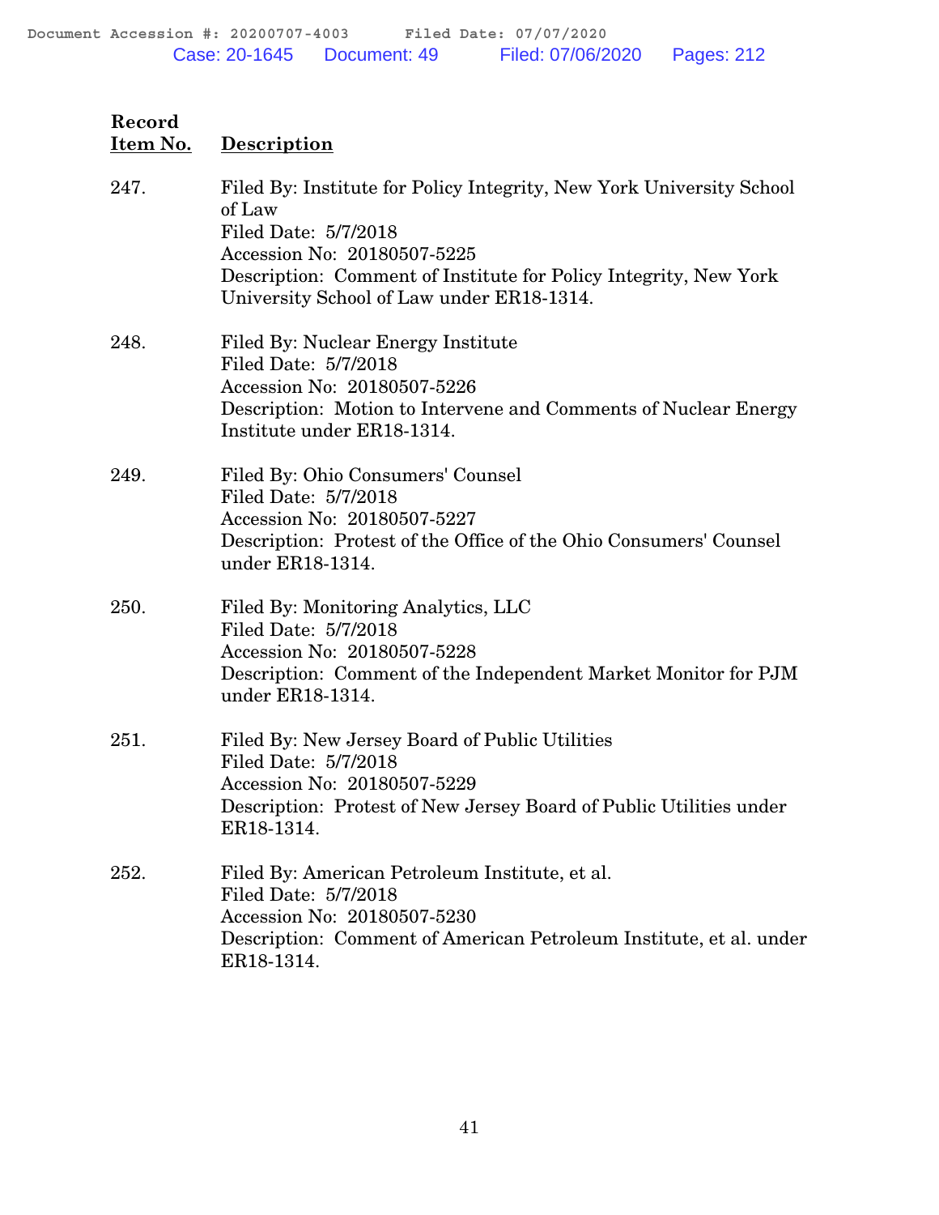| Record Item No. | Description |
|---|---|
| 247. | Filed By: Institute for Policy Integrity, New York University School of Law<br>Filed Date: 5/7/2018<br>Accession No: 20180507-5225<br>Description: Comment of Institute for Policy Integrity, New York University School of Law under ER18-1314. |
| 248. | Filed By: Nuclear Energy Institute<br>Filed Date: 5/7/2018<br>Accession No: 20180507-5226<br>Description: Motion to Intervene and Comments of Nuclear Energy Institute under ER18-1314. |
| 249. | Filed By: Ohio Consumers' Counsel<br>Filed Date: 5/7/2018<br>Accession No: 20180507-5227<br>Description: Protest of the Office of the Ohio Consumers' Counsel under ER18-1314. |
| 250. | Filed By: Monitoring Analytics, LLC<br>Filed Date: 5/7/2018<br>Accession No: 20180507-5228<br>Description: Comment of the Independent Market Monitor for PJM under ER18-1314. |
| 251. | Filed By: New Jersey Board of Public Utilities<br>Filed Date: 5/7/2018<br>Accession No: 20180507-5229<br>Description: Protest of New Jersey Board of Public Utilities under ER18-1314. |
| 252. | Filed By: American Petroleum Institute, et al.<br>Filed Date: 5/7/2018<br>Accession No: 20180507-5230<br>Description: Comment of American Petroleum Institute, et al. under ER18-1314. |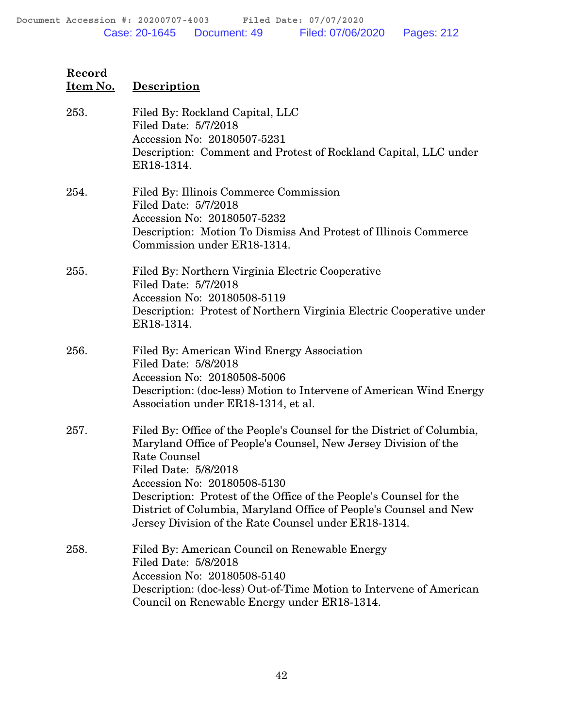| Record Item No. | Description |
|---|---|
| 253. | Filed By: Rockland Capital, LLC<br>Filed Date: 5/7/2018<br>Accession No: 20180507-5231<br>Description: Comment and Protest of Rockland Capital, LLC under ER18-1314. |
| 254. | Filed By: Illinois Commerce Commission<br>Filed Date: 5/7/2018<br>Accession No: 20180507-5232<br>Description: Motion To Dismiss And Protest of Illinois Commerce Commission under ER18-1314. |
| 255. | Filed By: Northern Virginia Electric Cooperative<br>Filed Date: 5/7/2018<br>Accession No: 20180508-5119<br>Description: Protest of Northern Virginia Electric Cooperative under ER18-1314. |
| 256. | Filed By: American Wind Energy Association<br>Filed Date: 5/8/2018<br>Accession No: 20180508-5006<br>Description: (doc-less) Motion to Intervene of American Wind Energy Association under ER18-1314, et al. |
| 257. | Filed By: Office of the People's Counsel for the District of Columbia, Maryland Office of People's Counsel, New Jersey Division of the Rate Counsel<br>Filed Date: 5/8/2018<br>Accession No: 20180508-5130<br>Description: Protest of the Office of the People's Counsel for the District of Columbia, Maryland Office of People's Counsel and New Jersey Division of the Rate Counsel under ER18-1314. |
| 258. | Filed By: American Council on Renewable Energy<br>Filed Date: 5/8/2018<br>Accession No: 20180508-5140<br>Description: (doc-less) Out-of-Time Motion to Intervene of American Council on Renewable Energy under ER18-1314. |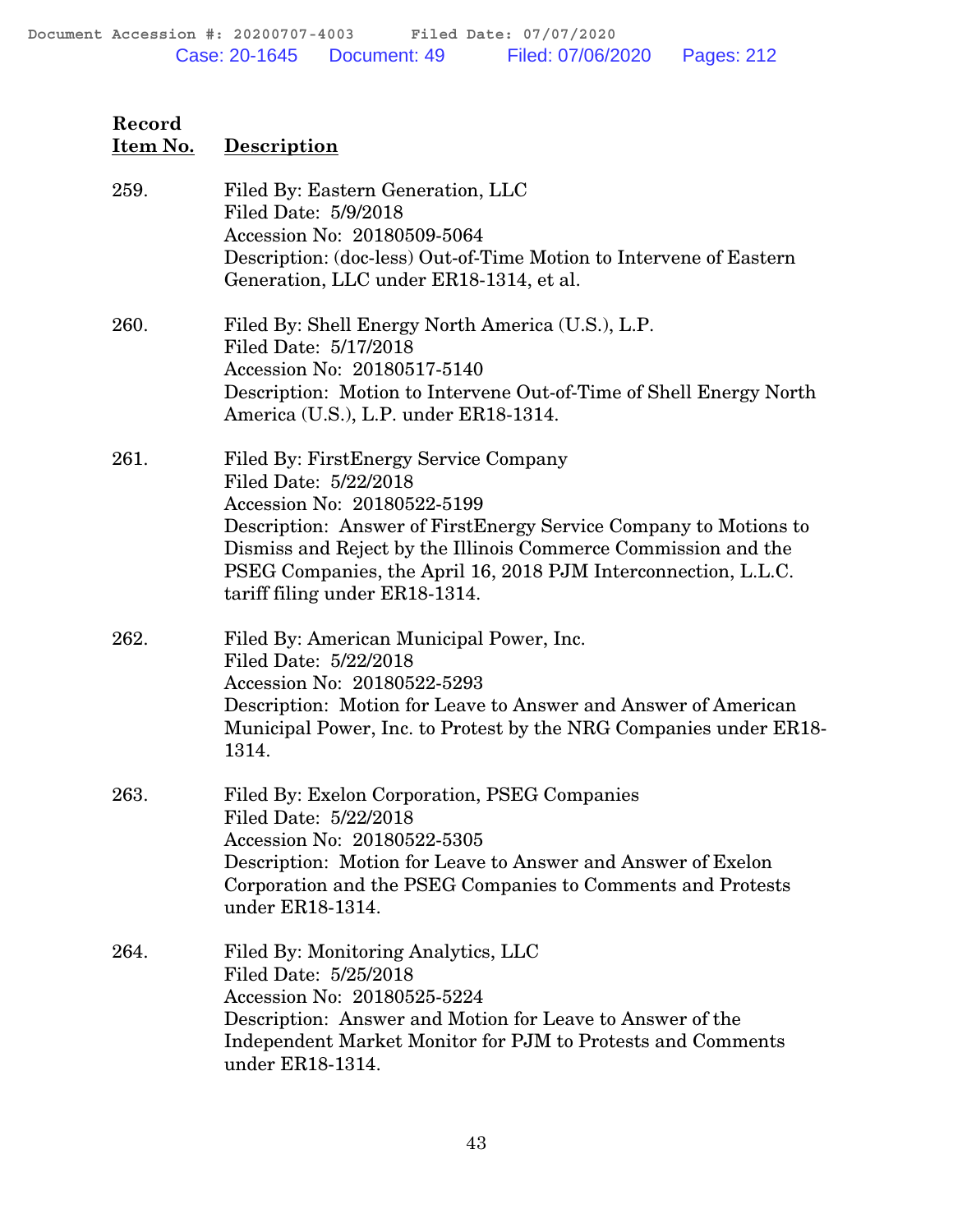| Record Item No. | Description |
|---|---|
| 259. | Filed By: Eastern Generation, LLC<br>Filed Date: 5/9/2018<br>Accession No: 20180509-5064<br>Description: (doc-less) Out-of-Time Motion to Intervene of Eastern Generation, LLC under ER18-1314, et al. |
| 260. | Filed By: Shell Energy North America (U.S.), L.P.<br>Filed Date: 5/17/2018<br>Accession No: 20180517-5140<br>Description: Motion to Intervene Out-of-Time of Shell Energy North America (U.S.), L.P. under ER18-1314. |
| 261. | Filed By: FirstEnergy Service Company<br>Filed Date: 5/22/2018<br>Accession No: 20180522-5199<br>Description: Answer of FirstEnergy Service Company to Motions to Dismiss and Reject by the Illinois Commerce Commission and the PSEG Companies, the April 16, 2018 PJM Interconnection, L.L.C. tariff filing under ER18-1314. |
| 262. | Filed By: American Municipal Power, Inc.<br>Filed Date: 5/22/2018<br>Accession No: 20180522-5293<br>Description: Motion for Leave to Answer and Answer of American Municipal Power, Inc. to Protest by the NRG Companies under ER18-1314. |
| 263. | Filed By: Exelon Corporation, PSEG Companies<br>Filed Date: 5/22/2018<br>Accession No: 20180522-5305<br>Description: Motion for Leave to Answer and Answer of Exelon Corporation and the PSEG Companies to Comments and Protests under ER18-1314. |
| 264. | Filed By: Monitoring Analytics, LLC<br>Filed Date: 5/25/2018<br>Accession No: 20180525-5224<br>Description: Answer and Motion for Leave to Answer of the Independent Market Monitor for PJM to Protests and Comments under ER18-1314. |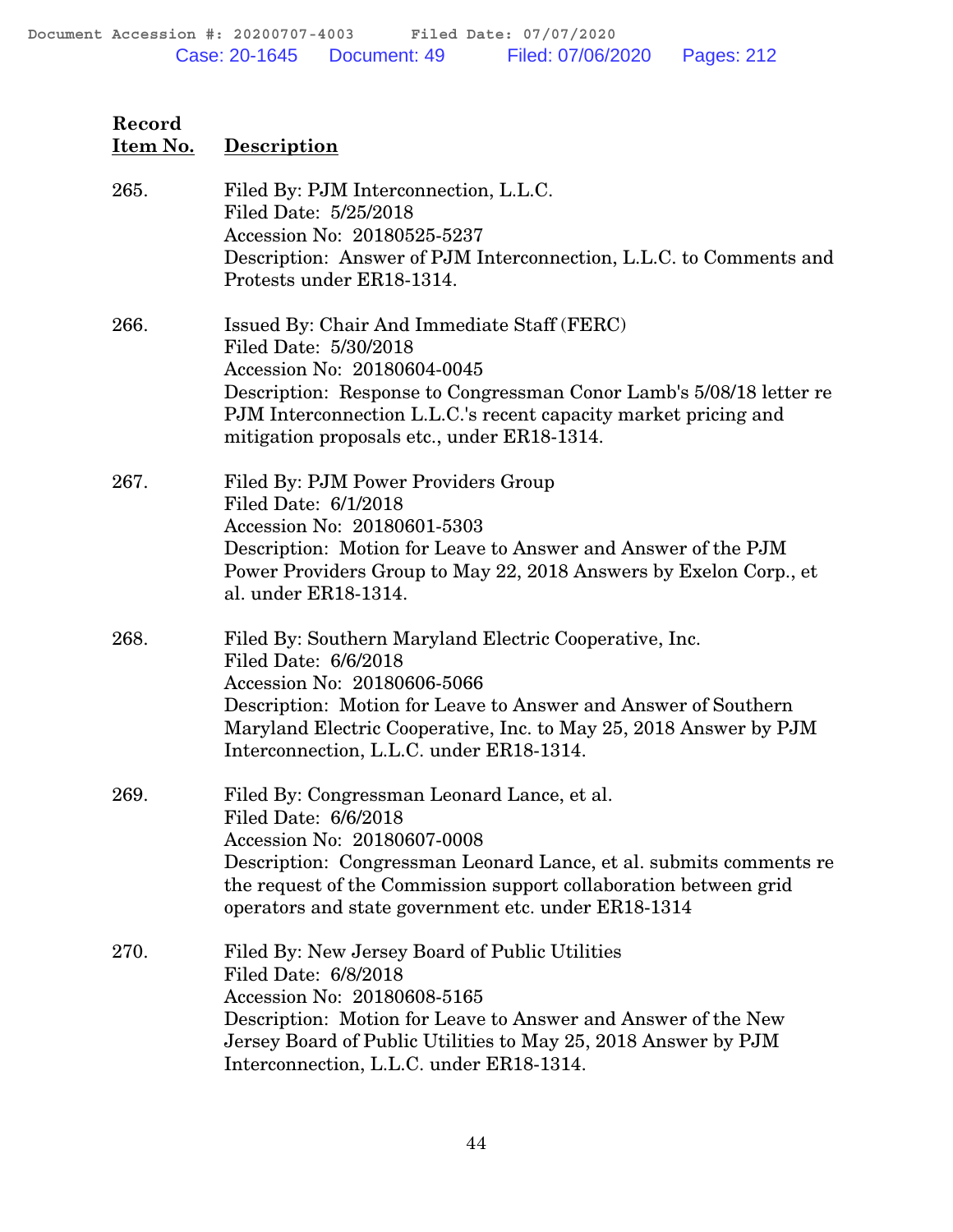| Record Item No. | Description |
|---|---|
| 265. | Filed By: PJM Interconnection, L.L.C.<br>Filed Date: 5/25/2018<br>Accession No: 20180525-5237<br>Description: Answer of PJM Interconnection, L.L.C. to Comments and Protests under ER18-1314. |
| 266. | Issued By: Chair And Immediate Staff (FERC)<br>Filed Date: 5/30/2018<br>Accession No: 20180604-0045<br>Description: Response to Congressman Conor Lamb's 5/08/18 letter re PJM Interconnection L.L.C.'s recent capacity market pricing and mitigation proposals etc., under ER18-1314. |
| 267. | Filed By: PJM Power Providers Group<br>Filed Date: 6/1/2018<br>Accession No: 20180601-5303<br>Description: Motion for Leave to Answer and Answer of the PJM Power Providers Group to May 22, 2018 Answers by Exelon Corp., et al. under ER18-1314. |
| 268. | Filed By: Southern Maryland Electric Cooperative, Inc.<br>Filed Date: 6/6/2018<br>Accession No: 20180606-5066<br>Description: Motion for Leave to Answer and Answer of Southern Maryland Electric Cooperative, Inc. to May 25, 2018 Answer by PJM Interconnection, L.L.C. under ER18-1314. |
| 269. | Filed By: Congressman Leonard Lance, et al.<br>Filed Date: 6/6/2018<br>Accession No: 20180607-0008<br>Description: Congressman Leonard Lance, et al. submits comments re the request of the Commission support collaboration between grid operators and state government etc. under ER18-1314 |
| 270. | Filed By: New Jersey Board of Public Utilities<br>Filed Date: 6/8/2018<br>Accession No: 20180608-5165<br>Description: Motion for Leave to Answer and Answer of the New Jersey Board of Public Utilities to May 25, 2018 Answer by PJM Interconnection, L.L.C. under ER18-1314. |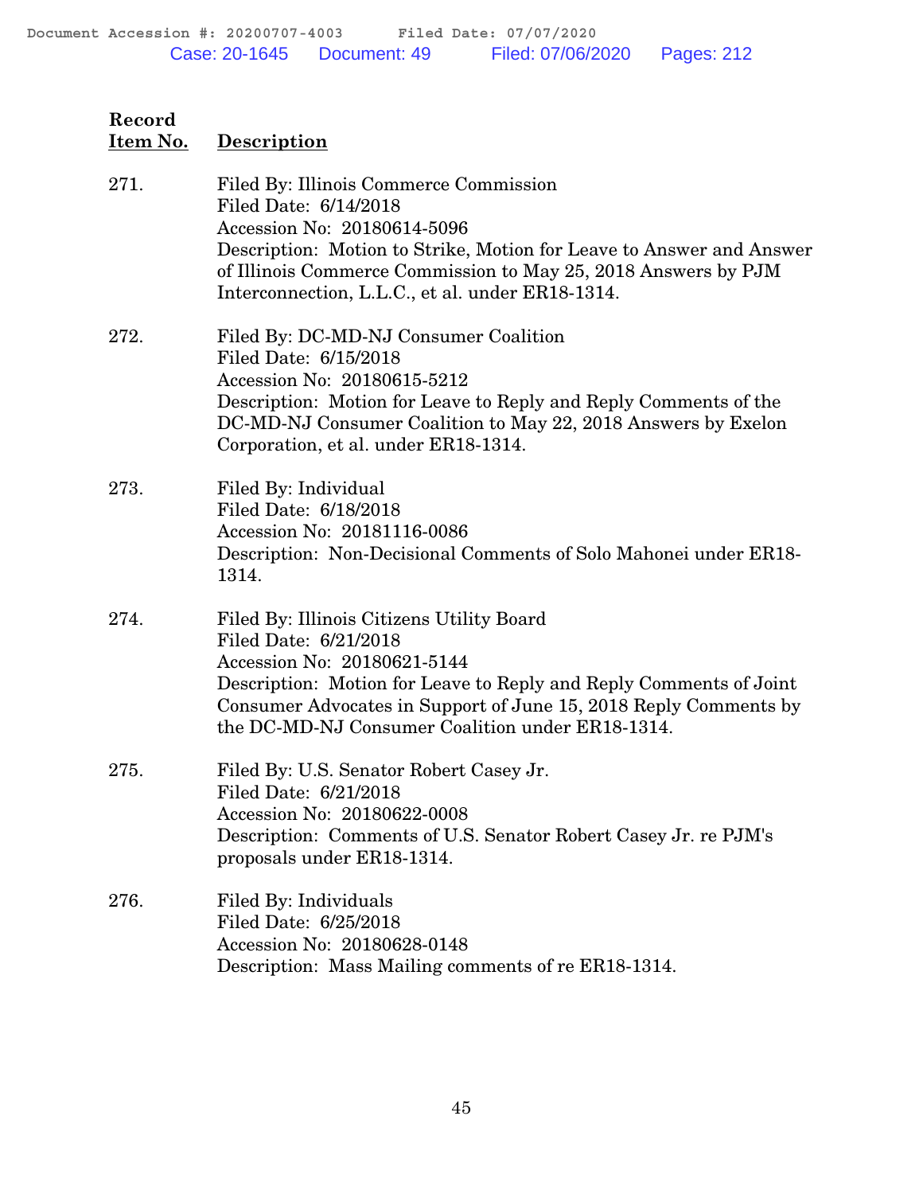| Record Item No. | Description |
|---|---|
| 271. | Filed By: Illinois Commerce Commission<br>Filed Date: 6/14/2018<br>Accession No: 20180614-5096<br>Description: Motion to Strike, Motion for Leave to Answer and Answer of Illinois Commerce Commission to May 25, 2018 Answers by PJM Interconnection, L.L.C., et al. under ER18-1314. |
| 272. | Filed By: DC-MD-NJ Consumer Coalition<br>Filed Date: 6/15/2018<br>Accession No: 20180615-5212<br>Description: Motion for Leave to Reply and Reply Comments of the DC-MD-NJ Consumer Coalition to May 22, 2018 Answers by Exelon Corporation, et al. under ER18-1314. |
| 273. | Filed By: Individual<br>Filed Date: 6/18/2018<br>Accession No: 20181116-0086<br>Description: Non-Decisional Comments of Solo Mahonei under ER18-1314. |
| 274. | Filed By: Illinois Citizens Utility Board<br>Filed Date: 6/21/2018<br>Accession No: 20180621-5144<br>Description: Motion for Leave to Reply and Reply Comments of Joint Consumer Advocates in Support of June 15, 2018 Reply Comments by the DC-MD-NJ Consumer Coalition under ER18-1314. |
| 275. | Filed By: U.S. Senator Robert Casey Jr.<br>Filed Date: 6/21/2018<br>Accession No: 20180622-0008<br>Description: Comments of U.S. Senator Robert Casey Jr. re PJM's proposals under ER18-1314. |
| 276. | Filed By: Individuals<br>Filed Date: 6/25/2018<br>Accession No: 20180628-0148<br>Description: Mass Mailing comments of re ER18-1314. |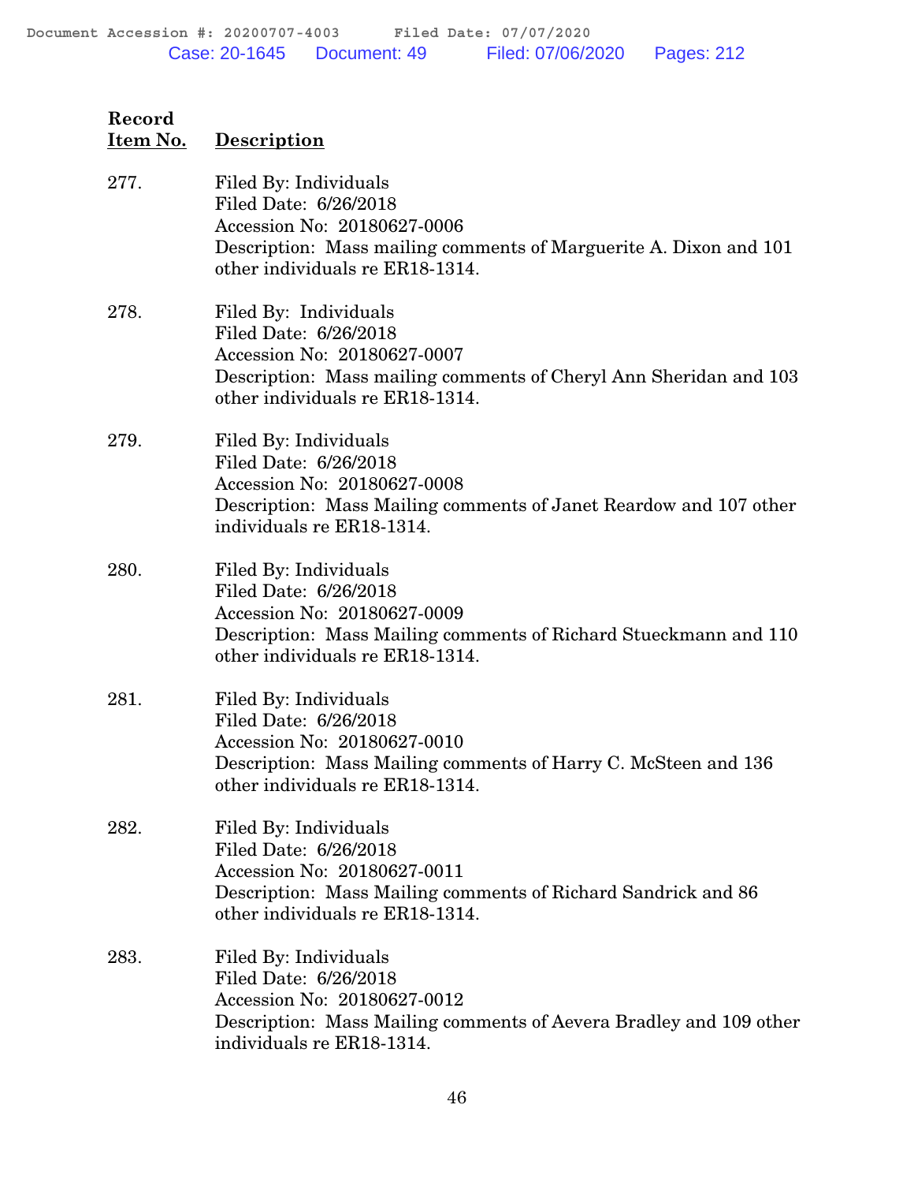| Record Item No. | Description |
|---|---|
| 277. | Filed By: Individuals<br>Filed Date: 6/26/2018<br>Accession No: 20180627-0006<br>Description: Mass mailing comments of Marguerite A. Dixon and 101 other individuals re ER18-1314. |
| 278. | Filed By: Individuals<br>Filed Date: 6/26/2018<br>Accession No: 20180627-0007<br>Description: Mass mailing comments of Cheryl Ann Sheridan and 103 other individuals re ER18-1314. |
| 279. | Filed By: Individuals<br>Filed Date: 6/26/2018<br>Accession No: 20180627-0008<br>Description: Mass Mailing comments of Janet Reardow and 107 other individuals re ER18-1314. |
| 280. | Filed By: Individuals<br>Filed Date: 6/26/2018<br>Accession No: 20180627-0009<br>Description: Mass Mailing comments of Richard Stueckmann and 110 other individuals re ER18-1314. |
| 281. | Filed By: Individuals<br>Filed Date: 6/26/2018<br>Accession No: 20180627-0010<br>Description: Mass Mailing comments of Harry C. McSteen and 136 other individuals re ER18-1314. |
| 282. | Filed By: Individuals<br>Filed Date: 6/26/2018<br>Accession No: 20180627-0011<br>Description: Mass Mailing comments of Richard Sandrick and 86 other individuals re ER18-1314. |
| 283. | Filed By: Individuals<br>Filed Date: 6/26/2018<br>Accession No: 20180627-0012<br>Description: Mass Mailing comments of Aevera Bradley and 109 other individuals re ER18-1314. |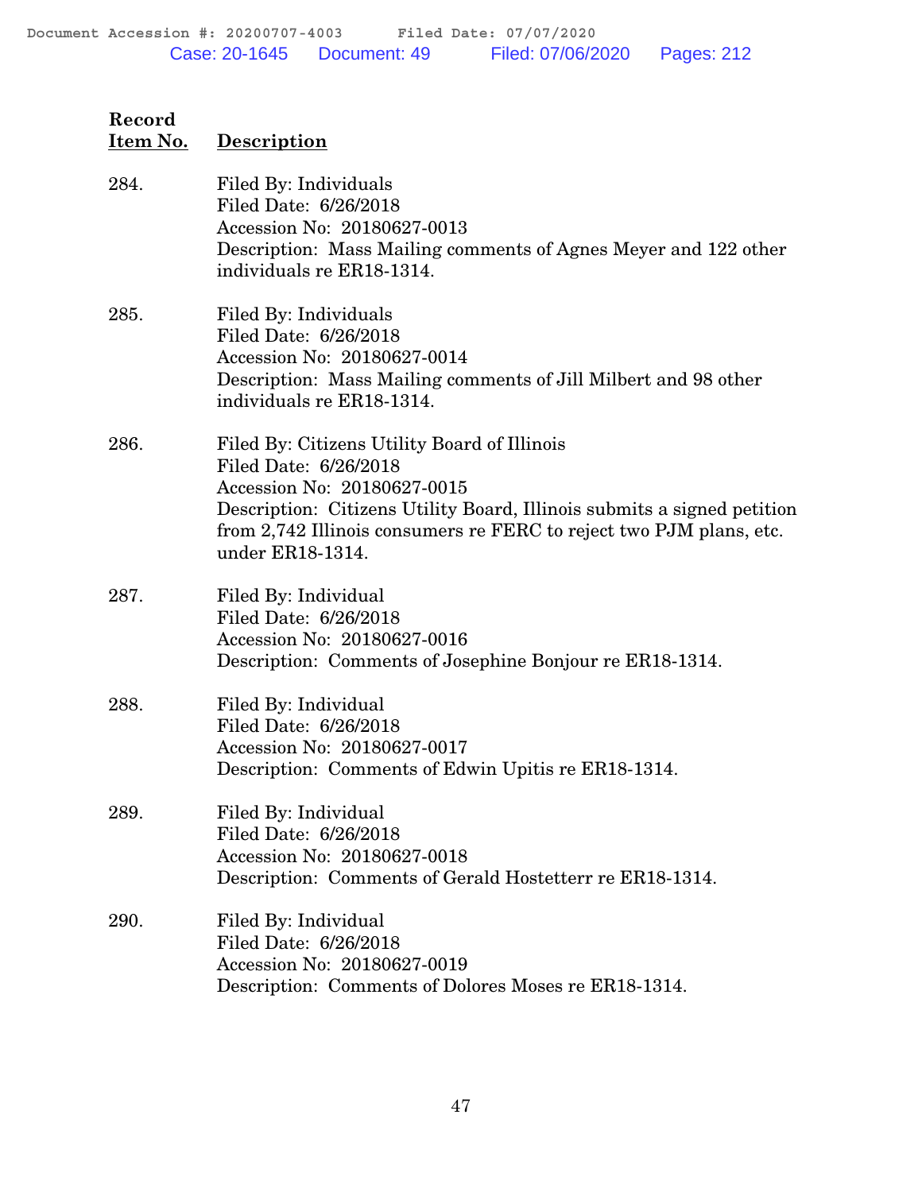| Record Item No. | Description |
|---|---|
| 284. | Filed By: Individuals<br>Filed Date: 6/26/2018<br>Accession No: 20180627-0013<br>Description: Mass Mailing comments of Agnes Meyer and 122 other individuals re ER18-1314. |
| 285. | Filed By: Individuals<br>Filed Date: 6/26/2018<br>Accession No: 20180627-0014<br>Description: Mass Mailing comments of Jill Milbert and 98 other individuals re ER18-1314. |
| 286. | Filed By: Citizens Utility Board of Illinois<br>Filed Date: 6/26/2018<br>Accession No: 20180627-0015<br>Description: Citizens Utility Board, Illinois submits a signed petition from 2,742 Illinois consumers re FERC to reject two PJM plans, etc. under ER18-1314. |
| 287. | Filed By: Individual<br>Filed Date: 6/26/2018<br>Accession No: 20180627-0016<br>Description: Comments of Josephine Bonjour re ER18-1314. |
| 288. | Filed By: Individual<br>Filed Date: 6/26/2018<br>Accession No: 20180627-0017<br>Description: Comments of Edwin Upitis re ER18-1314. |
| 289. | Filed By: Individual<br>Filed Date: 6/26/2018<br>Accession No: 20180627-0018<br>Description: Comments of Gerald Hostetterr re ER18-1314. |
| 290. | Filed By: Individual<br>Filed Date: 6/26/2018<br>Accession No: 20180627-0019<br>Description: Comments of Dolores Moses re ER18-1314. |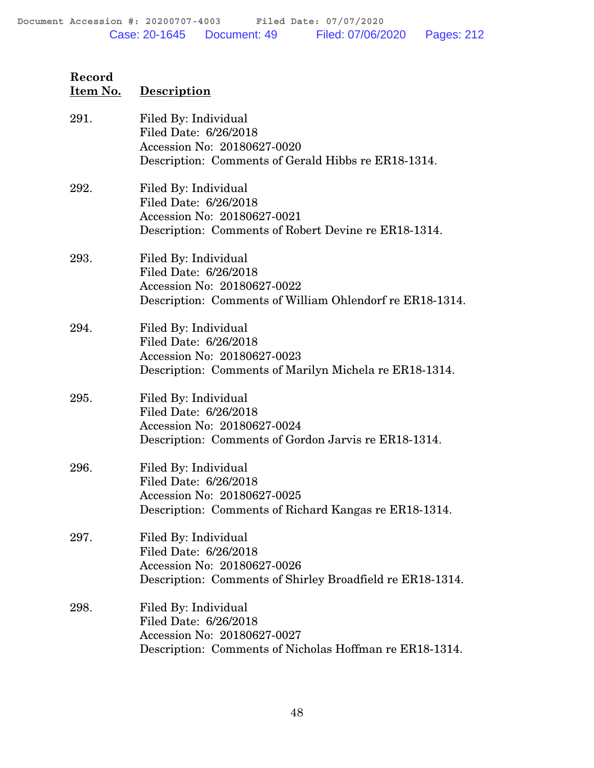| Record Item No. | Description |
|---|---|
| 291. | Filed By: Individual<br>Filed Date: 6/26/2018<br>Accession No: 20180627-0020<br>Description: Comments of Gerald Hibbs re ER18-1314. |
| 292. | Filed By: Individual<br>Filed Date: 6/26/2018<br>Accession No: 20180627-0021<br>Description: Comments of Robert Devine re ER18-1314. |
| 293. | Filed By: Individual<br>Filed Date: 6/26/2018<br>Accession No: 20180627-0022<br>Description: Comments of William Ohlendorf re ER18-1314. |
| 294. | Filed By: Individual<br>Filed Date: 6/26/2018<br>Accession No: 20180627-0023<br>Description: Comments of Marilyn Michela re ER18-1314. |
| 295. | Filed By: Individual<br>Filed Date: 6/26/2018<br>Accession No: 20180627-0024<br>Description: Comments of Gordon Jarvis re ER18-1314. |
| 296. | Filed By: Individual<br>Filed Date: 6/26/2018<br>Accession No: 20180627-0025<br>Description: Comments of Richard Kangas re ER18-1314. |
| 297. | Filed By: Individual<br>Filed Date: 6/26/2018<br>Accession No: 20180627-0026<br>Description: Comments of Shirley Broadfield re ER18-1314. |
| 298. | Filed By: Individual<br>Filed Date: 6/26/2018<br>Accession No: 20180627-0027<br>Description: Comments of Nicholas Hoffman re ER18-1314. |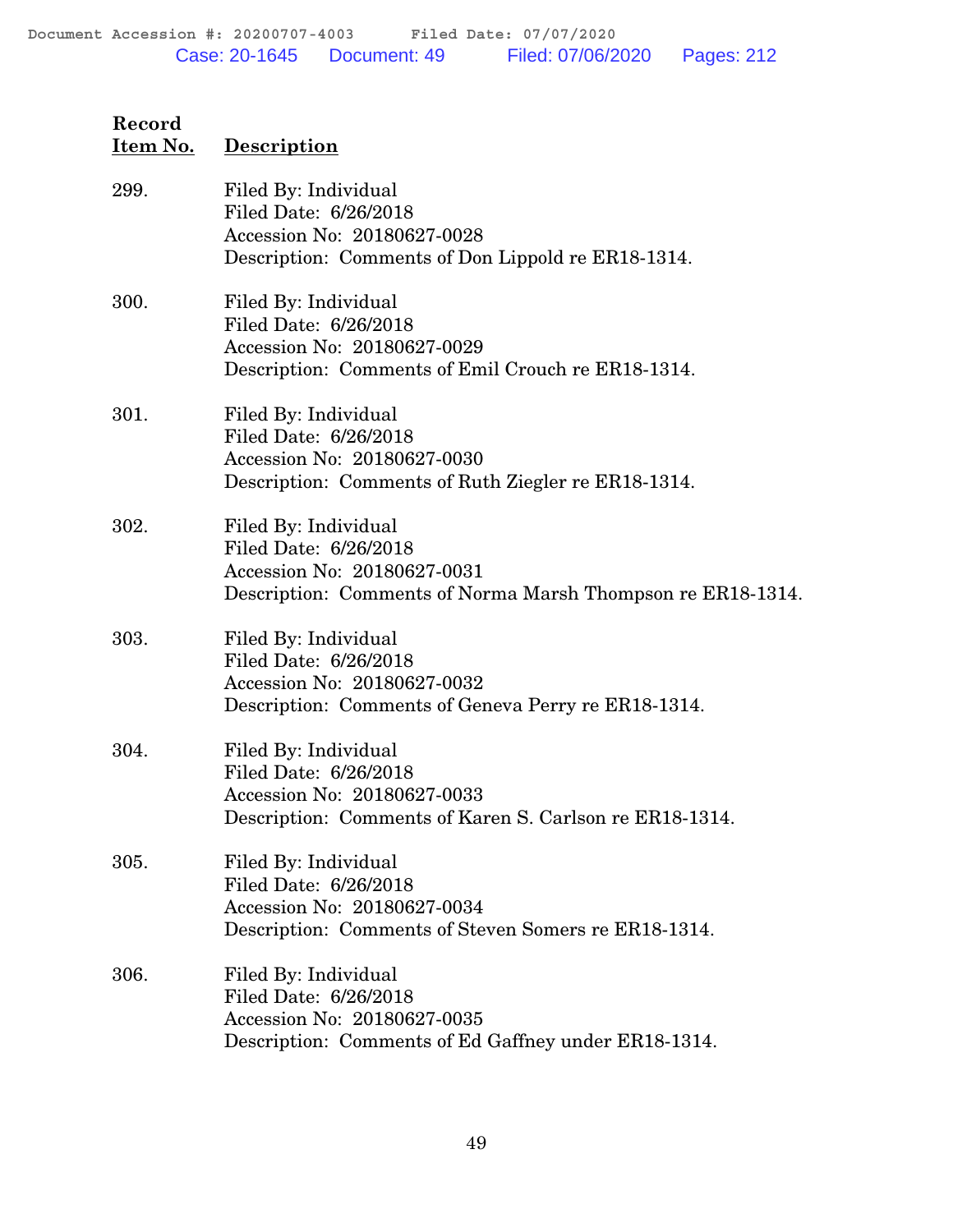| Record Item No. | Description |
|---|---|
| 299. | Filed By: Individual<br>Filed Date: 6/26/2018<br>Accession No: 20180627-0028<br>Description: Comments of Don Lippold re ER18-1314. |
| 300. | Filed By: Individual<br>Filed Date: 6/26/2018<br>Accession No: 20180627-0029<br>Description: Comments of Emil Crouch re ER18-1314. |
| 301. | Filed By: Individual<br>Filed Date: 6/26/2018<br>Accession No: 20180627-0030<br>Description: Comments of Ruth Ziegler re ER18-1314. |
| 302. | Filed By: Individual<br>Filed Date: 6/26/2018<br>Accession No: 20180627-0031<br>Description: Comments of Norma Marsh Thompson re ER18-1314. |
| 303. | Filed By: Individual<br>Filed Date: 6/26/2018<br>Accession No: 20180627-0032<br>Description: Comments of Geneva Perry re ER18-1314. |
| 304. | Filed By: Individual<br>Filed Date: 6/26/2018<br>Accession No: 20180627-0033<br>Description: Comments of Karen S. Carlson re ER18-1314. |
| 305. | Filed By: Individual<br>Filed Date: 6/26/2018<br>Accession No: 20180627-0034<br>Description: Comments of Steven Somers re ER18-1314. |
| 306. | Filed By: Individual<br>Filed Date: 6/26/2018<br>Accession No: 20180627-0035<br>Description: Comments of Ed Gaffney under ER18-1314. |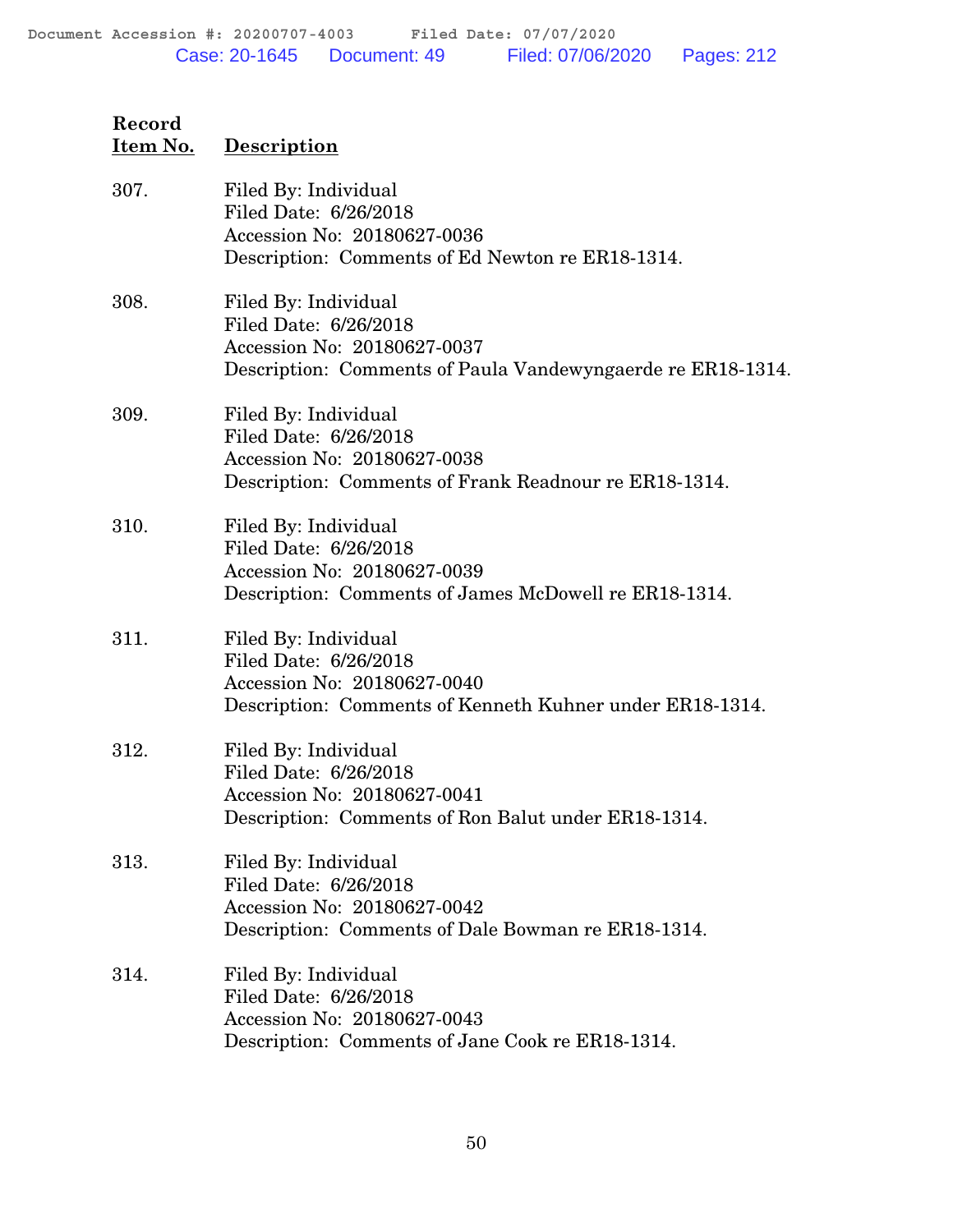| Record Item No. | Description |
|---|---|
| 307. | Filed By: Individual<br>Filed Date: 6/26/2018<br>Accession No: 20180627-0036<br>Description: Comments of Ed Newton re ER18-1314. |
| 308. | Filed By: Individual<br>Filed Date: 6/26/2018<br>Accession No: 20180627-0037<br>Description: Comments of Paula Vandewyngaerde re ER18-1314. |
| 309. | Filed By: Individual<br>Filed Date: 6/26/2018<br>Accession No: 20180627-0038<br>Description: Comments of Frank Readnour re ER18-1314. |
| 310. | Filed By: Individual<br>Filed Date: 6/26/2018<br>Accession No: 20180627-0039<br>Description: Comments of James McDowell re ER18-1314. |
| 311. | Filed By: Individual<br>Filed Date: 6/26/2018<br>Accession No: 20180627-0040<br>Description: Comments of Kenneth Kuhner under ER18-1314. |
| 312. | Filed By: Individual<br>Filed Date: 6/26/2018<br>Accession No: 20180627-0041<br>Description: Comments of Ron Balut under ER18-1314. |
| 313. | Filed By: Individual<br>Filed Date: 6/26/2018<br>Accession No: 20180627-0042<br>Description: Comments of Dale Bowman re ER18-1314. |
| 314. | Filed By: Individual<br>Filed Date: 6/26/2018<br>Accession No: 20180627-0043<br>Description: Comments of Jane Cook re ER18-1314. |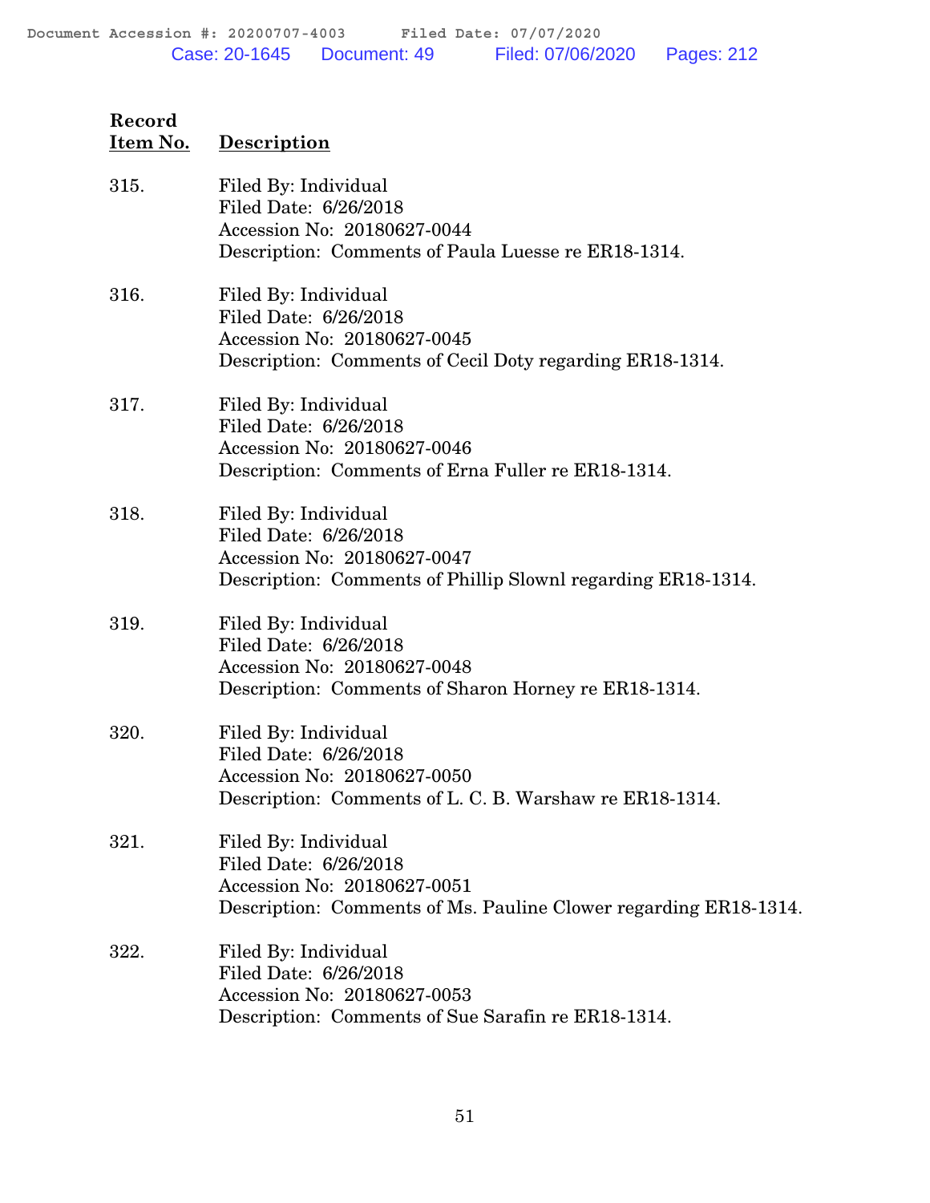| Record Item No. | Description |
|---|---|
| 315. | Filed By: Individual<br>Filed Date: 6/26/2018<br>Accession No: 20180627-0044<br>Description: Comments of Paula Luesse re ER18-1314. |
| 316. | Filed By: Individual<br>Filed Date: 6/26/2018<br>Accession No: 20180627-0045<br>Description: Comments of Cecil Doty regarding ER18-1314. |
| 317. | Filed By: Individual<br>Filed Date: 6/26/2018<br>Accession No: 20180627-0046<br>Description: Comments of Erna Fuller re ER18-1314. |
| 318. | Filed By: Individual<br>Filed Date: 6/26/2018<br>Accession No: 20180627-0047<br>Description: Comments of Phillip Slownl regarding ER18-1314. |
| 319. | Filed By: Individual<br>Filed Date: 6/26/2018<br>Accession No: 20180627-0048<br>Description: Comments of Sharon Horney re ER18-1314. |
| 320. | Filed By: Individual<br>Filed Date: 6/26/2018<br>Accession No: 20180627-0050<br>Description: Comments of L. C. B. Warshaw re ER18-1314. |
| 321. | Filed By: Individual<br>Filed Date: 6/26/2018<br>Accession No: 20180627-0051<br>Description: Comments of Ms. Pauline Clower regarding ER18-1314. |
| 322. | Filed By: Individual<br>Filed Date: 6/26/2018<br>Accession No: 20180627-0053<br>Description: Comments of Sue Sarafin re ER18-1314. |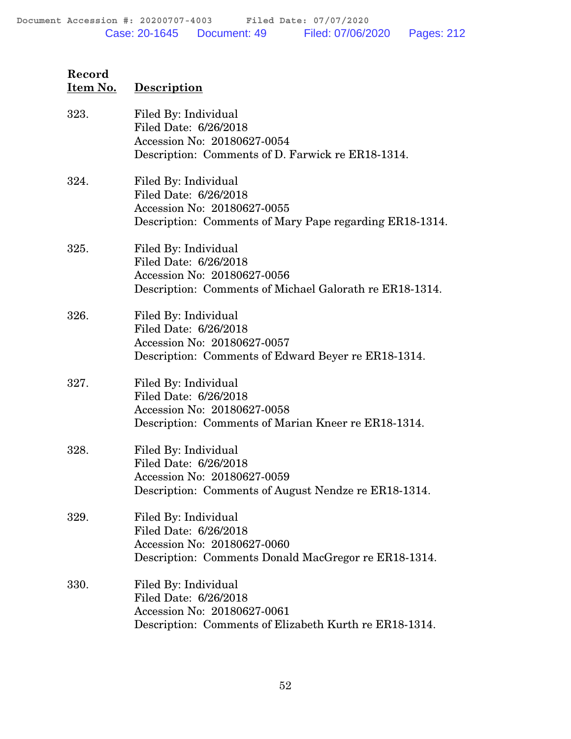| Record Item No. | Description |
|---|---|
| 323. | Filed By: Individual<br>Filed Date: 6/26/2018<br>Accession No: 20180627-0054<br>Description: Comments of D. Farwick re ER18-1314. |
| 324. | Filed By: Individual<br>Filed Date: 6/26/2018<br>Accession No: 20180627-0055<br>Description: Comments of Mary Pape regarding ER18-1314. |
| 325. | Filed By: Individual<br>Filed Date: 6/26/2018<br>Accession No: 20180627-0056<br>Description: Comments of Michael Galorath re ER18-1314. |
| 326. | Filed By: Individual<br>Filed Date: 6/26/2018<br>Accession No: 20180627-0057<br>Description: Comments of Edward Beyer re ER18-1314. |
| 327. | Filed By: Individual<br>Filed Date: 6/26/2018<br>Accession No: 20180627-0058<br>Description: Comments of Marian Kneer re ER18-1314. |
| 328. | Filed By: Individual<br>Filed Date: 6/26/2018<br>Accession No: 20180627-0059<br>Description: Comments of August Nendze re ER18-1314. |
| 329. | Filed By: Individual<br>Filed Date: 6/26/2018<br>Accession No: 20180627-0060<br>Description: Comments Donald MacGregor re ER18-1314. |
| 330. | Filed By: Individual<br>Filed Date: 6/26/2018<br>Accession No: 20180627-0061<br>Description: Comments of Elizabeth Kurth re ER18-1314. |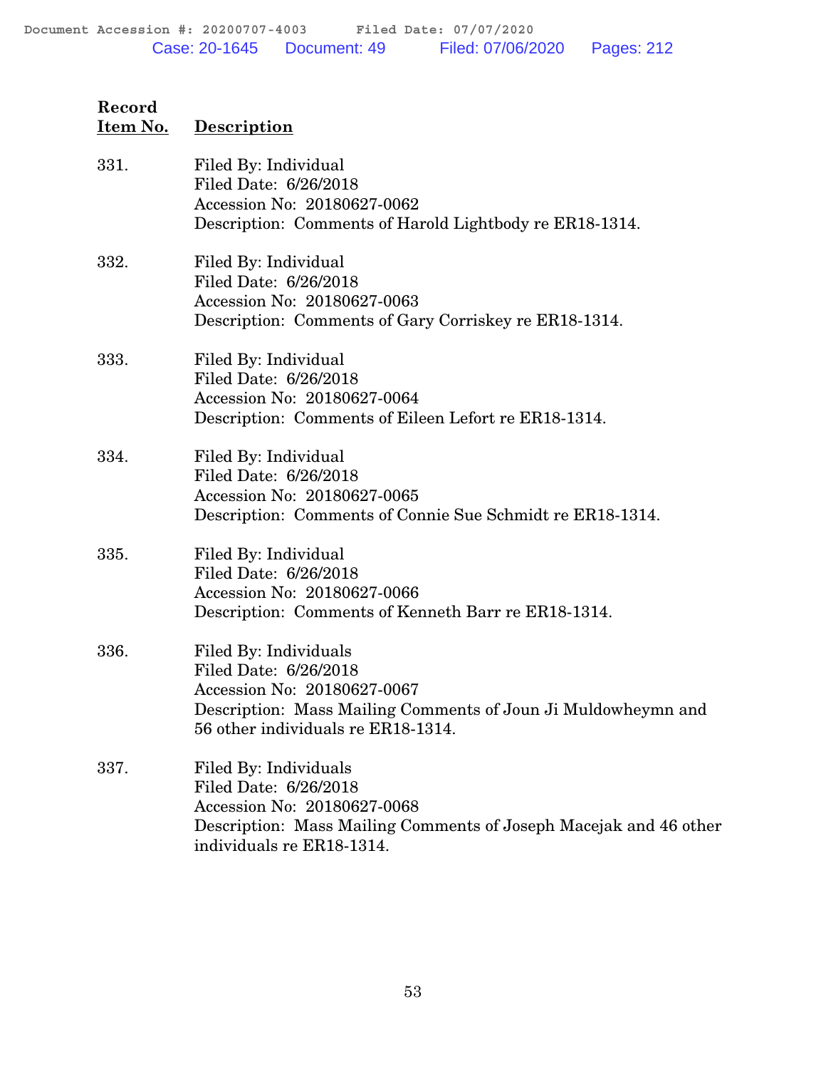| Record Item No. | Description |
|---|---|
| 331. | Filed By: Individual<br>Filed Date: 6/26/2018<br>Accession No: 20180627-0062<br>Description: Comments of Harold Lightbody re ER18-1314. |
| 332. | Filed By: Individual<br>Filed Date: 6/26/2018<br>Accession No: 20180627-0063<br>Description: Comments of Gary Corriskey re ER18-1314. |
| 333. | Filed By: Individual<br>Filed Date: 6/26/2018<br>Accession No: 20180627-0064<br>Description: Comments of Eileen Lefort re ER18-1314. |
| 334. | Filed By: Individual<br>Filed Date: 6/26/2018<br>Accession No: 20180627-0065<br>Description: Comments of Connie Sue Schmidt re ER18-1314. |
| 335. | Filed By: Individual<br>Filed Date: 6/26/2018<br>Accession No: 20180627-0066<br>Description: Comments of Kenneth Barr re ER18-1314. |
| 336. | Filed By: Individuals<br>Filed Date: 6/26/2018<br>Accession No: 20180627-0067<br>Description: Mass Mailing Comments of Joun Ji Muldowheymn and 56 other individuals re ER18-1314. |
| 337. | Filed By: Individuals<br>Filed Date: 6/26/2018<br>Accession No: 20180627-0068<br>Description: Mass Mailing Comments of Joseph Macejak and 46 other individuals re ER18-1314. |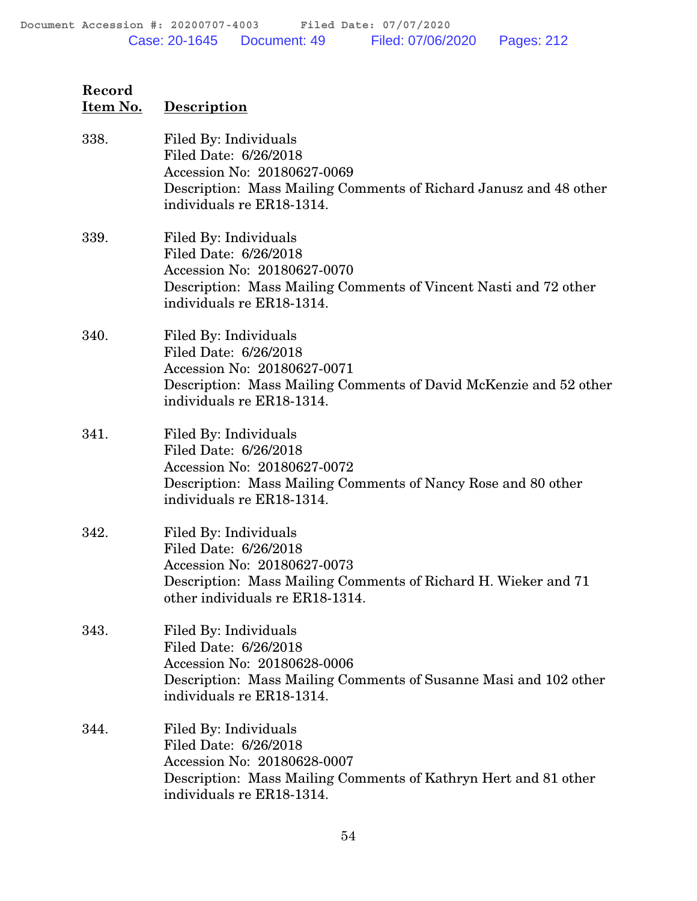| Record Item No. | Description |
|---|---|
| 338. | Filed By: Individuals<br>Filed Date: 6/26/2018<br>Accession No: 20180627-0069<br>Description: Mass Mailing Comments of Richard Janusz and 48 other individuals re ER18-1314. |
| 339. | Filed By: Individuals<br>Filed Date: 6/26/2018<br>Accession No: 20180627-0070<br>Description: Mass Mailing Comments of Vincent Nasti and 72 other individuals re ER18-1314. |
| 340. | Filed By: Individuals<br>Filed Date: 6/26/2018<br>Accession No: 20180627-0071<br>Description: Mass Mailing Comments of David McKenzie and 52 other individuals re ER18-1314. |
| 341. | Filed By: Individuals<br>Filed Date: 6/26/2018<br>Accession No: 20180627-0072<br>Description: Mass Mailing Comments of Nancy Rose and 80 other individuals re ER18-1314. |
| 342. | Filed By: Individuals<br>Filed Date: 6/26/2018<br>Accession No: 20180627-0073<br>Description: Mass Mailing Comments of Richard H. Wieker and 71 other individuals re ER18-1314. |
| 343. | Filed By: Individuals<br>Filed Date: 6/26/2018<br>Accession No: 20180628-0006<br>Description: Mass Mailing Comments of Susanne Masi and 102 other individuals re ER18-1314. |
| 344. | Filed By: Individuals<br>Filed Date: 6/26/2018<br>Accession No: 20180628-0007<br>Description: Mass Mailing Comments of Kathryn Hert and 81 other individuals re ER18-1314. |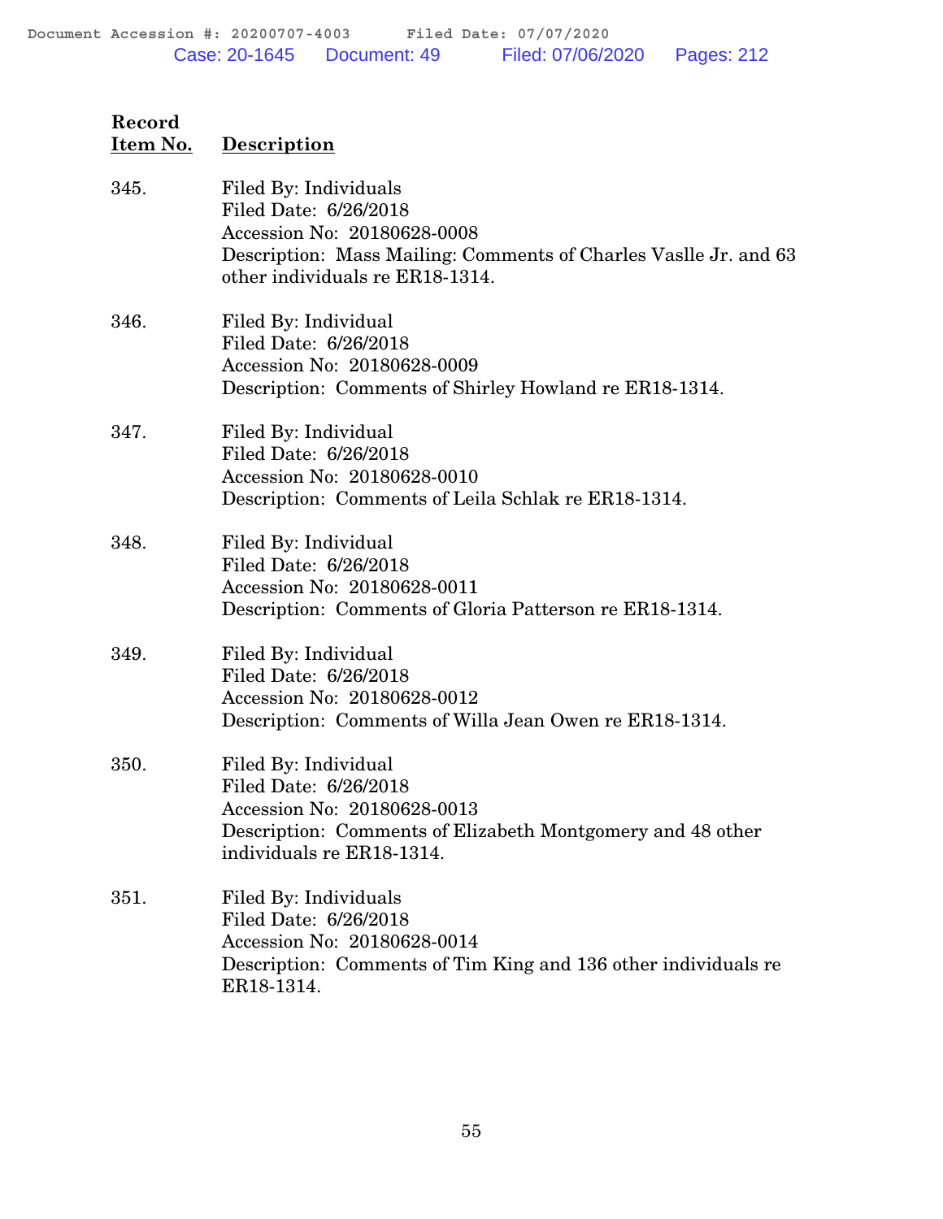| Record Item No. | Description |
|---|---|
| 345. | Filed By: Individuals<br>Filed Date: 6/26/2018<br>Accession No: 20180628-0008<br>Description: Mass Mailing: Comments of Charles Vaslle Jr. and 63 other individuals re ER18-1314. |
| 346. | Filed By: Individual<br>Filed Date: 6/26/2018<br>Accession No: 20180628-0009<br>Description: Comments of Shirley Howland re ER18-1314. |
| 347. | Filed By: Individual<br>Filed Date: 6/26/2018<br>Accession No: 20180628-0010<br>Description: Comments of Leila Schlak re ER18-1314. |
| 348. | Filed By: Individual<br>Filed Date: 6/26/2018<br>Accession No: 20180628-0011<br>Description: Comments of Gloria Patterson re ER18-1314. |
| 349. | Filed By: Individual<br>Filed Date: 6/26/2018<br>Accession No: 20180628-0012<br>Description: Comments of Willa Jean Owen re ER18-1314. |
| 350. | Filed By: Individual<br>Filed Date: 6/26/2018<br>Accession No: 20180628-0013<br>Description: Comments of Elizabeth Montgomery and 48 other individuals re ER18-1314. |
| 351. | Filed By: Individuals<br>Filed Date: 6/26/2018<br>Accession No: 20180628-0014<br>Description: Comments of Tim King and 136 other individuals re ER18-1314. |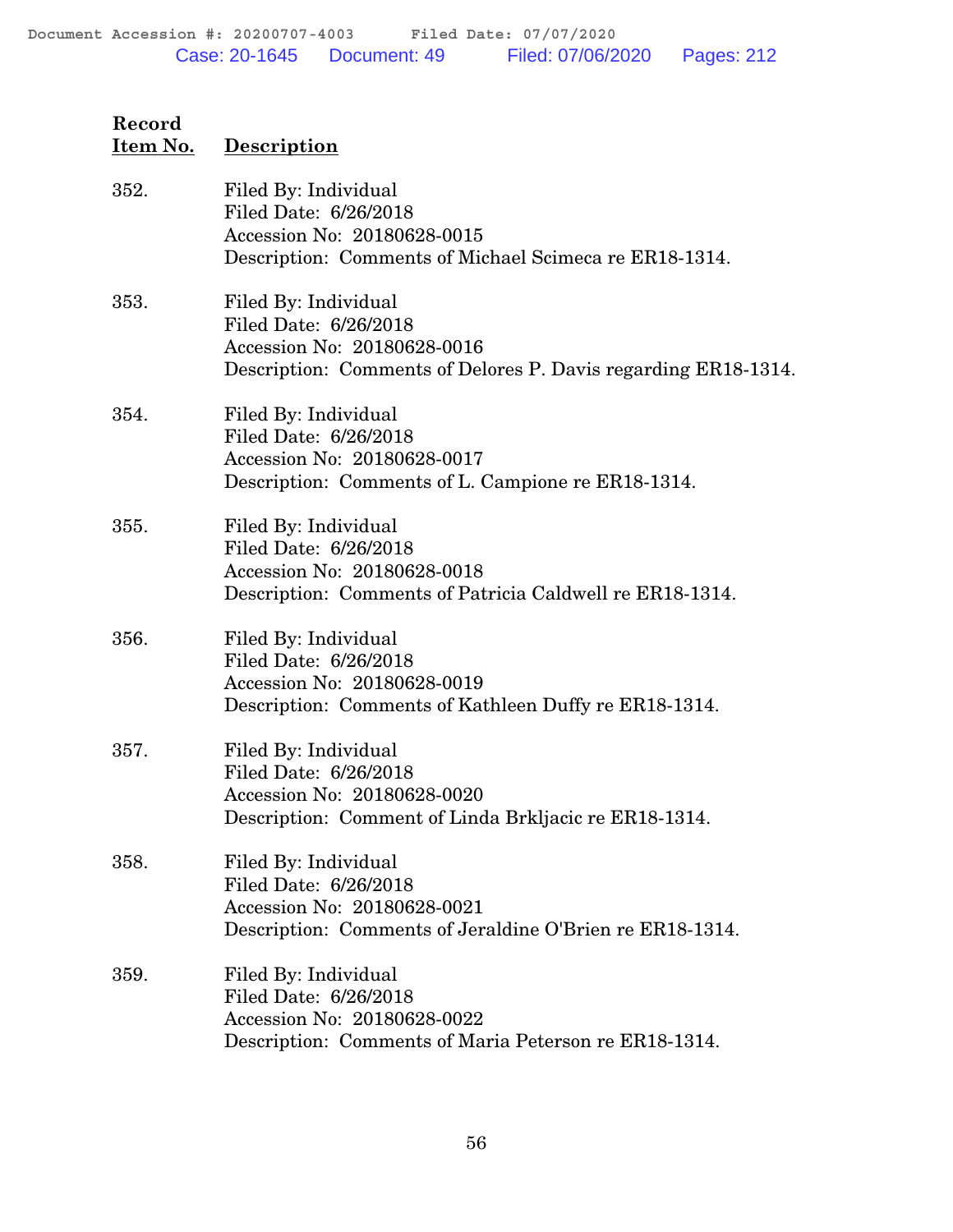| Record Item No. | Description |
|---|---|
| 352. | Filed By: Individual<br>Filed Date: 6/26/2018<br>Accession No: 20180628-0015<br>Description: Comments of Michael Scimeca re ER18-1314. |
| 353. | Filed By: Individual<br>Filed Date: 6/26/2018<br>Accession No: 20180628-0016<br>Description: Comments of Delores P. Davis regarding ER18-1314. |
| 354. | Filed By: Individual<br>Filed Date: 6/26/2018<br>Accession No: 20180628-0017<br>Description: Comments of L. Campione re ER18-1314. |
| 355. | Filed By: Individual<br>Filed Date: 6/26/2018<br>Accession No: 20180628-0018<br>Description: Comments of Patricia Caldwell re ER18-1314. |
| 356. | Filed By: Individual<br>Filed Date: 6/26/2018<br>Accession No: 20180628-0019<br>Description: Comments of Kathleen Duffy re ER18-1314. |
| 357. | Filed By: Individual<br>Filed Date: 6/26/2018<br>Accession No: 20180628-0020<br>Description: Comment of Linda Brkljacic re ER18-1314. |
| 358. | Filed By: Individual<br>Filed Date: 6/26/2018<br>Accession No: 20180628-0021<br>Description: Comments of Jeraldine O'Brien re ER18-1314. |
| 359. | Filed By: Individual<br>Filed Date: 6/26/2018<br>Accession No: 20180628-0022<br>Description: Comments of Maria Peterson re ER18-1314. |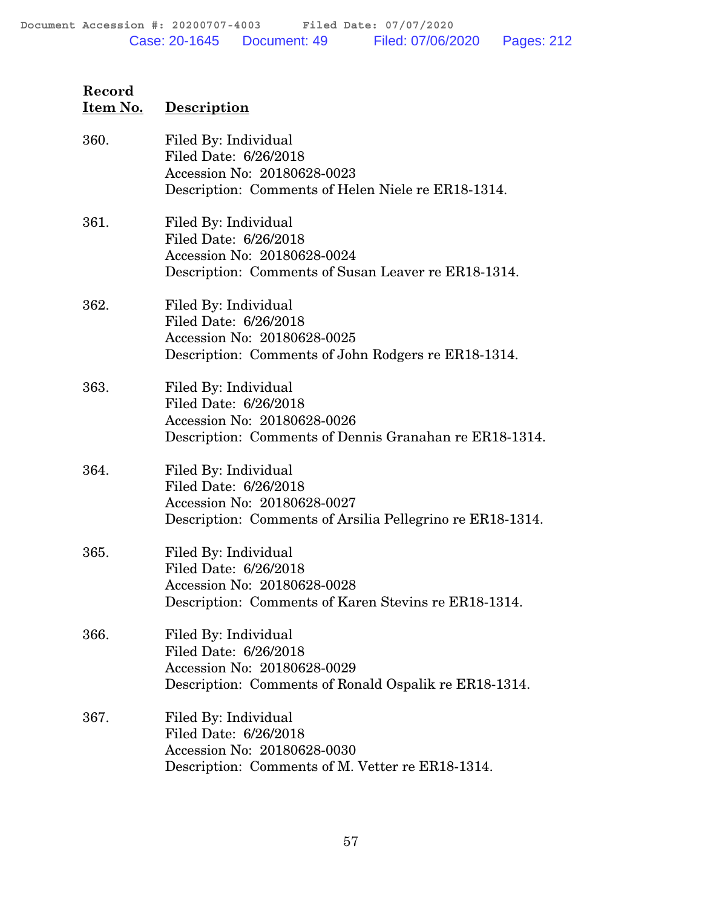| Record Item No. | Description |
|---|---|
| 360. | Filed By: Individual<br>Filed Date: 6/26/2018<br>Accession No: 20180628-0023<br>Description: Comments of Helen Niele re ER18-1314. |
| 361. | Filed By: Individual<br>Filed Date: 6/26/2018<br>Accession No: 20180628-0024<br>Description: Comments of Susan Leaver re ER18-1314. |
| 362. | Filed By: Individual<br>Filed Date: 6/26/2018<br>Accession No: 20180628-0025<br>Description: Comments of John Rodgers re ER18-1314. |
| 363. | Filed By: Individual<br>Filed Date: 6/26/2018<br>Accession No: 20180628-0026<br>Description: Comments of Dennis Granahan re ER18-1314. |
| 364. | Filed By: Individual<br>Filed Date: 6/26/2018<br>Accession No: 20180628-0027<br>Description: Comments of Arsilia Pellegrino re ER18-1314. |
| 365. | Filed By: Individual<br>Filed Date: 6/26/2018<br>Accession No: 20180628-0028<br>Description: Comments of Karen Stevins re ER18-1314. |
| 366. | Filed By: Individual<br>Filed Date: 6/26/2018<br>Accession No: 20180628-0029<br>Description: Comments of Ronald Ospalik re ER18-1314. |
| 367. | Filed By: Individual<br>Filed Date: 6/26/2018<br>Accession No: 20180628-0030<br>Description: Comments of M. Vetter re ER18-1314. |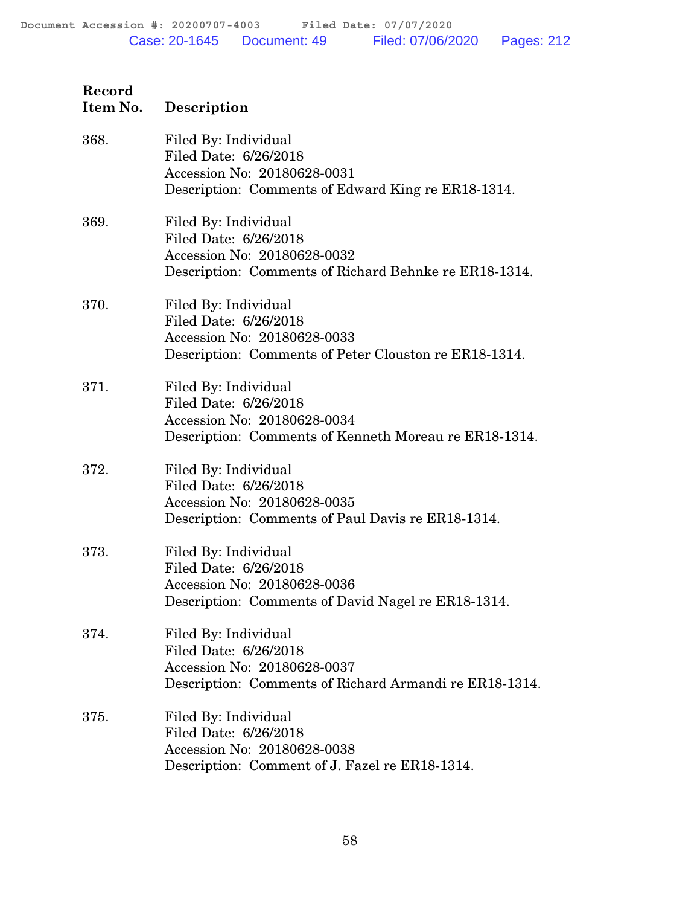| Record Item No. | Description |
|---|---|
| 368. | Filed By: Individual<br>Filed Date: 6/26/2018<br>Accession No: 20180628-0031<br>Description: Comments of Edward King re ER18-1314. |
| 369. | Filed By: Individual<br>Filed Date: 6/26/2018<br>Accession No: 20180628-0032<br>Description: Comments of Richard Behnke re ER18-1314. |
| 370. | Filed By: Individual<br>Filed Date: 6/26/2018<br>Accession No: 20180628-0033<br>Description: Comments of Peter Clouston re ER18-1314. |
| 371. | Filed By: Individual<br>Filed Date: 6/26/2018<br>Accession No: 20180628-0034<br>Description: Comments of Kenneth Moreau re ER18-1314. |
| 372. | Filed By: Individual<br>Filed Date: 6/26/2018<br>Accession No: 20180628-0035<br>Description: Comments of Paul Davis re ER18-1314. |
| 373. | Filed By: Individual<br>Filed Date: 6/26/2018<br>Accession No: 20180628-0036<br>Description: Comments of David Nagel re ER18-1314. |
| 374. | Filed By: Individual<br>Filed Date: 6/26/2018<br>Accession No: 20180628-0037<br>Description: Comments of Richard Armandi re ER18-1314. |
| 375. | Filed By: Individual<br>Filed Date: 6/26/2018<br>Accession No: 20180628-0038<br>Description: Comment of J. Fazel re ER18-1314. |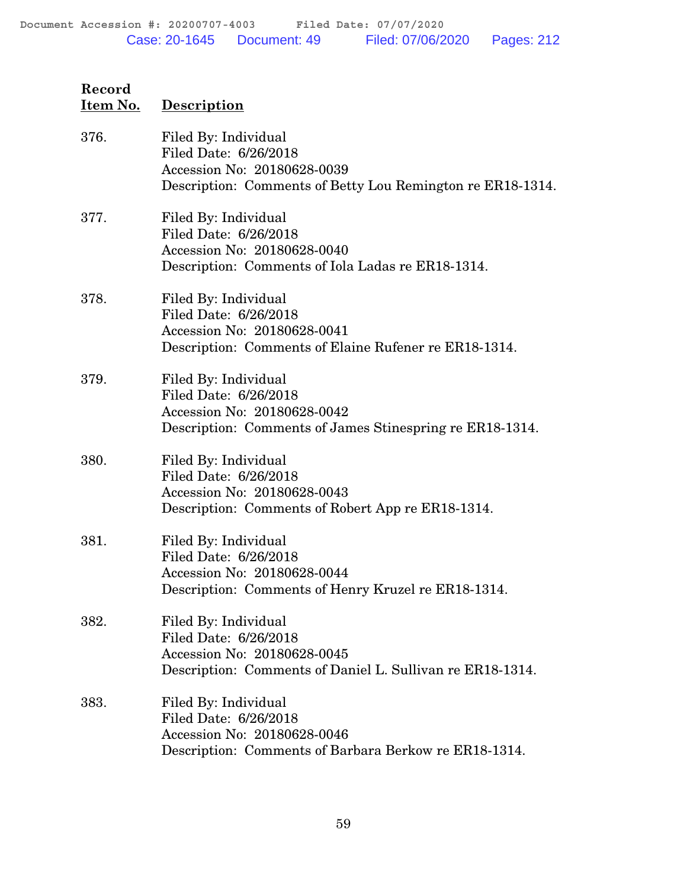| Record Item No. | Description |
|---|---|
| 376. | Filed By: Individual<br>Filed Date: 6/26/2018<br>Accession No: 20180628-0039<br>Description: Comments of Betty Lou Remington re ER18-1314. |
| 377. | Filed By: Individual<br>Filed Date: 6/26/2018<br>Accession No: 20180628-0040<br>Description: Comments of Iola Ladas re ER18-1314. |
| 378. | Filed By: Individual<br>Filed Date: 6/26/2018<br>Accession No: 20180628-0041<br>Description: Comments of Elaine Rufener re ER18-1314. |
| 379. | Filed By: Individual<br>Filed Date: 6/26/2018<br>Accession No: 20180628-0042<br>Description: Comments of James Stinespring re ER18-1314. |
| 380. | Filed By: Individual<br>Filed Date: 6/26/2018<br>Accession No: 20180628-0043<br>Description: Comments of Robert App re ER18-1314. |
| 381. | Filed By: Individual<br>Filed Date: 6/26/2018<br>Accession No: 20180628-0044<br>Description: Comments of Henry Kruzel re ER18-1314. |
| 382. | Filed By: Individual<br>Filed Date: 6/26/2018<br>Accession No: 20180628-0045<br>Description: Comments of Daniel L. Sullivan re ER18-1314. |
| 383. | Filed By: Individual<br>Filed Date: 6/26/2018<br>Accession No: 20180628-0046<br>Description: Comments of Barbara Berkow re ER18-1314. |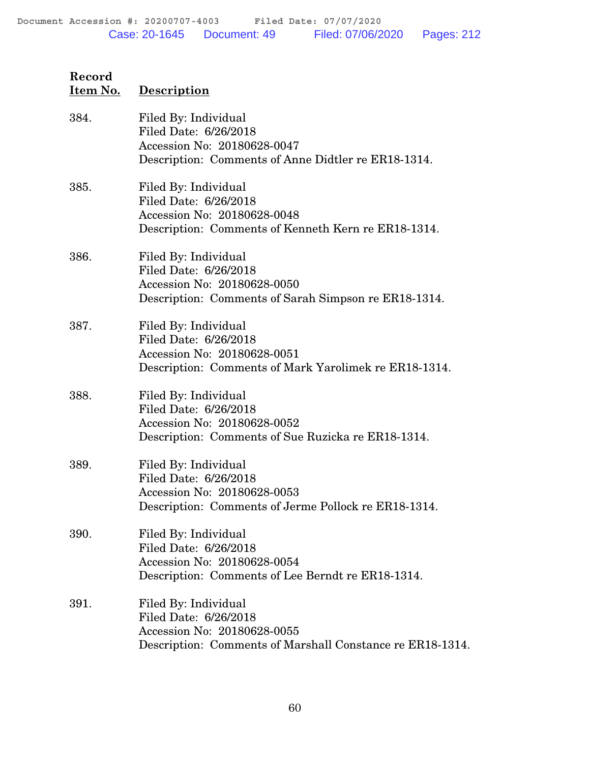| Record Item No. | Description |
|---|---|
| 384. | Filed By: Individual<br>Filed Date: 6/26/2018<br>Accession No: 20180628-0047<br>Description: Comments of Anne Didtler re ER18-1314. |
| 385. | Filed By: Individual<br>Filed Date: 6/26/2018<br>Accession No: 20180628-0048<br>Description: Comments of Kenneth Kern re ER18-1314. |
| 386. | Filed By: Individual<br>Filed Date: 6/26/2018<br>Accession No: 20180628-0050<br>Description: Comments of Sarah Simpson re ER18-1314. |
| 387. | Filed By: Individual<br>Filed Date: 6/26/2018<br>Accession No: 20180628-0051<br>Description: Comments of Mark Yarolimek re ER18-1314. |
| 388. | Filed By: Individual<br>Filed Date: 6/26/2018<br>Accession No: 20180628-0052<br>Description: Comments of Sue Ruzicka re ER18-1314. |
| 389. | Filed By: Individual<br>Filed Date: 6/26/2018<br>Accession No: 20180628-0053<br>Description: Comments of Jerme Pollock re ER18-1314. |
| 390. | Filed By: Individual<br>Filed Date: 6/26/2018<br>Accession No: 20180628-0054<br>Description: Comments of Lee Berndt re ER18-1314. |
| 391. | Filed By: Individual<br>Filed Date: 6/26/2018<br>Accession No: 20180628-0055<br>Description: Comments of Marshall Constance re ER18-1314. |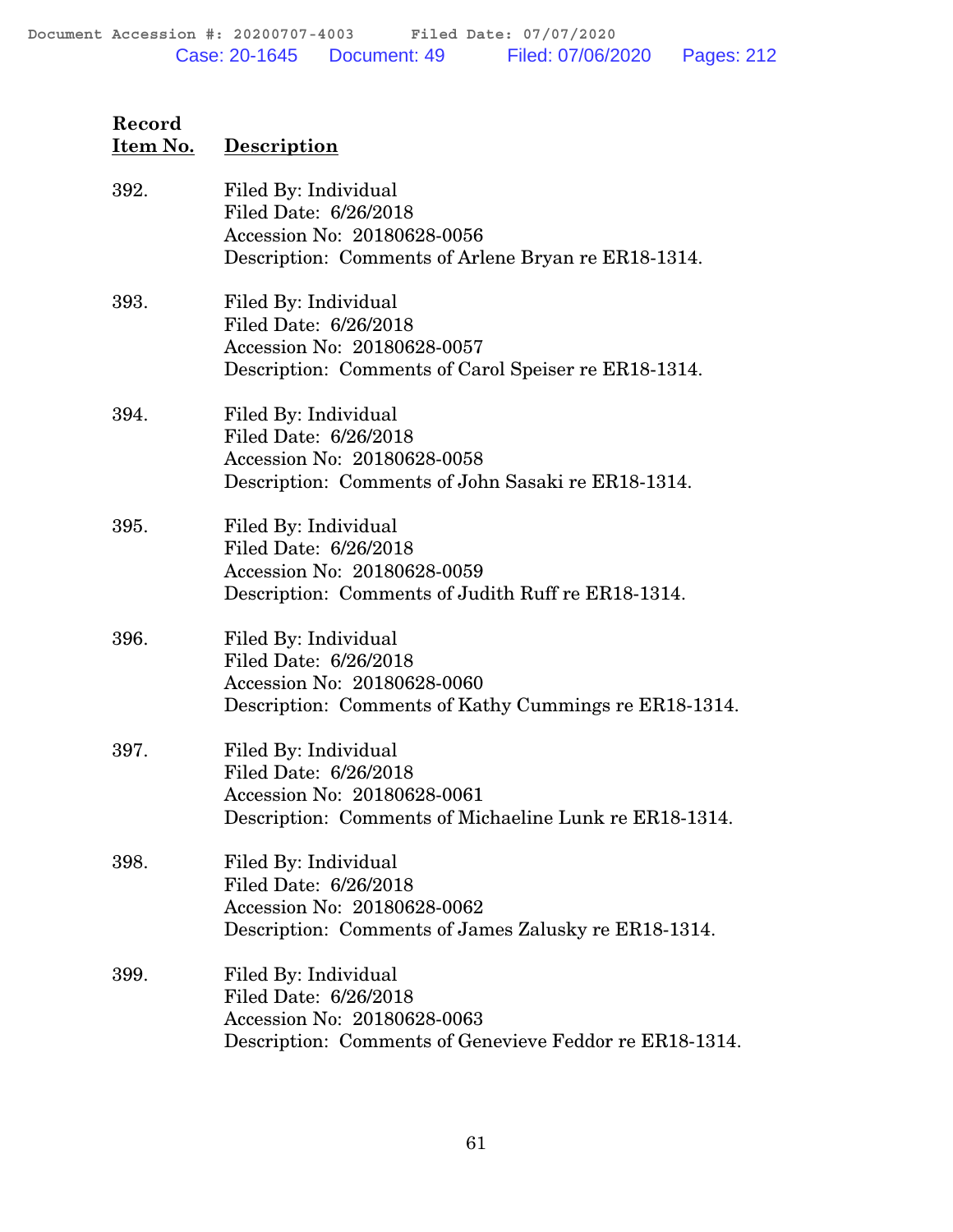| Record Item No. | Description |
|---|---|
| 392. | Filed By: Individual<br>Filed Date: 6/26/2018<br>Accession No: 20180628-0056<br>Description: Comments of Arlene Bryan re ER18-1314. |
| 393. | Filed By: Individual<br>Filed Date: 6/26/2018<br>Accession No: 20180628-0057<br>Description: Comments of Carol Speiser re ER18-1314. |
| 394. | Filed By: Individual<br>Filed Date: 6/26/2018<br>Accession No: 20180628-0058<br>Description: Comments of John Sasaki re ER18-1314. |
| 395. | Filed By: Individual<br>Filed Date: 6/26/2018<br>Accession No: 20180628-0059<br>Description: Comments of Judith Ruff re ER18-1314. |
| 396. | Filed By: Individual<br>Filed Date: 6/26/2018<br>Accession No: 20180628-0060<br>Description: Comments of Kathy Cummings re ER18-1314. |
| 397. | Filed By: Individual<br>Filed Date: 6/26/2018<br>Accession No: 20180628-0061<br>Description: Comments of Michaeline Lunk re ER18-1314. |
| 398. | Filed By: Individual<br>Filed Date: 6/26/2018<br>Accession No: 20180628-0062<br>Description: Comments of James Zalusky re ER18-1314. |
| 399. | Filed By: Individual<br>Filed Date: 6/26/2018<br>Accession No: 20180628-0063<br>Description: Comments of Genevieve Feddor re ER18-1314. |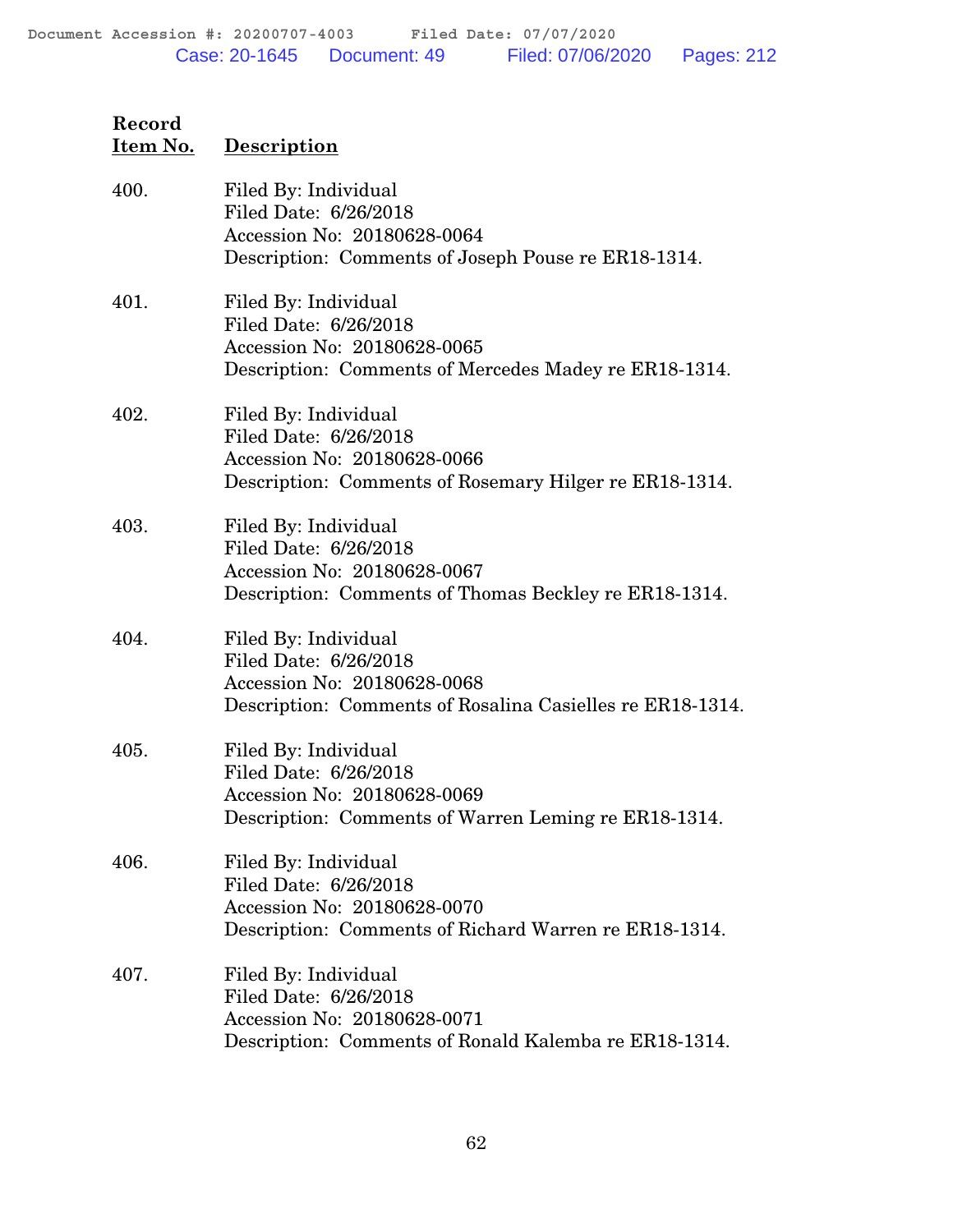| Record Item No. | Description |
|---|---|
| 400. | Filed By: Individual<br>Filed Date: 6/26/2018<br>Accession No: 20180628-0064<br>Description: Comments of Joseph Pouse re ER18-1314. |
| 401. | Filed By: Individual<br>Filed Date: 6/26/2018<br>Accession No: 20180628-0065<br>Description: Comments of Mercedes Madey re ER18-1314. |
| 402. | Filed By: Individual<br>Filed Date: 6/26/2018<br>Accession No: 20180628-0066<br>Description: Comments of Rosemary Hilger re ER18-1314. |
| 403. | Filed By: Individual<br>Filed Date: 6/26/2018<br>Accession No: 20180628-0067<br>Description: Comments of Thomas Beckley re ER18-1314. |
| 404. | Filed By: Individual<br>Filed Date: 6/26/2018<br>Accession No: 20180628-0068<br>Description: Comments of Rosalina Casielles re ER18-1314. |
| 405. | Filed By: Individual<br>Filed Date: 6/26/2018<br>Accession No: 20180628-0069<br>Description: Comments of Warren Leming re ER18-1314. |
| 406. | Filed By: Individual<br>Filed Date: 6/26/2018<br>Accession No: 20180628-0070<br>Description: Comments of Richard Warren re ER18-1314. |
| 407. | Filed By: Individual<br>Filed Date: 6/26/2018<br>Accession No: 20180628-0071<br>Description: Comments of Ronald Kalemba re ER18-1314. |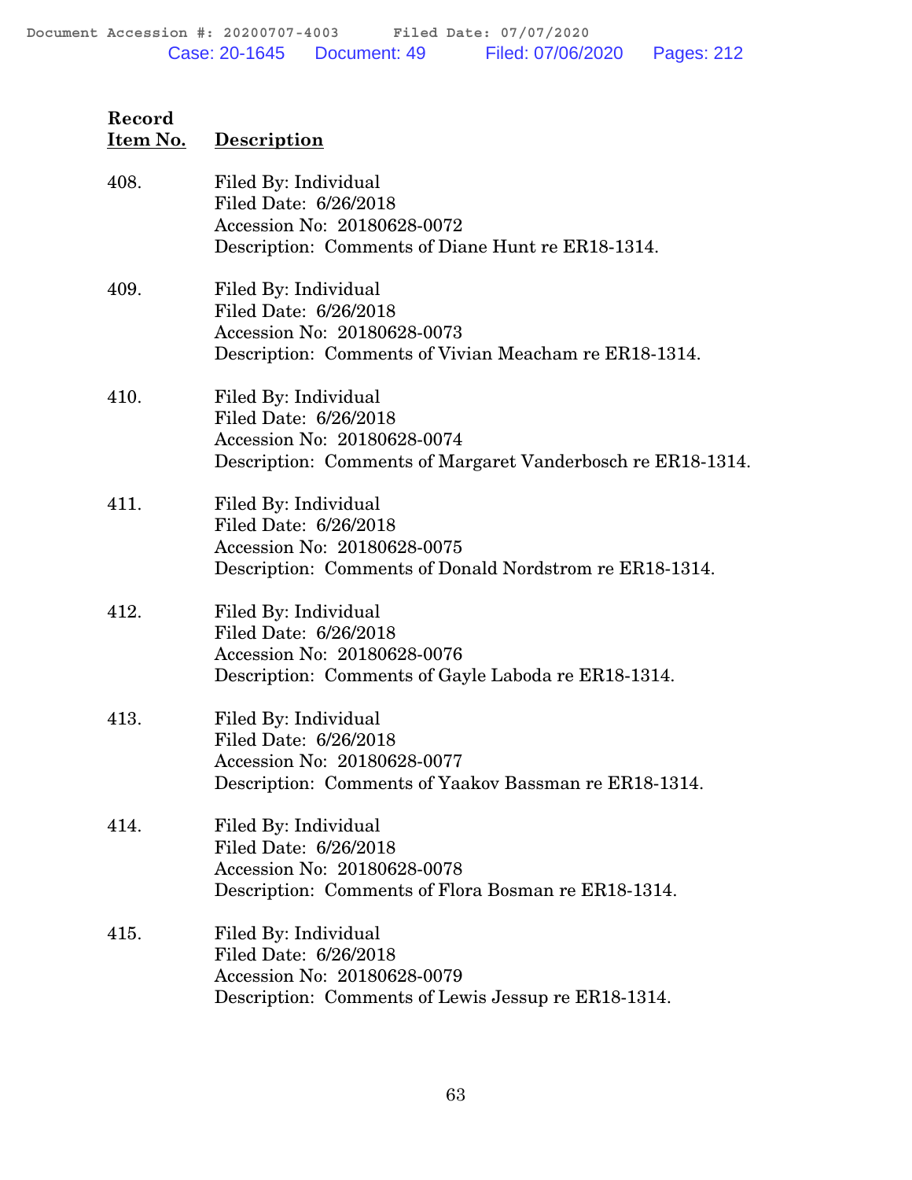| Record Item No. | Description |
|---|---|
| 408. | Filed By: Individual<br>Filed Date: 6/26/2018<br>Accession No: 20180628-0072<br>Description: Comments of Diane Hunt re ER18-1314. |
| 409. | Filed By: Individual<br>Filed Date: 6/26/2018<br>Accession No: 20180628-0073<br>Description: Comments of Vivian Meacham re ER18-1314. |
| 410. | Filed By: Individual<br>Filed Date: 6/26/2018<br>Accession No: 20180628-0074<br>Description: Comments of Margaret Vanderbosch re ER18-1314. |
| 411. | Filed By: Individual<br>Filed Date: 6/26/2018<br>Accession No: 20180628-0075<br>Description: Comments of Donald Nordstrom re ER18-1314. |
| 412. | Filed By: Individual<br>Filed Date: 6/26/2018<br>Accession No: 20180628-0076<br>Description: Comments of Gayle Laboda re ER18-1314. |
| 413. | Filed By: Individual<br>Filed Date: 6/26/2018<br>Accession No: 20180628-0077<br>Description: Comments of Yaakov Bassman re ER18-1314. |
| 414. | Filed By: Individual<br>Filed Date: 6/26/2018<br>Accession No: 20180628-0078<br>Description: Comments of Flora Bosman re ER18-1314. |
| 415. | Filed By: Individual<br>Filed Date: 6/26/2018<br>Accession No: 20180628-0079<br>Description: Comments of Lewis Jessup re ER18-1314. |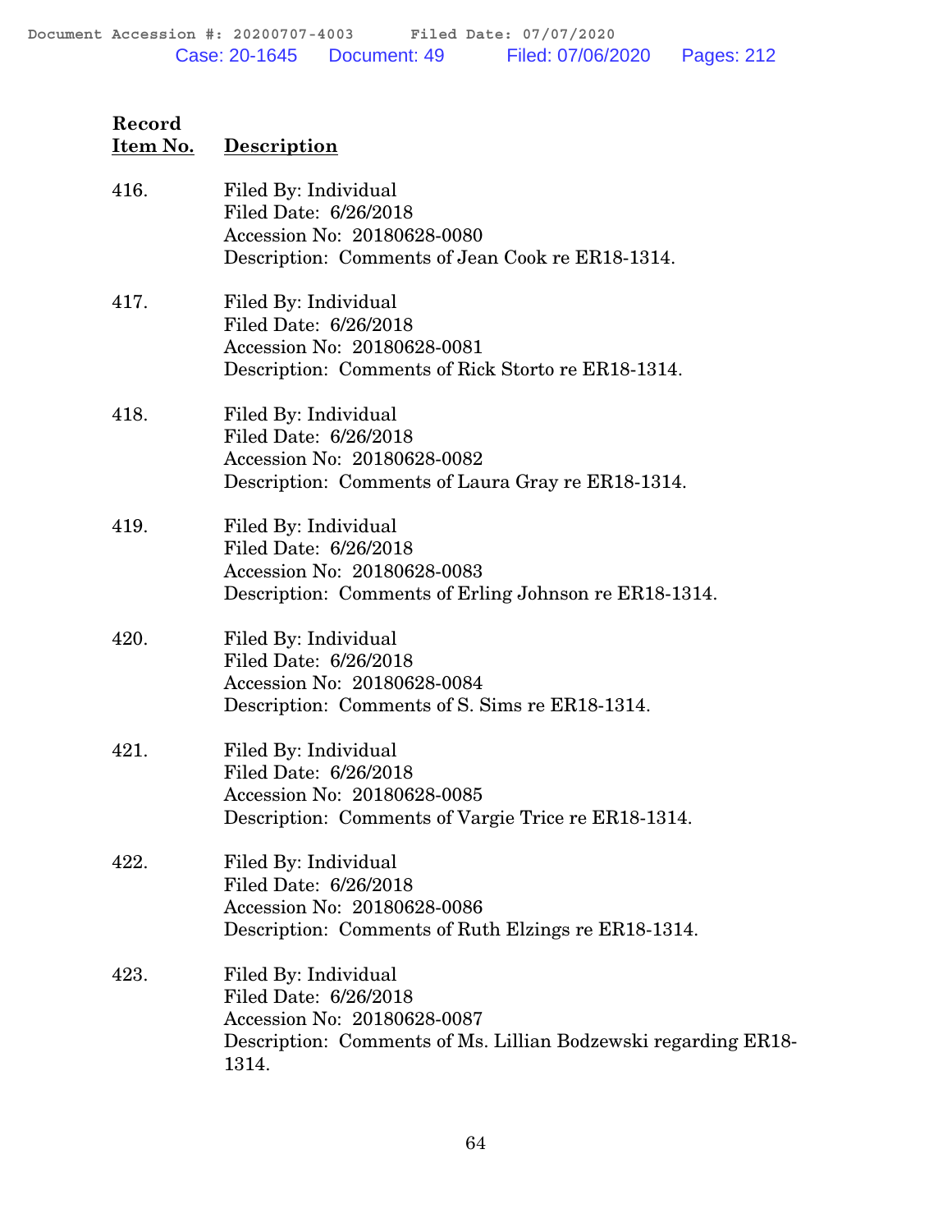| Record Item No. | Description |
|---|---|
| 416. | Filed By: Individual<br>Filed Date: 6/26/2018<br>Accession No: 20180628-0080<br>Description: Comments of Jean Cook re ER18-1314. |
| 417. | Filed By: Individual<br>Filed Date: 6/26/2018<br>Accession No: 20180628-0081<br>Description: Comments of Rick Storto re ER18-1314. |
| 418. | Filed By: Individual<br>Filed Date: 6/26/2018<br>Accession No: 20180628-0082<br>Description: Comments of Laura Gray re ER18-1314. |
| 419. | Filed By: Individual<br>Filed Date: 6/26/2018<br>Accession No: 20180628-0083<br>Description: Comments of Erling Johnson re ER18-1314. |
| 420. | Filed By: Individual<br>Filed Date: 6/26/2018<br>Accession No: 20180628-0084<br>Description: Comments of S. Sims re ER18-1314. |
| 421. | Filed By: Individual<br>Filed Date: 6/26/2018<br>Accession No: 20180628-0085<br>Description: Comments of Vargie Trice re ER18-1314. |
| 422. | Filed By: Individual<br>Filed Date: 6/26/2018<br>Accession No: 20180628-0086<br>Description: Comments of Ruth Elzings re ER18-1314. |
| 423. | Filed By: Individual<br>Filed Date: 6/26/2018<br>Accession No: 20180628-0087<br>Description: Comments of Ms. Lillian Bodzewski regarding ER18-1314. |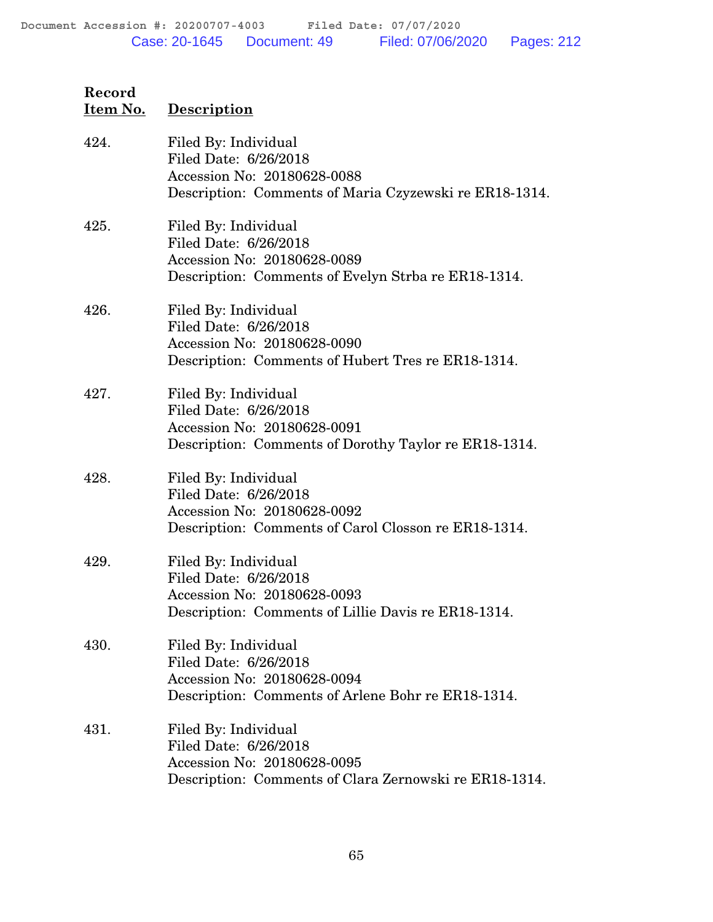| Record Item No. | Description |
|---|---|
| 424. | Filed By: Individual<br>Filed Date: 6/26/2018<br>Accession No: 20180628-0088<br>Description: Comments of Maria Czyzewski re ER18-1314. |
| 425. | Filed By: Individual<br>Filed Date: 6/26/2018<br>Accession No: 20180628-0089<br>Description: Comments of Evelyn Strba re ER18-1314. |
| 426. | Filed By: Individual<br>Filed Date: 6/26/2018<br>Accession No: 20180628-0090<br>Description: Comments of Hubert Tres re ER18-1314. |
| 427. | Filed By: Individual<br>Filed Date: 6/26/2018<br>Accession No: 20180628-0091<br>Description: Comments of Dorothy Taylor re ER18-1314. |
| 428. | Filed By: Individual<br>Filed Date: 6/26/2018<br>Accession No: 20180628-0092<br>Description: Comments of Carol Closson re ER18-1314. |
| 429. | Filed By: Individual<br>Filed Date: 6/26/2018<br>Accession No: 20180628-0093<br>Description: Comments of Lillie Davis re ER18-1314. |
| 430. | Filed By: Individual<br>Filed Date: 6/26/2018<br>Accession No: 20180628-0094<br>Description: Comments of Arlene Bohr re ER18-1314. |
| 431. | Filed By: Individual<br>Filed Date: 6/26/2018<br>Accession No: 20180628-0095<br>Description: Comments of Clara Zernowski re ER18-1314. |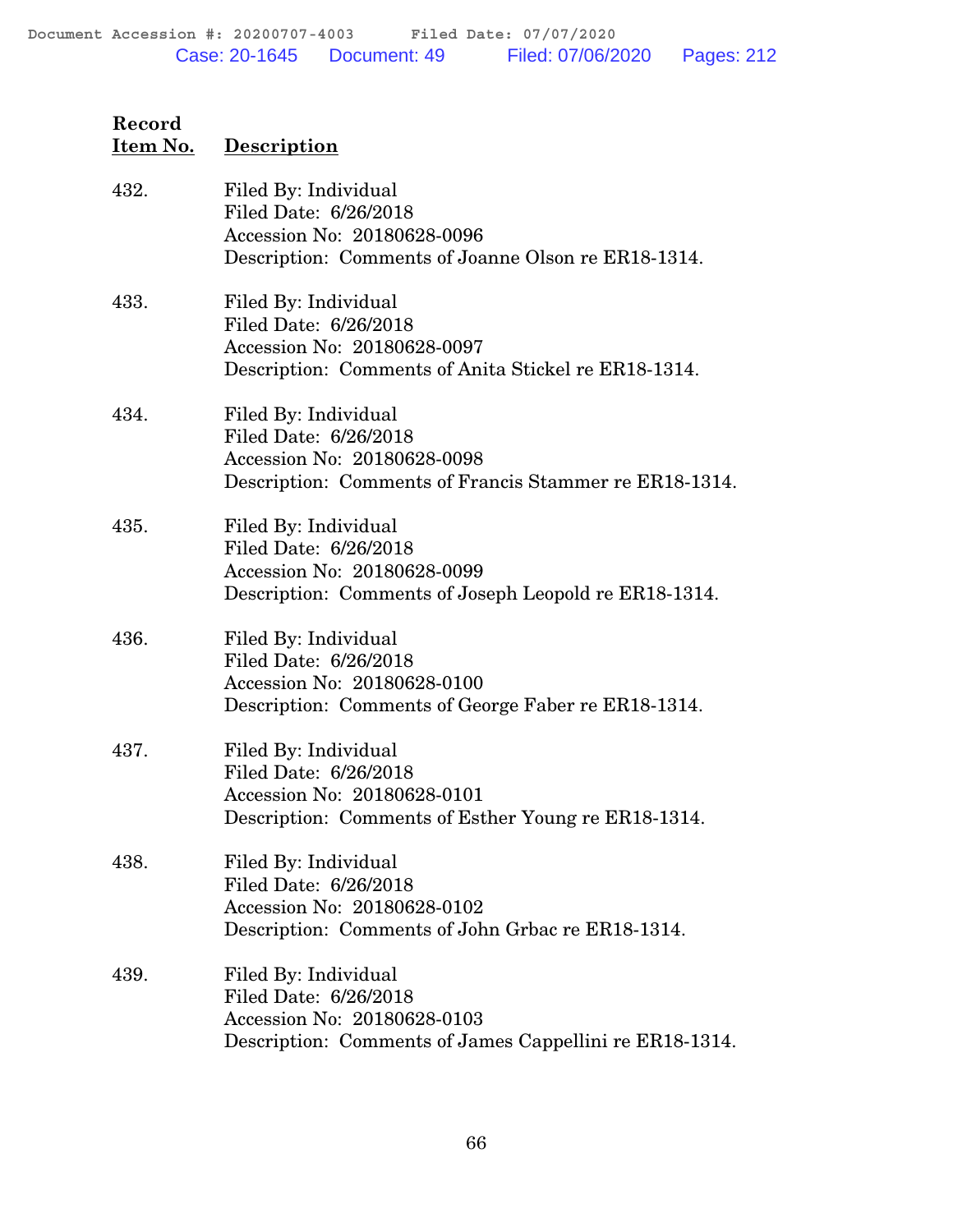| Record Item No. | Description |
|---|---|
| 432. | Filed By: Individual<br>Filed Date: 6/26/2018<br>Accession No: 20180628-0096<br>Description: Comments of Joanne Olson re ER18-1314. |
| 433. | Filed By: Individual<br>Filed Date: 6/26/2018<br>Accession No: 20180628-0097<br>Description: Comments of Anita Stickel re ER18-1314. |
| 434. | Filed By: Individual<br>Filed Date: 6/26/2018<br>Accession No: 20180628-0098<br>Description: Comments of Francis Stammer re ER18-1314. |
| 435. | Filed By: Individual<br>Filed Date: 6/26/2018<br>Accession No: 20180628-0099<br>Description: Comments of Joseph Leopold re ER18-1314. |
| 436. | Filed By: Individual<br>Filed Date: 6/26/2018<br>Accession No: 20180628-0100<br>Description: Comments of George Faber re ER18-1314. |
| 437. | Filed By: Individual<br>Filed Date: 6/26/2018<br>Accession No: 20180628-0101<br>Description: Comments of Esther Young re ER18-1314. |
| 438. | Filed By: Individual<br>Filed Date: 6/26/2018<br>Accession No: 20180628-0102<br>Description: Comments of John Grbac re ER18-1314. |
| 439. | Filed By: Individual<br>Filed Date: 6/26/2018<br>Accession No: 20180628-0103<br>Description: Comments of James Cappellini re ER18-1314. |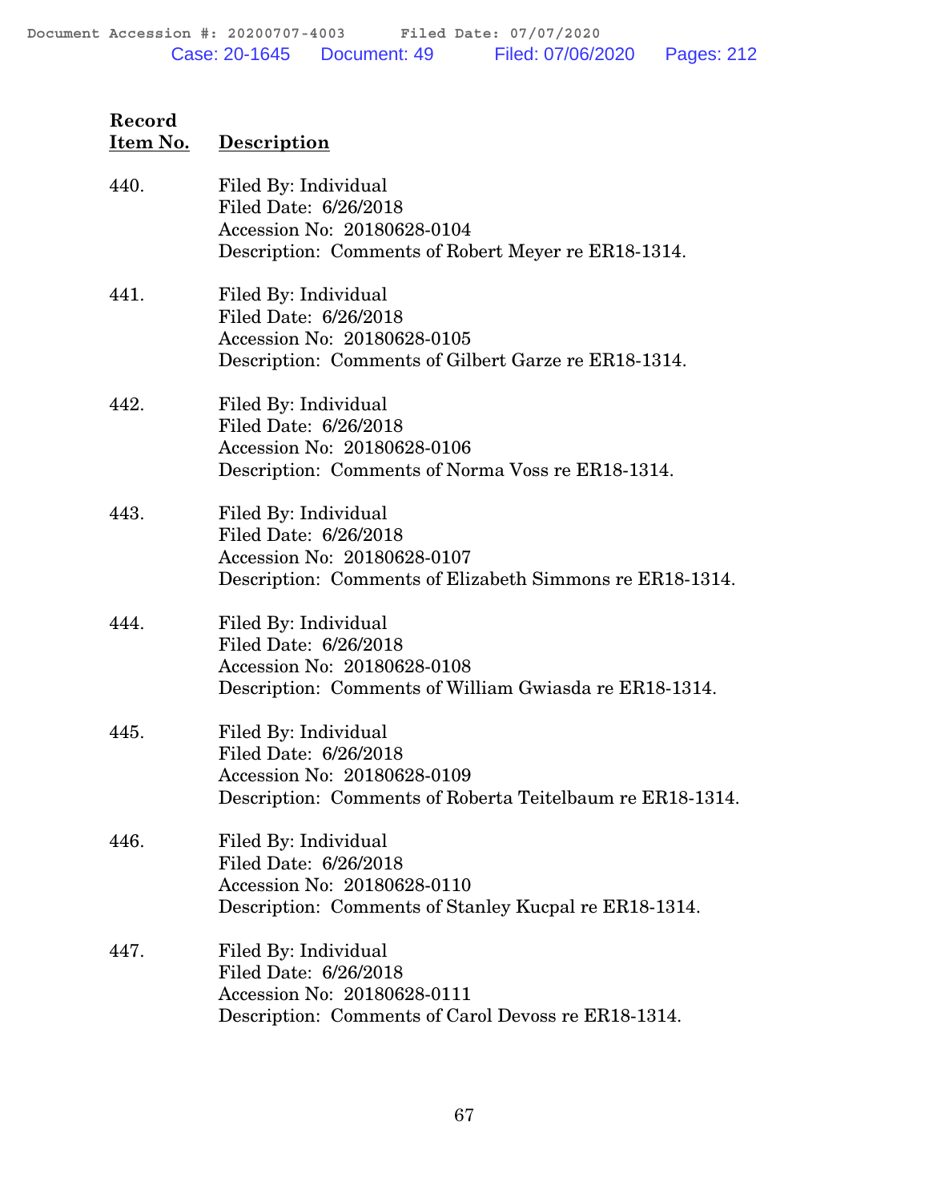| Record Item No. | Description |
|---|---|
| 440. | Filed By: Individual<br>Filed Date: 6/26/2018<br>Accession No: 20180628-0104<br>Description: Comments of Robert Meyer re ER18-1314. |
| 441. | Filed By: Individual<br>Filed Date: 6/26/2018<br>Accession No: 20180628-0105<br>Description: Comments of Gilbert Garze re ER18-1314. |
| 442. | Filed By: Individual<br>Filed Date: 6/26/2018<br>Accession No: 20180628-0106<br>Description: Comments of Norma Voss re ER18-1314. |
| 443. | Filed By: Individual<br>Filed Date: 6/26/2018<br>Accession No: 20180628-0107<br>Description: Comments of Elizabeth Simmons re ER18-1314. |
| 444. | Filed By: Individual<br>Filed Date: 6/26/2018<br>Accession No: 20180628-0108<br>Description: Comments of William Gwiasda re ER18-1314. |
| 445. | Filed By: Individual<br>Filed Date: 6/26/2018<br>Accession No: 20180628-0109<br>Description: Comments of Roberta Teitelbaum re ER18-1314. |
| 446. | Filed By: Individual<br>Filed Date: 6/26/2018<br>Accession No: 20180628-0110<br>Description: Comments of Stanley Kucpal re ER18-1314. |
| 447. | Filed By: Individual<br>Filed Date: 6/26/2018<br>Accession No: 20180628-0111<br>Description: Comments of Carol Devoss re ER18-1314. |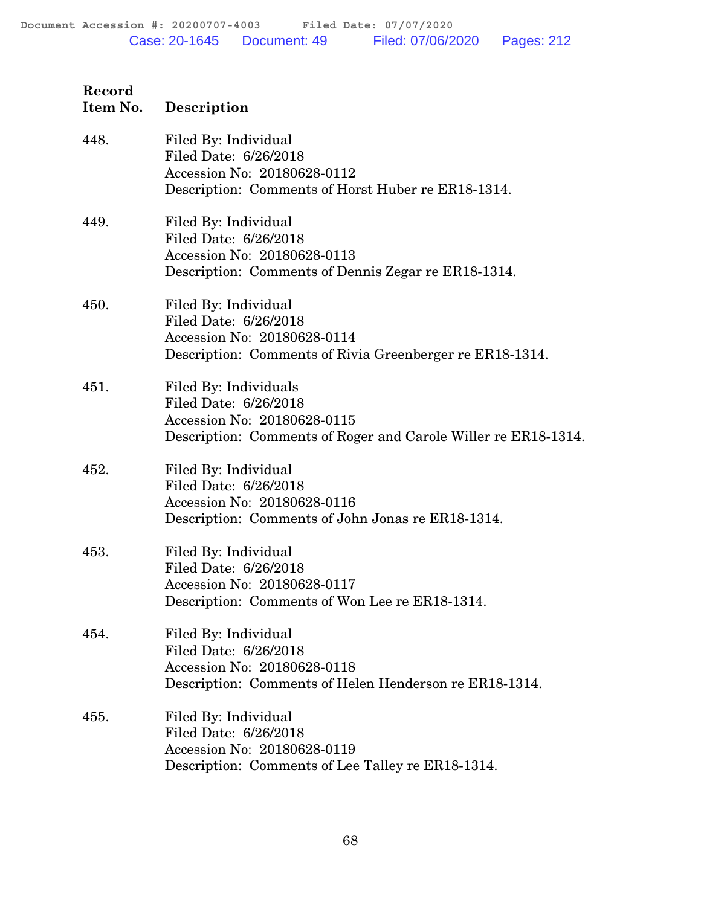| Record Item No. | Description |
|---|---|
| 448. | Filed By: Individual<br>Filed Date: 6/26/2018<br>Accession No: 20180628-0112<br>Description: Comments of Horst Huber re ER18-1314. |
| 449. | Filed By: Individual<br>Filed Date: 6/26/2018<br>Accession No: 20180628-0113<br>Description: Comments of Dennis Zegar re ER18-1314. |
| 450. | Filed By: Individual<br>Filed Date: 6/26/2018<br>Accession No: 20180628-0114<br>Description: Comments of Rivia Greenberger re ER18-1314. |
| 451. | Filed By: Individuals<br>Filed Date: 6/26/2018<br>Accession No: 20180628-0115<br>Description: Comments of Roger and Carole Willer re ER18-1314. |
| 452. | Filed By: Individual<br>Filed Date: 6/26/2018<br>Accession No: 20180628-0116<br>Description: Comments of John Jonas re ER18-1314. |
| 453. | Filed By: Individual<br>Filed Date: 6/26/2018<br>Accession No: 20180628-0117<br>Description: Comments of Won Lee re ER18-1314. |
| 454. | Filed By: Individual<br>Filed Date: 6/26/2018<br>Accession No: 20180628-0118<br>Description: Comments of Helen Henderson re ER18-1314. |
| 455. | Filed By: Individual<br>Filed Date: 6/26/2018<br>Accession No: 20180628-0119<br>Description: Comments of Lee Talley re ER18-1314. |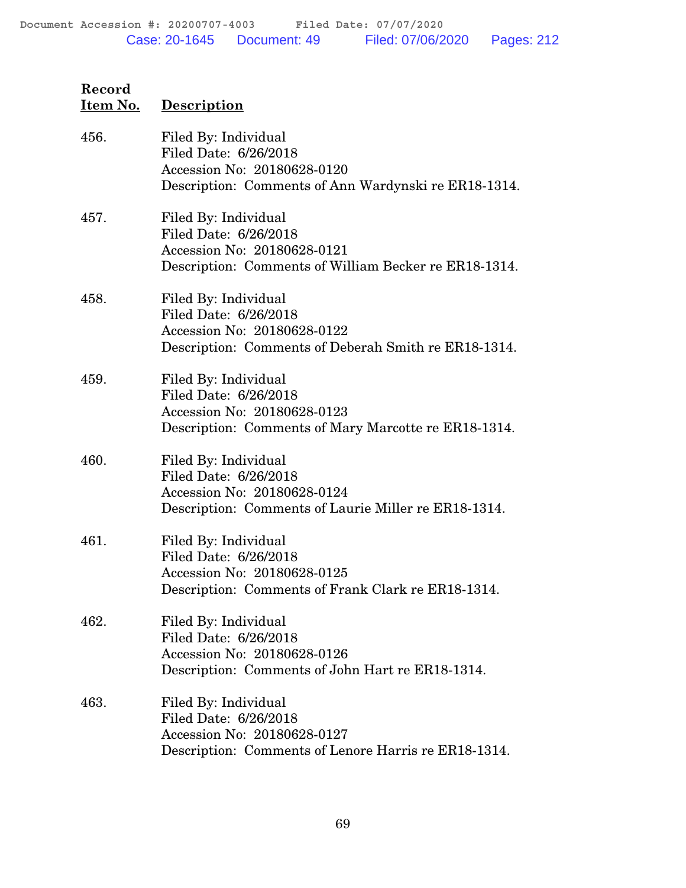| Record Item No. | Description |
| --- | --- |
| 456. | Filed By: Individual<br>Filed Date: 6/26/2018<br>Accession No: 20180628-0120<br>Description: Comments of Ann Wardynski re ER18-1314. |
| 457. | Filed By: Individual<br>Filed Date: 6/26/2018<br>Accession No: 20180628-0121<br>Description: Comments of William Becker re ER18-1314. |
| 458. | Filed By: Individual<br>Filed Date: 6/26/2018<br>Accession No: 20180628-0122<br>Description: Comments of Deberah Smith re ER18-1314. |
| 459. | Filed By: Individual<br>Filed Date: 6/26/2018<br>Accession No: 20180628-0123<br>Description: Comments of Mary Marcotte re ER18-1314. |
| 460. | Filed By: Individual<br>Filed Date: 6/26/2018<br>Accession No: 20180628-0124<br>Description: Comments of Laurie Miller re ER18-1314. |
| 461. | Filed By: Individual<br>Filed Date: 6/26/2018<br>Accession No: 20180628-0125<br>Description: Comments of Frank Clark re ER18-1314. |
| 462. | Filed By: Individual<br>Filed Date: 6/26/2018<br>Accession No: 20180628-0126<br>Description: Comments of John Hart re ER18-1314. |
| 463. | Filed By: Individual<br>Filed Date: 6/26/2018<br>Accession No: 20180628-0127<br>Description: Comments of Lenore Harris re ER18-1314. |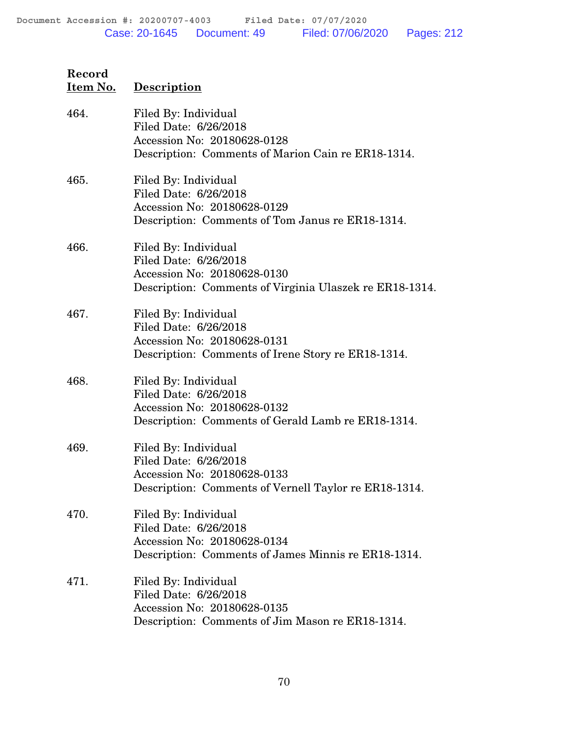| Record Item No. | Description |
|---|---|
| 464. | Filed By: Individual<br>Filed Date: 6/26/2018<br>Accession No: 20180628-0128<br>Description: Comments of Marion Cain re ER18-1314. |
| 465. | Filed By: Individual<br>Filed Date: 6/26/2018<br>Accession No: 20180628-0129<br>Description: Comments of Tom Janus re ER18-1314. |
| 466. | Filed By: Individual<br>Filed Date: 6/26/2018<br>Accession No: 20180628-0130<br>Description: Comments of Virginia Ulaszek re ER18-1314. |
| 467. | Filed By: Individual<br>Filed Date: 6/26/2018<br>Accession No: 20180628-0131<br>Description: Comments of Irene Story re ER18-1314. |
| 468. | Filed By: Individual<br>Filed Date: 6/26/2018<br>Accession No: 20180628-0132<br>Description: Comments of Gerald Lamb re ER18-1314. |
| 469. | Filed By: Individual<br>Filed Date: 6/26/2018<br>Accession No: 20180628-0133<br>Description: Comments of Vernell Taylor re ER18-1314. |
| 470. | Filed By: Individual<br>Filed Date: 6/26/2018<br>Accession No: 20180628-0134<br>Description: Comments of James Minnis re ER18-1314. |
| 471. | Filed By: Individual<br>Filed Date: 6/26/2018<br>Accession No: 20180628-0135<br>Description: Comments of Jim Mason re ER18-1314. |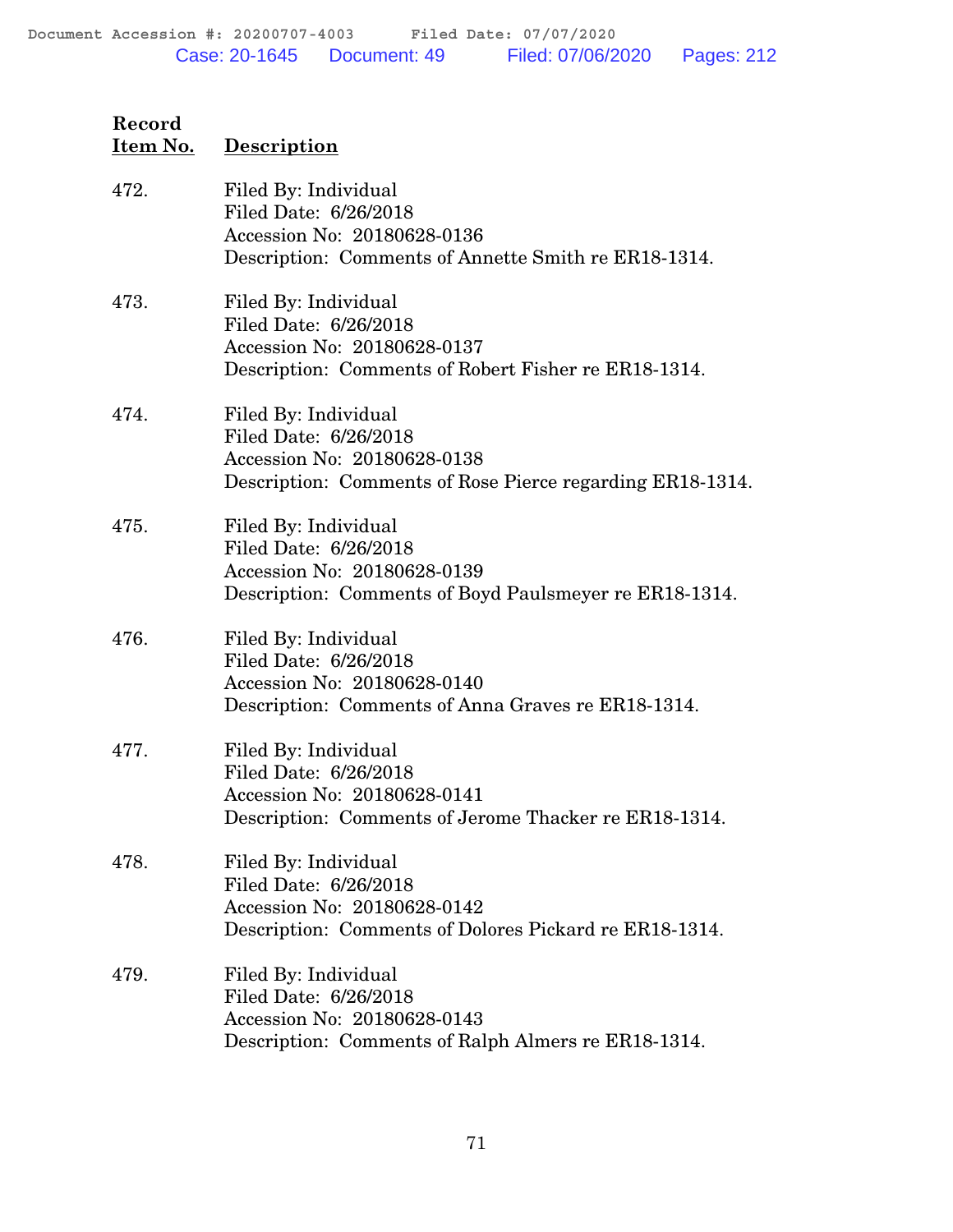| Record Item No. | Description |
|---|---|
| 472. | Filed By: Individual<br>Filed Date: 6/26/2018<br>Accession No: 20180628-0136<br>Description: Comments of Annette Smith re ER18-1314. |
| 473. | Filed By: Individual<br>Filed Date: 6/26/2018<br>Accession No: 20180628-0137<br>Description: Comments of Robert Fisher re ER18-1314. |
| 474. | Filed By: Individual<br>Filed Date: 6/26/2018<br>Accession No: 20180628-0138<br>Description: Comments of Rose Pierce regarding ER18-1314. |
| 475. | Filed By: Individual<br>Filed Date: 6/26/2018<br>Accession No: 20180628-0139<br>Description: Comments of Boyd Paulsmeyer re ER18-1314. |
| 476. | Filed By: Individual<br>Filed Date: 6/26/2018<br>Accession No: 20180628-0140<br>Description: Comments of Anna Graves re ER18-1314. |
| 477. | Filed By: Individual<br>Filed Date: 6/26/2018<br>Accession No: 20180628-0141<br>Description: Comments of Jerome Thacker re ER18-1314. |
| 478. | Filed By: Individual<br>Filed Date: 6/26/2018<br>Accession No: 20180628-0142<br>Description: Comments of Dolores Pickard re ER18-1314. |
| 479. | Filed By: Individual<br>Filed Date: 6/26/2018<br>Accession No: 20180628-0143<br>Description: Comments of Ralph Almers re ER18-1314. |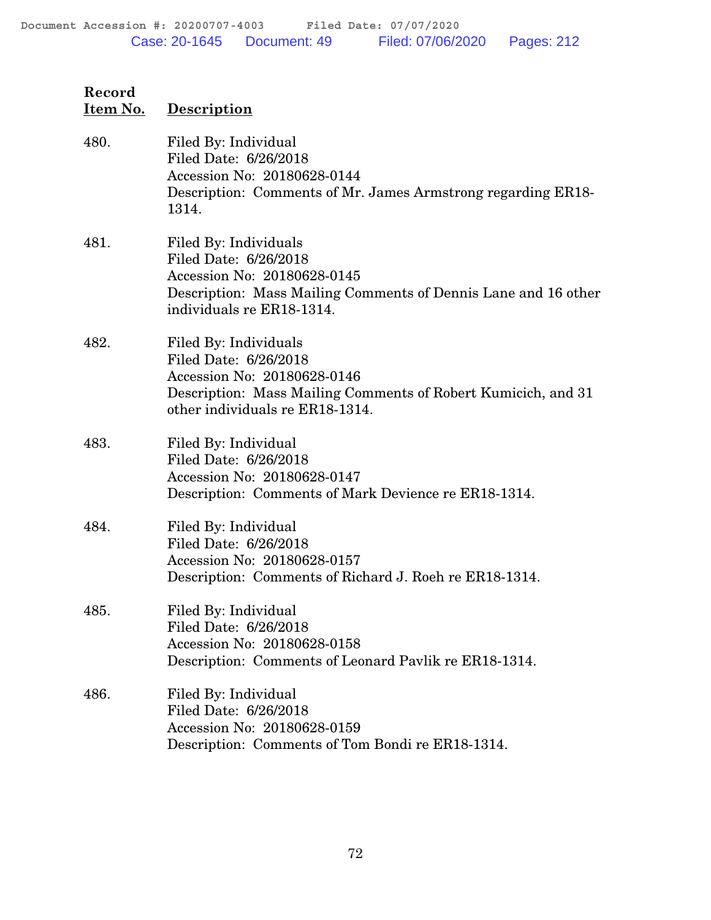| Record Item No. | Description |
|---|---|
| 480. | Filed By: Individual<br>Filed Date: 6/26/2018<br>Accession No: 20180628-0144<br>Description: Comments of Mr. James Armstrong regarding ER18-1314. |
| 481. | Filed By: Individuals<br>Filed Date: 6/26/2018<br>Accession No: 20180628-0145<br>Description: Mass Mailing Comments of Dennis Lane and 16 other individuals re ER18-1314. |
| 482. | Filed By: Individuals<br>Filed Date: 6/26/2018<br>Accession No: 20180628-0146<br>Description: Mass Mailing Comments of Robert Kumicich, and 31 other individuals re ER18-1314. |
| 483. | Filed By: Individual<br>Filed Date: 6/26/2018<br>Accession No: 20180628-0147<br>Description: Comments of Mark Devience re ER18-1314. |
| 484. | Filed By: Individual<br>Filed Date: 6/26/2018<br>Accession No: 20180628-0157<br>Description: Comments of Richard J. Roeh re ER18-1314. |
| 485. | Filed By: Individual<br>Filed Date: 6/26/2018<br>Accession No: 20180628-0158<br>Description: Comments of Leonard Pavlik re ER18-1314. |
| 486. | Filed By: Individual<br>Filed Date: 6/26/2018<br>Accession No: 20180628-0159<br>Description: Comments of Tom Bondi re ER18-1314. |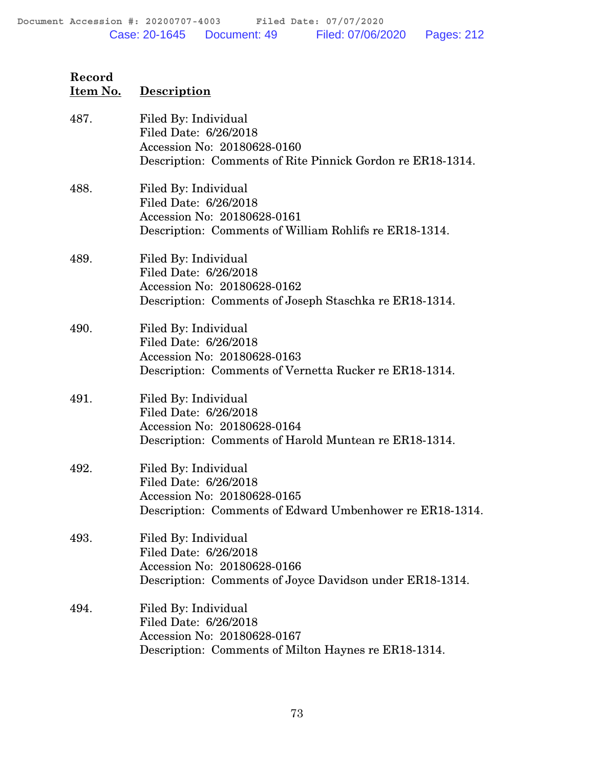| Record Item No. | Description |
|---|---|
| 487. | Filed By: Individual<br>Filed Date: 6/26/2018<br>Accession No: 20180628-0160<br>Description: Comments of Rite Pinnick Gordon re ER18-1314. |
| 488. | Filed By: Individual<br>Filed Date: 6/26/2018<br>Accession No: 20180628-0161<br>Description: Comments of William Rohlifs re ER18-1314. |
| 489. | Filed By: Individual<br>Filed Date: 6/26/2018<br>Accession No: 20180628-0162<br>Description: Comments of Joseph Staschka re ER18-1314. |
| 490. | Filed By: Individual<br>Filed Date: 6/26/2018<br>Accession No: 20180628-0163<br>Description: Comments of Vernetta Rucker re ER18-1314. |
| 491. | Filed By: Individual<br>Filed Date: 6/26/2018<br>Accession No: 20180628-0164<br>Description: Comments of Harold Muntean re ER18-1314. |
| 492. | Filed By: Individual<br>Filed Date: 6/26/2018<br>Accession No: 20180628-0165<br>Description: Comments of Edward Umbenhower re ER18-1314. |
| 493. | Filed By: Individual<br>Filed Date: 6/26/2018<br>Accession No: 20180628-0166<br>Description: Comments of Joyce Davidson under ER18-1314. |
| 494. | Filed By: Individual<br>Filed Date: 6/26/2018<br>Accession No: 20180628-0167<br>Description: Comments of Milton Haynes re ER18-1314. |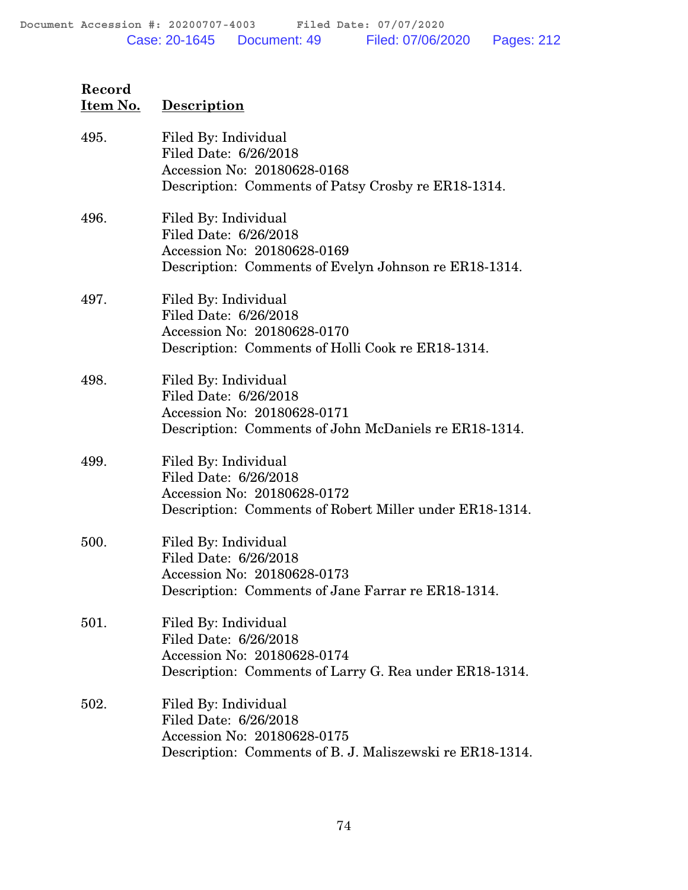| Record Item No. | Description |
|---|---|
| 495. | Filed By: Individual<br>Filed Date: 6/26/2018<br>Accession No: 20180628-0168<br>Description: Comments of Patsy Crosby re ER18-1314. |
| 496. | Filed By: Individual<br>Filed Date: 6/26/2018<br>Accession No: 20180628-0169<br>Description: Comments of Evelyn Johnson re ER18-1314. |
| 497. | Filed By: Individual<br>Filed Date: 6/26/2018<br>Accession No: 20180628-0170<br>Description: Comments of Holli Cook re ER18-1314. |
| 498. | Filed By: Individual<br>Filed Date: 6/26/2018<br>Accession No: 20180628-0171<br>Description: Comments of John McDaniels re ER18-1314. |
| 499. | Filed By: Individual<br>Filed Date: 6/26/2018<br>Accession No: 20180628-0172<br>Description: Comments of Robert Miller under ER18-1314. |
| 500. | Filed By: Individual<br>Filed Date: 6/26/2018<br>Accession No: 20180628-0173<br>Description: Comments of Jane Farrar re ER18-1314. |
| 501. | Filed By: Individual<br>Filed Date: 6/26/2018<br>Accession No: 20180628-0174<br>Description: Comments of Larry G. Rea under ER18-1314. |
| 502. | Filed By: Individual<br>Filed Date: 6/26/2018<br>Accession No: 20180628-0175<br>Description: Comments of B. J. Maliszewski re ER18-1314. |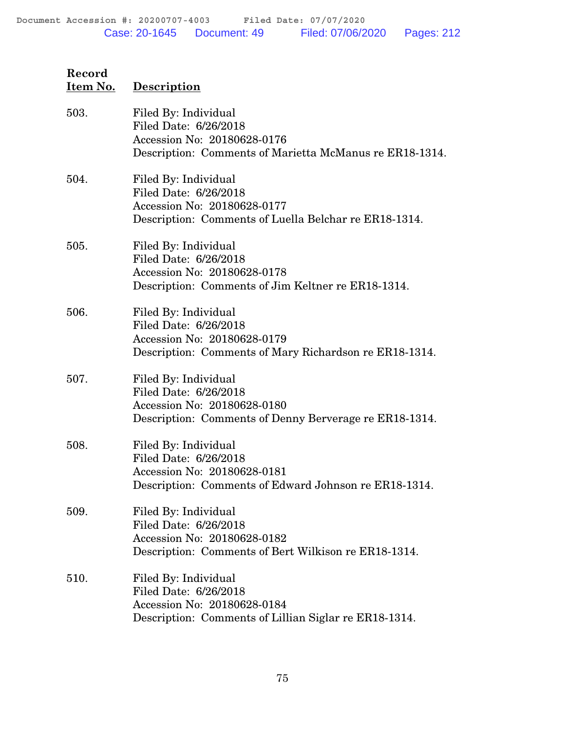| Record Item No. | Description |
|---|---|
| 503. | Filed By: Individual<br>Filed Date: 6/26/2018<br>Accession No: 20180628-0176<br>Description: Comments of Marietta McManus re ER18-1314. |
| 504. | Filed By: Individual<br>Filed Date: 6/26/2018<br>Accession No: 20180628-0177<br>Description: Comments of Luella Belchar re ER18-1314. |
| 505. | Filed By: Individual<br>Filed Date: 6/26/2018<br>Accession No: 20180628-0178<br>Description: Comments of Jim Keltner re ER18-1314. |
| 506. | Filed By: Individual<br>Filed Date: 6/26/2018<br>Accession No: 20180628-0179<br>Description: Comments of Mary Richardson re ER18-1314. |
| 507. | Filed By: Individual<br>Filed Date: 6/26/2018<br>Accession No: 20180628-0180<br>Description: Comments of Denny Berverage re ER18-1314. |
| 508. | Filed By: Individual<br>Filed Date: 6/26/2018<br>Accession No: 20180628-0181<br>Description: Comments of Edward Johnson re ER18-1314. |
| 509. | Filed By: Individual<br>Filed Date: 6/26/2018<br>Accession No: 20180628-0182<br>Description: Comments of Bert Wilkison re ER18-1314. |
| 510. | Filed By: Individual<br>Filed Date: 6/26/2018<br>Accession No: 20180628-0184<br>Description: Comments of Lillian Siglar re ER18-1314. |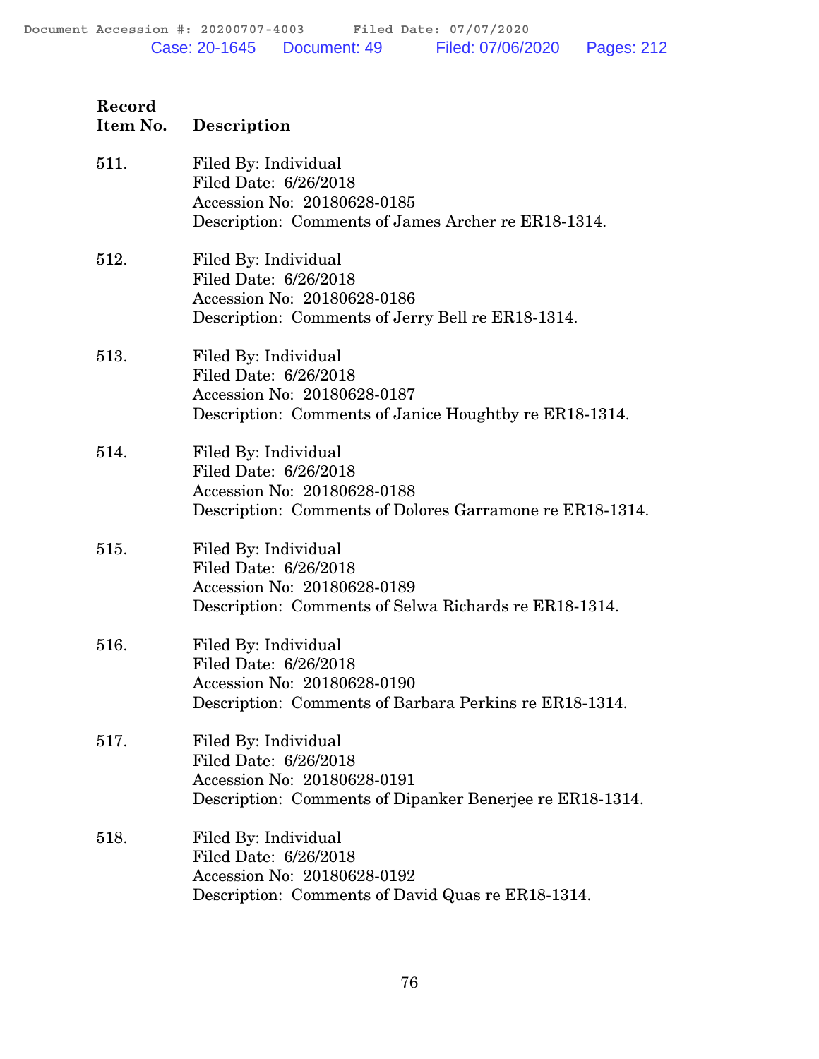| Record Item No. | Description |
|---|---|
| 511. | Filed By: Individual<br>Filed Date: 6/26/2018<br>Accession No: 20180628-0185<br>Description: Comments of James Archer re ER18-1314. |
| 512. | Filed By: Individual<br>Filed Date: 6/26/2018<br>Accession No: 20180628-0186<br>Description: Comments of Jerry Bell re ER18-1314. |
| 513. | Filed By: Individual<br>Filed Date: 6/26/2018<br>Accession No: 20180628-0187<br>Description: Comments of Janice Houghtby re ER18-1314. |
| 514. | Filed By: Individual<br>Filed Date: 6/26/2018<br>Accession No: 20180628-0188<br>Description: Comments of Dolores Garramone re ER18-1314. |
| 515. | Filed By: Individual<br>Filed Date: 6/26/2018<br>Accession No: 20180628-0189<br>Description: Comments of Selwa Richards re ER18-1314. |
| 516. | Filed By: Individual<br>Filed Date: 6/26/2018<br>Accession No: 20180628-0190<br>Description: Comments of Barbara Perkins re ER18-1314. |
| 517. | Filed By: Individual<br>Filed Date: 6/26/2018<br>Accession No: 20180628-0191<br>Description: Comments of Dipanker Benerjee re ER18-1314. |
| 518. | Filed By: Individual<br>Filed Date: 6/26/2018<br>Accession No: 20180628-0192<br>Description: Comments of David Quas re ER18-1314. |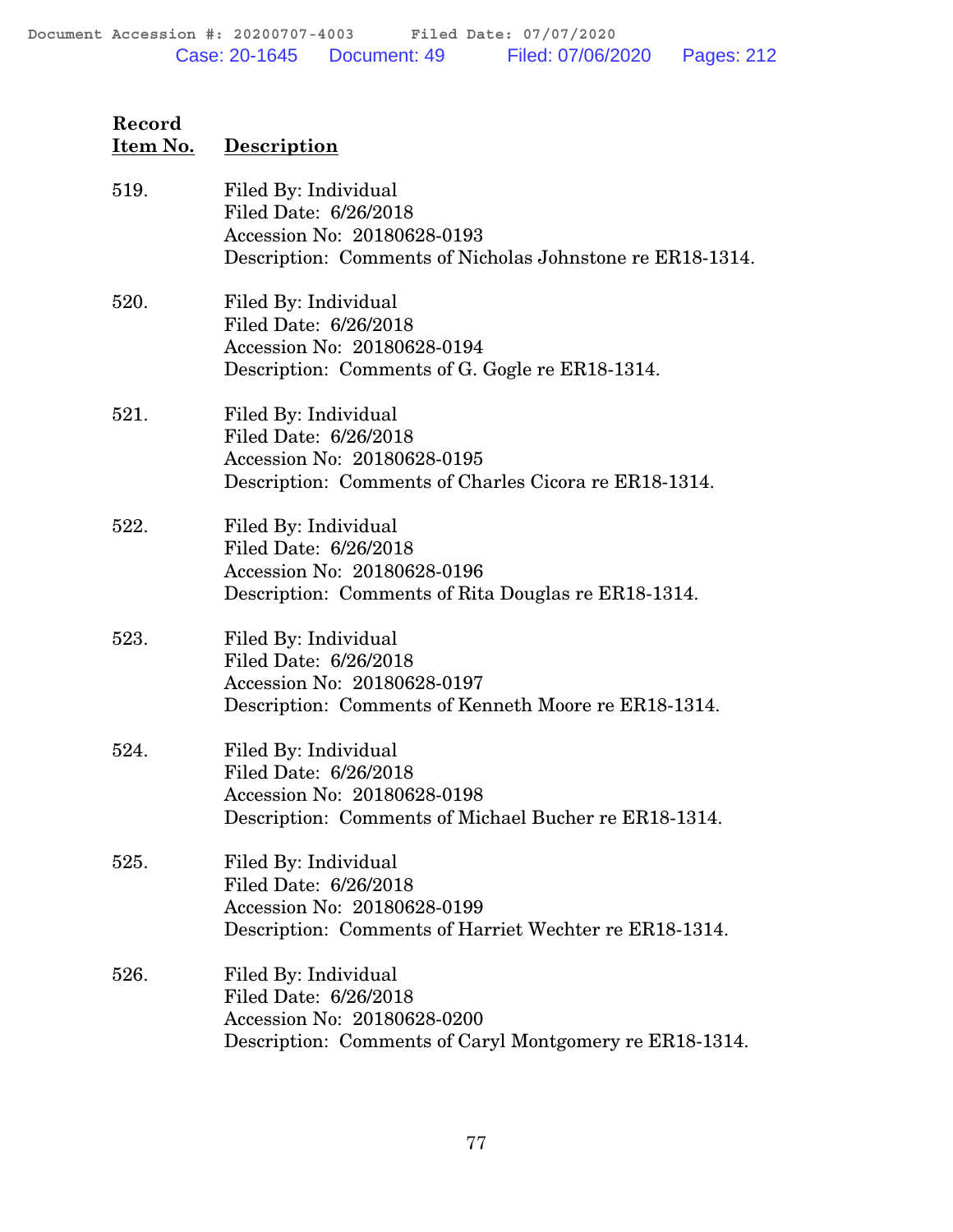| Record Item No. | Description |
|---|---|
| 519. | Filed By: Individual<br>Filed Date: 6/26/2018<br>Accession No: 20180628-0193<br>Description: Comments of Nicholas Johnstone re ER18-1314. |
| 520. | Filed By: Individual<br>Filed Date: 6/26/2018<br>Accession No: 20180628-0194<br>Description: Comments of G. Gogle re ER18-1314. |
| 521. | Filed By: Individual<br>Filed Date: 6/26/2018<br>Accession No: 20180628-0195<br>Description: Comments of Charles Cicora re ER18-1314. |
| 522. | Filed By: Individual<br>Filed Date: 6/26/2018<br>Accession No: 20180628-0196<br>Description: Comments of Rita Douglas re ER18-1314. |
| 523. | Filed By: Individual<br>Filed Date: 6/26/2018<br>Accession No: 20180628-0197<br>Description: Comments of Kenneth Moore re ER18-1314. |
| 524. | Filed By: Individual<br>Filed Date: 6/26/2018<br>Accession No: 20180628-0198<br>Description: Comments of Michael Bucher re ER18-1314. |
| 525. | Filed By: Individual<br>Filed Date: 6/26/2018<br>Accession No: 20180628-0199<br>Description: Comments of Harriet Wechter re ER18-1314. |
| 526. | Filed By: Individual<br>Filed Date: 6/26/2018<br>Accession No: 20180628-0200<br>Description: Comments of Caryl Montgomery re ER18-1314. |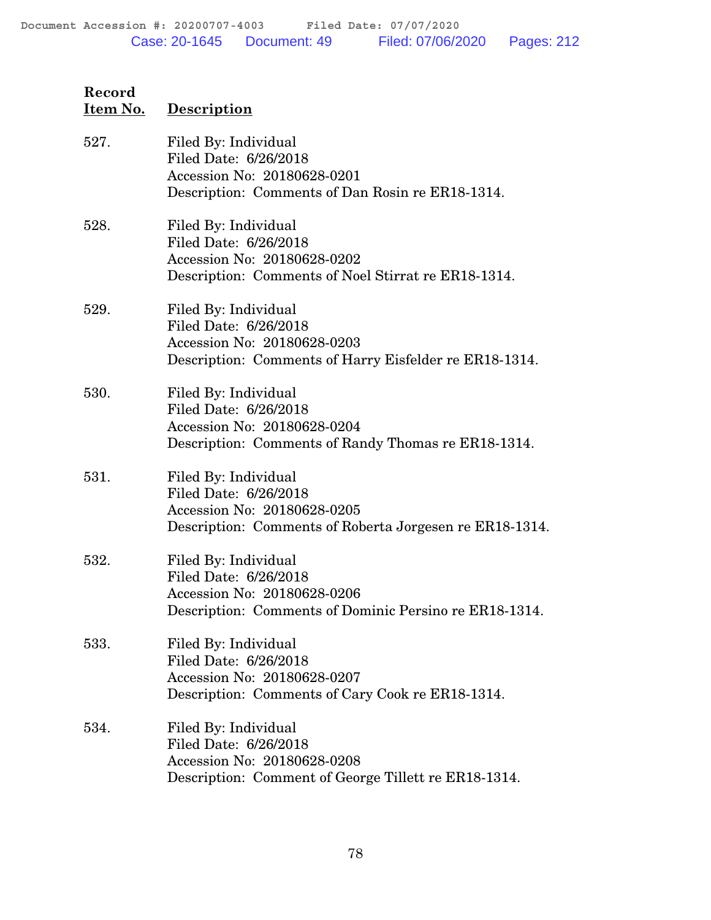| Record Item No. | Description |
|---|---|
| 527. | Filed By: Individual<br>Filed Date: 6/26/2018<br>Accession No: 20180628-0201<br>Description: Comments of Dan Rosin re ER18-1314. |
| 528. | Filed By: Individual<br>Filed Date: 6/26/2018<br>Accession No: 20180628-0202<br>Description: Comments of Noel Stirrat re ER18-1314. |
| 529. | Filed By: Individual<br>Filed Date: 6/26/2018<br>Accession No: 20180628-0203<br>Description: Comments of Harry Eisfelder re ER18-1314. |
| 530. | Filed By: Individual<br>Filed Date: 6/26/2018<br>Accession No: 20180628-0204<br>Description: Comments of Randy Thomas re ER18-1314. |
| 531. | Filed By: Individual<br>Filed Date: 6/26/2018<br>Accession No: 20180628-0205<br>Description: Comments of Roberta Jorgesen re ER18-1314. |
| 532. | Filed By: Individual<br>Filed Date: 6/26/2018<br>Accession No: 20180628-0206<br>Description: Comments of Dominic Persino re ER18-1314. |
| 533. | Filed By: Individual<br>Filed Date: 6/26/2018<br>Accession No: 20180628-0207<br>Description: Comments of Cary Cook re ER18-1314. |
| 534. | Filed By: Individual<br>Filed Date: 6/26/2018<br>Accession No: 20180628-0208<br>Description: Comment of George Tillett re ER18-1314. |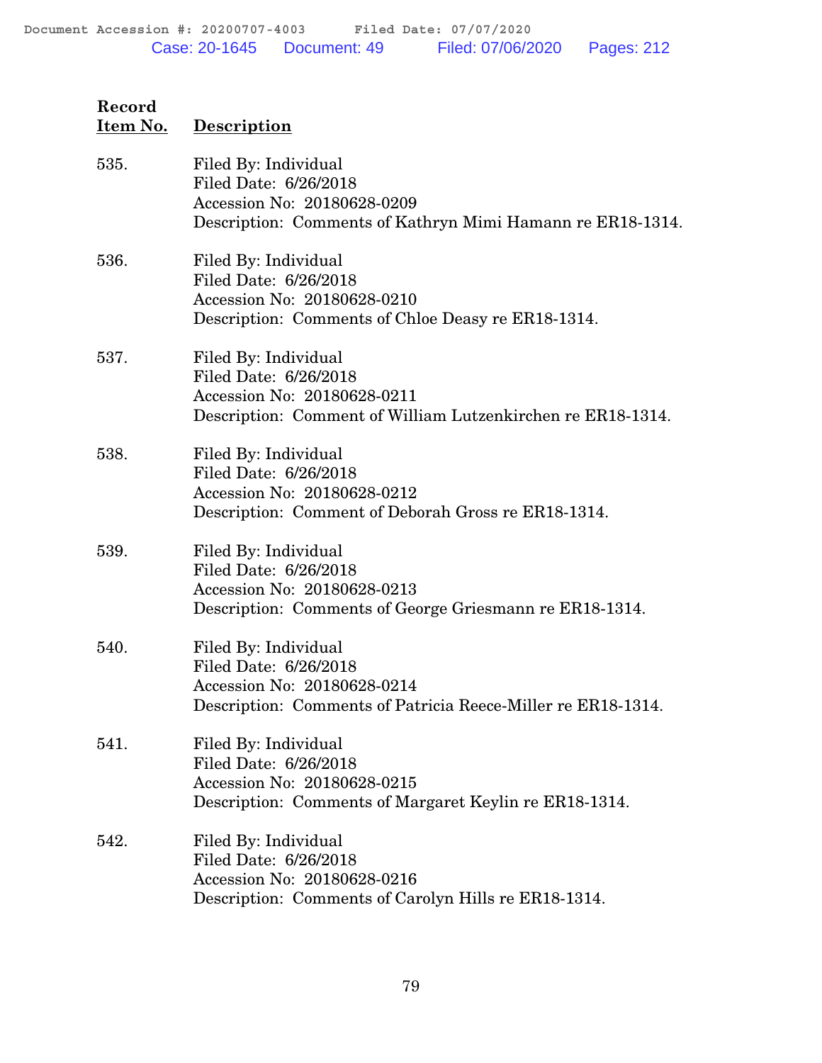| Record Item No. | Description |
|---|---|
| 535. | Filed By: Individual<br>Filed Date: 6/26/2018<br>Accession No: 20180628-0209<br>Description: Comments of Kathryn Mimi Hamann re ER18-1314. |
| 536. | Filed By: Individual<br>Filed Date: 6/26/2018<br>Accession No: 20180628-0210<br>Description: Comments of Chloe Deasy re ER18-1314. |
| 537. | Filed By: Individual<br>Filed Date: 6/26/2018<br>Accession No: 20180628-0211<br>Description: Comment of William Lutzenkirchen re ER18-1314. |
| 538. | Filed By: Individual<br>Filed Date: 6/26/2018<br>Accession No: 20180628-0212<br>Description: Comment of Deborah Gross re ER18-1314. |
| 539. | Filed By: Individual<br>Filed Date: 6/26/2018<br>Accession No: 20180628-0213<br>Description: Comments of George Griesmann re ER18-1314. |
| 540. | Filed By: Individual<br>Filed Date: 6/26/2018<br>Accession No: 20180628-0214<br>Description: Comments of Patricia Reece-Miller re ER18-1314. |
| 541. | Filed By: Individual<br>Filed Date: 6/26/2018<br>Accession No: 20180628-0215<br>Description: Comments of Margaret Keylin re ER18-1314. |
| 542. | Filed By: Individual<br>Filed Date: 6/26/2018<br>Accession No: 20180628-0216<br>Description: Comments of Carolyn Hills re ER18-1314. |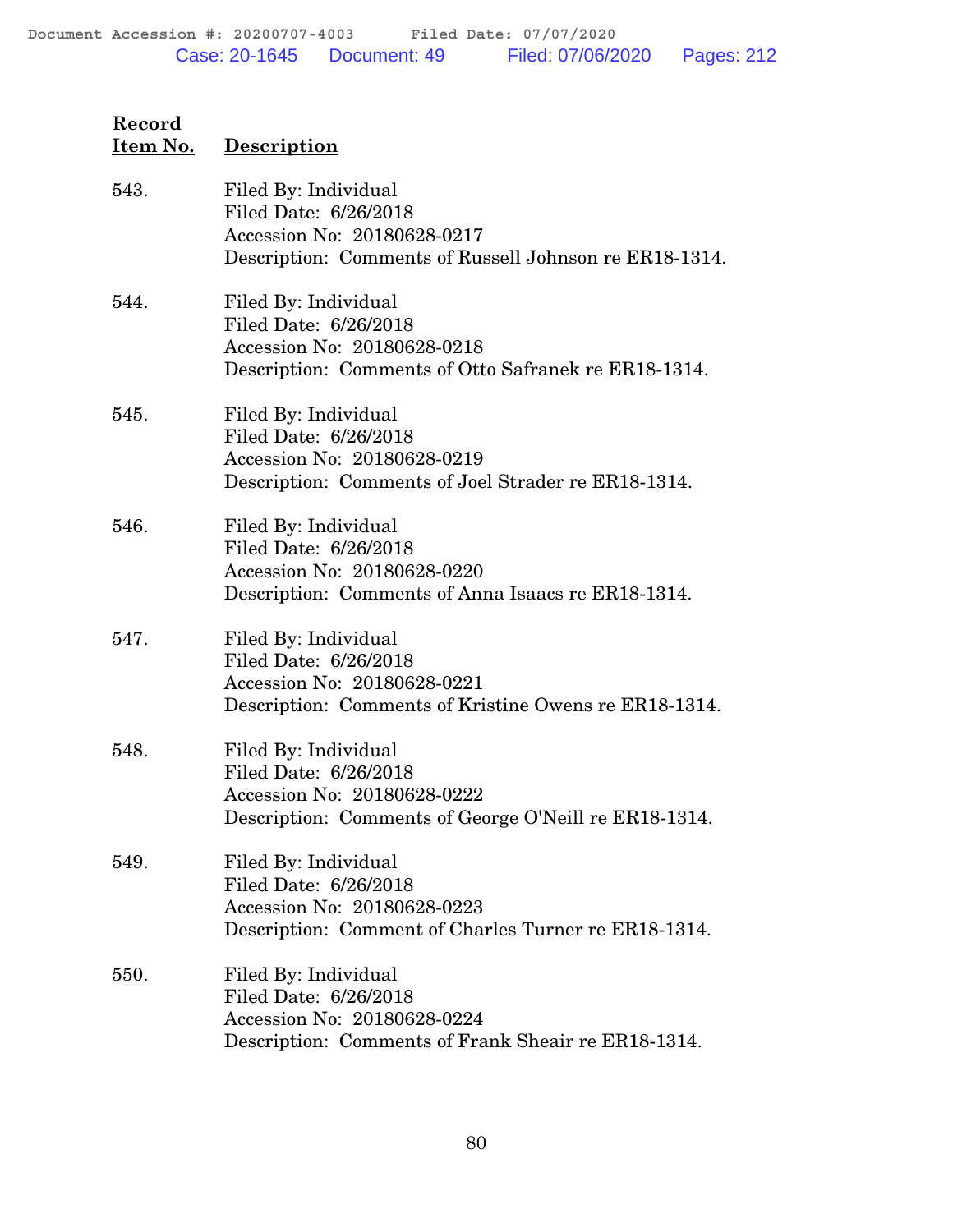| Record Item No. | Description |
|---|---|
| 543. | Filed By: Individual<br>Filed Date: 6/26/2018<br>Accession No: 20180628-0217<br>Description: Comments of Russell Johnson re ER18-1314. |
| 544. | Filed By: Individual<br>Filed Date: 6/26/2018<br>Accession No: 20180628-0218<br>Description: Comments of Otto Safranek re ER18-1314. |
| 545. | Filed By: Individual<br>Filed Date: 6/26/2018<br>Accession No: 20180628-0219<br>Description: Comments of Joel Strader re ER18-1314. |
| 546. | Filed By: Individual<br>Filed Date: 6/26/2018<br>Accession No: 20180628-0220<br>Description: Comments of Anna Isaacs re ER18-1314. |
| 547. | Filed By: Individual<br>Filed Date: 6/26/2018<br>Accession No: 20180628-0221<br>Description: Comments of Kristine Owens re ER18-1314. |
| 548. | Filed By: Individual<br>Filed Date: 6/26/2018<br>Accession No: 20180628-0222<br>Description: Comments of George O'Neill re ER18-1314. |
| 549. | Filed By: Individual<br>Filed Date: 6/26/2018<br>Accession No: 20180628-0223<br>Description: Comment of Charles Turner re ER18-1314. |
| 550. | Filed By: Individual<br>Filed Date: 6/26/2018<br>Accession No: 20180628-0224<br>Description: Comments of Frank Sheair re ER18-1314. |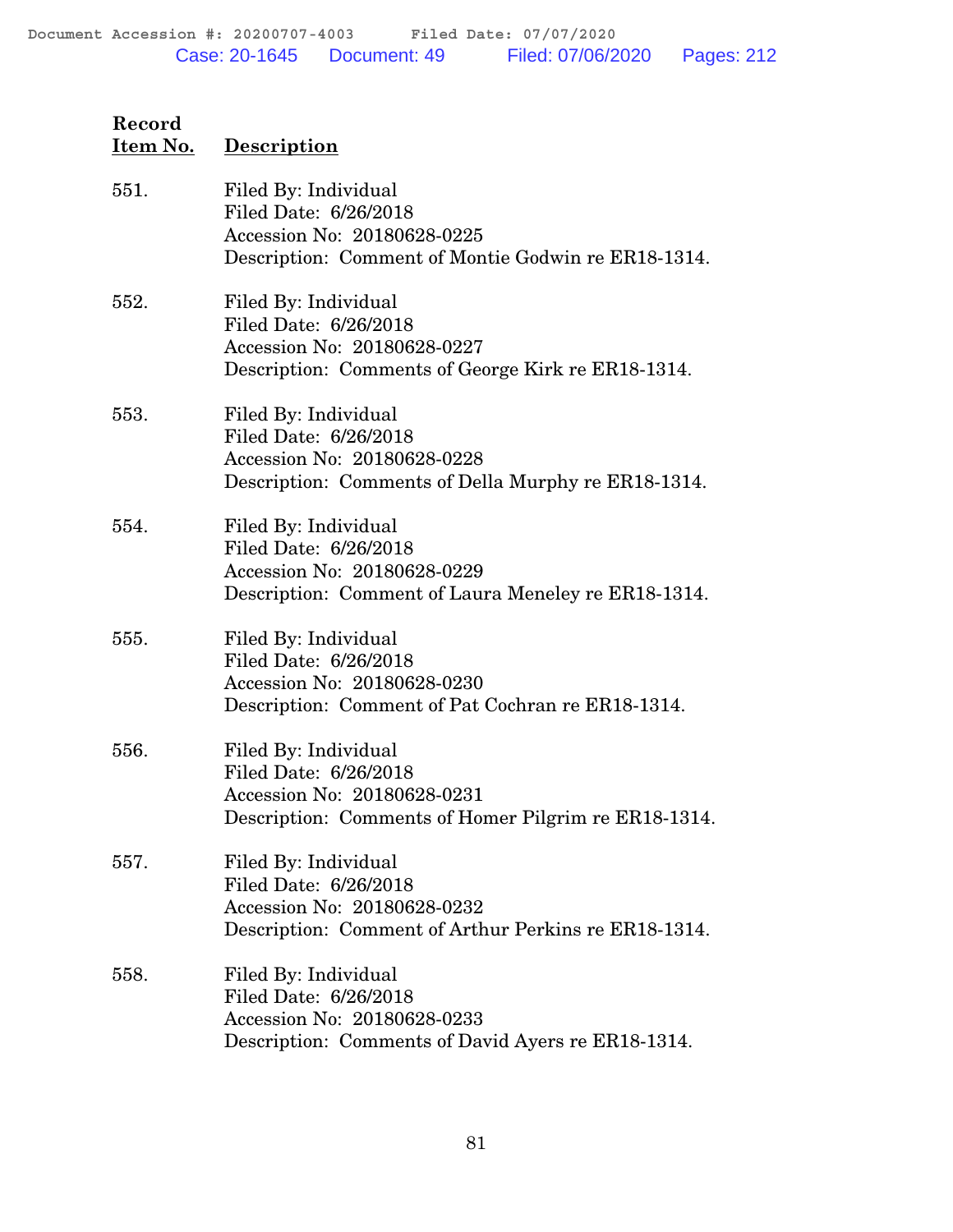| Record Item No. | Description |
|---|---|
| 551. | Filed By: Individual<br>Filed Date: 6/26/2018<br>Accession No: 20180628-0225<br>Description: Comment of Montie Godwin re ER18-1314. |
| 552. | Filed By: Individual<br>Filed Date: 6/26/2018<br>Accession No: 20180628-0227<br>Description: Comments of George Kirk re ER18-1314. |
| 553. | Filed By: Individual<br>Filed Date: 6/26/2018<br>Accession No: 20180628-0228<br>Description: Comments of Della Murphy re ER18-1314. |
| 554. | Filed By: Individual<br>Filed Date: 6/26/2018<br>Accession No: 20180628-0229<br>Description: Comment of Laura Meneley re ER18-1314. |
| 555. | Filed By: Individual<br>Filed Date: 6/26/2018<br>Accession No: 20180628-0230<br>Description: Comment of Pat Cochran re ER18-1314. |
| 556. | Filed By: Individual<br>Filed Date: 6/26/2018<br>Accession No: 20180628-0231<br>Description: Comments of Homer Pilgrim re ER18-1314. |
| 557. | Filed By: Individual<br>Filed Date: 6/26/2018<br>Accession No: 20180628-0232<br>Description: Comment of Arthur Perkins re ER18-1314. |
| 558. | Filed By: Individual<br>Filed Date: 6/26/2018<br>Accession No: 20180628-0233<br>Description: Comments of David Ayers re ER18-1314. |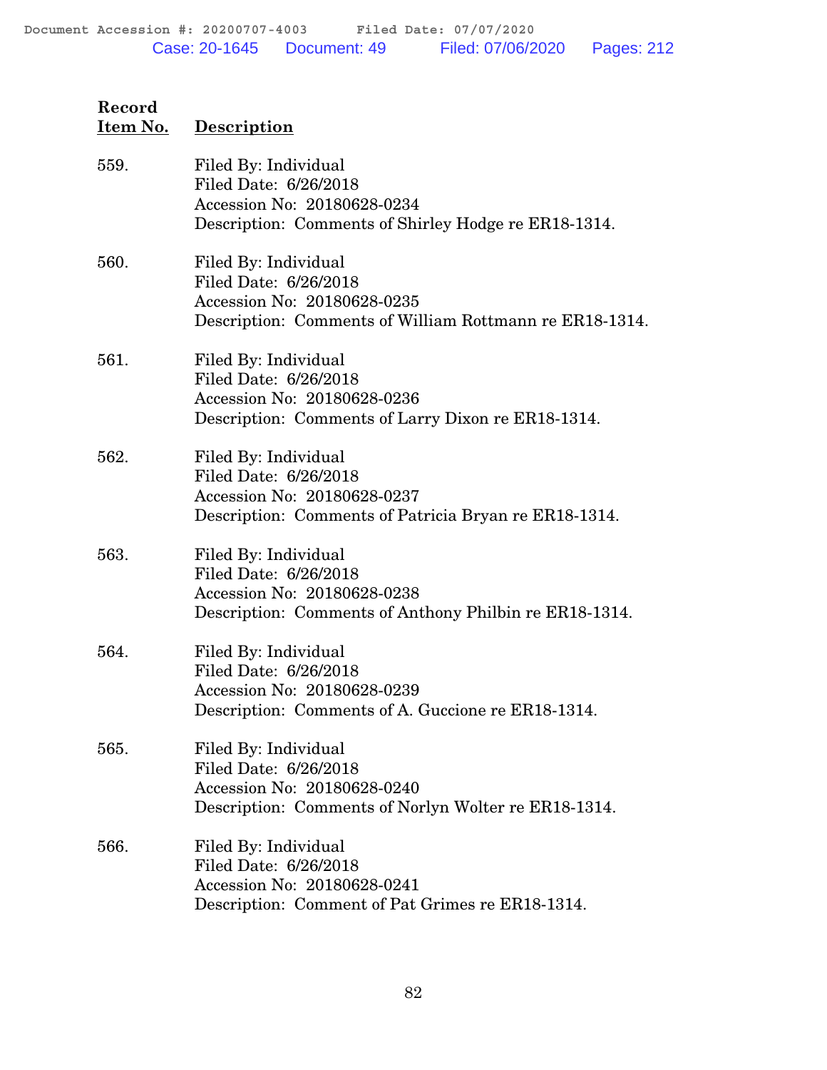**Record Item No.** | **Description**

559. Filed By: Individual
Filed Date: 6/26/2018
Accession No: 20180628-0234
Description: Comments of Shirley Hodge re ER18-1314.

560. Filed By: Individual
Filed Date: 6/26/2018
Accession No: 20180628-0235
Description: Comments of William Rottmann re ER18-1314.

561. Filed By: Individual
Filed Date: 6/26/2018
Accession No: 20180628-0236
Description: Comments of Larry Dixon re ER18-1314.

562. Filed By: Individual
Filed Date: 6/26/2018
Accession No: 20180628-0237
Description: Comments of Patricia Bryan re ER18-1314.

563. Filed By: Individual
Filed Date: 6/26/2018
Accession No: 20180628-0238
Description: Comments of Anthony Philbin re ER18-1314.

564. Filed By: Individual
Filed Date: 6/26/2018
Accession No: 20180628-0239
Description: Comments of A. Guccione re ER18-1314.

565. Filed By: Individual
Filed Date: 6/26/2018
Accession No: 20180628-0240
Description: Comments of Norlyn Wolter re ER18-1314.

566. Filed By: Individual
Filed Date: 6/26/2018
Accession No: 20180628-0241
Description: Comment of Pat Grimes re ER18-1314.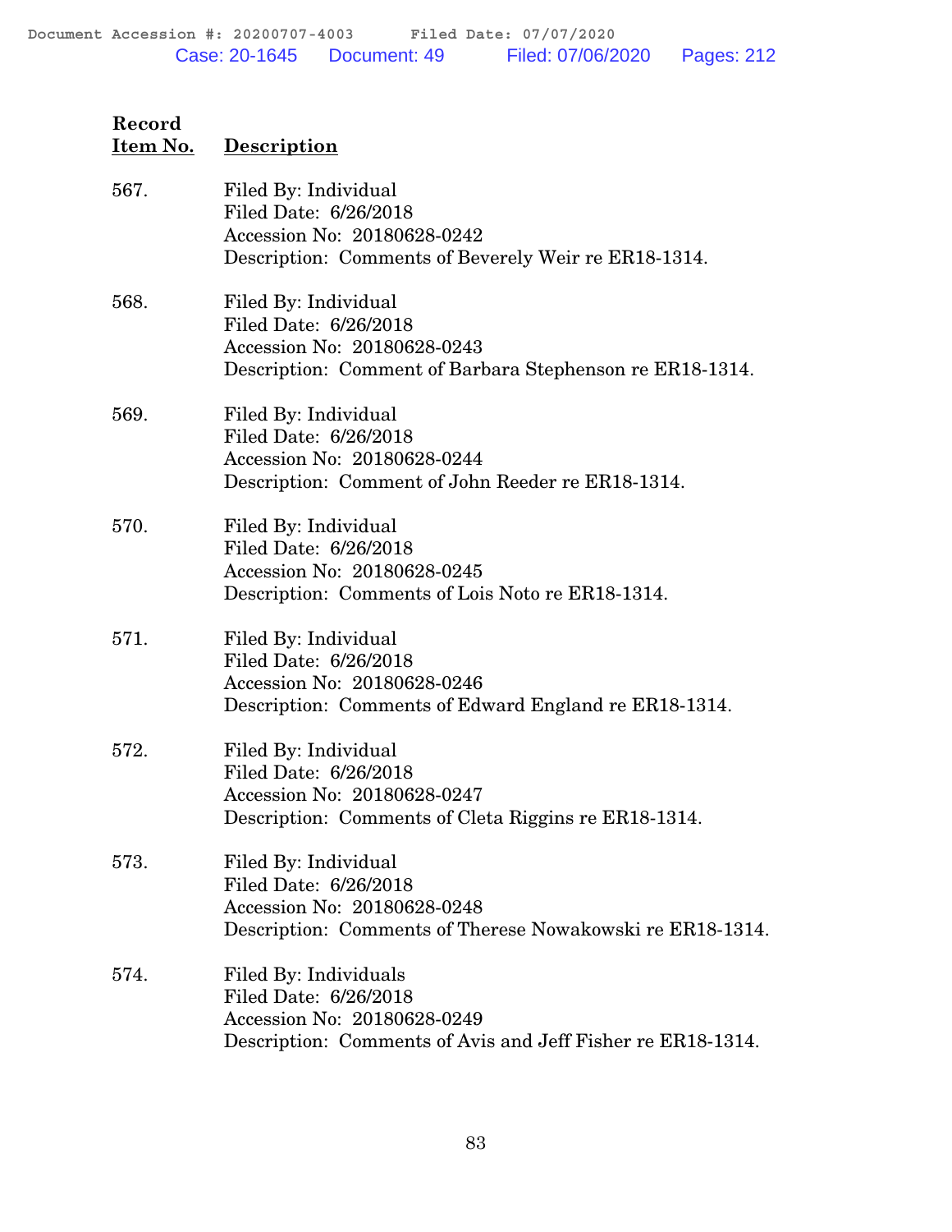| Record Item No. | Description |
|---|---|
| 567. | Filed By: Individual<br>Filed Date: 6/26/2018<br>Accession No: 20180628-0242<br>Description: Comments of Beverely Weir re ER18-1314. |
| 568. | Filed By: Individual<br>Filed Date: 6/26/2018<br>Accession No: 20180628-0243<br>Description: Comment of Barbara Stephenson re ER18-1314. |
| 569. | Filed By: Individual<br>Filed Date: 6/26/2018<br>Accession No: 20180628-0244<br>Description: Comment of John Reeder re ER18-1314. |
| 570. | Filed By: Individual<br>Filed Date: 6/26/2018<br>Accession No: 20180628-0245<br>Description: Comments of Lois Noto re ER18-1314. |
| 571. | Filed By: Individual<br>Filed Date: 6/26/2018<br>Accession No: 20180628-0246<br>Description: Comments of Edward England re ER18-1314. |
| 572. | Filed By: Individual<br>Filed Date: 6/26/2018<br>Accession No: 20180628-0247<br>Description: Comments of Cleta Riggins re ER18-1314. |
| 573. | Filed By: Individual<br>Filed Date: 6/26/2018<br>Accession No: 20180628-0248<br>Description: Comments of Therese Nowakowski re ER18-1314. |
| 574. | Filed By: Individuals<br>Filed Date: 6/26/2018<br>Accession No: 20180628-0249<br>Description: Comments of Avis and Jeff Fisher re ER18-1314. |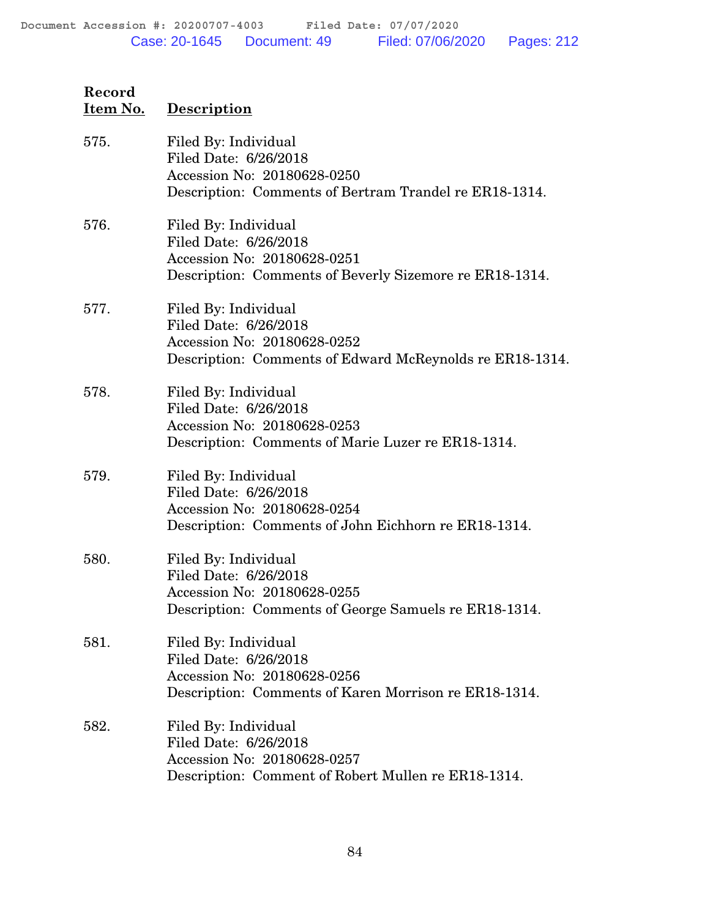| Record Item No. | Description |
|---|---|
| 575. | Filed By: Individual<br>Filed Date: 6/26/2018<br>Accession No: 20180628-0250<br>Description: Comments of Bertram Trandel re ER18-1314. |
| 576. | Filed By: Individual<br>Filed Date: 6/26/2018<br>Accession No: 20180628-0251<br>Description: Comments of Beverly Sizemore re ER18-1314. |
| 577. | Filed By: Individual<br>Filed Date: 6/26/2018<br>Accession No: 20180628-0252<br>Description: Comments of Edward McReynolds re ER18-1314. |
| 578. | Filed By: Individual<br>Filed Date: 6/26/2018<br>Accession No: 20180628-0253<br>Description: Comments of Marie Luzer re ER18-1314. |
| 579. | Filed By: Individual<br>Filed Date: 6/26/2018<br>Accession No: 20180628-0254<br>Description: Comments of John Eichhorn re ER18-1314. |
| 580. | Filed By: Individual<br>Filed Date: 6/26/2018<br>Accession No: 20180628-0255<br>Description: Comments of George Samuels re ER18-1314. |
| 581. | Filed By: Individual<br>Filed Date: 6/26/2018<br>Accession No: 20180628-0256<br>Description: Comments of Karen Morrison re ER18-1314. |
| 582. | Filed By: Individual<br>Filed Date: 6/26/2018<br>Accession No: 20180628-0257<br>Description: Comment of Robert Mullen re ER18-1314. |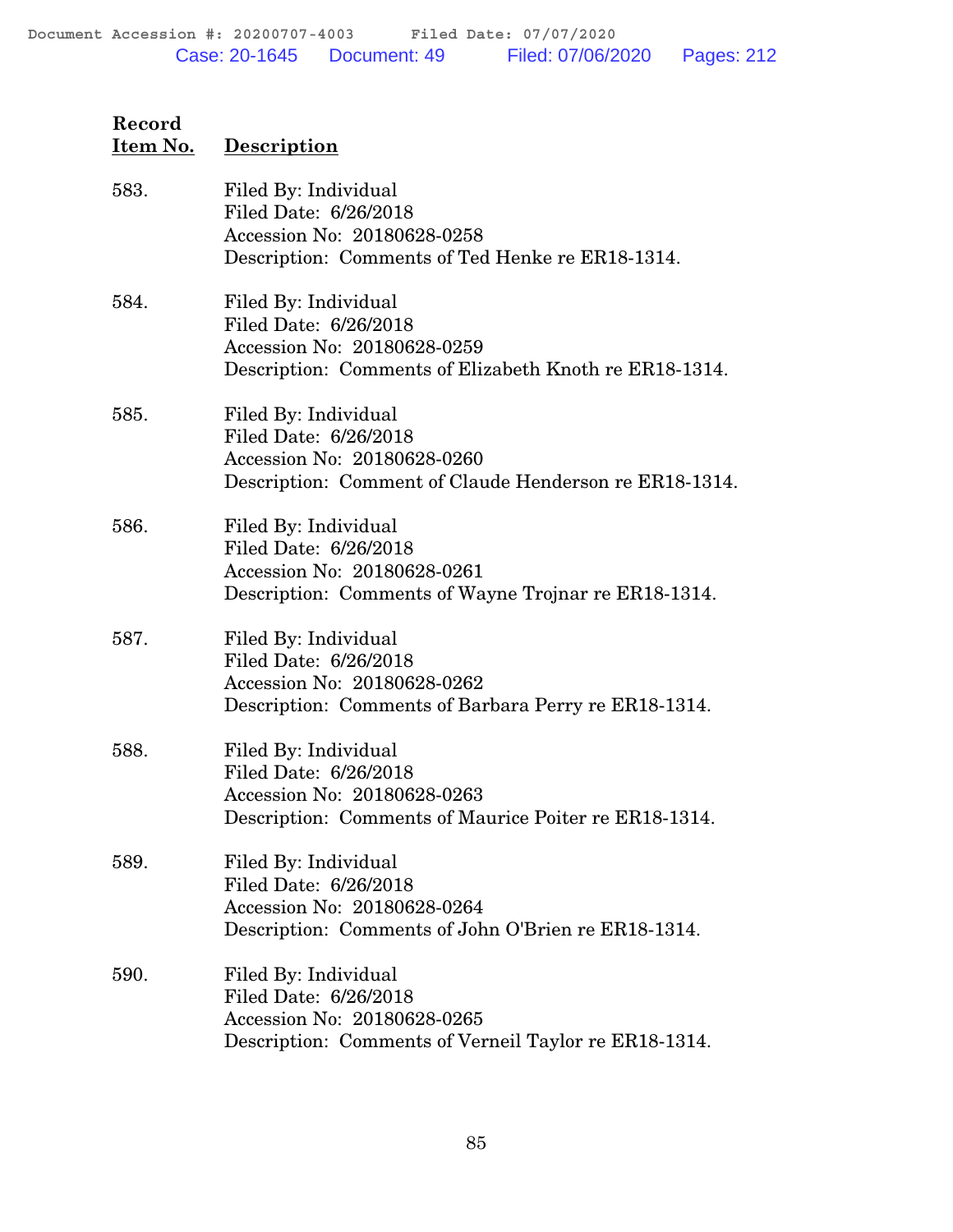| Record Item No. | Description |
|---|---|
| 583. | Filed By: Individual<br>Filed Date: 6/26/2018<br>Accession No: 20180628-0258<br>Description: Comments of Ted Henke re ER18-1314. |
| 584. | Filed By: Individual<br>Filed Date: 6/26/2018<br>Accession No: 20180628-0259<br>Description: Comments of Elizabeth Knoth re ER18-1314. |
| 585. | Filed By: Individual<br>Filed Date: 6/26/2018<br>Accession No: 20180628-0260<br>Description: Comment of Claude Henderson re ER18-1314. |
| 586. | Filed By: Individual<br>Filed Date: 6/26/2018<br>Accession No: 20180628-0261<br>Description: Comments of Wayne Trojnar re ER18-1314. |
| 587. | Filed By: Individual<br>Filed Date: 6/26/2018<br>Accession No: 20180628-0262<br>Description: Comments of Barbara Perry re ER18-1314. |
| 588. | Filed By: Individual<br>Filed Date: 6/26/2018<br>Accession No: 20180628-0263<br>Description: Comments of Maurice Poiter re ER18-1314. |
| 589. | Filed By: Individual<br>Filed Date: 6/26/2018<br>Accession No: 20180628-0264<br>Description: Comments of John O'Brien re ER18-1314. |
| 590. | Filed By: Individual<br>Filed Date: 6/26/2018<br>Accession No: 20180628-0265<br>Description: Comments of Verneil Taylor re ER18-1314. |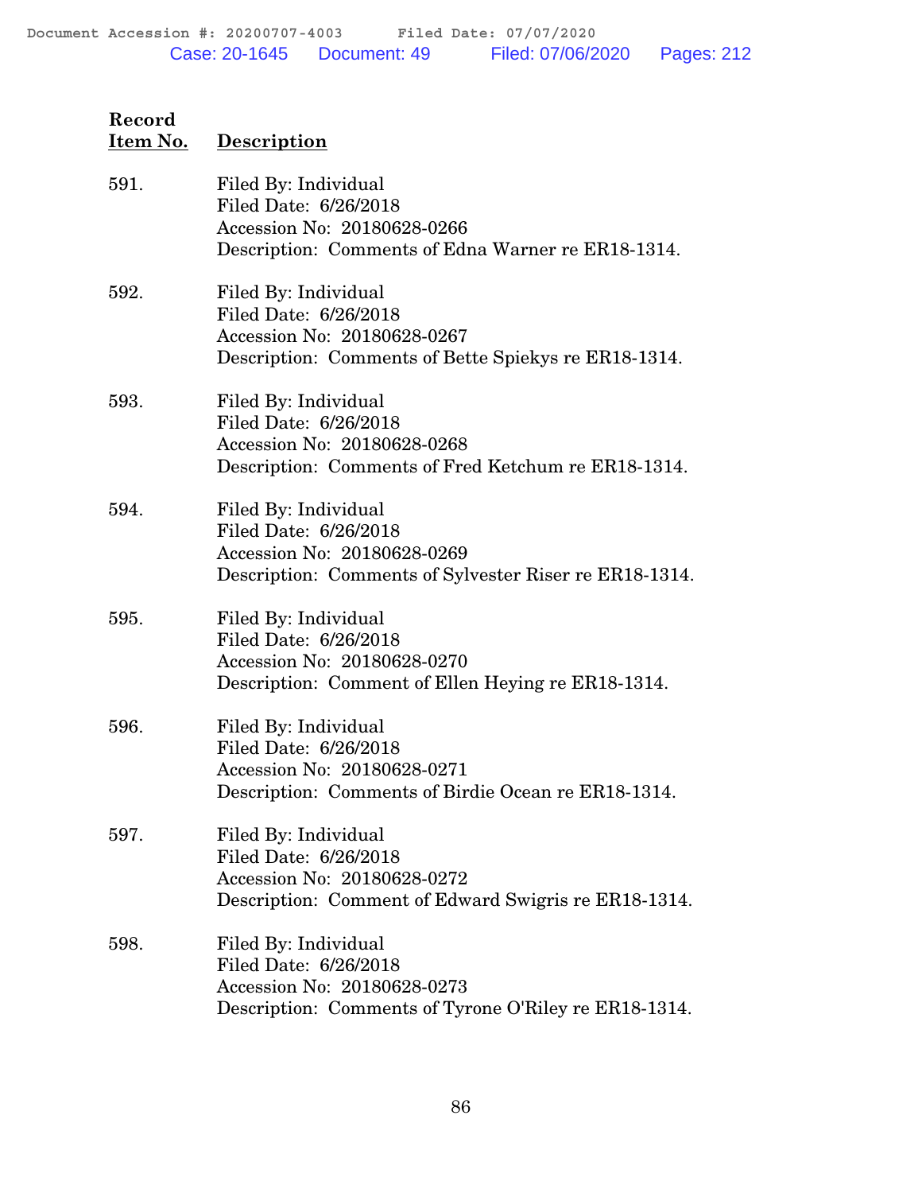| Record Item No. | Description |
|---|---|
| 591. | Filed By: Individual<br>Filed Date: 6/26/2018<br>Accession No: 20180628-0266<br>Description: Comments of Edna Warner re ER18-1314. |
| 592. | Filed By: Individual<br>Filed Date: 6/26/2018<br>Accession No: 20180628-0267<br>Description: Comments of Bette Spiekys re ER18-1314. |
| 593. | Filed By: Individual<br>Filed Date: 6/26/2018<br>Accession No: 20180628-0268<br>Description: Comments of Fred Ketchum re ER18-1314. |
| 594. | Filed By: Individual<br>Filed Date: 6/26/2018<br>Accession No: 20180628-0269<br>Description: Comments of Sylvester Riser re ER18-1314. |
| 595. | Filed By: Individual<br>Filed Date: 6/26/2018<br>Accession No: 20180628-0270<br>Description: Comment of Ellen Heying re ER18-1314. |
| 596. | Filed By: Individual<br>Filed Date: 6/26/2018<br>Accession No: 20180628-0271<br>Description: Comments of Birdie Ocean re ER18-1314. |
| 597. | Filed By: Individual<br>Filed Date: 6/26/2018<br>Accession No: 20180628-0272<br>Description: Comment of Edward Swigris re ER18-1314. |
| 598. | Filed By: Individual<br>Filed Date: 6/26/2018<br>Accession No: 20180628-0273<br>Description: Comments of Tyrone O'Riley re ER18-1314. |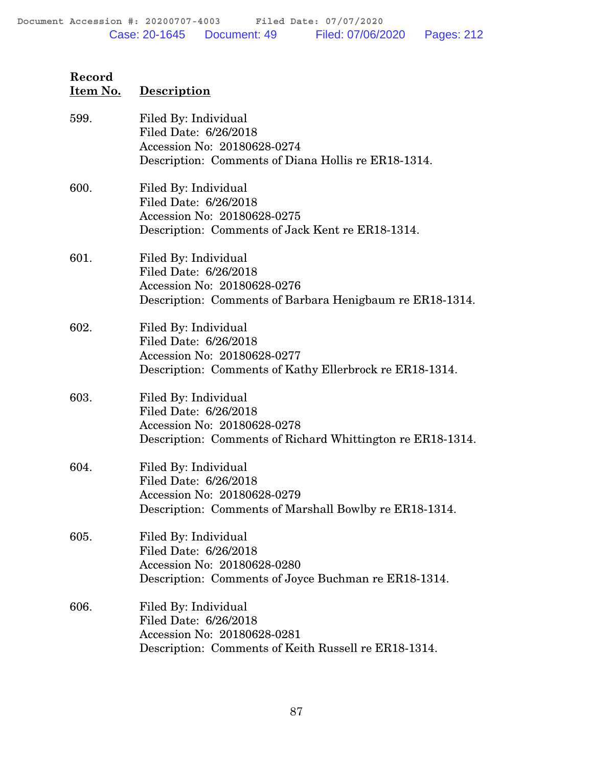| Record Item No. | Description |
|---|---|
| 599. | Filed By: Individual<br>Filed Date: 6/26/2018<br>Accession No: 20180628-0274<br>Description: Comments of Diana Hollis re ER18-1314. |
| 600. | Filed By: Individual<br>Filed Date: 6/26/2018<br>Accession No: 20180628-0275<br>Description: Comments of Jack Kent re ER18-1314. |
| 601. | Filed By: Individual<br>Filed Date: 6/26/2018<br>Accession No: 20180628-0276<br>Description: Comments of Barbara Henigbaum re ER18-1314. |
| 602. | Filed By: Individual<br>Filed Date: 6/26/2018<br>Accession No: 20180628-0277<br>Description: Comments of Kathy Ellerbrock re ER18-1314. |
| 603. | Filed By: Individual<br>Filed Date: 6/26/2018<br>Accession No: 20180628-0278<br>Description: Comments of Richard Whittington re ER18-1314. |
| 604. | Filed By: Individual<br>Filed Date: 6/26/2018<br>Accession No: 20180628-0279<br>Description: Comments of Marshall Bowlby re ER18-1314. |
| 605. | Filed By: Individual<br>Filed Date: 6/26/2018<br>Accession No: 20180628-0280<br>Description: Comments of Joyce Buchman re ER18-1314. |
| 606. | Filed By: Individual<br>Filed Date: 6/26/2018<br>Accession No: 20180628-0281<br>Description: Comments of Keith Russell re ER18-1314. |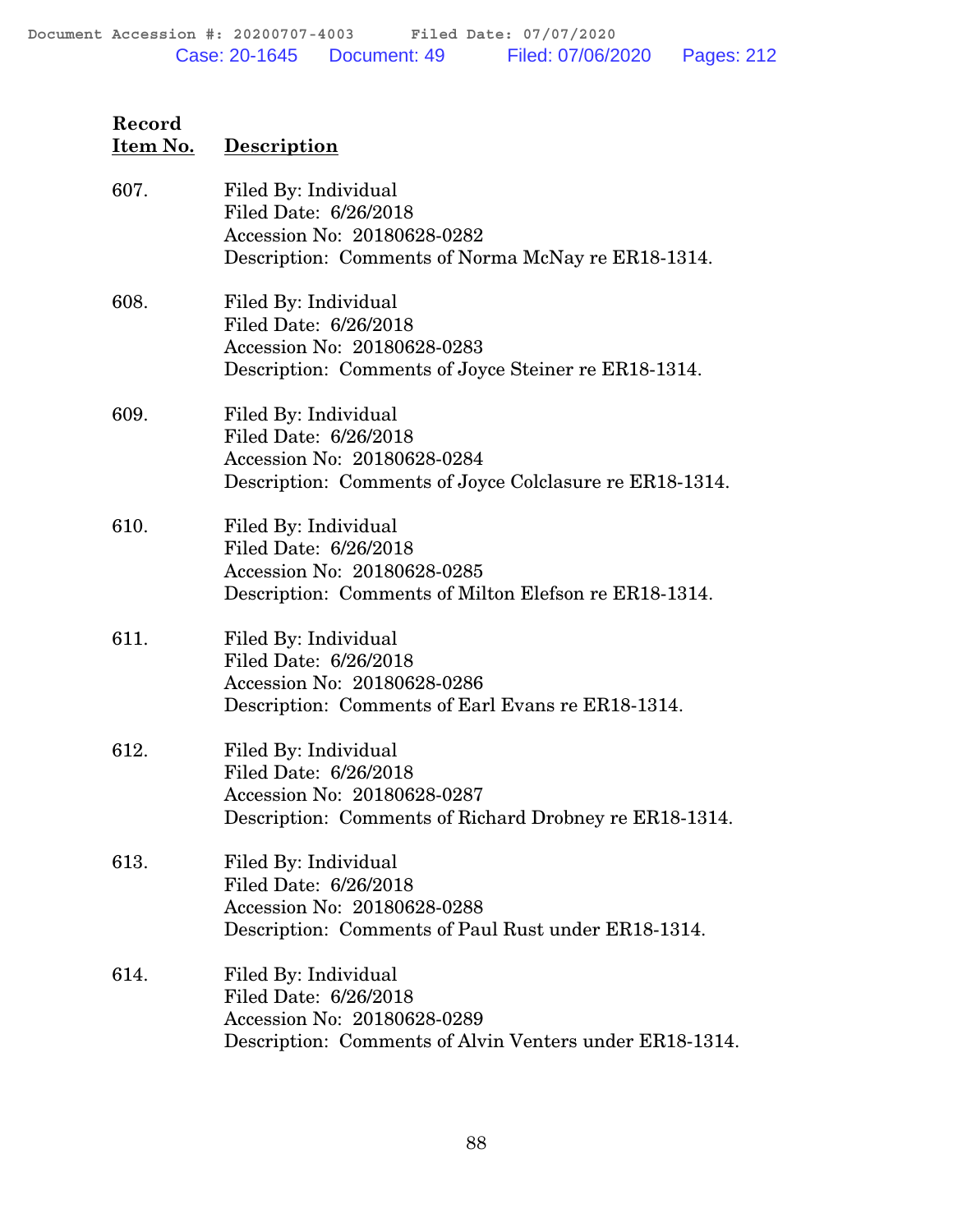| Record Item No. | Description |
|---|---|
| 607. | Filed By: Individual<br>Filed Date: 6/26/2018<br>Accession No: 20180628-0282<br>Description: Comments of Norma McNay re ER18-1314. |
| 608. | Filed By: Individual<br>Filed Date: 6/26/2018<br>Accession No: 20180628-0283<br>Description: Comments of Joyce Steiner re ER18-1314. |
| 609. | Filed By: Individual<br>Filed Date: 6/26/2018<br>Accession No: 20180628-0284<br>Description: Comments of Joyce Colclasure re ER18-1314. |
| 610. | Filed By: Individual<br>Filed Date: 6/26/2018<br>Accession No: 20180628-0285<br>Description: Comments of Milton Elefson re ER18-1314. |
| 611. | Filed By: Individual<br>Filed Date: 6/26/2018<br>Accession No: 20180628-0286<br>Description: Comments of Earl Evans re ER18-1314. |
| 612. | Filed By: Individual<br>Filed Date: 6/26/2018<br>Accession No: 20180628-0287<br>Description: Comments of Richard Drobney re ER18-1314. |
| 613. | Filed By: Individual<br>Filed Date: 6/26/2018<br>Accession No: 20180628-0288<br>Description: Comments of Paul Rust under ER18-1314. |
| 614. | Filed By: Individual<br>Filed Date: 6/26/2018<br>Accession No: 20180628-0289<br>Description: Comments of Alvin Venters under ER18-1314. |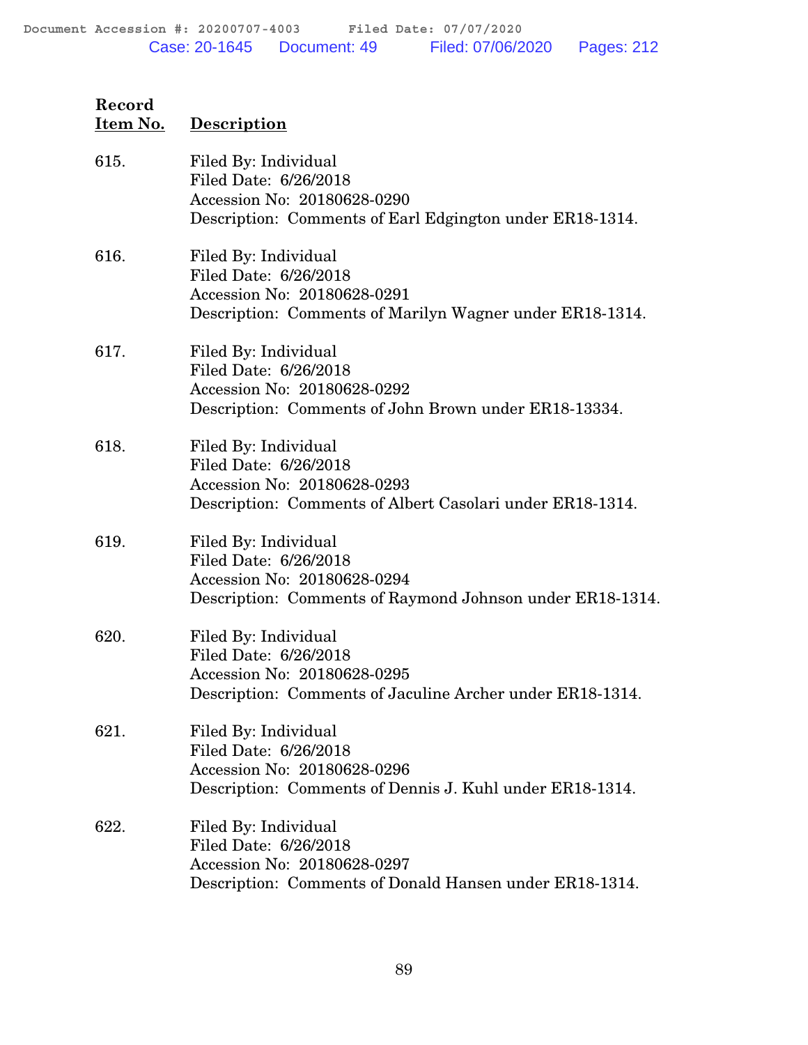| Record Item No. | Description |
|---|---|
| 615. | Filed By: Individual<br>Filed Date: 6/26/2018<br>Accession No: 20180628-0290<br>Description: Comments of Earl Edgington under ER18-1314. |
| 616. | Filed By: Individual<br>Filed Date: 6/26/2018<br>Accession No: 20180628-0291<br>Description: Comments of Marilyn Wagner under ER18-1314. |
| 617. | Filed By: Individual<br>Filed Date: 6/26/2018<br>Accession No: 20180628-0292<br>Description: Comments of John Brown under ER18-13334. |
| 618. | Filed By: Individual<br>Filed Date: 6/26/2018<br>Accession No: 20180628-0293<br>Description: Comments of Albert Casolari under ER18-1314. |
| 619. | Filed By: Individual<br>Filed Date: 6/26/2018<br>Accession No: 20180628-0294<br>Description: Comments of Raymond Johnson under ER18-1314. |
| 620. | Filed By: Individual<br>Filed Date: 6/26/2018<br>Accession No: 20180628-0295<br>Description: Comments of Jaculine Archer under ER18-1314. |
| 621. | Filed By: Individual<br>Filed Date: 6/26/2018<br>Accession No: 20180628-0296<br>Description: Comments of Dennis J. Kuhl under ER18-1314. |
| 622. | Filed By: Individual<br>Filed Date: 6/26/2018<br>Accession No: 20180628-0297<br>Description: Comments of Donald Hansen under ER18-1314. |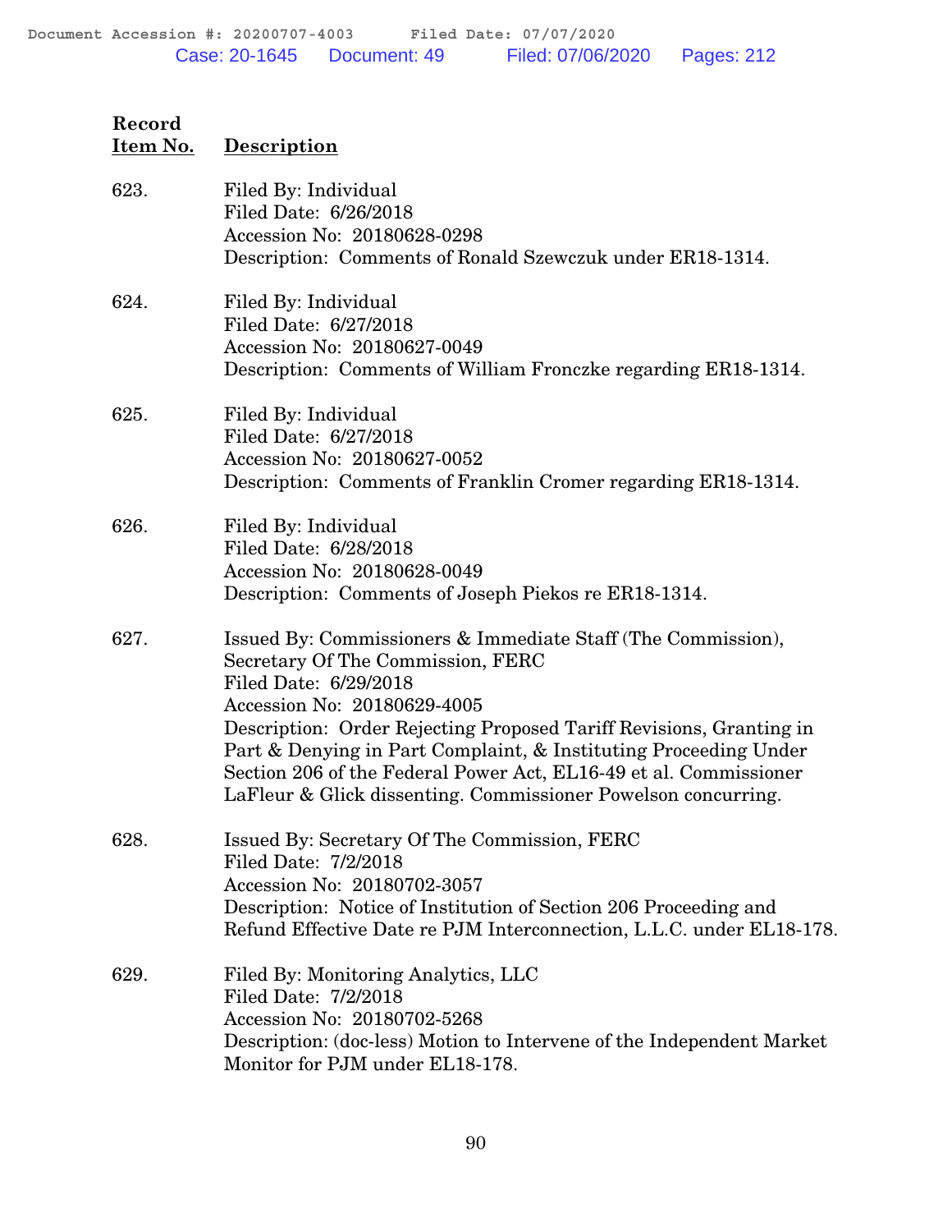| Record Item No. | Description |
|---|---|
| 623. | Filed By: Individual<br>Filed Date: 6/26/2018<br>Accession No: 20180628-0298<br>Description: Comments of Ronald Szewczuk under ER18-1314. |
| 624. | Filed By: Individual<br>Filed Date: 6/27/2018<br>Accession No: 20180627-0049<br>Description: Comments of William Fronczke regarding ER18-1314. |
| 625. | Filed By: Individual<br>Filed Date: 6/27/2018<br>Accession No: 20180627-0052<br>Description: Comments of Franklin Cromer regarding ER18-1314. |
| 626. | Filed By: Individual<br>Filed Date: 6/28/2018<br>Accession No: 20180628-0049<br>Description: Comments of Joseph Piekos re ER18-1314. |
| 627. | Issued By: Commissioners & Immediate Staff (The Commission), Secretary Of The Commission, FERC<br>Filed Date: 6/29/2018<br>Accession No: 20180629-4005<br>Description: Order Rejecting Proposed Tariff Revisions, Granting in Part & Denying in Part Complaint, & Instituting Proceeding Under Section 206 of the Federal Power Act, EL16-49 et al. Commissioner LaFleur & Glick dissenting. Commissioner Powelson concurring. |
| 628. | Issued By: Secretary Of The Commission, FERC<br>Filed Date: 7/2/2018<br>Accession No: 20180702-3057<br>Description: Notice of Institution of Section 206 Proceeding and Refund Effective Date re PJM Interconnection, L.L.C. under EL18-178. |
| 629. | Filed By: Monitoring Analytics, LLC<br>Filed Date: 7/2/2018<br>Accession No: 20180702-5268<br>Description: (doc-less) Motion to Intervene of the Independent Market Monitor for PJM under EL18-178. |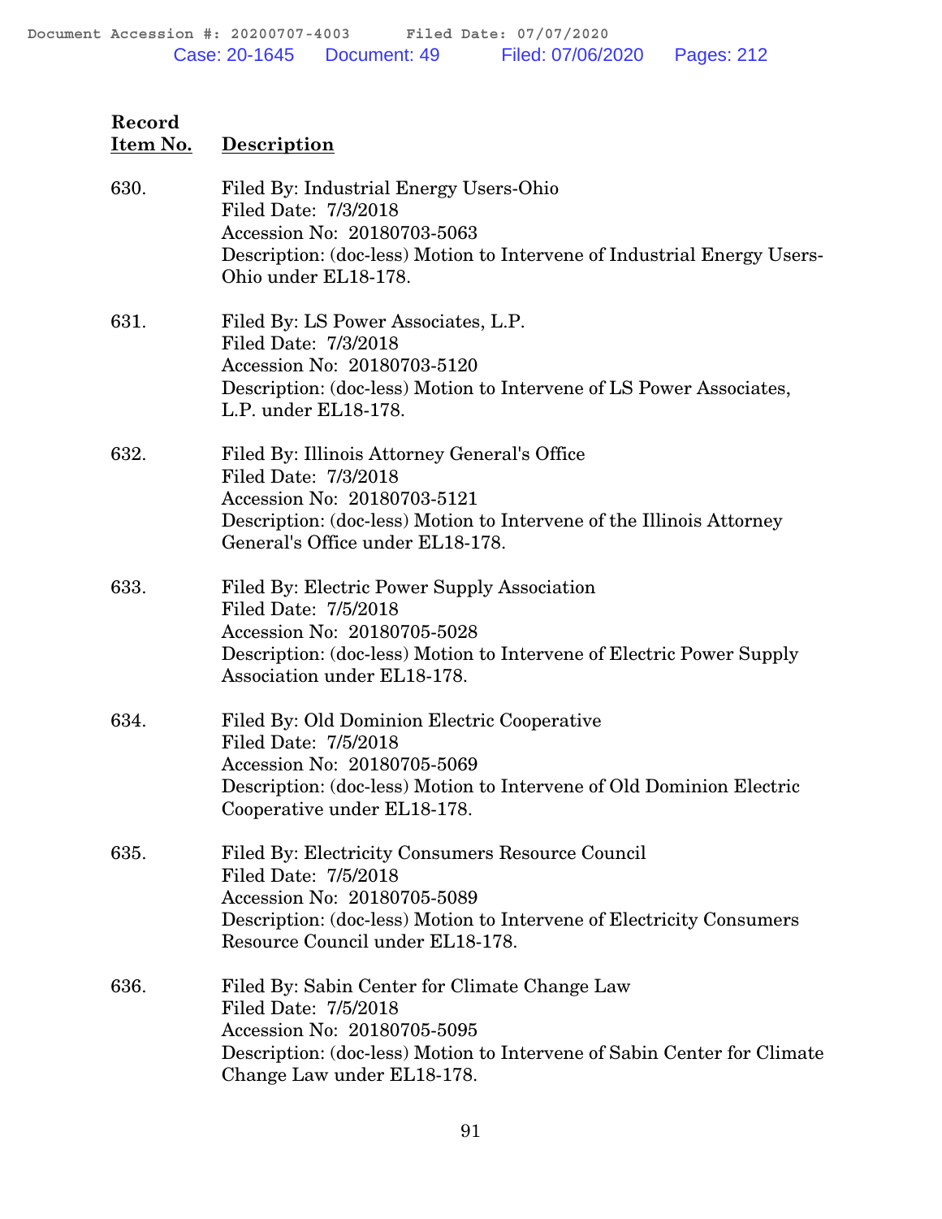| Record Item No. | Description |
|---|---|
| 630. | Filed By: Industrial Energy Users-Ohio<br>Filed Date: 7/3/2018<br>Accession No: 20180703-5063<br>Description: (doc-less) Motion to Intervene of Industrial Energy Users-Ohio under EL18-178. |
| 631. | Filed By: LS Power Associates, L.P.<br>Filed Date: 7/3/2018<br>Accession No: 20180703-5120<br>Description: (doc-less) Motion to Intervene of LS Power Associates, L.P. under EL18-178. |
| 632. | Filed By: Illinois Attorney General's Office<br>Filed Date: 7/3/2018<br>Accession No: 20180703-5121<br>Description: (doc-less) Motion to Intervene of the Illinois Attorney General's Office under EL18-178. |
| 633. | Filed By: Electric Power Supply Association<br>Filed Date: 7/5/2018<br>Accession No: 20180705-5028<br>Description: (doc-less) Motion to Intervene of Electric Power Supply Association under EL18-178. |
| 634. | Filed By: Old Dominion Electric Cooperative<br>Filed Date: 7/5/2018<br>Accession No: 20180705-5069<br>Description: (doc-less) Motion to Intervene of Old Dominion Electric Cooperative under EL18-178. |
| 635. | Filed By: Electricity Consumers Resource Council<br>Filed Date: 7/5/2018<br>Accession No: 20180705-5089<br>Description: (doc-less) Motion to Intervene of Electricity Consumers Resource Council under EL18-178. |
| 636. | Filed By: Sabin Center for Climate Change Law<br>Filed Date: 7/5/2018<br>Accession No: 20180705-5095<br>Description: (doc-less) Motion to Intervene of Sabin Center for Climate Change Law under EL18-178. |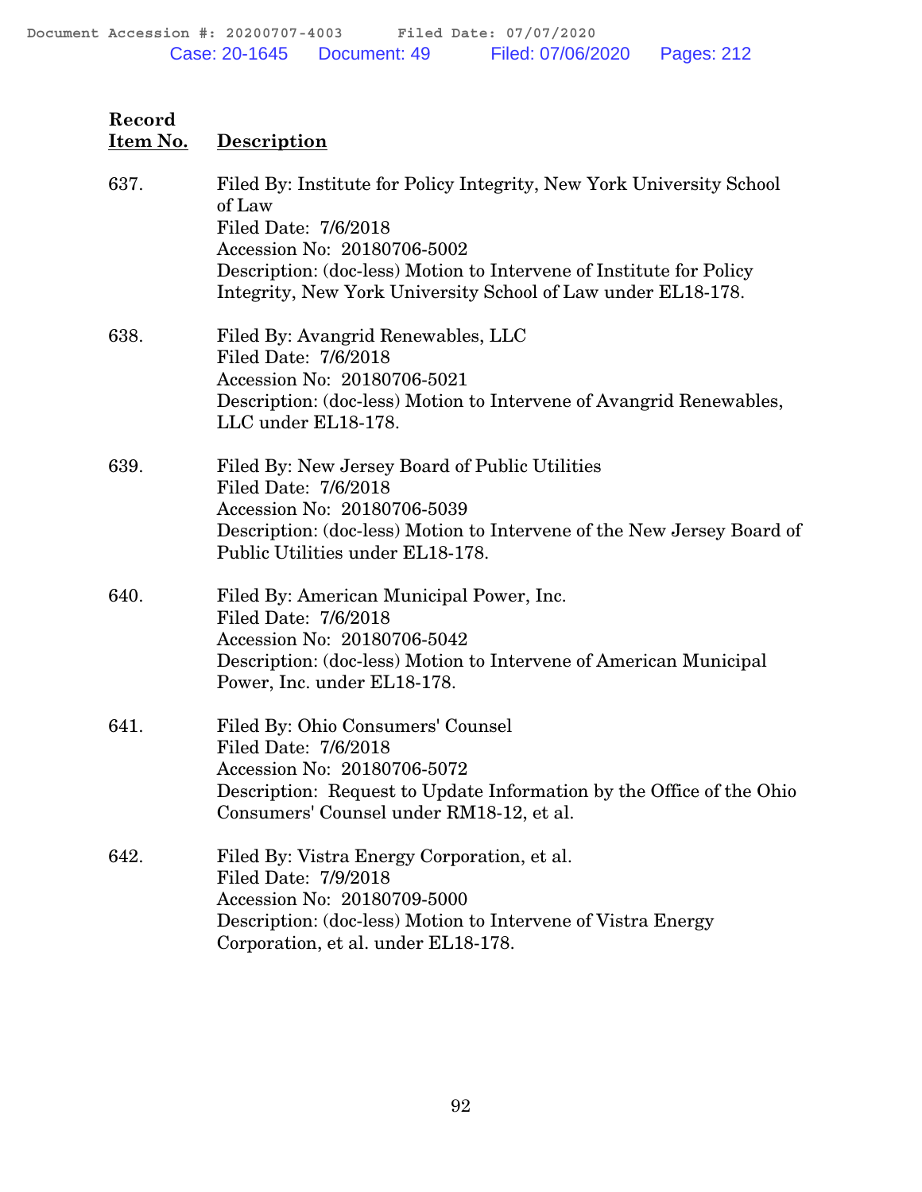| Record Item No. | Description |
|---|---|
| 637. | Filed By: Institute for Policy Integrity, New York University School of Law<br>Filed Date: 7/6/2018<br>Accession No: 20180706-5002<br>Description: (doc-less) Motion to Intervene of Institute for Policy Integrity, New York University School of Law under EL18-178. |
| 638. | Filed By: Avangrid Renewables, LLC<br>Filed Date: 7/6/2018<br>Accession No: 20180706-5021<br>Description: (doc-less) Motion to Intervene of Avangrid Renewables, LLC under EL18-178. |
| 639. | Filed By: New Jersey Board of Public Utilities<br>Filed Date: 7/6/2018<br>Accession No: 20180706-5039<br>Description: (doc-less) Motion to Intervene of the New Jersey Board of Public Utilities under EL18-178. |
| 640. | Filed By: American Municipal Power, Inc.<br>Filed Date: 7/6/2018<br>Accession No: 20180706-5042<br>Description: (doc-less) Motion to Intervene of American Municipal Power, Inc. under EL18-178. |
| 641. | Filed By: Ohio Consumers' Counsel<br>Filed Date: 7/6/2018<br>Accession No: 20180706-5072<br>Description: Request to Update Information by the Office of the Ohio Consumers' Counsel under RM18-12, et al. |
| 642. | Filed By: Vistra Energy Corporation, et al.<br>Filed Date: 7/9/2018<br>Accession No: 20180709-5000<br>Description: (doc-less) Motion to Intervene of Vistra Energy Corporation, et al. under EL18-178. |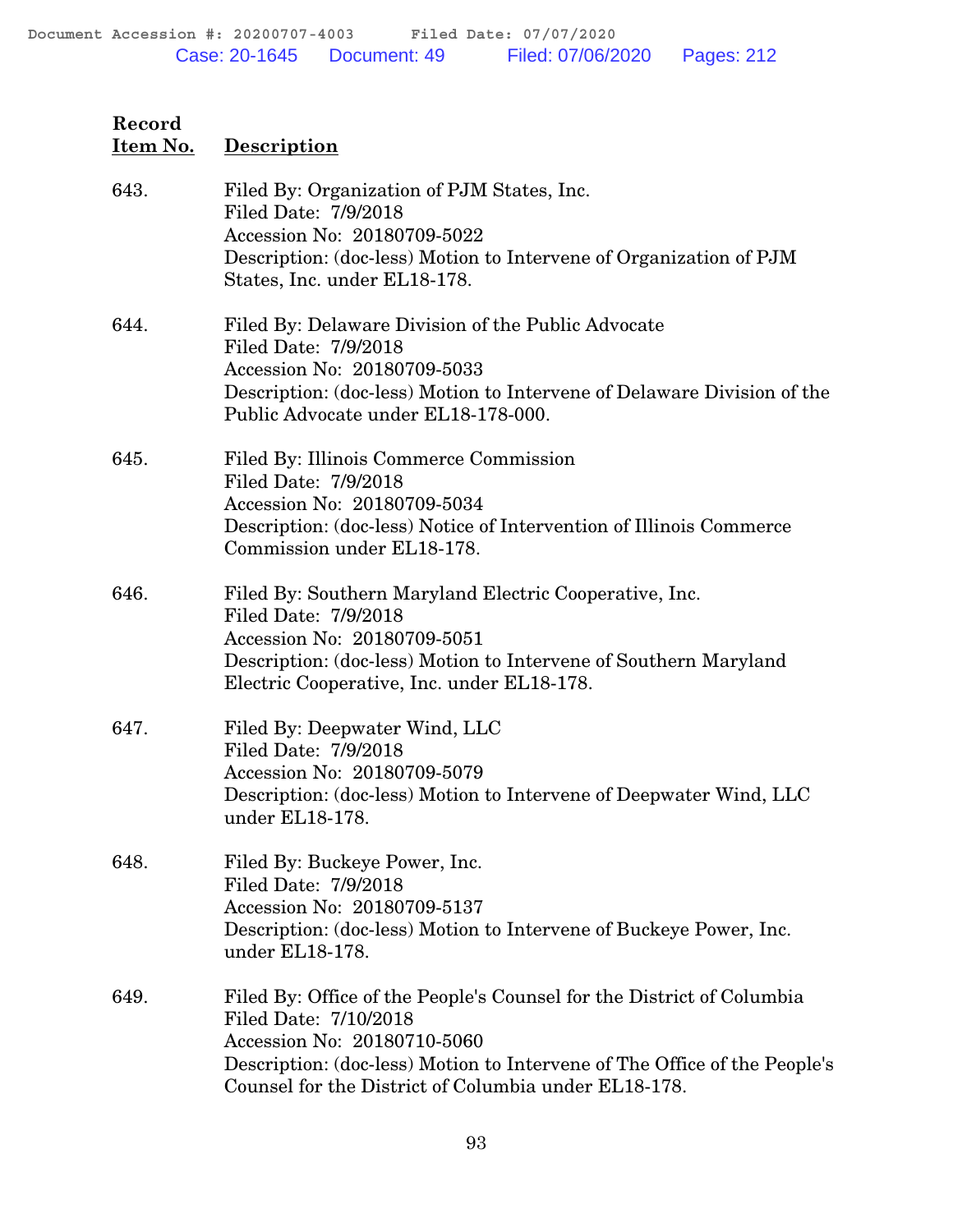| Record Item No. | Description |
|---|---|
| 643. | Filed By: Organization of PJM States, Inc.<br>Filed Date: 7/9/2018<br>Accession No: 20180709-5022<br>Description: (doc-less) Motion to Intervene of Organization of PJM States, Inc. under EL18-178. |
| 644. | Filed By: Delaware Division of the Public Advocate<br>Filed Date: 7/9/2018<br>Accession No: 20180709-5033<br>Description: (doc-less) Motion to Intervene of Delaware Division of the Public Advocate under EL18-178-000. |
| 645. | Filed By: Illinois Commerce Commission<br>Filed Date: 7/9/2018<br>Accession No: 20180709-5034<br>Description: (doc-less) Notice of Intervention of Illinois Commerce Commission under EL18-178. |
| 646. | Filed By: Southern Maryland Electric Cooperative, Inc.<br>Filed Date: 7/9/2018<br>Accession No: 20180709-5051<br>Description: (doc-less) Motion to Intervene of Southern Maryland Electric Cooperative, Inc. under EL18-178. |
| 647. | Filed By: Deepwater Wind, LLC<br>Filed Date: 7/9/2018<br>Accession No: 20180709-5079<br>Description: (doc-less) Motion to Intervene of Deepwater Wind, LLC under EL18-178. |
| 648. | Filed By: Buckeye Power, Inc.<br>Filed Date: 7/9/2018<br>Accession No: 20180709-5137<br>Description: (doc-less) Motion to Intervene of Buckeye Power, Inc. under EL18-178. |
| 649. | Filed By: Office of the People's Counsel for the District of Columbia<br>Filed Date: 7/10/2018<br>Accession No: 20180710-5060<br>Description: (doc-less) Motion to Intervene of The Office of the People's Counsel for the District of Columbia under EL18-178. |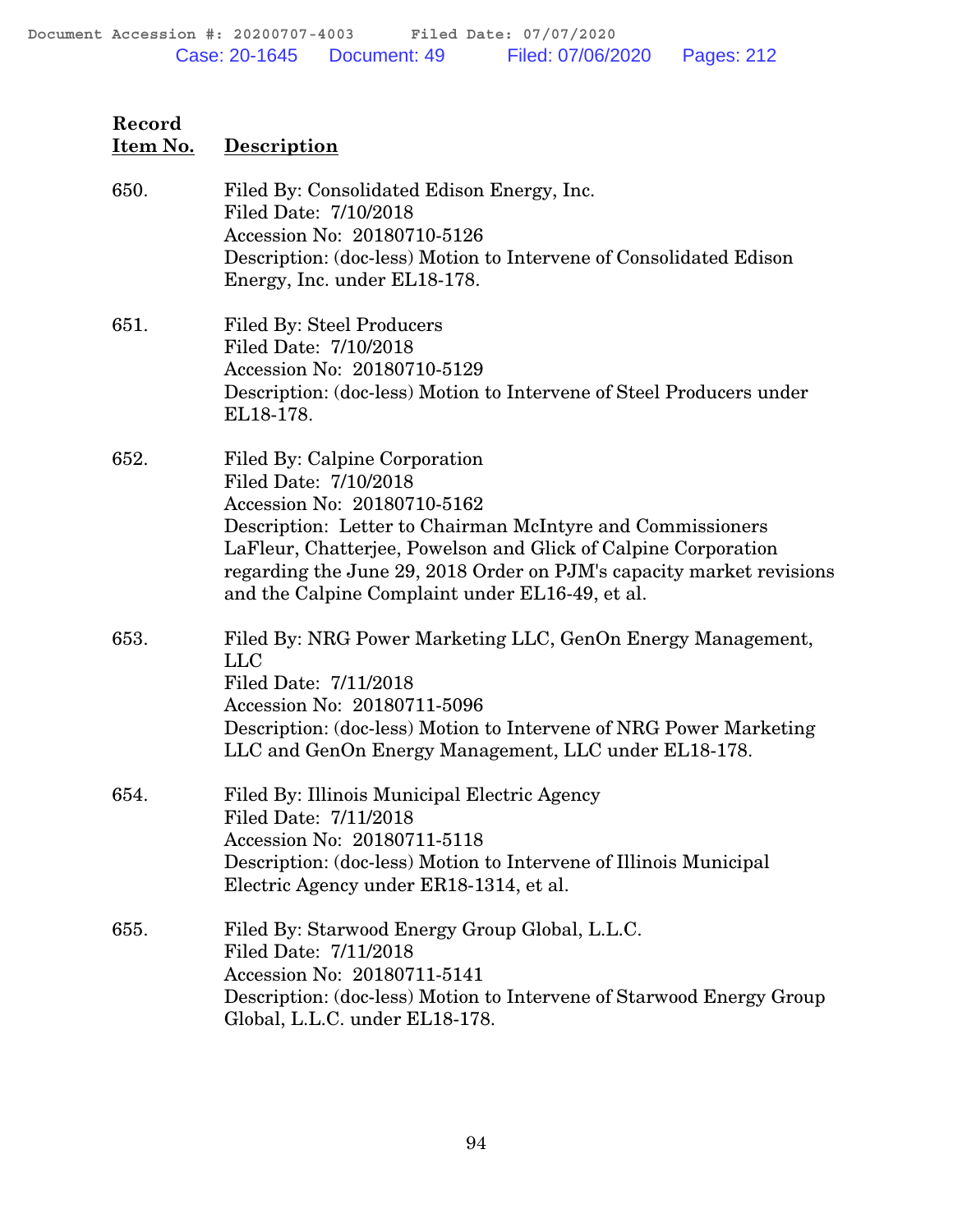| Record Item No. | Description |
|---|---|
| 650. | Filed By: Consolidated Edison Energy, Inc.<br>Filed Date: 7/10/2018<br>Accession No: 20180710-5126<br>Description: (doc-less) Motion to Intervene of Consolidated Edison Energy, Inc. under EL18-178. |
| 651. | Filed By: Steel Producers<br>Filed Date: 7/10/2018<br>Accession No: 20180710-5129<br>Description: (doc-less) Motion to Intervene of Steel Producers under EL18-178. |
| 652. | Filed By: Calpine Corporation<br>Filed Date: 7/10/2018<br>Accession No: 20180710-5162<br>Description: Letter to Chairman McIntyre and Commissioners LaFleur, Chatterjee, Powelson and Glick of Calpine Corporation regarding the June 29, 2018 Order on PJM's capacity market revisions and the Calpine Complaint under EL16-49, et al. |
| 653. | Filed By: NRG Power Marketing LLC, GenOn Energy Management, LLC<br>Filed Date: 7/11/2018<br>Accession No: 20180711-5096<br>Description: (doc-less) Motion to Intervene of NRG Power Marketing LLC and GenOn Energy Management, LLC under EL18-178. |
| 654. | Filed By: Illinois Municipal Electric Agency<br>Filed Date: 7/11/2018<br>Accession No: 20180711-5118<br>Description: (doc-less) Motion to Intervene of Illinois Municipal Electric Agency under ER18-1314, et al. |
| 655. | Filed By: Starwood Energy Group Global, L.L.C.<br>Filed Date: 7/11/2018<br>Accession No: 20180711-5141<br>Description: (doc-less) Motion to Intervene of Starwood Energy Group Global, L.L.C. under EL18-178. |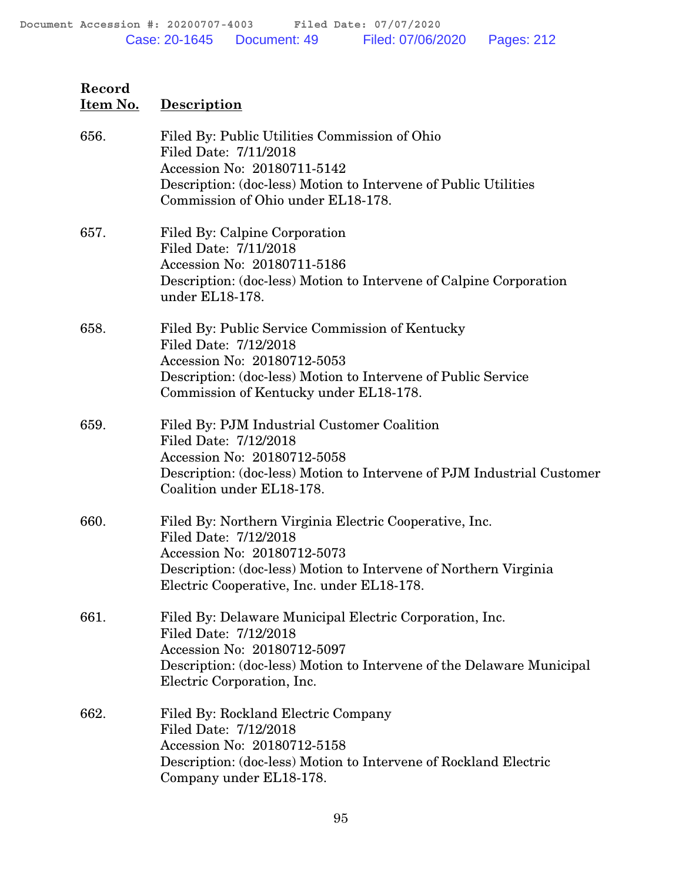| Record Item No. | Description |
|---|---|
| 656. | Filed By: Public Utilities Commission of Ohio<br>Filed Date: 7/11/2018<br>Accession No: 20180711-5142<br>Description: (doc-less) Motion to Intervene of Public Utilities Commission of Ohio under EL18-178. |
| 657. | Filed By: Calpine Corporation<br>Filed Date: 7/11/2018<br>Accession No: 20180711-5186<br>Description: (doc-less) Motion to Intervene of Calpine Corporation under EL18-178. |
| 658. | Filed By: Public Service Commission of Kentucky<br>Filed Date: 7/12/2018<br>Accession No: 20180712-5053<br>Description: (doc-less) Motion to Intervene of Public Service Commission of Kentucky under EL18-178. |
| 659. | Filed By: PJM Industrial Customer Coalition<br>Filed Date: 7/12/2018<br>Accession No: 20180712-5058<br>Description: (doc-less) Motion to Intervene of PJM Industrial Customer Coalition under EL18-178. |
| 660. | Filed By: Northern Virginia Electric Cooperative, Inc.<br>Filed Date: 7/12/2018<br>Accession No: 20180712-5073<br>Description: (doc-less) Motion to Intervene of Northern Virginia Electric Cooperative, Inc. under EL18-178. |
| 661. | Filed By: Delaware Municipal Electric Corporation, Inc.<br>Filed Date: 7/12/2018<br>Accession No: 20180712-5097<br>Description: (doc-less) Motion to Intervene of the Delaware Municipal Electric Corporation, Inc. |
| 662. | Filed By: Rockland Electric Company<br>Filed Date: 7/12/2018<br>Accession No: 20180712-5158<br>Description: (doc-less) Motion to Intervene of Rockland Electric Company under EL18-178. |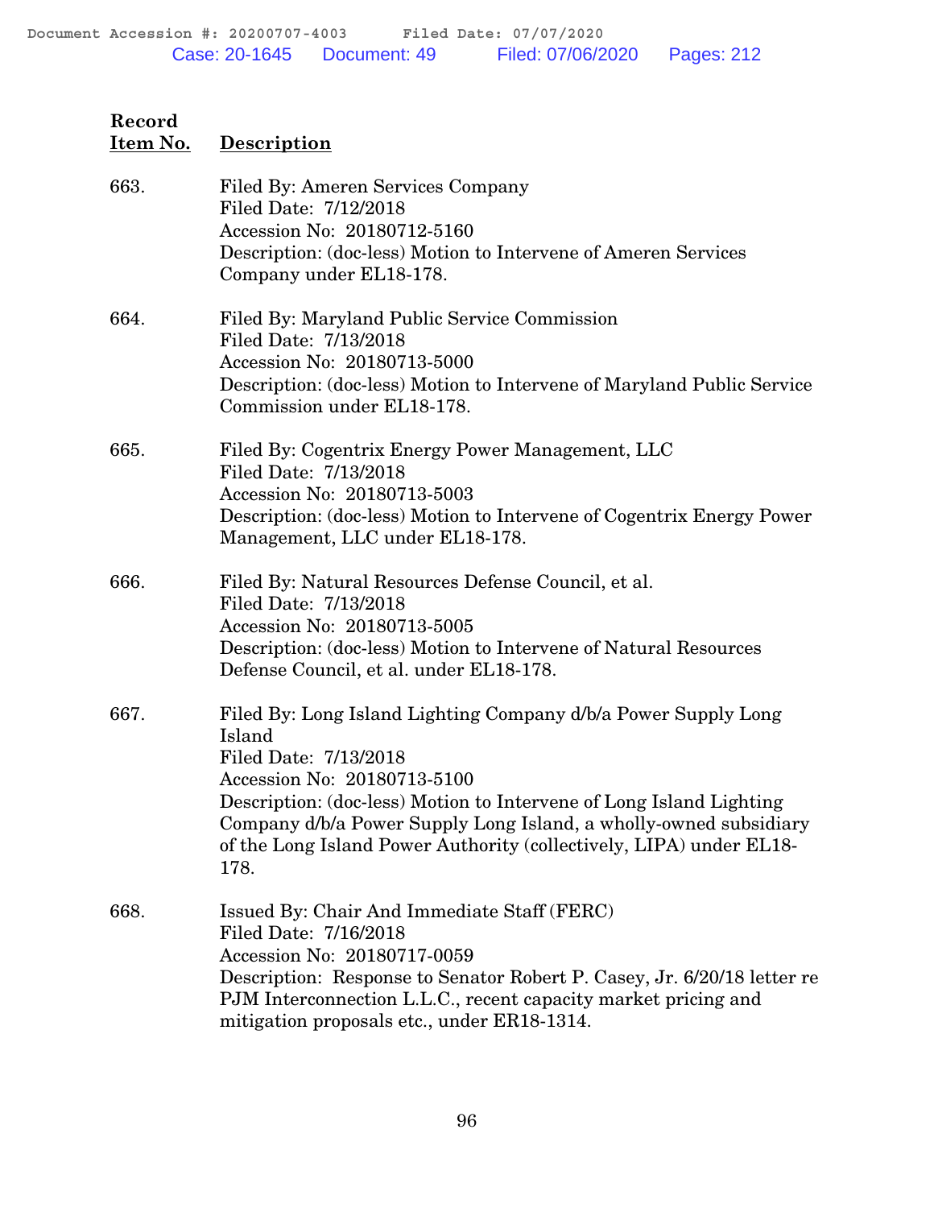| Record Item No. | Description |
|---|---|
| 663. | Filed By: Ameren Services Company<br>Filed Date: 7/12/2018<br>Accession No: 20180712-5160<br>Description: (doc-less) Motion to Intervene of Ameren Services Company under EL18-178. |
| 664. | Filed By: Maryland Public Service Commission<br>Filed Date: 7/13/2018<br>Accession No: 20180713-5000<br>Description: (doc-less) Motion to Intervene of Maryland Public Service Commission under EL18-178. |
| 665. | Filed By: Cogentrix Energy Power Management, LLC<br>Filed Date: 7/13/2018<br>Accession No: 20180713-5003<br>Description: (doc-less) Motion to Intervene of Cogentrix Energy Power Management, LLC under EL18-178. |
| 666. | Filed By: Natural Resources Defense Council, et al.<br>Filed Date: 7/13/2018<br>Accession No: 20180713-5005<br>Description: (doc-less) Motion to Intervene of Natural Resources Defense Council, et al. under EL18-178. |
| 667. | Filed By: Long Island Lighting Company d/b/a Power Supply Long Island<br>Filed Date: 7/13/2018<br>Accession No: 20180713-5100<br>Description: (doc-less) Motion to Intervene of Long Island Lighting Company d/b/a Power Supply Long Island, a wholly-owned subsidiary of the Long Island Power Authority (collectively, LIPA) under EL18-178. |
| 668. | Issued By: Chair And Immediate Staff (FERC)<br>Filed Date: 7/16/2018<br>Accession No: 20180717-0059<br>Description: Response to Senator Robert P. Casey, Jr. 6/20/18 letter re PJM Interconnection L.L.C., recent capacity market pricing and mitigation proposals etc., under ER18-1314. |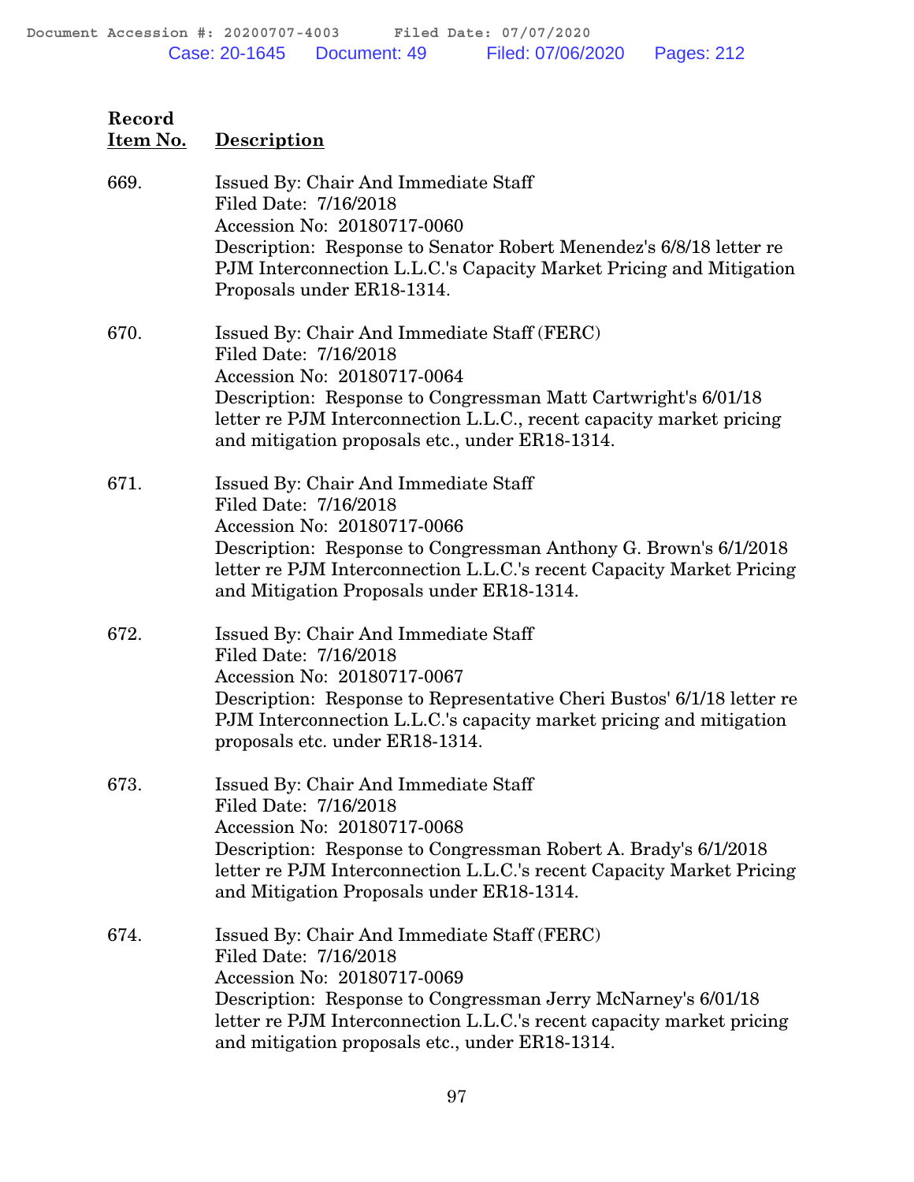| Record Item No. | Description |
|---|---|
| 669. | Issued By: Chair And Immediate Staff<br>Filed Date: 7/16/2018<br>Accession No: 20180717-0060<br>Description: Response to Senator Robert Menendez's 6/8/18 letter re PJM Interconnection L.L.C.'s Capacity Market Pricing and Mitigation Proposals under ER18-1314. |
| 670. | Issued By: Chair And Immediate Staff (FERC)<br>Filed Date: 7/16/2018<br>Accession No: 20180717-0064<br>Description: Response to Congressman Matt Cartwright's 6/01/18 letter re PJM Interconnection L.L.C., recent capacity market pricing and mitigation proposals etc., under ER18-1314. |
| 671. | Issued By: Chair And Immediate Staff<br>Filed Date: 7/16/2018<br>Accession No: 20180717-0066<br>Description: Response to Congressman Anthony G. Brown's 6/1/2018 letter re PJM Interconnection L.L.C.'s recent Capacity Market Pricing and Mitigation Proposals under ER18-1314. |
| 672. | Issued By: Chair And Immediate Staff<br>Filed Date: 7/16/2018<br>Accession No: 20180717-0067<br>Description: Response to Representative Cheri Bustos' 6/1/18 letter re PJM Interconnection L.L.C.'s capacity market pricing and mitigation proposals etc. under ER18-1314. |
| 673. | Issued By: Chair And Immediate Staff<br>Filed Date: 7/16/2018<br>Accession No: 20180717-0068<br>Description: Response to Congressman Robert A. Brady's 6/1/2018 letter re PJM Interconnection L.L.C.'s recent Capacity Market Pricing and Mitigation Proposals under ER18-1314. |
| 674. | Issued By: Chair And Immediate Staff (FERC)<br>Filed Date: 7/16/2018<br>Accession No: 20180717-0069<br>Description: Response to Congressman Jerry McNarney's 6/01/18 letter re PJM Interconnection L.L.C.'s recent capacity market pricing and mitigation proposals etc., under ER18-1314. |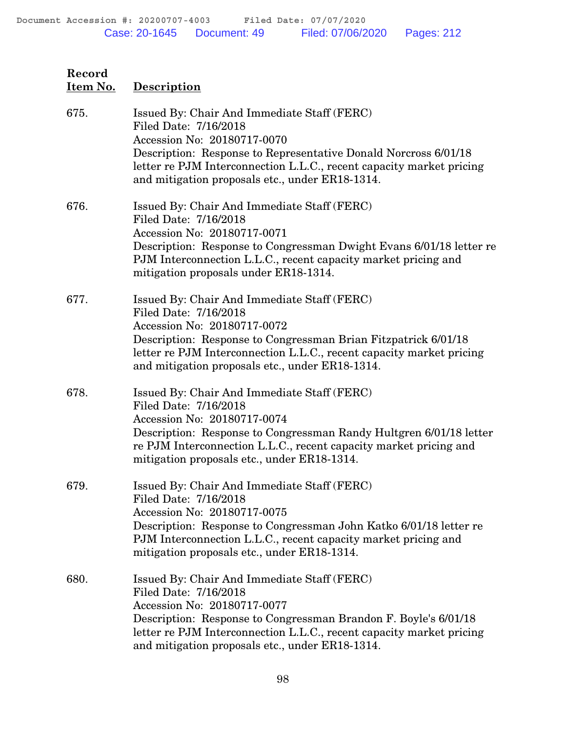| Record Item No. | Description |
|---|---|
| 675. | Issued By: Chair And Immediate Staff (FERC)<br>Filed Date: 7/16/2018<br>Accession No: 20180717-0070<br>Description: Response to Representative Donald Norcross 6/01/18 letter re PJM Interconnection L.L.C., recent capacity market pricing and mitigation proposals etc., under ER18-1314. |
| 676. | Issued By: Chair And Immediate Staff (FERC)<br>Filed Date: 7/16/2018<br>Accession No: 20180717-0071<br>Description: Response to Congressman Dwight Evans 6/01/18 letter re PJM Interconnection L.L.C., recent capacity market pricing and mitigation proposals under ER18-1314. |
| 677. | Issued By: Chair And Immediate Staff (FERC)<br>Filed Date: 7/16/2018<br>Accession No: 20180717-0072<br>Description: Response to Congressman Brian Fitzpatrick 6/01/18 letter re PJM Interconnection L.L.C., recent capacity market pricing and mitigation proposals etc., under ER18-1314. |
| 678. | Issued By: Chair And Immediate Staff (FERC)<br>Filed Date: 7/16/2018<br>Accession No: 20180717-0074<br>Description: Response to Congressman Randy Hultgren 6/01/18 letter re PJM Interconnection L.L.C., recent capacity market pricing and mitigation proposals etc., under ER18-1314. |
| 679. | Issued By: Chair And Immediate Staff (FERC)<br>Filed Date: 7/16/2018<br>Accession No: 20180717-0075<br>Description: Response to Congressman John Katko 6/01/18 letter re PJM Interconnection L.L.C., recent capacity market pricing and mitigation proposals etc., under ER18-1314. |
| 680. | Issued By: Chair And Immediate Staff (FERC)<br>Filed Date: 7/16/2018<br>Accession No: 20180717-0077<br>Description: Response to Congressman Brandon F. Boyle's 6/01/18 letter re PJM Interconnection L.L.C., recent capacity market pricing and mitigation proposals etc., under ER18-1314. |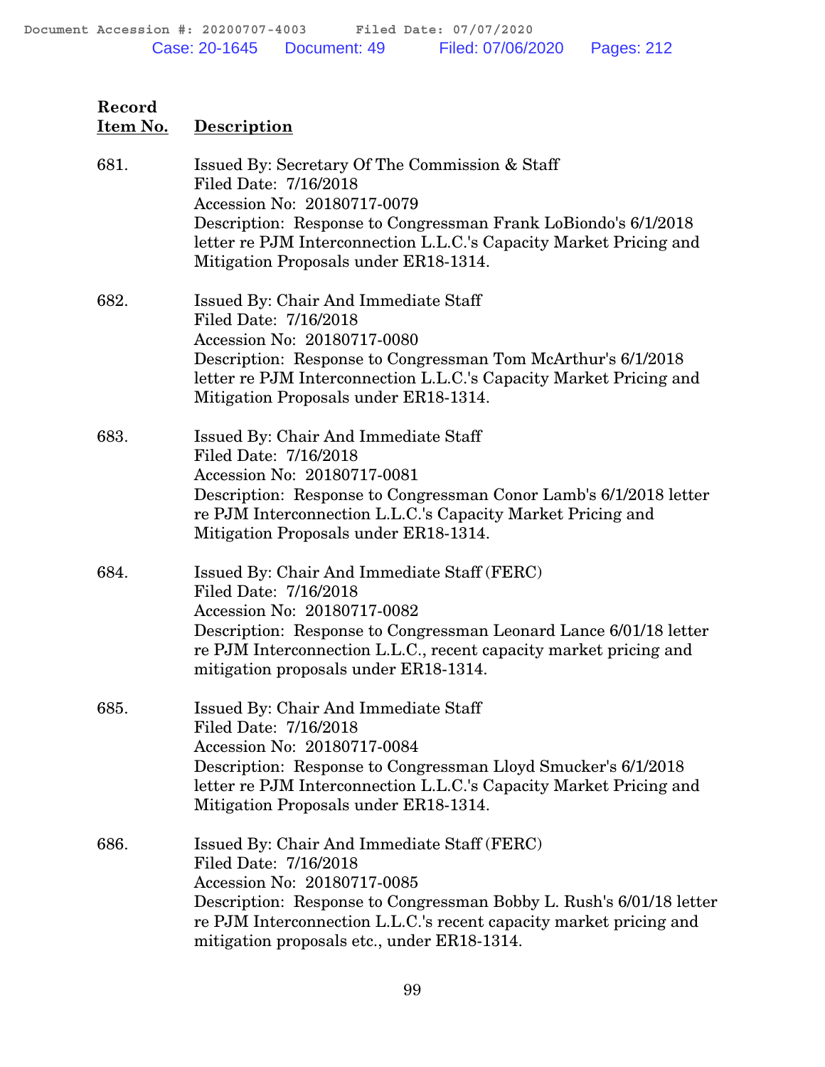| Record Item No. | Description |
|---|---|
| 681. | Issued By: Secretary Of The Commission & Staff<br>Filed Date: 7/16/2018<br>Accession No: 20180717-0079<br>Description: Response to Congressman Frank LoBiondo's 6/1/2018 letter re PJM Interconnection L.L.C.'s Capacity Market Pricing and Mitigation Proposals under ER18-1314. |
| 682. | Issued By: Chair And Immediate Staff<br>Filed Date: 7/16/2018<br>Accession No: 20180717-0080<br>Description: Response to Congressman Tom McArthur's 6/1/2018 letter re PJM Interconnection L.L.C.'s Capacity Market Pricing and Mitigation Proposals under ER18-1314. |
| 683. | Issued By: Chair And Immediate Staff<br>Filed Date: 7/16/2018<br>Accession No: 20180717-0081<br>Description: Response to Congressman Conor Lamb's 6/1/2018 letter re PJM Interconnection L.L.C.'s Capacity Market Pricing and Mitigation Proposals under ER18-1314. |
| 684. | Issued By: Chair And Immediate Staff (FERC)<br>Filed Date: 7/16/2018<br>Accession No: 20180717-0082<br>Description: Response to Congressman Leonard Lance 6/01/18 letter re PJM Interconnection L.L.C., recent capacity market pricing and mitigation proposals under ER18-1314. |
| 685. | Issued By: Chair And Immediate Staff<br>Filed Date: 7/16/2018<br>Accession No: 20180717-0084<br>Description: Response to Congressman Lloyd Smucker's 6/1/2018 letter re PJM Interconnection L.L.C.'s Capacity Market Pricing and Mitigation Proposals under ER18-1314. |
| 686. | Issued By: Chair And Immediate Staff (FERC)<br>Filed Date: 7/16/2018<br>Accession No: 20180717-0085<br>Description: Response to Congressman Bobby L. Rush's 6/01/18 letter re PJM Interconnection L.L.C.'s recent capacity market pricing and mitigation proposals etc., under ER18-1314. |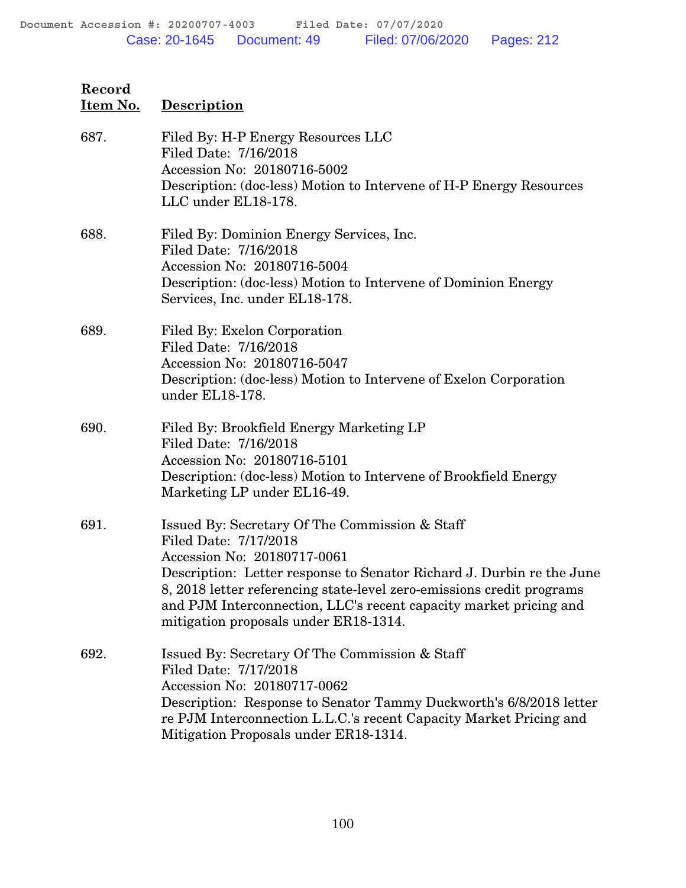| Record Item No. | Description |
|---|---|
| 687. | Filed By: H-P Energy Resources LLC<br>Filed Date: 7/16/2018<br>Accession No: 20180716-5002<br>Description: (doc-less) Motion to Intervene of H-P Energy Resources LLC under EL18-178. |
| 688. | Filed By: Dominion Energy Services, Inc.<br>Filed Date: 7/16/2018<br>Accession No: 20180716-5004<br>Description: (doc-less) Motion to Intervene of Dominion Energy Services, Inc. under EL18-178. |
| 689. | Filed By: Exelon Corporation<br>Filed Date: 7/16/2018<br>Accession No: 20180716-5047<br>Description: (doc-less) Motion to Intervene of Exelon Corporation under EL18-178. |
| 690. | Filed By: Brookfield Energy Marketing LP<br>Filed Date: 7/16/2018<br>Accession No: 20180716-5101<br>Description: (doc-less) Motion to Intervene of Brookfield Energy Marketing LP under EL16-49. |
| 691. | Issued By: Secretary Of The Commission & Staff<br>Filed Date: 7/17/2018<br>Accession No: 20180717-0061<br>Description: Letter response to Senator Richard J. Durbin re the June 8, 2018 letter referencing state-level zero-emissions credit programs and PJM Interconnection, LLC's recent capacity market pricing and mitigation proposals under ER18-1314. |
| 692. | Issued By: Secretary Of The Commission & Staff<br>Filed Date: 7/17/2018<br>Accession No: 20180717-0062<br>Description: Response to Senator Tammy Duckworth's 6/8/2018 letter re PJM Interconnection L.L.C.'s recent Capacity Market Pricing and Mitigation Proposals under ER18-1314. |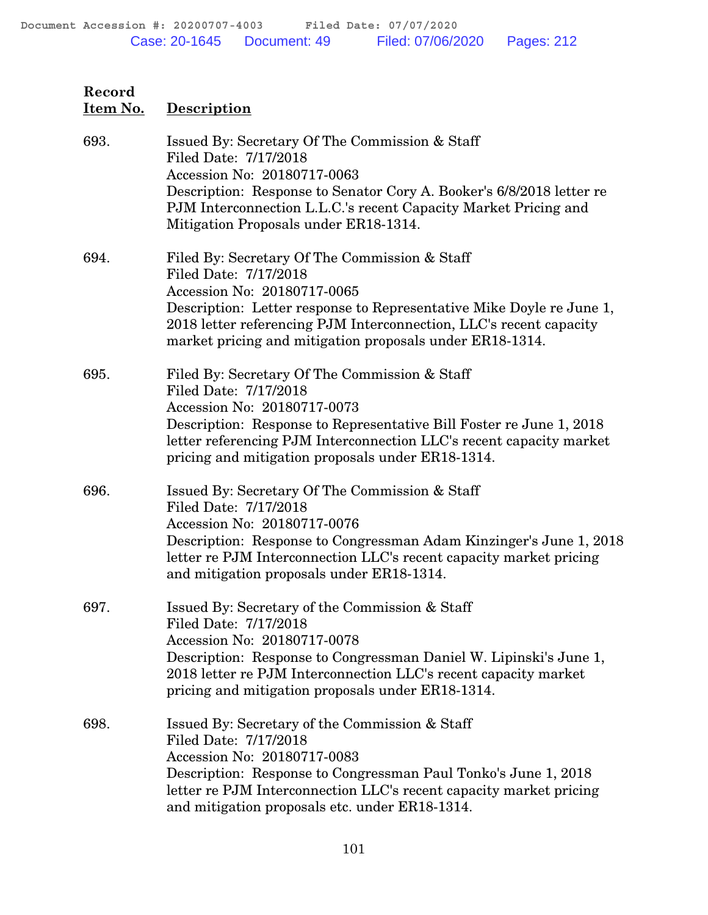| Record Item No. | Description |
|---|---|
| 693. | Issued By: Secretary Of The Commission & Staff<br>Filed Date: 7/17/2018<br>Accession No: 20180717-0063<br>Description: Response to Senator Cory A. Booker's 6/8/2018 letter re PJM Interconnection L.L.C.'s recent Capacity Market Pricing and Mitigation Proposals under ER18-1314. |
| 694. | Filed By: Secretary Of The Commission & Staff<br>Filed Date: 7/17/2018<br>Accession No: 20180717-0065<br>Description: Letter response to Representative Mike Doyle re June 1, 2018 letter referencing PJM Interconnection, LLC's recent capacity market pricing and mitigation proposals under ER18-1314. |
| 695. | Filed By: Secretary Of The Commission & Staff<br>Filed Date: 7/17/2018<br>Accession No: 20180717-0073<br>Description: Response to Representative Bill Foster re June 1, 2018 letter referencing PJM Interconnection LLC's recent capacity market pricing and mitigation proposals under ER18-1314. |
| 696. | Issued By: Secretary Of The Commission & Staff<br>Filed Date: 7/17/2018<br>Accession No: 20180717-0076<br>Description: Response to Congressman Adam Kinzinger's June 1, 2018 letter re PJM Interconnection LLC's recent capacity market pricing and mitigation proposals under ER18-1314. |
| 697. | Issued By: Secretary of the Commission & Staff<br>Filed Date: 7/17/2018<br>Accession No: 20180717-0078<br>Description: Response to Congressman Daniel W. Lipinski's June 1, 2018 letter re PJM Interconnection LLC's recent capacity market pricing and mitigation proposals under ER18-1314. |
| 698. | Issued By: Secretary of the Commission & Staff<br>Filed Date: 7/17/2018<br>Accession No: 20180717-0083<br>Description: Response to Congressman Paul Tonko's June 1, 2018 letter re PJM Interconnection LLC's recent capacity market pricing and mitigation proposals etc. under ER18-1314. |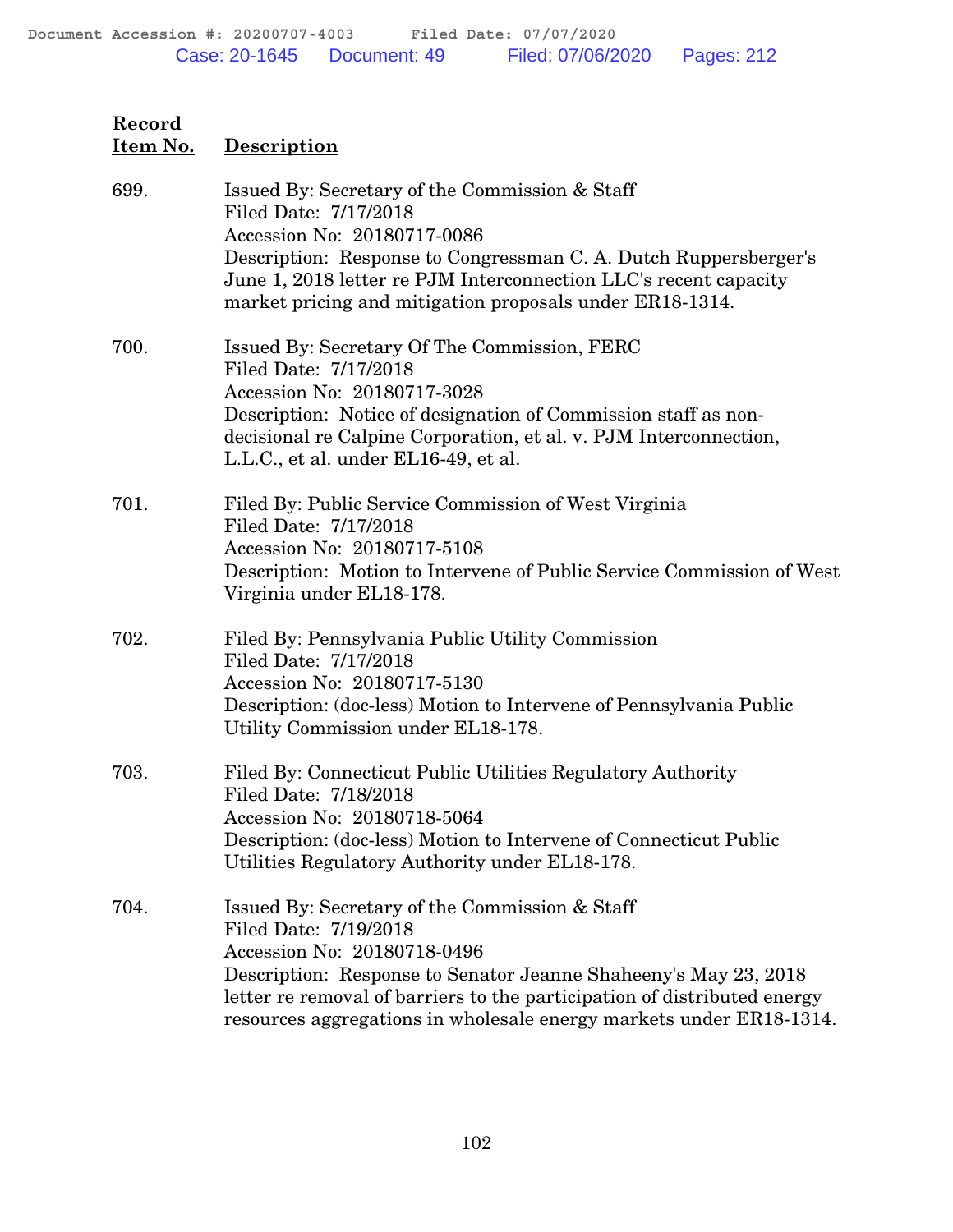| Record Item No. | Description |
|---|---|
| 699. | Issued By: Secretary of the Commission & Staff<br>Filed Date: 7/17/2018<br>Accession No: 20180717-0086<br>Description: Response to Congressman C. A. Dutch Ruppersberger's June 1, 2018 letter re PJM Interconnection LLC's recent capacity market pricing and mitigation proposals under ER18-1314. |
| 700. | Issued By: Secretary Of The Commission, FERC<br>Filed Date: 7/17/2018<br>Accession No: 20180717-3028<br>Description: Notice of designation of Commission staff as non-decisional re Calpine Corporation, et al. v. PJM Interconnection, L.L.C., et al. under EL16-49, et al. |
| 701. | Filed By: Public Service Commission of West Virginia<br>Filed Date: 7/17/2018<br>Accession No: 20180717-5108<br>Description: Motion to Intervene of Public Service Commission of West Virginia under EL18-178. |
| 702. | Filed By: Pennsylvania Public Utility Commission<br>Filed Date: 7/17/2018<br>Accession No: 20180717-5130<br>Description: (doc-less) Motion to Intervene of Pennsylvania Public Utility Commission under EL18-178. |
| 703. | Filed By: Connecticut Public Utilities Regulatory Authority<br>Filed Date: 7/18/2018<br>Accession No: 20180718-5064<br>Description: (doc-less) Motion to Intervene of Connecticut Public Utilities Regulatory Authority under EL18-178. |
| 704. | Issued By: Secretary of the Commission & Staff<br>Filed Date: 7/19/2018<br>Accession No: 20180718-0496<br>Description: Response to Senator Jeanne Shaheeny's May 23, 2018 letter re removal of barriers to the participation of distributed energy resources aggregations in wholesale energy markets under ER18-1314. |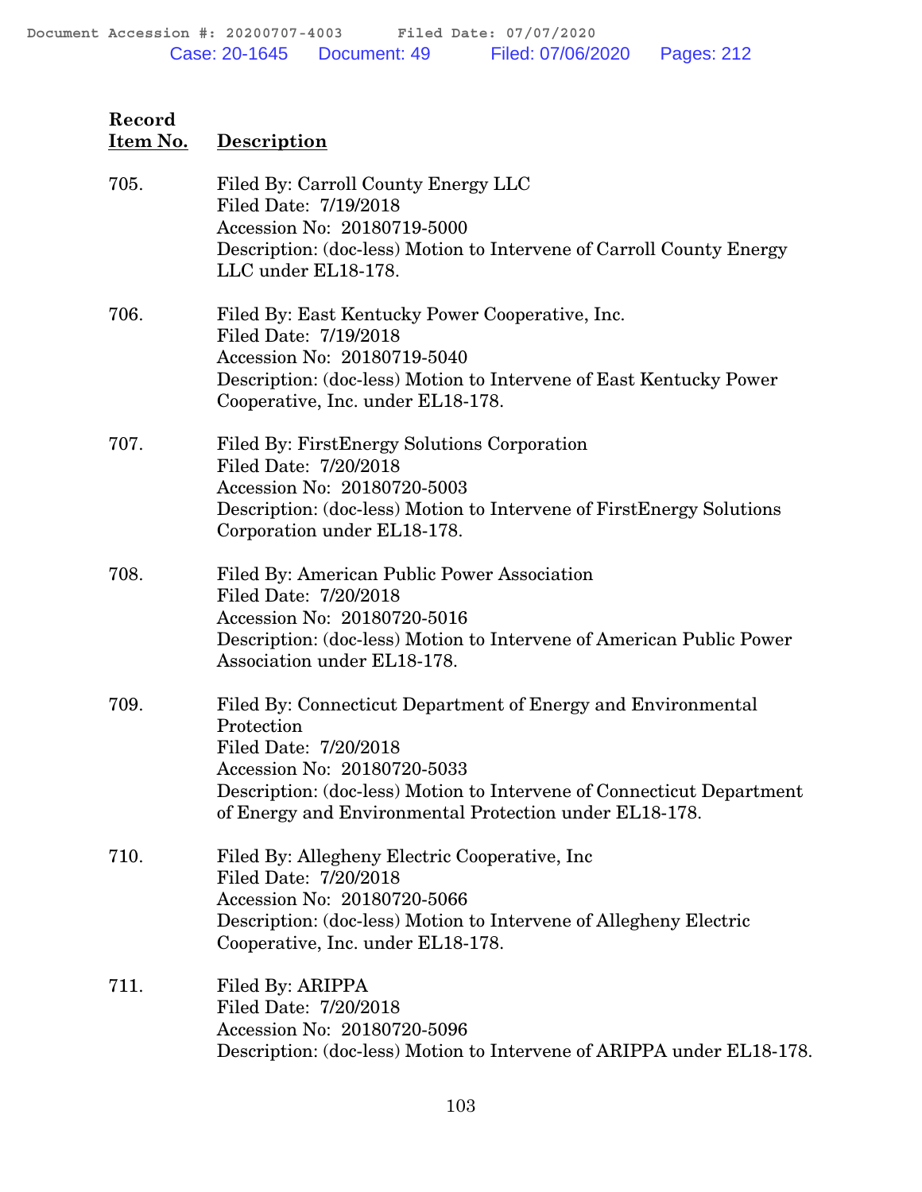| Record Item No. | Description |
|---|---|
| 705. | Filed By: Carroll County Energy LLC<br>Filed Date: 7/19/2018<br>Accession No: 20180719-5000<br>Description: (doc-less) Motion to Intervene of Carroll County Energy LLC under EL18-178. |
| 706. | Filed By: East Kentucky Power Cooperative, Inc.<br>Filed Date: 7/19/2018<br>Accession No: 20180719-5040<br>Description: (doc-less) Motion to Intervene of East Kentucky Power Cooperative, Inc. under EL18-178. |
| 707. | Filed By: FirstEnergy Solutions Corporation<br>Filed Date: 7/20/2018<br>Accession No: 20180720-5003<br>Description: (doc-less) Motion to Intervene of FirstEnergy Solutions Corporation under EL18-178. |
| 708. | Filed By: American Public Power Association<br>Filed Date: 7/20/2018<br>Accession No: 20180720-5016<br>Description: (doc-less) Motion to Intervene of American Public Power Association under EL18-178. |
| 709. | Filed By: Connecticut Department of Energy and Environmental Protection<br>Filed Date: 7/20/2018<br>Accession No: 20180720-5033<br>Description: (doc-less) Motion to Intervene of Connecticut Department of Energy and Environmental Protection under EL18-178. |
| 710. | Filed By: Allegheny Electric Cooperative, Inc<br>Filed Date: 7/20/2018<br>Accession No: 20180720-5066<br>Description: (doc-less) Motion to Intervene of Allegheny Electric Cooperative, Inc. under EL18-178. |
| 711. | Filed By: ARIPPA<br>Filed Date: 7/20/2018<br>Accession No: 20180720-5096<br>Description: (doc-less) Motion to Intervene of ARIPPA under EL18-178. |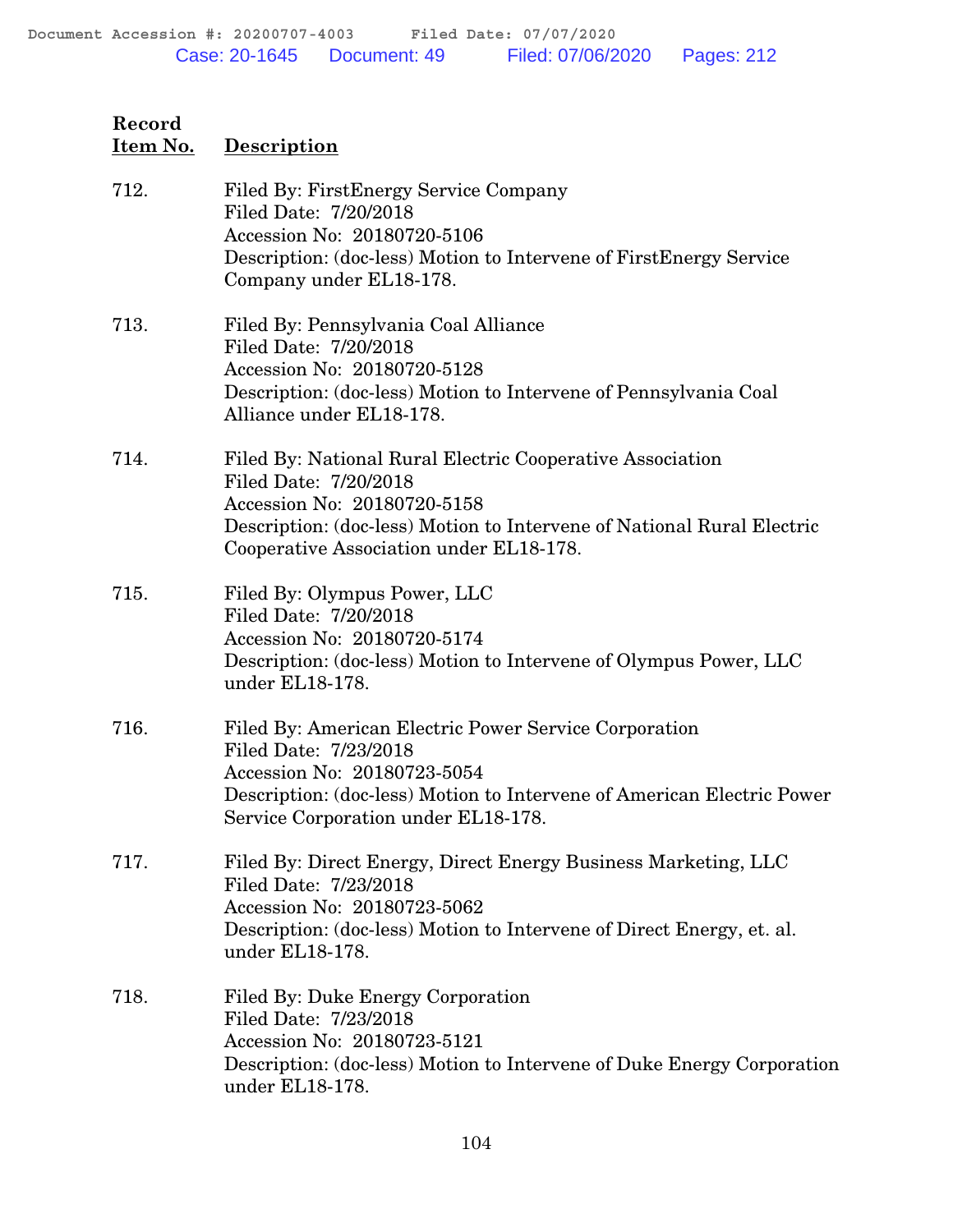| Record Item No. | Description |
|---|---|
| 712. | Filed By: FirstEnergy Service Company<br>Filed Date: 7/20/2018<br>Accession No: 20180720-5106<br>Description: (doc-less) Motion to Intervene of FirstEnergy Service Company under EL18-178. |
| 713. | Filed By: Pennsylvania Coal Alliance<br>Filed Date: 7/20/2018<br>Accession No: 20180720-5128<br>Description: (doc-less) Motion to Intervene of Pennsylvania Coal Alliance under EL18-178. |
| 714. | Filed By: National Rural Electric Cooperative Association<br>Filed Date: 7/20/2018<br>Accession No: 20180720-5158<br>Description: (doc-less) Motion to Intervene of National Rural Electric Cooperative Association under EL18-178. |
| 715. | Filed By: Olympus Power, LLC<br>Filed Date: 7/20/2018<br>Accession No: 20180720-5174<br>Description: (doc-less) Motion to Intervene of Olympus Power, LLC under EL18-178. |
| 716. | Filed By: American Electric Power Service Corporation<br>Filed Date: 7/23/2018<br>Accession No: 20180723-5054<br>Description: (doc-less) Motion to Intervene of American Electric Power Service Corporation under EL18-178. |
| 717. | Filed By: Direct Energy, Direct Energy Business Marketing, LLC<br>Filed Date: 7/23/2018<br>Accession No: 20180723-5062<br>Description: (doc-less) Motion to Intervene of Direct Energy, et. al. under EL18-178. |
| 718. | Filed By: Duke Energy Corporation<br>Filed Date: 7/23/2018<br>Accession No: 20180723-5121<br>Description: (doc-less) Motion to Intervene of Duke Energy Corporation under EL18-178. |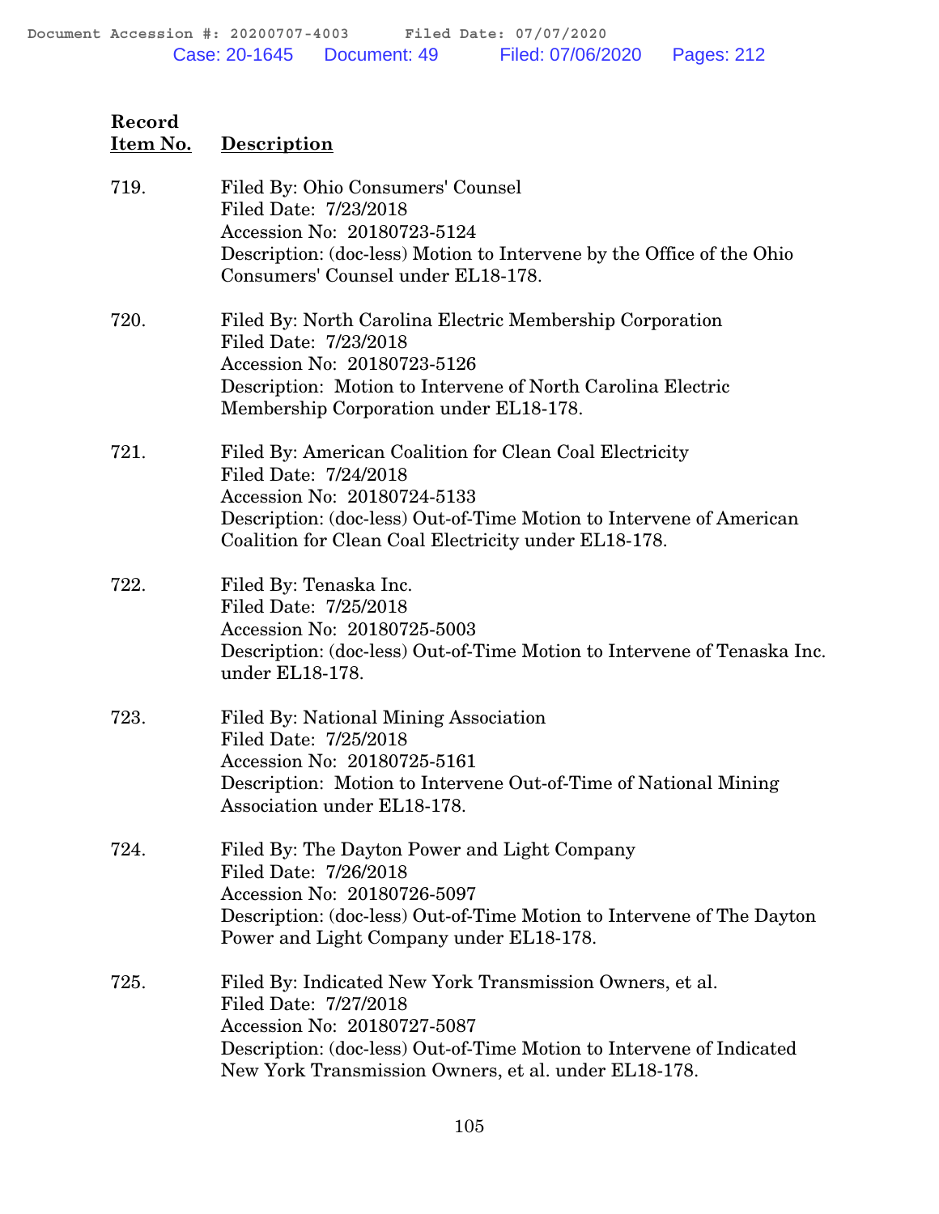| Record Item No. | Description |
|---|---|
| 719. | Filed By: Ohio Consumers' Counsel<br>Filed Date: 7/23/2018<br>Accession No: 20180723-5124<br>Description: (doc-less) Motion to Intervene by the Office of the Ohio Consumers' Counsel under EL18-178. |
| 720. | Filed By: North Carolina Electric Membership Corporation<br>Filed Date: 7/23/2018<br>Accession No: 20180723-5126<br>Description: Motion to Intervene of North Carolina Electric Membership Corporation under EL18-178. |
| 721. | Filed By: American Coalition for Clean Coal Electricity<br>Filed Date: 7/24/2018<br>Accession No: 20180724-5133<br>Description: (doc-less) Out-of-Time Motion to Intervene of American Coalition for Clean Coal Electricity under EL18-178. |
| 722. | Filed By: Tenaska Inc.<br>Filed Date: 7/25/2018<br>Accession No: 20180725-5003<br>Description: (doc-less) Out-of-Time Motion to Intervene of Tenaska Inc. under EL18-178. |
| 723. | Filed By: National Mining Association<br>Filed Date: 7/25/2018<br>Accession No: 20180725-5161<br>Description: Motion to Intervene Out-of-Time of National Mining Association under EL18-178. |
| 724. | Filed By: The Dayton Power and Light Company<br>Filed Date: 7/26/2018<br>Accession No: 20180726-5097<br>Description: (doc-less) Out-of-Time Motion to Intervene of The Dayton Power and Light Company under EL18-178. |
| 725. | Filed By: Indicated New York Transmission Owners, et al.<br>Filed Date: 7/27/2018<br>Accession No: 20180727-5087<br>Description: (doc-less) Out-of-Time Motion to Intervene of Indicated New York Transmission Owners, et al. under EL18-178. |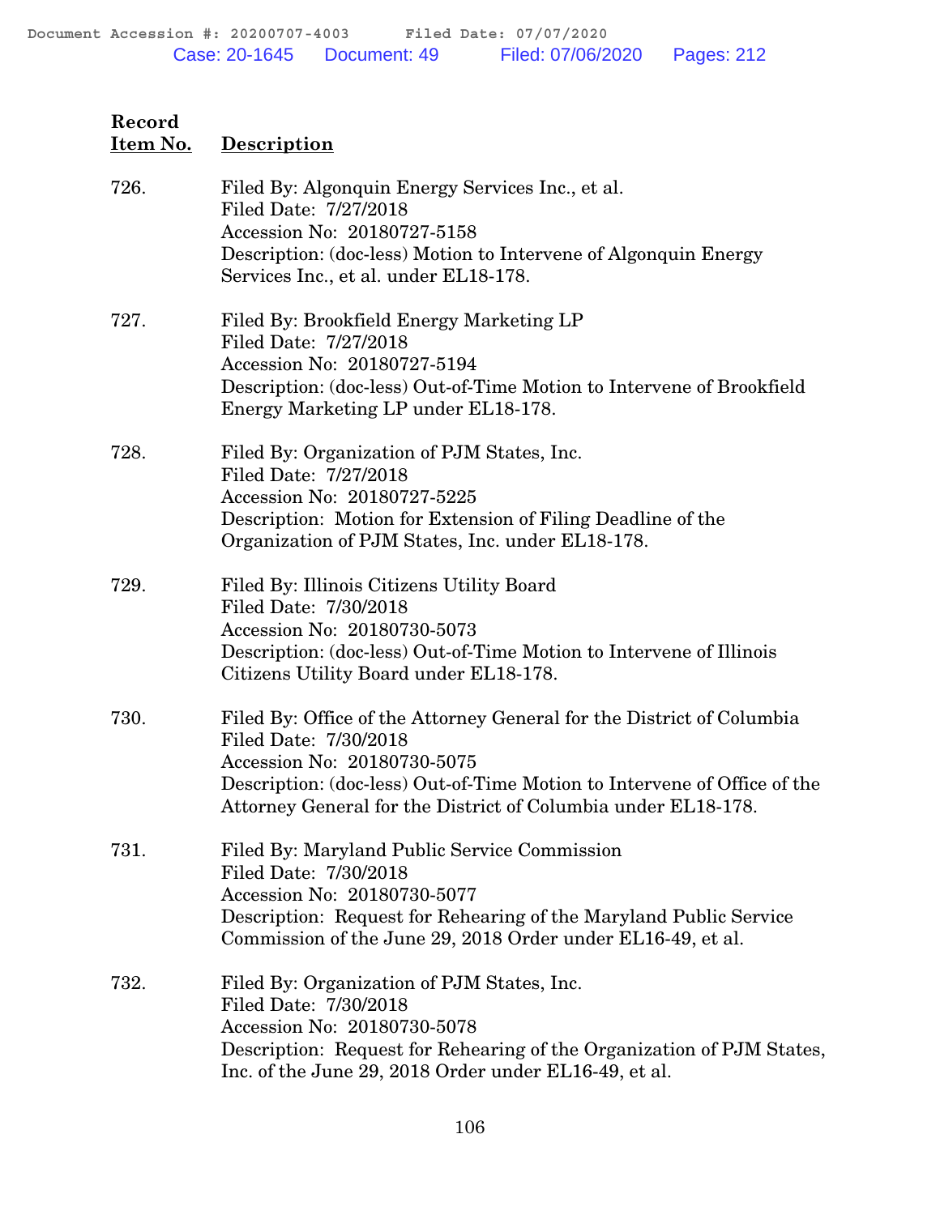| Record Item No. | Description |
|---|---|
| 726. | Filed By: Algonquin Energy Services Inc., et al.<br>Filed Date: 7/27/2018<br>Accession No: 20180727-5158<br>Description: (doc-less) Motion to Intervene of Algonquin Energy Services Inc., et al. under EL18-178. |
| 727. | Filed By: Brookfield Energy Marketing LP<br>Filed Date: 7/27/2018<br>Accession No: 20180727-5194<br>Description: (doc-less) Out-of-Time Motion to Intervene of Brookfield Energy Marketing LP under EL18-178. |
| 728. | Filed By: Organization of PJM States, Inc.<br>Filed Date: 7/27/2018<br>Accession No: 20180727-5225<br>Description: Motion for Extension of Filing Deadline of the Organization of PJM States, Inc. under EL18-178. |
| 729. | Filed By: Illinois Citizens Utility Board<br>Filed Date: 7/30/2018<br>Accession No: 20180730-5073<br>Description: (doc-less) Out-of-Time Motion to Intervene of Illinois Citizens Utility Board under EL18-178. |
| 730. | Filed By: Office of the Attorney General for the District of Columbia<br>Filed Date: 7/30/2018<br>Accession No: 20180730-5075<br>Description: (doc-less) Out-of-Time Motion to Intervene of Office of the Attorney General for the District of Columbia under EL18-178. |
| 731. | Filed By: Maryland Public Service Commission<br>Filed Date: 7/30/2018<br>Accession No: 20180730-5077<br>Description: Request for Rehearing of the Maryland Public Service Commission of the June 29, 2018 Order under EL16-49, et al. |
| 732. | Filed By: Organization of PJM States, Inc.<br>Filed Date: 7/30/2018<br>Accession No: 20180730-5078<br>Description: Request for Rehearing of the Organization of PJM States, Inc. of the June 29, 2018 Order under EL16-49, et al. |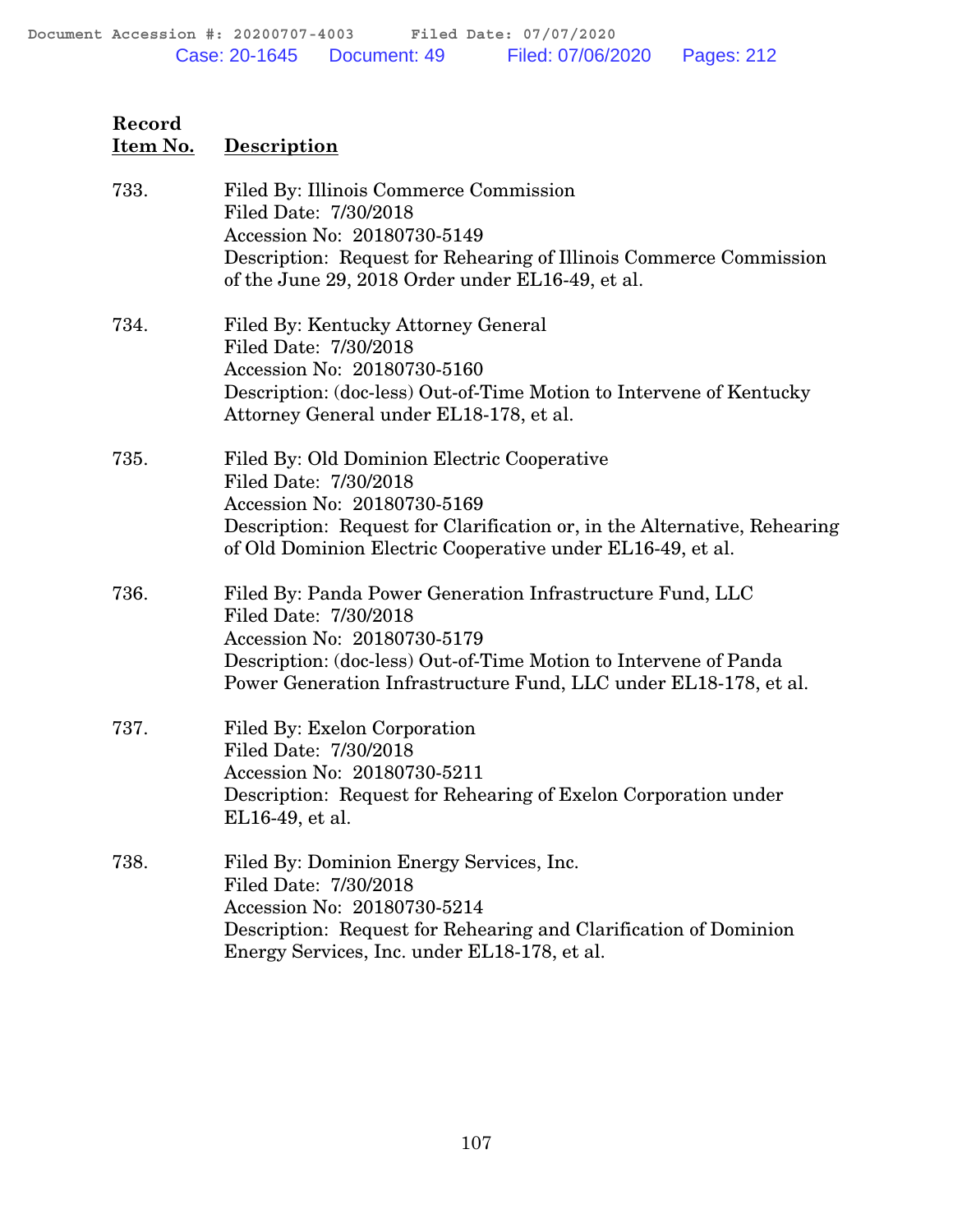| Record Item No. | Description |
|---|---|
| 733. | Filed By: Illinois Commerce Commission<br>Filed Date: 7/30/2018<br>Accession No: 20180730-5149<br>Description: Request for Rehearing of Illinois Commerce Commission of the June 29, 2018 Order under EL16-49, et al. |
| 734. | Filed By: Kentucky Attorney General<br>Filed Date: 7/30/2018<br>Accession No: 20180730-5160<br>Description: (doc-less) Out-of-Time Motion to Intervene of Kentucky Attorney General under EL18-178, et al. |
| 735. | Filed By: Old Dominion Electric Cooperative<br>Filed Date: 7/30/2018<br>Accession No: 20180730-5169<br>Description: Request for Clarification or, in the Alternative, Rehearing of Old Dominion Electric Cooperative under EL16-49, et al. |
| 736. | Filed By: Panda Power Generation Infrastructure Fund, LLC<br>Filed Date: 7/30/2018<br>Accession No: 20180730-5179<br>Description: (doc-less) Out-of-Time Motion to Intervene of Panda Power Generation Infrastructure Fund, LLC under EL18-178, et al. |
| 737. | Filed By: Exelon Corporation<br>Filed Date: 7/30/2018<br>Accession No: 20180730-5211<br>Description: Request for Rehearing of Exelon Corporation under EL16-49, et al. |
| 738. | Filed By: Dominion Energy Services, Inc.<br>Filed Date: 7/30/2018<br>Accession No: 20180730-5214<br>Description: Request for Rehearing and Clarification of Dominion Energy Services, Inc. under EL18-178, et al. |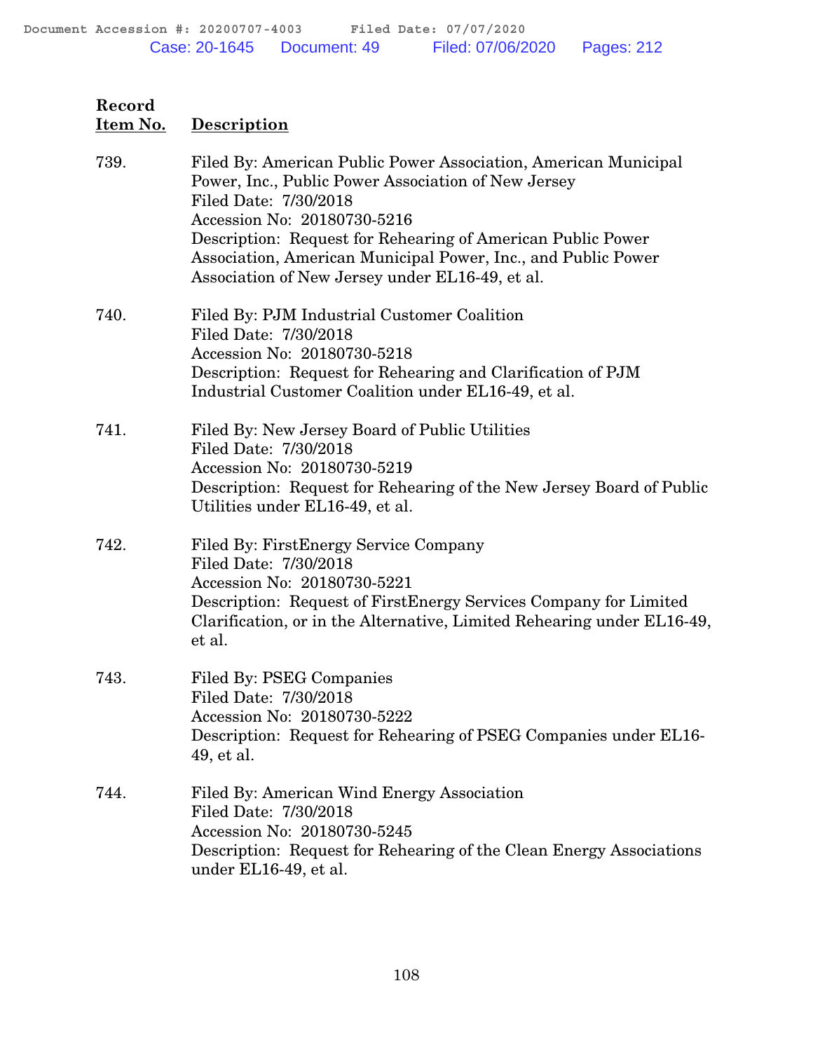| Record Item No. | Description |
|---|---|
| 739. | Filed By: American Public Power Association, American Municipal Power, Inc., Public Power Association of New Jersey<br>Filed Date: 7/30/2018<br>Accession No: 20180730-5216<br>Description: Request for Rehearing of American Public Power Association, American Municipal Power, Inc., and Public Power Association of New Jersey under EL16-49, et al. |
| 740. | Filed By: PJM Industrial Customer Coalition<br>Filed Date: 7/30/2018<br>Accession No: 20180730-5218<br>Description: Request for Rehearing and Clarification of PJM Industrial Customer Coalition under EL16-49, et al. |
| 741. | Filed By: New Jersey Board of Public Utilities<br>Filed Date: 7/30/2018<br>Accession No: 20180730-5219<br>Description: Request for Rehearing of the New Jersey Board of Public Utilities under EL16-49, et al. |
| 742. | Filed By: FirstEnergy Service Company<br>Filed Date: 7/30/2018<br>Accession No: 20180730-5221<br>Description: Request of FirstEnergy Services Company for Limited Clarification, or in the Alternative, Limited Rehearing under EL16-49, et al. |
| 743. | Filed By: PSEG Companies<br>Filed Date: 7/30/2018<br>Accession No: 20180730-5222<br>Description: Request for Rehearing of PSEG Companies under EL16-49, et al. |
| 744. | Filed By: American Wind Energy Association<br>Filed Date: 7/30/2018<br>Accession No: 20180730-5245<br>Description: Request for Rehearing of the Clean Energy Associations under EL16-49, et al. |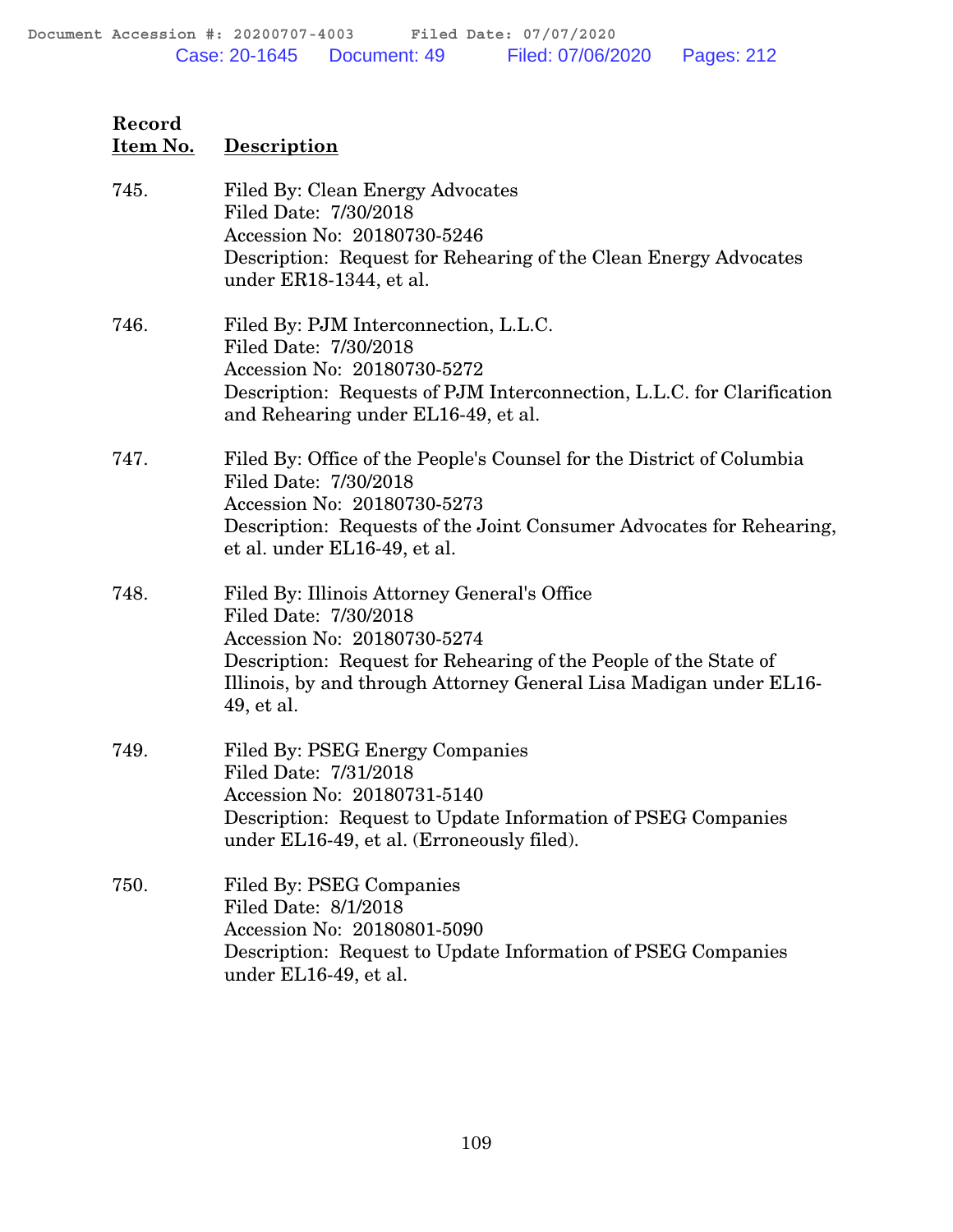| Record Item No. | Description |
|---|---|
| 745. | Filed By: Clean Energy Advocates<br>Filed Date: 7/30/2018<br>Accession No: 20180730-5246<br>Description: Request for Rehearing of the Clean Energy Advocates under ER18-1344, et al. |
| 746. | Filed By: PJM Interconnection, L.L.C.<br>Filed Date: 7/30/2018<br>Accession No: 20180730-5272<br>Description: Requests of PJM Interconnection, L.L.C. for Clarification and Rehearing under EL16-49, et al. |
| 747. | Filed By: Office of the People's Counsel for the District of Columbia<br>Filed Date: 7/30/2018<br>Accession No: 20180730-5273<br>Description: Requests of the Joint Consumer Advocates for Rehearing, et al. under EL16-49, et al. |
| 748. | Filed By: Illinois Attorney General's Office<br>Filed Date: 7/30/2018<br>Accession No: 20180730-5274<br>Description: Request for Rehearing of the People of the State of Illinois, by and through Attorney General Lisa Madigan under EL16-49, et al. |
| 749. | Filed By: PSEG Energy Companies<br>Filed Date: 7/31/2018<br>Accession No: 20180731-5140<br>Description: Request to Update Information of PSEG Companies under EL16-49, et al. (Erroneously filed). |
| 750. | Filed By: PSEG Companies<br>Filed Date: 8/1/2018<br>Accession No: 20180801-5090<br>Description: Request to Update Information of PSEG Companies under EL16-49, et al. |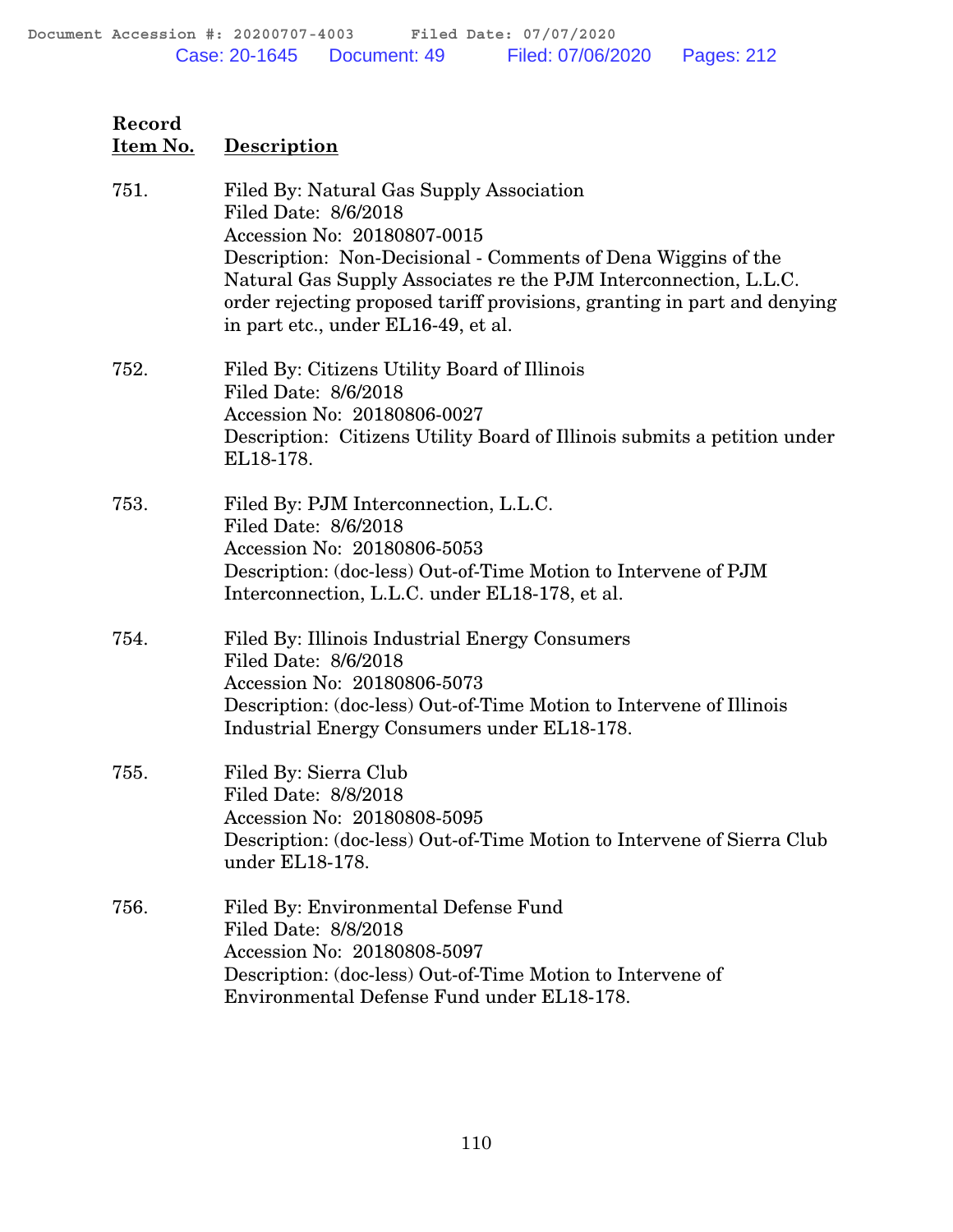| Record Item No. | Description |
|---|---|
| 751. | Filed By: Natural Gas Supply Association<br>Filed Date: 8/6/2018<br>Accession No: 20180807-0015<br>Description: Non-Decisional - Comments of Dena Wiggins of the Natural Gas Supply Associates re the PJM Interconnection, L.L.C. order rejecting proposed tariff provisions, granting in part and denying in part etc., under EL16-49, et al. |
| 752. | Filed By: Citizens Utility Board of Illinois<br>Filed Date: 8/6/2018<br>Accession No: 20180806-0027<br>Description: Citizens Utility Board of Illinois submits a petition under EL18-178. |
| 753. | Filed By: PJM Interconnection, L.L.C.<br>Filed Date: 8/6/2018<br>Accession No: 20180806-5053<br>Description: (doc-less) Out-of-Time Motion to Intervene of PJM Interconnection, L.L.C. under EL18-178, et al. |
| 754. | Filed By: Illinois Industrial Energy Consumers<br>Filed Date: 8/6/2018<br>Accession No: 20180806-5073<br>Description: (doc-less) Out-of-Time Motion to Intervene of Illinois Industrial Energy Consumers under EL18-178. |
| 755. | Filed By: Sierra Club<br>Filed Date: 8/8/2018<br>Accession No: 20180808-5095<br>Description: (doc-less) Out-of-Time Motion to Intervene of Sierra Club under EL18-178. |
| 756. | Filed By: Environmental Defense Fund<br>Filed Date: 8/8/2018<br>Accession No: 20180808-5097<br>Description: (doc-less) Out-of-Time Motion to Intervene of Environmental Defense Fund under EL18-178. |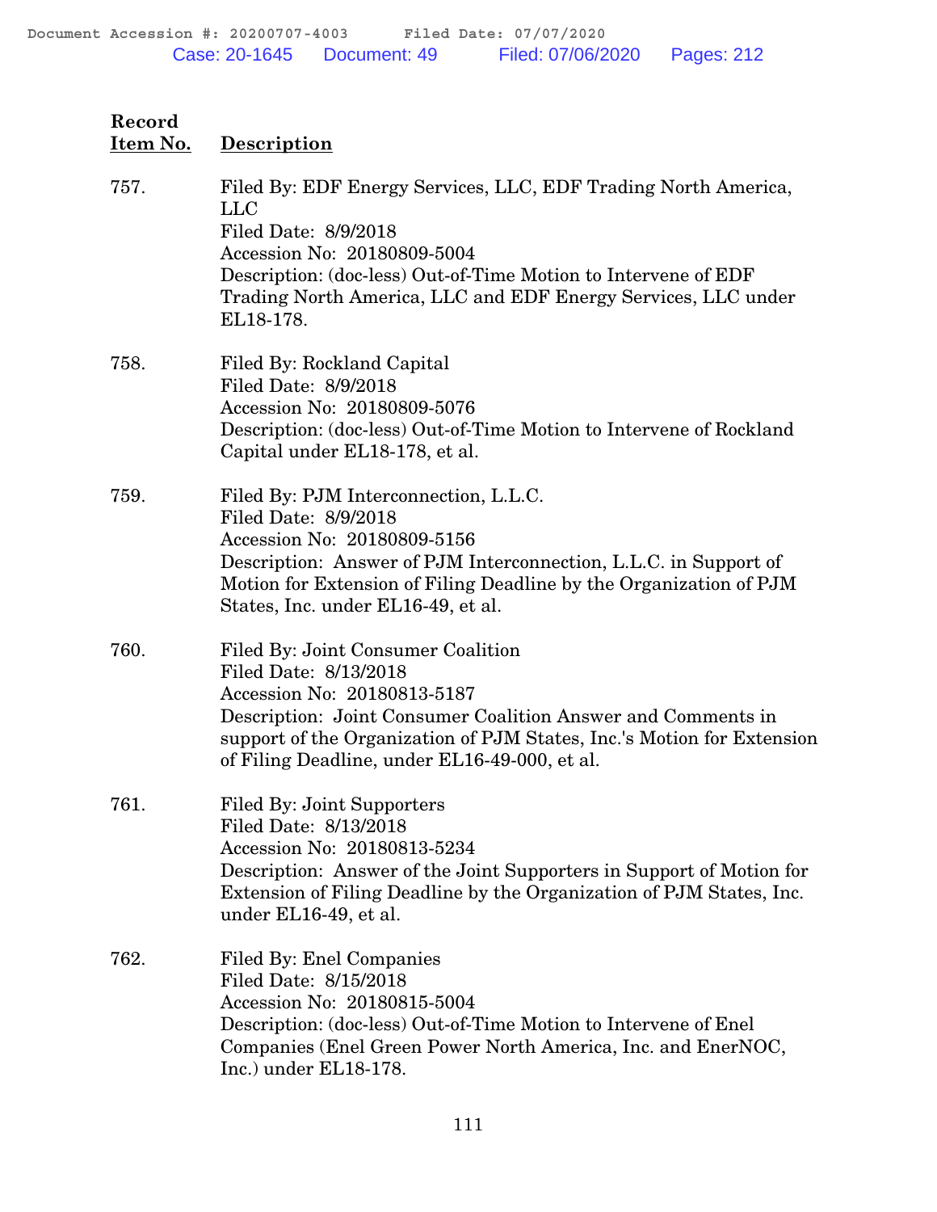| Record Item No. | Description |
|---|---|
| 757. | Filed By: EDF Energy Services, LLC, EDF Trading North America, LLC<br>Filed Date: 8/9/2018<br>Accession No: 20180809-5004<br>Description: (doc-less) Out-of-Time Motion to Intervene of EDF Trading North America, LLC and EDF Energy Services, LLC under EL18-178. |
| 758. | Filed By: Rockland Capital<br>Filed Date: 8/9/2018<br>Accession No: 20180809-5076<br>Description: (doc-less) Out-of-Time Motion to Intervene of Rockland Capital under EL18-178, et al. |
| 759. | Filed By: PJM Interconnection, L.L.C.<br>Filed Date: 8/9/2018<br>Accession No: 20180809-5156<br>Description: Answer of PJM Interconnection, L.L.C. in Support of Motion for Extension of Filing Deadline by the Organization of PJM States, Inc. under EL16-49, et al. |
| 760. | Filed By: Joint Consumer Coalition<br>Filed Date: 8/13/2018<br>Accession No: 20180813-5187<br>Description: Joint Consumer Coalition Answer and Comments in support of the Organization of PJM States, Inc.'s Motion for Extension of Filing Deadline, under EL16-49-000, et al. |
| 761. | Filed By: Joint Supporters<br>Filed Date: 8/13/2018<br>Accession No: 20180813-5234<br>Description: Answer of the Joint Supporters in Support of Motion for Extension of Filing Deadline by the Organization of PJM States, Inc. under EL16-49, et al. |
| 762. | Filed By: Enel Companies<br>Filed Date: 8/15/2018<br>Accession No: 20180815-5004<br>Description: (doc-less) Out-of-Time Motion to Intervene of Enel Companies (Enel Green Power North America, Inc. and EnerNOC, Inc.) under EL18-178. |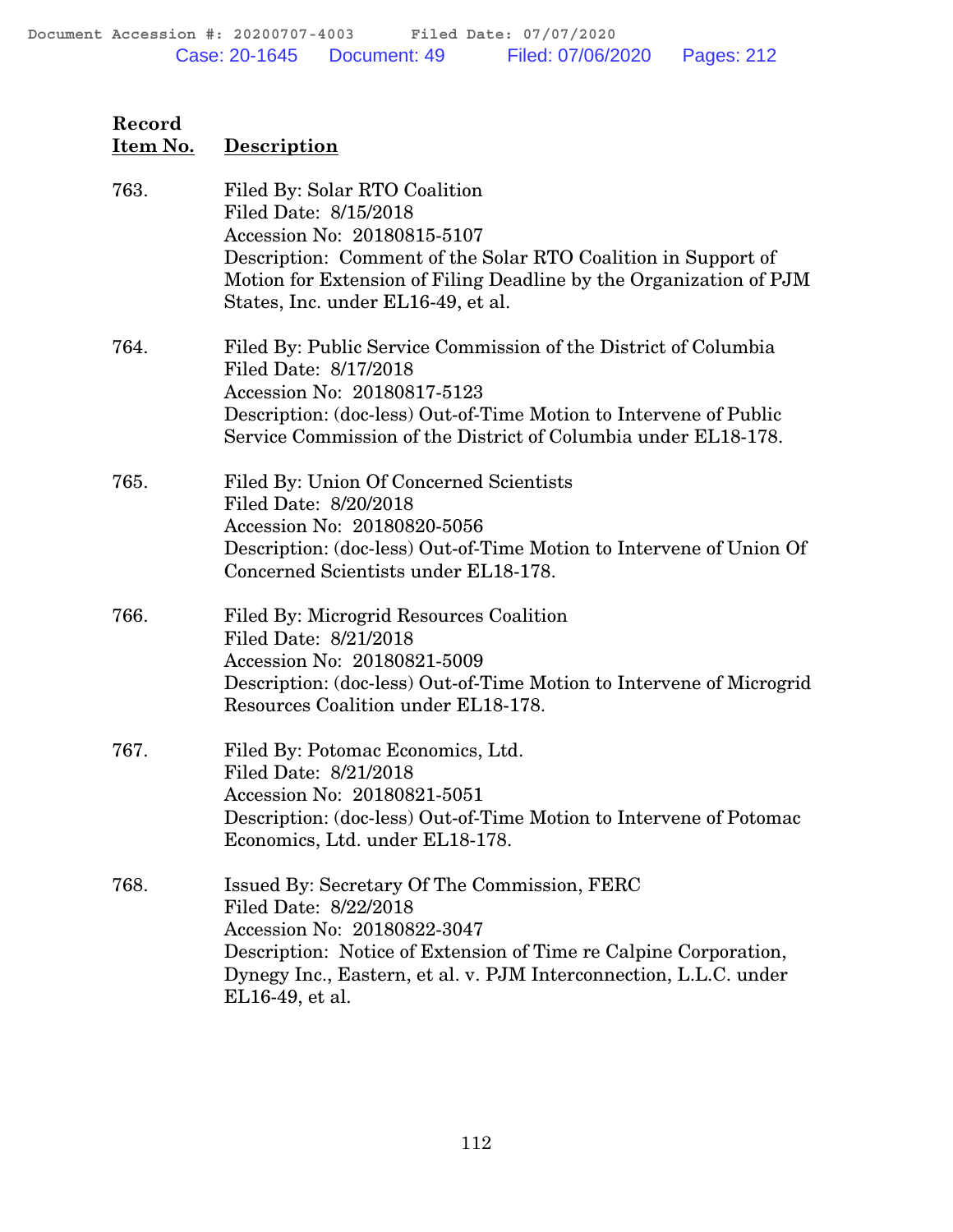| Record Item No. | Description |
|---|---|
| 763. | Filed By: Solar RTO Coalition<br>Filed Date: 8/15/2018<br>Accession No: 20180815-5107<br>Description: Comment of the Solar RTO Coalition in Support of Motion for Extension of Filing Deadline by the Organization of PJM States, Inc. under EL16-49, et al. |
| 764. | Filed By: Public Service Commission of the District of Columbia<br>Filed Date: 8/17/2018<br>Accession No: 20180817-5123<br>Description: (doc-less) Out-of-Time Motion to Intervene of Public Service Commission of the District of Columbia under EL18-178. |
| 765. | Filed By: Union Of Concerned Scientists<br>Filed Date: 8/20/2018<br>Accession No: 20180820-5056<br>Description: (doc-less) Out-of-Time Motion to Intervene of Union Of Concerned Scientists under EL18-178. |
| 766. | Filed By: Microgrid Resources Coalition<br>Filed Date: 8/21/2018<br>Accession No: 20180821-5009<br>Description: (doc-less) Out-of-Time Motion to Intervene of Microgrid Resources Coalition under EL18-178. |
| 767. | Filed By: Potomac Economics, Ltd.<br>Filed Date: 8/21/2018<br>Accession No: 20180821-5051<br>Description: (doc-less) Out-of-Time Motion to Intervene of Potomac Economics, Ltd. under EL18-178. |
| 768. | Issued By: Secretary Of The Commission, FERC<br>Filed Date: 8/22/2018<br>Accession No: 20180822-3047<br>Description: Notice of Extension of Time re Calpine Corporation, Dynegy Inc., Eastern, et al. v. PJM Interconnection, L.L.C. under EL16-49, et al. |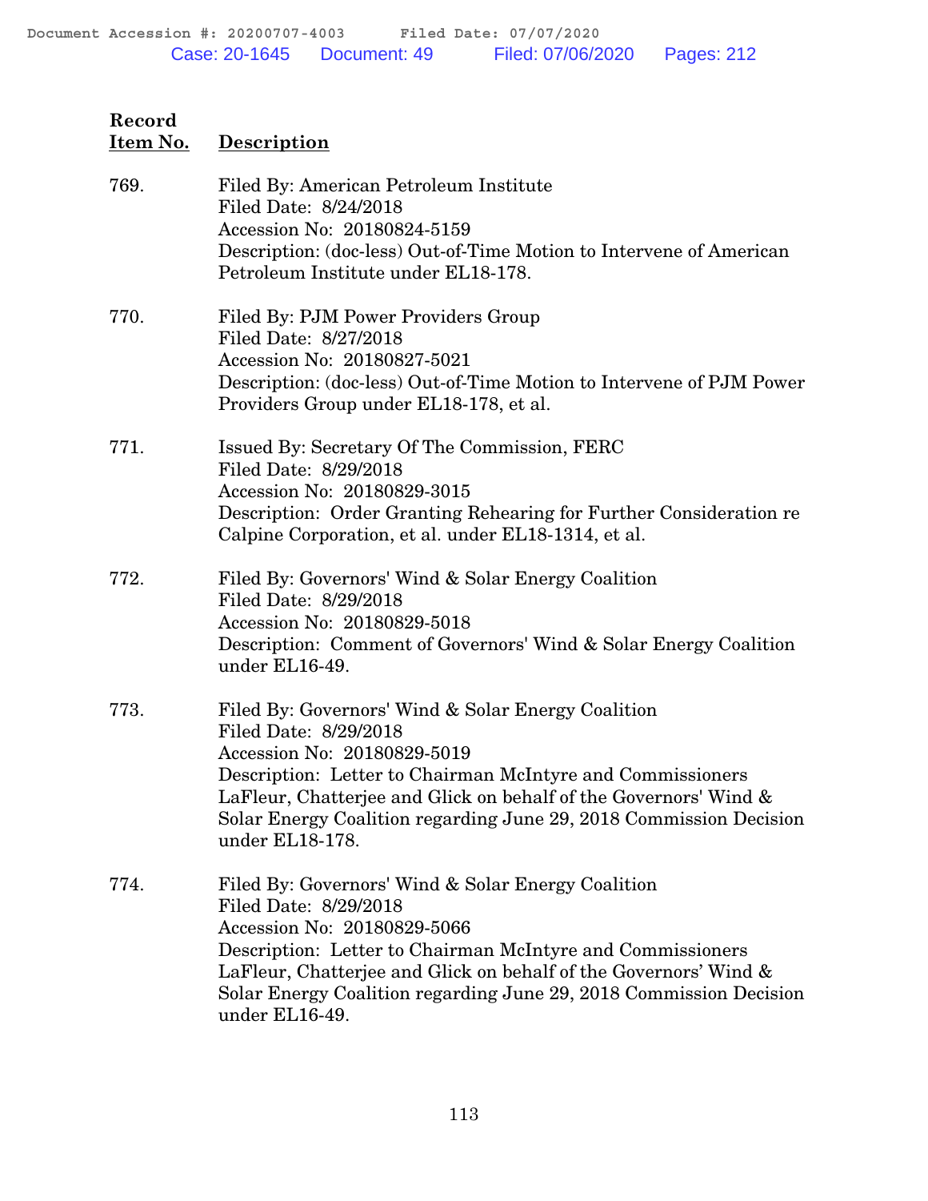| Record Item No. | Description |
|---|---|
| 769. | Filed By: American Petroleum Institute<br>Filed Date: 8/24/2018<br>Accession No: 20180824-5159<br>Description: (doc-less) Out-of-Time Motion to Intervene of American Petroleum Institute under EL18-178. |
| 770. | Filed By: PJM Power Providers Group<br>Filed Date: 8/27/2018<br>Accession No: 20180827-5021<br>Description: (doc-less) Out-of-Time Motion to Intervene of PJM Power Providers Group under EL18-178, et al. |
| 771. | Issued By: Secretary Of The Commission, FERC<br>Filed Date: 8/29/2018<br>Accession No: 20180829-3015<br>Description: Order Granting Rehearing for Further Consideration re Calpine Corporation, et al. under EL18-1314, et al. |
| 772. | Filed By: Governors' Wind & Solar Energy Coalition<br>Filed Date: 8/29/2018<br>Accession No: 20180829-5018<br>Description: Comment of Governors' Wind & Solar Energy Coalition under EL16-49. |
| 773. | Filed By: Governors' Wind & Solar Energy Coalition<br>Filed Date: 8/29/2018<br>Accession No: 20180829-5019<br>Description: Letter to Chairman McIntyre and Commissioners LaFleur, Chatterjee and Glick on behalf of the Governors' Wind & Solar Energy Coalition regarding June 29, 2018 Commission Decision under EL18-178. |
| 774. | Filed By: Governors' Wind & Solar Energy Coalition<br>Filed Date: 8/29/2018<br>Accession No: 20180829-5066<br>Description: Letter to Chairman McIntyre and Commissioners LaFleur, Chatterjee and Glick on behalf of the Governors' Wind & Solar Energy Coalition regarding June 29, 2018 Commission Decision under EL16-49. |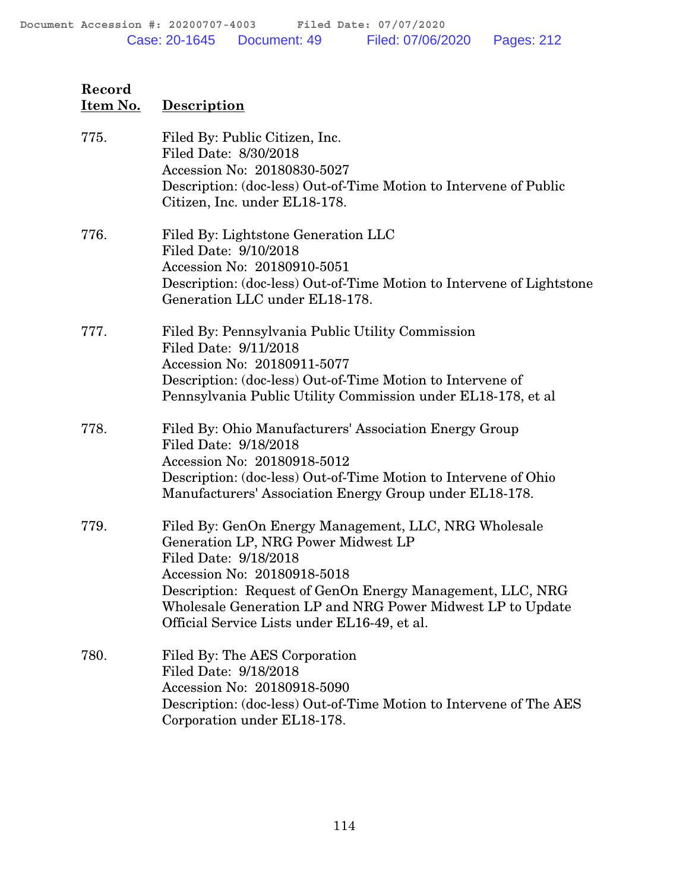| Record Item No. | Description |
|---|---|
| 775. | Filed By: Public Citizen, Inc.<br>Filed Date: 8/30/2018<br>Accession No: 20180830-5027<br>Description: (doc-less) Out-of-Time Motion to Intervene of Public Citizen, Inc. under EL18-178. |
| 776. | Filed By: Lightstone Generation LLC<br>Filed Date: 9/10/2018<br>Accession No: 20180910-5051<br>Description: (doc-less) Out-of-Time Motion to Intervene of Lightstone Generation LLC under EL18-178. |
| 777. | Filed By: Pennsylvania Public Utility Commission<br>Filed Date: 9/11/2018<br>Accession No: 20180911-5077<br>Description: (doc-less) Out-of-Time Motion to Intervene of Pennsylvania Public Utility Commission under EL18-178, et al |
| 778. | Filed By: Ohio Manufacturers' Association Energy Group<br>Filed Date: 9/18/2018<br>Accession No: 20180918-5012<br>Description: (doc-less) Out-of-Time Motion to Intervene of Ohio Manufacturers' Association Energy Group under EL18-178. |
| 779. | Filed By: GenOn Energy Management, LLC, NRG Wholesale Generation LP, NRG Power Midwest LP<br>Filed Date: 9/18/2018<br>Accession No: 20180918-5018<br>Description: Request of GenOn Energy Management, LLC, NRG Wholesale Generation LP and NRG Power Midwest LP to Update Official Service Lists under EL16-49, et al. |
| 780. | Filed By: The AES Corporation<br>Filed Date: 9/18/2018<br>Accession No: 20180918-5090<br>Description: (doc-less) Out-of-Time Motion to Intervene of The AES Corporation under EL18-178. |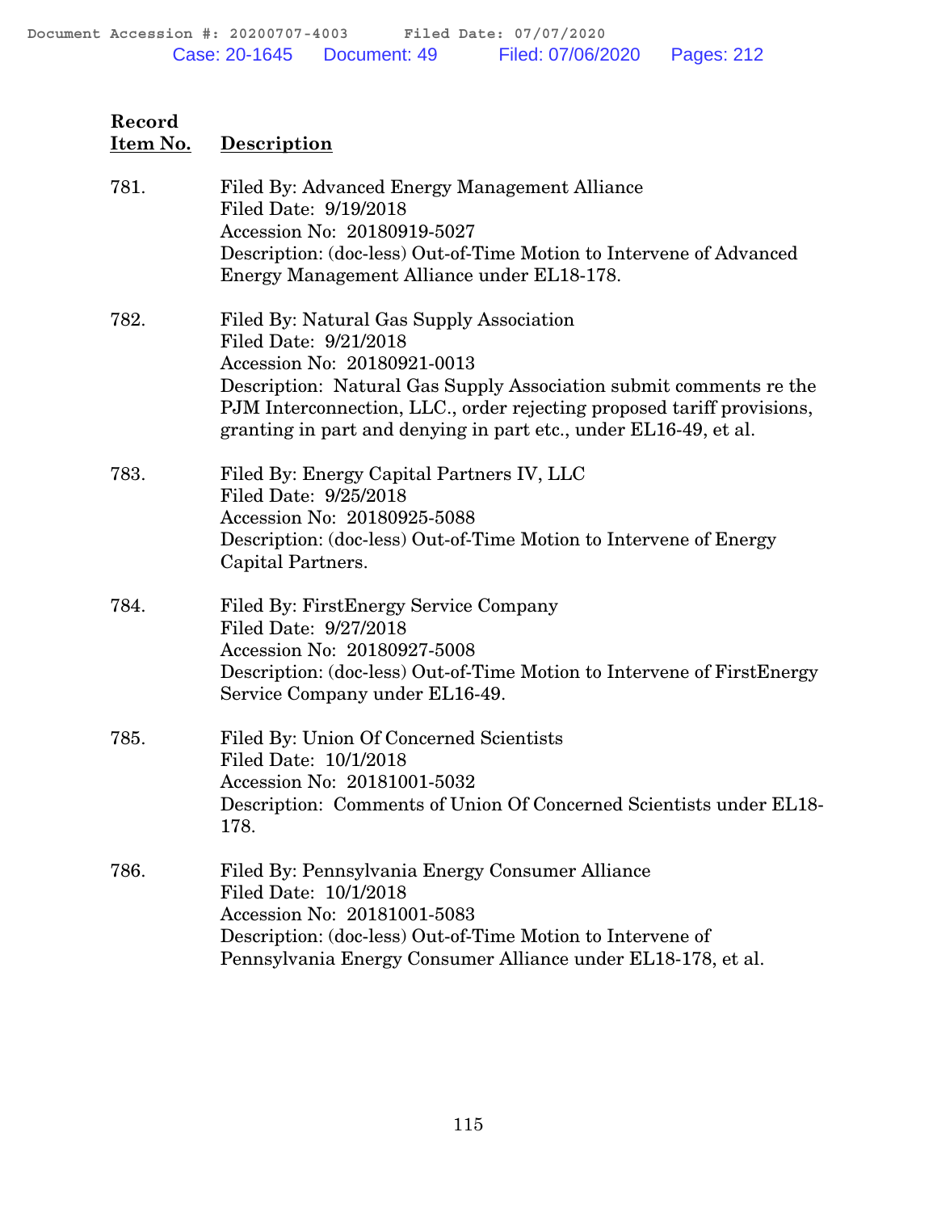| Record Item No. | Description |
|---|---|
| 781. | Filed By: Advanced Energy Management Alliance<br>Filed Date: 9/19/2018<br>Accession No: 20180919-5027<br>Description: (doc-less) Out-of-Time Motion to Intervene of Advanced Energy Management Alliance under EL18-178. |
| 782. | Filed By: Natural Gas Supply Association<br>Filed Date: 9/21/2018<br>Accession No: 20180921-0013<br>Description: Natural Gas Supply Association submit comments re the PJM Interconnection, LLC., order rejecting proposed tariff provisions, granting in part and denying in part etc., under EL16-49, et al. |
| 783. | Filed By: Energy Capital Partners IV, LLC<br>Filed Date: 9/25/2018<br>Accession No: 20180925-5088<br>Description: (doc-less) Out-of-Time Motion to Intervene of Energy Capital Partners. |
| 784. | Filed By: FirstEnergy Service Company<br>Filed Date: 9/27/2018<br>Accession No: 20180927-5008<br>Description: (doc-less) Out-of-Time Motion to Intervene of FirstEnergy Service Company under EL16-49. |
| 785. | Filed By: Union Of Concerned Scientists<br>Filed Date: 10/1/2018<br>Accession No: 20181001-5032<br>Description: Comments of Union Of Concerned Scientists under EL18-178. |
| 786. | Filed By: Pennsylvania Energy Consumer Alliance<br>Filed Date: 10/1/2018<br>Accession No: 20181001-5083<br>Description: (doc-less) Out-of-Time Motion to Intervene of Pennsylvania Energy Consumer Alliance under EL18-178, et al. |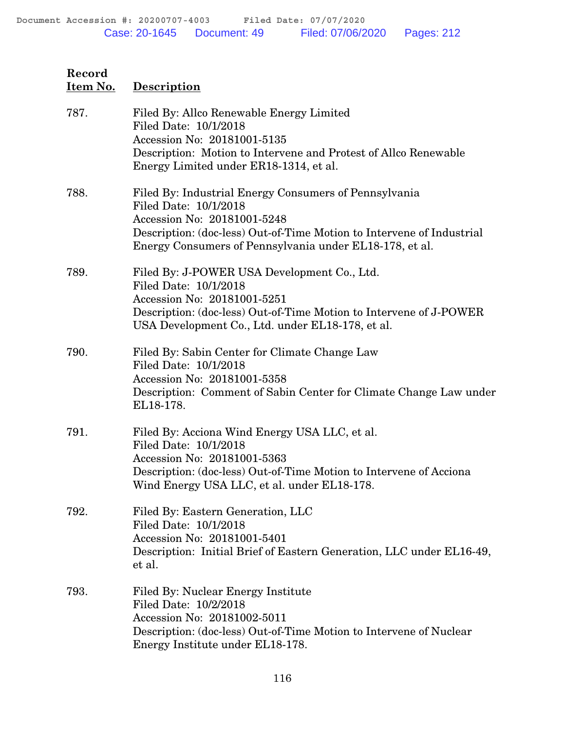| Record Item No. | Description |
|---|---|
| 787. | Filed By: Allco Renewable Energy Limited<br>Filed Date: 10/1/2018<br>Accession No: 20181001-5135<br>Description: Motion to Intervene and Protest of Allco Renewable Energy Limited under ER18-1314, et al. |
| 788. | Filed By: Industrial Energy Consumers of Pennsylvania<br>Filed Date: 10/1/2018<br>Accession No: 20181001-5248<br>Description: (doc-less) Out-of-Time Motion to Intervene of Industrial Energy Consumers of Pennsylvania under EL18-178, et al. |
| 789. | Filed By: J-POWER USA Development Co., Ltd.<br>Filed Date: 10/1/2018<br>Accession No: 20181001-5251<br>Description: (doc-less) Out-of-Time Motion to Intervene of J-POWER USA Development Co., Ltd. under EL18-178, et al. |
| 790. | Filed By: Sabin Center for Climate Change Law<br>Filed Date: 10/1/2018<br>Accession No: 20181001-5358<br>Description: Comment of Sabin Center for Climate Change Law under EL18-178. |
| 791. | Filed By: Acciona Wind Energy USA LLC, et al.<br>Filed Date: 10/1/2018<br>Accession No: 20181001-5363<br>Description: (doc-less) Out-of-Time Motion to Intervene of Acciona Wind Energy USA LLC, et al. under EL18-178. |
| 792. | Filed By: Eastern Generation, LLC<br>Filed Date: 10/1/2018<br>Accession No: 20181001-5401<br>Description: Initial Brief of Eastern Generation, LLC under EL16-49, et al. |
| 793. | Filed By: Nuclear Energy Institute<br>Filed Date: 10/2/2018<br>Accession No: 20181002-5011<br>Description: (doc-less) Out-of-Time Motion to Intervene of Nuclear Energy Institute under EL18-178. |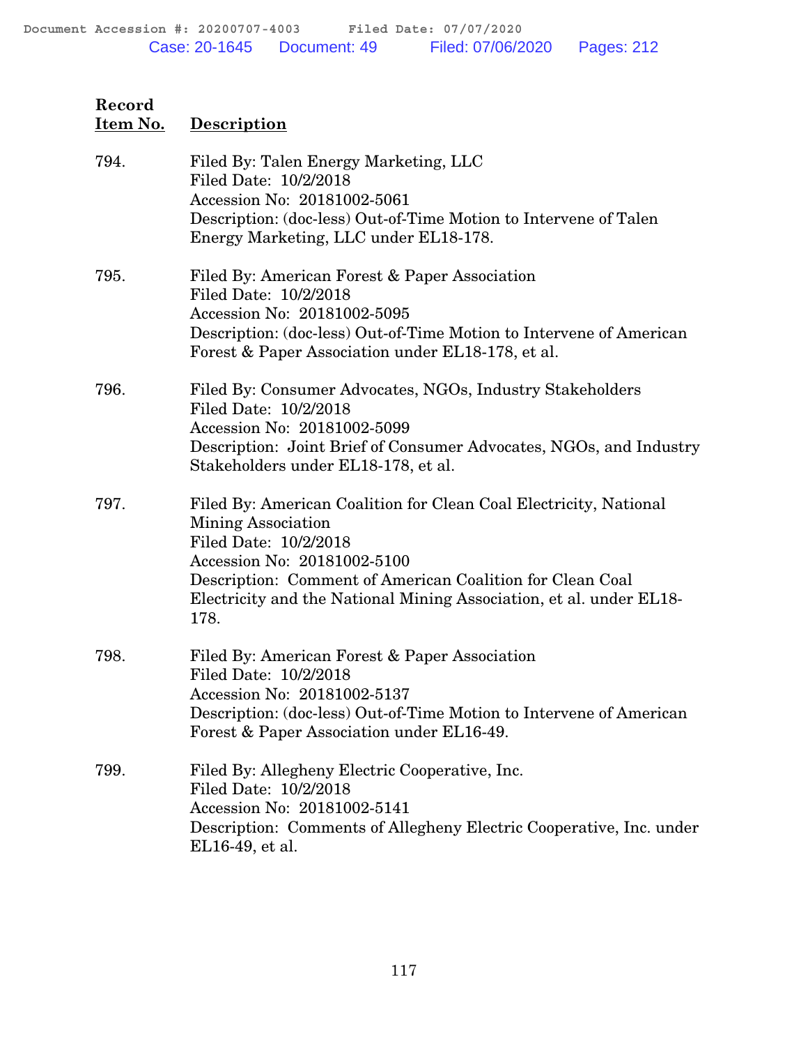| Record Item No. | Description |
|---|---|
| 794. | Filed By: Talen Energy Marketing, LLC<br>Filed Date: 10/2/2018<br>Accession No: 20181002-5061<br>Description: (doc-less) Out-of-Time Motion to Intervene of Talen Energy Marketing, LLC under EL18-178. |
| 795. | Filed By: American Forest & Paper Association<br>Filed Date: 10/2/2018<br>Accession No: 20181002-5095<br>Description: (doc-less) Out-of-Time Motion to Intervene of American Forest & Paper Association under EL18-178, et al. |
| 796. | Filed By: Consumer Advocates, NGOs, Industry Stakeholders<br>Filed Date: 10/2/2018<br>Accession No: 20181002-5099<br>Description: Joint Brief of Consumer Advocates, NGOs, and Industry Stakeholders under EL18-178, et al. |
| 797. | Filed By: American Coalition for Clean Coal Electricity, National Mining Association<br>Filed Date: 10/2/2018<br>Accession No: 20181002-5100<br>Description: Comment of American Coalition for Clean Coal Electricity and the National Mining Association, et al. under EL18-178. |
| 798. | Filed By: American Forest & Paper Association<br>Filed Date: 10/2/2018<br>Accession No: 20181002-5137<br>Description: (doc-less) Out-of-Time Motion to Intervene of American Forest & Paper Association under EL16-49. |
| 799. | Filed By: Allegheny Electric Cooperative, Inc.<br>Filed Date: 10/2/2018<br>Accession No: 20181002-5141<br>Description: Comments of Allegheny Electric Cooperative, Inc. under EL16-49, et al. |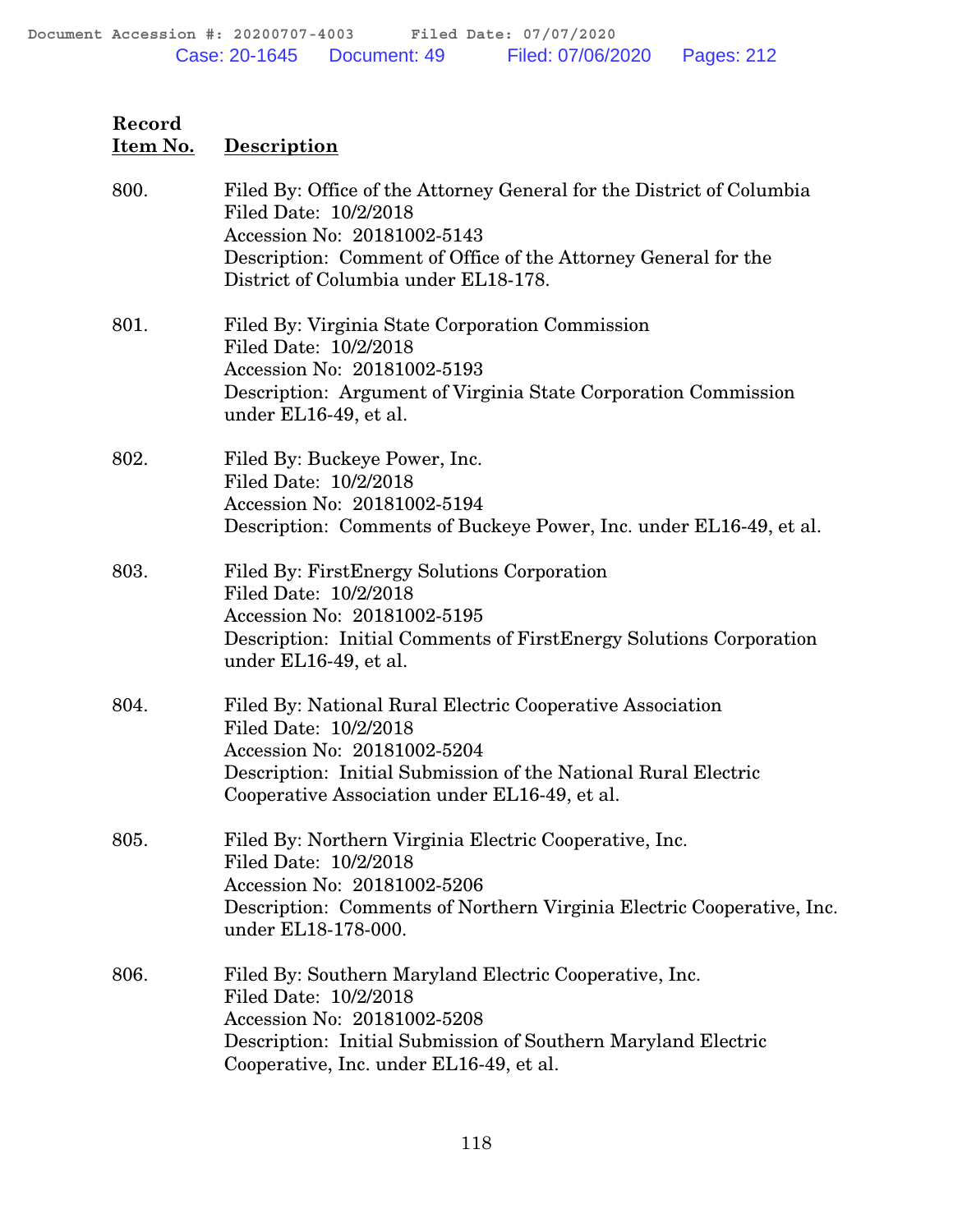| Record Item No. | Description |
|---|---|
| 800. | Filed By: Office of the Attorney General for the District of Columbia<br>Filed Date: 10/2/2018<br>Accession No: 20181002-5143<br>Description: Comment of Office of the Attorney General for the District of Columbia under EL18-178. |
| 801. | Filed By: Virginia State Corporation Commission<br>Filed Date: 10/2/2018<br>Accession No: 20181002-5193<br>Description: Argument of Virginia State Corporation Commission under EL16-49, et al. |
| 802. | Filed By: Buckeye Power, Inc.<br>Filed Date: 10/2/2018<br>Accession No: 20181002-5194<br>Description: Comments of Buckeye Power, Inc. under EL16-49, et al. |
| 803. | Filed By: FirstEnergy Solutions Corporation<br>Filed Date: 10/2/2018<br>Accession No: 20181002-5195<br>Description: Initial Comments of FirstEnergy Solutions Corporation under EL16-49, et al. |
| 804. | Filed By: National Rural Electric Cooperative Association<br>Filed Date: 10/2/2018<br>Accession No: 20181002-5204<br>Description: Initial Submission of the National Rural Electric Cooperative Association under EL16-49, et al. |
| 805. | Filed By: Northern Virginia Electric Cooperative, Inc.<br>Filed Date: 10/2/2018<br>Accession No: 20181002-5206<br>Description: Comments of Northern Virginia Electric Cooperative, Inc. under EL18-178-000. |
| 806. | Filed By: Southern Maryland Electric Cooperative, Inc.<br>Filed Date: 10/2/2018<br>Accession No: 20181002-5208<br>Description: Initial Submission of Southern Maryland Electric Cooperative, Inc. under EL16-49, et al. |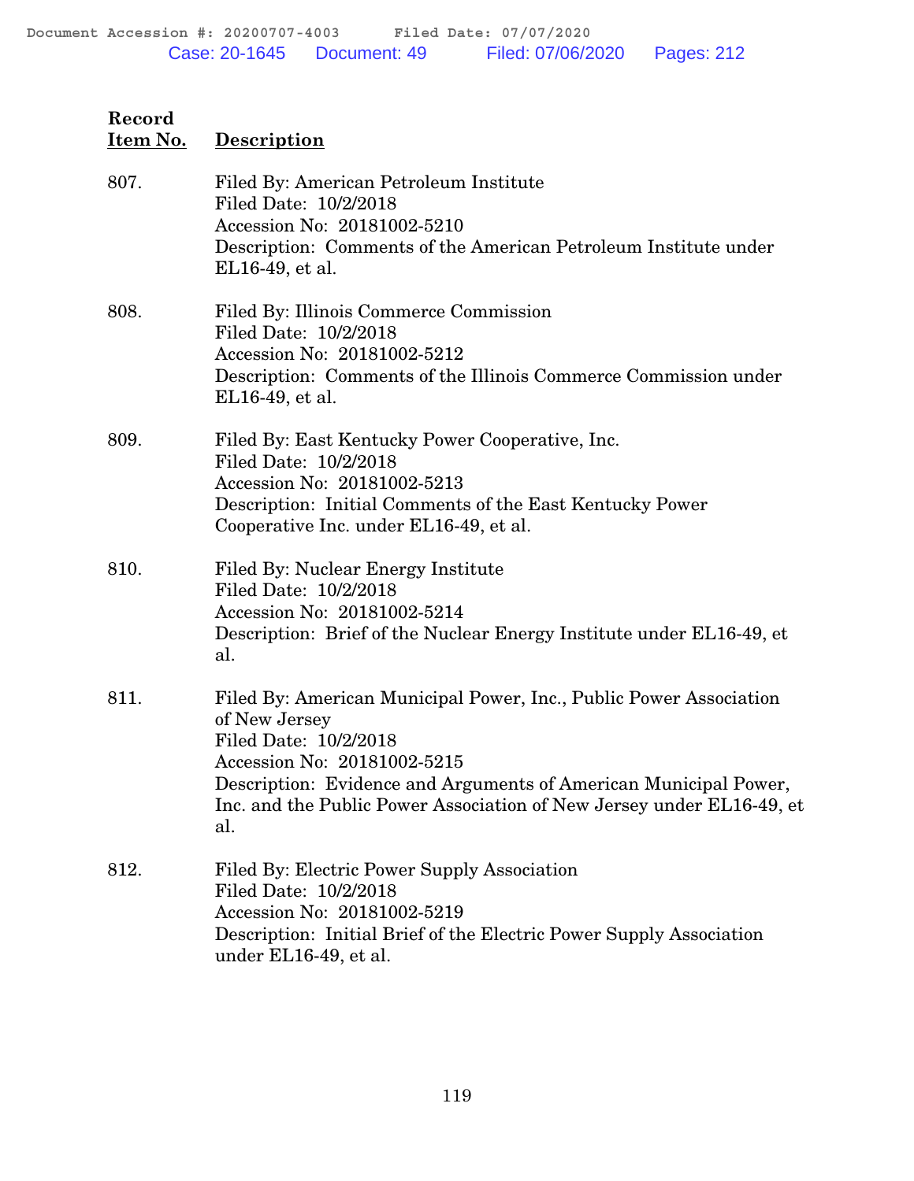| Record Item No. | Description |
| --- | --- |
| 807. | Filed By: American Petroleum Institute<br>Filed Date: 10/2/2018<br>Accession No: 20181002-5210<br>Description: Comments of the American Petroleum Institute under EL16-49, et al. |
| 808. | Filed By: Illinois Commerce Commission<br>Filed Date: 10/2/2018<br>Accession No: 20181002-5212<br>Description: Comments of the Illinois Commerce Commission under EL16-49, et al. |
| 809. | Filed By: East Kentucky Power Cooperative, Inc.<br>Filed Date: 10/2/2018<br>Accession No: 20181002-5213<br>Description: Initial Comments of the East Kentucky Power Cooperative Inc. under EL16-49, et al. |
| 810. | Filed By: Nuclear Energy Institute<br>Filed Date: 10/2/2018<br>Accession No: 20181002-5214<br>Description: Brief of the Nuclear Energy Institute under EL16-49, et al. |
| 811. | Filed By: American Municipal Power, Inc., Public Power Association of New Jersey<br>Filed Date: 10/2/2018<br>Accession No: 20181002-5215<br>Description: Evidence and Arguments of American Municipal Power, Inc. and the Public Power Association of New Jersey under EL16-49, et al. |
| 812. | Filed By: Electric Power Supply Association<br>Filed Date: 10/2/2018<br>Accession No: 20181002-5219<br>Description: Initial Brief of the Electric Power Supply Association under EL16-49, et al. |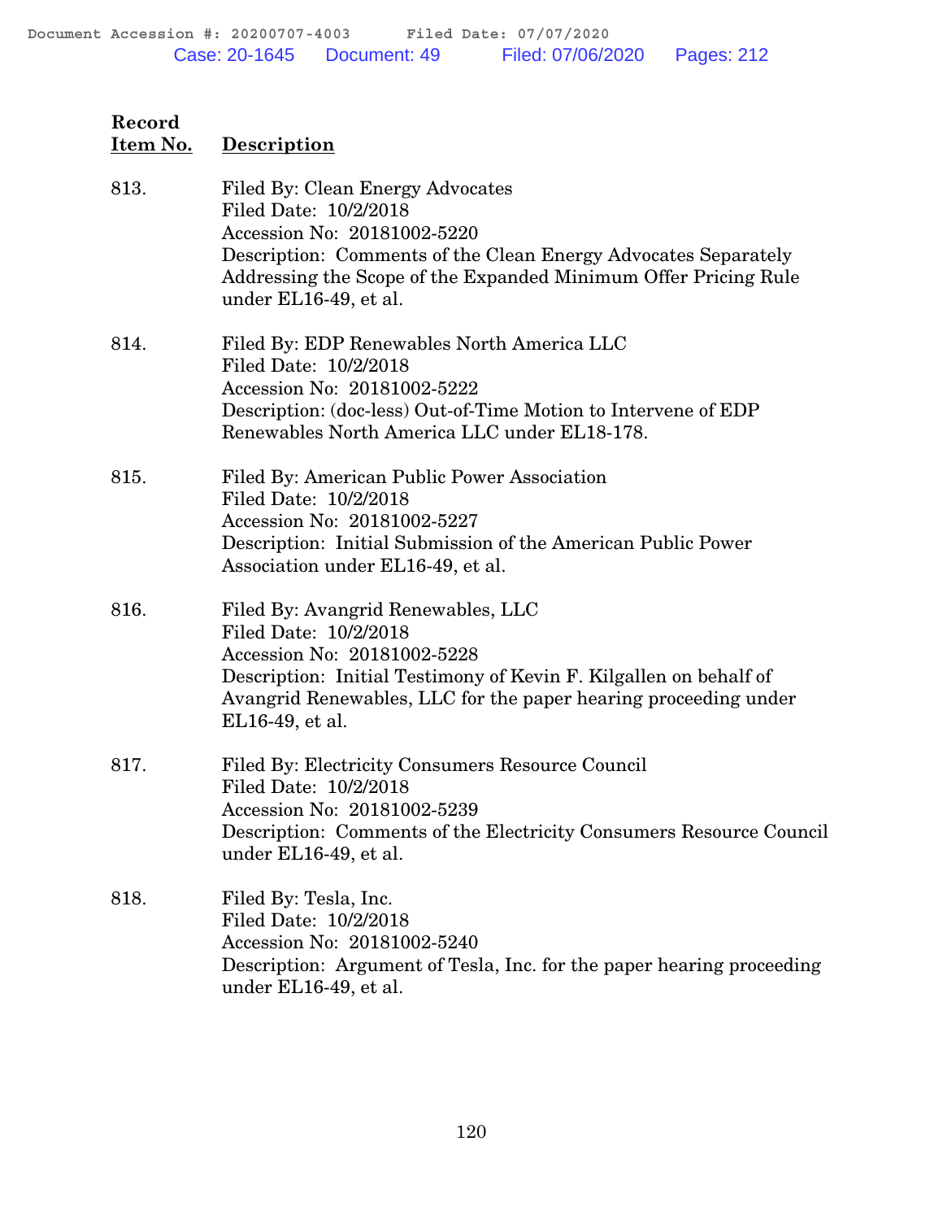| Record Item No. | Description |
|---|---|
| 813. | Filed By: Clean Energy Advocates<br>Filed Date: 10/2/2018<br>Accession No: 20181002-5220<br>Description: Comments of the Clean Energy Advocates Separately Addressing the Scope of the Expanded Minimum Offer Pricing Rule under EL16-49, et al. |
| 814. | Filed By: EDP Renewables North America LLC<br>Filed Date: 10/2/2018<br>Accession No: 20181002-5222<br>Description: (doc-less) Out-of-Time Motion to Intervene of EDP Renewables North America LLC under EL18-178. |
| 815. | Filed By: American Public Power Association<br>Filed Date: 10/2/2018<br>Accession No: 20181002-5227<br>Description: Initial Submission of the American Public Power Association under EL16-49, et al. |
| 816. | Filed By: Avangrid Renewables, LLC<br>Filed Date: 10/2/2018<br>Accession No: 20181002-5228<br>Description: Initial Testimony of Kevin F. Kilgallen on behalf of Avangrid Renewables, LLC for the paper hearing proceeding under EL16-49, et al. |
| 817. | Filed By: Electricity Consumers Resource Council<br>Filed Date: 10/2/2018<br>Accession No: 20181002-5239<br>Description: Comments of the Electricity Consumers Resource Council under EL16-49, et al. |
| 818. | Filed By: Tesla, Inc.<br>Filed Date: 10/2/2018<br>Accession No: 20181002-5240<br>Description: Argument of Tesla, Inc. for the paper hearing proceeding under EL16-49, et al. |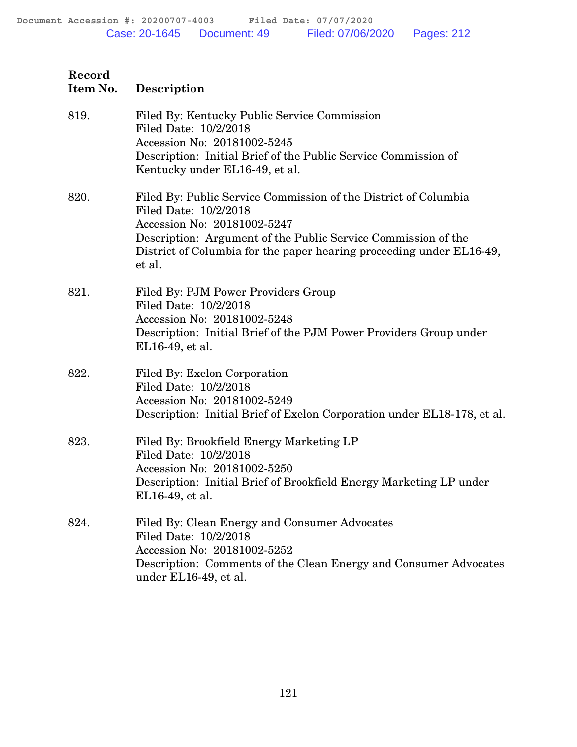| Record Item No. | Description |
|---|---|
| 819. | Filed By: Kentucky Public Service Commission<br>Filed Date: 10/2/2018<br>Accession No: 20181002-5245<br>Description: Initial Brief of the Public Service Commission of Kentucky under EL16-49, et al. |
| 820. | Filed By: Public Service Commission of the District of Columbia<br>Filed Date: 10/2/2018<br>Accession No: 20181002-5247<br>Description: Argument of the Public Service Commission of the District of Columbia for the paper hearing proceeding under EL16-49, et al. |
| 821. | Filed By: PJM Power Providers Group<br>Filed Date: 10/2/2018<br>Accession No: 20181002-5248<br>Description: Initial Brief of the PJM Power Providers Group under EL16-49, et al. |
| 822. | Filed By: Exelon Corporation<br>Filed Date: 10/2/2018<br>Accession No: 20181002-5249<br>Description: Initial Brief of Exelon Corporation under EL18-178, et al. |
| 823. | Filed By: Brookfield Energy Marketing LP<br>Filed Date: 10/2/2018<br>Accession No: 20181002-5250<br>Description: Initial Brief of Brookfield Energy Marketing LP under EL16-49, et al. |
| 824. | Filed By: Clean Energy and Consumer Advocates<br>Filed Date: 10/2/2018<br>Accession No: 20181002-5252<br>Description: Comments of the Clean Energy and Consumer Advocates under EL16-49, et al. |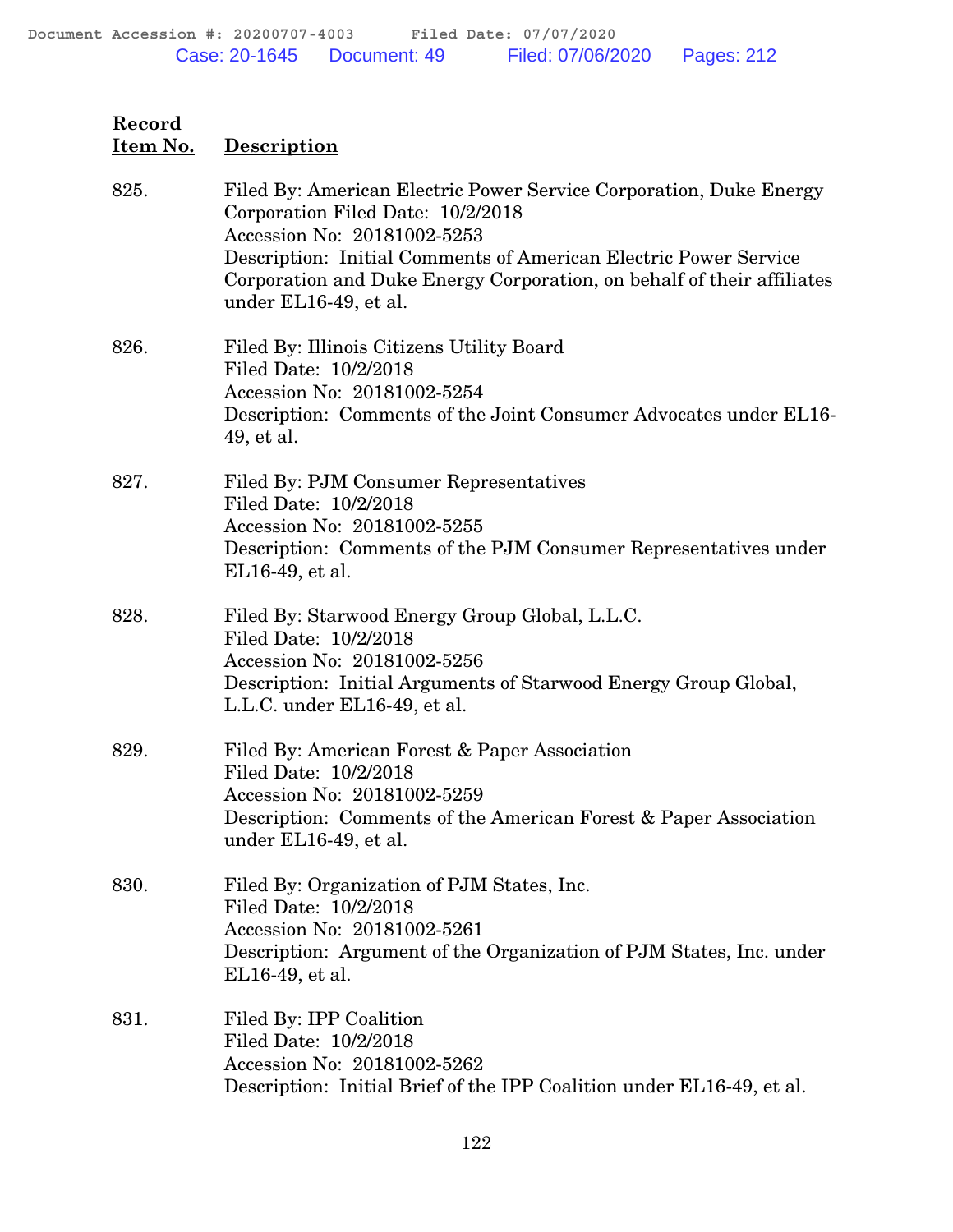| Record Item No. | Description |
|---|---|
| 825. | Filed By: American Electric Power Service Corporation, Duke Energy Corporation Filed Date: 10/2/2018<br>Accession No: 20181002-5253<br>Description: Initial Comments of American Electric Power Service Corporation and Duke Energy Corporation, on behalf of their affiliates under EL16-49, et al. |
| 826. | Filed By: Illinois Citizens Utility Board<br>Filed Date: 10/2/2018<br>Accession No: 20181002-5254<br>Description: Comments of the Joint Consumer Advocates under EL16-49, et al. |
| 827. | Filed By: PJM Consumer Representatives<br>Filed Date: 10/2/2018<br>Accession No: 20181002-5255<br>Description: Comments of the PJM Consumer Representatives under EL16-49, et al. |
| 828. | Filed By: Starwood Energy Group Global, L.L.C.<br>Filed Date: 10/2/2018<br>Accession No: 20181002-5256<br>Description: Initial Arguments of Starwood Energy Group Global, L.L.C. under EL16-49, et al. |
| 829. | Filed By: American Forest & Paper Association<br>Filed Date: 10/2/2018<br>Accession No: 20181002-5259<br>Description: Comments of the American Forest & Paper Association under EL16-49, et al. |
| 830. | Filed By: Organization of PJM States, Inc.<br>Filed Date: 10/2/2018<br>Accession No: 20181002-5261<br>Description: Argument of the Organization of PJM States, Inc. under EL16-49, et al. |
| 831. | Filed By: IPP Coalition<br>Filed Date: 10/2/2018<br>Accession No: 20181002-5262<br>Description: Initial Brief of the IPP Coalition under EL16-49, et al. |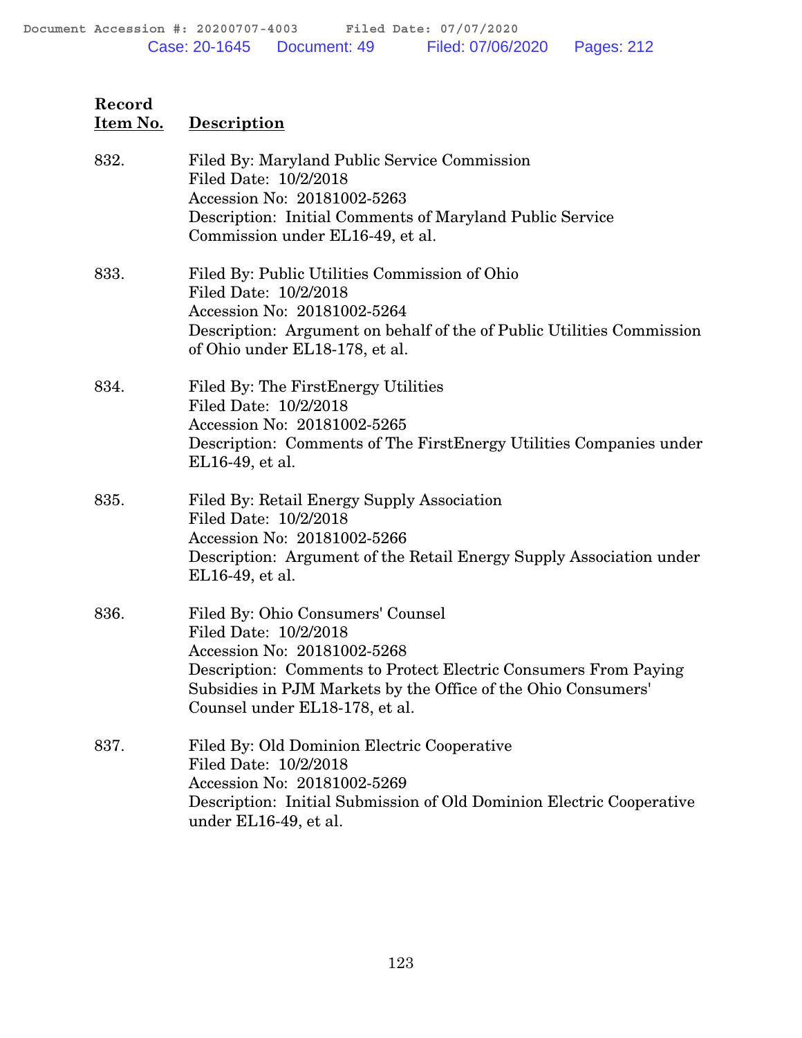| Record Item No. | Description |
|---|---|
| 832. | Filed By: Maryland Public Service Commission<br>Filed Date: 10/2/2018<br>Accession No: 20181002-5263<br>Description: Initial Comments of Maryland Public Service Commission under EL16-49, et al. |
| 833. | Filed By: Public Utilities Commission of Ohio<br>Filed Date: 10/2/2018<br>Accession No: 20181002-5264<br>Description: Argument on behalf of the of Public Utilities Commission of Ohio under EL18-178, et al. |
| 834. | Filed By: The FirstEnergy Utilities<br>Filed Date: 10/2/2018<br>Accession No: 20181002-5265<br>Description: Comments of The FirstEnergy Utilities Companies under EL16-49, et al. |
| 835. | Filed By: Retail Energy Supply Association<br>Filed Date: 10/2/2018<br>Accession No: 20181002-5266<br>Description: Argument of the Retail Energy Supply Association under EL16-49, et al. |
| 836. | Filed By: Ohio Consumers' Counsel<br>Filed Date: 10/2/2018<br>Accession No: 20181002-5268<br>Description: Comments to Protect Electric Consumers From Paying Subsidies in PJM Markets by the Office of the Ohio Consumers' Counsel under EL18-178, et al. |
| 837. | Filed By: Old Dominion Electric Cooperative<br>Filed Date: 10/2/2018<br>Accession No: 20181002-5269<br>Description: Initial Submission of Old Dominion Electric Cooperative under EL16-49, et al. |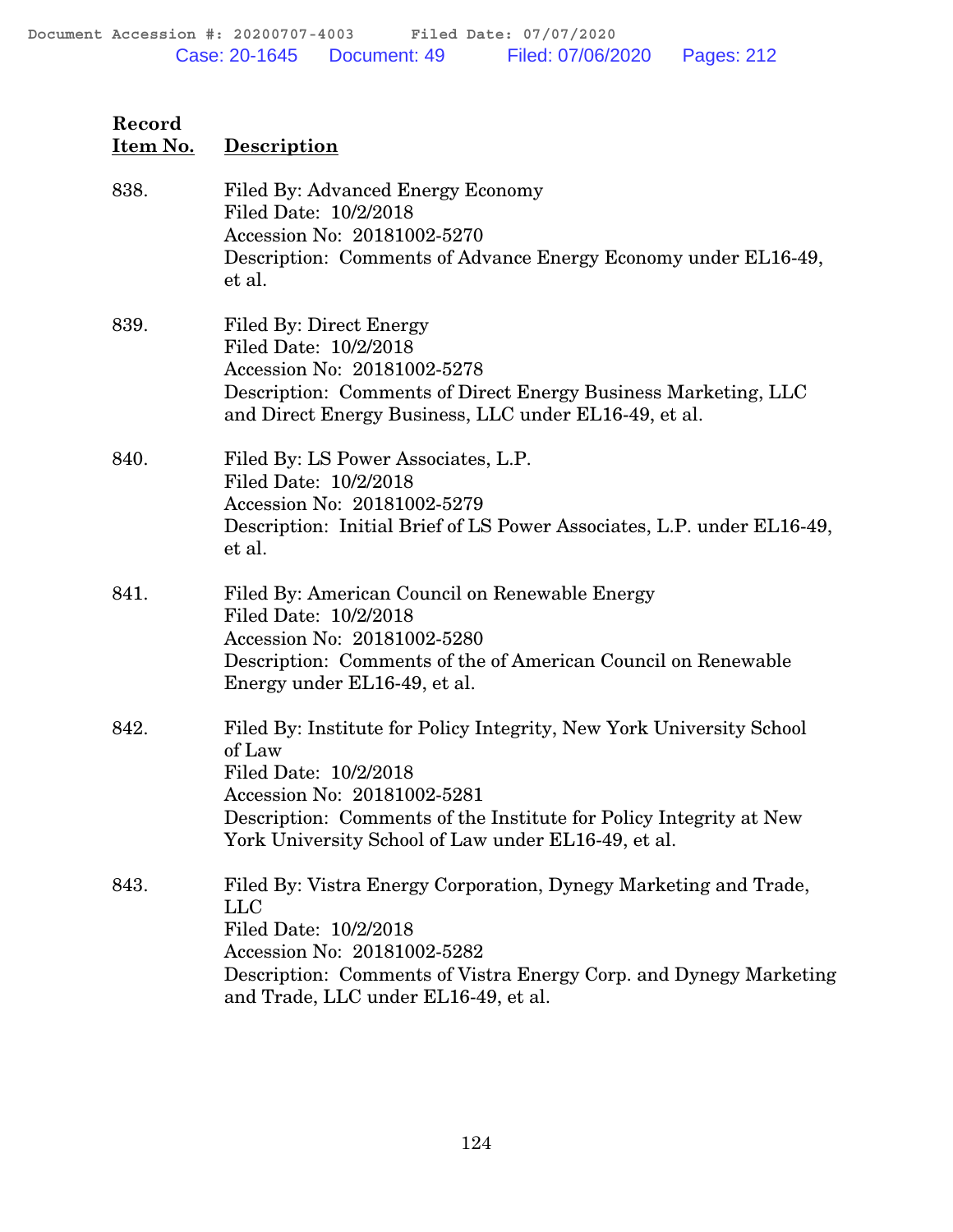| Record Item No. | Description |
|---|---|
| 838. | Filed By: Advanced Energy Economy<br>Filed Date: 10/2/2018<br>Accession No: 20181002-5270<br>Description: Comments of Advance Energy Economy under EL16-49, et al. |
| 839. | Filed By: Direct Energy<br>Filed Date: 10/2/2018<br>Accession No: 20181002-5278<br>Description: Comments of Direct Energy Business Marketing, LLC and Direct Energy Business, LLC under EL16-49, et al. |
| 840. | Filed By: LS Power Associates, L.P.<br>Filed Date: 10/2/2018<br>Accession No: 20181002-5279<br>Description: Initial Brief of LS Power Associates, L.P. under EL16-49, et al. |
| 841. | Filed By: American Council on Renewable Energy<br>Filed Date: 10/2/2018<br>Accession No: 20181002-5280<br>Description: Comments of the of American Council on Renewable Energy under EL16-49, et al. |
| 842. | Filed By: Institute for Policy Integrity, New York University School of Law<br>Filed Date: 10/2/2018<br>Accession No: 20181002-5281<br>Description: Comments of the Institute for Policy Integrity at New York University School of Law under EL16-49, et al. |
| 843. | Filed By: Vistra Energy Corporation, Dynegy Marketing and Trade, LLC<br>Filed Date: 10/2/2018<br>Accession No: 20181002-5282<br>Description: Comments of Vistra Energy Corp. and Dynegy Marketing and Trade, LLC under EL16-49, et al. |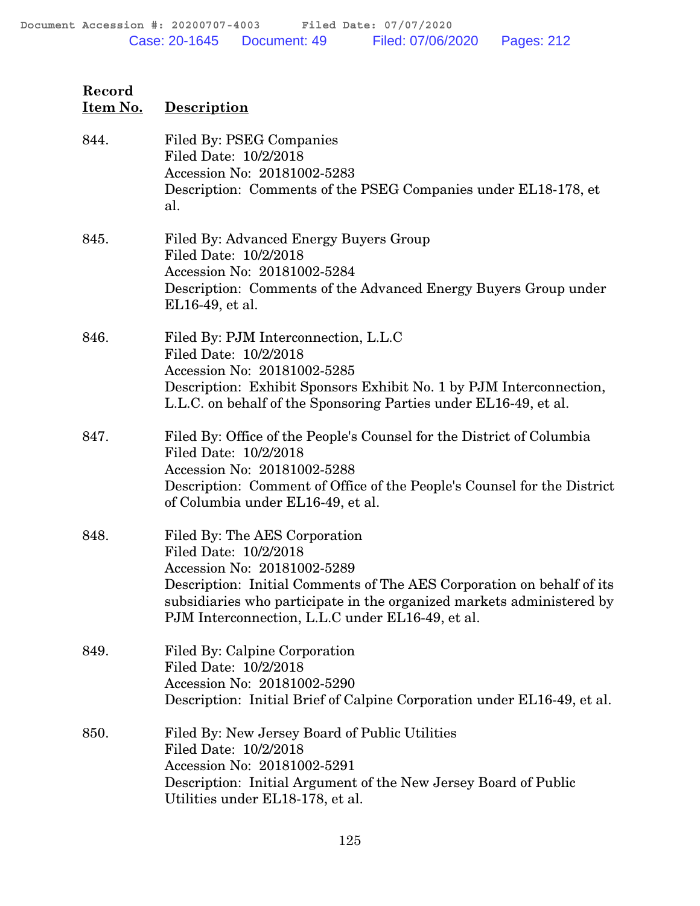| Record Item No. | Description |
|---|---|
| 844. | Filed By: PSEG Companies<br>Filed Date: 10/2/2018<br>Accession No: 20181002-5283<br>Description: Comments of the PSEG Companies under EL18-178, et al. |
| 845. | Filed By: Advanced Energy Buyers Group<br>Filed Date: 10/2/2018<br>Accession No: 20181002-5284<br>Description: Comments of the Advanced Energy Buyers Group under EL16-49, et al. |
| 846. | Filed By: PJM Interconnection, L.L.C<br>Filed Date: 10/2/2018<br>Accession No: 20181002-5285<br>Description: Exhibit Sponsors Exhibit No. 1 by PJM Interconnection, L.L.C. on behalf of the Sponsoring Parties under EL16-49, et al. |
| 847. | Filed By: Office of the People's Counsel for the District of Columbia<br>Filed Date: 10/2/2018<br>Accession No: 20181002-5288<br>Description: Comment of Office of the People's Counsel for the District of Columbia under EL16-49, et al. |
| 848. | Filed By: The AES Corporation<br>Filed Date: 10/2/2018<br>Accession No: 20181002-5289<br>Description: Initial Comments of The AES Corporation on behalf of its subsidiaries who participate in the organized markets administered by PJM Interconnection, L.L.C under EL16-49, et al. |
| 849. | Filed By: Calpine Corporation<br>Filed Date: 10/2/2018<br>Accession No: 20181002-5290<br>Description: Initial Brief of Calpine Corporation under EL16-49, et al. |
| 850. | Filed By: New Jersey Board of Public Utilities<br>Filed Date: 10/2/2018<br>Accession No: 20181002-5291<br>Description: Initial Argument of the New Jersey Board of Public Utilities under EL18-178, et al. |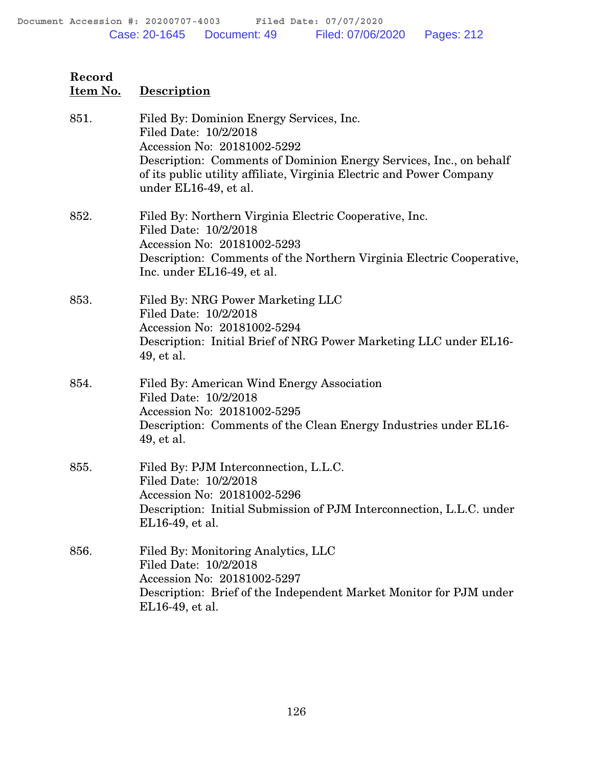| Record Item No. | Description |
|---|---|
| 851. | Filed By: Dominion Energy Services, Inc.<br>Filed Date: 10/2/2018<br>Accession No: 20181002-5292<br>Description: Comments of Dominion Energy Services, Inc., on behalf of its public utility affiliate, Virginia Electric and Power Company under EL16-49, et al. |
| 852. | Filed By: Northern Virginia Electric Cooperative, Inc.<br>Filed Date: 10/2/2018<br>Accession No: 20181002-5293<br>Description: Comments of the Northern Virginia Electric Cooperative, Inc. under EL16-49, et al. |
| 853. | Filed By: NRG Power Marketing LLC<br>Filed Date: 10/2/2018<br>Accession No: 20181002-5294<br>Description: Initial Brief of NRG Power Marketing LLC under EL16-49, et al. |
| 854. | Filed By: American Wind Energy Association<br>Filed Date: 10/2/2018<br>Accession No: 20181002-5295<br>Description: Comments of the Clean Energy Industries under EL16-49, et al. |
| 855. | Filed By: PJM Interconnection, L.L.C.<br>Filed Date: 10/2/2018<br>Accession No: 20181002-5296<br>Description: Initial Submission of PJM Interconnection, L.L.C. under EL16-49, et al. |
| 856. | Filed By: Monitoring Analytics, LLC<br>Filed Date: 10/2/2018<br>Accession No: 20181002-5297<br>Description: Brief of the Independent Market Monitor for PJM under EL16-49, et al. |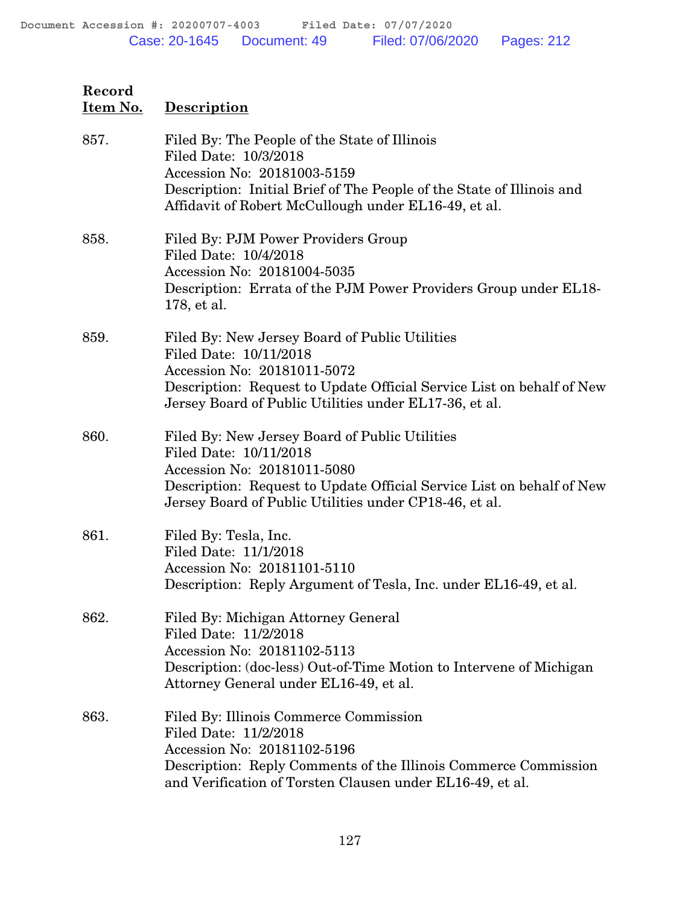| Record Item No. | Description |
|---|---|
| 857. | Filed By: The People of the State of Illinois<br>Filed Date: 10/3/2018<br>Accession No: 20181003-5159<br>Description: Initial Brief of The People of the State of Illinois and Affidavit of Robert McCullough under EL16-49, et al. |
| 858. | Filed By: PJM Power Providers Group<br>Filed Date: 10/4/2018<br>Accession No: 20181004-5035<br>Description: Errata of the PJM Power Providers Group under EL18-178, et al. |
| 859. | Filed By: New Jersey Board of Public Utilities<br>Filed Date: 10/11/2018<br>Accession No: 20181011-5072<br>Description: Request to Update Official Service List on behalf of New Jersey Board of Public Utilities under EL17-36, et al. |
| 860. | Filed By: New Jersey Board of Public Utilities<br>Filed Date: 10/11/2018<br>Accession No: 20181011-5080<br>Description: Request to Update Official Service List on behalf of New Jersey Board of Public Utilities under CP18-46, et al. |
| 861. | Filed By: Tesla, Inc.<br>Filed Date: 11/1/2018<br>Accession No: 20181101-5110<br>Description: Reply Argument of Tesla, Inc. under EL16-49, et al. |
| 862. | Filed By: Michigan Attorney General<br>Filed Date: 11/2/2018<br>Accession No: 20181102-5113<br>Description: (doc-less) Out-of-Time Motion to Intervene of Michigan Attorney General under EL16-49, et al. |
| 863. | Filed By: Illinois Commerce Commission<br>Filed Date: 11/2/2018<br>Accession No: 20181102-5196<br>Description: Reply Comments of the Illinois Commerce Commission and Verification of Torsten Clausen under EL16-49, et al. |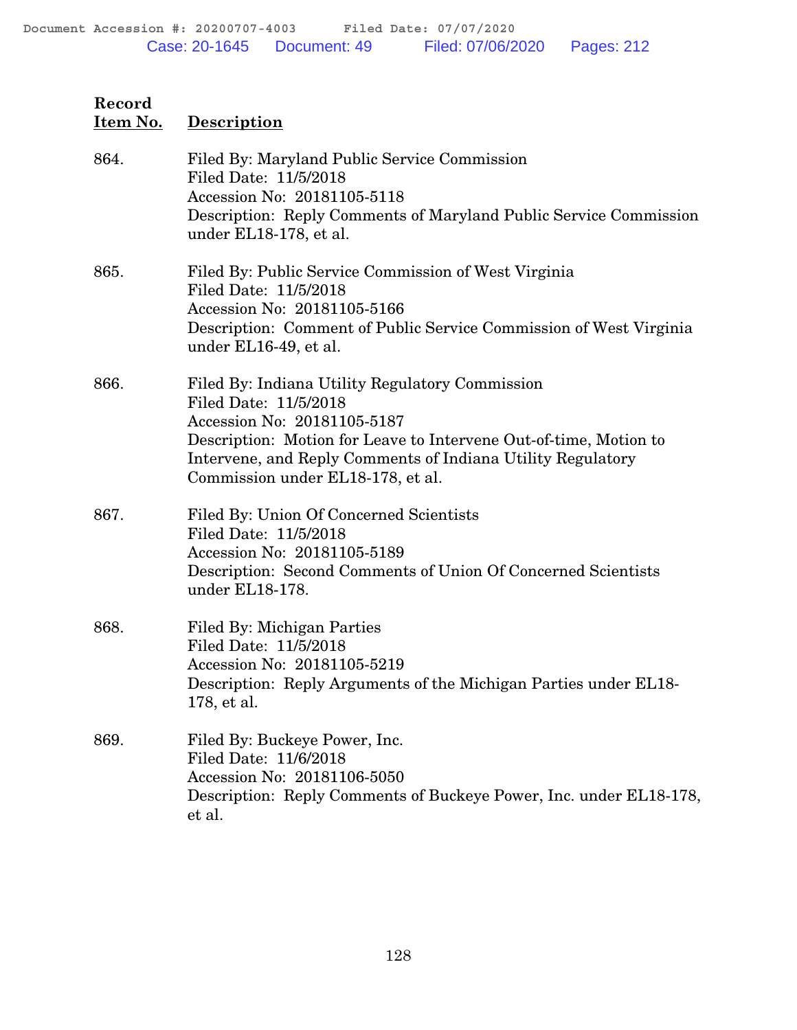| Record Item No. | Description |
|---|---|
| 864. | Filed By: Maryland Public Service Commission<br>Filed Date: 11/5/2018<br>Accession No: 20181105-5118<br>Description: Reply Comments of Maryland Public Service Commission under EL18-178, et al. |
| 865. | Filed By: Public Service Commission of West Virginia<br>Filed Date: 11/5/2018<br>Accession No: 20181105-5166<br>Description: Comment of Public Service Commission of West Virginia under EL16-49, et al. |
| 866. | Filed By: Indiana Utility Regulatory Commission<br>Filed Date: 11/5/2018<br>Accession No: 20181105-5187<br>Description: Motion for Leave to Intervene Out-of-time, Motion to Intervene, and Reply Comments of Indiana Utility Regulatory Commission under EL18-178, et al. |
| 867. | Filed By: Union Of Concerned Scientists<br>Filed Date: 11/5/2018<br>Accession No: 20181105-5189<br>Description: Second Comments of Union Of Concerned Scientists under EL18-178. |
| 868. | Filed By: Michigan Parties<br>Filed Date: 11/5/2018<br>Accession No: 20181105-5219<br>Description: Reply Arguments of the Michigan Parties under EL18-178, et al. |
| 869. | Filed By: Buckeye Power, Inc.<br>Filed Date: 11/6/2018<br>Accession No: 20181106-5050<br>Description: Reply Comments of Buckeye Power, Inc. under EL18-178, et al. |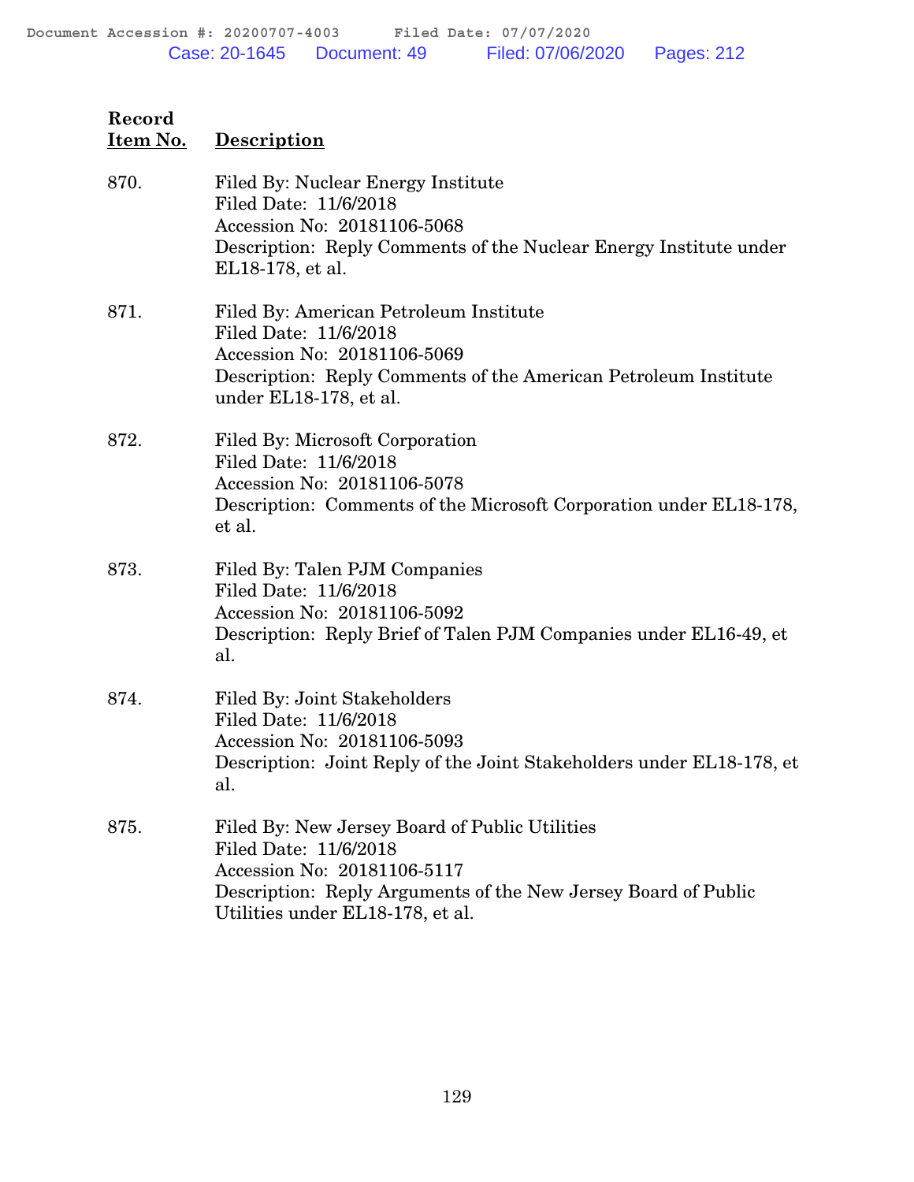| Record Item No. | Description |
|---|---|
| 870. | Filed By: Nuclear Energy Institute<br>Filed Date: 11/6/2018<br>Accession No: 20181106-5068<br>Description: Reply Comments of the Nuclear Energy Institute under EL18-178, et al. |
| 871. | Filed By: American Petroleum Institute<br>Filed Date: 11/6/2018<br>Accession No: 20181106-5069<br>Description: Reply Comments of the American Petroleum Institute under EL18-178, et al. |
| 872. | Filed By: Microsoft Corporation<br>Filed Date: 11/6/2018<br>Accession No: 20181106-5078<br>Description: Comments of the Microsoft Corporation under EL18-178, et al. |
| 873. | Filed By: Talen PJM Companies<br>Filed Date: 11/6/2018<br>Accession No: 20181106-5092<br>Description: Reply Brief of Talen PJM Companies under EL16-49, et al. |
| 874. | Filed By: Joint Stakeholders<br>Filed Date: 11/6/2018<br>Accession No: 20181106-5093<br>Description: Joint Reply of the Joint Stakeholders under EL18-178, et al. |
| 875. | Filed By: New Jersey Board of Public Utilities<br>Filed Date: 11/6/2018<br>Accession No: 20181106-5117<br>Description: Reply Arguments of the New Jersey Board of Public Utilities under EL18-178, et al. |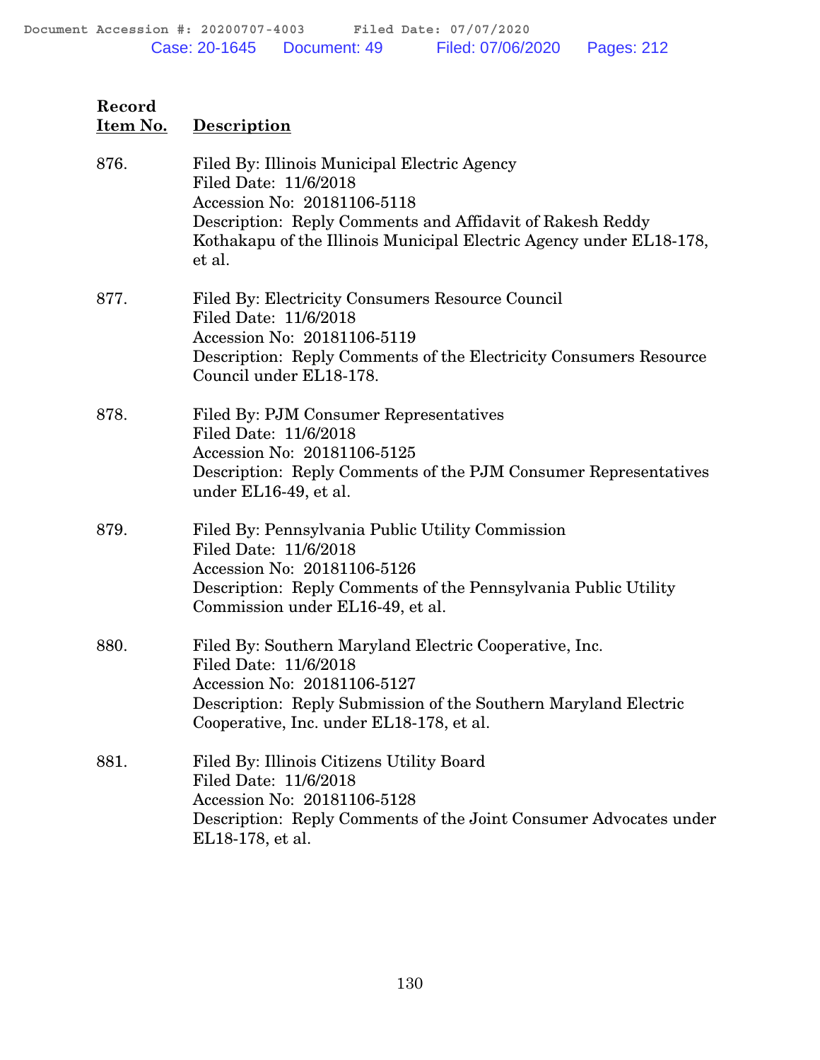| Record Item No. | Description |
|---|---|
| 876. | Filed By: Illinois Municipal Electric Agency<br>Filed Date: 11/6/2018<br>Accession No: 20181106-5118<br>Description: Reply Comments and Affidavit of Rakesh Reddy Kothakapu of the Illinois Municipal Electric Agency under EL18-178, et al. |
| 877. | Filed By: Electricity Consumers Resource Council<br>Filed Date: 11/6/2018<br>Accession No: 20181106-5119<br>Description: Reply Comments of the Electricity Consumers Resource Council under EL18-178. |
| 878. | Filed By: PJM Consumer Representatives<br>Filed Date: 11/6/2018<br>Accession No: 20181106-5125<br>Description: Reply Comments of the PJM Consumer Representatives under EL16-49, et al. |
| 879. | Filed By: Pennsylvania Public Utility Commission<br>Filed Date: 11/6/2018<br>Accession No: 20181106-5126<br>Description: Reply Comments of the Pennsylvania Public Utility Commission under EL16-49, et al. |
| 880. | Filed By: Southern Maryland Electric Cooperative, Inc.<br>Filed Date: 11/6/2018<br>Accession No: 20181106-5127<br>Description: Reply Submission of the Southern Maryland Electric Cooperative, Inc. under EL18-178, et al. |
| 881. | Filed By: Illinois Citizens Utility Board<br>Filed Date: 11/6/2018<br>Accession No: 20181106-5128<br>Description: Reply Comments of the Joint Consumer Advocates under EL18-178, et al. |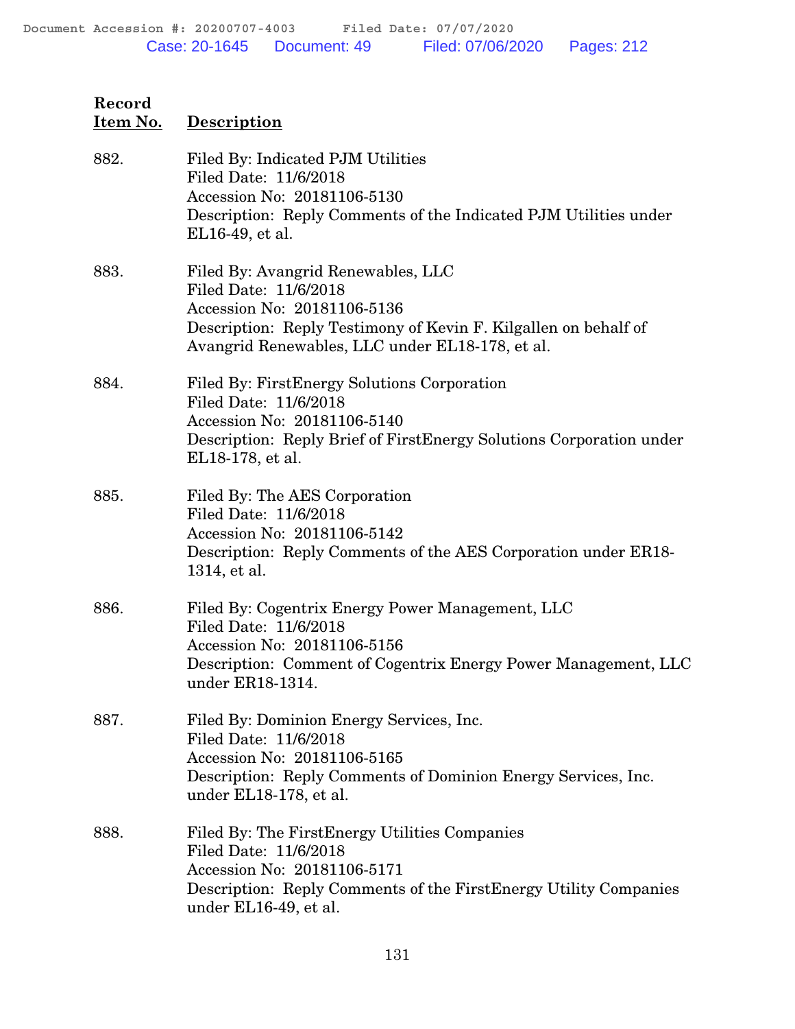| Record Item No. | Description |
|---|---|
| 882. | Filed By: Indicated PJM Utilities<br>Filed Date: 11/6/2018<br>Accession No: 20181106-5130<br>Description: Reply Comments of the Indicated PJM Utilities under EL16-49, et al. |
| 883. | Filed By: Avangrid Renewables, LLC<br>Filed Date: 11/6/2018<br>Accession No: 20181106-5136<br>Description: Reply Testimony of Kevin F. Kilgallen on behalf of Avangrid Renewables, LLC under EL18-178, et al. |
| 884. | Filed By: FirstEnergy Solutions Corporation<br>Filed Date: 11/6/2018<br>Accession No: 20181106-5140<br>Description: Reply Brief of FirstEnergy Solutions Corporation under EL18-178, et al. |
| 885. | Filed By: The AES Corporation<br>Filed Date: 11/6/2018<br>Accession No: 20181106-5142<br>Description: Reply Comments of the AES Corporation under ER18-1314, et al. |
| 886. | Filed By: Cogentrix Energy Power Management, LLC<br>Filed Date: 11/6/2018<br>Accession No: 20181106-5156<br>Description: Comment of Cogentrix Energy Power Management, LLC under ER18-1314. |
| 887. | Filed By: Dominion Energy Services, Inc.<br>Filed Date: 11/6/2018<br>Accession No: 20181106-5165<br>Description: Reply Comments of Dominion Energy Services, Inc. under EL18-178, et al. |
| 888. | Filed By: The FirstEnergy Utilities Companies<br>Filed Date: 11/6/2018<br>Accession No: 20181106-5171<br>Description: Reply Comments of the FirstEnergy Utility Companies under EL16-49, et al. |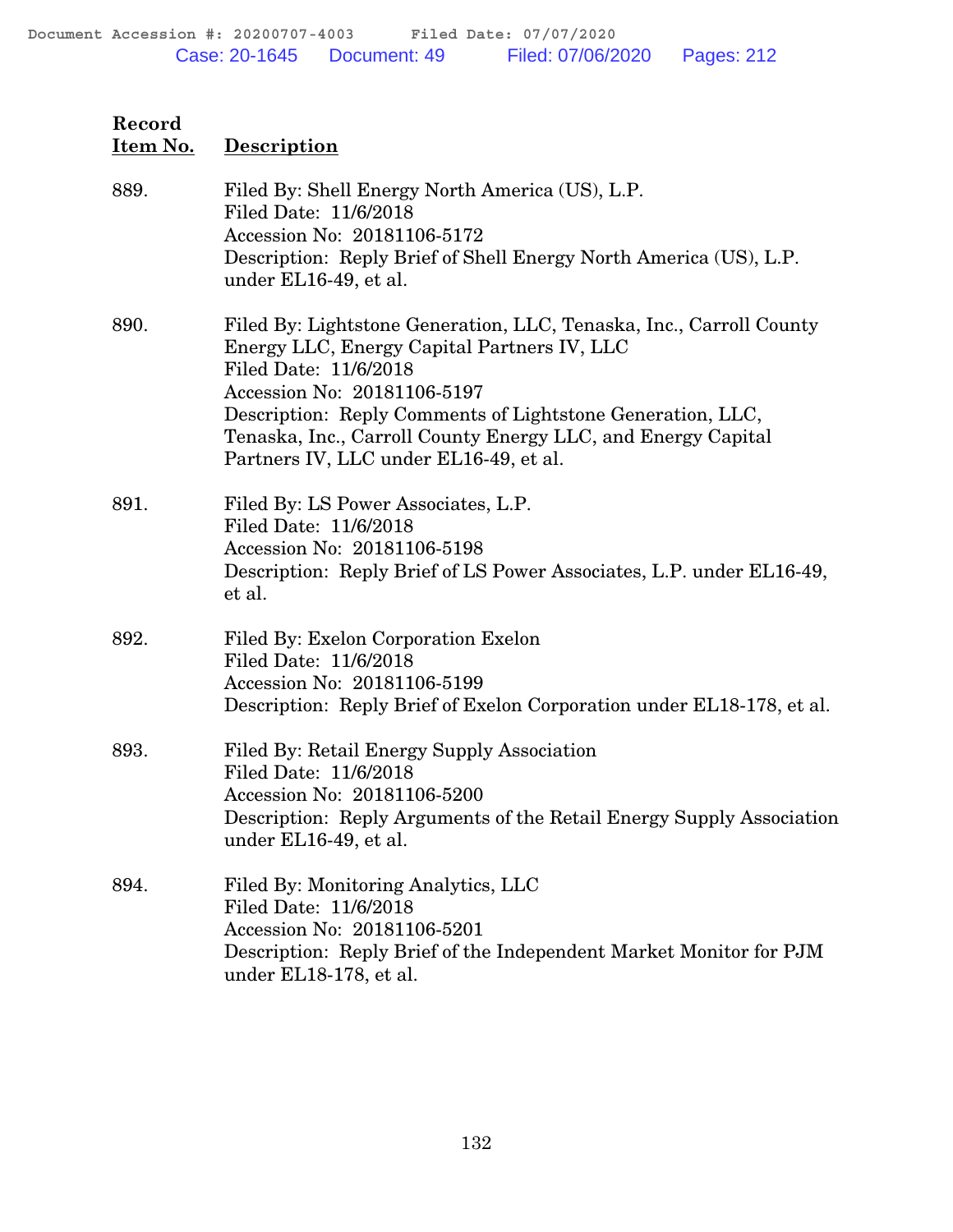| Record Item No. | Description |
|---|---|
| 889. | Filed By: Shell Energy North America (US), L.P.<br>Filed Date: 11/6/2018<br>Accession No: 20181106-5172<br>Description: Reply Brief of Shell Energy North America (US), L.P. under EL16-49, et al. |
| 890. | Filed By: Lightstone Generation, LLC, Tenaska, Inc., Carroll County Energy LLC, Energy Capital Partners IV, LLC<br>Filed Date: 11/6/2018<br>Accession No: 20181106-5197<br>Description: Reply Comments of Lightstone Generation, LLC, Tenaska, Inc., Carroll County Energy LLC, and Energy Capital Partners IV, LLC under EL16-49, et al. |
| 891. | Filed By: LS Power Associates, L.P.<br>Filed Date: 11/6/2018<br>Accession No: 20181106-5198<br>Description: Reply Brief of LS Power Associates, L.P. under EL16-49, et al. |
| 892. | Filed By: Exelon Corporation Exelon<br>Filed Date: 11/6/2018<br>Accession No: 20181106-5199<br>Description: Reply Brief of Exelon Corporation under EL18-178, et al. |
| 893. | Filed By: Retail Energy Supply Association<br>Filed Date: 11/6/2018<br>Accession No: 20181106-5200<br>Description: Reply Arguments of the Retail Energy Supply Association under EL16-49, et al. |
| 894. | Filed By: Monitoring Analytics, LLC<br>Filed Date: 11/6/2018<br>Accession No: 20181106-5201<br>Description: Reply Brief of the Independent Market Monitor for PJM under EL18-178, et al. |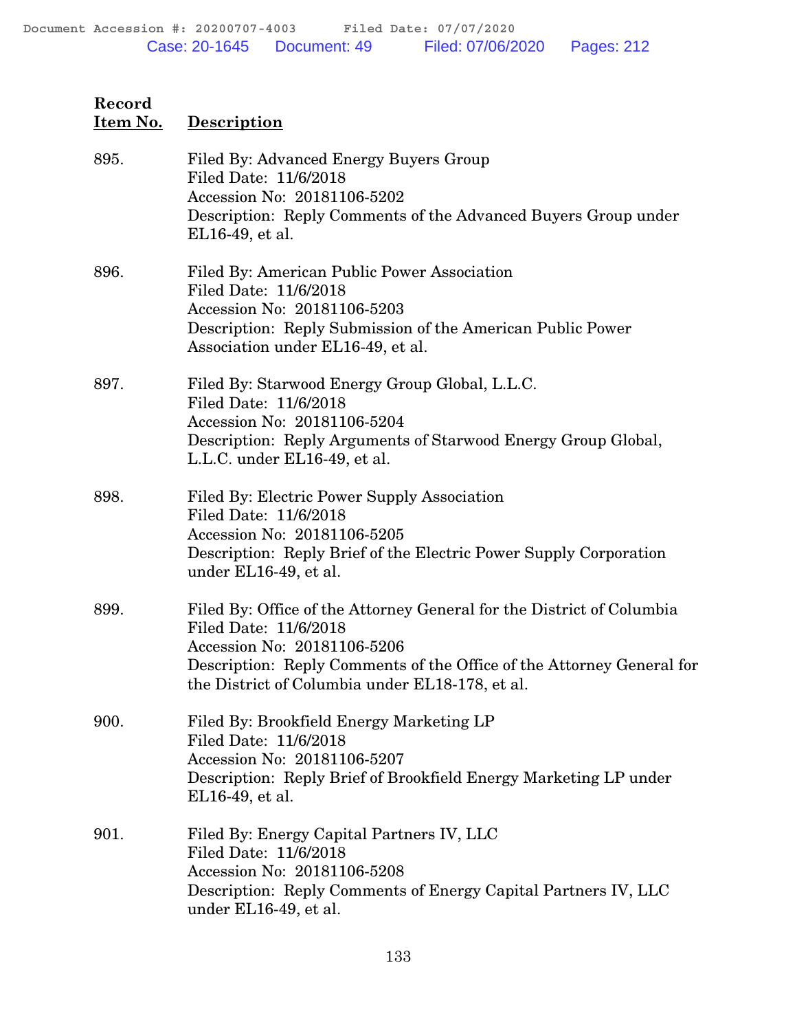| Record Item No. | Description |
|---|---|
| 895. | Filed By: Advanced Energy Buyers Group<br>Filed Date: 11/6/2018<br>Accession No: 20181106-5202<br>Description: Reply Comments of the Advanced Buyers Group under EL16-49, et al. |
| 896. | Filed By: American Public Power Association<br>Filed Date: 11/6/2018<br>Accession No: 20181106-5203<br>Description: Reply Submission of the American Public Power Association under EL16-49, et al. |
| 897. | Filed By: Starwood Energy Group Global, L.L.C.<br>Filed Date: 11/6/2018<br>Accession No: 20181106-5204<br>Description: Reply Arguments of Starwood Energy Group Global, L.L.C. under EL16-49, et al. |
| 898. | Filed By: Electric Power Supply Association<br>Filed Date: 11/6/2018<br>Accession No: 20181106-5205<br>Description: Reply Brief of the Electric Power Supply Corporation under EL16-49, et al. |
| 899. | Filed By: Office of the Attorney General for the District of Columbia<br>Filed Date: 11/6/2018<br>Accession No: 20181106-5206<br>Description: Reply Comments of the Office of the Attorney General for the District of Columbia under EL18-178, et al. |
| 900. | Filed By: Brookfield Energy Marketing LP<br>Filed Date: 11/6/2018<br>Accession No: 20181106-5207<br>Description: Reply Brief of Brookfield Energy Marketing LP under EL16-49, et al. |
| 901. | Filed By: Energy Capital Partners IV, LLC<br>Filed Date: 11/6/2018<br>Accession No: 20181106-5208<br>Description: Reply Comments of Energy Capital Partners IV, LLC under EL16-49, et al. |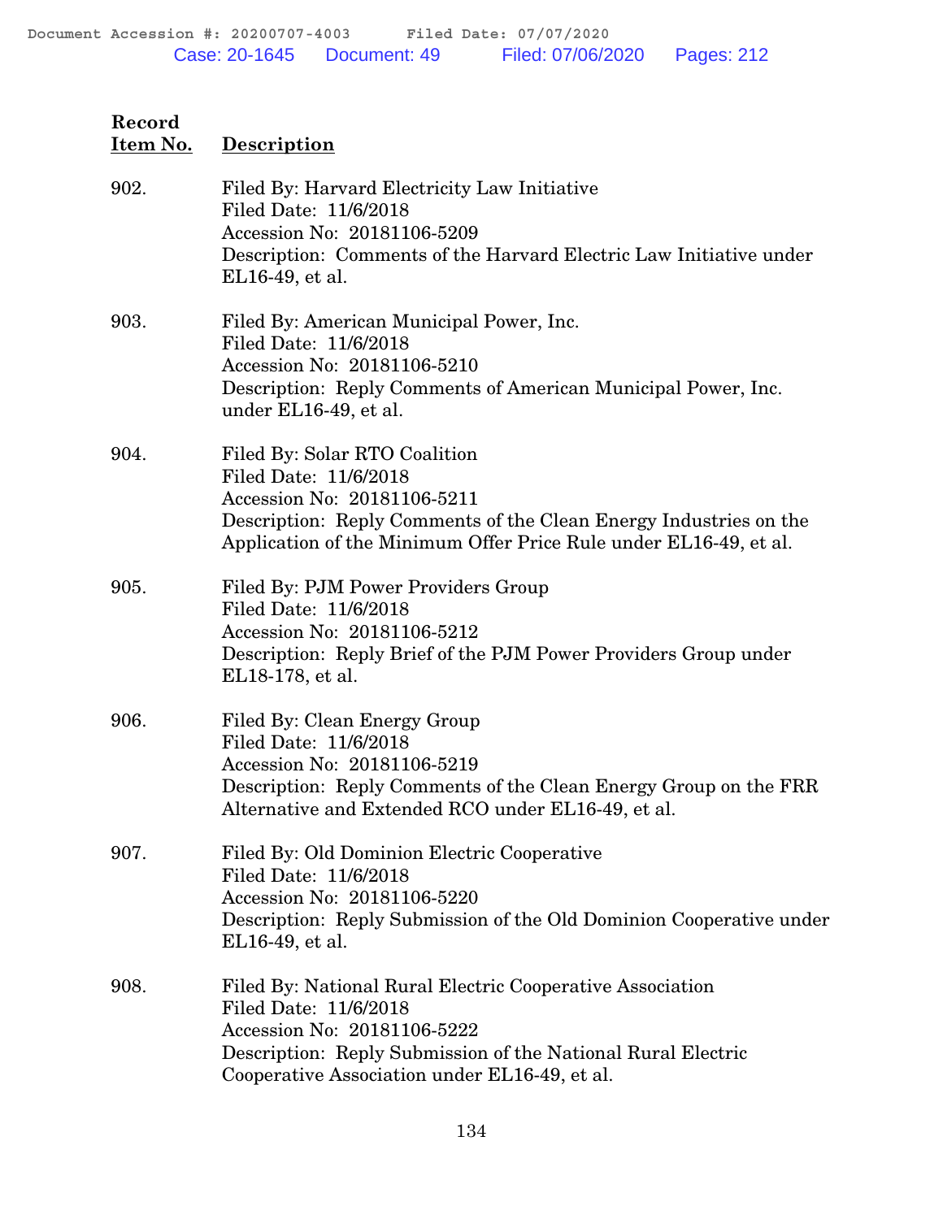| Record Item No. | Description |
|---|---|
| 902. | Filed By: Harvard Electricity Law Initiative<br>Filed Date: 11/6/2018<br>Accession No: 20181106-5209<br>Description: Comments of the Harvard Electric Law Initiative under EL16-49, et al. |
| 903. | Filed By: American Municipal Power, Inc.<br>Filed Date: 11/6/2018<br>Accession No: 20181106-5210<br>Description: Reply Comments of American Municipal Power, Inc. under EL16-49, et al. |
| 904. | Filed By: Solar RTO Coalition<br>Filed Date: 11/6/2018<br>Accession No: 20181106-5211<br>Description: Reply Comments of the Clean Energy Industries on the Application of the Minimum Offer Price Rule under EL16-49, et al. |
| 905. | Filed By: PJM Power Providers Group<br>Filed Date: 11/6/2018<br>Accession No: 20181106-5212<br>Description: Reply Brief of the PJM Power Providers Group under EL18-178, et al. |
| 906. | Filed By: Clean Energy Group<br>Filed Date: 11/6/2018<br>Accession No: 20181106-5219<br>Description: Reply Comments of the Clean Energy Group on the FRR Alternative and Extended RCO under EL16-49, et al. |
| 907. | Filed By: Old Dominion Electric Cooperative<br>Filed Date: 11/6/2018<br>Accession No: 20181106-5220<br>Description: Reply Submission of the Old Dominion Cooperative under EL16-49, et al. |
| 908. | Filed By: National Rural Electric Cooperative Association<br>Filed Date: 11/6/2018<br>Accession No: 20181106-5222<br>Description: Reply Submission of the National Rural Electric Cooperative Association under EL16-49, et al. |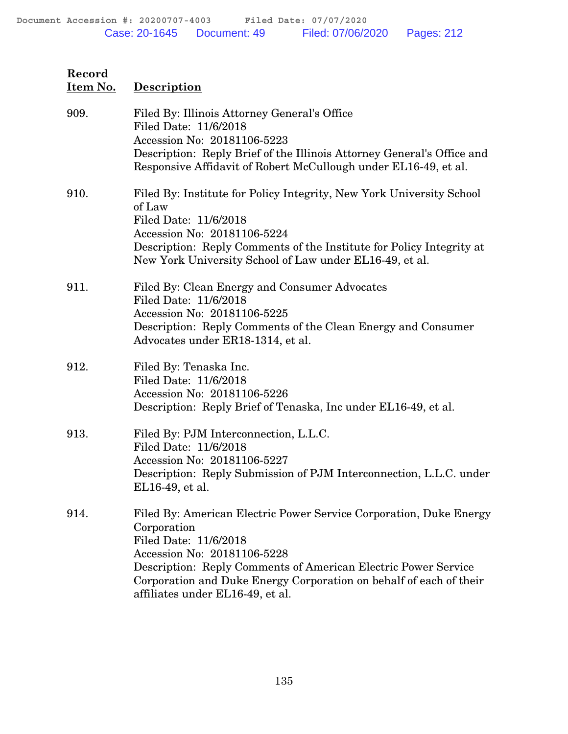| Record Item No. | Description |
|---|---|
| 909. | Filed By: Illinois Attorney General's Office<br>Filed Date: 11/6/2018<br>Accession No: 20181106-5223<br>Description: Reply Brief of the Illinois Attorney General's Office and Responsive Affidavit of Robert McCullough under EL16-49, et al. |
| 910. | Filed By: Institute for Policy Integrity, New York University School of Law<br>Filed Date: 11/6/2018<br>Accession No: 20181106-5224<br>Description: Reply Comments of the Institute for Policy Integrity at New York University School of Law under EL16-49, et al. |
| 911. | Filed By: Clean Energy and Consumer Advocates<br>Filed Date: 11/6/2018<br>Accession No: 20181106-5225<br>Description: Reply Comments of the Clean Energy and Consumer Advocates under ER18-1314, et al. |
| 912. | Filed By: Tenaska Inc.<br>Filed Date: 11/6/2018<br>Accession No: 20181106-5226<br>Description: Reply Brief of Tenaska, Inc under EL16-49, et al. |
| 913. | Filed By: PJM Interconnection, L.L.C.<br>Filed Date: 11/6/2018<br>Accession No: 20181106-5227<br>Description: Reply Submission of PJM Interconnection, L.L.C. under EL16-49, et al. |
| 914. | Filed By: American Electric Power Service Corporation, Duke Energy Corporation<br>Filed Date: 11/6/2018<br>Accession No: 20181106-5228<br>Description: Reply Comments of American Electric Power Service Corporation and Duke Energy Corporation on behalf of each of their affiliates under EL16-49, et al. |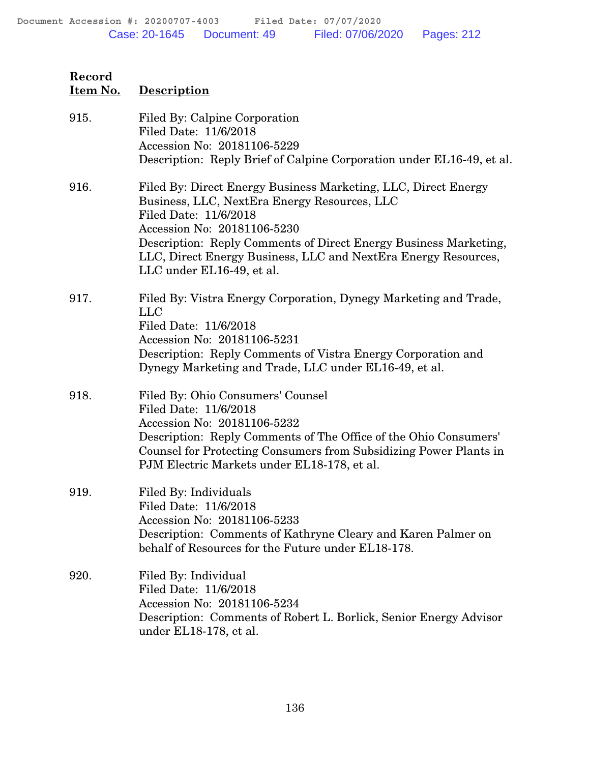| Record Item No. | Description |
|---|---|
| 915. | Filed By: Calpine Corporation<br>Filed Date: 11/6/2018<br>Accession No: 20181106-5229<br>Description: Reply Brief of Calpine Corporation under EL16-49, et al. |
| 916. | Filed By: Direct Energy Business Marketing, LLC, Direct Energy Business, LLC, NextEra Energy Resources, LLC<br>Filed Date: 11/6/2018<br>Accession No: 20181106-5230<br>Description: Reply Comments of Direct Energy Business Marketing, LLC, Direct Energy Business, LLC and NextEra Energy Resources, LLC under EL16-49, et al. |
| 917. | Filed By: Vistra Energy Corporation, Dynegy Marketing and Trade, LLC<br>Filed Date: 11/6/2018<br>Accession No: 20181106-5231<br>Description: Reply Comments of Vistra Energy Corporation and Dynegy Marketing and Trade, LLC under EL16-49, et al. |
| 918. | Filed By: Ohio Consumers' Counsel<br>Filed Date: 11/6/2018<br>Accession No: 20181106-5232<br>Description: Reply Comments of The Office of the Ohio Consumers' Counsel for Protecting Consumers from Subsidizing Power Plants in PJM Electric Markets under EL18-178, et al. |
| 919. | Filed By: Individuals<br>Filed Date: 11/6/2018<br>Accession No: 20181106-5233<br>Description: Comments of Kathryne Cleary and Karen Palmer on behalf of Resources for the Future under EL18-178. |
| 920. | Filed By: Individual<br>Filed Date: 11/6/2018<br>Accession No: 20181106-5234<br>Description: Comments of Robert L. Borlick, Senior Energy Advisor under EL18-178, et al. |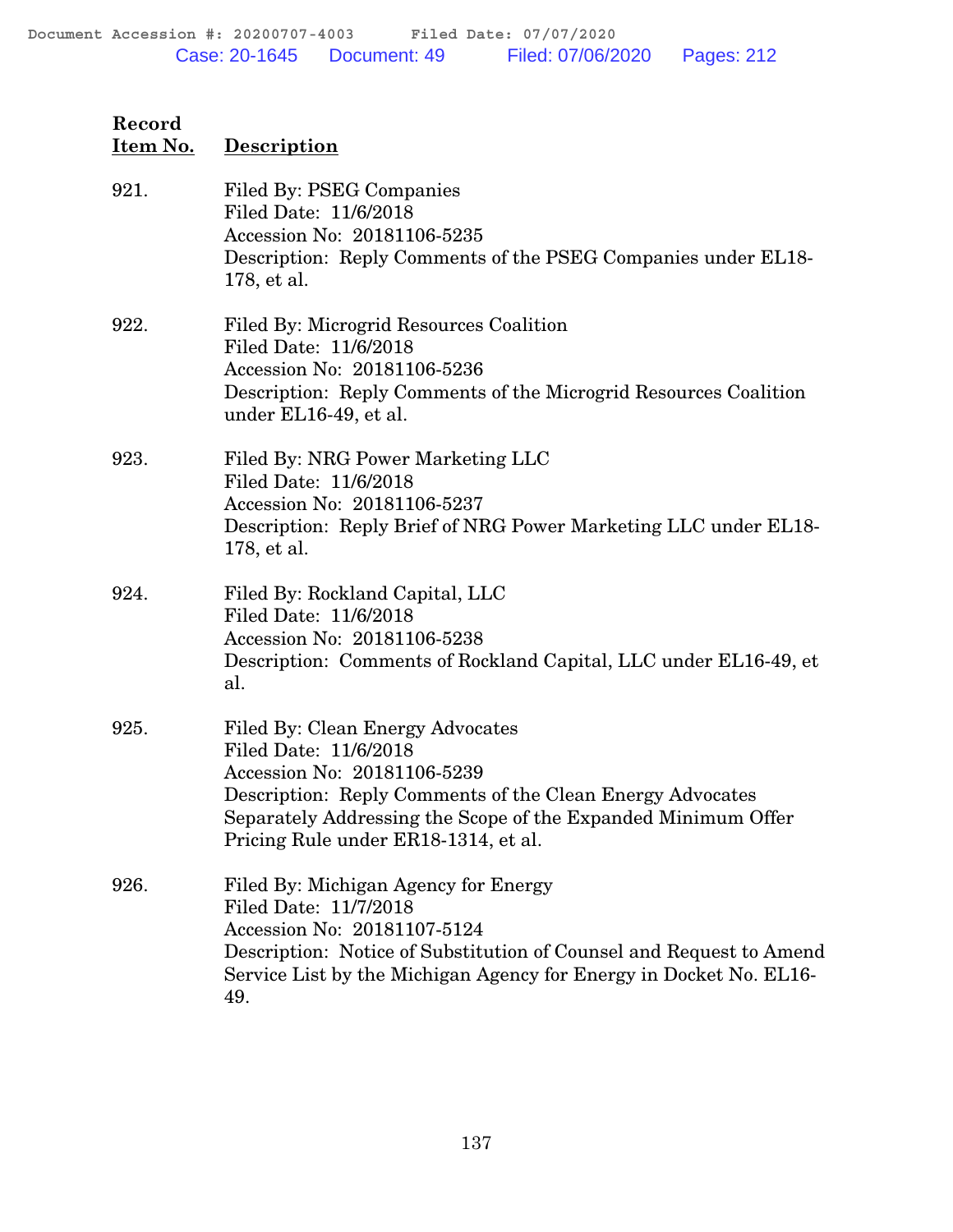| Record Item No. | Description |
|---|---|
| 921. | Filed By: PSEG Companies<br>Filed Date: 11/6/2018<br>Accession No: 20181106-5235<br>Description: Reply Comments of the PSEG Companies under EL18-178, et al. |
| 922. | Filed By: Microgrid Resources Coalition<br>Filed Date: 11/6/2018<br>Accession No: 20181106-5236<br>Description: Reply Comments of the Microgrid Resources Coalition under EL16-49, et al. |
| 923. | Filed By: NRG Power Marketing LLC<br>Filed Date: 11/6/2018<br>Accession No: 20181106-5237<br>Description: Reply Brief of NRG Power Marketing LLC under EL18-178, et al. |
| 924. | Filed By: Rockland Capital, LLC<br>Filed Date: 11/6/2018<br>Accession No: 20181106-5238<br>Description: Comments of Rockland Capital, LLC under EL16-49, et al. |
| 925. | Filed By: Clean Energy Advocates<br>Filed Date: 11/6/2018<br>Accession No: 20181106-5239<br>Description: Reply Comments of the Clean Energy Advocates Separately Addressing the Scope of the Expanded Minimum Offer Pricing Rule under ER18-1314, et al. |
| 926. | Filed By: Michigan Agency for Energy<br>Filed Date: 11/7/2018<br>Accession No: 20181107-5124<br>Description: Notice of Substitution of Counsel and Request to Amend Service List by the Michigan Agency for Energy in Docket No. EL16-49. |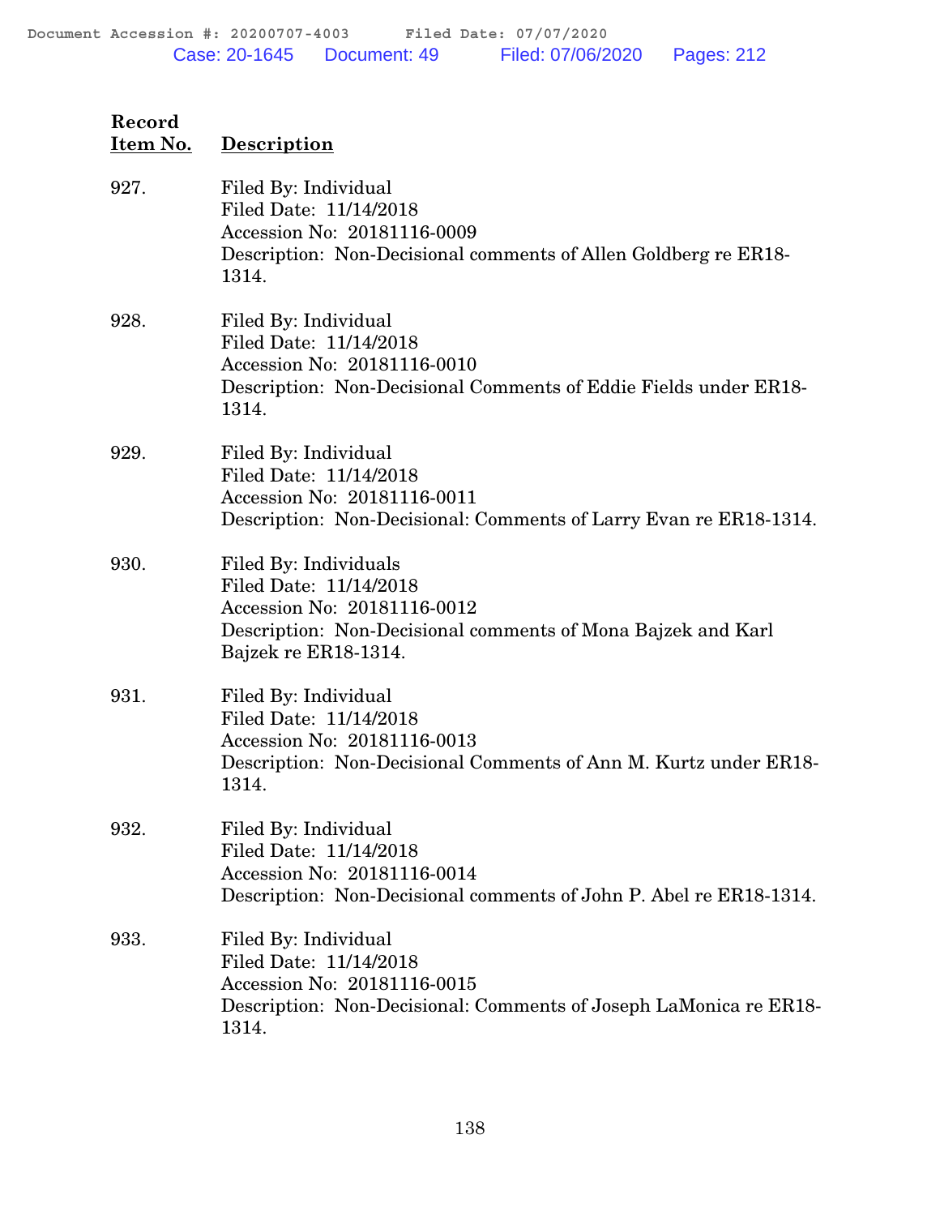| Record Item No. | Description |
|---|---|
| 927. | Filed By: Individual<br>Filed Date: 11/14/2018<br>Accession No: 20181116-0009<br>Description: Non-Decisional comments of Allen Goldberg re ER18-1314. |
| 928. | Filed By: Individual<br>Filed Date: 11/14/2018<br>Accession No: 20181116-0010<br>Description: Non-Decisional Comments of Eddie Fields under ER18-1314. |
| 929. | Filed By: Individual<br>Filed Date: 11/14/2018<br>Accession No: 20181116-0011<br>Description: Non-Decisional: Comments of Larry Evan re ER18-1314. |
| 930. | Filed By: Individuals<br>Filed Date: 11/14/2018<br>Accession No: 20181116-0012<br>Description: Non-Decisional comments of Mona Bajzek and Karl Bajzek re ER18-1314. |
| 931. | Filed By: Individual<br>Filed Date: 11/14/2018<br>Accession No: 20181116-0013<br>Description: Non-Decisional Comments of Ann M. Kurtz under ER18-1314. |
| 932. | Filed By: Individual<br>Filed Date: 11/14/2018<br>Accession No: 20181116-0014<br>Description: Non-Decisional comments of John P. Abel re ER18-1314. |
| 933. | Filed By: Individual<br>Filed Date: 11/14/2018<br>Accession No: 20181116-0015<br>Description: Non-Decisional: Comments of Joseph LaMonica re ER18-1314. |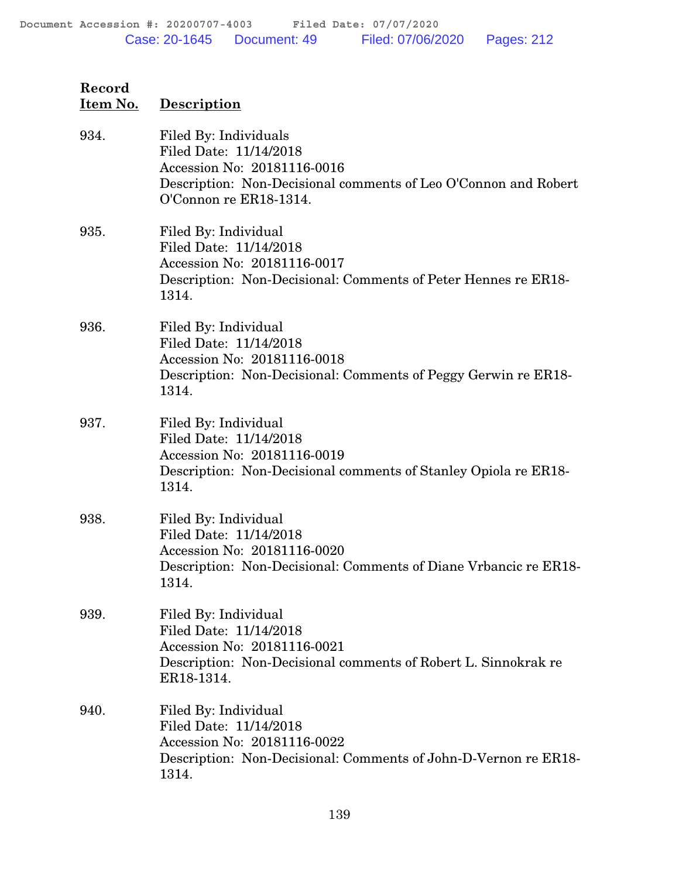| Record Item No. | Description |
|---|---|
| 934. | Filed By: Individuals<br>Filed Date: 11/14/2018<br>Accession No: 20181116-0016<br>Description: Non-Decisional comments of Leo O'Connon and Robert O'Connon re ER18-1314. |
| 935. | Filed By: Individual<br>Filed Date: 11/14/2018<br>Accession No: 20181116-0017<br>Description: Non-Decisional: Comments of Peter Hennes re ER18-1314. |
| 936. | Filed By: Individual<br>Filed Date: 11/14/2018<br>Accession No: 20181116-0018<br>Description: Non-Decisional: Comments of Peggy Gerwin re ER18-1314. |
| 937. | Filed By: Individual<br>Filed Date: 11/14/2018<br>Accession No: 20181116-0019<br>Description: Non-Decisional comments of Stanley Opiola re ER18-1314. |
| 938. | Filed By: Individual<br>Filed Date: 11/14/2018<br>Accession No: 20181116-0020<br>Description: Non-Decisional: Comments of Diane Vrbancic re ER18-1314. |
| 939. | Filed By: Individual<br>Filed Date: 11/14/2018<br>Accession No: 20181116-0021<br>Description: Non-Decisional comments of Robert L. Sinnokrak re ER18-1314. |
| 940. | Filed By: Individual<br>Filed Date: 11/14/2018<br>Accession No: 20181116-0022<br>Description: Non-Decisional: Comments of John-D-Vernon re ER18-1314. |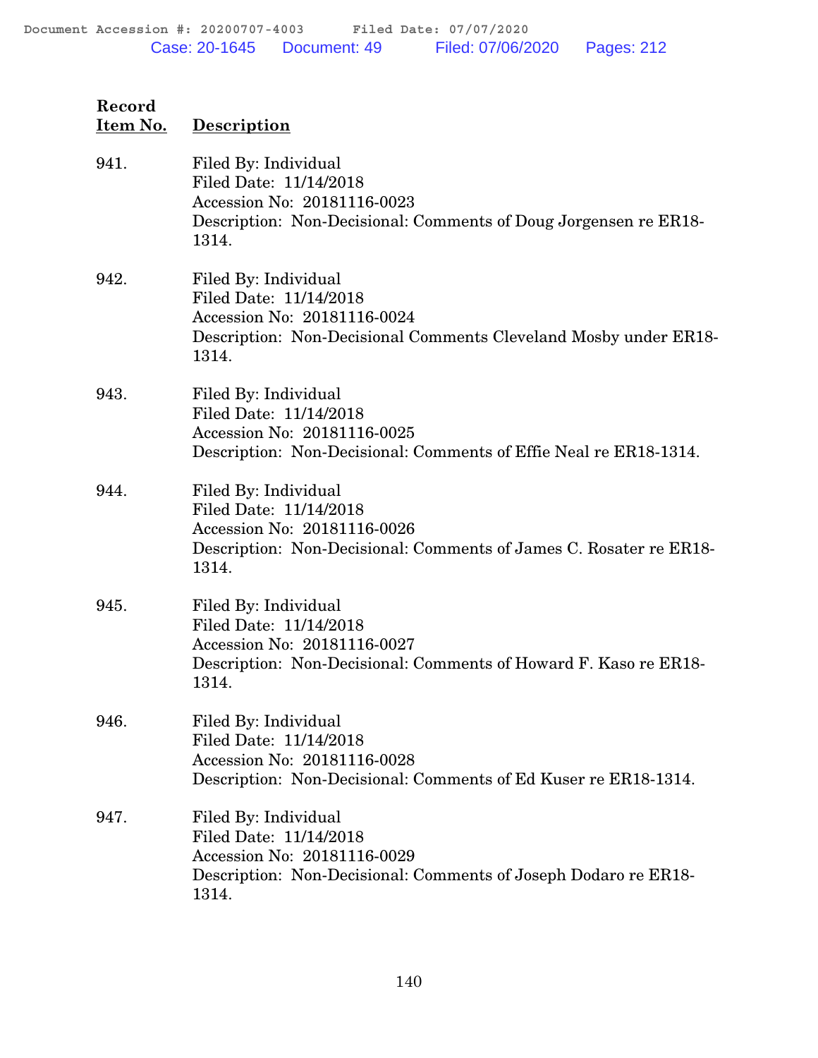| Record Item No. | Description |
|---|---|
| 941. | Filed By: Individual<br>Filed Date: 11/14/2018<br>Accession No: 20181116-0023<br>Description: Non-Decisional: Comments of Doug Jorgensen re ER18-1314. |
| 942. | Filed By: Individual<br>Filed Date: 11/14/2018<br>Accession No: 20181116-0024<br>Description: Non-Decisional Comments Cleveland Mosby under ER18-1314. |
| 943. | Filed By: Individual<br>Filed Date: 11/14/2018<br>Accession No: 20181116-0025<br>Description: Non-Decisional: Comments of Effie Neal re ER18-1314. |
| 944. | Filed By: Individual<br>Filed Date: 11/14/2018<br>Accession No: 20181116-0026<br>Description: Non-Decisional: Comments of James C. Rosater re ER18-1314. |
| 945. | Filed By: Individual<br>Filed Date: 11/14/2018<br>Accession No: 20181116-0027<br>Description: Non-Decisional: Comments of Howard F. Kaso re ER18-1314. |
| 946. | Filed By: Individual<br>Filed Date: 11/14/2018<br>Accession No: 20181116-0028<br>Description: Non-Decisional: Comments of Ed Kuser re ER18-1314. |
| 947. | Filed By: Individual<br>Filed Date: 11/14/2018<br>Accession No: 20181116-0029<br>Description: Non-Decisional: Comments of Joseph Dodaro re ER18-1314. |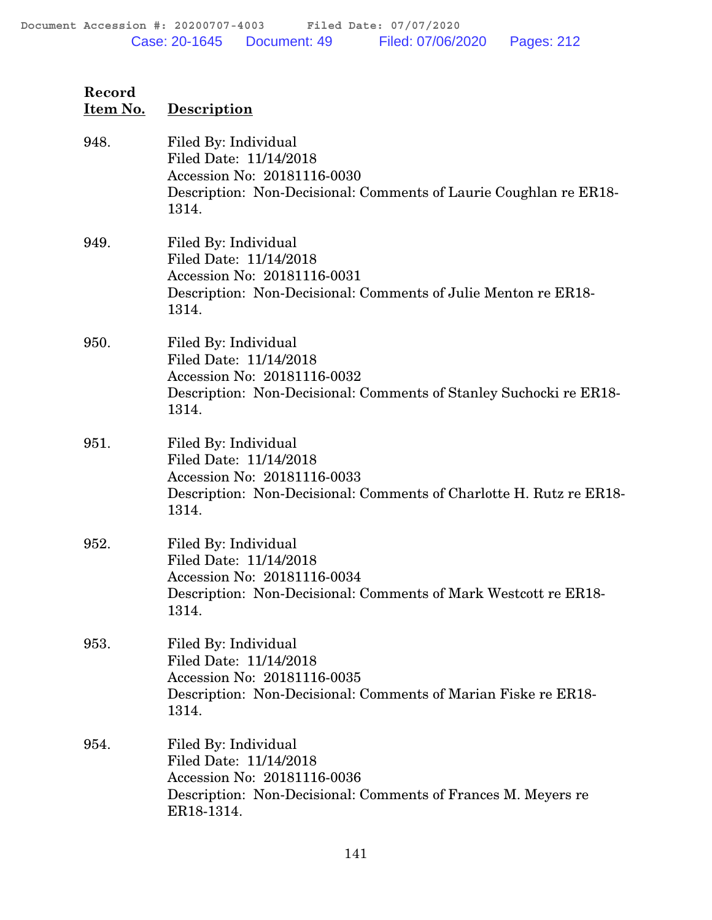| Record Item No. | Description |
|---|---|
| 948. | Filed By: Individual<br>Filed Date: 11/14/2018<br>Accession No: 20181116-0030<br>Description: Non-Decisional: Comments of Laurie Coughlan re ER18-1314. |
| 949. | Filed By: Individual<br>Filed Date: 11/14/2018<br>Accession No: 20181116-0031<br>Description: Non-Decisional: Comments of Julie Menton re ER18-1314. |
| 950. | Filed By: Individual<br>Filed Date: 11/14/2018<br>Accession No: 20181116-0032<br>Description: Non-Decisional: Comments of Stanley Suchocki re ER18-1314. |
| 951. | Filed By: Individual<br>Filed Date: 11/14/2018<br>Accession No: 20181116-0033<br>Description: Non-Decisional: Comments of Charlotte H. Rutz re ER18-1314. |
| 952. | Filed By: Individual<br>Filed Date: 11/14/2018<br>Accession No: 20181116-0034<br>Description: Non-Decisional: Comments of Mark Westcott re ER18-1314. |
| 953. | Filed By: Individual<br>Filed Date: 11/14/2018<br>Accession No: 20181116-0035<br>Description: Non-Decisional: Comments of Marian Fiske re ER18-1314. |
| 954. | Filed By: Individual<br>Filed Date: 11/14/2018<br>Accession No: 20181116-0036<br>Description: Non-Decisional: Comments of Frances M. Meyers re ER18-1314. |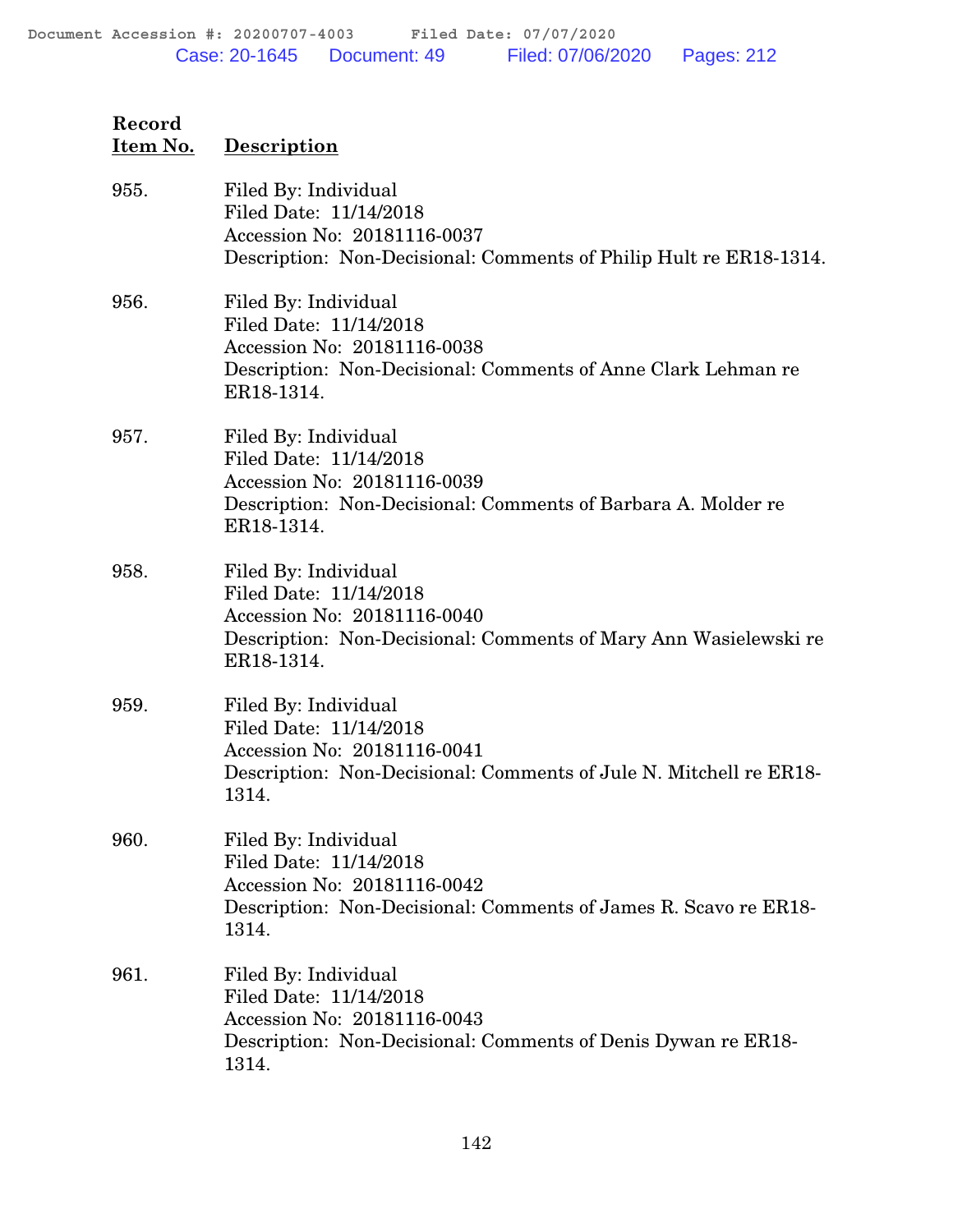| Record Item No. | Description |
|---|---|
| 955. | Filed By: Individual<br>Filed Date: 11/14/2018<br>Accession No: 20181116-0037<br>Description: Non-Decisional: Comments of Philip Hult re ER18-1314. |
| 956. | Filed By: Individual<br>Filed Date: 11/14/2018<br>Accession No: 20181116-0038<br>Description: Non-Decisional: Comments of Anne Clark Lehman re ER18-1314. |
| 957. | Filed By: Individual<br>Filed Date: 11/14/2018<br>Accession No: 20181116-0039<br>Description: Non-Decisional: Comments of Barbara A. Molder re ER18-1314. |
| 958. | Filed By: Individual<br>Filed Date: 11/14/2018<br>Accession No: 20181116-0040<br>Description: Non-Decisional: Comments of Mary Ann Wasielewski re ER18-1314. |
| 959. | Filed By: Individual<br>Filed Date: 11/14/2018<br>Accession No: 20181116-0041<br>Description: Non-Decisional: Comments of Jule N. Mitchell re ER18-1314. |
| 960. | Filed By: Individual<br>Filed Date: 11/14/2018<br>Accession No: 20181116-0042<br>Description: Non-Decisional: Comments of James R. Scavo re ER18-1314. |
| 961. | Filed By: Individual<br>Filed Date: 11/14/2018<br>Accession No: 20181116-0043<br>Description: Non-Decisional: Comments of Denis Dywan re ER18-1314. |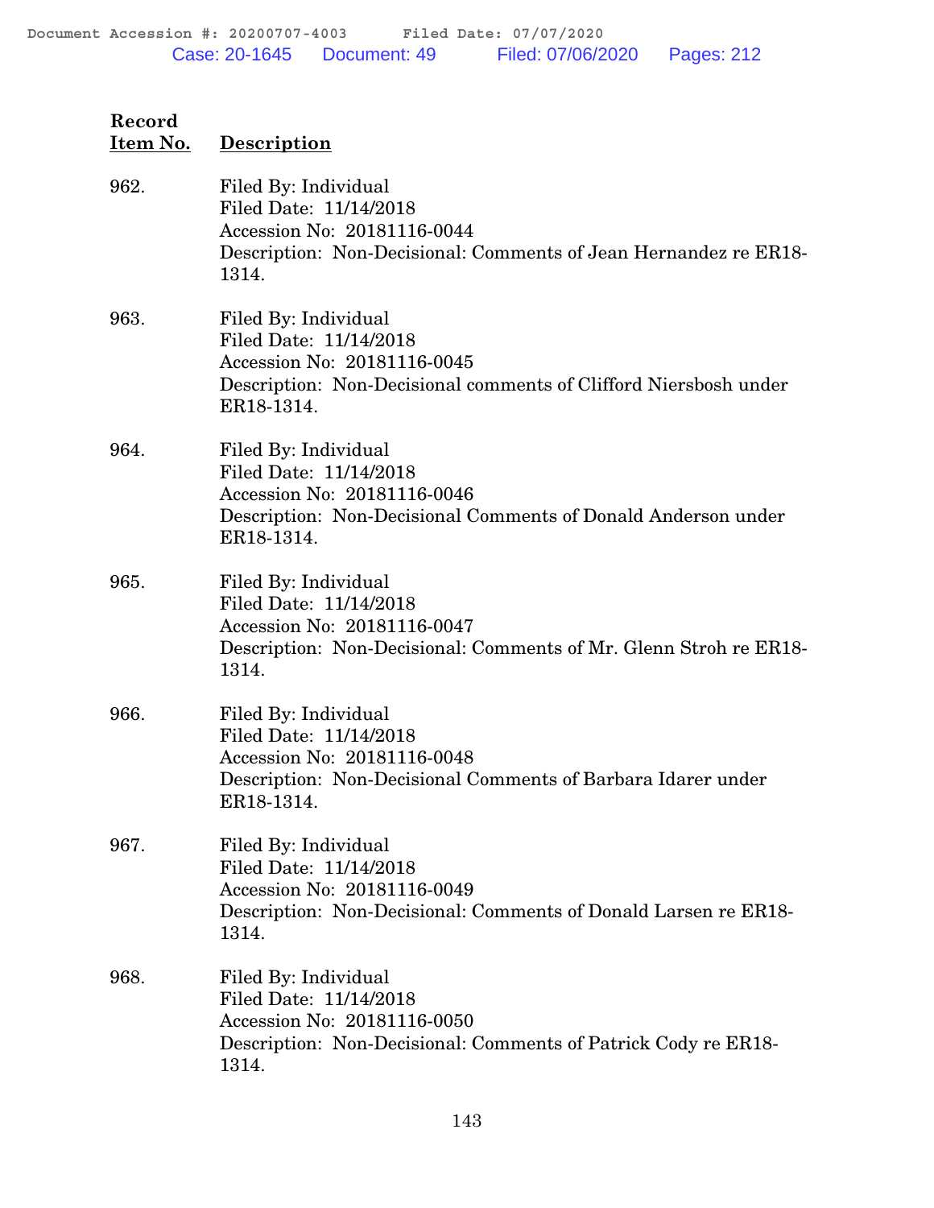| Record Item No. | Description |
|---|---|
| 962. | Filed By: Individual<br>Filed Date: 11/14/2018<br>Accession No: 20181116-0044<br>Description: Non-Decisional: Comments of Jean Hernandez re ER18-1314. |
| 963. | Filed By: Individual<br>Filed Date: 11/14/2018<br>Accession No: 20181116-0045<br>Description: Non-Decisional comments of Clifford Niersbosh under ER18-1314. |
| 964. | Filed By: Individual<br>Filed Date: 11/14/2018<br>Accession No: 20181116-0046<br>Description: Non-Decisional Comments of Donald Anderson under ER18-1314. |
| 965. | Filed By: Individual<br>Filed Date: 11/14/2018<br>Accession No: 20181116-0047<br>Description: Non-Decisional: Comments of Mr. Glenn Stroh re ER18-1314. |
| 966. | Filed By: Individual<br>Filed Date: 11/14/2018<br>Accession No: 20181116-0048<br>Description: Non-Decisional Comments of Barbara Idarer under ER18-1314. |
| 967. | Filed By: Individual<br>Filed Date: 11/14/2018<br>Accession No: 20181116-0049<br>Description: Non-Decisional: Comments of Donald Larsen re ER18-1314. |
| 968. | Filed By: Individual<br>Filed Date: 11/14/2018<br>Accession No: 20181116-0050<br>Description: Non-Decisional: Comments of Patrick Cody re ER18-1314. |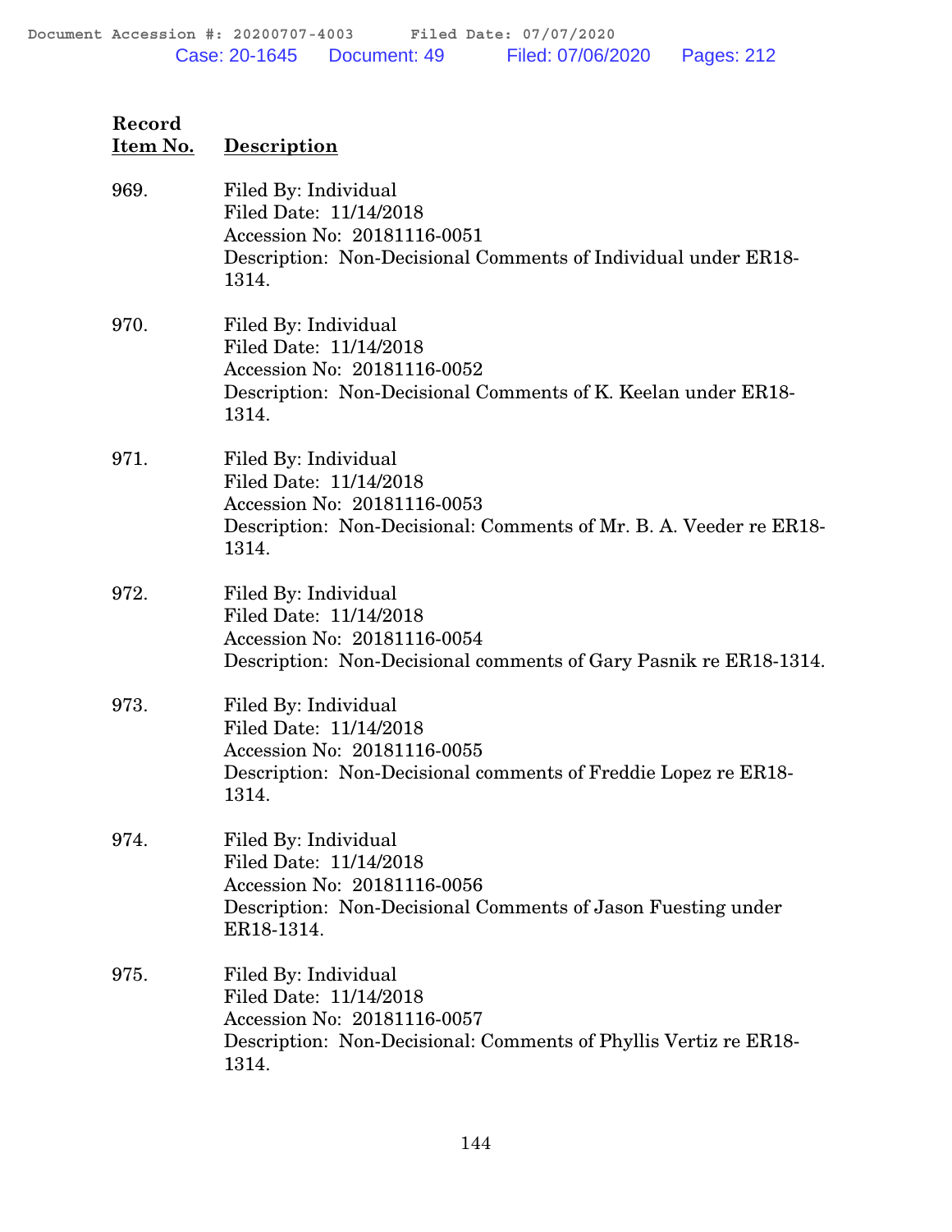| Record Item No. | Description |
|---|---|
| 969. | Filed By: Individual<br>Filed Date: 11/14/2018<br>Accession No: 20181116-0051<br>Description: Non-Decisional Comments of Individual under ER18-1314. |
| 970. | Filed By: Individual<br>Filed Date: 11/14/2018<br>Accession No: 20181116-0052<br>Description: Non-Decisional Comments of K. Keelan under ER18-1314. |
| 971. | Filed By: Individual<br>Filed Date: 11/14/2018<br>Accession No: 20181116-0053<br>Description: Non-Decisional: Comments of Mr. B. A. Veeder re ER18-1314. |
| 972. | Filed By: Individual<br>Filed Date: 11/14/2018<br>Accession No: 20181116-0054<br>Description: Non-Decisional comments of Gary Pasnik re ER18-1314. |
| 973. | Filed By: Individual<br>Filed Date: 11/14/2018<br>Accession No: 20181116-0055<br>Description: Non-Decisional comments of Freddie Lopez re ER18-1314. |
| 974. | Filed By: Individual<br>Filed Date: 11/14/2018<br>Accession No: 20181116-0056<br>Description: Non-Decisional Comments of Jason Fuesting under ER18-1314. |
| 975. | Filed By: Individual<br>Filed Date: 11/14/2018<br>Accession No: 20181116-0057<br>Description: Non-Decisional: Comments of Phyllis Vertiz re ER18-1314. |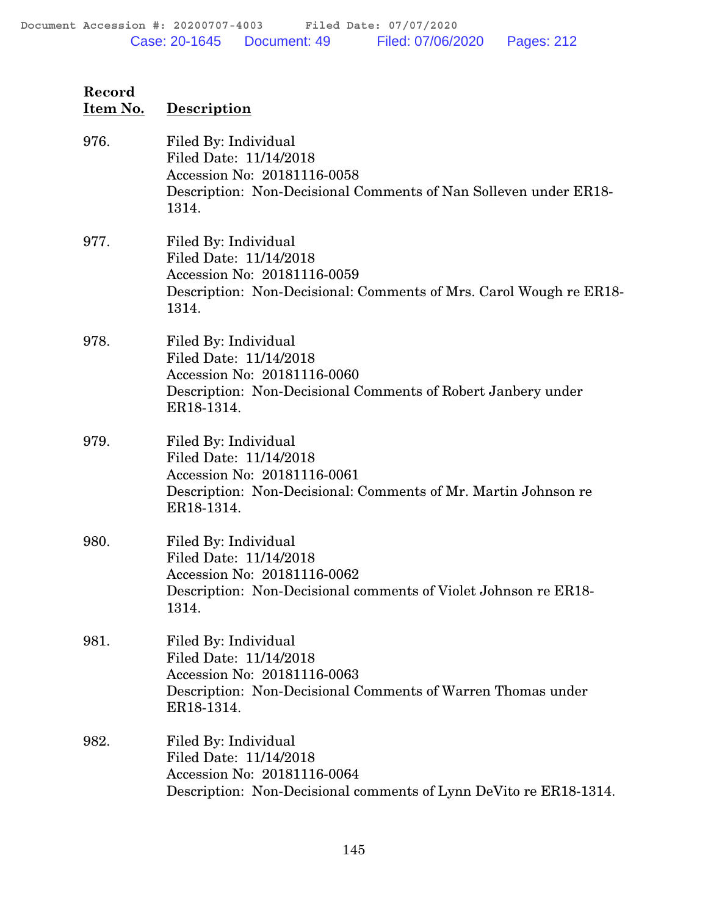| Record Item No. | Description |
|---|---|
| 976. | Filed By: Individual<br>Filed Date: 11/14/2018<br>Accession No: 20181116-0058<br>Description: Non-Decisional Comments of Nan Solleven under ER18-1314. |
| 977. | Filed By: Individual<br>Filed Date: 11/14/2018<br>Accession No: 20181116-0059<br>Description: Non-Decisional: Comments of Mrs. Carol Wough re ER18-1314. |
| 978. | Filed By: Individual<br>Filed Date: 11/14/2018<br>Accession No: 20181116-0060<br>Description: Non-Decisional Comments of Robert Janbery under ER18-1314. |
| 979. | Filed By: Individual<br>Filed Date: 11/14/2018<br>Accession No: 20181116-0061<br>Description: Non-Decisional: Comments of Mr. Martin Johnson re ER18-1314. |
| 980. | Filed By: Individual<br>Filed Date: 11/14/2018<br>Accession No: 20181116-0062<br>Description: Non-Decisional comments of Violet Johnson re ER18-1314. |
| 981. | Filed By: Individual<br>Filed Date: 11/14/2018<br>Accession No: 20181116-0063<br>Description: Non-Decisional Comments of Warren Thomas under ER18-1314. |
| 982. | Filed By: Individual<br>Filed Date: 11/14/2018<br>Accession No: 20181116-0064<br>Description: Non-Decisional comments of Lynn DeVito re ER18-1314. |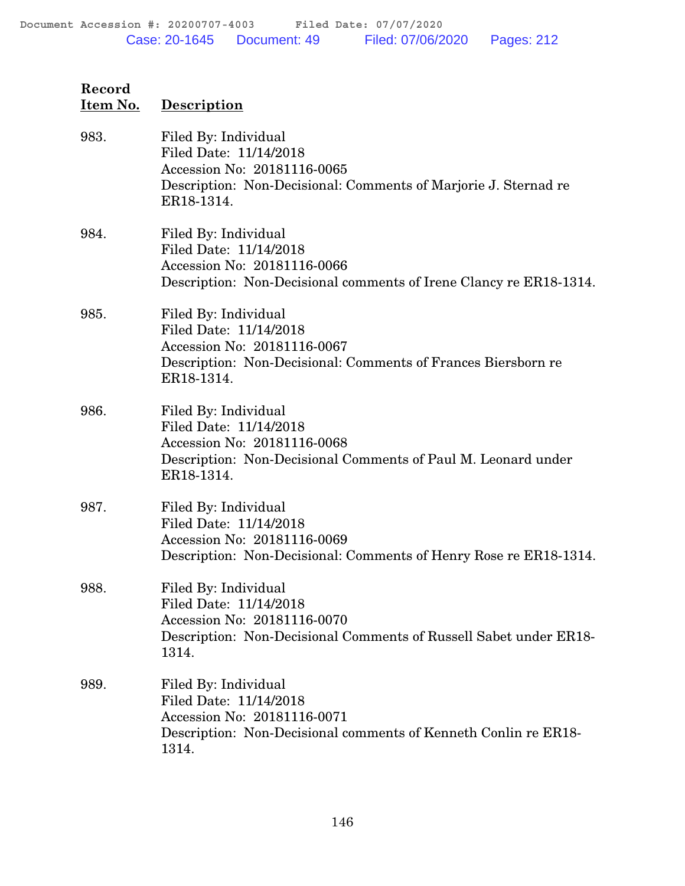| Record Item No. | Description |
|---|---|
| 983. | Filed By: Individual<br>Filed Date: 11/14/2018<br>Accession No: 20181116-0065<br>Description: Non-Decisional: Comments of Marjorie J. Sternad re ER18-1314. |
| 984. | Filed By: Individual<br>Filed Date: 11/14/2018<br>Accession No: 20181116-0066<br>Description: Non-Decisional comments of Irene Clancy re ER18-1314. |
| 985. | Filed By: Individual<br>Filed Date: 11/14/2018<br>Accession No: 20181116-0067<br>Description: Non-Decisional: Comments of Frances Biersborn re ER18-1314. |
| 986. | Filed By: Individual<br>Filed Date: 11/14/2018<br>Accession No: 20181116-0068<br>Description: Non-Decisional Comments of Paul M. Leonard under ER18-1314. |
| 987. | Filed By: Individual<br>Filed Date: 11/14/2018<br>Accession No: 20181116-0069<br>Description: Non-Decisional: Comments of Henry Rose re ER18-1314. |
| 988. | Filed By: Individual<br>Filed Date: 11/14/2018<br>Accession No: 20181116-0070<br>Description: Non-Decisional Comments of Russell Sabet under ER18-1314. |
| 989. | Filed By: Individual<br>Filed Date: 11/14/2018<br>Accession No: 20181116-0071<br>Description: Non-Decisional comments of Kenneth Conlin re ER18-1314. |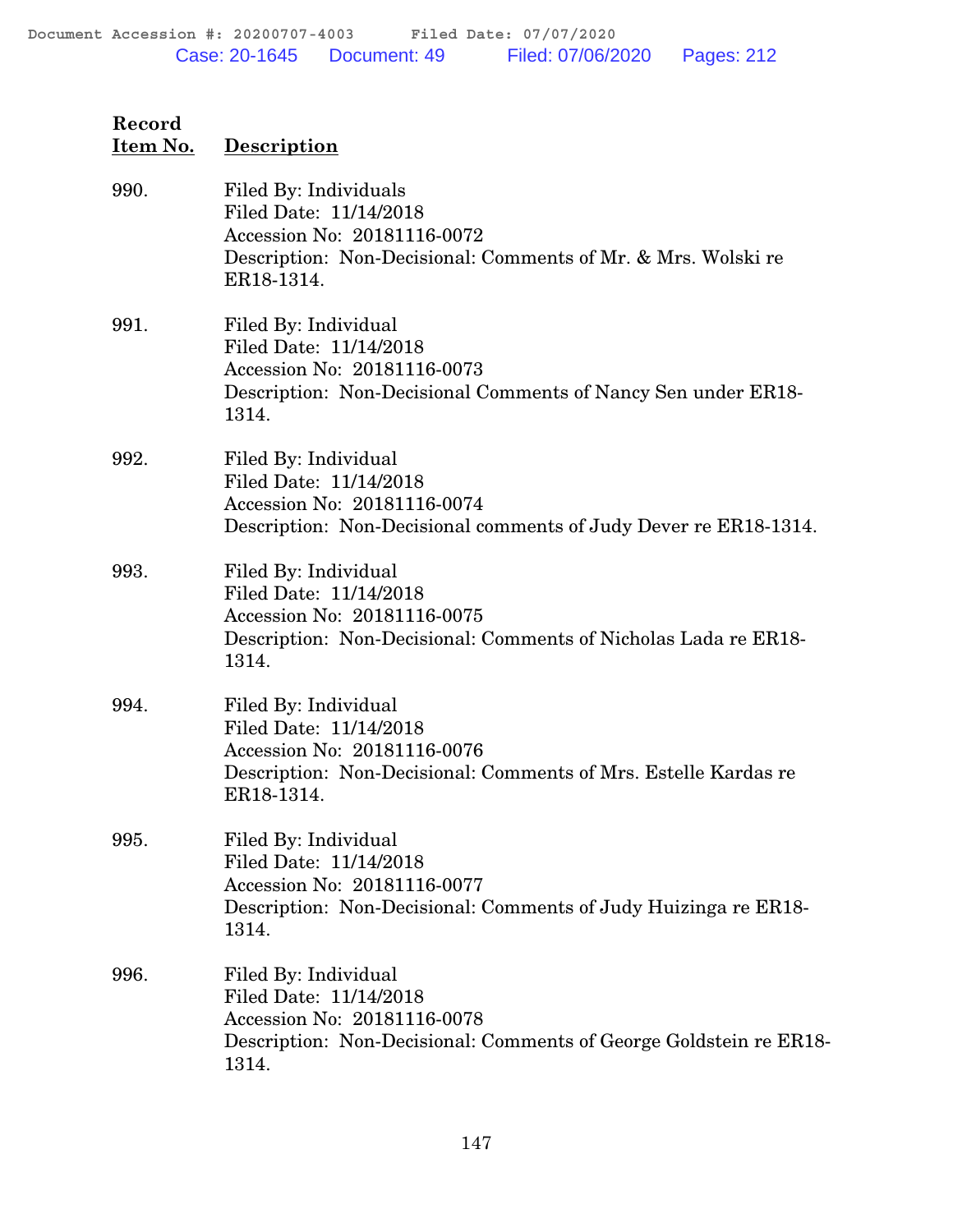| Record Item No. | Description |
|---|---|
| 990. | Filed By: Individuals<br>Filed Date: 11/14/2018<br>Accession No: 20181116-0072<br>Description: Non-Decisional: Comments of Mr. & Mrs. Wolski re ER18-1314. |
| 991. | Filed By: Individual<br>Filed Date: 11/14/2018<br>Accession No: 20181116-0073<br>Description: Non-Decisional Comments of Nancy Sen under ER18-1314. |
| 992. | Filed By: Individual<br>Filed Date: 11/14/2018<br>Accession No: 20181116-0074<br>Description: Non-Decisional comments of Judy Dever re ER18-1314. |
| 993. | Filed By: Individual<br>Filed Date: 11/14/2018<br>Accession No: 20181116-0075<br>Description: Non-Decisional: Comments of Nicholas Lada re ER18-1314. |
| 994. | Filed By: Individual<br>Filed Date: 11/14/2018<br>Accession No: 20181116-0076<br>Description: Non-Decisional: Comments of Mrs. Estelle Kardas re ER18-1314. |
| 995. | Filed By: Individual<br>Filed Date: 11/14/2018<br>Accession No: 20181116-0077<br>Description: Non-Decisional: Comments of Judy Huizinga re ER18-1314. |
| 996. | Filed By: Individual<br>Filed Date: 11/14/2018<br>Accession No: 20181116-0078<br>Description: Non-Decisional: Comments of George Goldstein re ER18-1314. |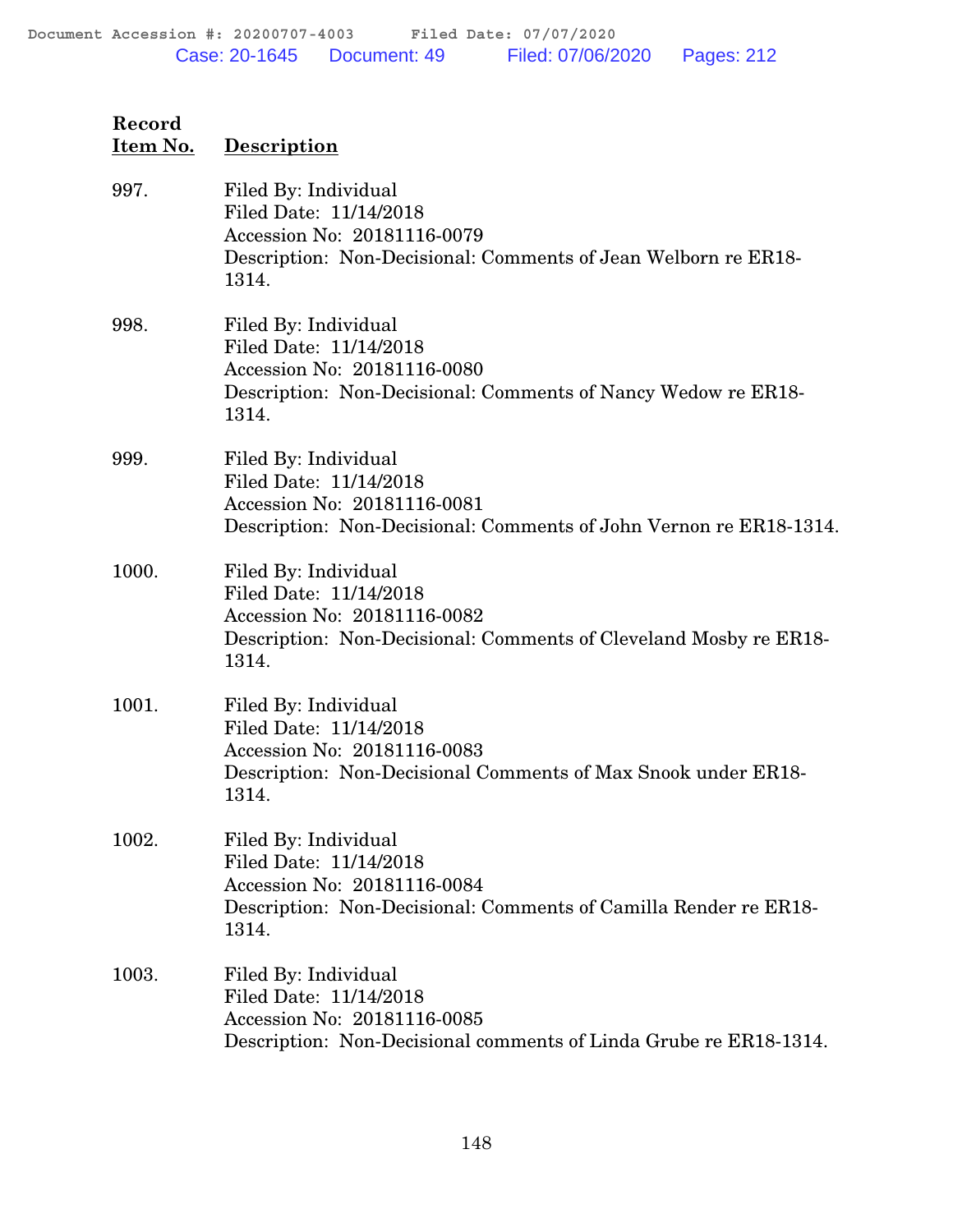| Record Item No. | Description |
|---|---|
| 997. | Filed By: Individual<br>Filed Date: 11/14/2018<br>Accession No: 20181116-0079<br>Description: Non-Decisional: Comments of Jean Welborn re ER18-1314. |
| 998. | Filed By: Individual<br>Filed Date: 11/14/2018<br>Accession No: 20181116-0080<br>Description: Non-Decisional: Comments of Nancy Wedow re ER18-1314. |
| 999. | Filed By: Individual<br>Filed Date: 11/14/2018<br>Accession No: 20181116-0081<br>Description: Non-Decisional: Comments of John Vernon re ER18-1314. |
| 1000. | Filed By: Individual<br>Filed Date: 11/14/2018<br>Accession No: 20181116-0082<br>Description: Non-Decisional: Comments of Cleveland Mosby re ER18-1314. |
| 1001. | Filed By: Individual<br>Filed Date: 11/14/2018<br>Accession No: 20181116-0083<br>Description: Non-Decisional Comments of Max Snook under ER18-1314. |
| 1002. | Filed By: Individual<br>Filed Date: 11/14/2018<br>Accession No: 20181116-0084<br>Description: Non-Decisional: Comments of Camilla Render re ER18-1314. |
| 1003. | Filed By: Individual<br>Filed Date: 11/14/2018<br>Accession No: 20181116-0085<br>Description: Non-Decisional comments of Linda Grube re ER18-1314. |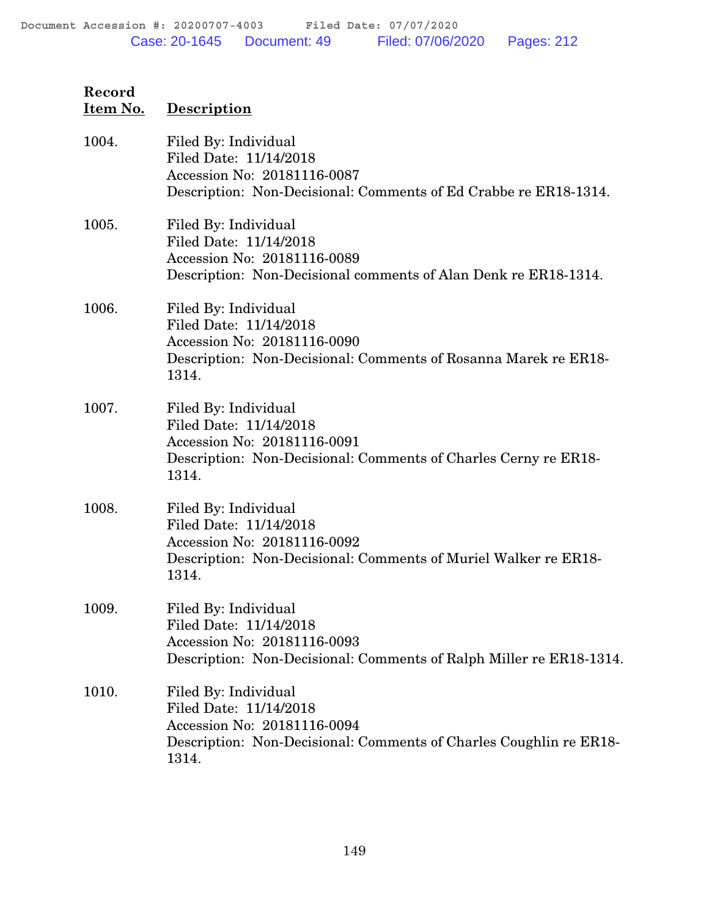| Record Item No. | Description |
|---|---|
| 1004. | Filed By: Individual<br>Filed Date: 11/14/2018<br>Accession No: 20181116-0087<br>Description: Non-Decisional: Comments of Ed Crabbe re ER18-1314. |
| 1005. | Filed By: Individual<br>Filed Date: 11/14/2018<br>Accession No: 20181116-0089<br>Description: Non-Decisional comments of Alan Denk re ER18-1314. |
| 1006. | Filed By: Individual<br>Filed Date: 11/14/2018<br>Accession No: 20181116-0090<br>Description: Non-Decisional: Comments of Rosanna Marek re ER18-1314. |
| 1007. | Filed By: Individual<br>Filed Date: 11/14/2018<br>Accession No: 20181116-0091<br>Description: Non-Decisional: Comments of Charles Cerny re ER18-1314. |
| 1008. | Filed By: Individual<br>Filed Date: 11/14/2018<br>Accession No: 20181116-0092<br>Description: Non-Decisional: Comments of Muriel Walker re ER18-1314. |
| 1009. | Filed By: Individual<br>Filed Date: 11/14/2018<br>Accession No: 20181116-0093<br>Description: Non-Decisional: Comments of Ralph Miller re ER18-1314. |
| 1010. | Filed By: Individual<br>Filed Date: 11/14/2018<br>Accession No: 20181116-0094<br>Description: Non-Decisional: Comments of Charles Coughlin re ER18-1314. |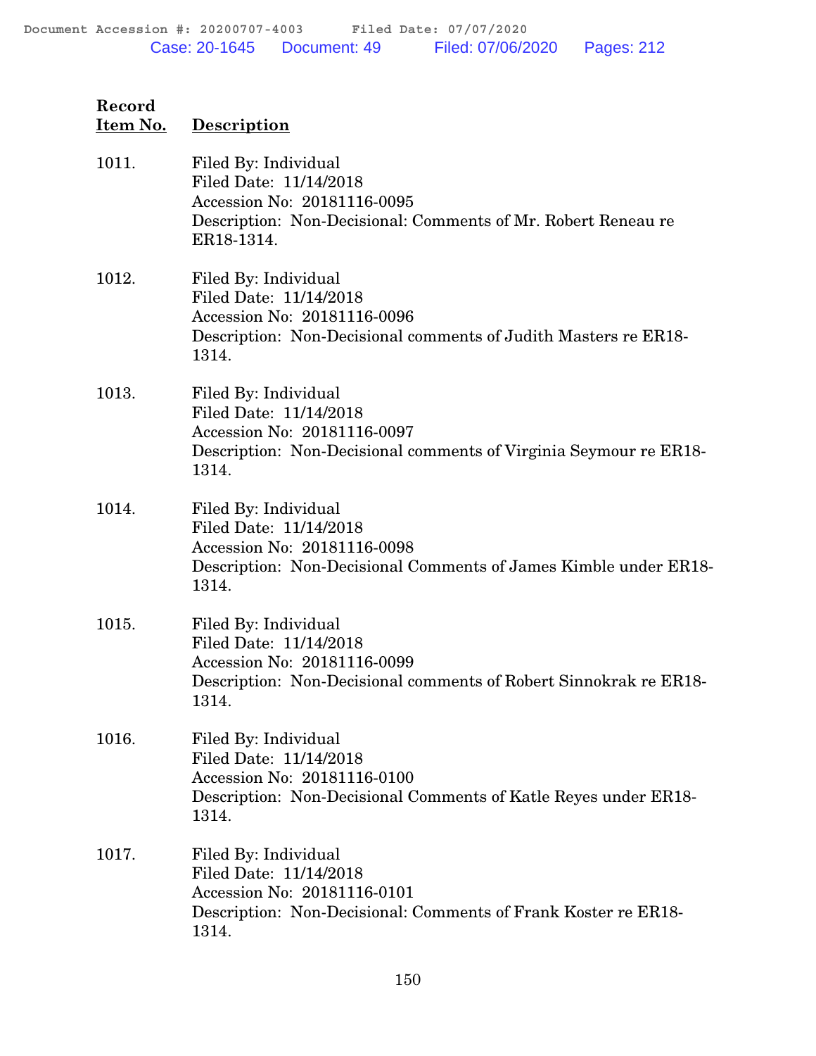| Record Item No. | Description |
|---|---|
| 1011. | Filed By: Individual<br>Filed Date: 11/14/2018<br>Accession No: 20181116-0095<br>Description: Non-Decisional: Comments of Mr. Robert Reneau re ER18-1314. |
| 1012. | Filed By: Individual<br>Filed Date: 11/14/2018<br>Accession No: 20181116-0096<br>Description: Non-Decisional comments of Judith Masters re ER18-1314. |
| 1013. | Filed By: Individual<br>Filed Date: 11/14/2018<br>Accession No: 20181116-0097<br>Description: Non-Decisional comments of Virginia Seymour re ER18-1314. |
| 1014. | Filed By: Individual<br>Filed Date: 11/14/2018<br>Accession No: 20181116-0098<br>Description: Non-Decisional Comments of James Kimble under ER18-1314. |
| 1015. | Filed By: Individual<br>Filed Date: 11/14/2018<br>Accession No: 20181116-0099<br>Description: Non-Decisional comments of Robert Sinnokrak re ER18-1314. |
| 1016. | Filed By: Individual<br>Filed Date: 11/14/2018<br>Accession No: 20181116-0100<br>Description: Non-Decisional Comments of Katle Reyes under ER18-1314. |
| 1017. | Filed By: Individual<br>Filed Date: 11/14/2018<br>Accession No: 20181116-0101<br>Description: Non-Decisional: Comments of Frank Koster re ER18-1314. |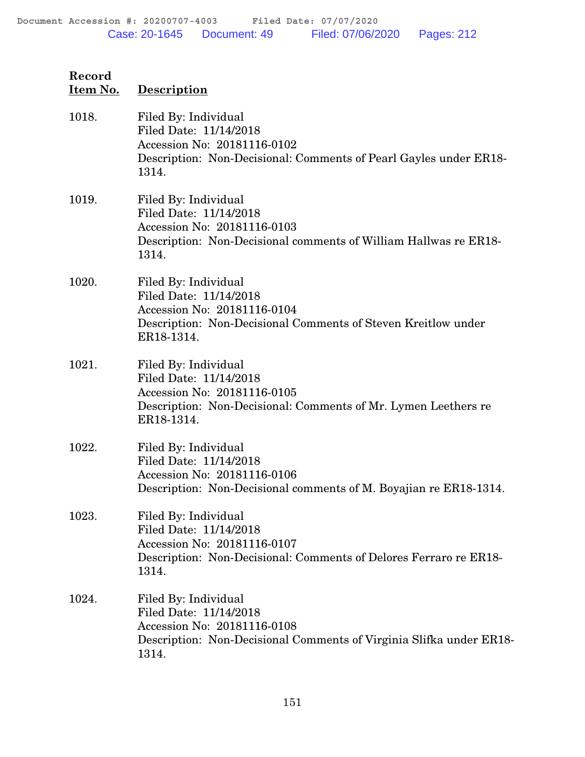| Record Item No. | Description |
|---|---|
| 1018. | Filed By: Individual<br>Filed Date: 11/14/2018<br>Accession No: 20181116-0102<br>Description: Non-Decisional: Comments of Pearl Gayles under ER18-1314. |
| 1019. | Filed By: Individual<br>Filed Date: 11/14/2018<br>Accession No: 20181116-0103<br>Description: Non-Decisional comments of William Hallwas re ER18-1314. |
| 1020. | Filed By: Individual<br>Filed Date: 11/14/2018<br>Accession No: 20181116-0104<br>Description: Non-Decisional Comments of Steven Kreitlow under ER18-1314. |
| 1021. | Filed By: Individual<br>Filed Date: 11/14/2018<br>Accession No: 20181116-0105<br>Description: Non-Decisional: Comments of Mr. Lymen Leethers re ER18-1314. |
| 1022. | Filed By: Individual<br>Filed Date: 11/14/2018<br>Accession No: 20181116-0106<br>Description: Non-Decisional comments of M. Boyajian re ER18-1314. |
| 1023. | Filed By: Individual<br>Filed Date: 11/14/2018<br>Accession No: 20181116-0107<br>Description: Non-Decisional: Comments of Delores Ferraro re ER18-1314. |
| 1024. | Filed By: Individual<br>Filed Date: 11/14/2018<br>Accession No: 20181116-0108<br>Description: Non-Decisional Comments of Virginia Slifka under ER18-1314. |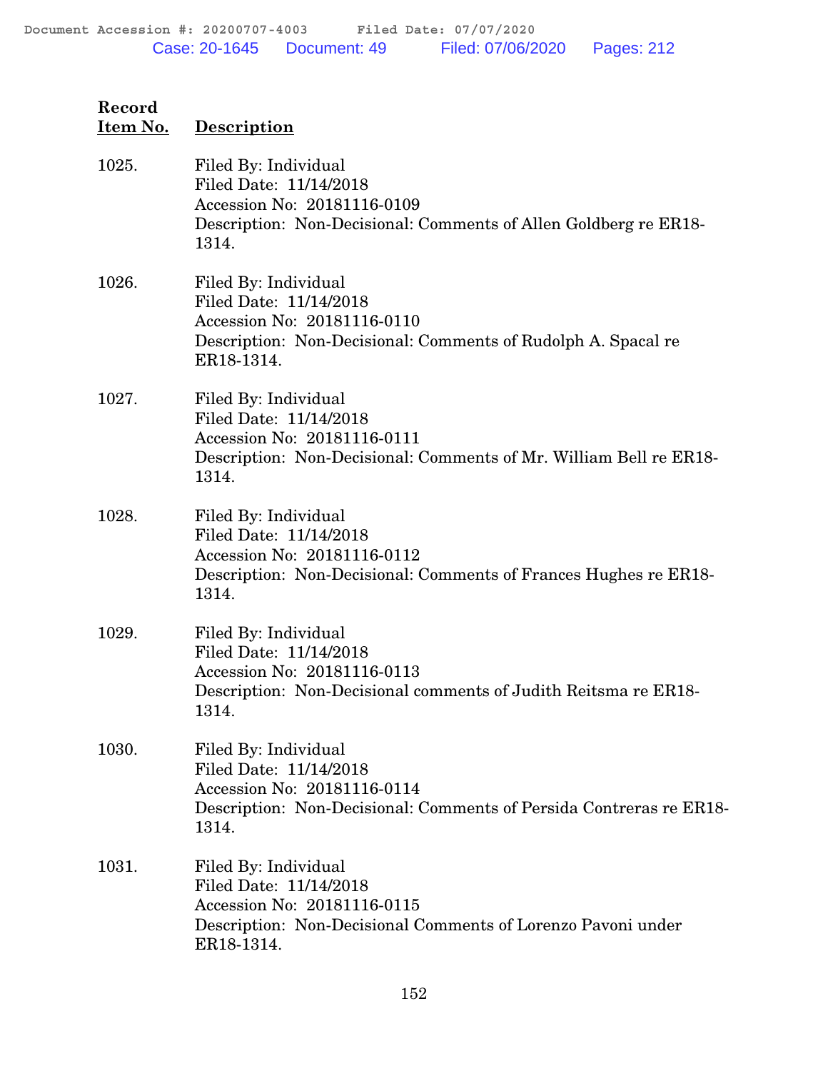| Record Item No. | Description |
|---|---|
| 1025. | Filed By: Individual<br>Filed Date: 11/14/2018<br>Accession No: 20181116-0109<br>Description: Non-Decisional: Comments of Allen Goldberg re ER18-1314. |
| 1026. | Filed By: Individual<br>Filed Date: 11/14/2018<br>Accession No: 20181116-0110<br>Description: Non-Decisional: Comments of Rudolph A. Spacal re ER18-1314. |
| 1027. | Filed By: Individual<br>Filed Date: 11/14/2018<br>Accession No: 20181116-0111<br>Description: Non-Decisional: Comments of Mr. William Bell re ER18-1314. |
| 1028. | Filed By: Individual<br>Filed Date: 11/14/2018<br>Accession No: 20181116-0112<br>Description: Non-Decisional: Comments of Frances Hughes re ER18-1314. |
| 1029. | Filed By: Individual<br>Filed Date: 11/14/2018<br>Accession No: 20181116-0113<br>Description: Non-Decisional comments of Judith Reitsma re ER18-1314. |
| 1030. | Filed By: Individual<br>Filed Date: 11/14/2018<br>Accession No: 20181116-0114<br>Description: Non-Decisional: Comments of Persida Contreras re ER18-1314. |
| 1031. | Filed By: Individual<br>Filed Date: 11/14/2018<br>Accession No: 20181116-0115<br>Description: Non-Decisional Comments of Lorenzo Pavoni under ER18-1314. |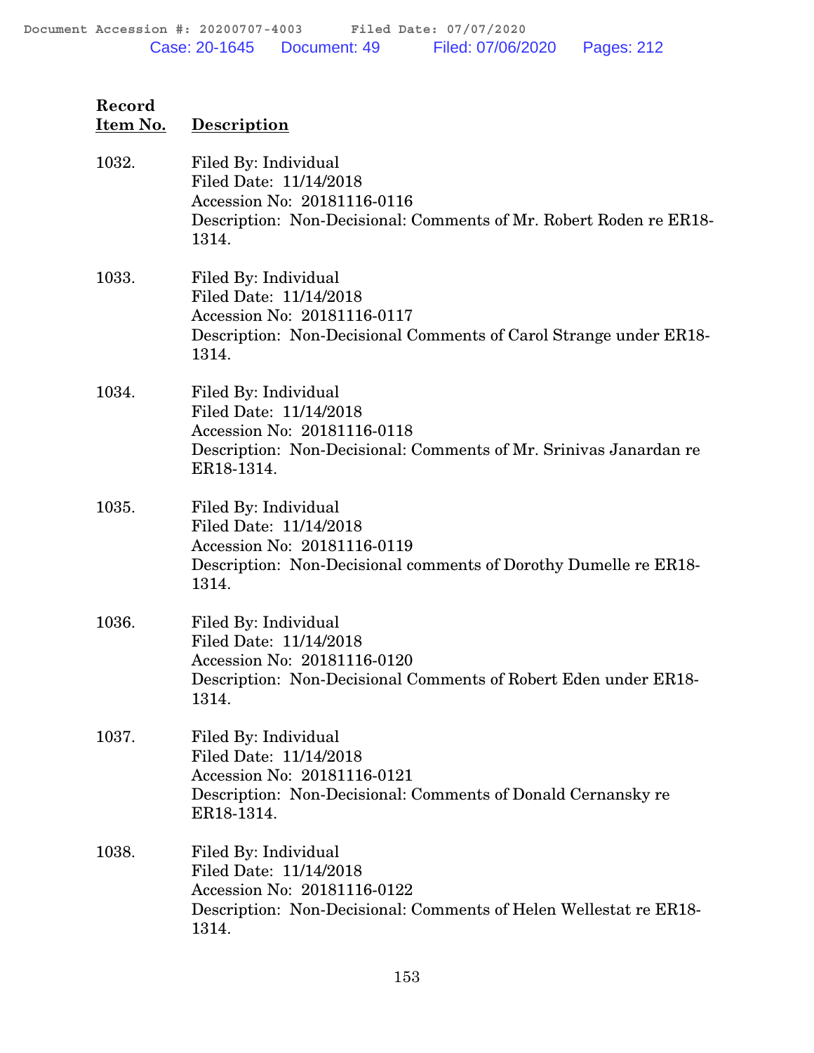| Record Item No. | Description |
|---|---|
| 1032. | Filed By: Individual<br>Filed Date: 11/14/2018<br>Accession No: 20181116-0116<br>Description: Non-Decisional: Comments of Mr. Robert Roden re ER18-1314. |
| 1033. | Filed By: Individual<br>Filed Date: 11/14/2018<br>Accession No: 20181116-0117<br>Description: Non-Decisional Comments of Carol Strange under ER18-1314. |
| 1034. | Filed By: Individual<br>Filed Date: 11/14/2018<br>Accession No: 20181116-0118<br>Description: Non-Decisional: Comments of Mr. Srinivas Janardan re ER18-1314. |
| 1035. | Filed By: Individual<br>Filed Date: 11/14/2018<br>Accession No: 20181116-0119<br>Description: Non-Decisional comments of Dorothy Dumelle re ER18-1314. |
| 1036. | Filed By: Individual<br>Filed Date: 11/14/2018<br>Accession No: 20181116-0120<br>Description: Non-Decisional Comments of Robert Eden under ER18-1314. |
| 1037. | Filed By: Individual<br>Filed Date: 11/14/2018<br>Accession No: 20181116-0121<br>Description: Non-Decisional: Comments of Donald Cernansky re ER18-1314. |
| 1038. | Filed By: Individual<br>Filed Date: 11/14/2018<br>Accession No: 20181116-0122<br>Description: Non-Decisional: Comments of Helen Wellestat re ER18-1314. |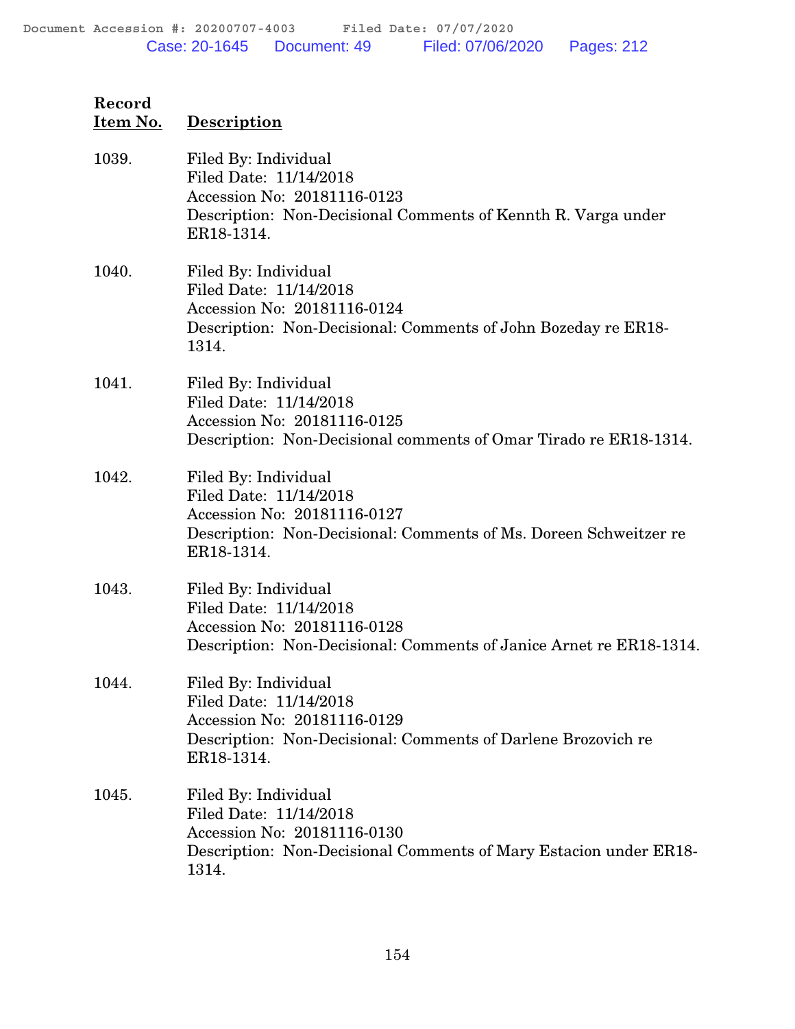| Record Item No. | Description |
|---|---|
| 1039. | Filed By: Individual<br>Filed Date: 11/14/2018<br>Accession No: 20181116-0123<br>Description: Non-Decisional Comments of Kennth R. Varga under ER18-1314. |
| 1040. | Filed By: Individual<br>Filed Date: 11/14/2018<br>Accession No: 20181116-0124<br>Description: Non-Decisional: Comments of John Bozeday re ER18-1314. |
| 1041. | Filed By: Individual<br>Filed Date: 11/14/2018<br>Accession No: 20181116-0125<br>Description: Non-Decisional comments of Omar Tirado re ER18-1314. |
| 1042. | Filed By: Individual<br>Filed Date: 11/14/2018<br>Accession No: 20181116-0127<br>Description: Non-Decisional: Comments of Ms. Doreen Schweitzer re ER18-1314. |
| 1043. | Filed By: Individual<br>Filed Date: 11/14/2018<br>Accession No: 20181116-0128<br>Description: Non-Decisional: Comments of Janice Arnet re ER18-1314. |
| 1044. | Filed By: Individual<br>Filed Date: 11/14/2018<br>Accession No: 20181116-0129<br>Description: Non-Decisional: Comments of Darlene Brozovich re ER18-1314. |
| 1045. | Filed By: Individual<br>Filed Date: 11/14/2018<br>Accession No: 20181116-0130<br>Description: Non-Decisional Comments of Mary Estacion under ER18-1314. |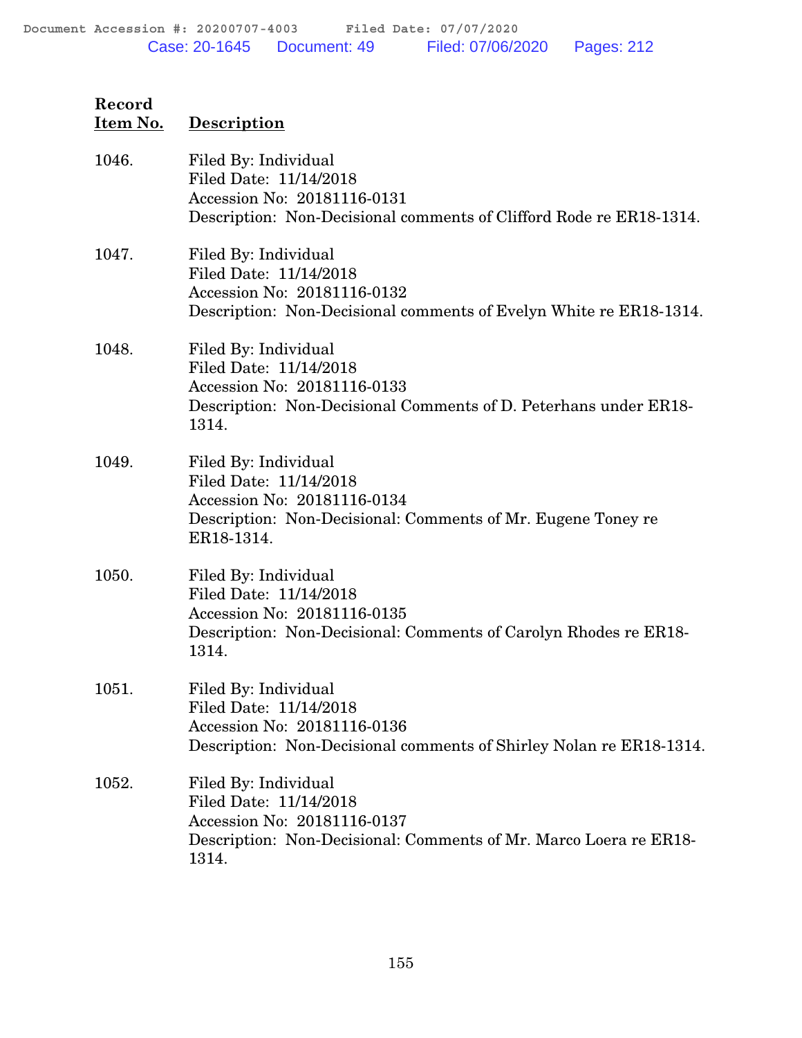| Record Item No. | Description |
|---|---|
| 1046. | Filed By: Individual<br>Filed Date: 11/14/2018<br>Accession No: 20181116-0131<br>Description: Non-Decisional comments of Clifford Rode re ER18-1314. |
| 1047. | Filed By: Individual<br>Filed Date: 11/14/2018<br>Accession No: 20181116-0132<br>Description: Non-Decisional comments of Evelyn White re ER18-1314. |
| 1048. | Filed By: Individual<br>Filed Date: 11/14/2018<br>Accession No: 20181116-0133<br>Description: Non-Decisional Comments of D. Peterhans under ER18-1314. |
| 1049. | Filed By: Individual<br>Filed Date: 11/14/2018<br>Accession No: 20181116-0134<br>Description: Non-Decisional: Comments of Mr. Eugene Toney re ER18-1314. |
| 1050. | Filed By: Individual<br>Filed Date: 11/14/2018<br>Accession No: 20181116-0135<br>Description: Non-Decisional: Comments of Carolyn Rhodes re ER18-1314. |
| 1051. | Filed By: Individual<br>Filed Date: 11/14/2018<br>Accession No: 20181116-0136<br>Description: Non-Decisional comments of Shirley Nolan re ER18-1314. |
| 1052. | Filed By: Individual<br>Filed Date: 11/14/2018<br>Accession No: 20181116-0137<br>Description: Non-Decisional: Comments of Mr. Marco Loera re ER18-1314. |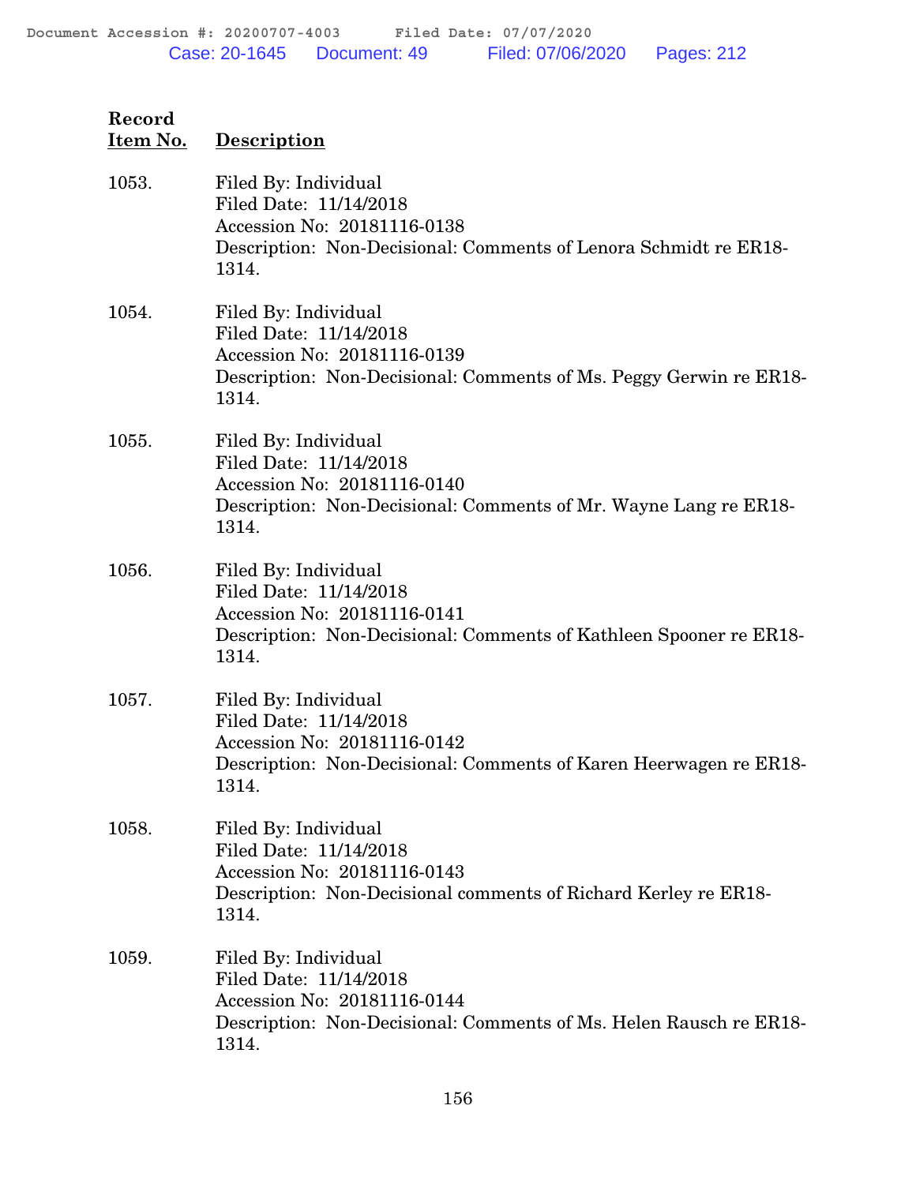| Record Item No. | Description |
|---|---|
| 1053. | Filed By: Individual<br>Filed Date: 11/14/2018<br>Accession No: 20181116-0138<br>Description: Non-Decisional: Comments of Lenora Schmidt re ER18-1314. |
| 1054. | Filed By: Individual<br>Filed Date: 11/14/2018<br>Accession No: 20181116-0139<br>Description: Non-Decisional: Comments of Ms. Peggy Gerwin re ER18-1314. |
| 1055. | Filed By: Individual<br>Filed Date: 11/14/2018<br>Accession No: 20181116-0140<br>Description: Non-Decisional: Comments of Mr. Wayne Lang re ER18-1314. |
| 1056. | Filed By: Individual<br>Filed Date: 11/14/2018<br>Accession No: 20181116-0141<br>Description: Non-Decisional: Comments of Kathleen Spooner re ER18-1314. |
| 1057. | Filed By: Individual<br>Filed Date: 11/14/2018<br>Accession No: 20181116-0142<br>Description: Non-Decisional: Comments of Karen Heerwagen re ER18-1314. |
| 1058. | Filed By: Individual<br>Filed Date: 11/14/2018<br>Accession No: 20181116-0143<br>Description: Non-Decisional comments of Richard Kerley re ER18-1314. |
| 1059. | Filed By: Individual<br>Filed Date: 11/14/2018<br>Accession No: 20181116-0144<br>Description: Non-Decisional: Comments of Ms. Helen Rausch re ER18-1314. |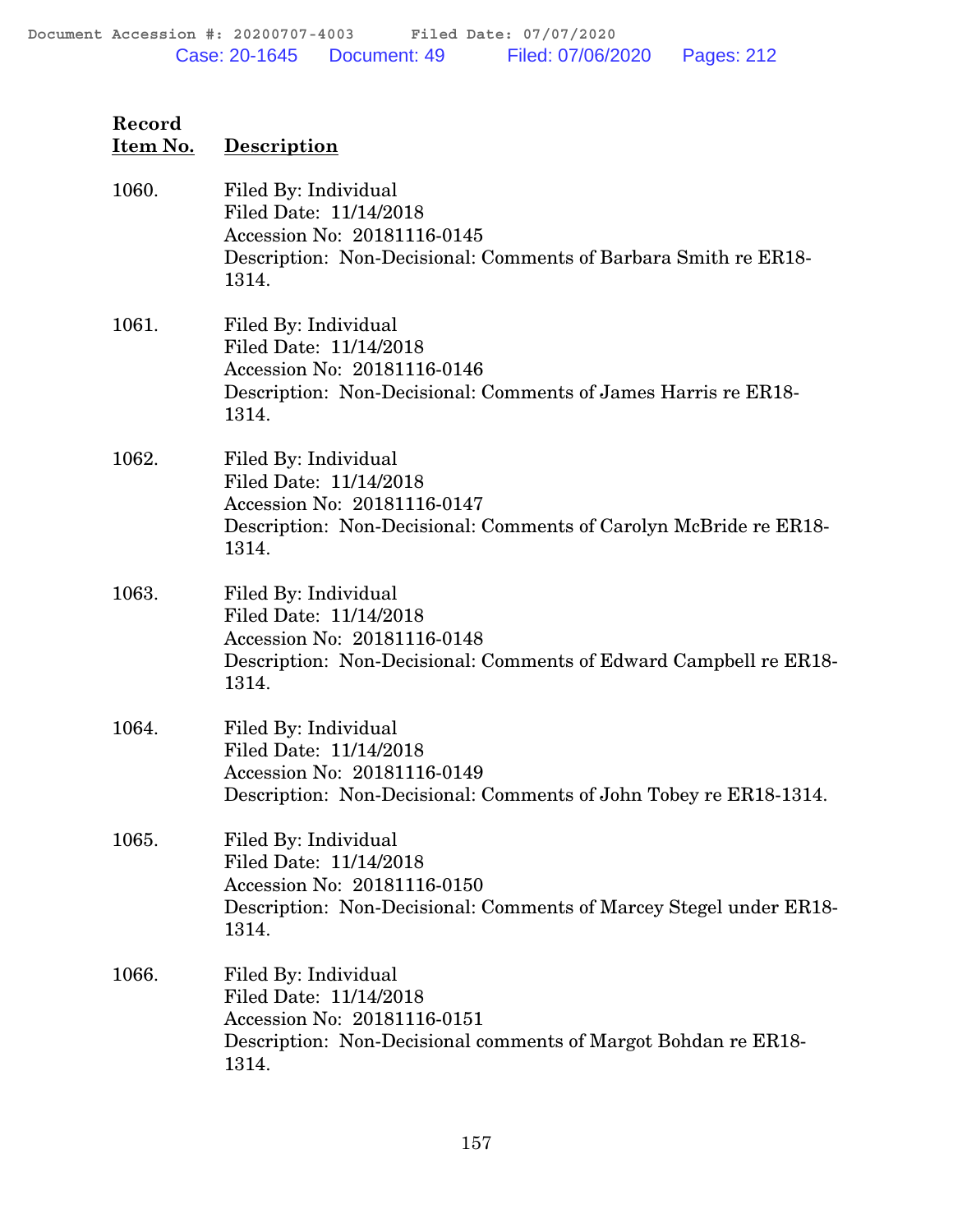| Record Item No. | Description |
|---|---|
| 1060. | Filed By: Individual<br>Filed Date: 11/14/2018<br>Accession No: 20181116-0145<br>Description: Non-Decisional: Comments of Barbara Smith re ER18-1314. |
| 1061. | Filed By: Individual<br>Filed Date: 11/14/2018<br>Accession No: 20181116-0146<br>Description: Non-Decisional: Comments of James Harris re ER18-1314. |
| 1062. | Filed By: Individual<br>Filed Date: 11/14/2018<br>Accession No: 20181116-0147<br>Description: Non-Decisional: Comments of Carolyn McBride re ER18-1314. |
| 1063. | Filed By: Individual<br>Filed Date: 11/14/2018<br>Accession No: 20181116-0148<br>Description: Non-Decisional: Comments of Edward Campbell re ER18-1314. |
| 1064. | Filed By: Individual<br>Filed Date: 11/14/2018<br>Accession No: 20181116-0149<br>Description: Non-Decisional: Comments of John Tobey re ER18-1314. |
| 1065. | Filed By: Individual<br>Filed Date: 11/14/2018<br>Accession No: 20181116-0150<br>Description: Non-Decisional: Comments of Marcey Stegel under ER18-1314. |
| 1066. | Filed By: Individual<br>Filed Date: 11/14/2018<br>Accession No: 20181116-0151<br>Description: Non-Decisional comments of Margot Bohdan re ER18-1314. |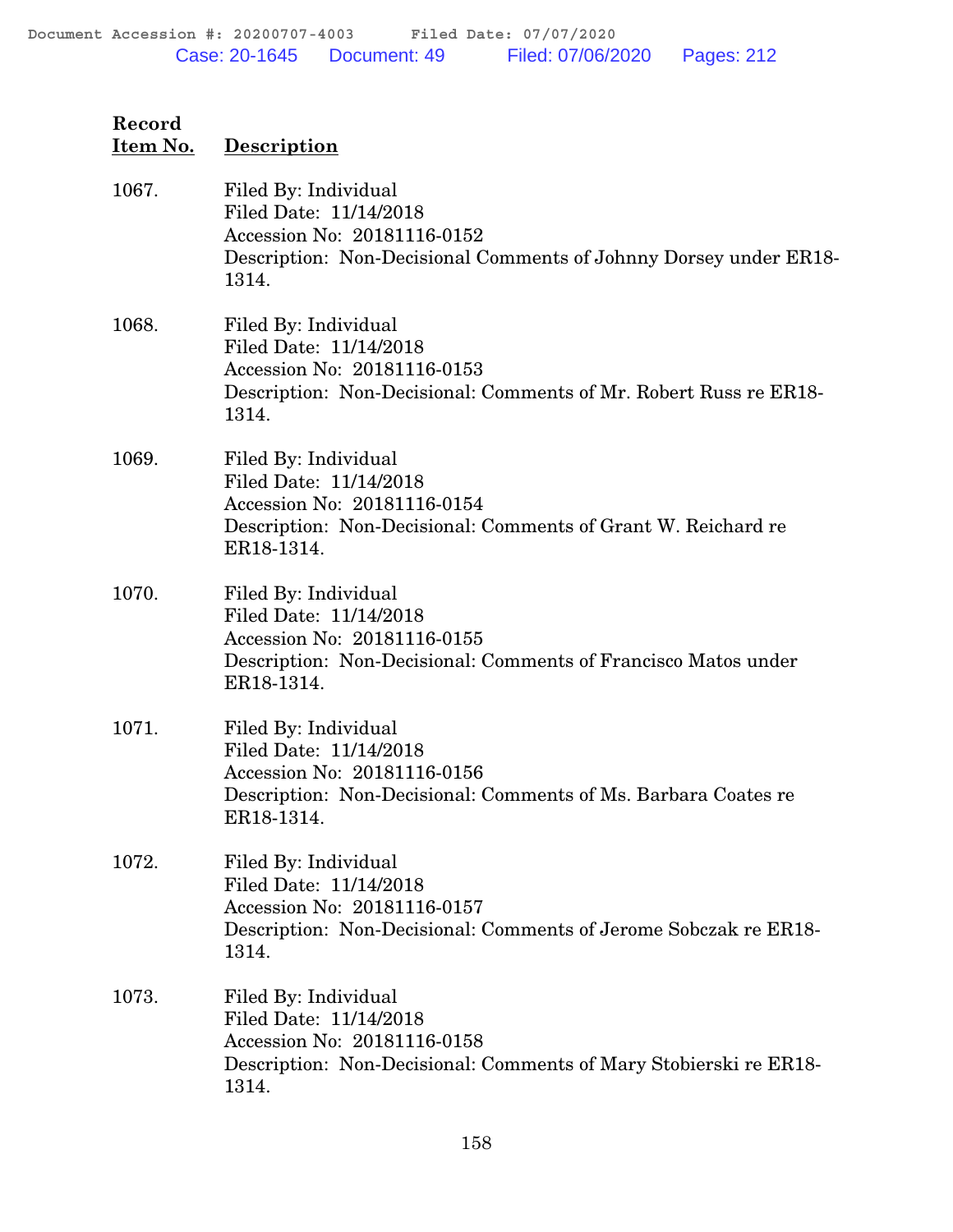| Record Item No. | Description |
|---|---|
| 1067. | Filed By: Individual<br>Filed Date: 11/14/2018<br>Accession No: 20181116-0152<br>Description: Non-Decisional Comments of Johnny Dorsey under ER18-1314. |
| 1068. | Filed By: Individual<br>Filed Date: 11/14/2018<br>Accession No: 20181116-0153<br>Description: Non-Decisional: Comments of Mr. Robert Russ re ER18-1314. |
| 1069. | Filed By: Individual<br>Filed Date: 11/14/2018<br>Accession No: 20181116-0154<br>Description: Non-Decisional: Comments of Grant W. Reichard re ER18-1314. |
| 1070. | Filed By: Individual<br>Filed Date: 11/14/2018<br>Accession No: 20181116-0155<br>Description: Non-Decisional: Comments of Francisco Matos under ER18-1314. |
| 1071. | Filed By: Individual<br>Filed Date: 11/14/2018<br>Accession No: 20181116-0156<br>Description: Non-Decisional: Comments of Ms. Barbara Coates re ER18-1314. |
| 1072. | Filed By: Individual<br>Filed Date: 11/14/2018<br>Accession No: 20181116-0157<br>Description: Non-Decisional: Comments of Jerome Sobczak re ER18-1314. |
| 1073. | Filed By: Individual<br>Filed Date: 11/14/2018<br>Accession No: 20181116-0158<br>Description: Non-Decisional: Comments of Mary Stobierski re ER18-1314. |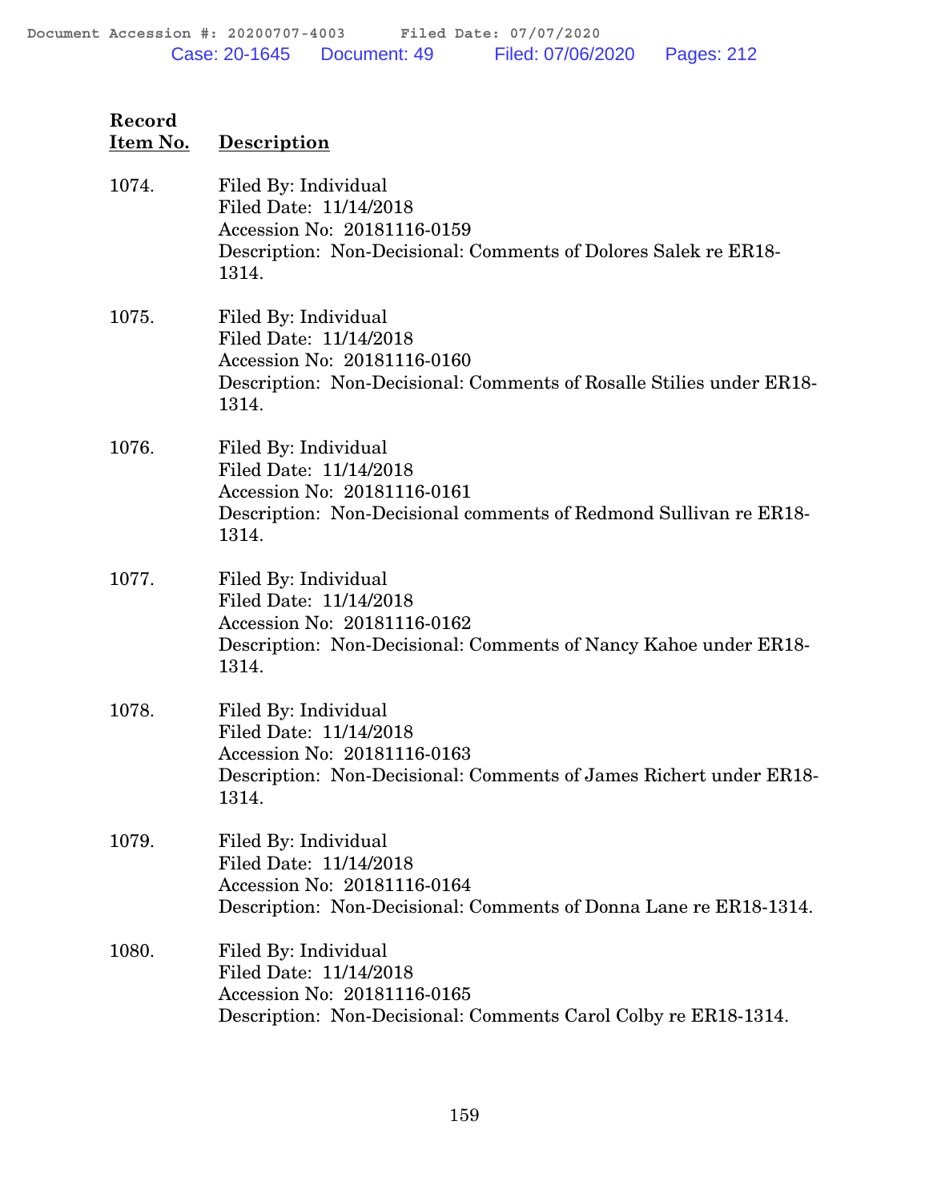| Record Item No. | Description |
|---|---|
| 1074. | Filed By: Individual<br>Filed Date: 11/14/2018<br>Accession No: 20181116-0159<br>Description: Non-Decisional: Comments of Dolores Salek re ER18-1314. |
| 1075. | Filed By: Individual<br>Filed Date: 11/14/2018<br>Accession No: 20181116-0160<br>Description: Non-Decisional: Comments of Rosalle Stilies under ER18-1314. |
| 1076. | Filed By: Individual<br>Filed Date: 11/14/2018<br>Accession No: 20181116-0161<br>Description: Non-Decisional comments of Redmond Sullivan re ER18-1314. |
| 1077. | Filed By: Individual<br>Filed Date: 11/14/2018<br>Accession No: 20181116-0162<br>Description: Non-Decisional: Comments of Nancy Kahoe under ER18-1314. |
| 1078. | Filed By: Individual<br>Filed Date: 11/14/2018<br>Accession No: 20181116-0163<br>Description: Non-Decisional: Comments of James Richert under ER18-1314. |
| 1079. | Filed By: Individual<br>Filed Date: 11/14/2018<br>Accession No: 20181116-0164<br>Description: Non-Decisional: Comments of Donna Lane re ER18-1314. |
| 1080. | Filed By: Individual<br>Filed Date: 11/14/2018<br>Accession No: 20181116-0165<br>Description: Non-Decisional: Comments Carol Colby re ER18-1314. |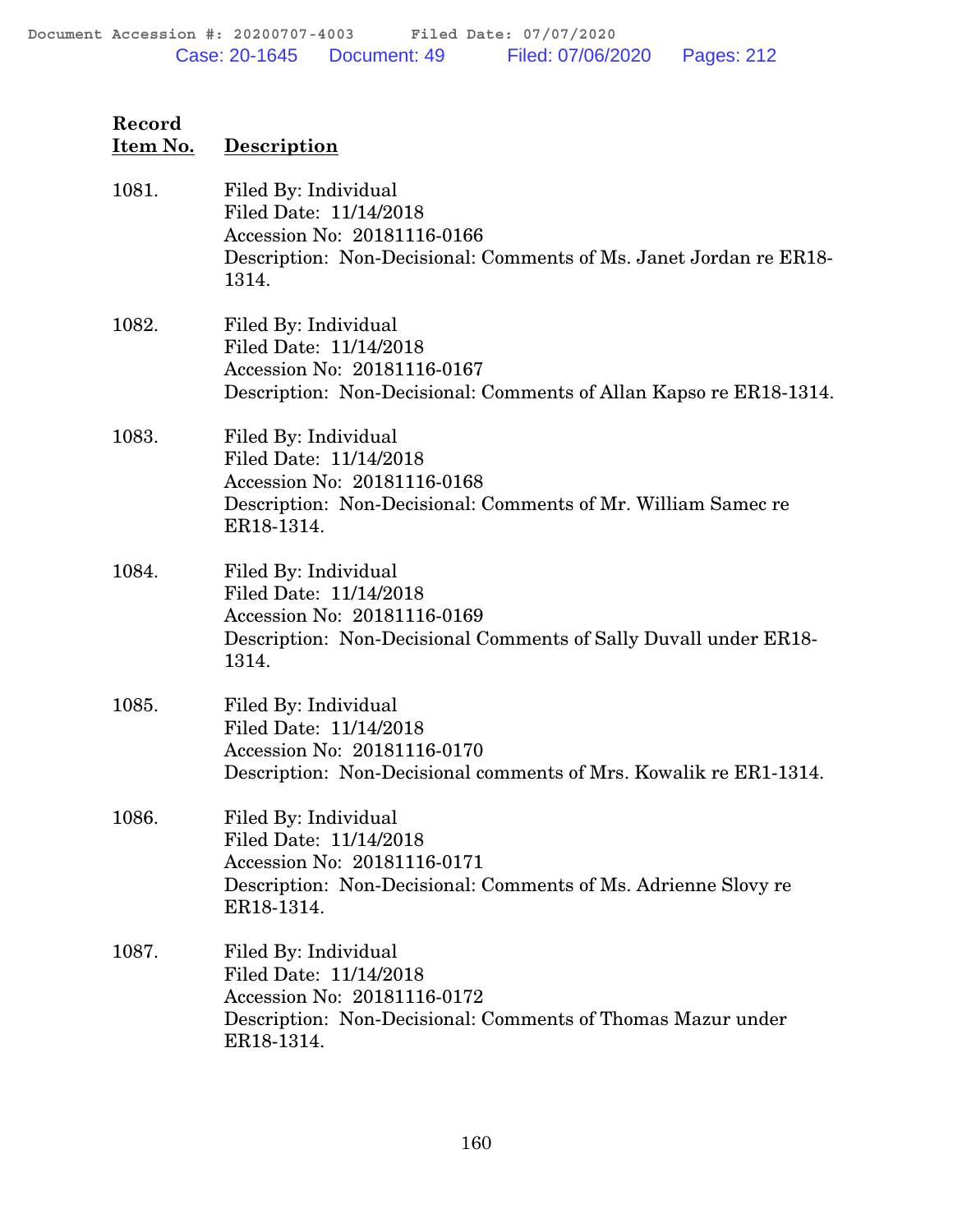| Record Item No. | Description |
|---|---|
| 1081. | Filed By: Individual<br>Filed Date: 11/14/2018<br>Accession No: 20181116-0166<br>Description: Non-Decisional: Comments of Ms. Janet Jordan re ER18-1314. |
| 1082. | Filed By: Individual<br>Filed Date: 11/14/2018<br>Accession No: 20181116-0167<br>Description: Non-Decisional: Comments of Allan Kapso re ER18-1314. |
| 1083. | Filed By: Individual<br>Filed Date: 11/14/2018<br>Accession No: 20181116-0168<br>Description: Non-Decisional: Comments of Mr. William Samec re ER18-1314. |
| 1084. | Filed By: Individual<br>Filed Date: 11/14/2018<br>Accession No: 20181116-0169<br>Description: Non-Decisional Comments of Sally Duvall under ER18-1314. |
| 1085. | Filed By: Individual<br>Filed Date: 11/14/2018<br>Accession No: 20181116-0170<br>Description: Non-Decisional comments of Mrs. Kowalik re ER1-1314. |
| 1086. | Filed By: Individual<br>Filed Date: 11/14/2018<br>Accession No: 20181116-0171<br>Description: Non-Decisional: Comments of Ms. Adrienne Slovy re ER18-1314. |
| 1087. | Filed By: Individual<br>Filed Date: 11/14/2018<br>Accession No: 20181116-0172<br>Description: Non-Decisional: Comments of Thomas Mazur under ER18-1314. |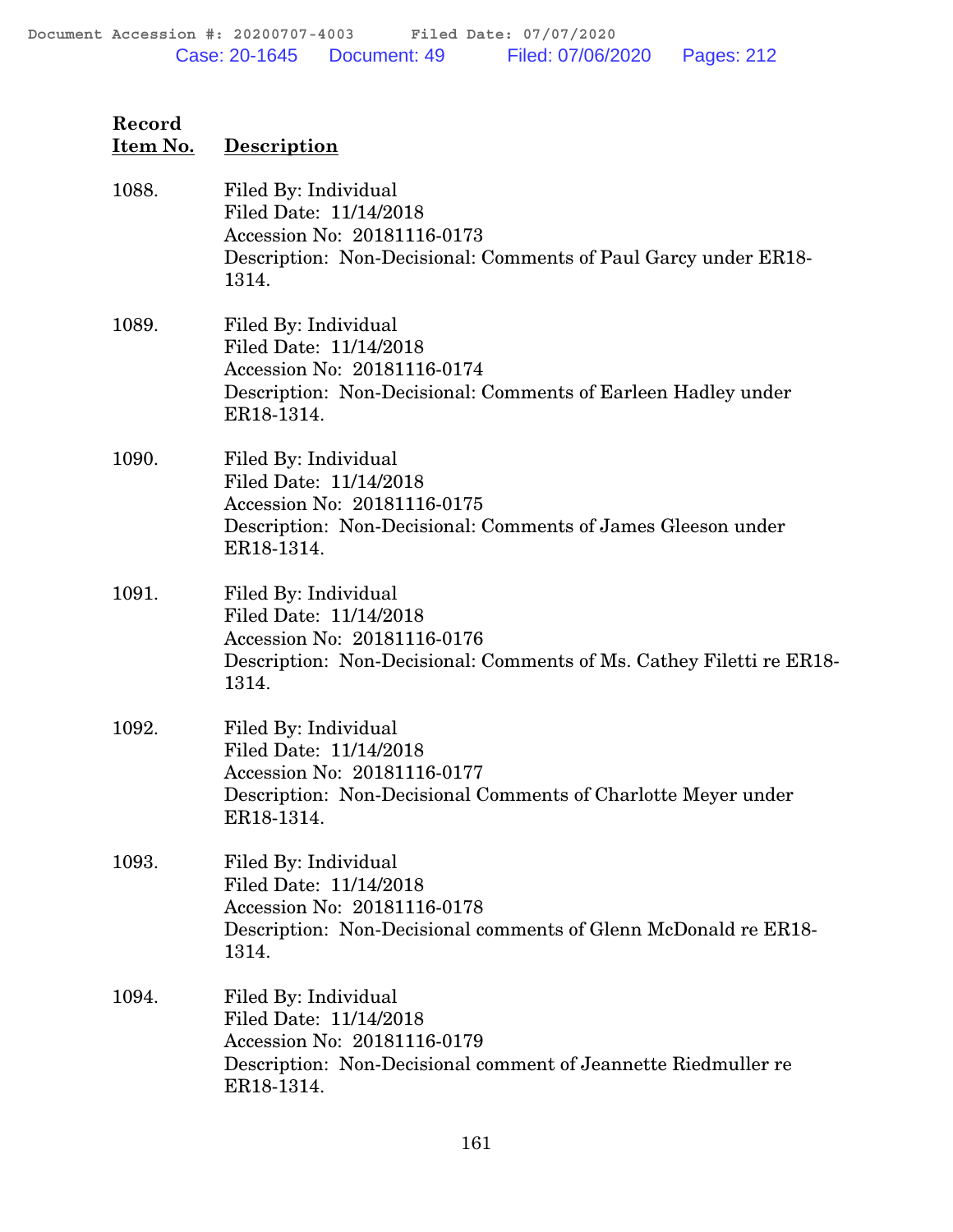| Record Item No. | Description |
|---|---|
| 1088. | Filed By: Individual<br>Filed Date: 11/14/2018<br>Accession No: 20181116-0173<br>Description: Non-Decisional: Comments of Paul Garcy under ER18-1314. |
| 1089. | Filed By: Individual<br>Filed Date: 11/14/2018<br>Accession No: 20181116-0174<br>Description: Non-Decisional: Comments of Earleen Hadley under ER18-1314. |
| 1090. | Filed By: Individual<br>Filed Date: 11/14/2018<br>Accession No: 20181116-0175<br>Description: Non-Decisional: Comments of James Gleeson under ER18-1314. |
| 1091. | Filed By: Individual<br>Filed Date: 11/14/2018<br>Accession No: 20181116-0176<br>Description: Non-Decisional: Comments of Ms. Cathey Filetti re ER18-1314. |
| 1092. | Filed By: Individual<br>Filed Date: 11/14/2018<br>Accession No: 20181116-0177<br>Description: Non-Decisional Comments of Charlotte Meyer under ER18-1314. |
| 1093. | Filed By: Individual<br>Filed Date: 11/14/2018<br>Accession No: 20181116-0178<br>Description: Non-Decisional comments of Glenn McDonald re ER18-1314. |
| 1094. | Filed By: Individual<br>Filed Date: 11/14/2018<br>Accession No: 20181116-0179<br>Description: Non-Decisional comment of Jeannette Riedmuller re ER18-1314. |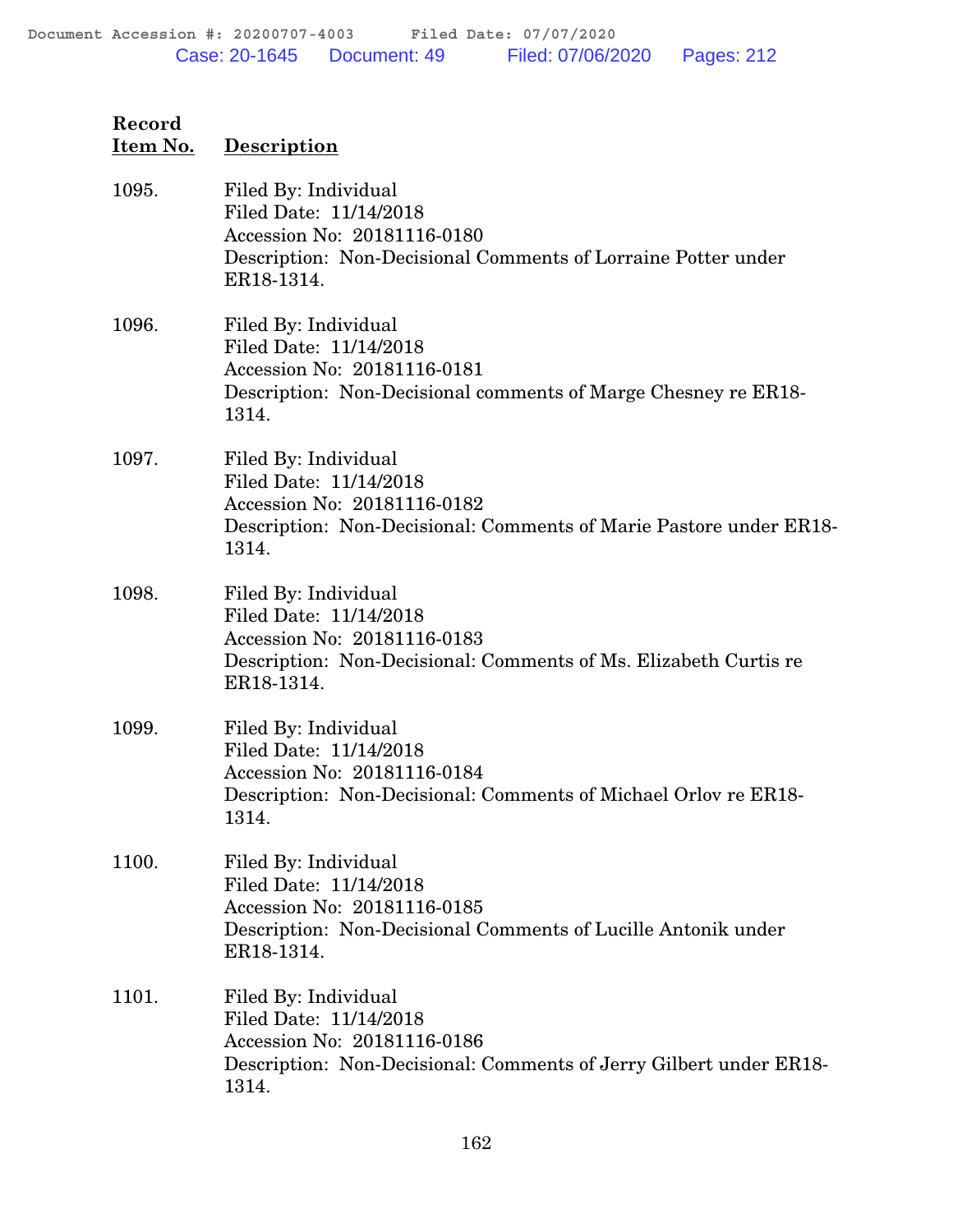| Record Item No. | Description |
|---|---|
| 1095. | Filed By: Individual<br>Filed Date: 11/14/2018<br>Accession No: 20181116-0180<br>Description: Non-Decisional Comments of Lorraine Potter under ER18-1314. |
| 1096. | Filed By: Individual<br>Filed Date: 11/14/2018<br>Accession No: 20181116-0181<br>Description: Non-Decisional comments of Marge Chesney re ER18-1314. |
| 1097. | Filed By: Individual<br>Filed Date: 11/14/2018<br>Accession No: 20181116-0182<br>Description: Non-Decisional: Comments of Marie Pastore under ER18-1314. |
| 1098. | Filed By: Individual<br>Filed Date: 11/14/2018<br>Accession No: 20181116-0183<br>Description: Non-Decisional: Comments of Ms. Elizabeth Curtis re ER18-1314. |
| 1099. | Filed By: Individual<br>Filed Date: 11/14/2018<br>Accession No: 20181116-0184<br>Description: Non-Decisional: Comments of Michael Orlov re ER18-1314. |
| 1100. | Filed By: Individual<br>Filed Date: 11/14/2018<br>Accession No: 20181116-0185<br>Description: Non-Decisional Comments of Lucille Antonik under ER18-1314. |
| 1101. | Filed By: Individual<br>Filed Date: 11/14/2018<br>Accession No: 20181116-0186<br>Description: Non-Decisional: Comments of Jerry Gilbert under ER18-1314. |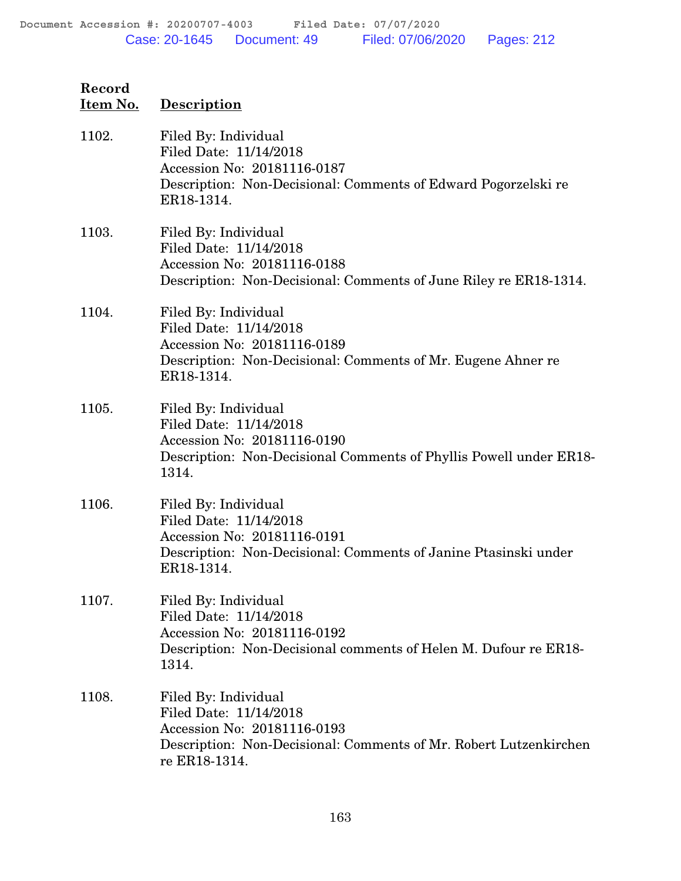| Record Item No. | Description |
|---|---|
| 1102. | Filed By: Individual<br>Filed Date: 11/14/2018<br>Accession No: 20181116-0187<br>Description: Non-Decisional: Comments of Edward Pogorzelski re ER18-1314. |
| 1103. | Filed By: Individual<br>Filed Date: 11/14/2018<br>Accession No: 20181116-0188<br>Description: Non-Decisional: Comments of June Riley re ER18-1314. |
| 1104. | Filed By: Individual<br>Filed Date: 11/14/2018<br>Accession No: 20181116-0189<br>Description: Non-Decisional: Comments of Mr. Eugene Ahner re ER18-1314. |
| 1105. | Filed By: Individual<br>Filed Date: 11/14/2018<br>Accession No: 20181116-0190<br>Description: Non-Decisional Comments of Phyllis Powell under ER18-1314. |
| 1106. | Filed By: Individual<br>Filed Date: 11/14/2018<br>Accession No: 20181116-0191<br>Description: Non-Decisional: Comments of Janine Ptasinski under ER18-1314. |
| 1107. | Filed By: Individual<br>Filed Date: 11/14/2018<br>Accession No: 20181116-0192<br>Description: Non-Decisional comments of Helen M. Dufour re ER18-1314. |
| 1108. | Filed By: Individual<br>Filed Date: 11/14/2018<br>Accession No: 20181116-0193<br>Description: Non-Decisional: Comments of Mr. Robert Lutzenkirchen re ER18-1314. |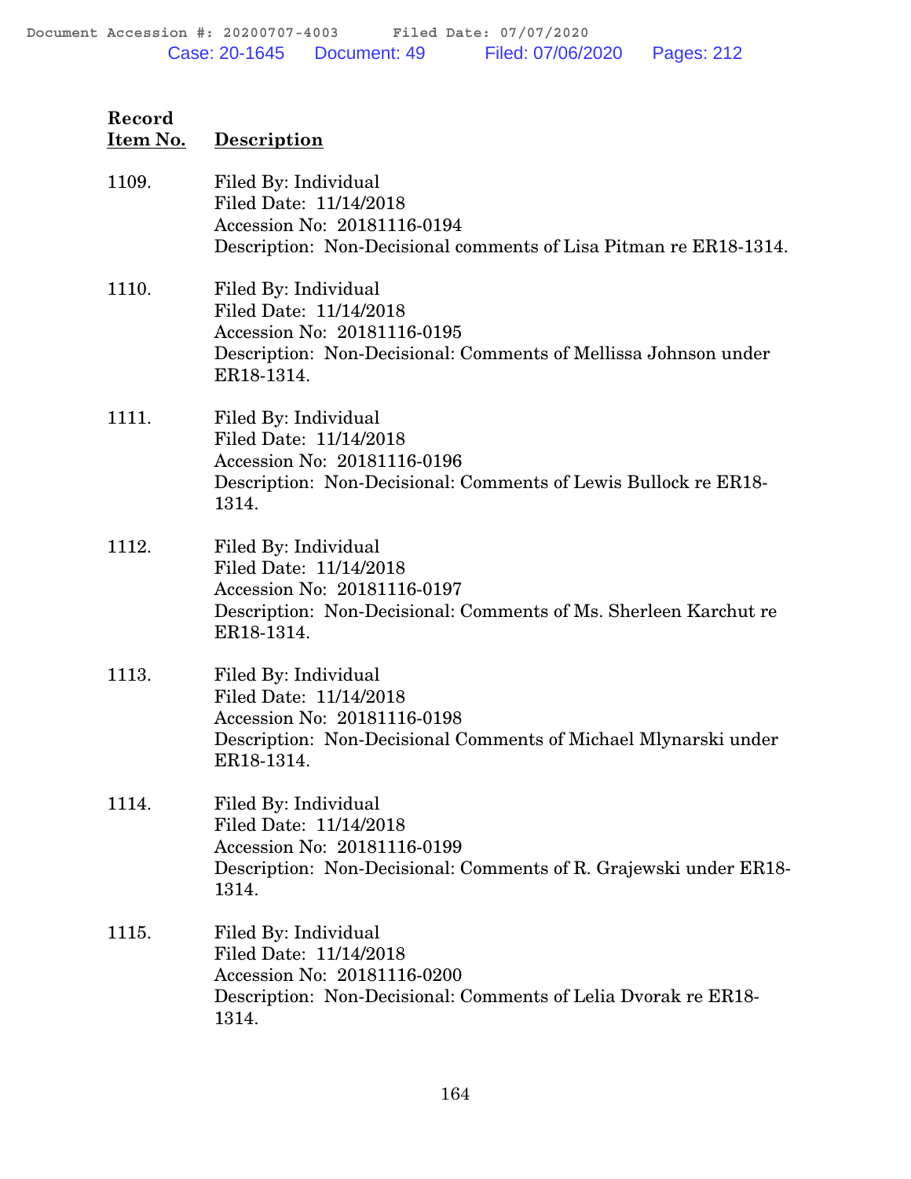| Record Item No. | Description |
|---|---|
| 1109. | Filed By: Individual<br>Filed Date: 11/14/2018<br>Accession No: 20181116-0194<br>Description: Non-Decisional comments of Lisa Pitman re ER18-1314. |
| 1110. | Filed By: Individual<br>Filed Date: 11/14/2018<br>Accession No: 20181116-0195<br>Description: Non-Decisional: Comments of Mellissa Johnson under ER18-1314. |
| 1111. | Filed By: Individual<br>Filed Date: 11/14/2018<br>Accession No: 20181116-0196<br>Description: Non-Decisional: Comments of Lewis Bullock re ER18-1314. |
| 1112. | Filed By: Individual<br>Filed Date: 11/14/2018<br>Accession No: 20181116-0197<br>Description: Non-Decisional: Comments of Ms. Sherleen Karchut re ER18-1314. |
| 1113. | Filed By: Individual<br>Filed Date: 11/14/2018<br>Accession No: 20181116-0198<br>Description: Non-Decisional Comments of Michael Mlynarski under ER18-1314. |
| 1114. | Filed By: Individual<br>Filed Date: 11/14/2018<br>Accession No: 20181116-0199<br>Description: Non-Decisional: Comments of R. Grajewski under ER18-1314. |
| 1115. | Filed By: Individual<br>Filed Date: 11/14/2018<br>Accession No: 20181116-0200<br>Description: Non-Decisional: Comments of Lelia Dvorak re ER18-1314. |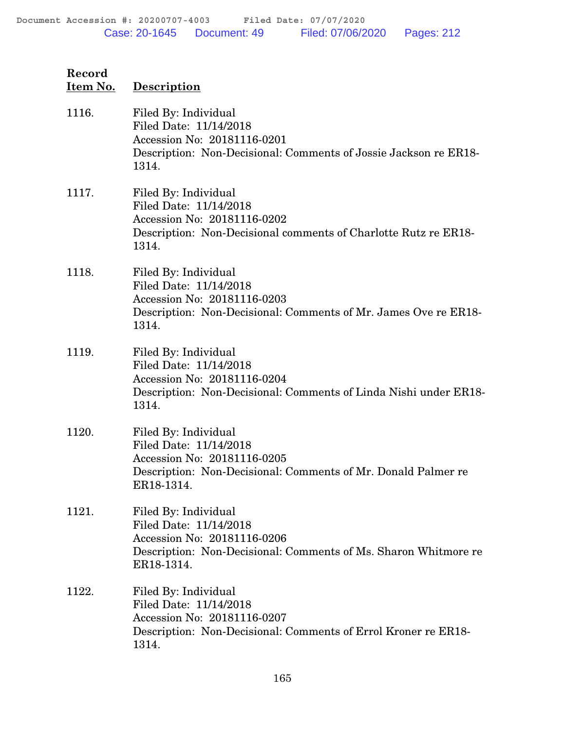| Record Item No. | Description |
|---|---|
| 1116. | Filed By: Individual<br>Filed Date: 11/14/2018<br>Accession No: 20181116-0201<br>Description: Non-Decisional: Comments of Jossie Jackson re ER18-1314. |
| 1117. | Filed By: Individual<br>Filed Date: 11/14/2018<br>Accession No: 20181116-0202<br>Description: Non-Decisional comments of Charlotte Rutz re ER18-1314. |
| 1118. | Filed By: Individual<br>Filed Date: 11/14/2018<br>Accession No: 20181116-0203<br>Description: Non-Decisional: Comments of Mr. James Ove re ER18-1314. |
| 1119. | Filed By: Individual<br>Filed Date: 11/14/2018<br>Accession No: 20181116-0204<br>Description: Non-Decisional: Comments of Linda Nishi under ER18-1314. |
| 1120. | Filed By: Individual<br>Filed Date: 11/14/2018<br>Accession No: 20181116-0205<br>Description: Non-Decisional: Comments of Mr. Donald Palmer re ER18-1314. |
| 1121. | Filed By: Individual<br>Filed Date: 11/14/2018<br>Accession No: 20181116-0206<br>Description: Non-Decisional: Comments of Ms. Sharon Whitmore re ER18-1314. |
| 1122. | Filed By: Individual<br>Filed Date: 11/14/2018<br>Accession No: 20181116-0207<br>Description: Non-Decisional: Comments of Errol Kroner re ER18-1314. |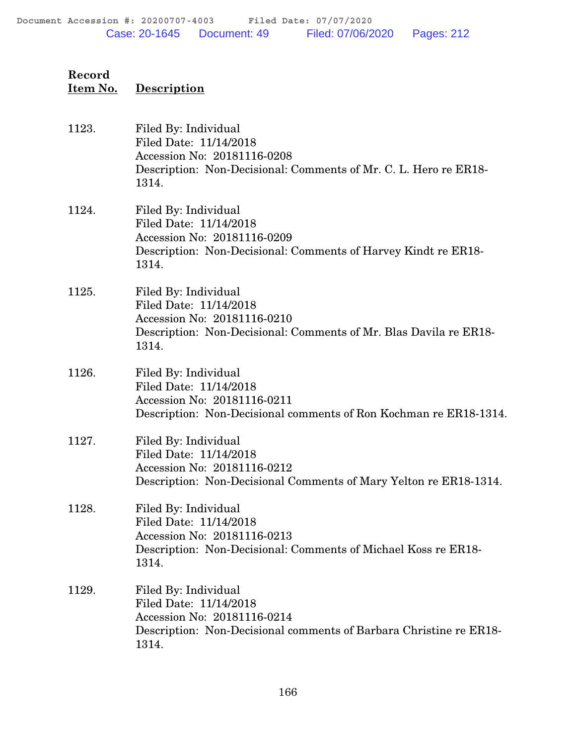| Record Item No. | Description |
|---|---|
| 1123. | Filed By: Individual<br>Filed Date: 11/14/2018<br>Accession No: 20181116-0208<br>Description: Non-Decisional: Comments of Mr. C. L. Hero re ER18-1314. |
| 1124. | Filed By: Individual<br>Filed Date: 11/14/2018<br>Accession No: 20181116-0209<br>Description: Non-Decisional: Comments of Harvey Kindt re ER18-1314. |
| 1125. | Filed By: Individual<br>Filed Date: 11/14/2018<br>Accession No: 20181116-0210<br>Description: Non-Decisional: Comments of Mr. Blas Davila re ER18-1314. |
| 1126. | Filed By: Individual<br>Filed Date: 11/14/2018<br>Accession No: 20181116-0211<br>Description: Non-Decisional comments of Ron Kochman re ER18-1314. |
| 1127. | Filed By: Individual<br>Filed Date: 11/14/2018<br>Accession No: 20181116-0212<br>Description: Non-Decisional Comments of Mary Yelton re ER18-1314. |
| 1128. | Filed By: Individual<br>Filed Date: 11/14/2018<br>Accession No: 20181116-0213<br>Description: Non-Decisional: Comments of Michael Koss re ER18-1314. |
| 1129. | Filed By: Individual<br>Filed Date: 11/14/2018<br>Accession No: 20181116-0214<br>Description: Non-Decisional comments of Barbara Christine re ER18-1314. |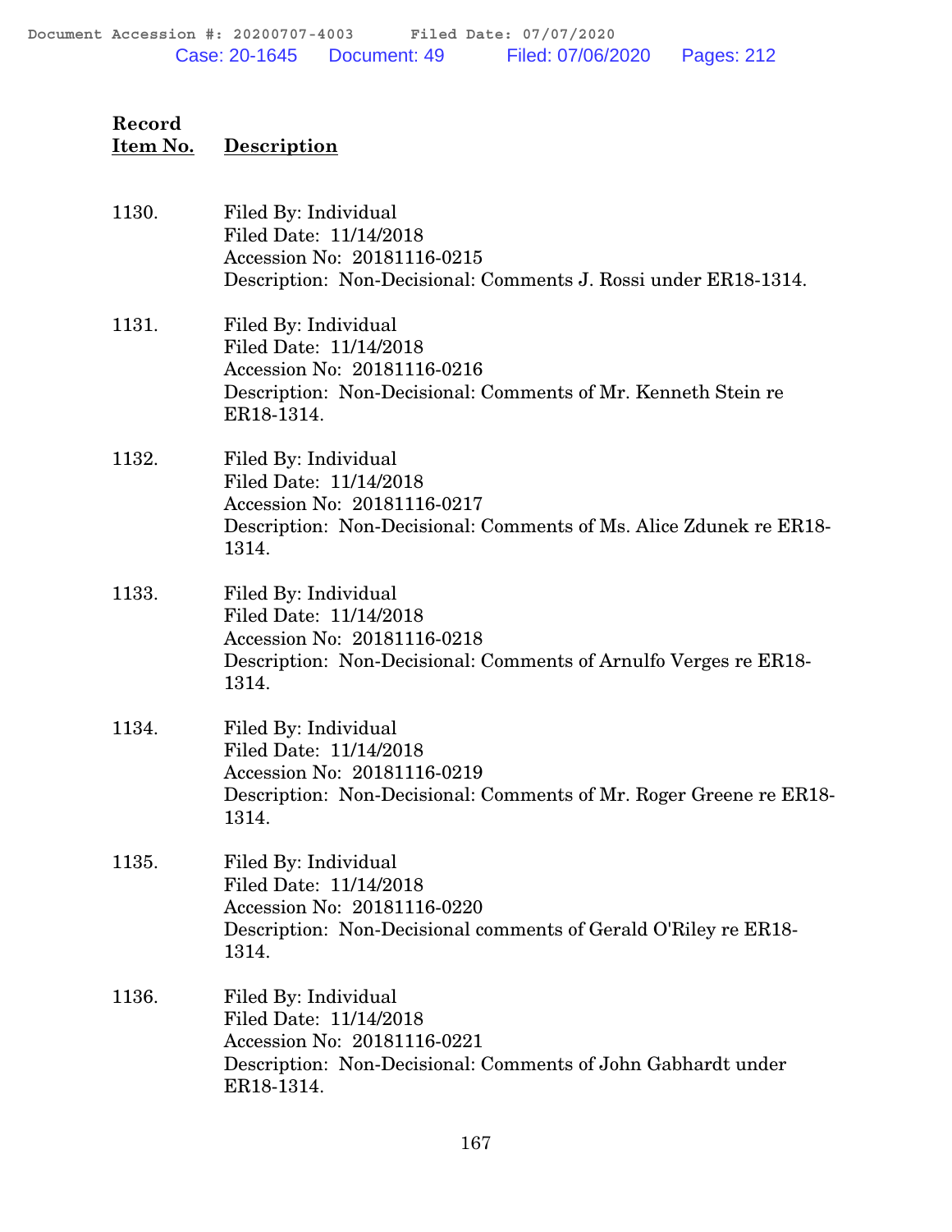| Record Item No. | Description |
|---|---|
| 1130. | Filed By: Individual<br>Filed Date: 11/14/2018<br>Accession No: 20181116-0215<br>Description: Non-Decisional: Comments J. Rossi under ER18-1314. |
| 1131. | Filed By: Individual<br>Filed Date: 11/14/2018<br>Accession No: 20181116-0216<br>Description: Non-Decisional: Comments of Mr. Kenneth Stein re ER18-1314. |
| 1132. | Filed By: Individual<br>Filed Date: 11/14/2018<br>Accession No: 20181116-0217<br>Description: Non-Decisional: Comments of Ms. Alice Zdunek re ER18-1314. |
| 1133. | Filed By: Individual<br>Filed Date: 11/14/2018<br>Accession No: 20181116-0218<br>Description: Non-Decisional: Comments of Arnulfo Verges re ER18-1314. |
| 1134. | Filed By: Individual<br>Filed Date: 11/14/2018<br>Accession No: 20181116-0219<br>Description: Non-Decisional: Comments of Mr. Roger Greene re ER18-1314. |
| 1135. | Filed By: Individual<br>Filed Date: 11/14/2018<br>Accession No: 20181116-0220<br>Description: Non-Decisional comments of Gerald O'Riley re ER18-1314. |
| 1136. | Filed By: Individual<br>Filed Date: 11/14/2018<br>Accession No: 20181116-0221<br>Description: Non-Decisional: Comments of John Gabhardt under ER18-1314. |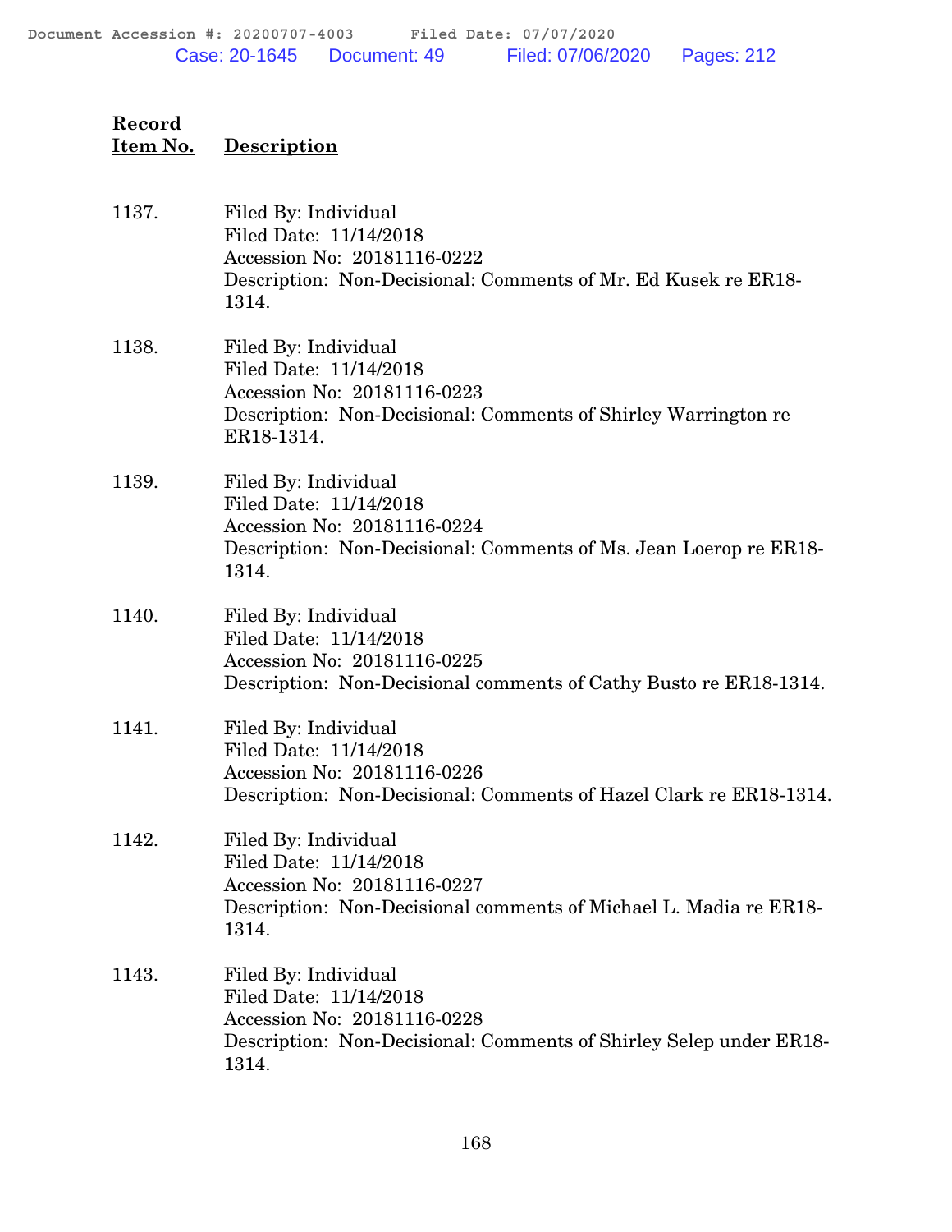| Record Item No. | Description |
|---|---|
| 1137. | Filed By: Individual<br>Filed Date: 11/14/2018<br>Accession No: 20181116-0222<br>Description: Non-Decisional: Comments of Mr. Ed Kusek re ER18-1314. |
| 1138. | Filed By: Individual<br>Filed Date: 11/14/2018<br>Accession No: 20181116-0223<br>Description: Non-Decisional: Comments of Shirley Warrington re ER18-1314. |
| 1139. | Filed By: Individual<br>Filed Date: 11/14/2018<br>Accession No: 20181116-0224<br>Description: Non-Decisional: Comments of Ms. Jean Loerop re ER18-1314. |
| 1140. | Filed By: Individual<br>Filed Date: 11/14/2018<br>Accession No: 20181116-0225<br>Description: Non-Decisional comments of Cathy Busto re ER18-1314. |
| 1141. | Filed By: Individual<br>Filed Date: 11/14/2018<br>Accession No: 20181116-0226<br>Description: Non-Decisional: Comments of Hazel Clark re ER18-1314. |
| 1142. | Filed By: Individual<br>Filed Date: 11/14/2018<br>Accession No: 20181116-0227<br>Description: Non-Decisional comments of Michael L. Madia re ER18-1314. |
| 1143. | Filed By: Individual<br>Filed Date: 11/14/2018<br>Accession No: 20181116-0228<br>Description: Non-Decisional: Comments of Shirley Selep under ER18-1314. |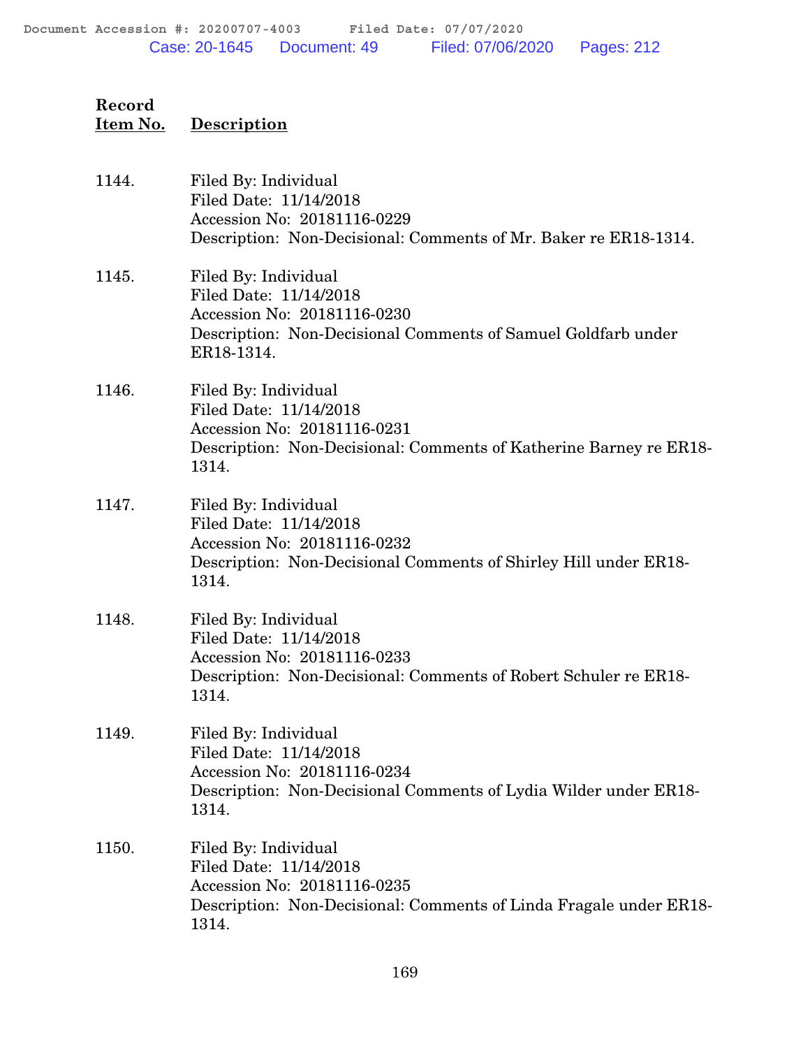| Record Item No. | Description |
|---|---|
| 1144. | Filed By: Individual<br>Filed Date: 11/14/2018<br>Accession No: 20181116-0229<br>Description: Non-Decisional: Comments of Mr. Baker re ER18-1314. |
| 1145. | Filed By: Individual<br>Filed Date: 11/14/2018<br>Accession No: 20181116-0230<br>Description: Non-Decisional Comments of Samuel Goldfarb under ER18-1314. |
| 1146. | Filed By: Individual<br>Filed Date: 11/14/2018<br>Accession No: 20181116-0231<br>Description: Non-Decisional: Comments of Katherine Barney re ER18-1314. |
| 1147. | Filed By: Individual<br>Filed Date: 11/14/2018<br>Accession No: 20181116-0232<br>Description: Non-Decisional Comments of Shirley Hill under ER18-1314. |
| 1148. | Filed By: Individual<br>Filed Date: 11/14/2018<br>Accession No: 20181116-0233<br>Description: Non-Decisional: Comments of Robert Schuler re ER18-1314. |
| 1149. | Filed By: Individual<br>Filed Date: 11/14/2018<br>Accession No: 20181116-0234<br>Description: Non-Decisional Comments of Lydia Wilder under ER18-1314. |
| 1150. | Filed By: Individual<br>Filed Date: 11/14/2018<br>Accession No: 20181116-0235<br>Description: Non-Decisional: Comments of Linda Fragale under ER18-1314. |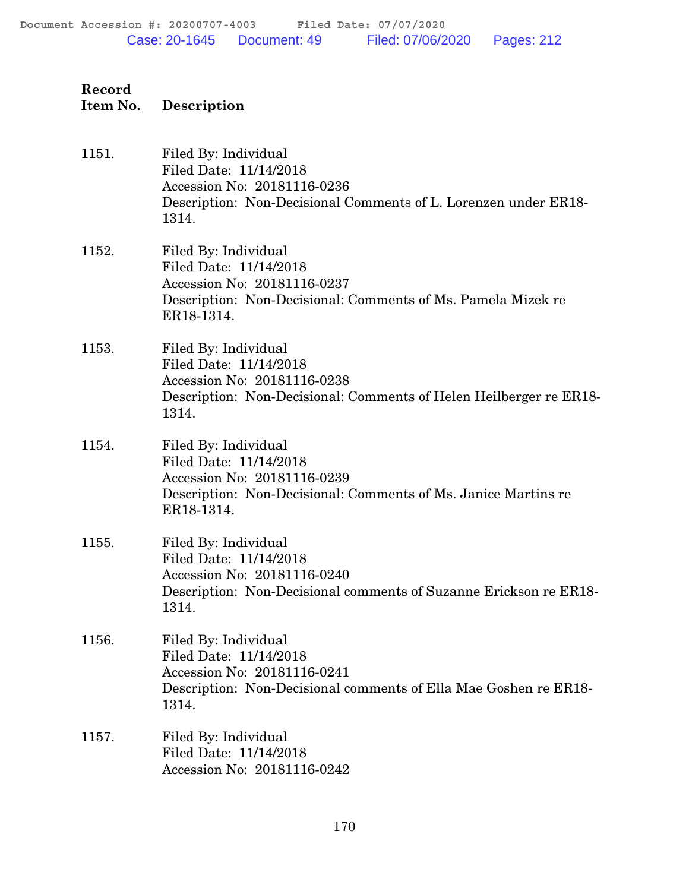| Record Item No. | Description |
|---|---|
| 1151. | Filed By: Individual<br>Filed Date: 11/14/2018<br>Accession No: 20181116-0236<br>Description: Non-Decisional Comments of L. Lorenzen under ER18-1314. |
| 1152. | Filed By: Individual<br>Filed Date: 11/14/2018<br>Accession No: 20181116-0237<br>Description: Non-Decisional: Comments of Ms. Pamela Mizek re ER18-1314. |
| 1153. | Filed By: Individual<br>Filed Date: 11/14/2018<br>Accession No: 20181116-0238<br>Description: Non-Decisional: Comments of Helen Heilberger re ER18-1314. |
| 1154. | Filed By: Individual<br>Filed Date: 11/14/2018<br>Accession No: 20181116-0239<br>Description: Non-Decisional: Comments of Ms. Janice Martins re ER18-1314. |
| 1155. | Filed By: Individual<br>Filed Date: 11/14/2018<br>Accession No: 20181116-0240<br>Description: Non-Decisional comments of Suzanne Erickson re ER18-1314. |
| 1156. | Filed By: Individual<br>Filed Date: 11/14/2018<br>Accession No: 20181116-0241<br>Description: Non-Decisional comments of Ella Mae Goshen re ER18-1314. |
| 1157. | Filed By: Individual<br>Filed Date: 11/14/2018<br>Accession No: 20181116-0242 |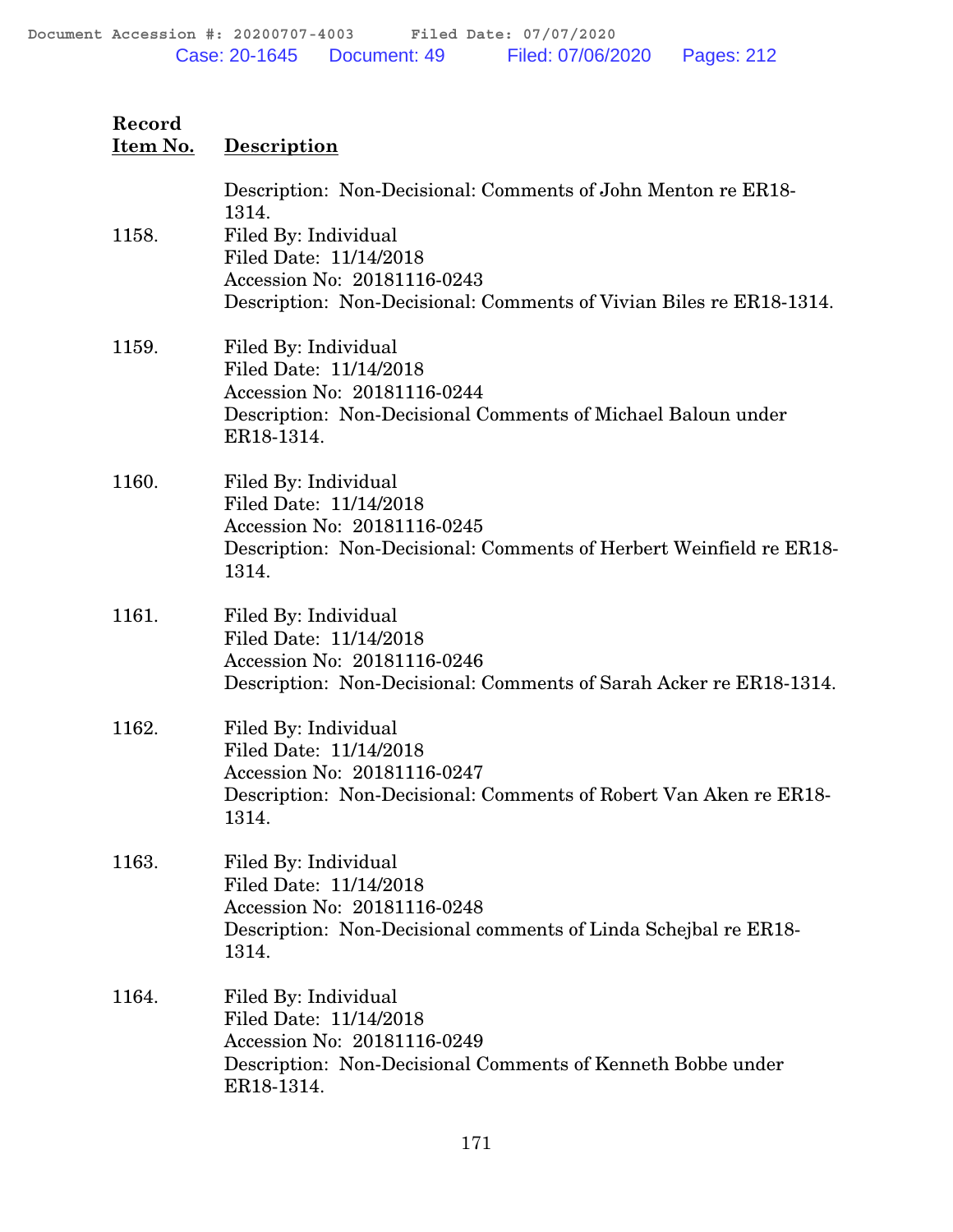| Record Item No. | Description |
|---|---|
| | Description: Non-Decisional: Comments of John Menton re ER18-1314. |
| 1158. | Filed By: Individual<br>Filed Date: 11/14/2018<br>Accession No: 20181116-0243<br>Description: Non-Decisional: Comments of Vivian Biles re ER18-1314. |
| 1159. | Filed By: Individual<br>Filed Date: 11/14/2018<br>Accession No: 20181116-0244<br>Description: Non-Decisional Comments of Michael Baloun under ER18-1314. |
| 1160. | Filed By: Individual<br>Filed Date: 11/14/2018<br>Accession No: 20181116-0245<br>Description: Non-Decisional: Comments of Herbert Weinfield re ER18-1314. |
| 1161. | Filed By: Individual<br>Filed Date: 11/14/2018<br>Accession No: 20181116-0246<br>Description: Non-Decisional: Comments of Sarah Acker re ER18-1314. |
| 1162. | Filed By: Individual<br>Filed Date: 11/14/2018<br>Accession No: 20181116-0247<br>Description: Non-Decisional: Comments of Robert Van Aken re ER18-1314. |
| 1163. | Filed By: Individual<br>Filed Date: 11/14/2018<br>Accession No: 20181116-0248<br>Description: Non-Decisional comments of Linda Schejbal re ER18-1314. |
| 1164. | Filed By: Individual<br>Filed Date: 11/14/2018<br>Accession No: 20181116-0249<br>Description: Non-Decisional Comments of Kenneth Bobbe under ER18-1314. |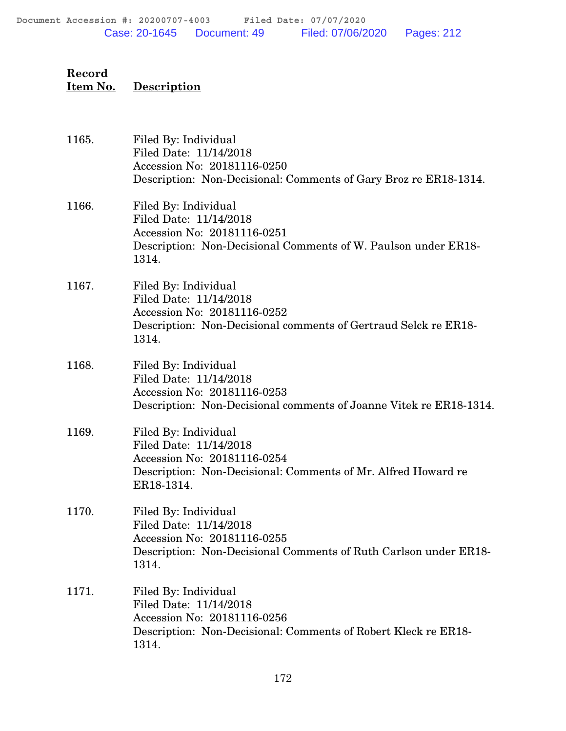| Record Item No. | Description |
|---|---|
| 1165. | Filed By: Individual<br>Filed Date: 11/14/2018<br>Accession No: 20181116-0250<br>Description: Non-Decisional: Comments of Gary Broz re ER18-1314. |
| 1166. | Filed By: Individual<br>Filed Date: 11/14/2018<br>Accession No: 20181116-0251<br>Description: Non-Decisional Comments of W. Paulson under ER18-1314. |
| 1167. | Filed By: Individual<br>Filed Date: 11/14/2018<br>Accession No: 20181116-0252<br>Description: Non-Decisional comments of Gertraud Selck re ER18-1314. |
| 1168. | Filed By: Individual<br>Filed Date: 11/14/2018<br>Accession No: 20181116-0253<br>Description: Non-Decisional comments of Joanne Vitek re ER18-1314. |
| 1169. | Filed By: Individual<br>Filed Date: 11/14/2018<br>Accession No: 20181116-0254<br>Description: Non-Decisional: Comments of Mr. Alfred Howard re ER18-1314. |
| 1170. | Filed By: Individual<br>Filed Date: 11/14/2018<br>Accession No: 20181116-0255<br>Description: Non-Decisional Comments of Ruth Carlson under ER18-1314. |
| 1171. | Filed By: Individual<br>Filed Date: 11/14/2018<br>Accession No: 20181116-0256<br>Description: Non-Decisional: Comments of Robert Kleck re ER18-1314. |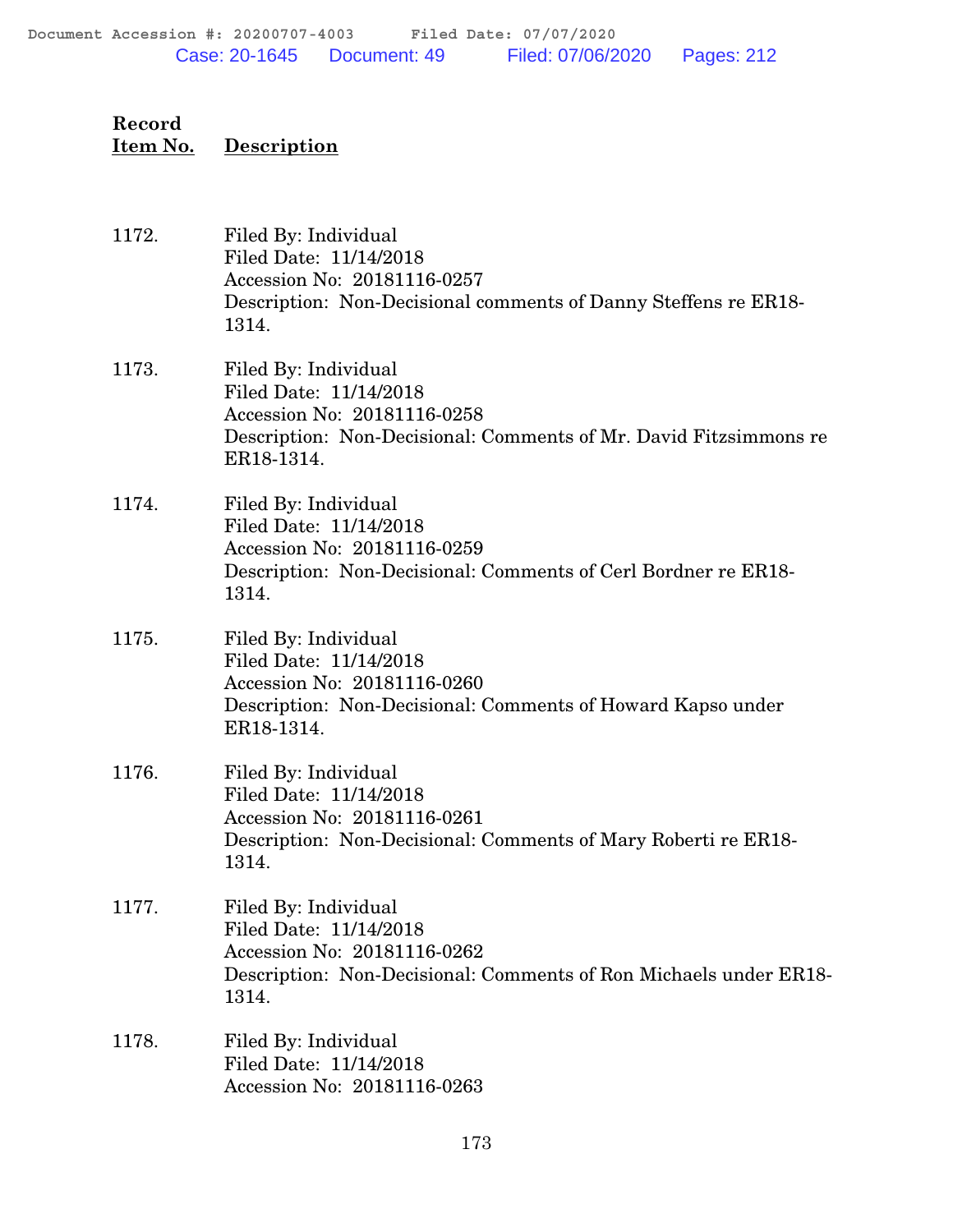| Record Item No. | Description |
|---|---|
| 1172. | Filed By: Individual<br>Filed Date: 11/14/2018<br>Accession No: 20181116-0257<br>Description: Non-Decisional comments of Danny Steffens re ER18-1314. |
| 1173. | Filed By: Individual<br>Filed Date: 11/14/2018<br>Accession No: 20181116-0258<br>Description: Non-Decisional: Comments of Mr. David Fitzsimmons re ER18-1314. |
| 1174. | Filed By: Individual<br>Filed Date: 11/14/2018<br>Accession No: 20181116-0259<br>Description: Non-Decisional: Comments of Cerl Bordner re ER18-1314. |
| 1175. | Filed By: Individual<br>Filed Date: 11/14/2018<br>Accession No: 20181116-0260<br>Description: Non-Decisional: Comments of Howard Kapso under ER18-1314. |
| 1176. | Filed By: Individual<br>Filed Date: 11/14/2018<br>Accession No: 20181116-0261<br>Description: Non-Decisional: Comments of Mary Roberti re ER18-1314. |
| 1177. | Filed By: Individual<br>Filed Date: 11/14/2018<br>Accession No: 20181116-0262<br>Description: Non-Decisional: Comments of Ron Michaels under ER18-1314. |
| 1178. | Filed By: Individual<br>Filed Date: 11/14/2018<br>Accession No: 20181116-0263 |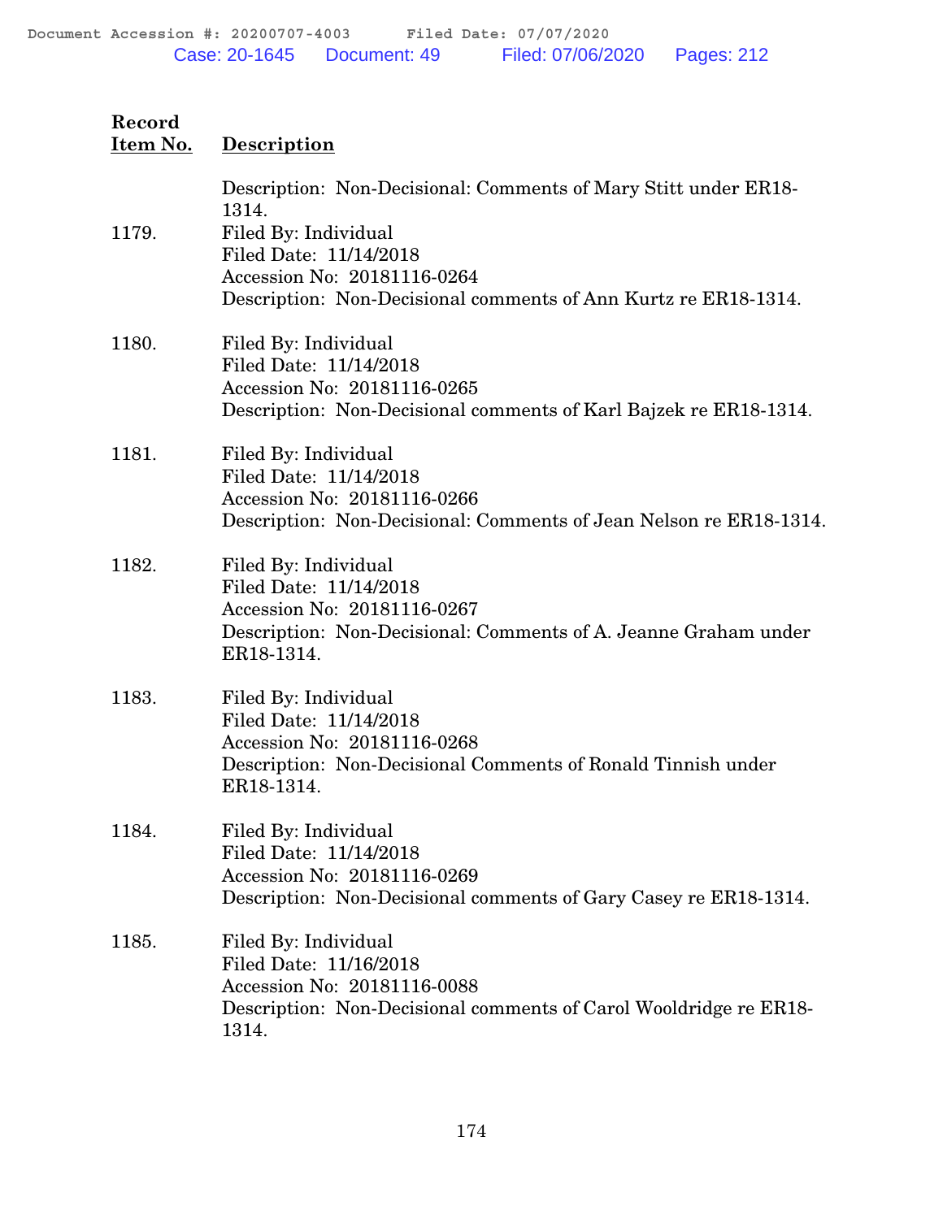| Record Item No. | Description |
|---|---|
| | Description: Non-Decisional: Comments of Mary Stitt under ER18-1314. |
| 1179. | Filed By: Individual<br>Filed Date: 11/14/2018<br>Accession No: 20181116-0264<br>Description: Non-Decisional comments of Ann Kurtz re ER18-1314. |
| 1180. | Filed By: Individual<br>Filed Date: 11/14/2018<br>Accession No: 20181116-0265<br>Description: Non-Decisional comments of Karl Bajzek re ER18-1314. |
| 1181. | Filed By: Individual<br>Filed Date: 11/14/2018<br>Accession No: 20181116-0266<br>Description: Non-Decisional: Comments of Jean Nelson re ER18-1314. |
| 1182. | Filed By: Individual<br>Filed Date: 11/14/2018<br>Accession No: 20181116-0267<br>Description: Non-Decisional: Comments of A. Jeanne Graham under ER18-1314. |
| 1183. | Filed By: Individual<br>Filed Date: 11/14/2018<br>Accession No: 20181116-0268<br>Description: Non-Decisional Comments of Ronald Tinnish under ER18-1314. |
| 1184. | Filed By: Individual<br>Filed Date: 11/14/2018<br>Accession No: 20181116-0269<br>Description: Non-Decisional comments of Gary Casey re ER18-1314. |
| 1185. | Filed By: Individual<br>Filed Date: 11/16/2018<br>Accession No: 20181116-0088<br>Description: Non-Decisional comments of Carol Wooldridge re ER18-1314. |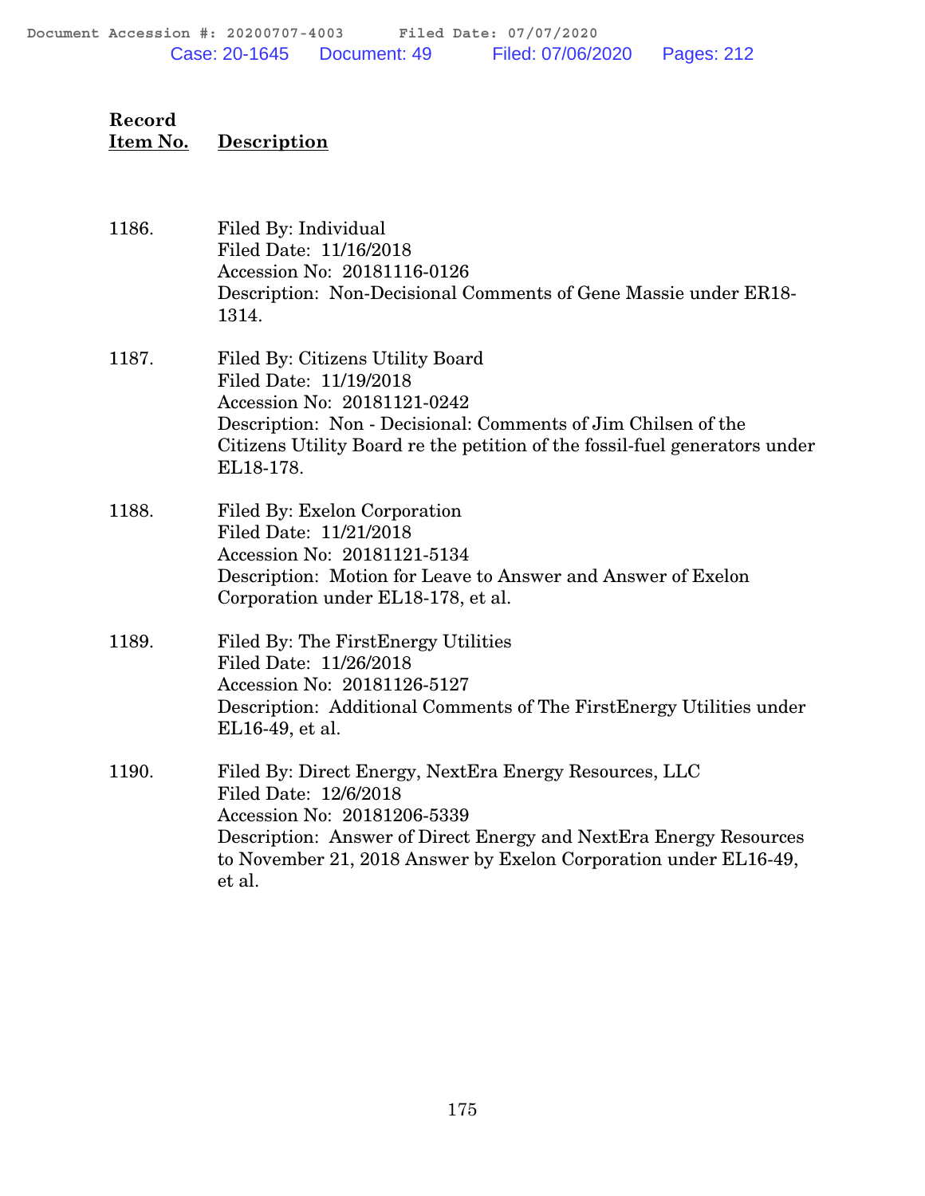| Record Item No. | Description |
|---|---|
| 1186. | Filed By: Individual<br>Filed Date: 11/16/2018<br>Accession No: 20181116-0126<br>Description: Non-Decisional Comments of Gene Massie under ER18-1314. |
| 1187. | Filed By: Citizens Utility Board<br>Filed Date: 11/19/2018<br>Accession No: 20181121-0242<br>Description: Non - Decisional: Comments of Jim Chilsen of the Citizens Utility Board re the petition of the fossil-fuel generators under EL18-178. |
| 1188. | Filed By: Exelon Corporation<br>Filed Date: 11/21/2018<br>Accession No: 20181121-5134<br>Description: Motion for Leave to Answer and Answer of Exelon Corporation under EL18-178, et al. |
| 1189. | Filed By: The FirstEnergy Utilities<br>Filed Date: 11/26/2018<br>Accession No: 20181126-5127<br>Description: Additional Comments of The FirstEnergy Utilities under EL16-49, et al. |
| 1190. | Filed By: Direct Energy, NextEra Energy Resources, LLC<br>Filed Date: 12/6/2018<br>Accession No: 20181206-5339<br>Description: Answer of Direct Energy and NextEra Energy Resources to November 21, 2018 Answer by Exelon Corporation under EL16-49, et al. |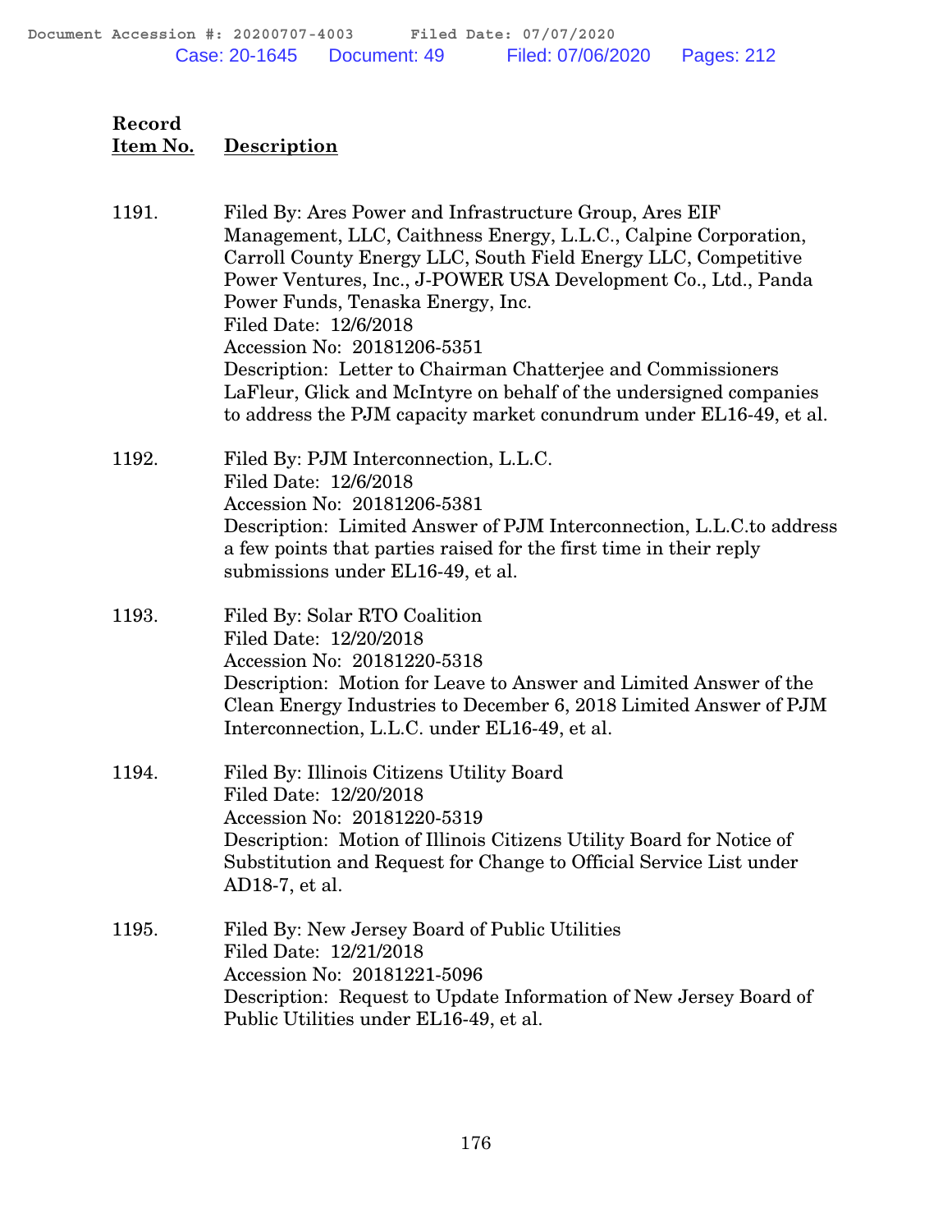| Record Item No. | Description |
|---|---|
| 1191. | Filed By: Ares Power and Infrastructure Group, Ares EIF Management, LLC, Caithness Energy, L.L.C., Calpine Corporation, Carroll County Energy LLC, South Field Energy LLC, Competitive Power Ventures, Inc., J-POWER USA Development Co., Ltd., Panda Power Funds, Tenaska Energy, Inc.<br>Filed Date: 12/6/2018<br>Accession No: 20181206-5351<br>Description: Letter to Chairman Chatterjee and Commissioners LaFleur, Glick and McIntyre on behalf of the undersigned companies to address the PJM capacity market conundrum under EL16-49, et al. |
| 1192. | Filed By: PJM Interconnection, L.L.C.<br>Filed Date: 12/6/2018<br>Accession No: 20181206-5381<br>Description: Limited Answer of PJM Interconnection, L.L.C.to address a few points that parties raised for the first time in their reply submissions under EL16-49, et al. |
| 1193. | Filed By: Solar RTO Coalition<br>Filed Date: 12/20/2018<br>Accession No: 20181220-5318<br>Description: Motion for Leave to Answer and Limited Answer of the Clean Energy Industries to December 6, 2018 Limited Answer of PJM Interconnection, L.L.C. under EL16-49, et al. |
| 1194. | Filed By: Illinois Citizens Utility Board<br>Filed Date: 12/20/2018<br>Accession No: 20181220-5319<br>Description: Motion of Illinois Citizens Utility Board for Notice of Substitution and Request for Change to Official Service List under AD18-7, et al. |
| 1195. | Filed By: New Jersey Board of Public Utilities<br>Filed Date: 12/21/2018<br>Accession No: 20181221-5096<br>Description: Request to Update Information of New Jersey Board of Public Utilities under EL16-49, et al. |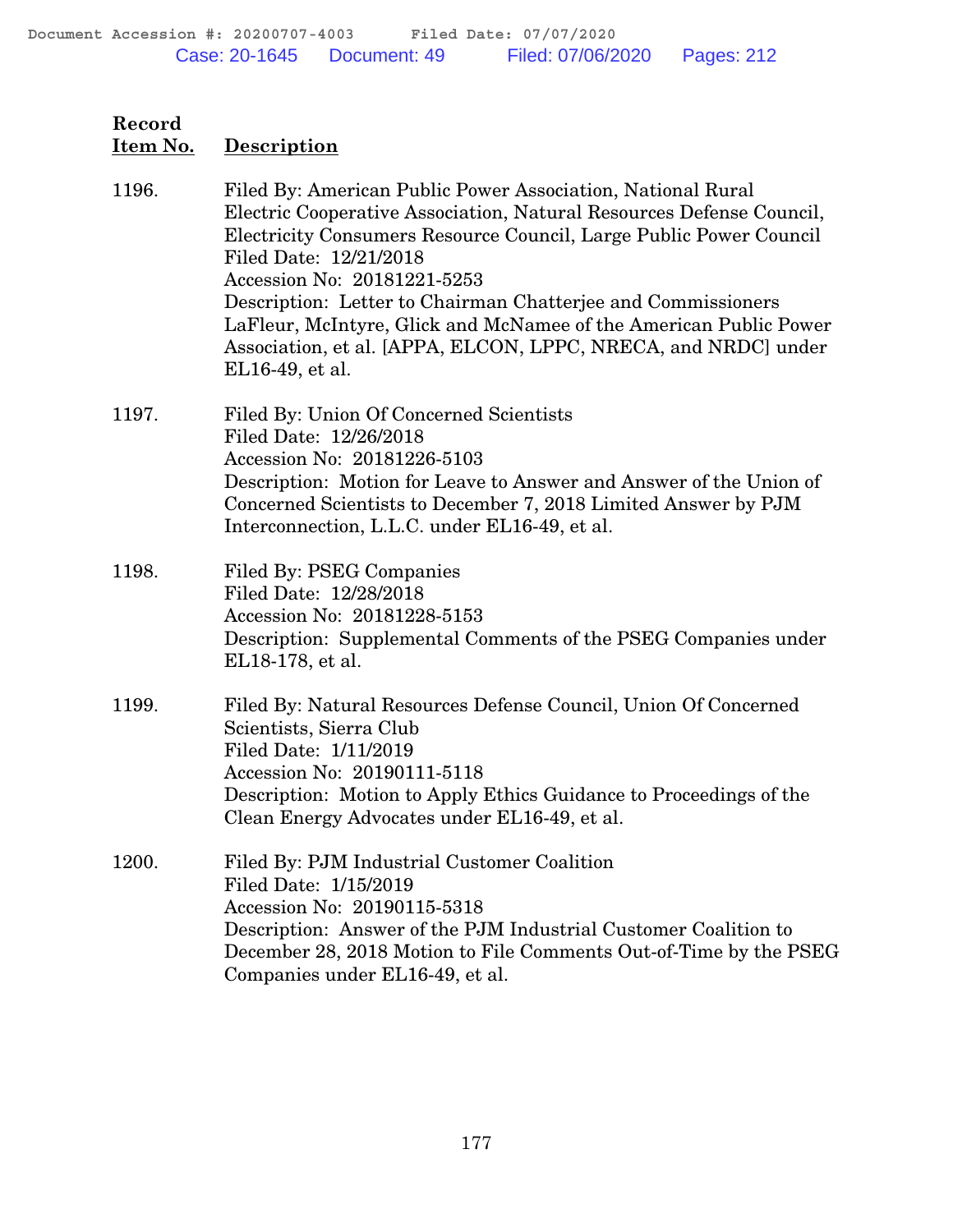| Record Item No. | Description |
|---|---|
| 1196. | Filed By: American Public Power Association, National Rural Electric Cooperative Association, Natural Resources Defense Council, Electricity Consumers Resource Council, Large Public Power Council<br>Filed Date: 12/21/2018<br>Accession No: 20181221-5253<br>Description: Letter to Chairman Chatterjee and Commissioners LaFleur, McIntyre, Glick and McNamee of the American Public Power Association, et al. [APPA, ELCON, LPPC, NRECA, and NRDC] under EL16-49, et al. |
| 1197. | Filed By: Union Of Concerned Scientists<br>Filed Date: 12/26/2018<br>Accession No: 20181226-5103<br>Description: Motion for Leave to Answer and Answer of the Union of Concerned Scientists to December 7, 2018 Limited Answer by PJM Interconnection, L.L.C. under EL16-49, et al. |
| 1198. | Filed By: PSEG Companies<br>Filed Date: 12/28/2018<br>Accession No: 20181228-5153<br>Description: Supplemental Comments of the PSEG Companies under EL18-178, et al. |
| 1199. | Filed By: Natural Resources Defense Council, Union Of Concerned Scientists, Sierra Club<br>Filed Date: 1/11/2019<br>Accession No: 20190111-5118<br>Description: Motion to Apply Ethics Guidance to Proceedings of the Clean Energy Advocates under EL16-49, et al. |
| 1200. | Filed By: PJM Industrial Customer Coalition<br>Filed Date: 1/15/2019<br>Accession No: 20190115-5318<br>Description: Answer of the PJM Industrial Customer Coalition to December 28, 2018 Motion to File Comments Out-of-Time by the PSEG Companies under EL16-49, et al. |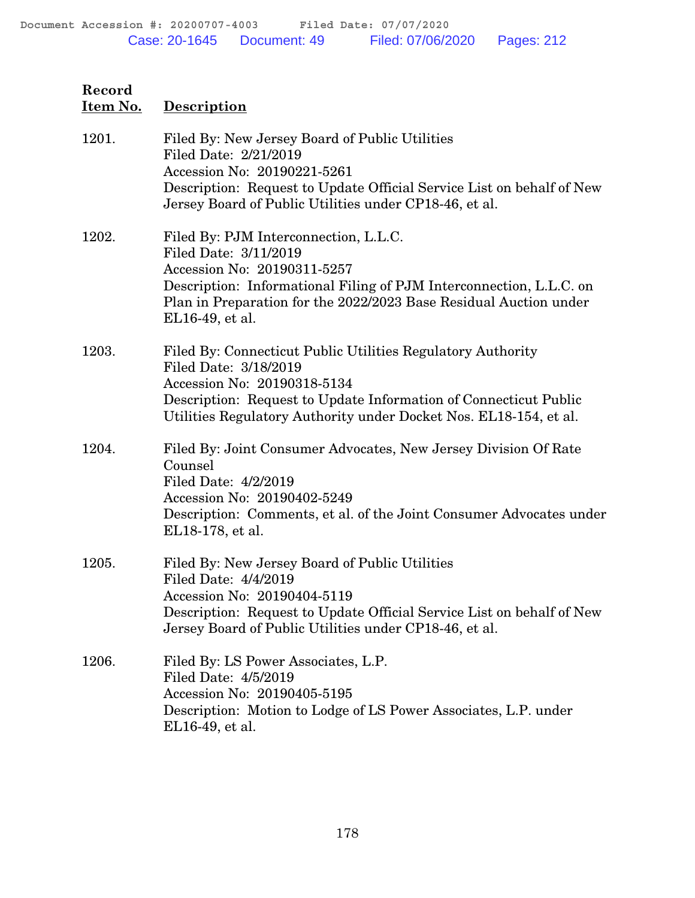| Record Item No. | Description |
|---|---|
| 1201. | Filed By: New Jersey Board of Public Utilities<br>Filed Date: 2/21/2019<br>Accession No: 20190221-5261<br>Description: Request to Update Official Service List on behalf of New Jersey Board of Public Utilities under CP18-46, et al. |
| 1202. | Filed By: PJM Interconnection, L.L.C.<br>Filed Date: 3/11/2019<br>Accession No: 20190311-5257<br>Description: Informational Filing of PJM Interconnection, L.L.C. on Plan in Preparation for the 2022/2023 Base Residual Auction under EL16-49, et al. |
| 1203. | Filed By: Connecticut Public Utilities Regulatory Authority<br>Filed Date: 3/18/2019<br>Accession No: 20190318-5134<br>Description: Request to Update Information of Connecticut Public Utilities Regulatory Authority under Docket Nos. EL18-154, et al. |
| 1204. | Filed By: Joint Consumer Advocates, New Jersey Division Of Rate Counsel<br>Filed Date: 4/2/2019<br>Accession No: 20190402-5249<br>Description: Comments, et al. of the Joint Consumer Advocates under EL18-178, et al. |
| 1205. | Filed By: New Jersey Board of Public Utilities<br>Filed Date: 4/4/2019<br>Accession No: 20190404-5119<br>Description: Request to Update Official Service List on behalf of New Jersey Board of Public Utilities under CP18-46, et al. |
| 1206. | Filed By: LS Power Associates, L.P.<br>Filed Date: 4/5/2019<br>Accession No: 20190405-5195<br>Description: Motion to Lodge of LS Power Associates, L.P. under EL16-49, et al. |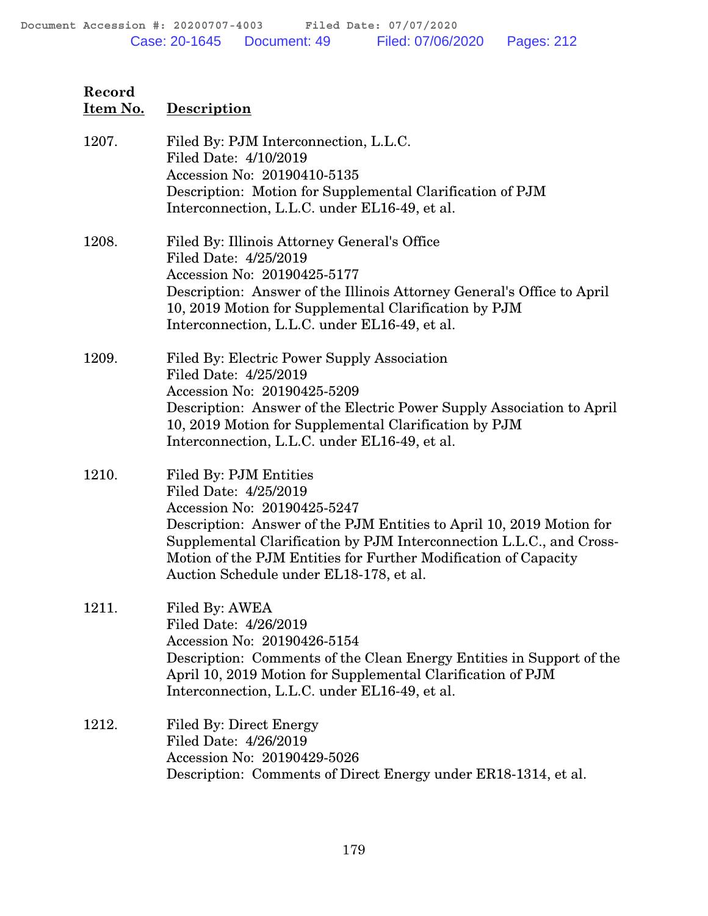| Record Item No. | Description |
|---|---|
| 1207. | Filed By: PJM Interconnection, L.L.C.<br>Filed Date: 4/10/2019<br>Accession No: 20190410-5135<br>Description: Motion for Supplemental Clarification of PJM Interconnection, L.L.C. under EL16-49, et al. |
| 1208. | Filed By: Illinois Attorney General's Office<br>Filed Date: 4/25/2019<br>Accession No: 20190425-5177<br>Description: Answer of the Illinois Attorney General's Office to April 10, 2019 Motion for Supplemental Clarification by PJM Interconnection, L.L.C. under EL16-49, et al. |
| 1209. | Filed By: Electric Power Supply Association<br>Filed Date: 4/25/2019<br>Accession No: 20190425-5209<br>Description: Answer of the Electric Power Supply Association to April 10, 2019 Motion for Supplemental Clarification by PJM Interconnection, L.L.C. under EL16-49, et al. |
| 1210. | Filed By: PJM Entities<br>Filed Date: 4/25/2019<br>Accession No: 20190425-5247<br>Description: Answer of the PJM Entities to April 10, 2019 Motion for Supplemental Clarification by PJM Interconnection L.L.C., and Cross-Motion of the PJM Entities for Further Modification of Capacity Auction Schedule under EL18-178, et al. |
| 1211. | Filed By: AWEA<br>Filed Date: 4/26/2019<br>Accession No: 20190426-5154<br>Description: Comments of the Clean Energy Entities in Support of the April 10, 2019 Motion for Supplemental Clarification of PJM Interconnection, L.L.C. under EL16-49, et al. |
| 1212. | Filed By: Direct Energy<br>Filed Date: 4/26/2019<br>Accession No: 20190429-5026<br>Description: Comments of Direct Energy under ER18-1314, et al. |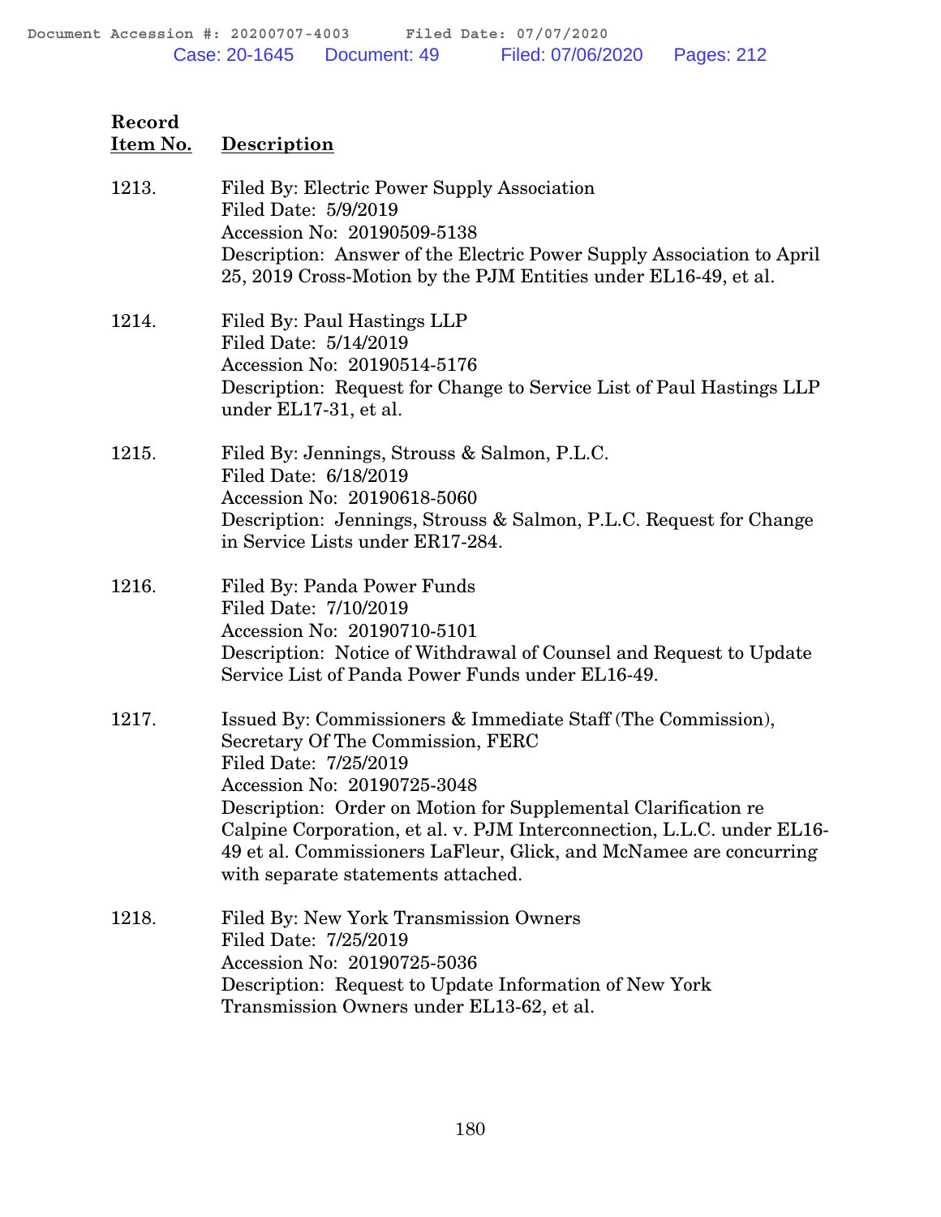| Record Item No. | Description |
|---|---|
| 1213. | Filed By: Electric Power Supply Association<br>Filed Date: 5/9/2019<br>Accession No: 20190509-5138<br>Description: Answer of the Electric Power Supply Association to April 25, 2019 Cross-Motion by the PJM Entities under EL16-49, et al. |
| 1214. | Filed By: Paul Hastings LLP<br>Filed Date: 5/14/2019<br>Accession No: 20190514-5176<br>Description: Request for Change to Service List of Paul Hastings LLP under EL17-31, et al. |
| 1215. | Filed By: Jennings, Strouss & Salmon, P.L.C.<br>Filed Date: 6/18/2019<br>Accession No: 20190618-5060<br>Description: Jennings, Strouss & Salmon, P.L.C. Request for Change in Service Lists under ER17-284. |
| 1216. | Filed By: Panda Power Funds<br>Filed Date: 7/10/2019<br>Accession No: 20190710-5101<br>Description: Notice of Withdrawal of Counsel and Request to Update Service List of Panda Power Funds under EL16-49. |
| 1217. | Issued By: Commissioners & Immediate Staff (The Commission), Secretary Of The Commission, FERC<br>Filed Date: 7/25/2019<br>Accession No: 20190725-3048<br>Description: Order on Motion for Supplemental Clarification re Calpine Corporation, et al. v. PJM Interconnection, L.L.C. under EL16-49 et al. Commissioners LaFleur, Glick, and McNamee are concurring with separate statements attached. |
| 1218. | Filed By: New York Transmission Owners<br>Filed Date: 7/25/2019<br>Accession No: 20190725-5036<br>Description: Request to Update Information of New York Transmission Owners under EL13-62, et al. |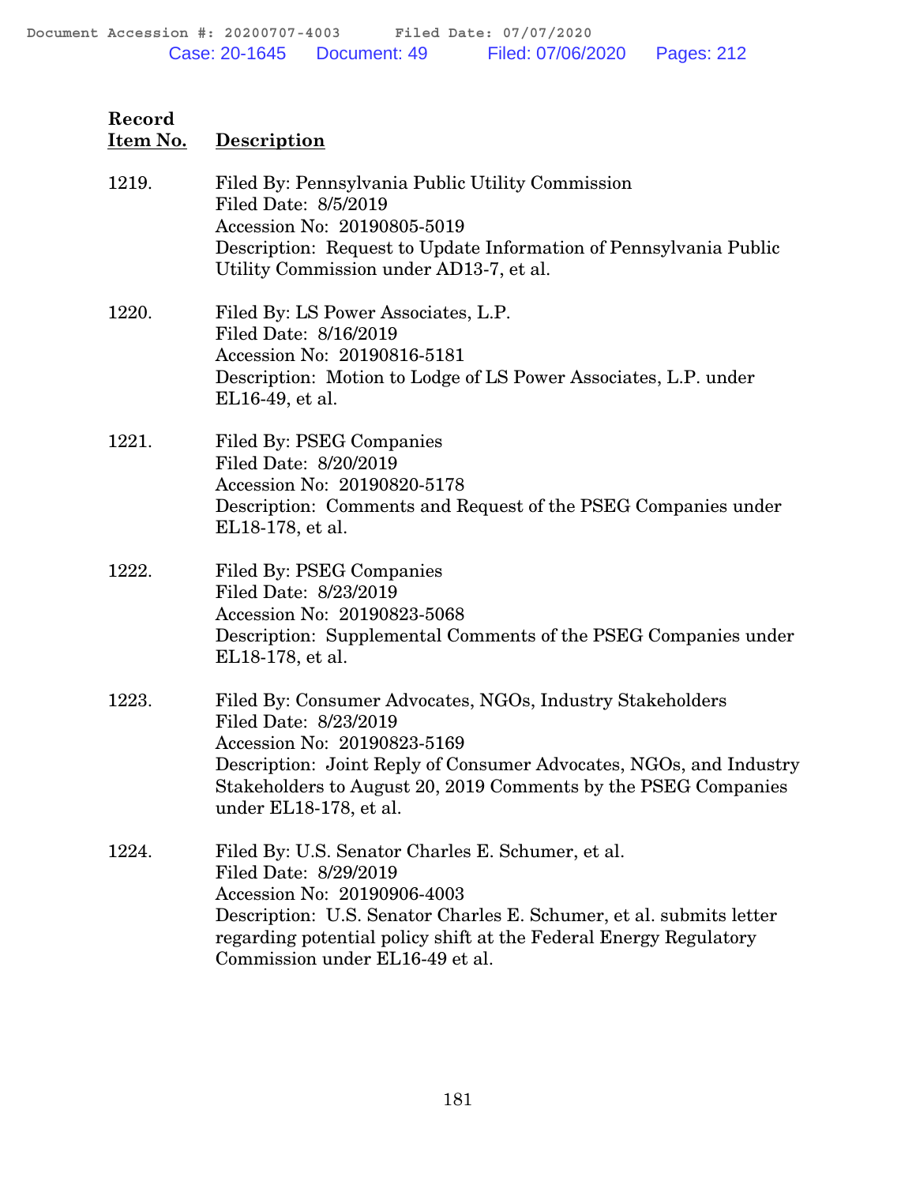| Record Item No. | Description |
|---|---|
| 1219. | Filed By: Pennsylvania Public Utility Commission<br>Filed Date: 8/5/2019<br>Accession No: 20190805-5019<br>Description: Request to Update Information of Pennsylvania Public Utility Commission under AD13-7, et al. |
| 1220. | Filed By: LS Power Associates, L.P.<br>Filed Date: 8/16/2019<br>Accession No: 20190816-5181<br>Description: Motion to Lodge of LS Power Associates, L.P. under EL16-49, et al. |
| 1221. | Filed By: PSEG Companies<br>Filed Date: 8/20/2019<br>Accession No: 20190820-5178<br>Description: Comments and Request of the PSEG Companies under EL18-178, et al. |
| 1222. | Filed By: PSEG Companies<br>Filed Date: 8/23/2019<br>Accession No: 20190823-5068<br>Description: Supplemental Comments of the PSEG Companies under EL18-178, et al. |
| 1223. | Filed By: Consumer Advocates, NGOs, Industry Stakeholders<br>Filed Date: 8/23/2019<br>Accession No: 20190823-5169<br>Description: Joint Reply of Consumer Advocates, NGOs, and Industry Stakeholders to August 20, 2019 Comments by the PSEG Companies under EL18-178, et al. |
| 1224. | Filed By: U.S. Senator Charles E. Schumer, et al.<br>Filed Date: 8/29/2019<br>Accession No: 20190906-4003<br>Description: U.S. Senator Charles E. Schumer, et al. submits letter regarding potential policy shift at the Federal Energy Regulatory Commission under EL16-49 et al. |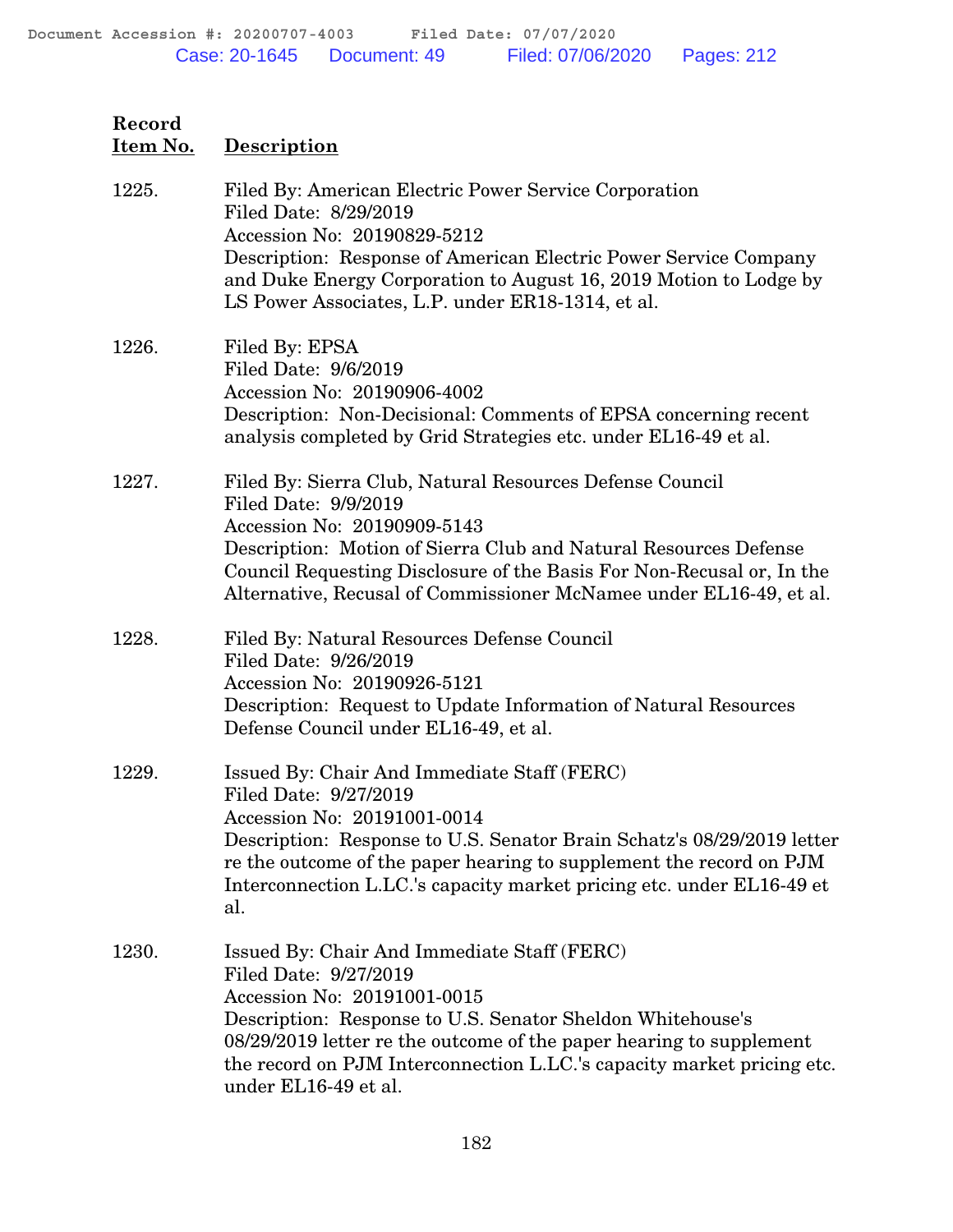| Record Item No. | Description |
|---|---|
| 1225. | Filed By: American Electric Power Service Corporation<br>Filed Date: 8/29/2019<br>Accession No: 20190829-5212<br>Description: Response of American Electric Power Service Company and Duke Energy Corporation to August 16, 2019 Motion to Lodge by LS Power Associates, L.P. under ER18-1314, et al. |
| 1226. | Filed By: EPSA<br>Filed Date: 9/6/2019<br>Accession No: 20190906-4002<br>Description: Non-Decisional: Comments of EPSA concerning recent analysis completed by Grid Strategies etc. under EL16-49 et al. |
| 1227. | Filed By: Sierra Club, Natural Resources Defense Council<br>Filed Date: 9/9/2019<br>Accession No: 20190909-5143<br>Description: Motion of Sierra Club and Natural Resources Defense Council Requesting Disclosure of the Basis For Non-Recusal or, In the Alternative, Recusal of Commissioner McNamee under EL16-49, et al. |
| 1228. | Filed By: Natural Resources Defense Council<br>Filed Date: 9/26/2019<br>Accession No: 20190926-5121<br>Description: Request to Update Information of Natural Resources Defense Council under EL16-49, et al. |
| 1229. | Issued By: Chair And Immediate Staff (FERC)<br>Filed Date: 9/27/2019<br>Accession No: 20191001-0014<br>Description: Response to U.S. Senator Brain Schatz's 08/29/2019 letter re the outcome of the paper hearing to supplement the record on PJM Interconnection L.LC.'s capacity market pricing etc. under EL16-49 et al. |
| 1230. | Issued By: Chair And Immediate Staff (FERC)<br>Filed Date: 9/27/2019<br>Accession No: 20191001-0015<br>Description: Response to U.S. Senator Sheldon Whitehouse's 08/29/2019 letter re the outcome of the paper hearing to supplement the record on PJM Interconnection L.LC.'s capacity market pricing etc. under EL16-49 et al. |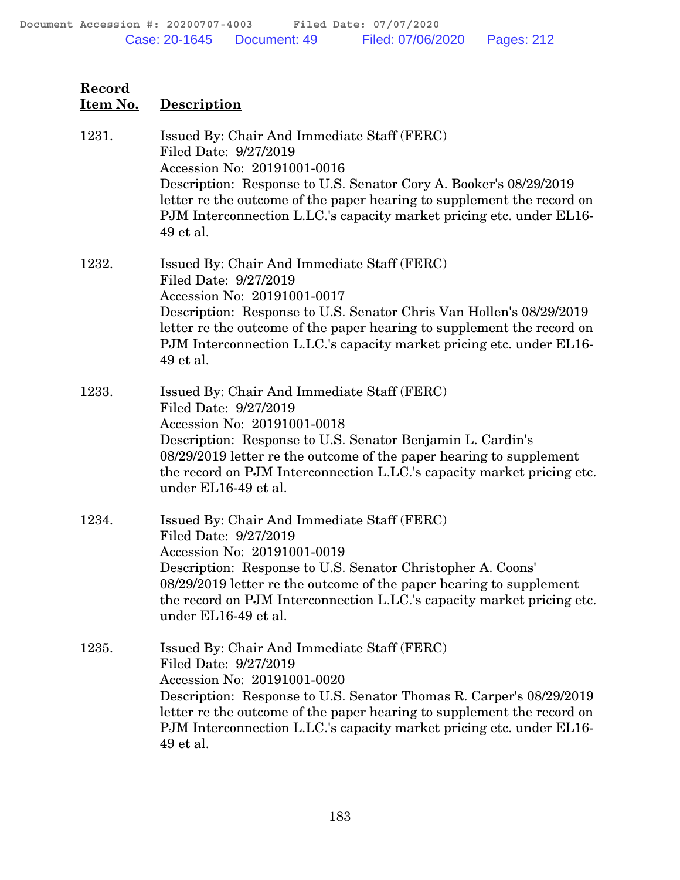| Record Item No. | Description |
|---|---|
| 1231. | Issued By: Chair And Immediate Staff (FERC)<br>Filed Date: 9/27/2019<br>Accession No: 20191001-0016<br>Description: Response to U.S. Senator Cory A. Booker's 08/29/2019 letter re the outcome of the paper hearing to supplement the record on PJM Interconnection L.LC.'s capacity market pricing etc. under EL16-49 et al. |
| 1232. | Issued By: Chair And Immediate Staff (FERC)<br>Filed Date: 9/27/2019<br>Accession No: 20191001-0017<br>Description: Response to U.S. Senator Chris Van Hollen's 08/29/2019 letter re the outcome of the paper hearing to supplement the record on PJM Interconnection L.LC.'s capacity market pricing etc. under EL16-49 et al. |
| 1233. | Issued By: Chair And Immediate Staff (FERC)<br>Filed Date: 9/27/2019<br>Accession No: 20191001-0018<br>Description: Response to U.S. Senator Benjamin L. Cardin's 08/29/2019 letter re the outcome of the paper hearing to supplement the record on PJM Interconnection L.LC.'s capacity market pricing etc. under EL16-49 et al. |
| 1234. | Issued By: Chair And Immediate Staff (FERC)<br>Filed Date: 9/27/2019<br>Accession No: 20191001-0019<br>Description: Response to U.S. Senator Christopher A. Coons' 08/29/2019 letter re the outcome of the paper hearing to supplement the record on PJM Interconnection L.LC.'s capacity market pricing etc. under EL16-49 et al. |
| 1235. | Issued By: Chair And Immediate Staff (FERC)<br>Filed Date: 9/27/2019<br>Accession No: 20191001-0020<br>Description: Response to U.S. Senator Thomas R. Carper's 08/29/2019 letter re the outcome of the paper hearing to supplement the record on PJM Interconnection L.LC.'s capacity market pricing etc. under EL16-49 et al. |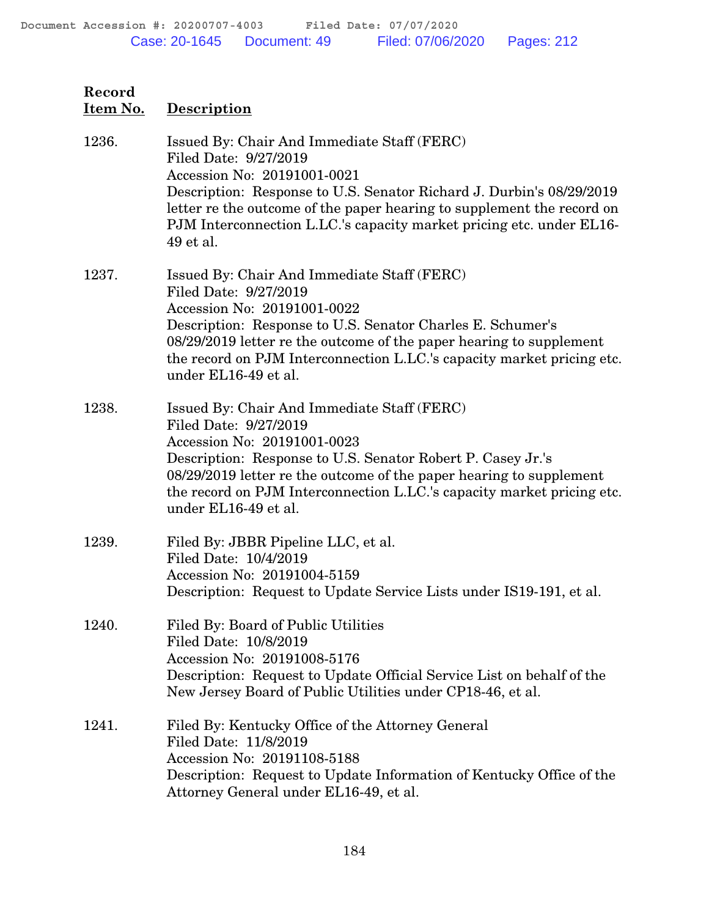| Record Item No. | Description |
|---|---|
| 1236. | Issued By: Chair And Immediate Staff (FERC)<br>Filed Date: 9/27/2019<br>Accession No: 20191001-0021<br>Description: Response to U.S. Senator Richard J. Durbin's 08/29/2019 letter re the outcome of the paper hearing to supplement the record on PJM Interconnection L.LC.'s capacity market pricing etc. under EL16-49 et al. |
| 1237. | Issued By: Chair And Immediate Staff (FERC)<br>Filed Date: 9/27/2019<br>Accession No: 20191001-0022<br>Description: Response to U.S. Senator Charles E. Schumer's 08/29/2019 letter re the outcome of the paper hearing to supplement the record on PJM Interconnection L.LC.'s capacity market pricing etc. under EL16-49 et al. |
| 1238. | Issued By: Chair And Immediate Staff (FERC)<br>Filed Date: 9/27/2019<br>Accession No: 20191001-0023<br>Description: Response to U.S. Senator Robert P. Casey Jr.'s 08/29/2019 letter re the outcome of the paper hearing to supplement the record on PJM Interconnection L.LC.'s capacity market pricing etc. under EL16-49 et al. |
| 1239. | Filed By: JBBR Pipeline LLC, et al.<br>Filed Date: 10/4/2019<br>Accession No: 20191004-5159<br>Description: Request to Update Service Lists under IS19-191, et al. |
| 1240. | Filed By: Board of Public Utilities<br>Filed Date: 10/8/2019<br>Accession No: 20191008-5176<br>Description: Request to Update Official Service List on behalf of the New Jersey Board of Public Utilities under CP18-46, et al. |
| 1241. | Filed By: Kentucky Office of the Attorney General<br>Filed Date: 11/8/2019<br>Accession No: 20191108-5188<br>Description: Request to Update Information of Kentucky Office of the Attorney General under EL16-49, et al. |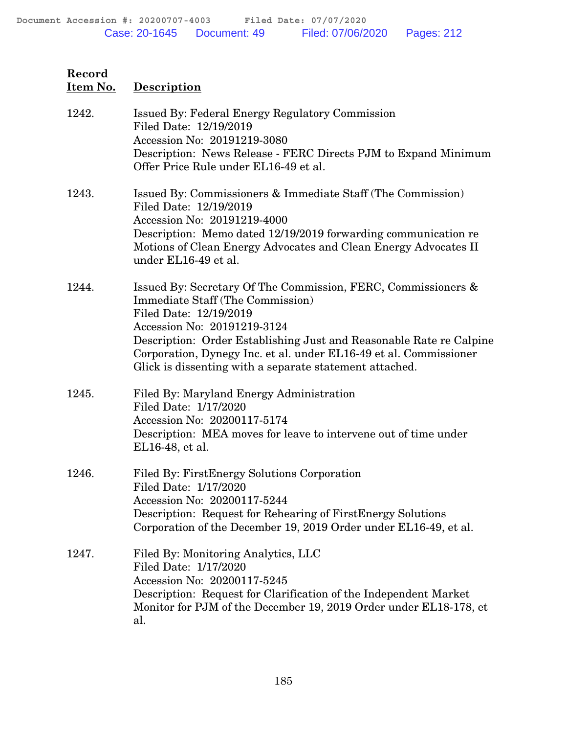| Record Item No. | Description |
|---|---|
| 1242. | Issued By: Federal Energy Regulatory Commission<br>Filed Date: 12/19/2019<br>Accession No: 20191219-3080<br>Description: News Release - FERC Directs PJM to Expand Minimum Offer Price Rule under EL16-49 et al. |
| 1243. | Issued By: Commissioners & Immediate Staff (The Commission)<br>Filed Date: 12/19/2019<br>Accession No: 20191219-4000<br>Description: Memo dated 12/19/2019 forwarding communication re Motions of Clean Energy Advocates and Clean Energy Advocates II under EL16-49 et al. |
| 1244. | Issued By: Secretary Of The Commission, FERC, Commissioners & Immediate Staff (The Commission)<br>Filed Date: 12/19/2019<br>Accession No: 20191219-3124<br>Description: Order Establishing Just and Reasonable Rate re Calpine Corporation, Dynegy Inc. et al. under EL16-49 et al. Commissioner Glick is dissenting with a separate statement attached. |
| 1245. | Filed By: Maryland Energy Administration<br>Filed Date: 1/17/2020<br>Accession No: 20200117-5174<br>Description: MEA moves for leave to intervene out of time under EL16-48, et al. |
| 1246. | Filed By: FirstEnergy Solutions Corporation<br>Filed Date: 1/17/2020<br>Accession No: 20200117-5244<br>Description: Request for Rehearing of FirstEnergy Solutions Corporation of the December 19, 2019 Order under EL16-49, et al. |
| 1247. | Filed By: Monitoring Analytics, LLC<br>Filed Date: 1/17/2020<br>Accession No: 20200117-5245<br>Description: Request for Clarification of the Independent Market Monitor for PJM of the December 19, 2019 Order under EL18-178, et al. |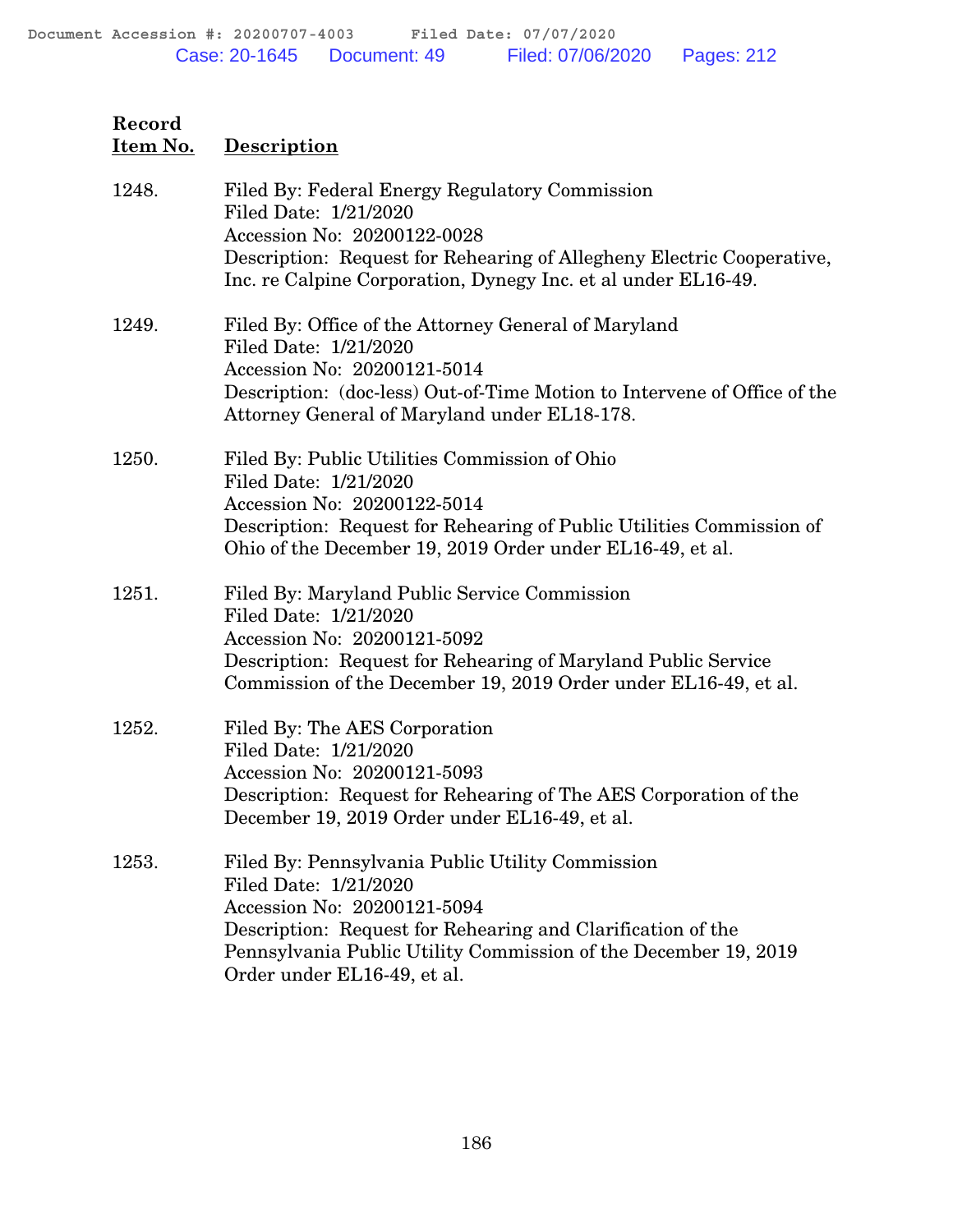| Record Item No. | Description |
| --- | --- |
| 1248. | Filed By: Federal Energy Regulatory Commission<br>Filed Date: 1/21/2020<br>Accession No: 20200122-0028<br>Description: Request for Rehearing of Allegheny Electric Cooperative, Inc. re Calpine Corporation, Dynegy Inc. et al under EL16-49. |
| 1249. | Filed By: Office of the Attorney General of Maryland<br>Filed Date: 1/21/2020<br>Accession No: 20200121-5014<br>Description: (doc-less) Out-of-Time Motion to Intervene of Office of the Attorney General of Maryland under EL18-178. |
| 1250. | Filed By: Public Utilities Commission of Ohio<br>Filed Date: 1/21/2020<br>Accession No: 20200122-5014<br>Description: Request for Rehearing of Public Utilities Commission of Ohio of the December 19, 2019 Order under EL16-49, et al. |
| 1251. | Filed By: Maryland Public Service Commission<br>Filed Date: 1/21/2020<br>Accession No: 20200121-5092<br>Description: Request for Rehearing of Maryland Public Service Commission of the December 19, 2019 Order under EL16-49, et al. |
| 1252. | Filed By: The AES Corporation<br>Filed Date: 1/21/2020<br>Accession No: 20200121-5093<br>Description: Request for Rehearing of The AES Corporation of the December 19, 2019 Order under EL16-49, et al. |
| 1253. | Filed By: Pennsylvania Public Utility Commission<br>Filed Date: 1/21/2020<br>Accession No: 20200121-5094<br>Description: Request for Rehearing and Clarification of the Pennsylvania Public Utility Commission of the December 19, 2019 Order under EL16-49, et al. |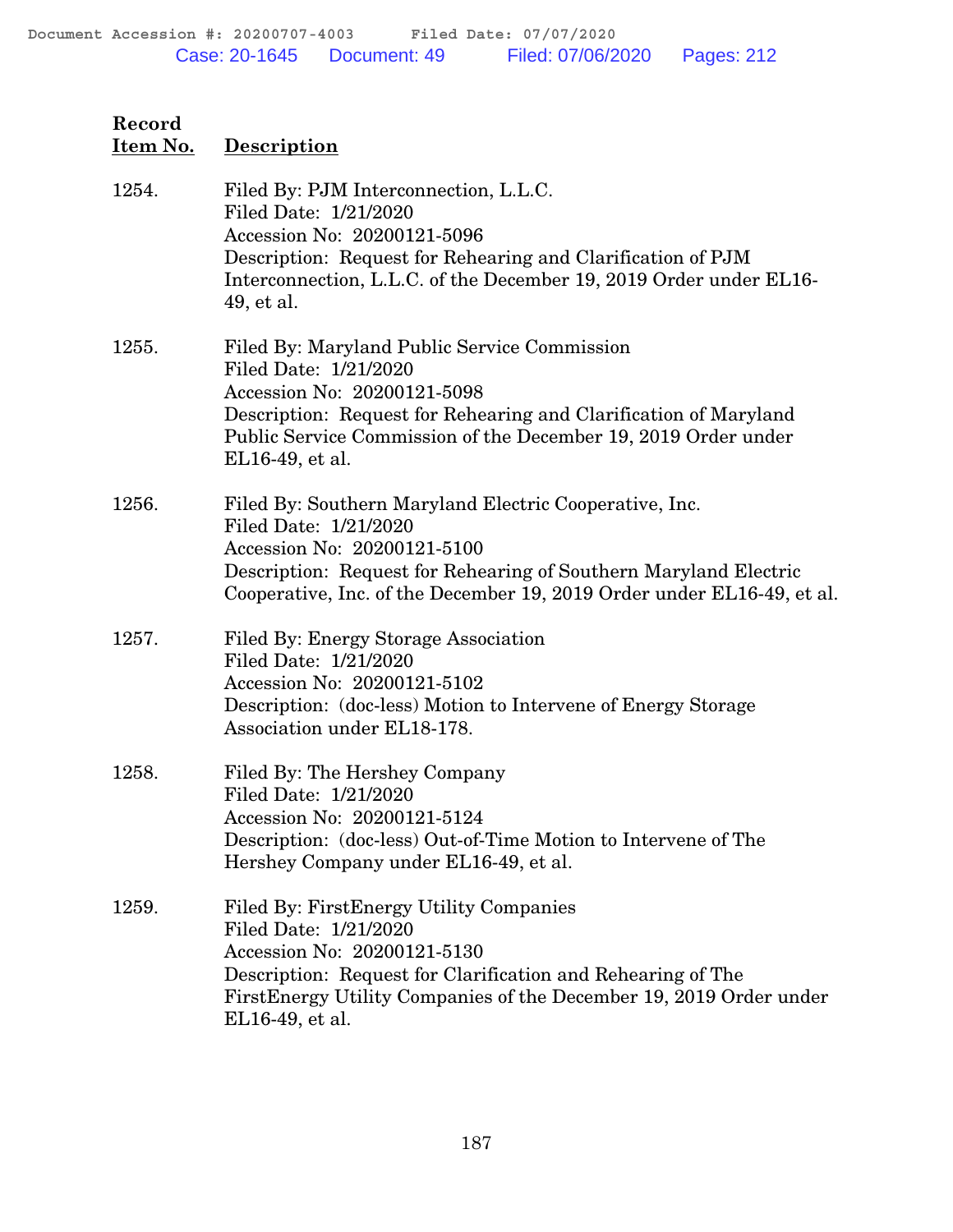| Record Item No. | Description |
|---|---|
| 1254. | Filed By: PJM Interconnection, L.L.C.<br>Filed Date: 1/21/2020<br>Accession No: 20200121-5096<br>Description: Request for Rehearing and Clarification of PJM Interconnection, L.L.C. of the December 19, 2019 Order under EL16-49, et al. |
| 1255. | Filed By: Maryland Public Service Commission<br>Filed Date: 1/21/2020<br>Accession No: 20200121-5098<br>Description: Request for Rehearing and Clarification of Maryland Public Service Commission of the December 19, 2019 Order under EL16-49, et al. |
| 1256. | Filed By: Southern Maryland Electric Cooperative, Inc.<br>Filed Date: 1/21/2020<br>Accession No: 20200121-5100<br>Description: Request for Rehearing of Southern Maryland Electric Cooperative, Inc. of the December 19, 2019 Order under EL16-49, et al. |
| 1257. | Filed By: Energy Storage Association<br>Filed Date: 1/21/2020<br>Accession No: 20200121-5102<br>Description: (doc-less) Motion to Intervene of Energy Storage Association under EL18-178. |
| 1258. | Filed By: The Hershey Company<br>Filed Date: 1/21/2020<br>Accession No: 20200121-5124<br>Description: (doc-less) Out-of-Time Motion to Intervene of The Hershey Company under EL16-49, et al. |
| 1259. | Filed By: FirstEnergy Utility Companies<br>Filed Date: 1/21/2020<br>Accession No: 20200121-5130<br>Description: Request for Clarification and Rehearing of The FirstEnergy Utility Companies of the December 19, 2019 Order under EL16-49, et al. |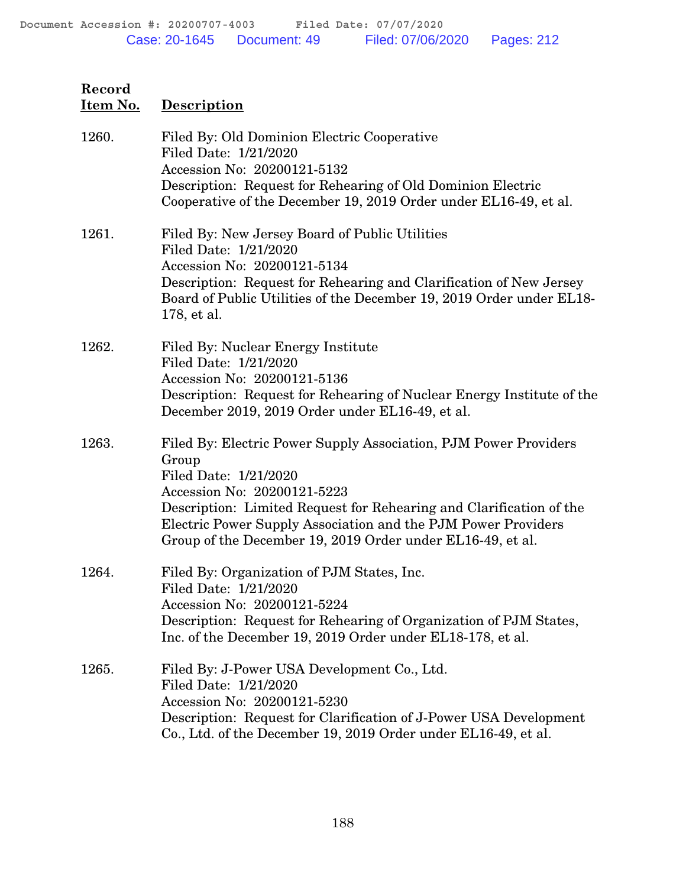| Record Item No. | Description |
|---|---|
| 1260. | Filed By: Old Dominion Electric Cooperative<br>Filed Date: 1/21/2020<br>Accession No: 20200121-5132<br>Description: Request for Rehearing of Old Dominion Electric Cooperative of the December 19, 2019 Order under EL16-49, et al. |
| 1261. | Filed By: New Jersey Board of Public Utilities<br>Filed Date: 1/21/2020<br>Accession No: 20200121-5134<br>Description: Request for Rehearing and Clarification of New Jersey Board of Public Utilities of the December 19, 2019 Order under EL18-178, et al. |
| 1262. | Filed By: Nuclear Energy Institute<br>Filed Date: 1/21/2020<br>Accession No: 20200121-5136<br>Description: Request for Rehearing of Nuclear Energy Institute of the December 2019, 2019 Order under EL16-49, et al. |
| 1263. | Filed By: Electric Power Supply Association, PJM Power Providers Group<br>Filed Date: 1/21/2020<br>Accession No: 20200121-5223<br>Description: Limited Request for Rehearing and Clarification of the Electric Power Supply Association and the PJM Power Providers Group of the December 19, 2019 Order under EL16-49, et al. |
| 1264. | Filed By: Organization of PJM States, Inc.<br>Filed Date: 1/21/2020<br>Accession No: 20200121-5224<br>Description: Request for Rehearing of Organization of PJM States, Inc. of the December 19, 2019 Order under EL18-178, et al. |
| 1265. | Filed By: J-Power USA Development Co., Ltd.<br>Filed Date: 1/21/2020<br>Accession No: 20200121-5230<br>Description: Request for Clarification of J-Power USA Development Co., Ltd. of the December 19, 2019 Order under EL16-49, et al. |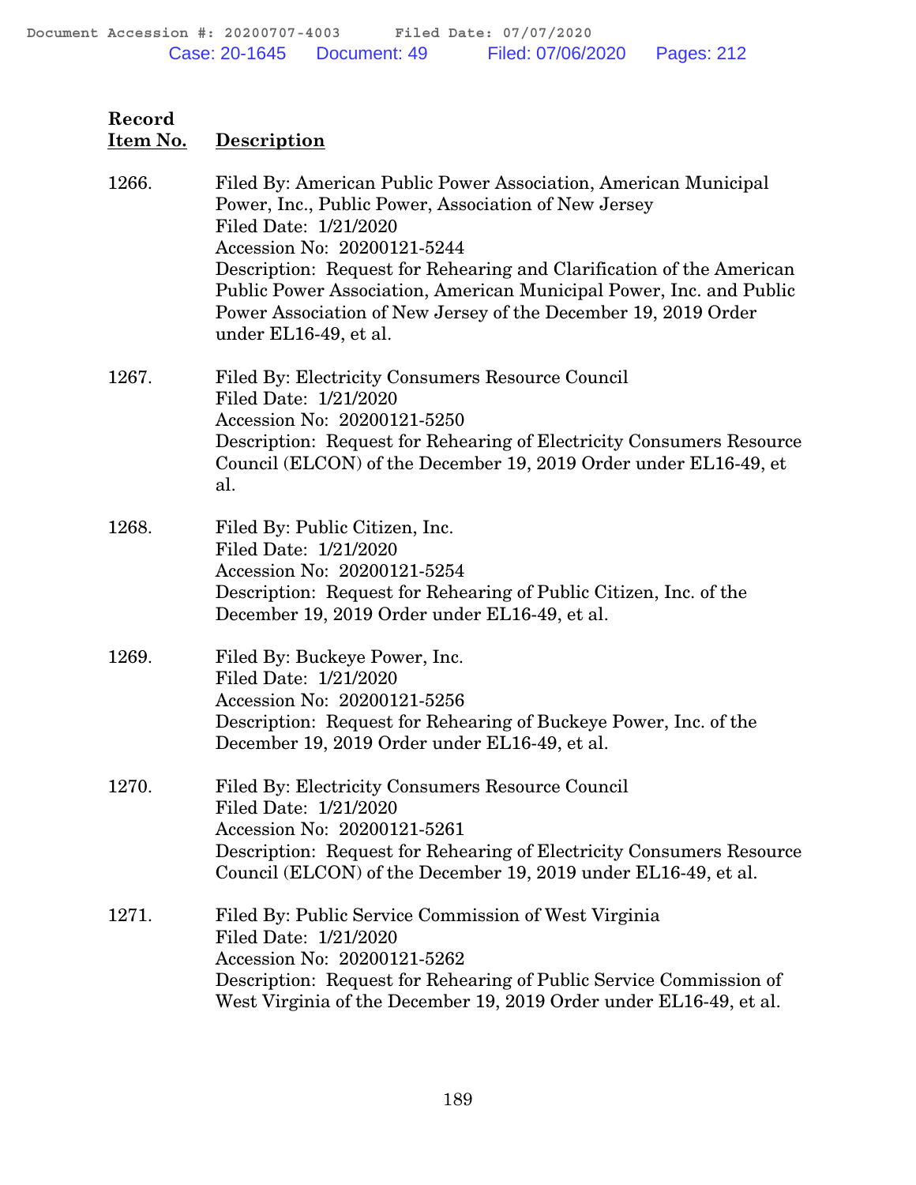| Record Item No. | Description |
|---|---|
| 1266. | Filed By: American Public Power Association, American Municipal Power, Inc., Public Power, Association of New Jersey<br>Filed Date: 1/21/2020<br>Accession No: 20200121-5244<br>Description: Request for Rehearing and Clarification of the American Public Power Association, American Municipal Power, Inc. and Public Power Association of New Jersey of the December 19, 2019 Order under EL16-49, et al. |
| 1267. | Filed By: Electricity Consumers Resource Council<br>Filed Date: 1/21/2020<br>Accession No: 20200121-5250<br>Description: Request for Rehearing of Electricity Consumers Resource Council (ELCON) of the December 19, 2019 Order under EL16-49, et al. |
| 1268. | Filed By: Public Citizen, Inc.<br>Filed Date: 1/21/2020<br>Accession No: 20200121-5254<br>Description: Request for Rehearing of Public Citizen, Inc. of the December 19, 2019 Order under EL16-49, et al. |
| 1269. | Filed By: Buckeye Power, Inc.<br>Filed Date: 1/21/2020<br>Accession No: 20200121-5256<br>Description: Request for Rehearing of Buckeye Power, Inc. of the December 19, 2019 Order under EL16-49, et al. |
| 1270. | Filed By: Electricity Consumers Resource Council<br>Filed Date: 1/21/2020<br>Accession No: 20200121-5261<br>Description: Request for Rehearing of Electricity Consumers Resource Council (ELCON) of the December 19, 2019 under EL16-49, et al. |
| 1271. | Filed By: Public Service Commission of West Virginia<br>Filed Date: 1/21/2020<br>Accession No: 20200121-5262<br>Description: Request for Rehearing of Public Service Commission of West Virginia of the December 19, 2019 Order under EL16-49, et al. |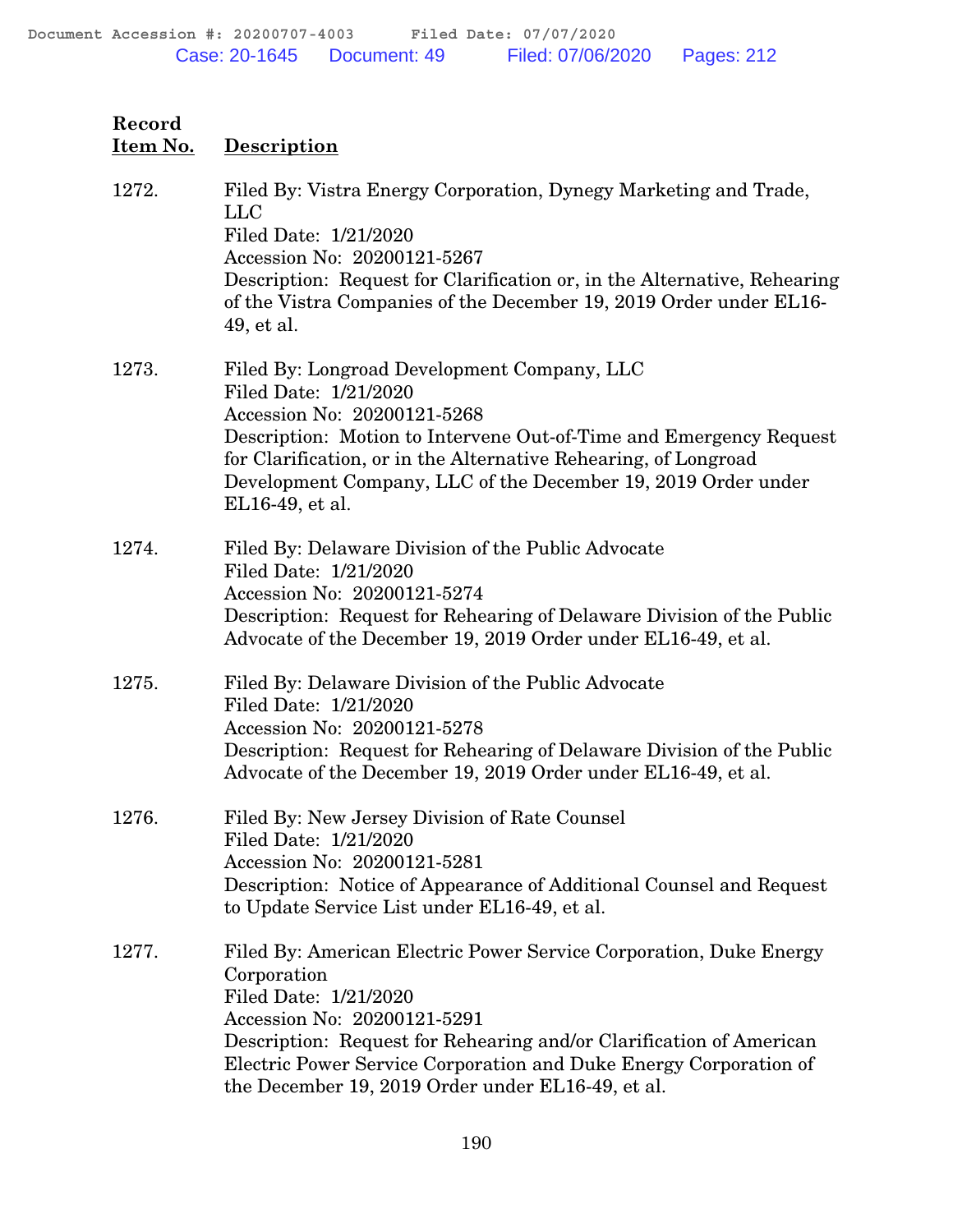| Record Item No. | Description |
|---|---|
| 1272. | Filed By: Vistra Energy Corporation, Dynegy Marketing and Trade, LLC<br>Filed Date: 1/21/2020<br>Accession No: 20200121-5267<br>Description: Request for Clarification or, in the Alternative, Rehearing of the Vistra Companies of the December 19, 2019 Order under EL16-49, et al. |
| 1273. | Filed By: Longroad Development Company, LLC<br>Filed Date: 1/21/2020<br>Accession No: 20200121-5268<br>Description: Motion to Intervene Out-of-Time and Emergency Request for Clarification, or in the Alternative Rehearing, of Longroad Development Company, LLC of the December 19, 2019 Order under EL16-49, et al. |
| 1274. | Filed By: Delaware Division of the Public Advocate<br>Filed Date: 1/21/2020<br>Accession No: 20200121-5274<br>Description: Request for Rehearing of Delaware Division of the Public Advocate of the December 19, 2019 Order under EL16-49, et al. |
| 1275. | Filed By: Delaware Division of the Public Advocate<br>Filed Date: 1/21/2020<br>Accession No: 20200121-5278<br>Description: Request for Rehearing of Delaware Division of the Public Advocate of the December 19, 2019 Order under EL16-49, et al. |
| 1276. | Filed By: New Jersey Division of Rate Counsel<br>Filed Date: 1/21/2020<br>Accession No: 20200121-5281<br>Description: Notice of Appearance of Additional Counsel and Request to Update Service List under EL16-49, et al. |
| 1277. | Filed By: American Electric Power Service Corporation, Duke Energy Corporation<br>Filed Date: 1/21/2020<br>Accession No: 20200121-5291<br>Description: Request for Rehearing and/or Clarification of American Electric Power Service Corporation and Duke Energy Corporation of the December 19, 2019 Order under EL16-49, et al. |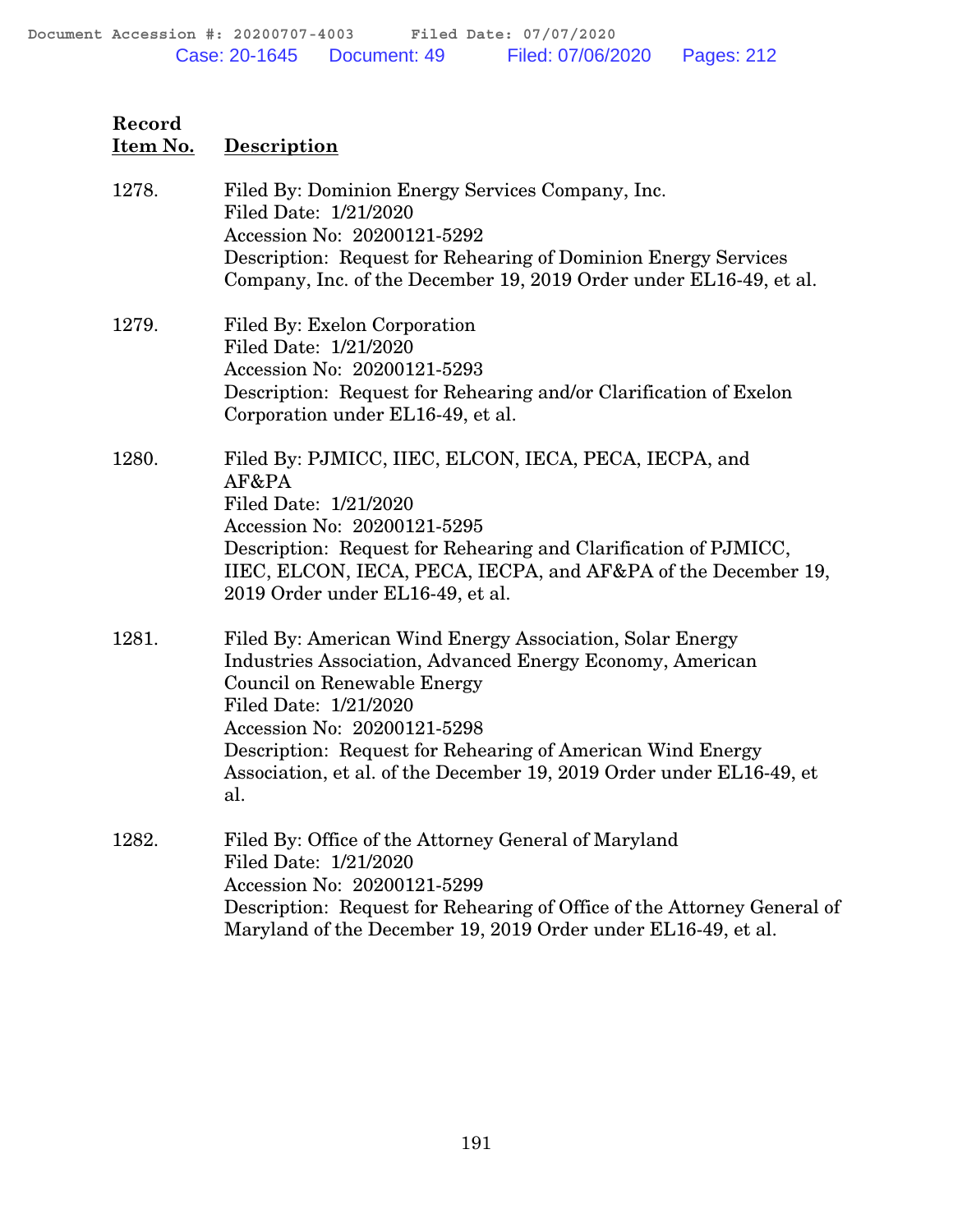| Record Item No. | Description |
|---|---|
| 1278. | Filed By: Dominion Energy Services Company, Inc.<br>Filed Date: 1/21/2020<br>Accession No: 20200121-5292<br>Description: Request for Rehearing of Dominion Energy Services Company, Inc. of the December 19, 2019 Order under EL16-49, et al. |
| 1279. | Filed By: Exelon Corporation<br>Filed Date: 1/21/2020<br>Accession No: 20200121-5293<br>Description: Request for Rehearing and/or Clarification of Exelon Corporation under EL16-49, et al. |
| 1280. | Filed By: PJMICC, IIEC, ELCON, IECA, PECA, IECPA, and AF&PA<br>Filed Date: 1/21/2020<br>Accession No: 20200121-5295<br>Description: Request for Rehearing and Clarification of PJMICC, IIEC, ELCON, IECA, PECA, IECPA, and AF&PA of the December 19, 2019 Order under EL16-49, et al. |
| 1281. | Filed By: American Wind Energy Association, Solar Energy Industries Association, Advanced Energy Economy, American Council on Renewable Energy<br>Filed Date: 1/21/2020<br>Accession No: 20200121-5298<br>Description: Request for Rehearing of American Wind Energy Association, et al. of the December 19, 2019 Order under EL16-49, et al. |
| 1282. | Filed By: Office of the Attorney General of Maryland<br>Filed Date: 1/21/2020<br>Accession No: 20200121-5299<br>Description: Request for Rehearing of Office of the Attorney General of Maryland of the December 19, 2019 Order under EL16-49, et al. |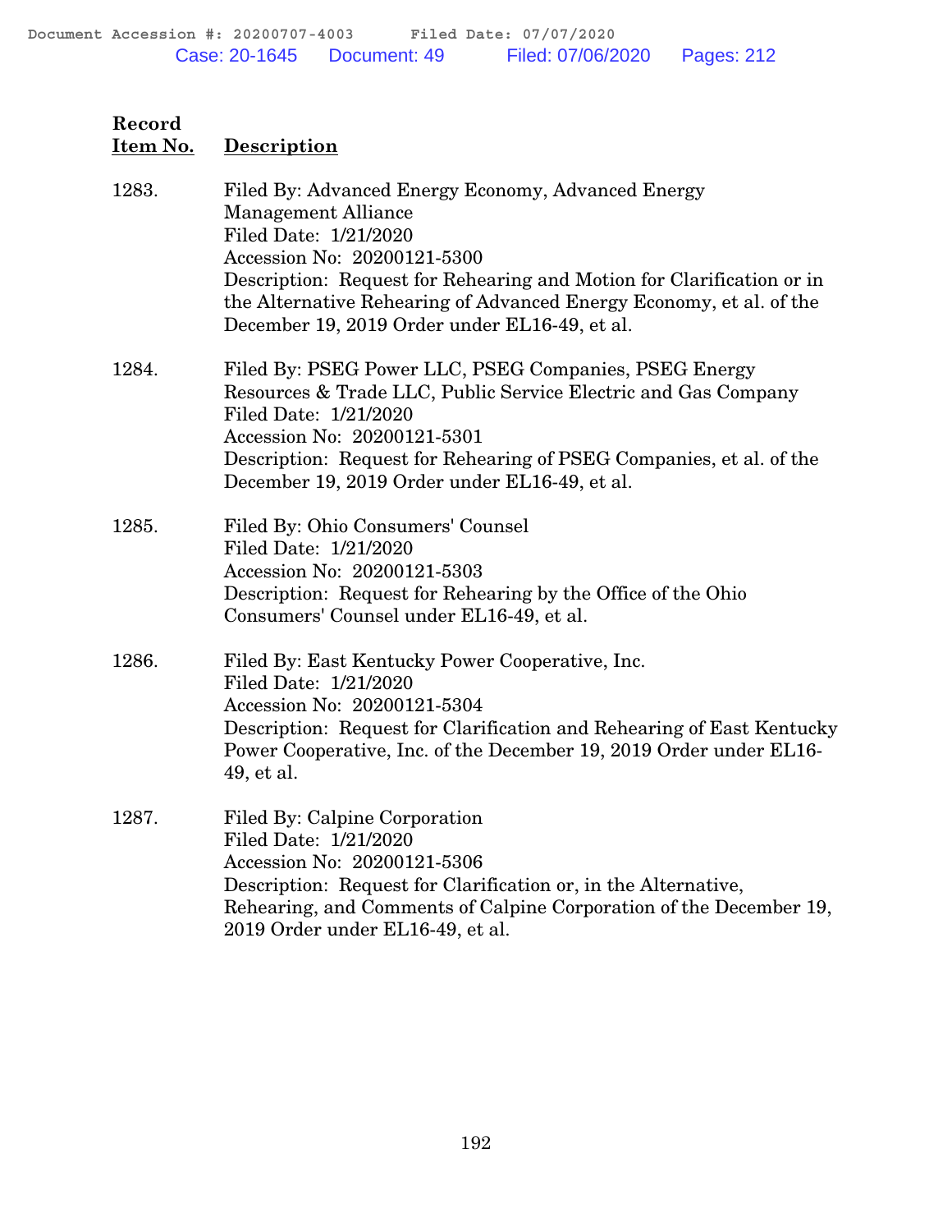| Record Item No. | Description |
|---|---|
| 1283. | Filed By: Advanced Energy Economy, Advanced Energy Management Alliance<br>Filed Date: 1/21/2020<br>Accession No: 20200121-5300<br>Description: Request for Rehearing and Motion for Clarification or in the Alternative Rehearing of Advanced Energy Economy, et al. of the December 19, 2019 Order under EL16-49, et al. |
| 1284. | Filed By: PSEG Power LLC, PSEG Companies, PSEG Energy Resources & Trade LLC, Public Service Electric and Gas Company<br>Filed Date: 1/21/2020<br>Accession No: 20200121-5301<br>Description: Request for Rehearing of PSEG Companies, et al. of the December 19, 2019 Order under EL16-49, et al. |
| 1285. | Filed By: Ohio Consumers' Counsel<br>Filed Date: 1/21/2020<br>Accession No: 20200121-5303<br>Description: Request for Rehearing by the Office of the Ohio Consumers' Counsel under EL16-49, et al. |
| 1286. | Filed By: East Kentucky Power Cooperative, Inc.<br>Filed Date: 1/21/2020<br>Accession No: 20200121-5304<br>Description: Request for Clarification and Rehearing of East Kentucky Power Cooperative, Inc. of the December 19, 2019 Order under EL16-49, et al. |
| 1287. | Filed By: Calpine Corporation<br>Filed Date: 1/21/2020<br>Accession No: 20200121-5306<br>Description: Request for Clarification or, in the Alternative, Rehearing, and Comments of Calpine Corporation of the December 19, 2019 Order under EL16-49, et al. |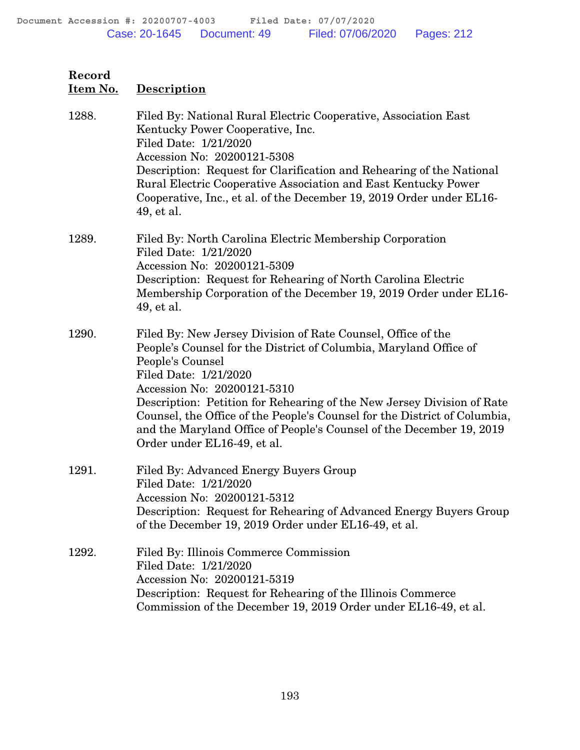| Record Item No. | Description |
|---|---|
| 1288. | Filed By: National Rural Electric Cooperative, Association East Kentucky Power Cooperative, Inc.<br>Filed Date: 1/21/2020<br>Accession No: 20200121-5308<br>Description: Request for Clarification and Rehearing of the National Rural Electric Cooperative Association and East Kentucky Power Cooperative, Inc., et al. of the December 19, 2019 Order under EL16-49, et al. |
| 1289. | Filed By: North Carolina Electric Membership Corporation<br>Filed Date: 1/21/2020<br>Accession No: 20200121-5309<br>Description: Request for Rehearing of North Carolina Electric Membership Corporation of the December 19, 2019 Order under EL16-49, et al. |
| 1290. | Filed By: New Jersey Division of Rate Counsel, Office of the People's Counsel for the District of Columbia, Maryland Office of People's Counsel<br>Filed Date: 1/21/2020<br>Accession No: 20200121-5310<br>Description: Petition for Rehearing of the New Jersey Division of Rate Counsel, the Office of the People's Counsel for the District of Columbia, and the Maryland Office of People's Counsel of the December 19, 2019 Order under EL16-49, et al. |
| 1291. | Filed By: Advanced Energy Buyers Group<br>Filed Date: 1/21/2020<br>Accession No: 20200121-5312<br>Description: Request for Rehearing of Advanced Energy Buyers Group of the December 19, 2019 Order under EL16-49, et al. |
| 1292. | Filed By: Illinois Commerce Commission<br>Filed Date: 1/21/2020<br>Accession No: 20200121-5319<br>Description: Request for Rehearing of the Illinois Commerce Commission of the December 19, 2019 Order under EL16-49, et al. |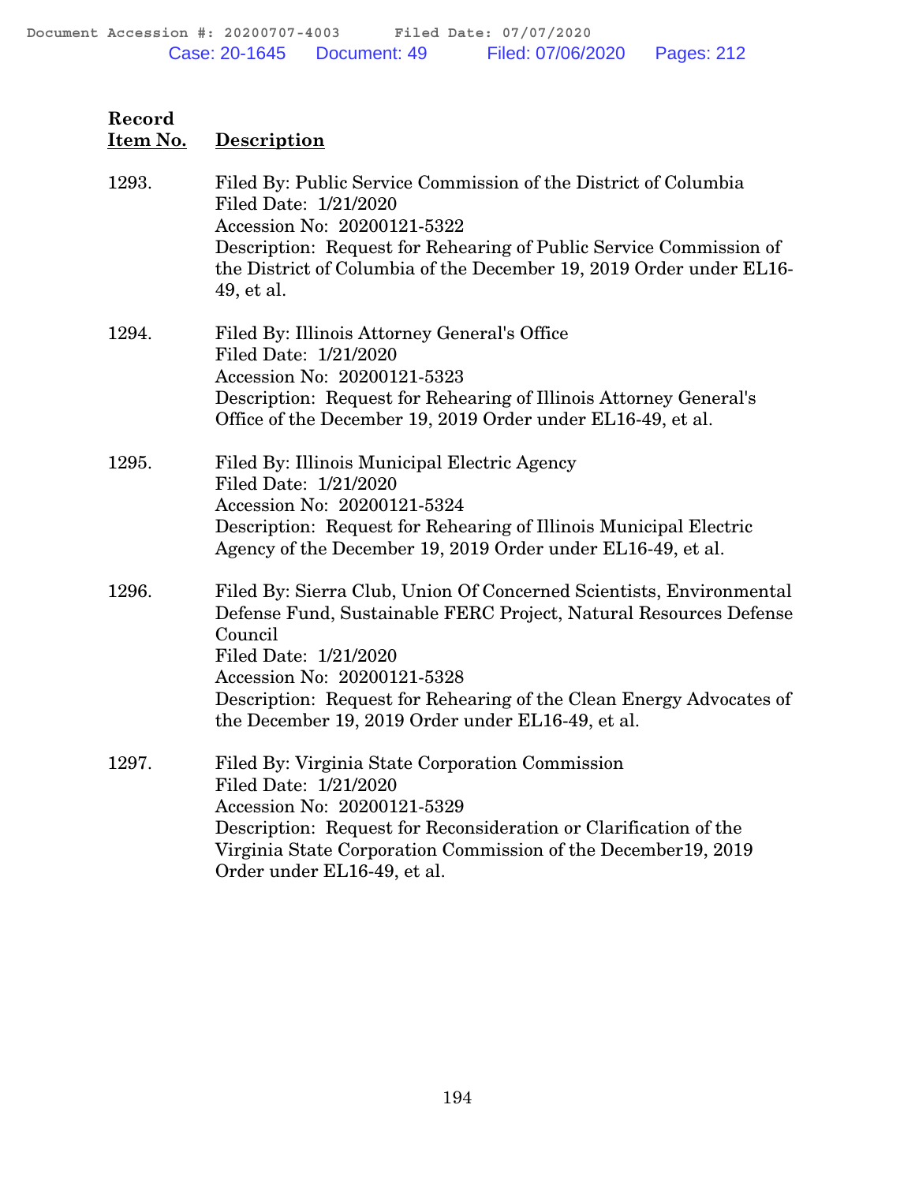| Record Item No. | Description |
|---|---|
| 1293. | Filed By: Public Service Commission of the District of Columbia<br>Filed Date: 1/21/2020<br>Accession No: 20200121-5322<br>Description: Request for Rehearing of Public Service Commission of the District of Columbia of the December 19, 2019 Order under EL16-49, et al. |
| 1294. | Filed By: Illinois Attorney General's Office<br>Filed Date: 1/21/2020<br>Accession No: 20200121-5323<br>Description: Request for Rehearing of Illinois Attorney General's Office of the December 19, 2019 Order under EL16-49, et al. |
| 1295. | Filed By: Illinois Municipal Electric Agency<br>Filed Date: 1/21/2020<br>Accession No: 20200121-5324<br>Description: Request for Rehearing of Illinois Municipal Electric Agency of the December 19, 2019 Order under EL16-49, et al. |
| 1296. | Filed By: Sierra Club, Union Of Concerned Scientists, Environmental Defense Fund, Sustainable FERC Project, Natural Resources Defense Council<br>Filed Date: 1/21/2020<br>Accession No: 20200121-5328<br>Description: Request for Rehearing of the Clean Energy Advocates of the December 19, 2019 Order under EL16-49, et al. |
| 1297. | Filed By: Virginia State Corporation Commission<br>Filed Date: 1/21/2020<br>Accession No: 20200121-5329<br>Description: Request for Reconsideration or Clarification of the Virginia State Corporation Commission of the December19, 2019 Order under EL16-49, et al. |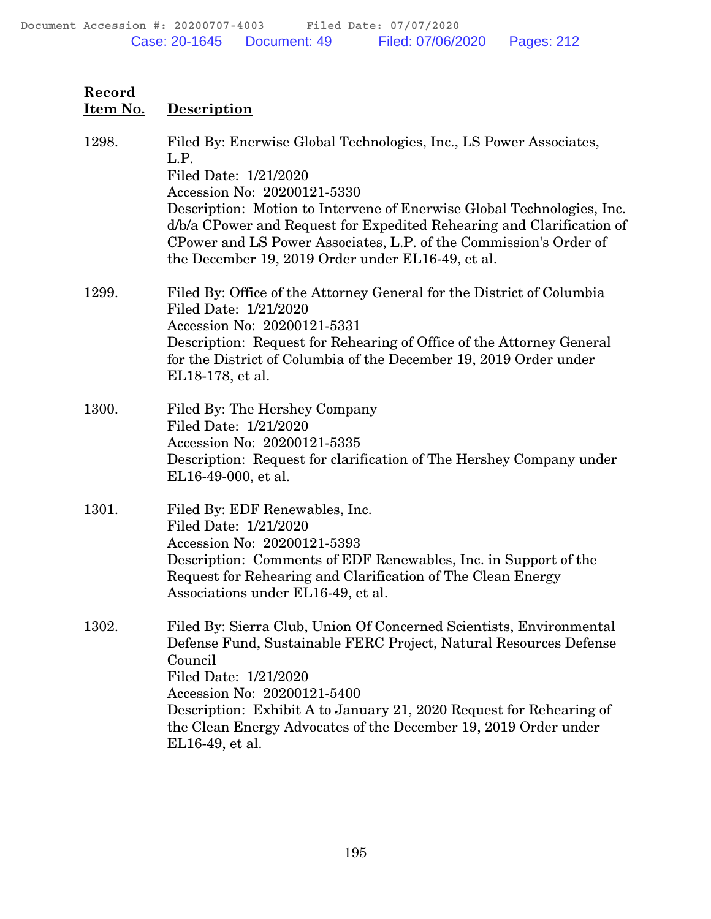| Record Item No. | Description |
|---|---|
| 1298. | Filed By: Enerwise Global Technologies, Inc., LS Power Associates, L.P.<br>Filed Date: 1/21/2020<br>Accession No: 20200121-5330<br>Description: Motion to Intervene of Enerwise Global Technologies, Inc. d/b/a CPower and Request for Expedited Rehearing and Clarification of CPower and LS Power Associates, L.P. of the Commission's Order of the December 19, 2019 Order under EL16-49, et al. |
| 1299. | Filed By: Office of the Attorney General for the District of Columbia<br>Filed Date: 1/21/2020<br>Accession No: 20200121-5331<br>Description: Request for Rehearing of Office of the Attorney General for the District of Columbia of the December 19, 2019 Order under EL18-178, et al. |
| 1300. | Filed By: The Hershey Company<br>Filed Date: 1/21/2020<br>Accession No: 20200121-5335<br>Description: Request for clarification of The Hershey Company under EL16-49-000, et al. |
| 1301. | Filed By: EDF Renewables, Inc.<br>Filed Date: 1/21/2020<br>Accession No: 20200121-5393<br>Description: Comments of EDF Renewables, Inc. in Support of the Request for Rehearing and Clarification of The Clean Energy Associations under EL16-49, et al. |
| 1302. | Filed By: Sierra Club, Union Of Concerned Scientists, Environmental Defense Fund, Sustainable FERC Project, Natural Resources Defense Council<br>Filed Date: 1/21/2020<br>Accession No: 20200121-5400<br>Description: Exhibit A to January 21, 2020 Request for Rehearing of the Clean Energy Advocates of the December 19, 2019 Order under EL16-49, et al. |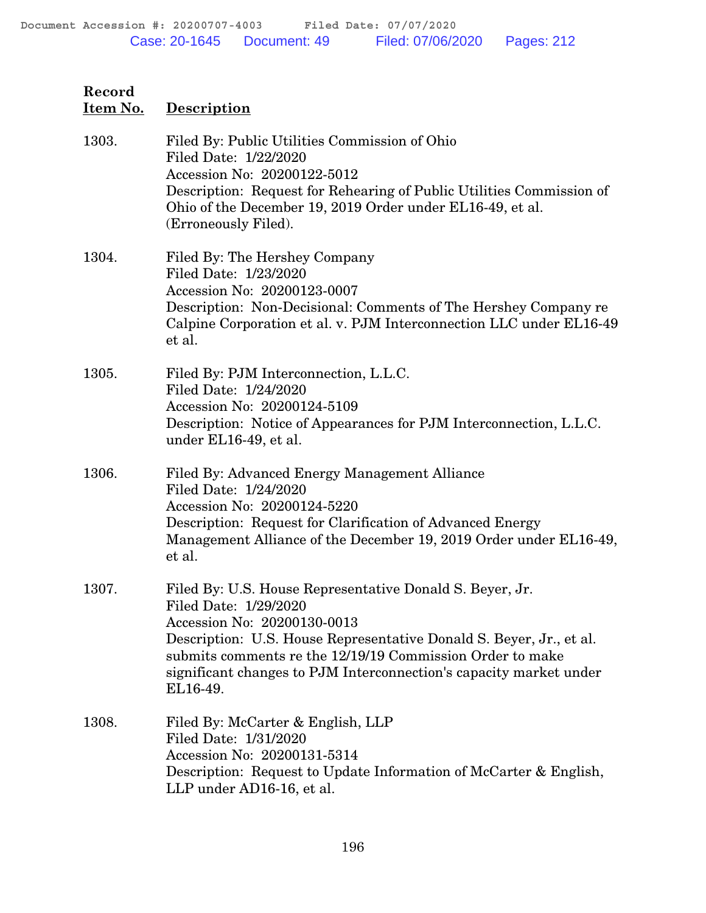| Record Item No. | Description |
|---|---|
| 1303. | Filed By: Public Utilities Commission of Ohio<br>Filed Date: 1/22/2020<br>Accession No: 20200122-5012<br>Description: Request for Rehearing of Public Utilities Commission of Ohio of the December 19, 2019 Order under EL16-49, et al. (Erroneously Filed). |
| 1304. | Filed By: The Hershey Company<br>Filed Date: 1/23/2020<br>Accession No: 20200123-0007<br>Description: Non-Decisional: Comments of The Hershey Company re Calpine Corporation et al. v. PJM Interconnection LLC under EL16-49 et al. |
| 1305. | Filed By: PJM Interconnection, L.L.C.<br>Filed Date: 1/24/2020<br>Accession No: 20200124-5109<br>Description: Notice of Appearances for PJM Interconnection, L.L.C. under EL16-49, et al. |
| 1306. | Filed By: Advanced Energy Management Alliance<br>Filed Date: 1/24/2020<br>Accession No: 20200124-5220<br>Description: Request for Clarification of Advanced Energy Management Alliance of the December 19, 2019 Order under EL16-49, et al. |
| 1307. | Filed By: U.S. House Representative Donald S. Beyer, Jr.<br>Filed Date: 1/29/2020<br>Accession No: 20200130-0013<br>Description: U.S. House Representative Donald S. Beyer, Jr., et al. submits comments re the 12/19/19 Commission Order to make significant changes to PJM Interconnection's capacity market under EL16-49. |
| 1308. | Filed By: McCarter & English, LLP<br>Filed Date: 1/31/2020<br>Accession No: 20200131-5314<br>Description: Request to Update Information of McCarter & English, LLP under AD16-16, et al. |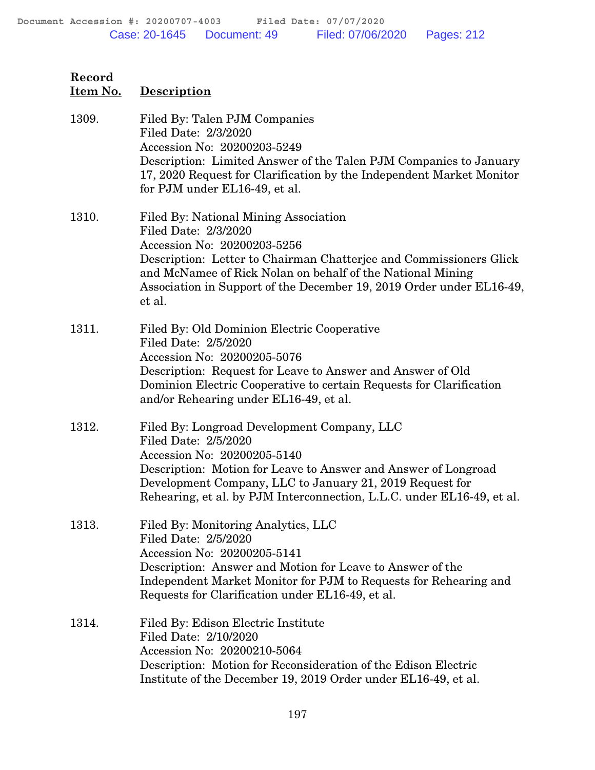| Record Item No. | Description |
|---|---|
| 1309. | Filed By: Talen PJM Companies<br>Filed Date: 2/3/2020<br>Accession No: 20200203-5249<br>Description: Limited Answer of the Talen PJM Companies to January 17, 2020 Request for Clarification by the Independent Market Monitor for PJM under EL16-49, et al. |
| 1310. | Filed By: National Mining Association<br>Filed Date: 2/3/2020<br>Accession No: 20200203-5256<br>Description: Letter to Chairman Chatterjee and Commissioners Glick and McNamee of Rick Nolan on behalf of the National Mining Association in Support of the December 19, 2019 Order under EL16-49, et al. |
| 1311. | Filed By: Old Dominion Electric Cooperative<br>Filed Date: 2/5/2020<br>Accession No: 20200205-5076<br>Description: Request for Leave to Answer and Answer of Old Dominion Electric Cooperative to certain Requests for Clarification and/or Rehearing under EL16-49, et al. |
| 1312. | Filed By: Longroad Development Company, LLC<br>Filed Date: 2/5/2020<br>Accession No: 20200205-5140<br>Description: Motion for Leave to Answer and Answer of Longroad Development Company, LLC to January 21, 2019 Request for Rehearing, et al. by PJM Interconnection, L.L.C. under EL16-49, et al. |
| 1313. | Filed By: Monitoring Analytics, LLC<br>Filed Date: 2/5/2020<br>Accession No: 20200205-5141<br>Description: Answer and Motion for Leave to Answer of the Independent Market Monitor for PJM to Requests for Rehearing and Requests for Clarification under EL16-49, et al. |
| 1314. | Filed By: Edison Electric Institute<br>Filed Date: 2/10/2020<br>Accession No: 20200210-5064<br>Description: Motion for Reconsideration of the Edison Electric Institute of the December 19, 2019 Order under EL16-49, et al. |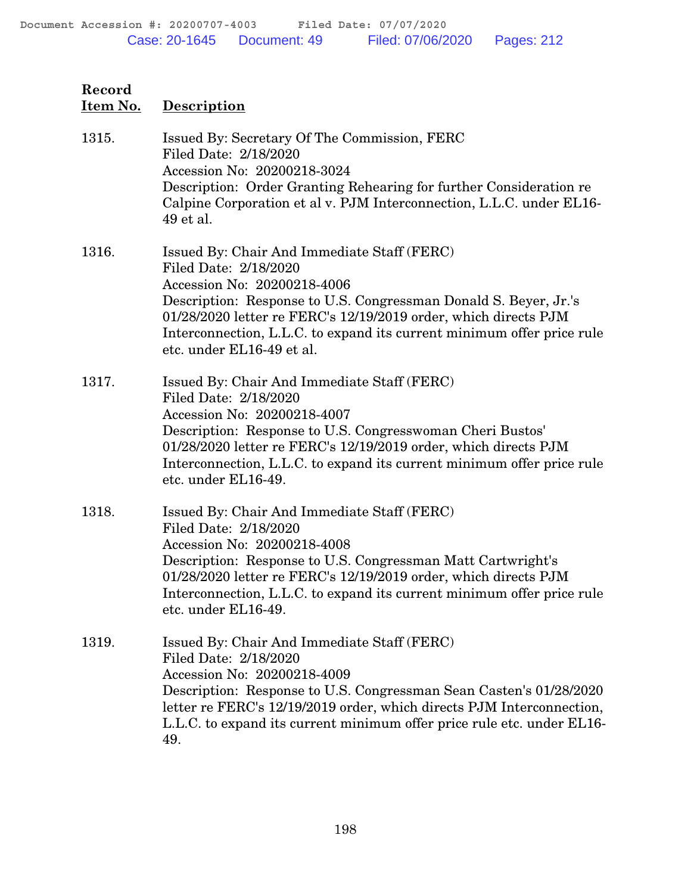| Record Item No. | Description |
|---|---|
| 1315. | Issued By: Secretary Of The Commission, FERC<br>Filed Date: 2/18/2020<br>Accession No: 20200218-3024<br>Description: Order Granting Rehearing for further Consideration re Calpine Corporation et al v. PJM Interconnection, L.L.C. under EL16-49 et al. |
| 1316. | Issued By: Chair And Immediate Staff (FERC)<br>Filed Date: 2/18/2020<br>Accession No: 20200218-4006<br>Description: Response to U.S. Congressman Donald S. Beyer, Jr.'s 01/28/2020 letter re FERC's 12/19/2019 order, which directs PJM Interconnection, L.L.C. to expand its current minimum offer price rule etc. under EL16-49 et al. |
| 1317. | Issued By: Chair And Immediate Staff (FERC)<br>Filed Date: 2/18/2020<br>Accession No: 20200218-4007<br>Description: Response to U.S. Congresswoman Cheri Bustos' 01/28/2020 letter re FERC's 12/19/2019 order, which directs PJM Interconnection, L.L.C. to expand its current minimum offer price rule etc. under EL16-49. |
| 1318. | Issued By: Chair And Immediate Staff (FERC)<br>Filed Date: 2/18/2020<br>Accession No: 20200218-4008<br>Description: Response to U.S. Congressman Matt Cartwright's 01/28/2020 letter re FERC's 12/19/2019 order, which directs PJM Interconnection, L.L.C. to expand its current minimum offer price rule etc. under EL16-49. |
| 1319. | Issued By: Chair And Immediate Staff (FERC)<br>Filed Date: 2/18/2020<br>Accession No: 20200218-4009<br>Description: Response to U.S. Congressman Sean Casten's 01/28/2020 letter re FERC's 12/19/2019 order, which directs PJM Interconnection, L.L.C. to expand its current minimum offer price rule etc. under EL16-49. |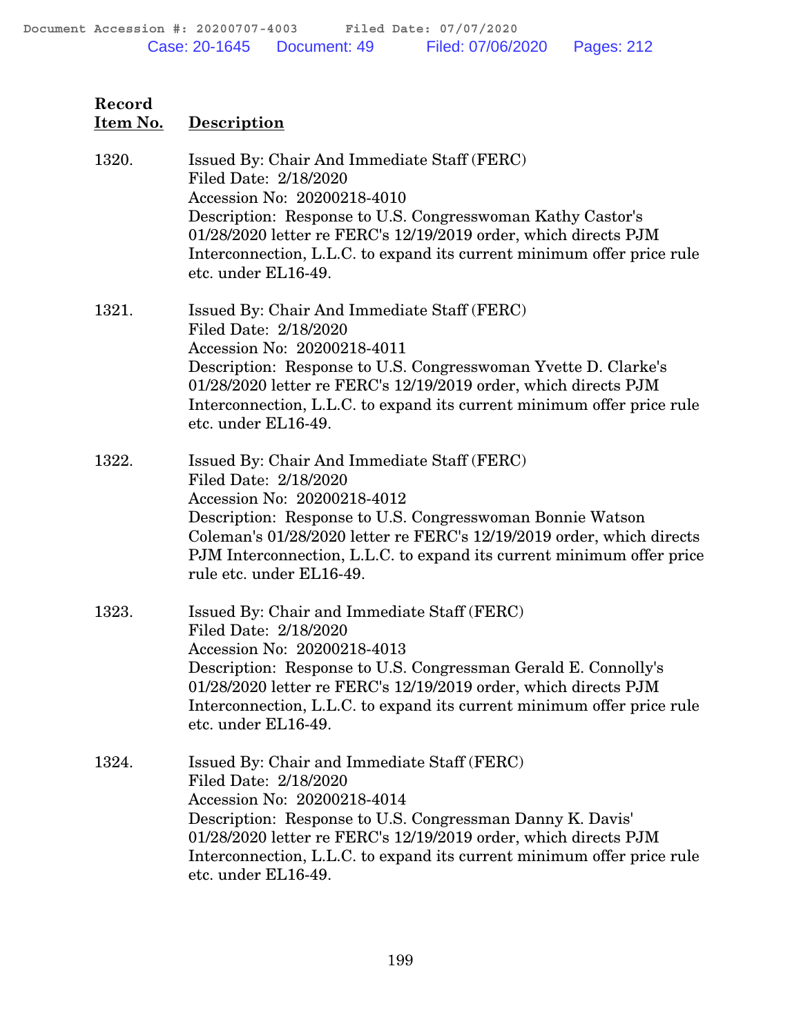| Record Item No. | Description |
|---|---|
| 1320. | Issued By: Chair And Immediate Staff (FERC)<br>Filed Date: 2/18/2020<br>Accession No: 20200218-4010<br>Description: Response to U.S. Congresswoman Kathy Castor's 01/28/2020 letter re FERC's 12/19/2019 order, which directs PJM Interconnection, L.L.C. to expand its current minimum offer price rule etc. under EL16-49. |
| 1321. | Issued By: Chair And Immediate Staff (FERC)<br>Filed Date: 2/18/2020<br>Accession No: 20200218-4011<br>Description: Response to U.S. Congresswoman Yvette D. Clarke's 01/28/2020 letter re FERC's 12/19/2019 order, which directs PJM Interconnection, L.L.C. to expand its current minimum offer price rule etc. under EL16-49. |
| 1322. | Issued By: Chair And Immediate Staff (FERC)<br>Filed Date: 2/18/2020<br>Accession No: 20200218-4012<br>Description: Response to U.S. Congresswoman Bonnie Watson Coleman's 01/28/2020 letter re FERC's 12/19/2019 order, which directs PJM Interconnection, L.L.C. to expand its current minimum offer price rule etc. under EL16-49. |
| 1323. | Issued By: Chair and Immediate Staff (FERC)<br>Filed Date: 2/18/2020<br>Accession No: 20200218-4013<br>Description: Response to U.S. Congressman Gerald E. Connolly's 01/28/2020 letter re FERC's 12/19/2019 order, which directs PJM Interconnection, L.L.C. to expand its current minimum offer price rule etc. under EL16-49. |
| 1324. | Issued By: Chair and Immediate Staff (FERC)<br>Filed Date: 2/18/2020<br>Accession No: 20200218-4014<br>Description: Response to U.S. Congressman Danny K. Davis' 01/28/2020 letter re FERC's 12/19/2019 order, which directs PJM Interconnection, L.L.C. to expand its current minimum offer price rule etc. under EL16-49. |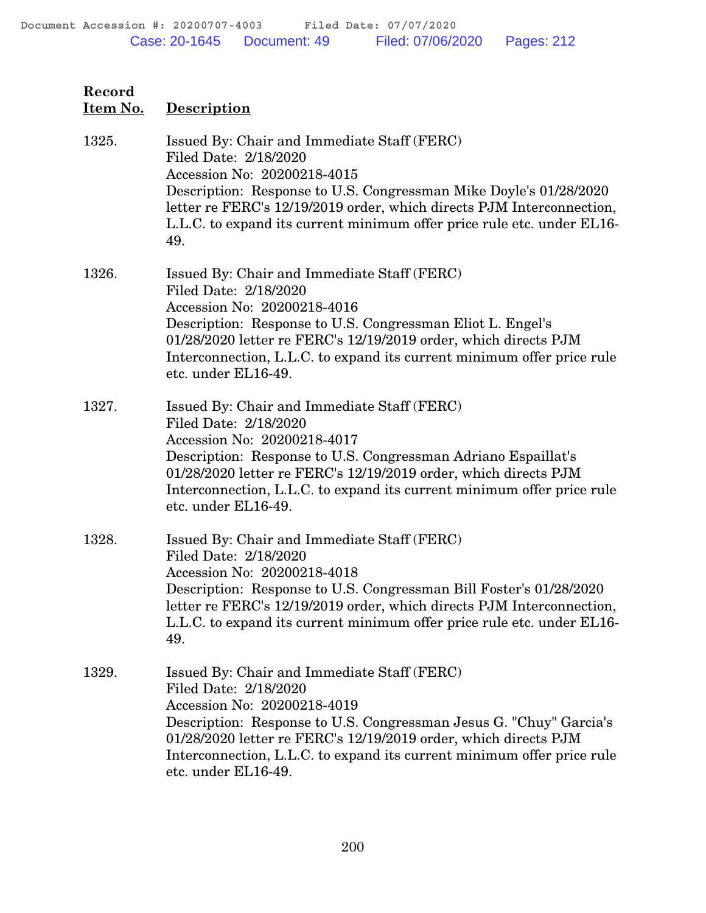| Record Item No. | Description |
|---|---|
| 1325. | Issued By: Chair and Immediate Staff (FERC)<br>Filed Date: 2/18/2020<br>Accession No: 20200218-4015<br>Description: Response to U.S. Congressman Mike Doyle's 01/28/2020 letter re FERC's 12/19/2019 order, which directs PJM Interconnection, L.L.C. to expand its current minimum offer price rule etc. under EL16-49. |
| 1326. | Issued By: Chair and Immediate Staff (FERC)<br>Filed Date: 2/18/2020<br>Accession No: 20200218-4016<br>Description: Response to U.S. Congressman Eliot L. Engel's 01/28/2020 letter re FERC's 12/19/2019 order, which directs PJM Interconnection, L.L.C. to expand its current minimum offer price rule etc. under EL16-49. |
| 1327. | Issued By: Chair and Immediate Staff (FERC)<br>Filed Date: 2/18/2020<br>Accession No: 20200218-4017<br>Description: Response to U.S. Congressman Adriano Espaillat's 01/28/2020 letter re FERC's 12/19/2019 order, which directs PJM Interconnection, L.L.C. to expand its current minimum offer price rule etc. under EL16-49. |
| 1328. | Issued By: Chair and Immediate Staff (FERC)<br>Filed Date: 2/18/2020<br>Accession No: 20200218-4018<br>Description: Response to U.S. Congressman Bill Foster's 01/28/2020 letter re FERC's 12/19/2019 order, which directs PJM Interconnection, L.L.C. to expand its current minimum offer price rule etc. under EL16-49. |
| 1329. | Issued By: Chair and Immediate Staff (FERC)<br>Filed Date: 2/18/2020<br>Accession No: 20200218-4019<br>Description: Response to U.S. Congressman Jesus G. "Chuy" Garcia's 01/28/2020 letter re FERC's 12/19/2019 order, which directs PJM Interconnection, L.L.C. to expand its current minimum offer price rule etc. under EL16-49. |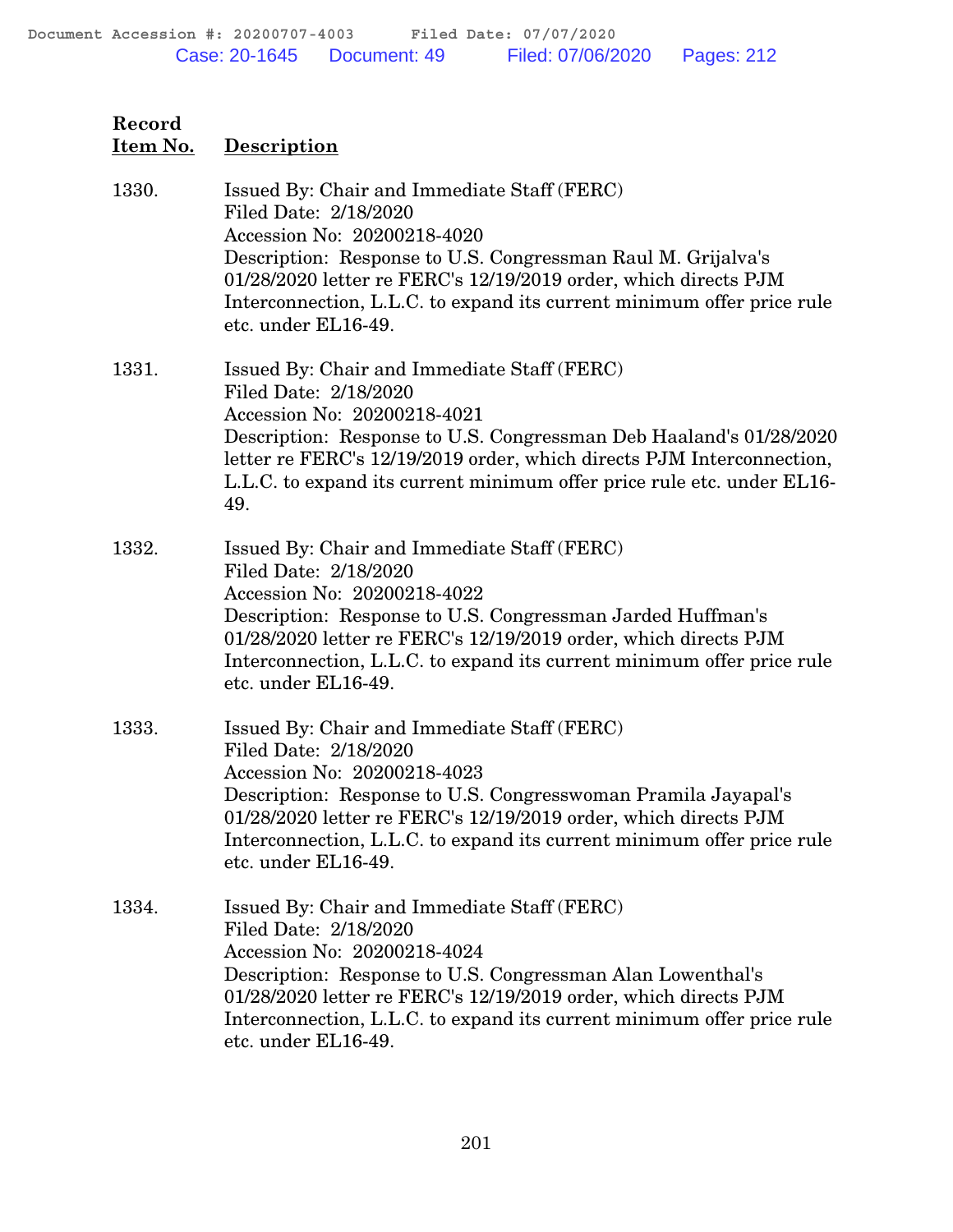| Record Item No. | Description |
|---|---|
| 1330. | Issued By: Chair and Immediate Staff (FERC)<br>Filed Date: 2/18/2020<br>Accession No: 20200218-4020<br>Description: Response to U.S. Congressman Raul M. Grijalva's 01/28/2020 letter re FERC's 12/19/2019 order, which directs PJM Interconnection, L.L.C. to expand its current minimum offer price rule etc. under EL16-49. |
| 1331. | Issued By: Chair and Immediate Staff (FERC)<br>Filed Date: 2/18/2020<br>Accession No: 20200218-4021<br>Description: Response to U.S. Congressman Deb Haaland's 01/28/2020 letter re FERC's 12/19/2019 order, which directs PJM Interconnection, L.L.C. to expand its current minimum offer price rule etc. under EL16-49. |
| 1332. | Issued By: Chair and Immediate Staff (FERC)<br>Filed Date: 2/18/2020<br>Accession No: 20200218-4022<br>Description: Response to U.S. Congressman Jarded Huffman's 01/28/2020 letter re FERC's 12/19/2019 order, which directs PJM Interconnection, L.L.C. to expand its current minimum offer price rule etc. under EL16-49. |
| 1333. | Issued By: Chair and Immediate Staff (FERC)<br>Filed Date: 2/18/2020<br>Accession No: 20200218-4023<br>Description: Response to U.S. Congresswoman Pramila Jayapal's 01/28/2020 letter re FERC's 12/19/2019 order, which directs PJM Interconnection, L.L.C. to expand its current minimum offer price rule etc. under EL16-49. |
| 1334. | Issued By: Chair and Immediate Staff (FERC)<br>Filed Date: 2/18/2020<br>Accession No: 20200218-4024<br>Description: Response to U.S. Congressman Alan Lowenthal's 01/28/2020 letter re FERC's 12/19/2019 order, which directs PJM Interconnection, L.L.C. to expand its current minimum offer price rule etc. under EL16-49. |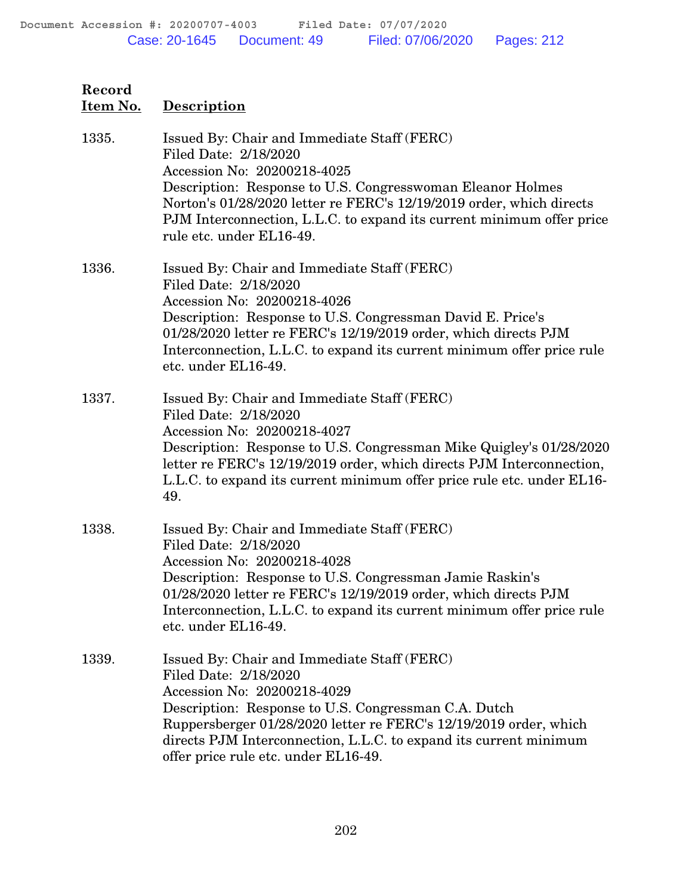| Record Item No. | Description |
|---|---|
| 1335. | Issued By: Chair and Immediate Staff (FERC)<br>Filed Date: 2/18/2020<br>Accession No: 20200218-4025<br>Description: Response to U.S. Congresswoman Eleanor Holmes Norton's 01/28/2020 letter re FERC's 12/19/2019 order, which directs PJM Interconnection, L.L.C. to expand its current minimum offer price rule etc. under EL16-49. |
| 1336. | Issued By: Chair and Immediate Staff (FERC)<br>Filed Date: 2/18/2020<br>Accession No: 20200218-4026<br>Description: Response to U.S. Congressman David E. Price's 01/28/2020 letter re FERC's 12/19/2019 order, which directs PJM Interconnection, L.L.C. to expand its current minimum offer price rule etc. under EL16-49. |
| 1337. | Issued By: Chair and Immediate Staff (FERC)<br>Filed Date: 2/18/2020<br>Accession No: 20200218-4027<br>Description: Response to U.S. Congressman Mike Quigley's 01/28/2020 letter re FERC's 12/19/2019 order, which directs PJM Interconnection, L.L.C. to expand its current minimum offer price rule etc. under EL16-49. |
| 1338. | Issued By: Chair and Immediate Staff (FERC)<br>Filed Date: 2/18/2020<br>Accession No: 20200218-4028<br>Description: Response to U.S. Congressman Jamie Raskin's 01/28/2020 letter re FERC's 12/19/2019 order, which directs PJM Interconnection, L.L.C. to expand its current minimum offer price rule etc. under EL16-49. |
| 1339. | Issued By: Chair and Immediate Staff (FERC)<br>Filed Date: 2/18/2020<br>Accession No: 20200218-4029<br>Description: Response to U.S. Congressman C.A. Dutch Ruppersberger 01/28/2020 letter re FERC's 12/19/2019 order, which directs PJM Interconnection, L.L.C. to expand its current minimum offer price rule etc. under EL16-49. |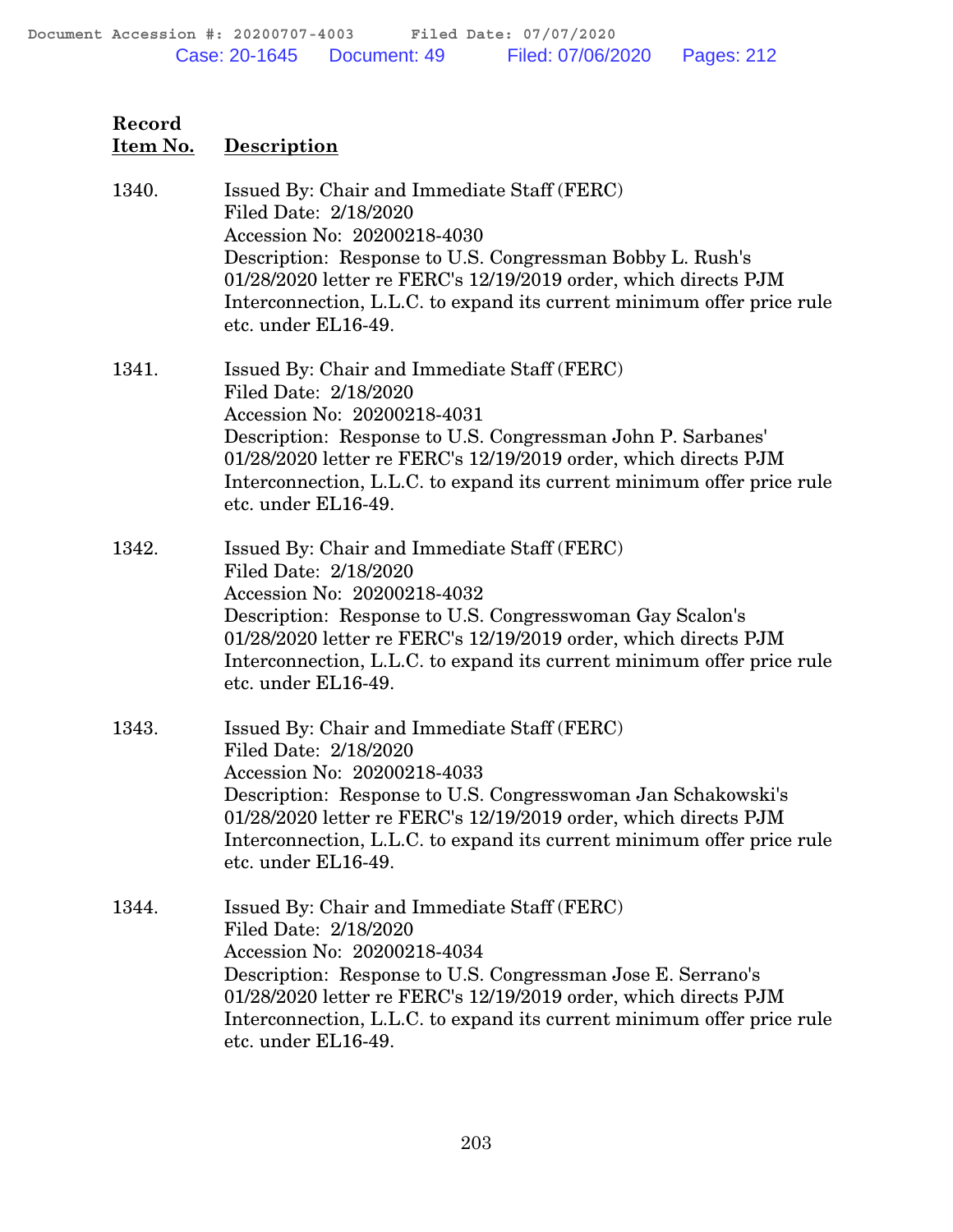| Record Item No. | Description |
|---|---|
| 1340. | Issued By: Chair and Immediate Staff (FERC)<br>Filed Date: 2/18/2020<br>Accession No: 20200218-4030<br>Description: Response to U.S. Congressman Bobby L. Rush's 01/28/2020 letter re FERC's 12/19/2019 order, which directs PJM Interconnection, L.L.C. to expand its current minimum offer price rule etc. under EL16-49. |
| 1341. | Issued By: Chair and Immediate Staff (FERC)<br>Filed Date: 2/18/2020<br>Accession No: 20200218-4031<br>Description: Response to U.S. Congressman John P. Sarbanes' 01/28/2020 letter re FERC's 12/19/2019 order, which directs PJM Interconnection, L.L.C. to expand its current minimum offer price rule etc. under EL16-49. |
| 1342. | Issued By: Chair and Immediate Staff (FERC)<br>Filed Date: 2/18/2020<br>Accession No: 20200218-4032<br>Description: Response to U.S. Congresswoman Gay Scalon's 01/28/2020 letter re FERC's 12/19/2019 order, which directs PJM Interconnection, L.L.C. to expand its current minimum offer price rule etc. under EL16-49. |
| 1343. | Issued By: Chair and Immediate Staff (FERC)<br>Filed Date: 2/18/2020<br>Accession No: 20200218-4033<br>Description: Response to U.S. Congresswoman Jan Schakowski's 01/28/2020 letter re FERC's 12/19/2019 order, which directs PJM Interconnection, L.L.C. to expand its current minimum offer price rule etc. under EL16-49. |
| 1344. | Issued By: Chair and Immediate Staff (FERC)<br>Filed Date: 2/18/2020<br>Accession No: 20200218-4034<br>Description: Response to U.S. Congressman Jose E. Serrano's 01/28/2020 letter re FERC's 12/19/2019 order, which directs PJM Interconnection, L.L.C. to expand its current minimum offer price rule etc. under EL16-49. |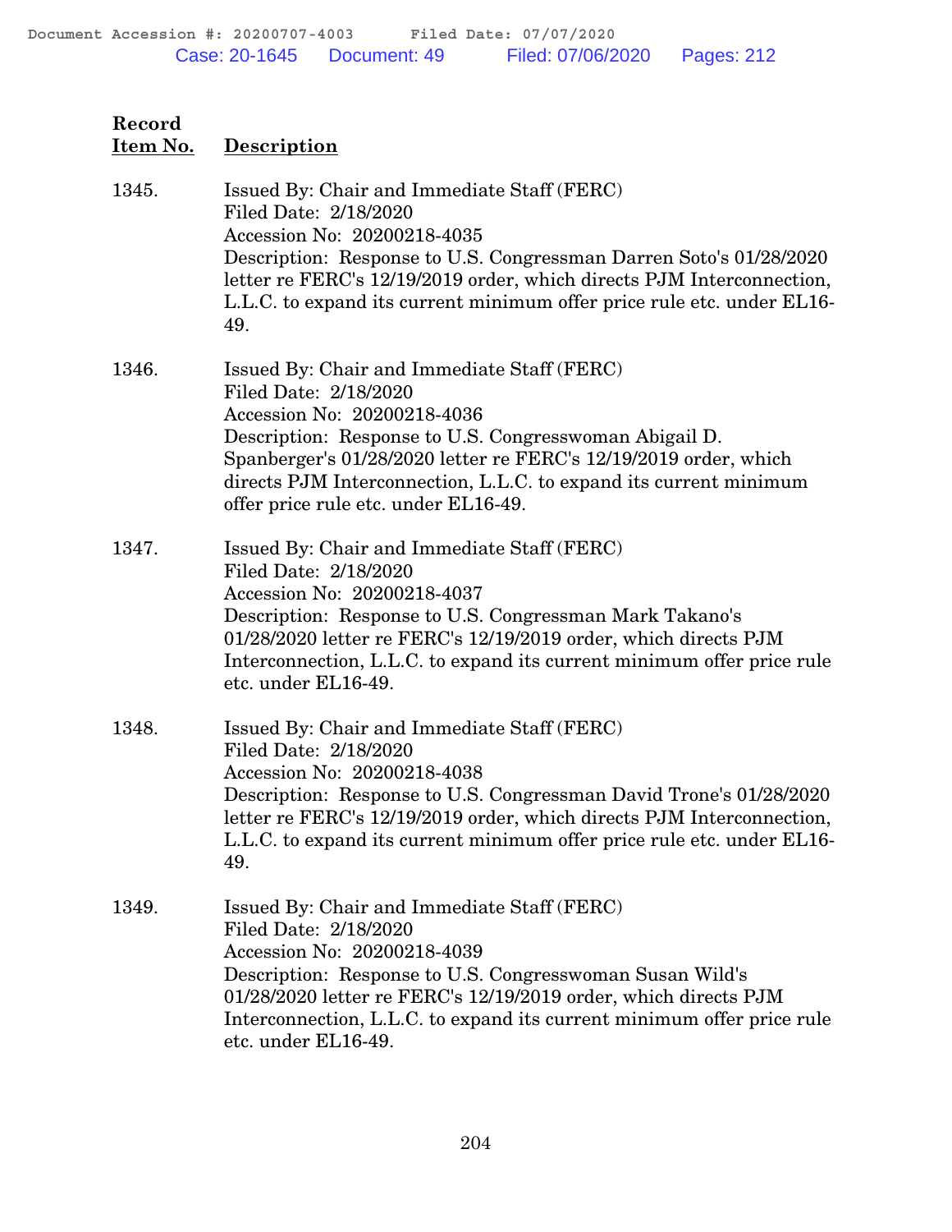| Record Item No. | Description |
|---|---|
| 1345. | Issued By: Chair and Immediate Staff (FERC)<br>Filed Date: 2/18/2020<br>Accession No: 20200218-4035<br>Description: Response to U.S. Congressman Darren Soto's 01/28/2020 letter re FERC's 12/19/2019 order, which directs PJM Interconnection, L.L.C. to expand its current minimum offer price rule etc. under EL16-49. |
| 1346. | Issued By: Chair and Immediate Staff (FERC)<br>Filed Date: 2/18/2020<br>Accession No: 20200218-4036<br>Description: Response to U.S. Congresswoman Abigail D. Spanberger's 01/28/2020 letter re FERC's 12/19/2019 order, which directs PJM Interconnection, L.L.C. to expand its current minimum offer price rule etc. under EL16-49. |
| 1347. | Issued By: Chair and Immediate Staff (FERC)<br>Filed Date: 2/18/2020<br>Accession No: 20200218-4037<br>Description: Response to U.S. Congressman Mark Takano's 01/28/2020 letter re FERC's 12/19/2019 order, which directs PJM Interconnection, L.L.C. to expand its current minimum offer price rule etc. under EL16-49. |
| 1348. | Issued By: Chair and Immediate Staff (FERC)<br>Filed Date: 2/18/2020<br>Accession No: 20200218-4038<br>Description: Response to U.S. Congressman David Trone's 01/28/2020 letter re FERC's 12/19/2019 order, which directs PJM Interconnection, L.L.C. to expand its current minimum offer price rule etc. under EL16-49. |
| 1349. | Issued By: Chair and Immediate Staff (FERC)<br>Filed Date: 2/18/2020<br>Accession No: 20200218-4039<br>Description: Response to U.S. Congresswoman Susan Wild's 01/28/2020 letter re FERC's 12/19/2019 order, which directs PJM Interconnection, L.L.C. to expand its current minimum offer price rule etc. under EL16-49. |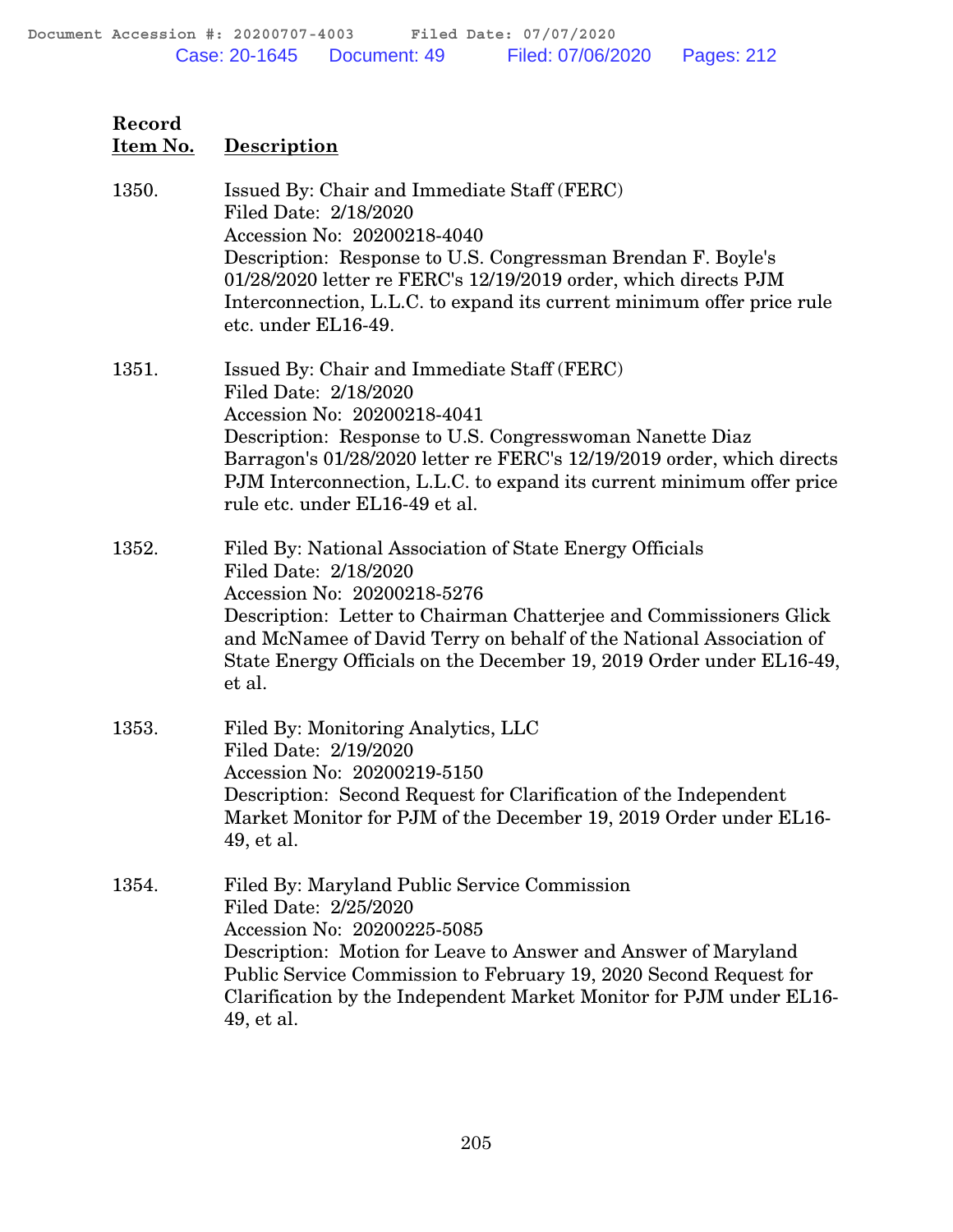| Record Item No. | Description |
|---|---|
| 1350. | Issued By: Chair and Immediate Staff (FERC)<br>Filed Date: 2/18/2020<br>Accession No: 20200218-4040<br>Description: Response to U.S. Congressman Brendan F. Boyle's 01/28/2020 letter re FERC's 12/19/2019 order, which directs PJM Interconnection, L.L.C. to expand its current minimum offer price rule etc. under EL16-49. |
| 1351. | Issued By: Chair and Immediate Staff (FERC)<br>Filed Date: 2/18/2020<br>Accession No: 20200218-4041<br>Description: Response to U.S. Congresswoman Nanette Diaz Barragon's 01/28/2020 letter re FERC's 12/19/2019 order, which directs PJM Interconnection, L.L.C. to expand its current minimum offer price rule etc. under EL16-49 et al. |
| 1352. | Filed By: National Association of State Energy Officials<br>Filed Date: 2/18/2020<br>Accession No: 20200218-5276<br>Description: Letter to Chairman Chatterjee and Commissioners Glick and McNamee of David Terry on behalf of the National Association of State Energy Officials on the December 19, 2019 Order under EL16-49, et al. |
| 1353. | Filed By: Monitoring Analytics, LLC<br>Filed Date: 2/19/2020<br>Accession No: 20200219-5150<br>Description: Second Request for Clarification of the Independent Market Monitor for PJM of the December 19, 2019 Order under EL16-49, et al. |
| 1354. | Filed By: Maryland Public Service Commission<br>Filed Date: 2/25/2020<br>Accession No: 20200225-5085<br>Description: Motion for Leave to Answer and Answer of Maryland Public Service Commission to February 19, 2020 Second Request for Clarification by the Independent Market Monitor for PJM under EL16-49, et al. |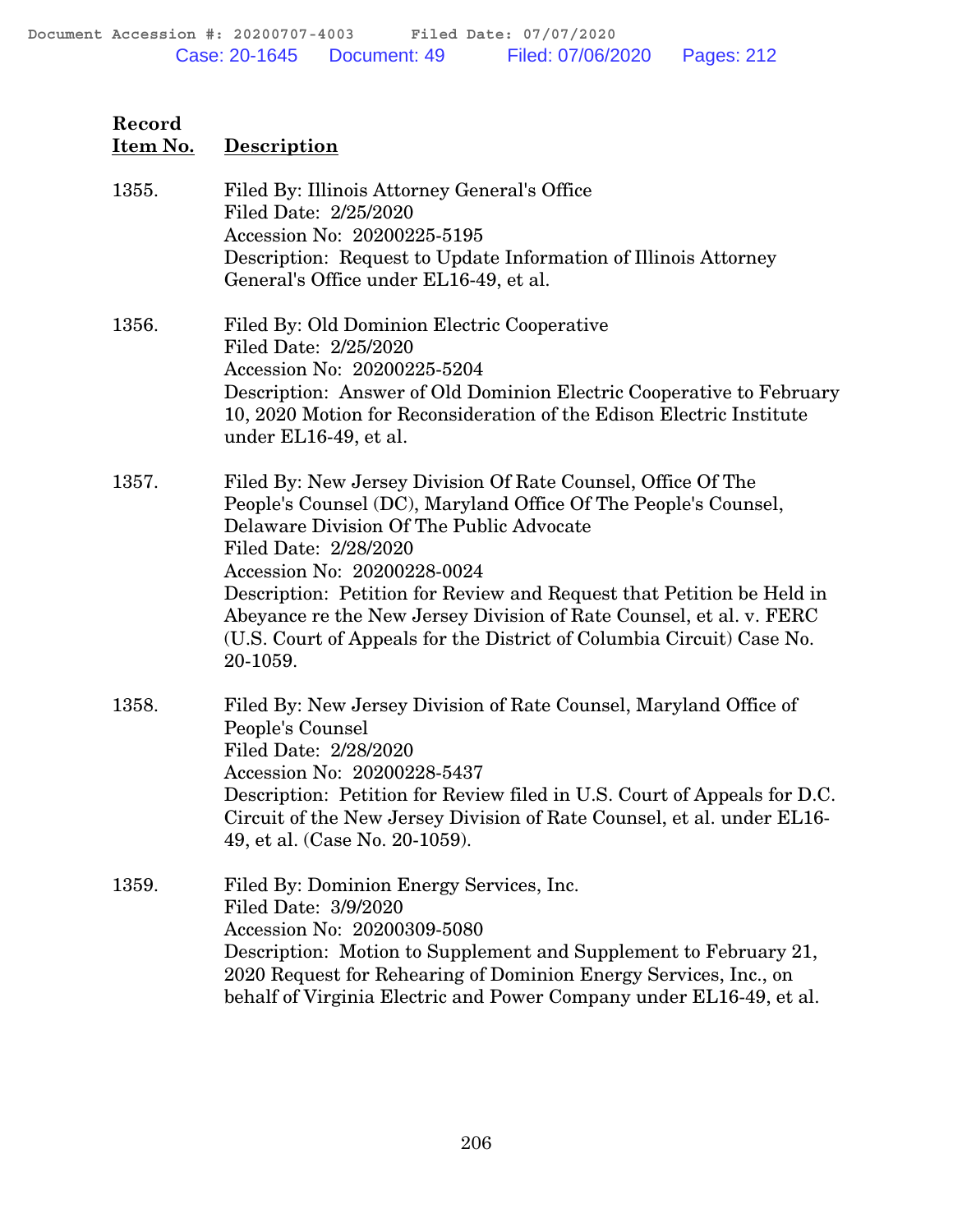| Record Item No. | Description |
|---|---|
| 1355. | Filed By: Illinois Attorney General's Office<br>Filed Date: 2/25/2020<br>Accession No: 20200225-5195<br>Description: Request to Update Information of Illinois Attorney General's Office under EL16-49, et al. |
| 1356. | Filed By: Old Dominion Electric Cooperative<br>Filed Date: 2/25/2020<br>Accession No: 20200225-5204<br>Description: Answer of Old Dominion Electric Cooperative to February 10, 2020 Motion for Reconsideration of the Edison Electric Institute under EL16-49, et al. |
| 1357. | Filed By: New Jersey Division Of Rate Counsel, Office Of The People's Counsel (DC), Maryland Office Of The People's Counsel, Delaware Division Of The Public Advocate<br>Filed Date: 2/28/2020<br>Accession No: 20200228-0024<br>Description: Petition for Review and Request that Petition be Held in Abeyance re the New Jersey Division of Rate Counsel, et al. v. FERC (U.S. Court of Appeals for the District of Columbia Circuit) Case No. 20-1059. |
| 1358. | Filed By: New Jersey Division of Rate Counsel, Maryland Office of People's Counsel<br>Filed Date: 2/28/2020<br>Accession No: 20200228-5437<br>Description: Petition for Review filed in U.S. Court of Appeals for D.C. Circuit of the New Jersey Division of Rate Counsel, et al. under EL16-49, et al. (Case No. 20-1059). |
| 1359. | Filed By: Dominion Energy Services, Inc.<br>Filed Date: 3/9/2020<br>Accession No: 20200309-5080<br>Description: Motion to Supplement and Supplement to February 21, 2020 Request for Rehearing of Dominion Energy Services, Inc., on behalf of Virginia Electric and Power Company under EL16-49, et al. |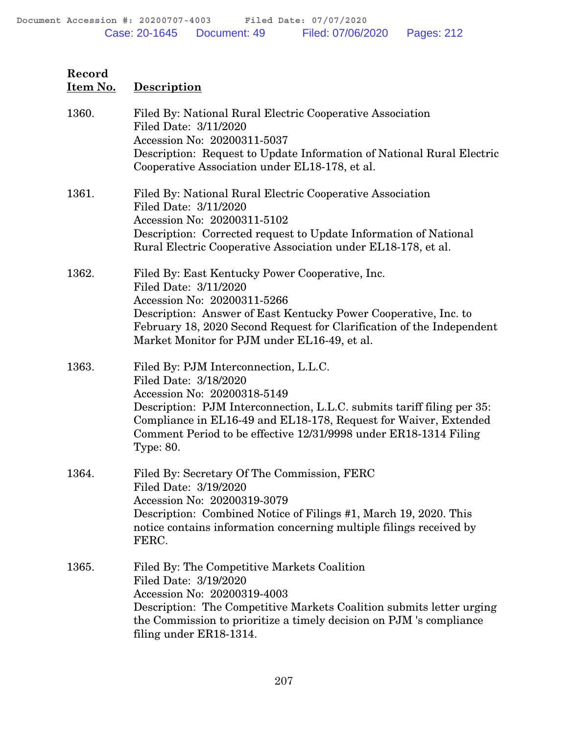| Record Item No. | Description |
|---|---|
| 1360. | Filed By: National Rural Electric Cooperative Association<br>Filed Date: 3/11/2020<br>Accession No: 20200311-5037<br>Description: Request to Update Information of National Rural Electric Cooperative Association under EL18-178, et al. |
| 1361. | Filed By: National Rural Electric Cooperative Association<br>Filed Date: 3/11/2020<br>Accession No: 20200311-5102<br>Description: Corrected request to Update Information of National Rural Electric Cooperative Association under EL18-178, et al. |
| 1362. | Filed By: East Kentucky Power Cooperative, Inc.<br>Filed Date: 3/11/2020<br>Accession No: 20200311-5266<br>Description: Answer of East Kentucky Power Cooperative, Inc. to February 18, 2020 Second Request for Clarification of the Independent Market Monitor for PJM under EL16-49, et al. |
| 1363. | Filed By: PJM Interconnection, L.L.C.<br>Filed Date: 3/18/2020<br>Accession No: 20200318-5149<br>Description: PJM Interconnection, L.L.C. submits tariff filing per 35: Compliance in EL16-49 and EL18-178, Request for Waiver, Extended Comment Period to be effective 12/31/9998 under ER18-1314 Filing Type: 80. |
| 1364. | Filed By: Secretary Of The Commission, FERC<br>Filed Date: 3/19/2020<br>Accession No: 20200319-3079<br>Description: Combined Notice of Filings #1, March 19, 2020. This notice contains information concerning multiple filings received by FERC. |
| 1365. | Filed By: The Competitive Markets Coalition<br>Filed Date: 3/19/2020<br>Accession No: 20200319-4003<br>Description: The Competitive Markets Coalition submits letter urging the Commission to prioritize a timely decision on PJM 's compliance filing under ER18-1314. |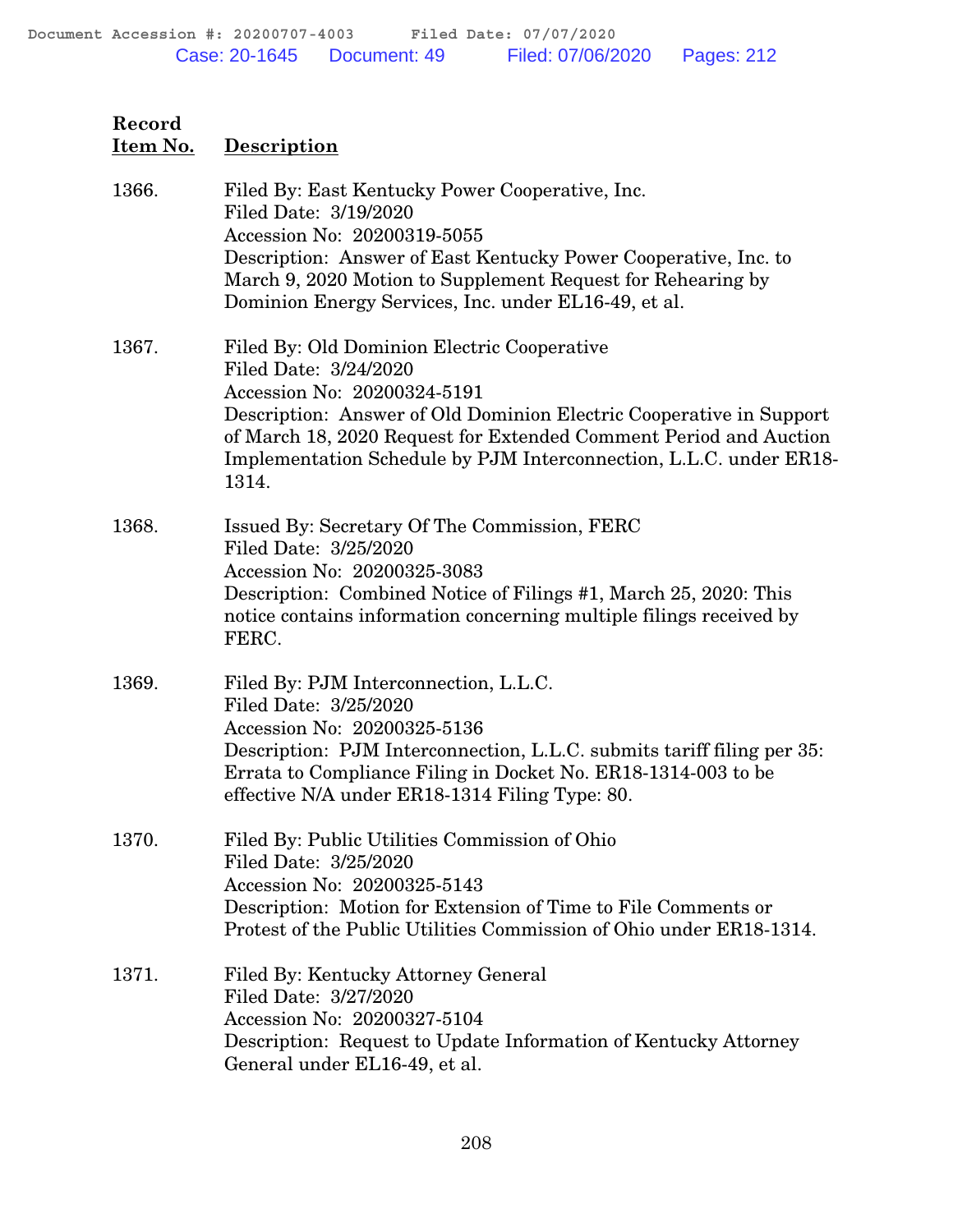| Record Item No. | Description |
|---|---|
| 1366. | Filed By: East Kentucky Power Cooperative, Inc.<br>Filed Date: 3/19/2020<br>Accession No: 20200319-5055<br>Description: Answer of East Kentucky Power Cooperative, Inc. to March 9, 2020 Motion to Supplement Request for Rehearing by Dominion Energy Services, Inc. under EL16-49, et al. |
| 1367. | Filed By: Old Dominion Electric Cooperative<br>Filed Date: 3/24/2020<br>Accession No: 20200324-5191<br>Description: Answer of Old Dominion Electric Cooperative in Support of March 18, 2020 Request for Extended Comment Period and Auction Implementation Schedule by PJM Interconnection, L.L.C. under ER18-1314. |
| 1368. | Issued By: Secretary Of The Commission, FERC<br>Filed Date: 3/25/2020<br>Accession No: 20200325-3083<br>Description: Combined Notice of Filings #1, March 25, 2020: This notice contains information concerning multiple filings received by FERC. |
| 1369. | Filed By: PJM Interconnection, L.L.C.<br>Filed Date: 3/25/2020<br>Accession No: 20200325-5136<br>Description: PJM Interconnection, L.L.C. submits tariff filing per 35: Errata to Compliance Filing in Docket No. ER18-1314-003 to be effective N/A under ER18-1314 Filing Type: 80. |
| 1370. | Filed By: Public Utilities Commission of Ohio<br>Filed Date: 3/25/2020<br>Accession No: 20200325-5143<br>Description: Motion for Extension of Time to File Comments or Protest of the Public Utilities Commission of Ohio under ER18-1314. |
| 1371. | Filed By: Kentucky Attorney General<br>Filed Date: 3/27/2020<br>Accession No: 20200327-5104<br>Description: Request to Update Information of Kentucky Attorney General under EL16-49, et al. |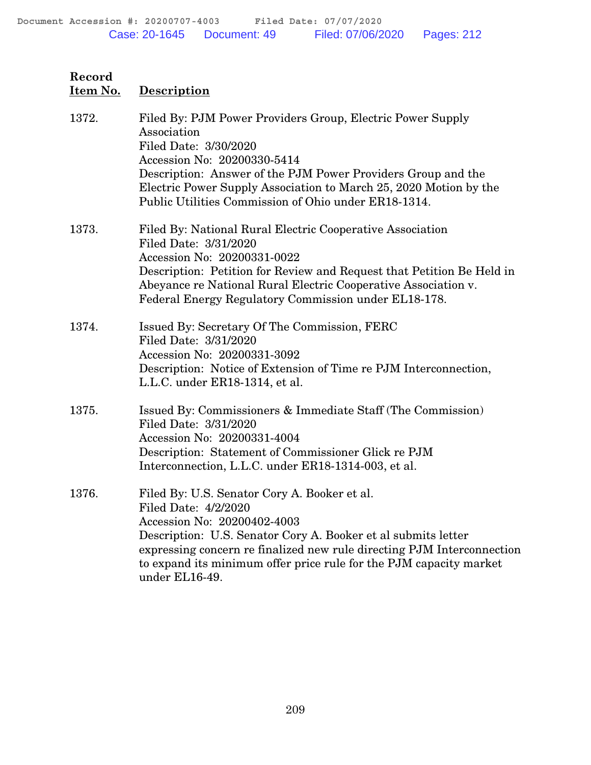| Record Item No. | Description |
|---|---|
| 1372. | Filed By: PJM Power Providers Group, Electric Power Supply Association<br>Filed Date: 3/30/2020<br>Accession No: 20200330-5414<br>Description: Answer of the PJM Power Providers Group and the Electric Power Supply Association to March 25, 2020 Motion by the Public Utilities Commission of Ohio under ER18-1314. |
| 1373. | Filed By: National Rural Electric Cooperative Association<br>Filed Date: 3/31/2020<br>Accession No: 20200331-0022<br>Description: Petition for Review and Request that Petition Be Held in Abeyance re National Rural Electric Cooperative Association v. Federal Energy Regulatory Commission under EL18-178. |
| 1374. | Issued By: Secretary Of The Commission, FERC<br>Filed Date: 3/31/2020<br>Accession No: 20200331-3092<br>Description: Notice of Extension of Time re PJM Interconnection, L.L.C. under ER18-1314, et al. |
| 1375. | Issued By: Commissioners & Immediate Staff (The Commission)<br>Filed Date: 3/31/2020<br>Accession No: 20200331-4004<br>Description: Statement of Commissioner Glick re PJM Interconnection, L.L.C. under ER18-1314-003, et al. |
| 1376. | Filed By: U.S. Senator Cory A. Booker et al.<br>Filed Date: 4/2/2020<br>Accession No: 20200402-4003<br>Description: U.S. Senator Cory A. Booker et al submits letter expressing concern re finalized new rule directing PJM Interconnection to expand its minimum offer price rule for the PJM capacity market under EL16-49. |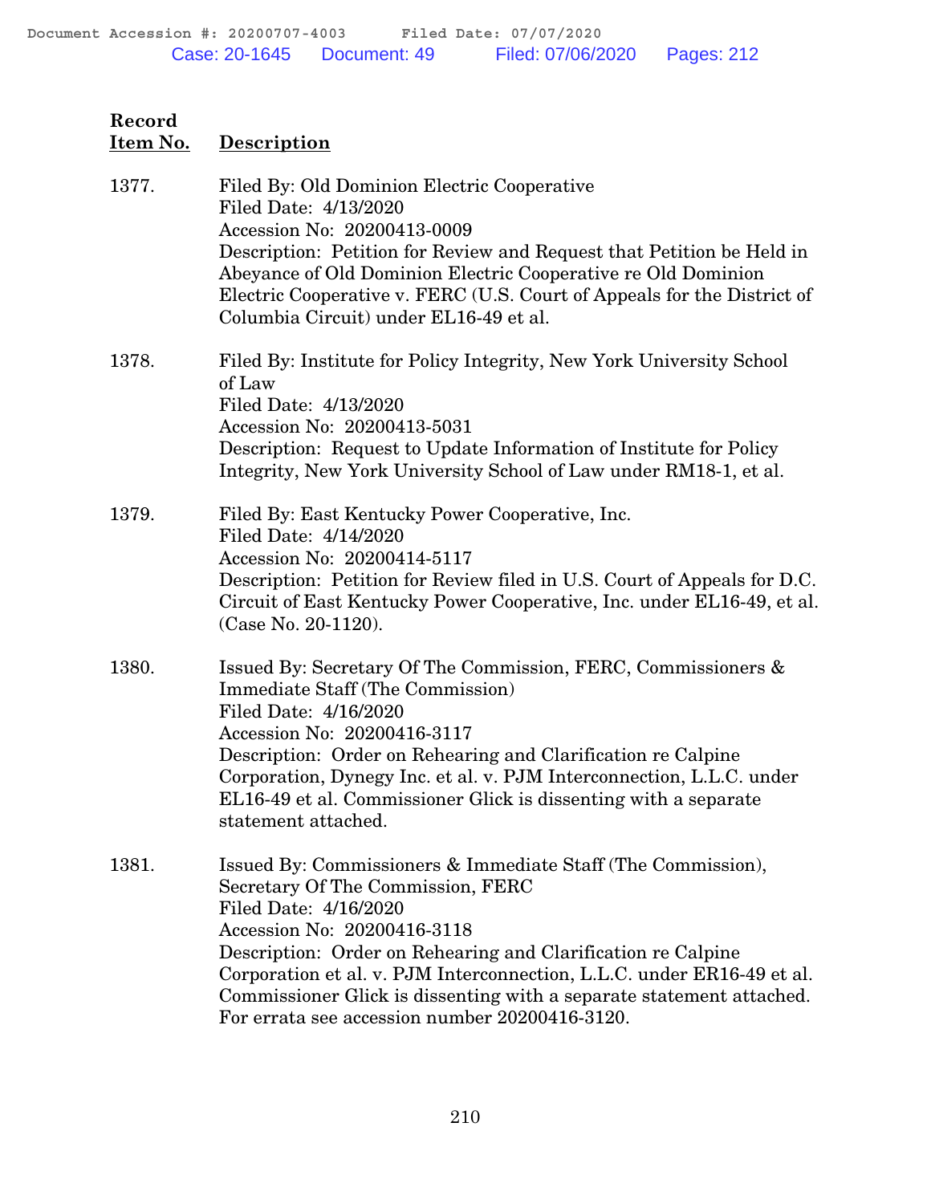| Record Item No. | Description |
|---|---|
| 1377. | Filed By: Old Dominion Electric Cooperative<br>Filed Date: 4/13/2020<br>Accession No: 20200413-0009<br>Description: Petition for Review and Request that Petition be Held in Abeyance of Old Dominion Electric Cooperative re Old Dominion Electric Cooperative v. FERC (U.S. Court of Appeals for the District of Columbia Circuit) under EL16-49 et al. |
| 1378. | Filed By: Institute for Policy Integrity, New York University School of Law<br>Filed Date: 4/13/2020<br>Accession No: 20200413-5031<br>Description: Request to Update Information of Institute for Policy Integrity, New York University School of Law under RM18-1, et al. |
| 1379. | Filed By: East Kentucky Power Cooperative, Inc.<br>Filed Date: 4/14/2020<br>Accession No: 20200414-5117<br>Description: Petition for Review filed in U.S. Court of Appeals for D.C. Circuit of East Kentucky Power Cooperative, Inc. under EL16-49, et al. (Case No. 20-1120). |
| 1380. | Issued By: Secretary Of The Commission, FERC, Commissioners & Immediate Staff (The Commission)<br>Filed Date: 4/16/2020<br>Accession No: 20200416-3117<br>Description: Order on Rehearing and Clarification re Calpine Corporation, Dynegy Inc. et al. v. PJM Interconnection, L.L.C. under EL16-49 et al. Commissioner Glick is dissenting with a separate statement attached. |
| 1381. | Issued By: Commissioners & Immediate Staff (The Commission), Secretary Of The Commission, FERC<br>Filed Date: 4/16/2020<br>Accession No: 20200416-3118<br>Description: Order on Rehearing and Clarification re Calpine Corporation et al. v. PJM Interconnection, L.L.C. under ER16-49 et al. Commissioner Glick is dissenting with a separate statement attached. For errata see accession number 20200416-3120. |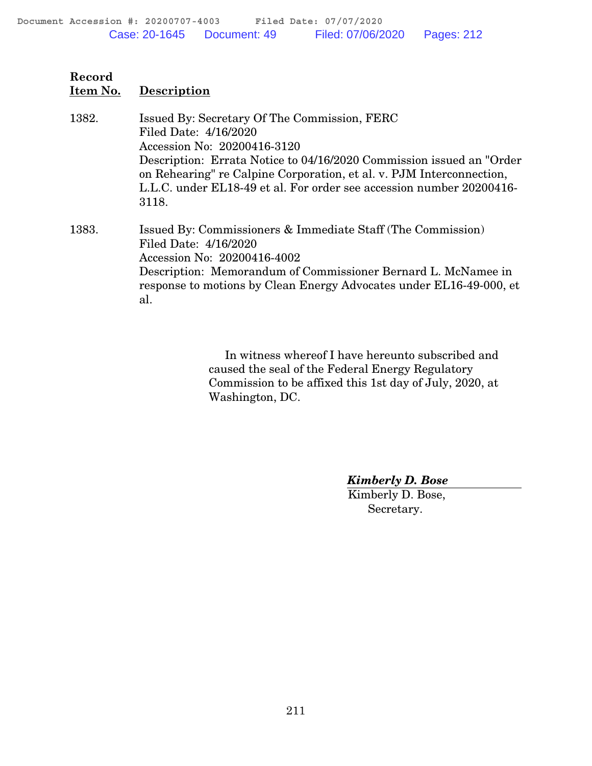| Record Item No. | Description |
|---|---|
| 1382. | Issued By: Secretary Of The Commission, FERC<br>Filed Date: 4/16/2020<br>Accession No: 20200416-3120<br>Description: Errata Notice to 04/16/2020 Commission issued an "Order on Rehearing" re Calpine Corporation, et al. v. PJM Interconnection, L.L.C. under EL18-49 et al. For order see accession number 20200416-3118. |
| 1383. | Issued By: Commissioners & Immediate Staff (The Commission)<br>Filed Date: 4/16/2020<br>Accession No: 20200416-4002<br>Description: Memorandum of Commissioner Bernard L. McNamee in response to motions by Clean Energy Advocates under EL16-49-000, et al. |

In witness whereof I have hereunto subscribed and caused the seal of the Federal Energy Regulatory Commission to be affixed this 1st day of July, 2020, at Washington, DC.

*Kimberly D. Bose*

Kimberly D. Bose,
Secretary.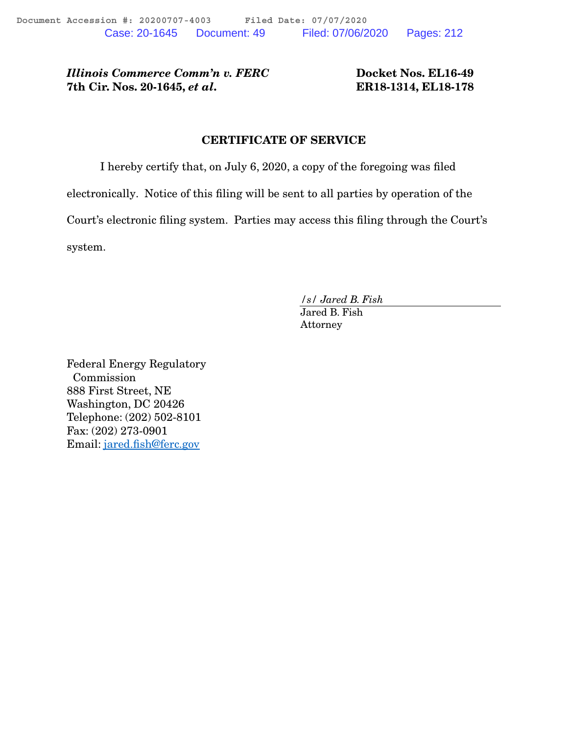***Illinois Commerce Comm'n v. FERC***
**7th Cir. Nos. 20-1645, *et al.***

**Docket Nos. EL16-49**
**ER18-1314, EL18-178**

## CERTIFICATE OF SERVICE

I hereby certify that, on July 6, 2020, a copy of the foregoing was filed electronically. Notice of this filing will be sent to all parties by operation of the Court's electronic filing system. Parties may access this filing through the Court's system.

*/s/ Jared B. Fish*
Jared B. Fish
Attorney

Federal Energy Regulatory
Commission
888 First Street, NE
Washington, DC 20426
Telephone: (202) 502-8101
Fax: (202) 273-0901
Email: jared.fish@ferc.gov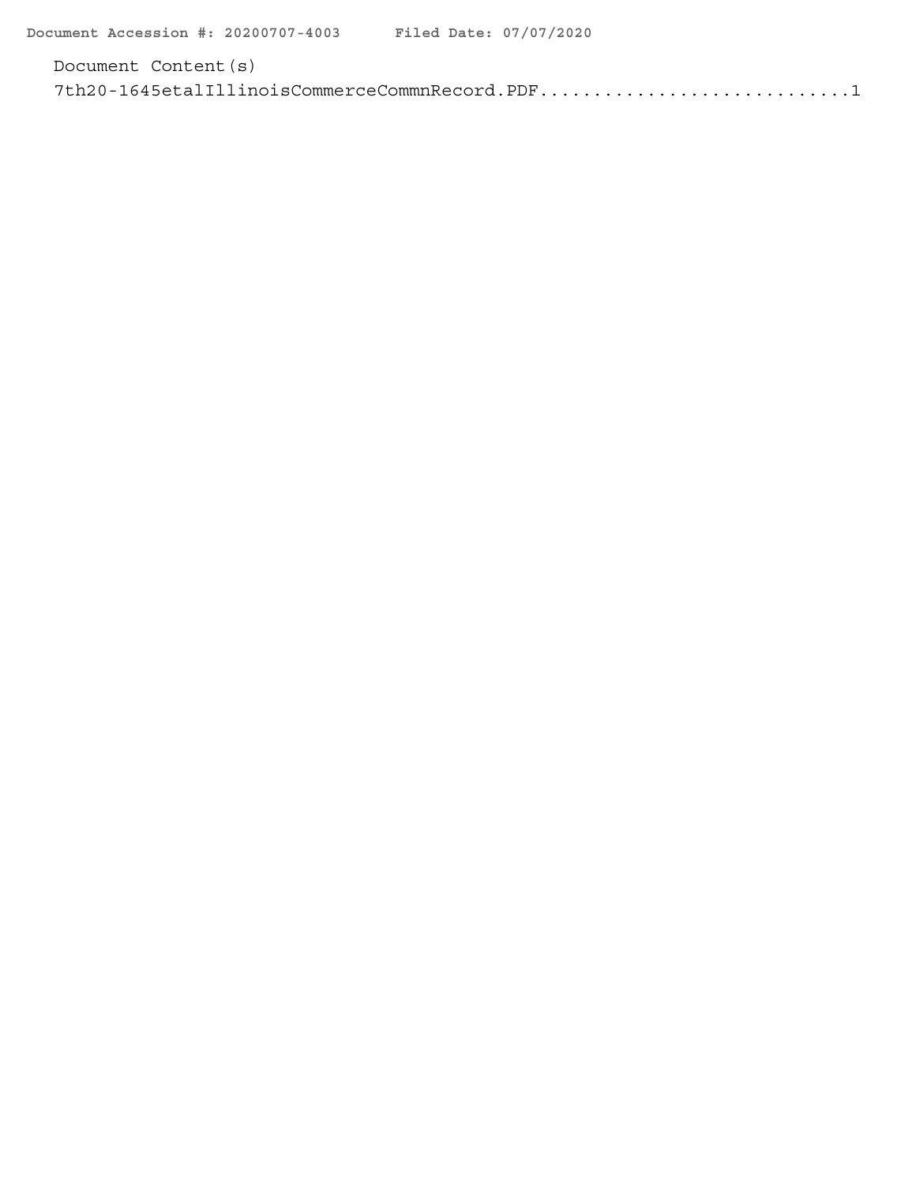Document Accession #: 20200707-4003 Filed Date: 07/07/2020

Document Content(s)

7th20-1645etalIllinoisCommerceCommnRecord.PDF.............................1